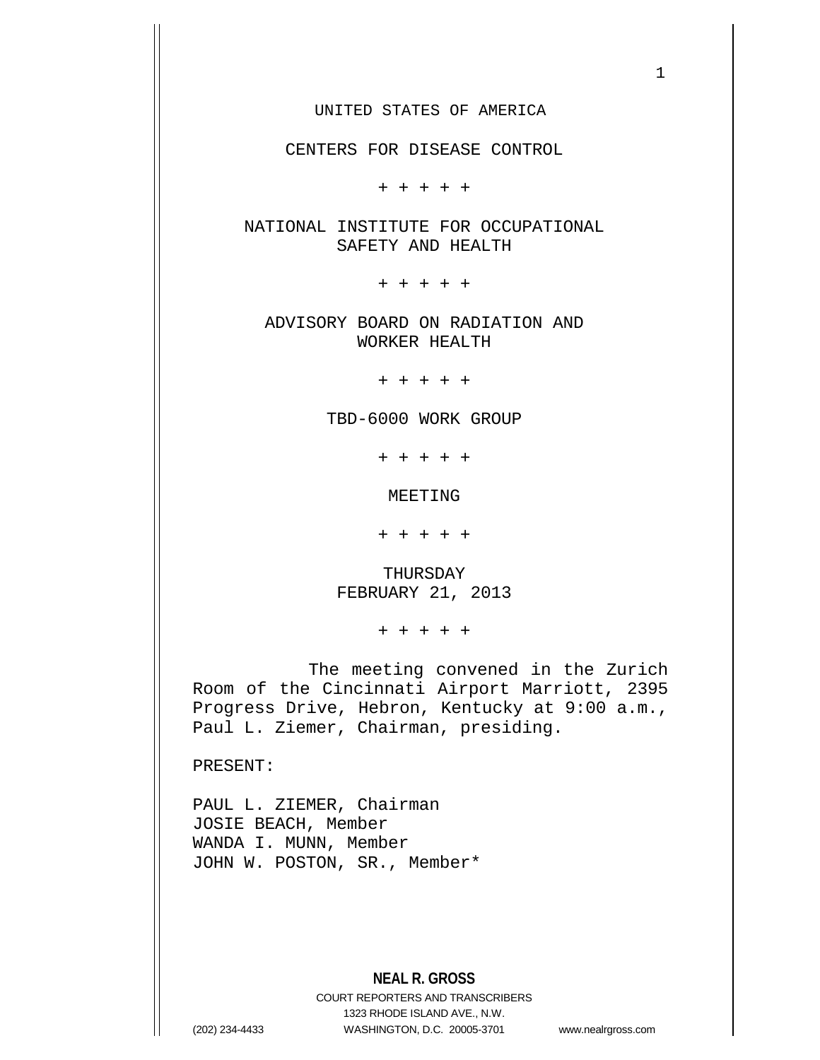UNITED STATES OF AMERICA

CENTERS FOR DISEASE CONTROL

+ + + + +

NATIONAL INSTITUTE FOR OCCUPATIONAL SAFETY AND HEALTH

+ + + + +

ADVISORY BOARD ON RADIATION AND WORKER HEALTH

+ + + + +

TBD-6000 WORK GROUP

+ + + + +

MEETING

+ + + + +

THURSDAY
FEBRUARY 21, 2013

+ + + + +

The meeting convened in the Zurich Room of the Cincinnati Airport Marriott, 2395 Progress Drive, Hebron, Kentucky at 9:00 a.m., Paul L. Ziemer, Chairman, presiding.

PRESENT:

PAUL L. ZIEMER, Chairman
JOSIE BEACH, Member
WANDA I. MUNN, Member
JOHN W. POSTON, SR., Member*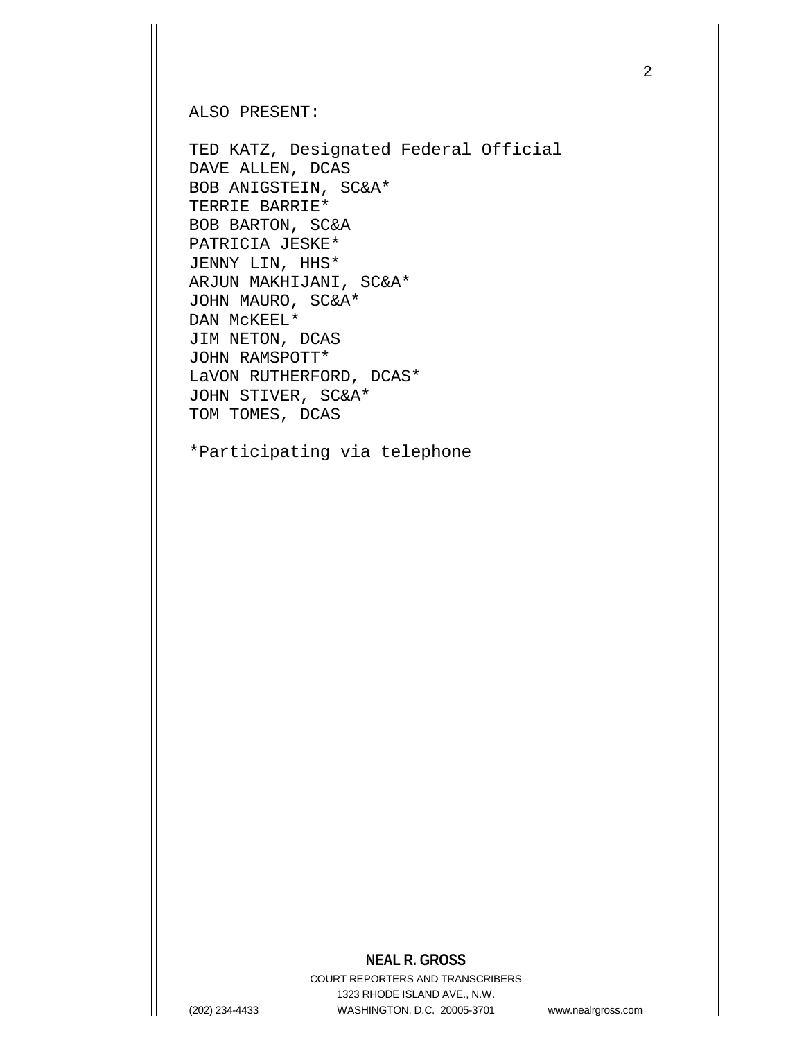ALSO PRESENT:

TED KATZ, Designated Federal Official
DAVE ALLEN, DCAS
BOB ANIGSTEIN, SC&A*
TERRIE BARRIE*
BOB BARTON, SC&A
PATRICIA JESKE*
JENNY LIN, HHS*
ARJUN MAKHIJANI, SC&A*
JOHN MAURO, SC&A*
DAN McKEEL*
JIM NETON, DCAS
JOHN RAMSPOTT*
LaVON RUTHERFORD, DCAS*
JOHN STIVER, SC&A*
TOM TOMES, DCAS

*Participating via telephone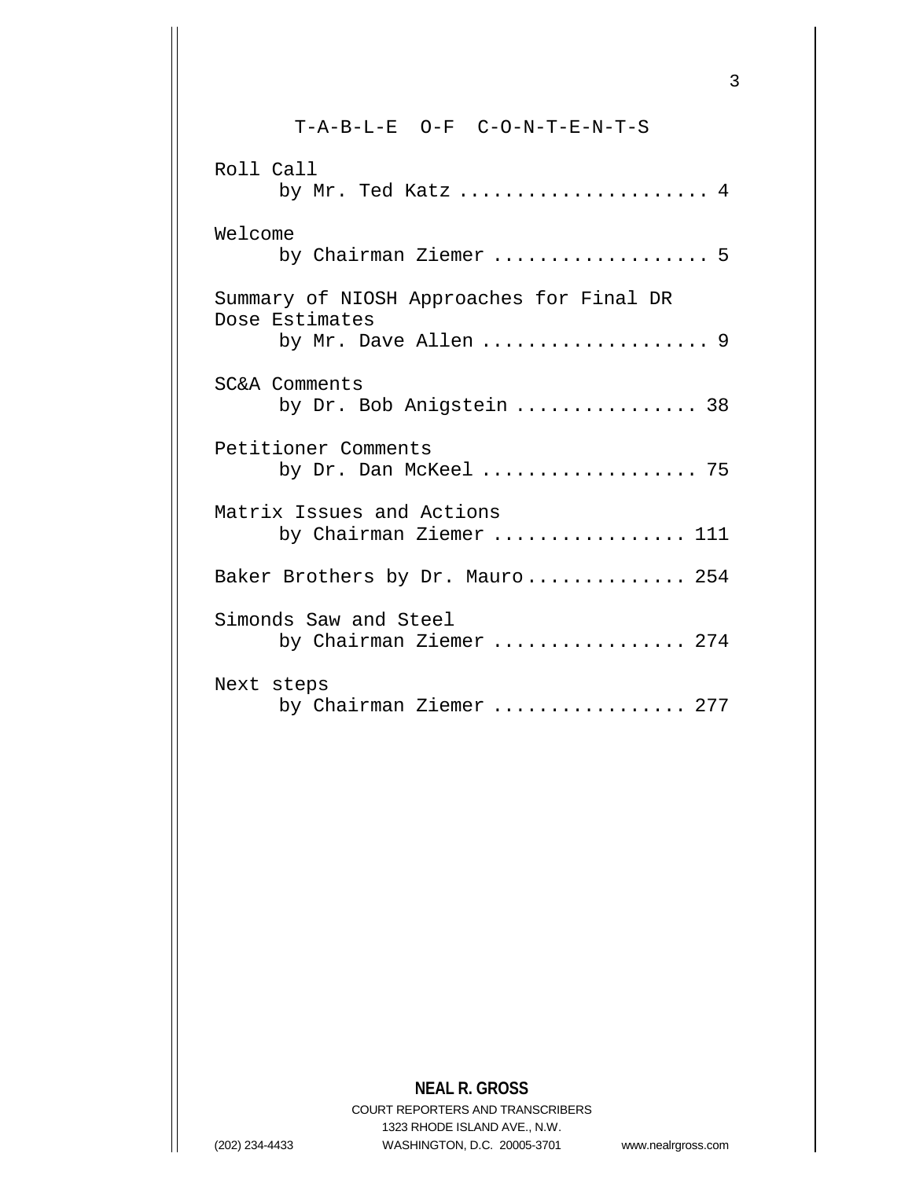# T-A-B-L-E O-F C-O-N-T-E-N-T-S

Roll Call
by Mr. Ted Katz .................... 4

Welcome
by Chairman Ziemer .................. 5

Summary of NIOSH Approaches for Final DR Dose Estimates
by Mr. Dave Allen ................... 9

SC&A Comments
by Dr. Bob Anigstein ................ 38

Petitioner Comments
by Dr. Dan McKeel .................. 75

Matrix Issues and Actions
by Chairman Ziemer ................ 111

Baker Brothers by Dr. Mauro............. 254

Simonds Saw and Steel
by Chairman Ziemer ................ 274

Next steps
by Chairman Ziemer ................ 277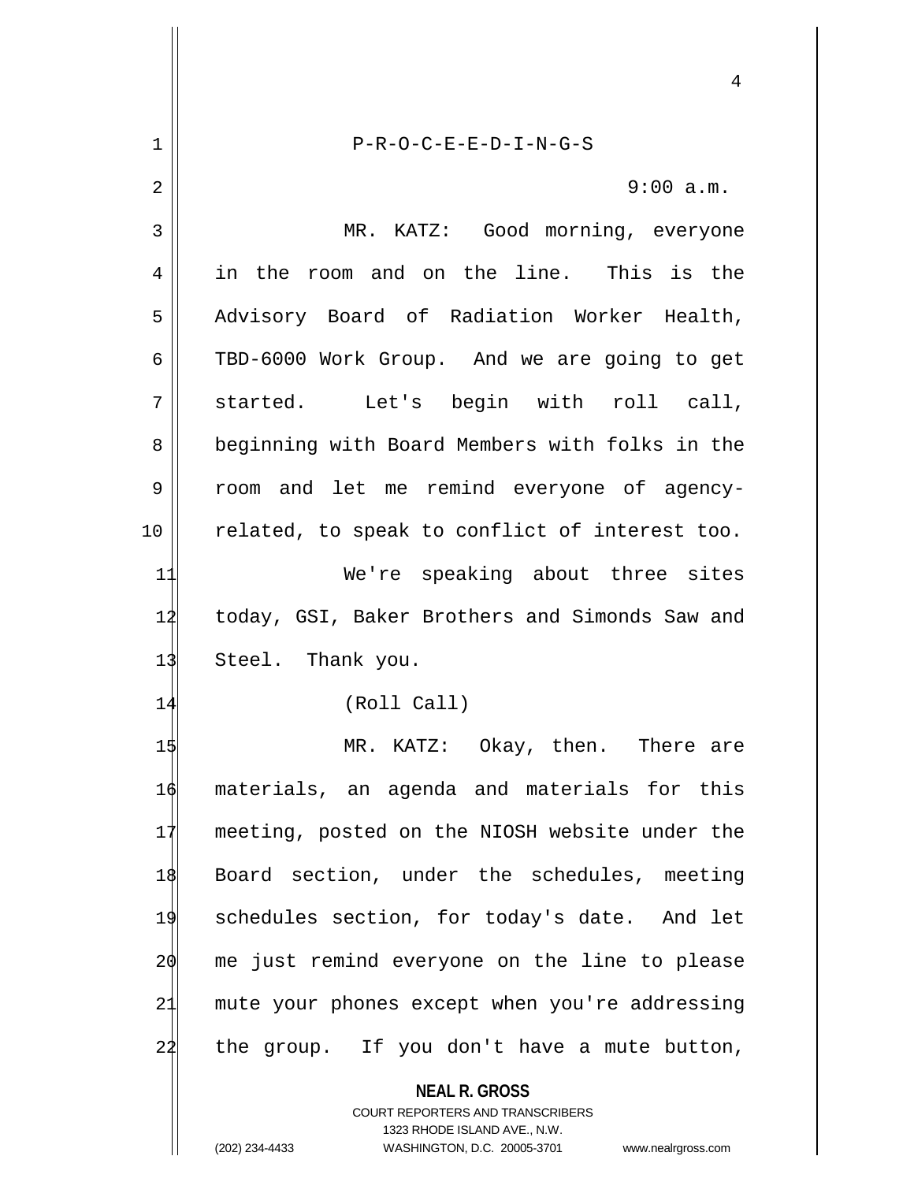P-R-O-C-E-E-D-I-N-G-S

9:00 a.m.

MR. KATZ: Good morning, everyone in the room and on the line. This is the Advisory Board of Radiation Worker Health, TBD-6000 Work Group. And we are going to get started. Let's begin with roll call, beginning with Board Members with folks in the room and let me remind everyone of agency-related, to speak to conflict of interest too.

We're speaking about three sites today, GSI, Baker Brothers and Simonds Saw and Steel. Thank you.

(Roll Call)

MR. KATZ: Okay, then. There are materials, an agenda and materials for this meeting, posted on the NIOSH website under the Board section, under the schedules, meeting schedules section, for today's date. And let me just remind everyone on the line to please mute your phones except when you're addressing the group. If you don't have a mute button,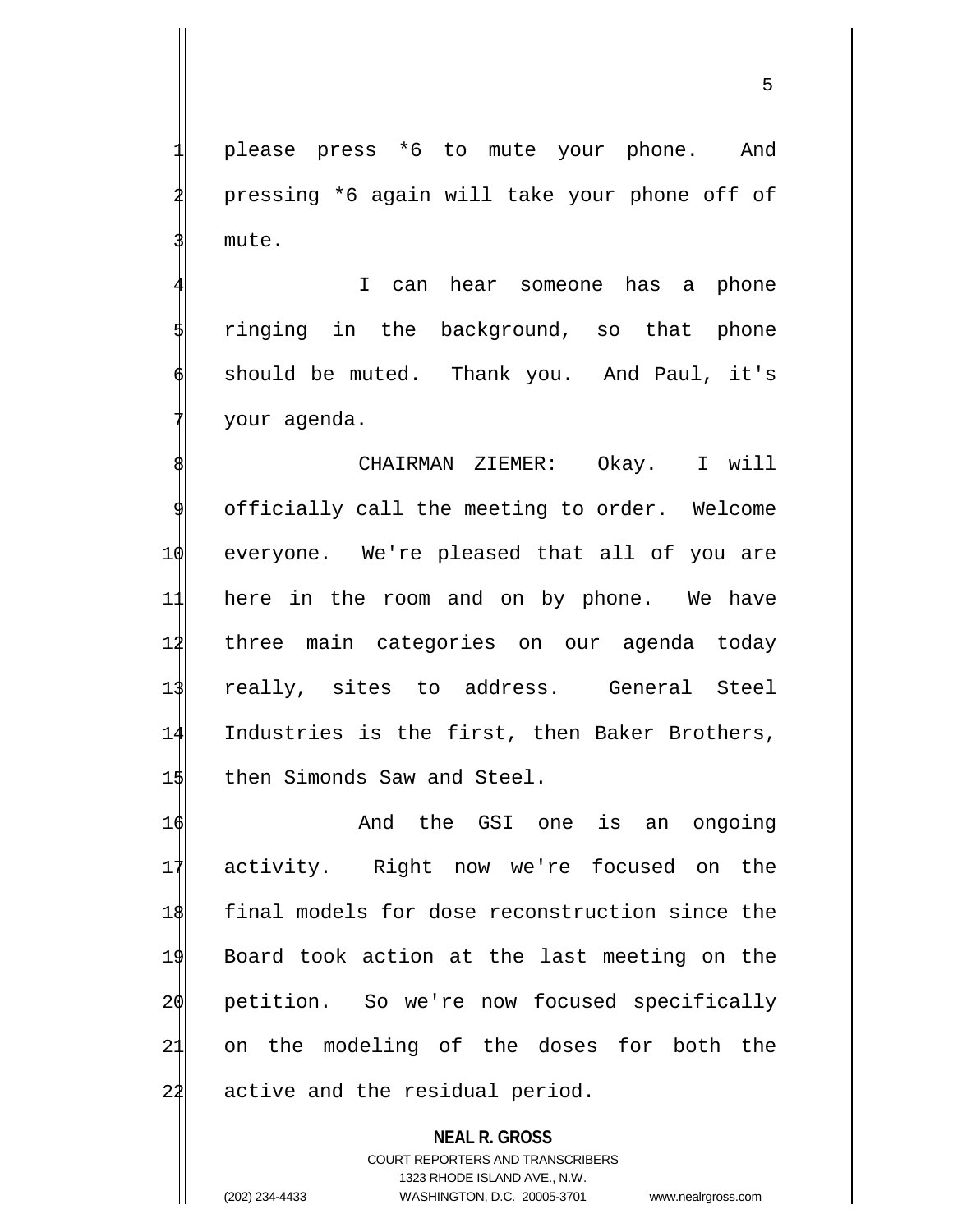please press *6 to mute your phone. And pressing *6 again will take your phone off of mute.

I can hear someone has a phone ringing in the background, so that phone should be muted. Thank you. And Paul, it's your agenda.

CHAIRMAN ZIEMER: Okay. I will officially call the meeting to order. Welcome everyone. We're pleased that all of you are here in the room and on by phone. We have three main categories on our agenda today really, sites to address. General Steel Industries is the first, then Baker Brothers, then Simonds Saw and Steel.

And the GSI one is an ongoing activity. Right now we're focused on the final models for dose reconstruction since the Board took action at the last meeting on the petition. So we're now focused specifically on the modeling of the doses for both the active and the residual period.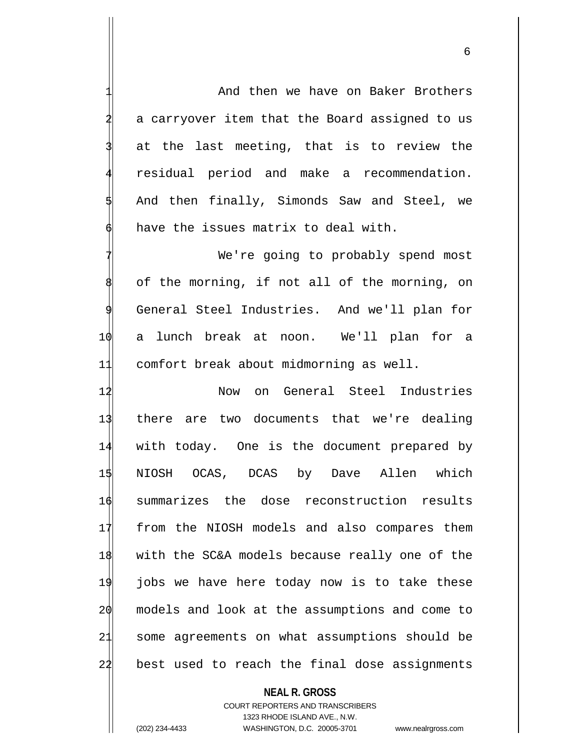And then we have on Baker Brothers a carryover item that the Board assigned to us at the last meeting, that is to review the residual period and make a recommendation. And then finally, Simonds Saw and Steel, we have the issues matrix to deal with.

We're going to probably spend most of the morning, if not all of the morning, on General Steel Industries. And we'll plan for a lunch break at noon. We'll plan for a comfort break about midmorning as well.

Now on General Steel Industries there are two documents that we're dealing with today. One is the document prepared by NIOSH OCAS, DCAS by Dave Allen which summarizes the dose reconstruction results from the NIOSH models and also compares them with the SC&A models because really one of the jobs we have here today now is to take these models and look at the assumptions and come to some agreements on what assumptions should be best used to reach the final dose assignments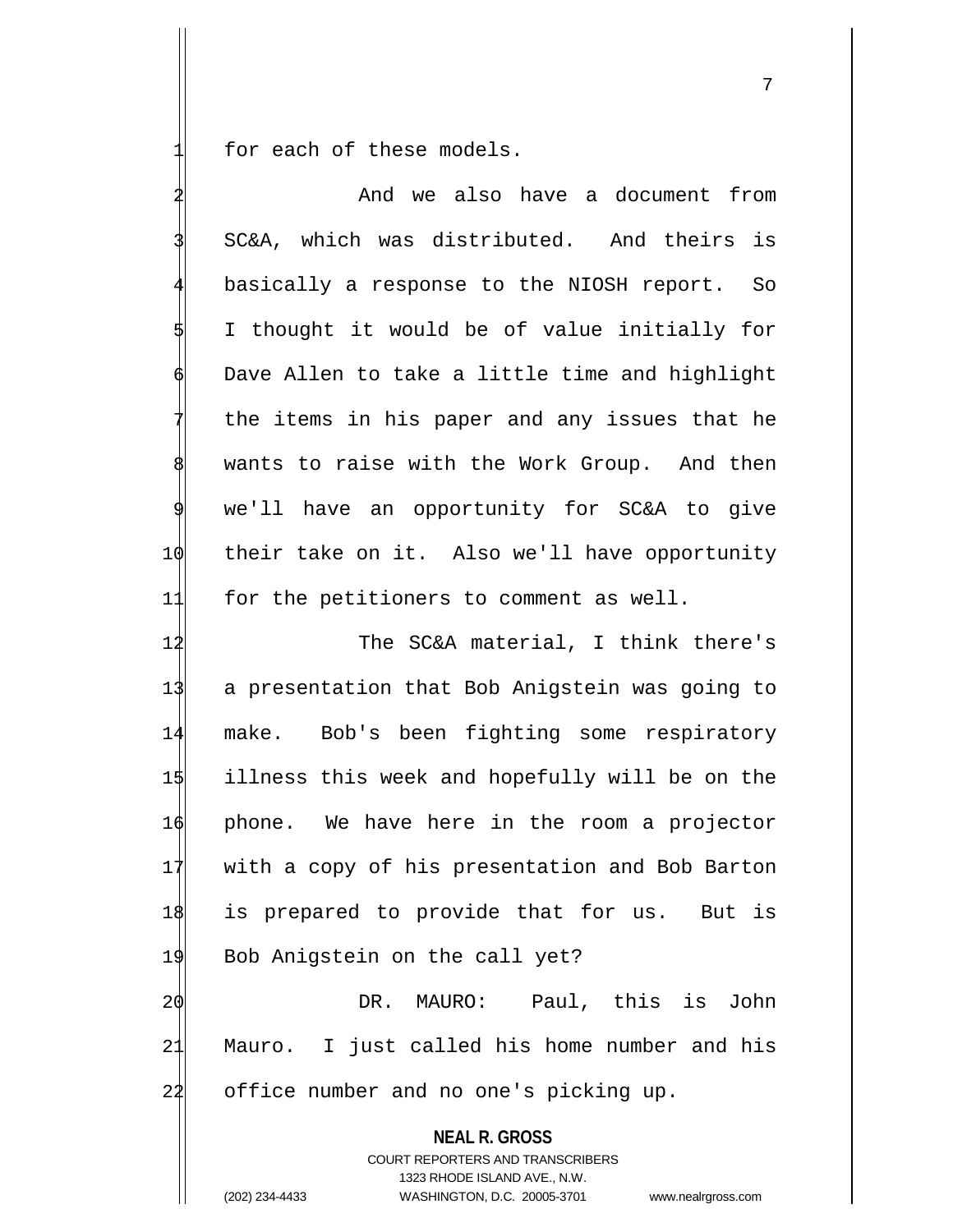for each of these models.

And we also have a document from SC&A, which was distributed. And theirs is basically a response to the NIOSH report. So I thought it would be of value initially for Dave Allen to take a little time and highlight the items in his paper and any issues that he wants to raise with the Work Group. And then we'll have an opportunity for SC&A to give their take on it. Also we'll have opportunity for the petitioners to comment as well.

The SC&A material, I think there's a presentation that Bob Anigstein was going to make. Bob's been fighting some respiratory illness this week and hopefully will be on the phone. We have here in the room a projector with a copy of his presentation and Bob Barton is prepared to provide that for us. But is Bob Anigstein on the call yet?

DR. MAURO: Paul, this is John Mauro. I just called his home number and his office number and no one's picking up.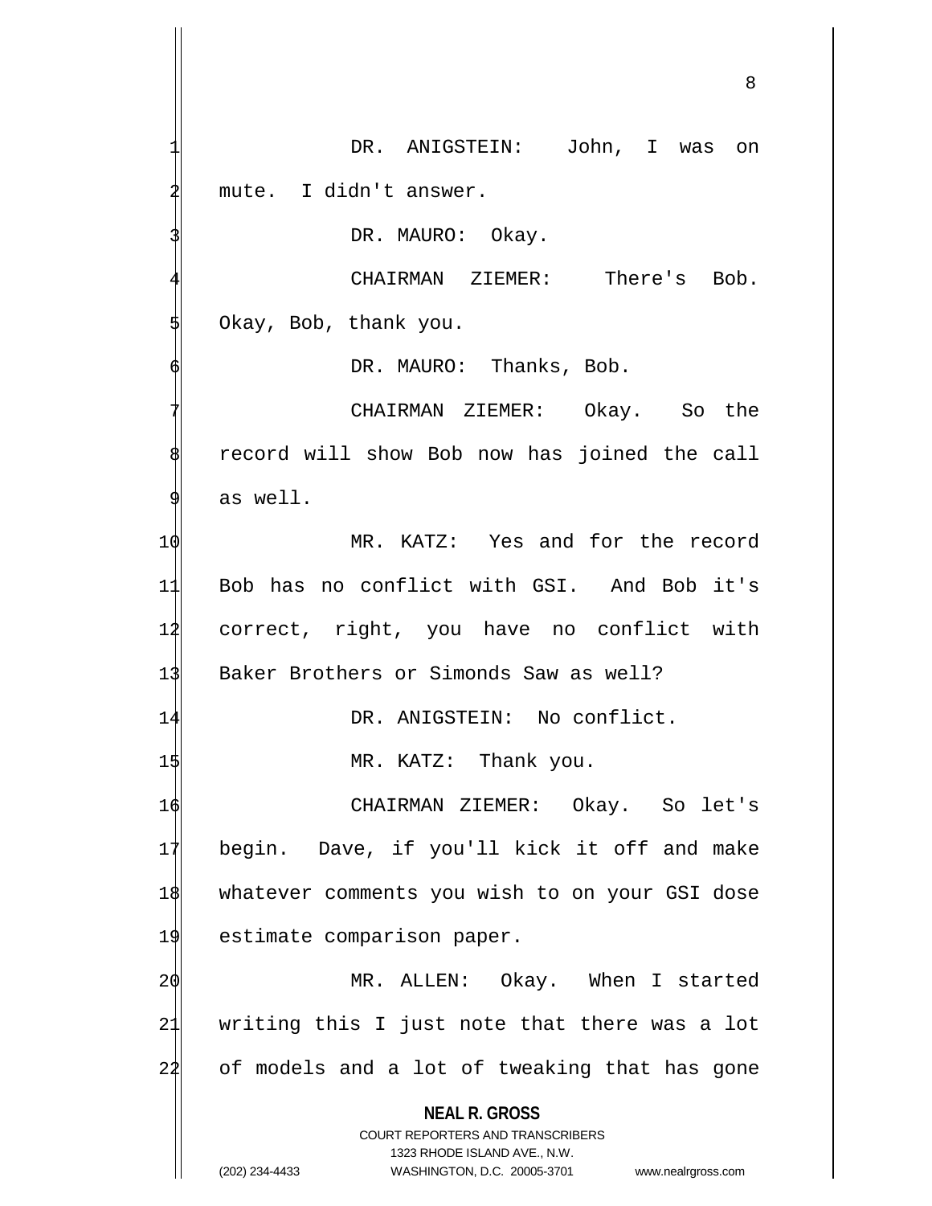DR. ANIGSTEIN: John, I was on mute. I didn't answer.

DR. MAURO: Okay.

CHAIRMAN ZIEMER: There's Bob. Okay, Bob, thank you.

DR. MAURO: Thanks, Bob.

CHAIRMAN ZIEMER: Okay. So the record will show Bob now has joined the call as well.

MR. KATZ: Yes and for the record Bob has no conflict with GSI. And Bob it's correct, right, you have no conflict with Baker Brothers or Simonds Saw as well?

DR. ANIGSTEIN: No conflict.

MR. KATZ: Thank you.

CHAIRMAN ZIEMER: Okay. So let's begin. Dave, if you'll kick it off and make whatever comments you wish to on your GSI dose estimate comparison paper.

MR. ALLEN: Okay. When I started writing this I just note that there was a lot of models and a lot of tweaking that has gone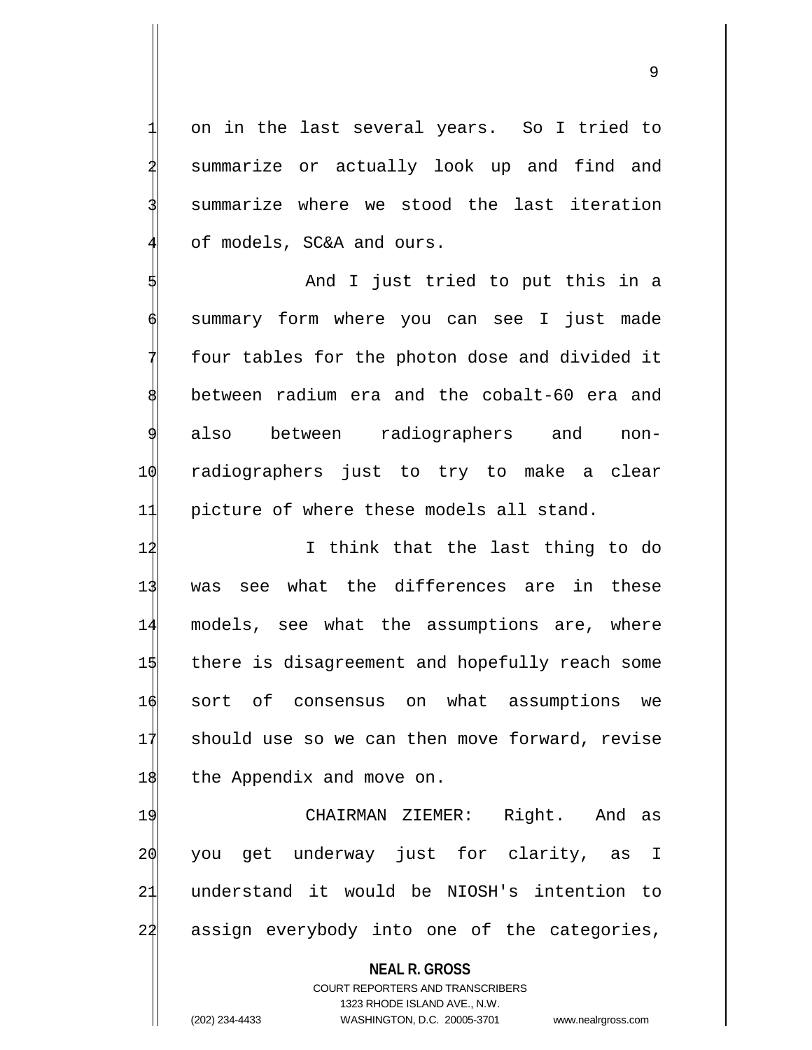on in the last several years. So I tried to summarize or actually look up and find and summarize where we stood the last iteration of models, SC&A and ours.

And I just tried to put this in a summary form where you can see I just made four tables for the photon dose and divided it between radium era and the cobalt-60 era and also between radiographers and non-radiographers just to try to make a clear picture of where these models all stand.

I think that the last thing to do was see what the differences are in these models, see what the assumptions are, where there is disagreement and hopefully reach some sort of consensus on what assumptions we should use so we can then move forward, revise the Appendix and move on.

CHAIRMAN ZIEMER: Right. And as you get underway just for clarity, as I understand it would be NIOSH's intention to assign everybody into one of the categories,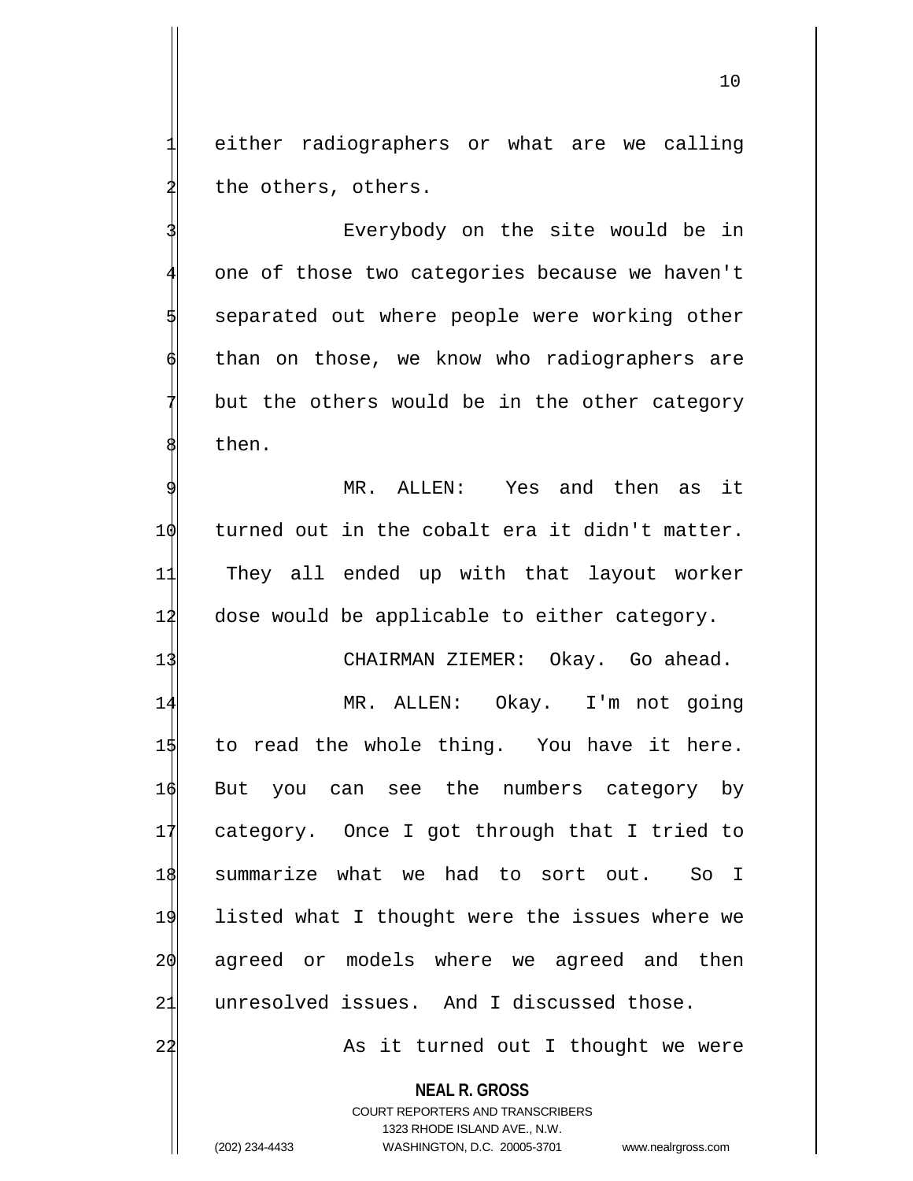either radiographers or what are we calling the others, others.

Everybody on the site would be in one of those two categories because we haven't separated out where people were working other than on those, we know who radiographers are but the others would be in the other category then.

MR. ALLEN: Yes and then as it turned out in the cobalt era it didn't matter. They all ended up with that layout worker dose would be applicable to either category.

CHAIRMAN ZIEMER: Okay. Go ahead.

MR. ALLEN: Okay. I'm not going to read the whole thing. You have it here. But you can see the numbers category by category. Once I got through that I tried to summarize what we had to sort out. So I listed what I thought were the issues where we agreed or models where we agreed and then unresolved issues. And I discussed those.

As it turned out I thought we were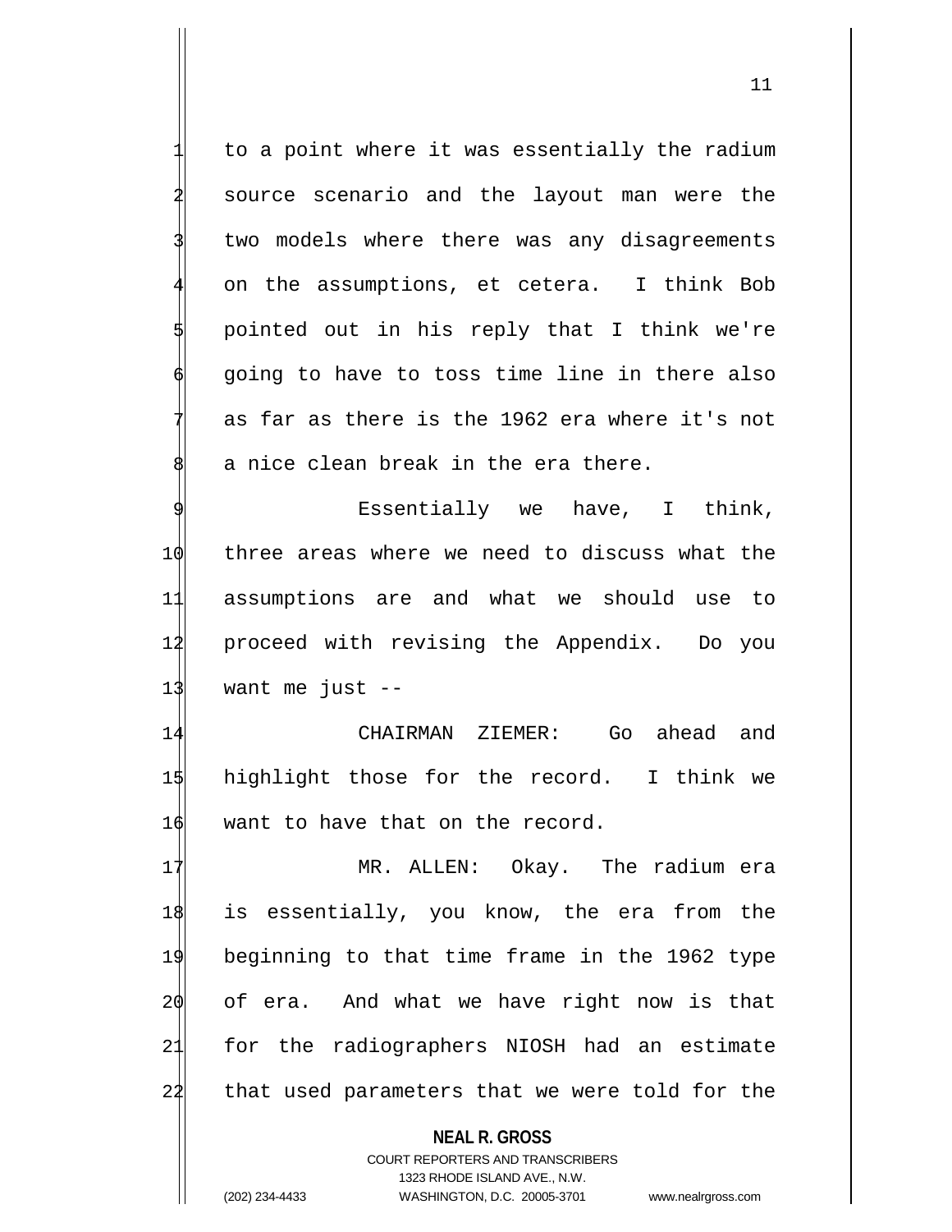to a point where it was essentially the radium source scenario and the layout man were the two models where there was any disagreements on the assumptions, et cetera. I think Bob pointed out in his reply that I think we're going to have to toss time line in there also as far as there is the 1962 era where it's not a nice clean break in the era there.

Essentially we have, I think, three areas where we need to discuss what the assumptions are and what we should use to proceed with revising the Appendix. Do you want me just --

CHAIRMAN ZIEMER: Go ahead and highlight those for the record. I think we want to have that on the record.

MR. ALLEN: Okay. The radium era is essentially, you know, the era from the beginning to that time frame in the 1962 type of era. And what we have right now is that for the radiographers NIOSH had an estimate that used parameters that we were told for the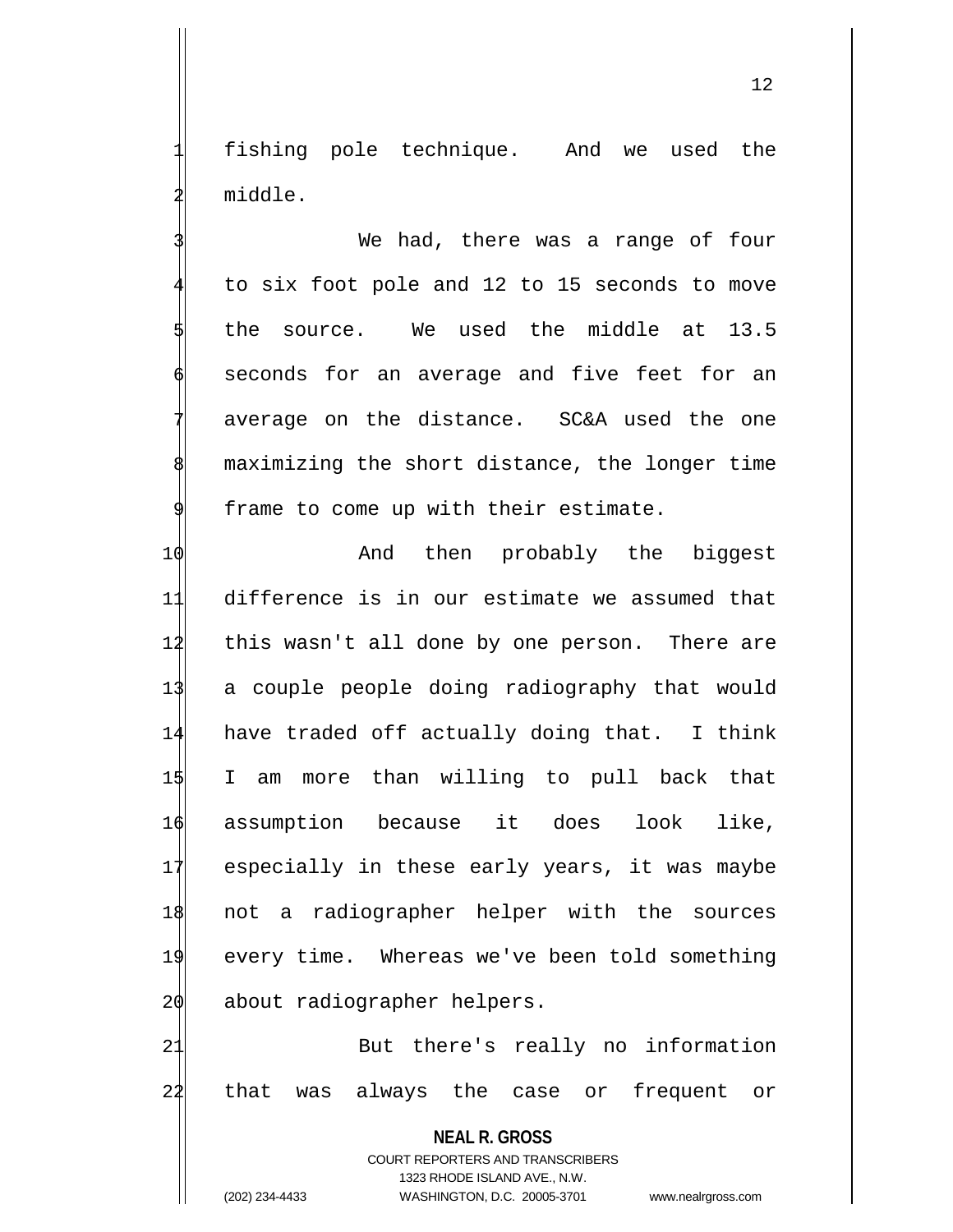fishing pole technique. And we used the middle.

We had, there was a range of four to six foot pole and 12 to 15 seconds to move the source. We used the middle at 13.5 seconds for an average and five feet for an average on the distance. SC&A used the one maximizing the short distance, the longer time frame to come up with their estimate.

And then probably the biggest difference is in our estimate we assumed that this wasn't all done by one person. There are a couple people doing radiography that would have traded off actually doing that. I think I am more than willing to pull back that assumption because it does look like, especially in these early years, it was maybe not a radiographer helper with the sources every time. Whereas we've been told something about radiographer helpers.

But there's really no information that was always the case or frequent or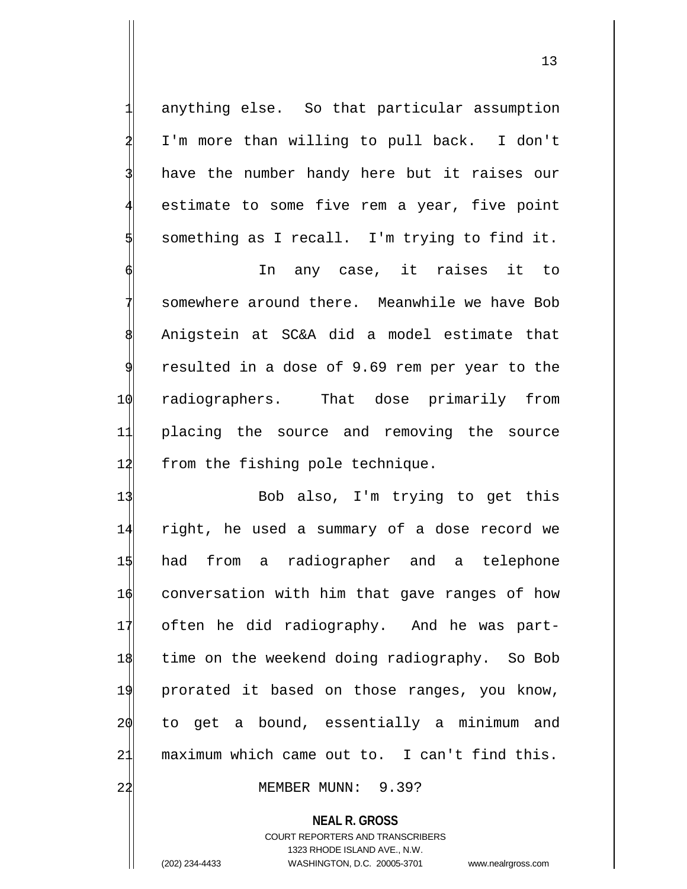anything else. So that particular assumption I'm more than willing to pull back. I don't have the number handy here but it raises our estimate to some five rem a year, five point something as I recall. I'm trying to find it.

In any case, it raises it to somewhere around there. Meanwhile we have Bob Anigstein at SC&A did a model estimate that resulted in a dose of 9.69 rem per year to the radiographers. That dose primarily from placing the source and removing the source from the fishing pole technique.

Bob also, I'm trying to get this right, he used a summary of a dose record we had from a radiographer and a telephone conversation with him that gave ranges of how often he did radiography. And he was part-time on the weekend doing radiography. So Bob prorated it based on those ranges, you know, to get a bound, essentially a minimum and maximum which came out to. I can't find this.

MEMBER MUNN: 9.39?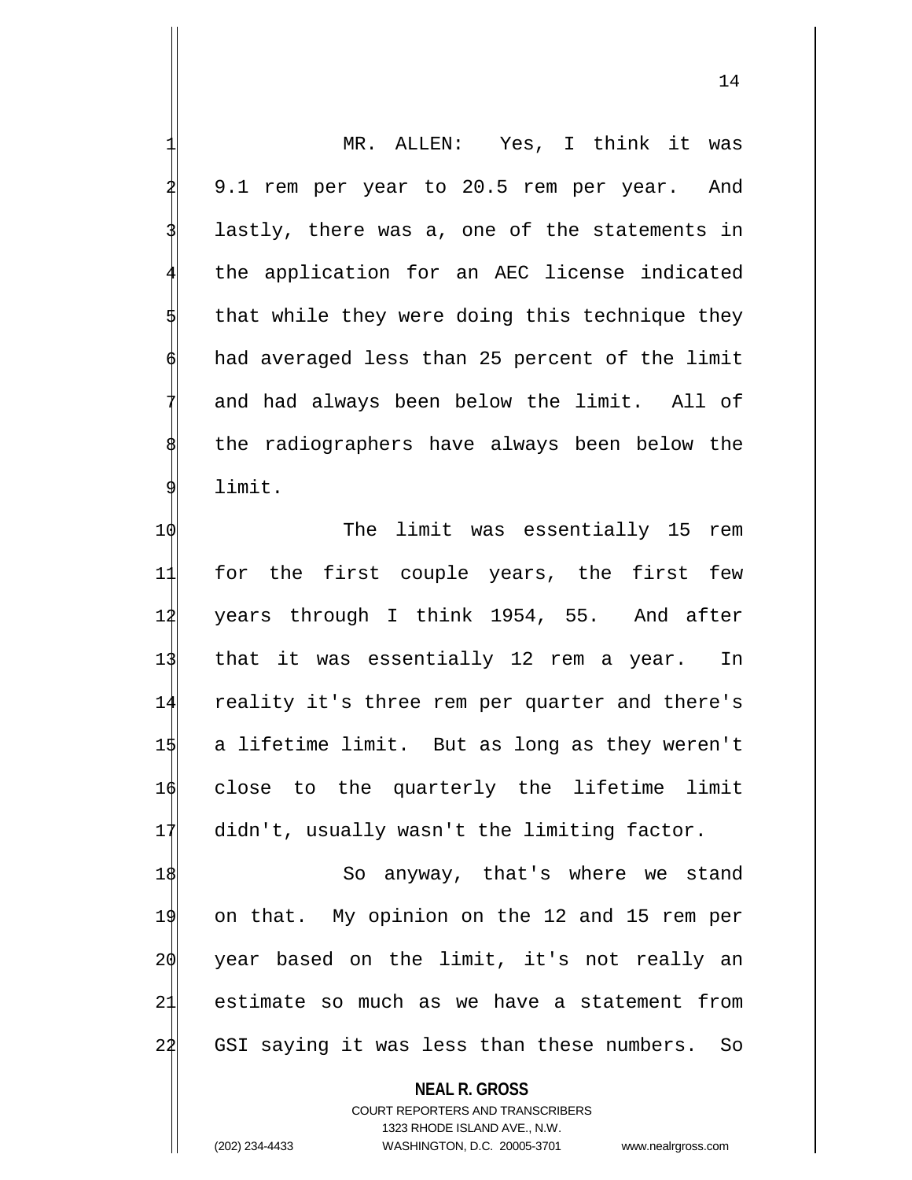MR. ALLEN: Yes, I think it was 9.1 rem per year to 20.5 rem per year. And lastly, there was a, one of the statements in the application for an AEC license indicated that while they were doing this technique they had averaged less than 25 percent of the limit and had always been below the limit. All of the radiographers have always been below the limit.

The limit was essentially 15 rem for the first couple years, the first few years through I think 1954, 55. And after that it was essentially 12 rem a year. In reality it's three rem per quarter and there's a lifetime limit. But as long as they weren't close to the quarterly the lifetime limit didn't, usually wasn't the limiting factor.

So anyway, that's where we stand on that. My opinion on the 12 and 15 rem per year based on the limit, it's not really an estimate so much as we have a statement from GSI saying it was less than these numbers. So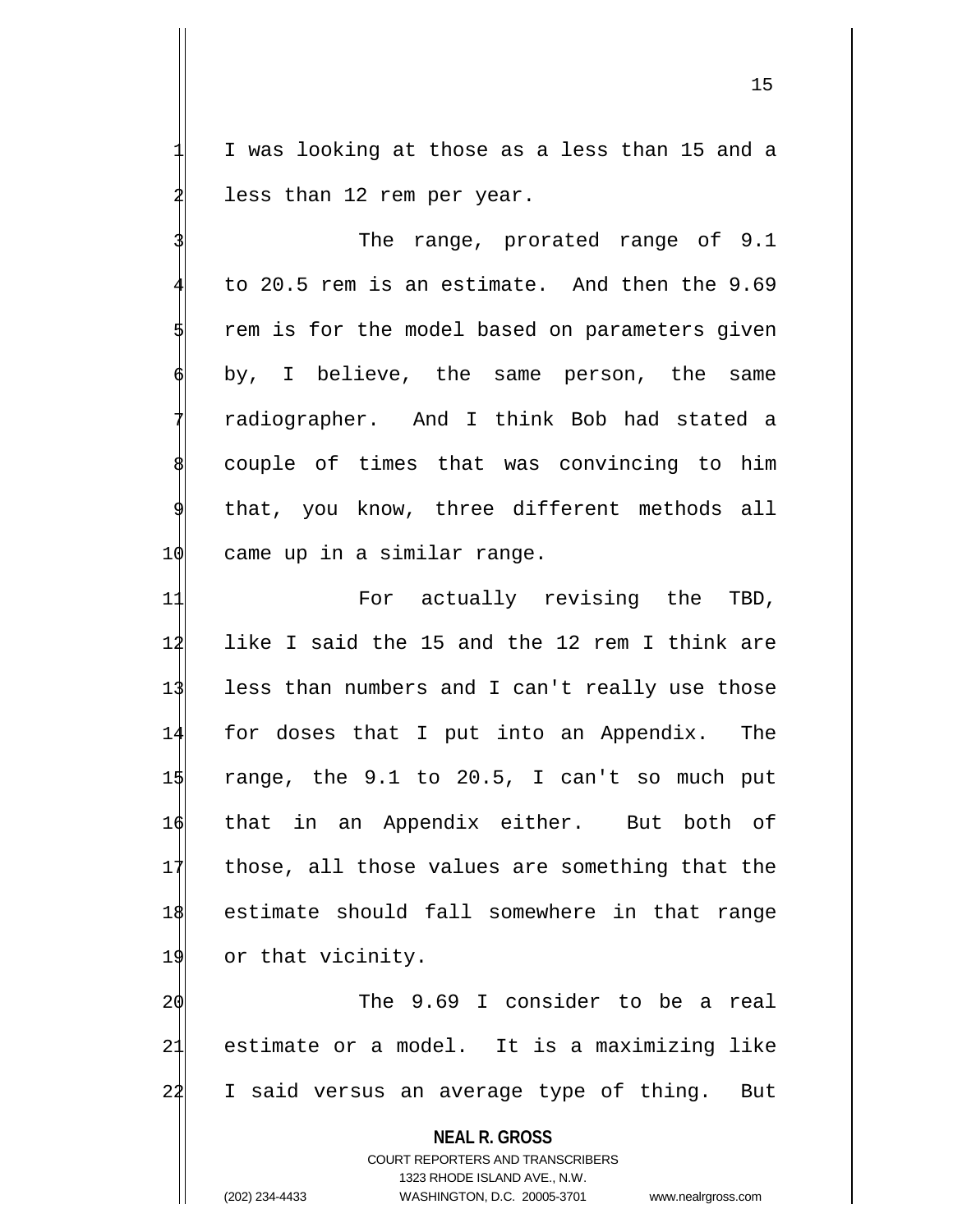I was looking at those as a less than 15 and a less than 12 rem per year.

The range, prorated range of 9.1 to 20.5 rem is an estimate. And then the 9.69 rem is for the model based on parameters given by, I believe, the same person, the same radiographer. And I think Bob had stated a couple of times that was convincing to him that, you know, three different methods all came up in a similar range.

For actually revising the TBD, like I said the 15 and the 12 rem I think are less than numbers and I can't really use those for doses that I put into an Appendix. The range, the 9.1 to 20.5, I can't so much put that in an Appendix either. But both of those, all those values are something that the estimate should fall somewhere in that range or that vicinity.

The 9.69 I consider to be a real estimate or a model. It is a maximizing like I said versus an average type of thing. But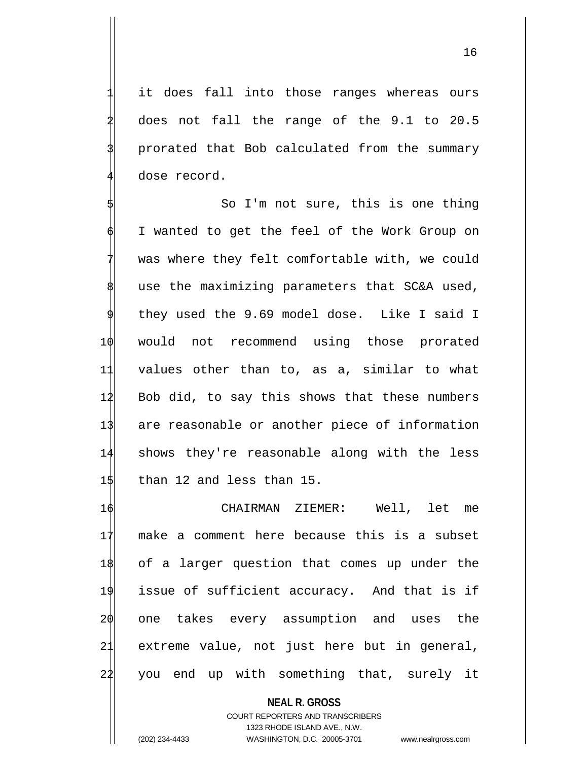it does fall into those ranges whereas ours does not fall the range of the 9.1 to 20.5 prorated that Bob calculated from the summary dose record.

So I'm not sure, this is one thing I wanted to get the feel of the Work Group on was where they felt comfortable with, we could use the maximizing parameters that SC&A used, they used the 9.69 model dose. Like I said I would not recommend using those prorated values other than to, as a, similar to what Bob did, to say this shows that these numbers are reasonable or another piece of information shows they're reasonable along with the less than 12 and less than 15.

CHAIRMAN ZIEMER: Well, let me make a comment here because this is a subset of a larger question that comes up under the issue of sufficient accuracy. And that is if one takes every assumption and uses the extreme value, not just here but in general, you end up with something that, surely it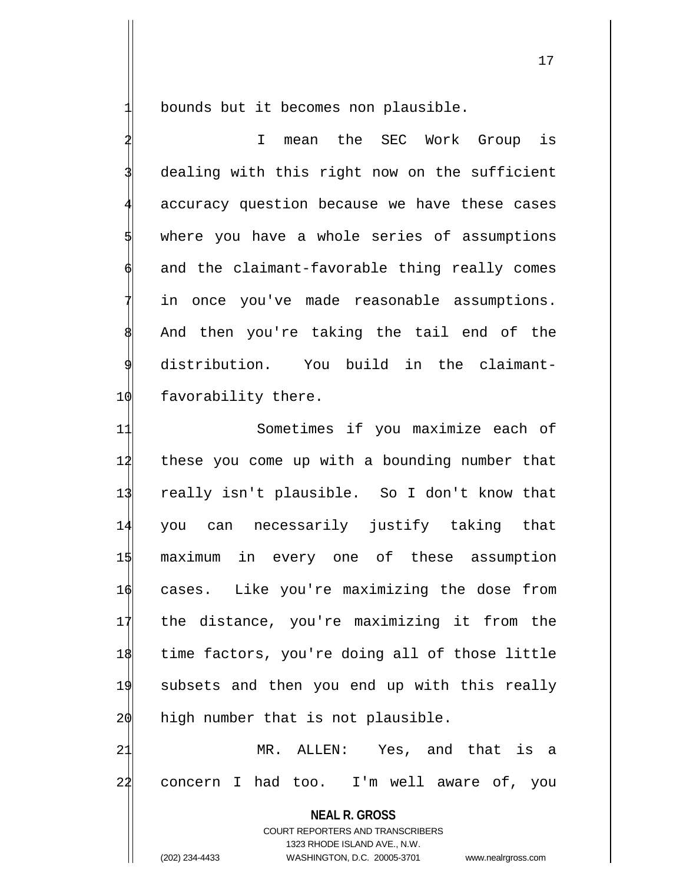bounds but it becomes non plausible.

I mean the SEC Work Group is dealing with this right now on the sufficient accuracy question because we have these cases where you have a whole series of assumptions and the claimant-favorable thing really comes in once you've made reasonable assumptions. And then you're taking the tail end of the distribution. You build in the claimant-favorability there.

Sometimes if you maximize each of these you come up with a bounding number that really isn't plausible. So I don't know that you can necessarily justify taking that maximum in every one of these assumption cases. Like you're maximizing the dose from the distance, you're maximizing it from the time factors, you're doing all of those little subsets and then you end up with this really high number that is not plausible.

MR. ALLEN: Yes, and that is a concern I had too. I'm well aware of, you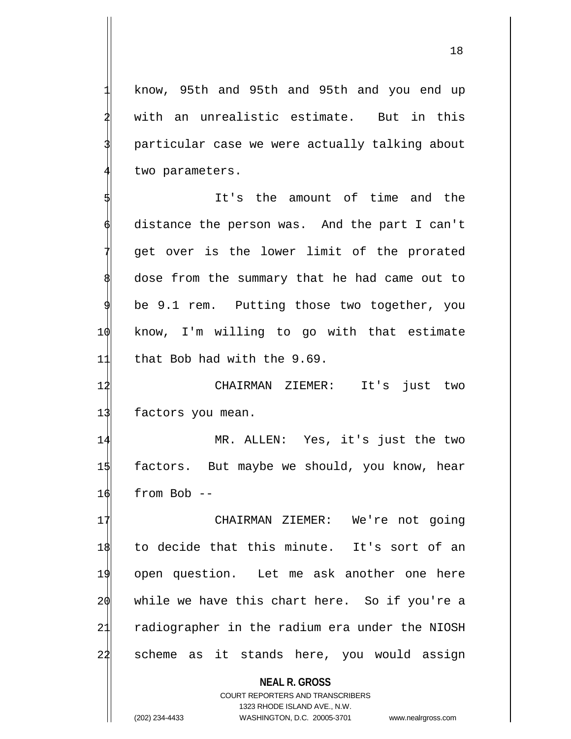know, 95th and 95th and 95th and you end up with an unrealistic estimate. But in this particular case we were actually talking about two parameters.

It's the amount of time and the distance the person was. And the part I can't get over is the lower limit of the prorated dose from the summary that he had came out to be 9.1 rem. Putting those two together, you know, I'm willing to go with that estimate that Bob had with the 9.69.

CHAIRMAN ZIEMER: It's just two factors you mean.

MR. ALLEN: Yes, it's just the two factors. But maybe we should, you know, hear from Bob --

CHAIRMAN ZIEMER: We're not going to decide that this minute. It's sort of an open question. Let me ask another one here while we have this chart here. So if you're a radiographer in the radium era under the NIOSH scheme as it stands here, you would assign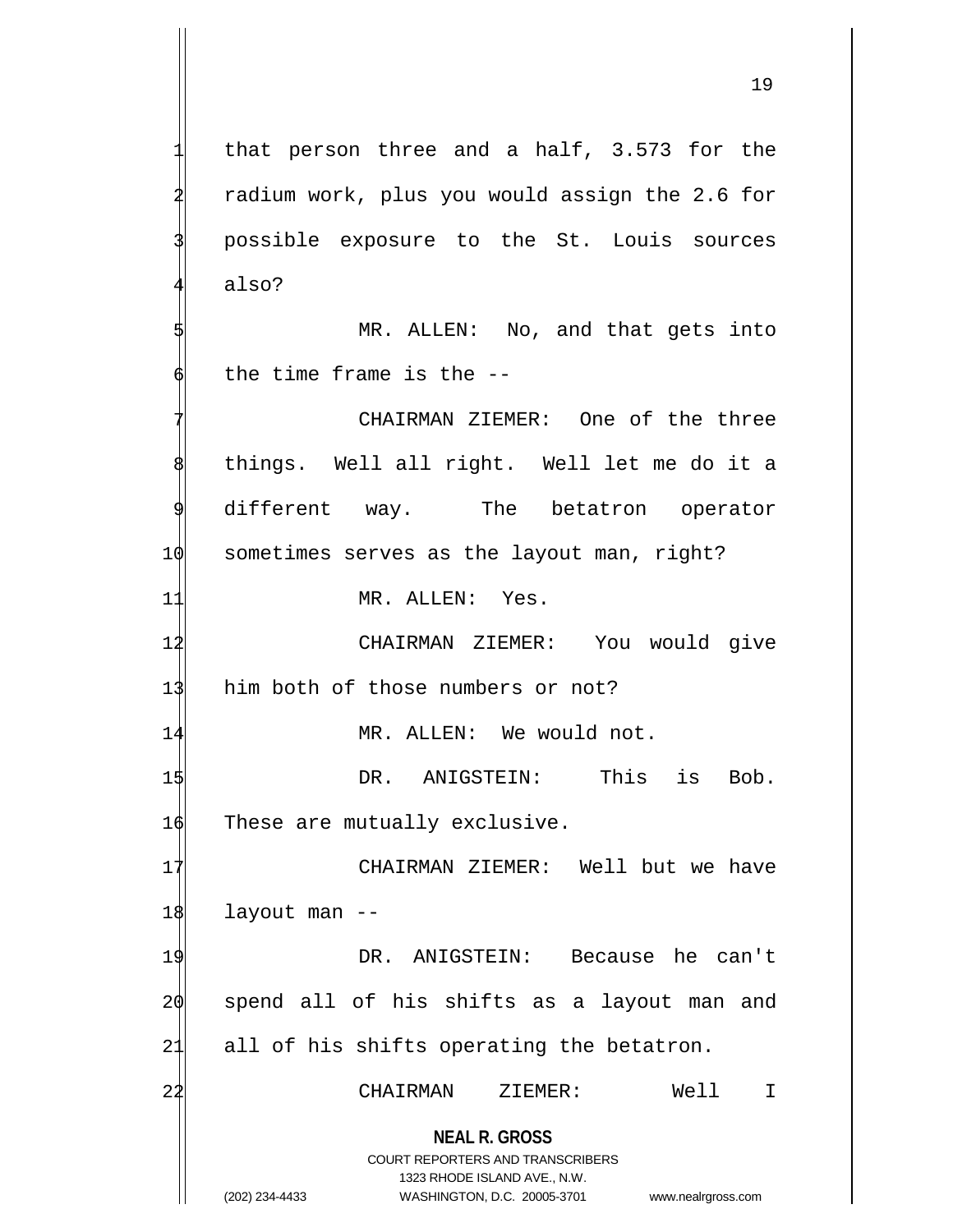that person three and a half, 3.573 for the radium work, plus you would assign the 2.6 for possible exposure to the St. Louis sources also?

MR. ALLEN: No, and that gets into the time frame is the --

CHAIRMAN ZIEMER: One of the three things. Well all right. Well let me do it a different way. The betatron operator sometimes serves as the layout man, right?

MR. ALLEN: Yes.

CHAIRMAN ZIEMER: You would give him both of those numbers or not?

MR. ALLEN: We would not.

DR. ANIGSTEIN: This is Bob. These are mutually exclusive.

CHAIRMAN ZIEMER: Well but we have layout man --

DR. ANIGSTEIN: Because he can't spend all of his shifts as a layout man and all of his shifts operating the betatron.

CHAIRMAN ZIEMER: Well I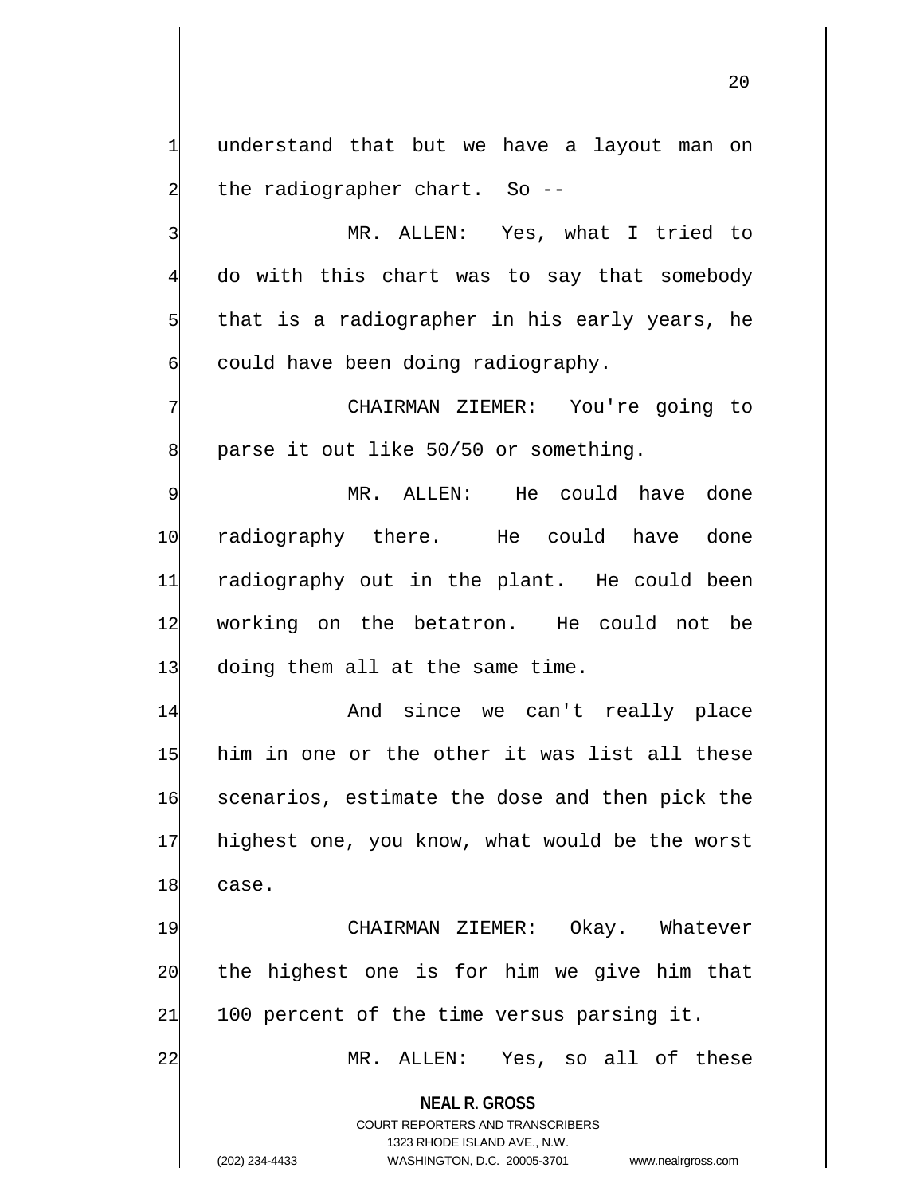understand that but we have a layout man on the radiographer chart. So --

MR. ALLEN: Yes, what I tried to do with this chart was to say that somebody that is a radiographer in his early years, he could have been doing radiography.

CHAIRMAN ZIEMER: You're going to parse it out like 50/50 or something.

MR. ALLEN: He could have done radiography there. He could have done radiography out in the plant. He could been working on the betatron. He could not be doing them all at the same time.

And since we can't really place him in one or the other it was list all these scenarios, estimate the dose and then pick the highest one, you know, what would be the worst case.

CHAIRMAN ZIEMER: Okay. Whatever the highest one is for him we give him that 100 percent of the time versus parsing it.

MR. ALLEN: Yes, so all of these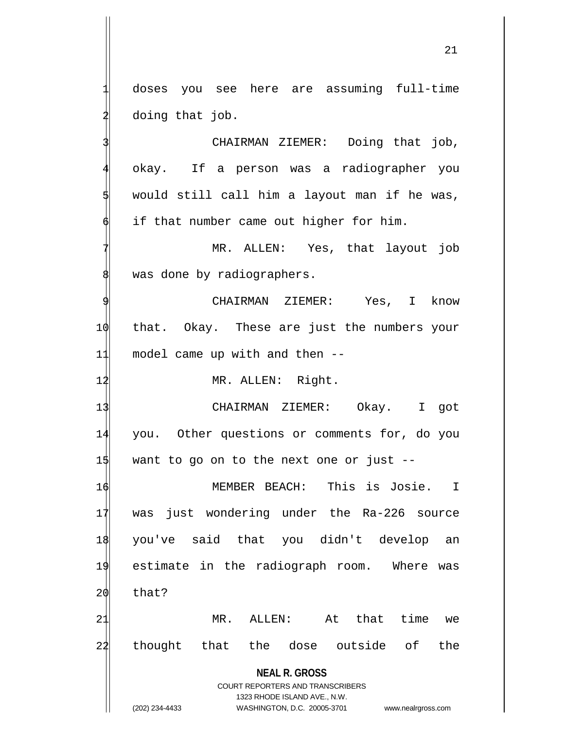doses you see here are assuming full-time doing that job.

CHAIRMAN ZIEMER: Doing that job, okay. If a person was a radiographer you would still call him a layout man if he was, if that number came out higher for him.

MR. ALLEN: Yes, that layout job was done by radiographers.

CHAIRMAN ZIEMER: Yes, I know that. Okay. These are just the numbers your model came up with and then --

MR. ALLEN: Right.

CHAIRMAN ZIEMER: Okay. I got you. Other questions or comments for, do you want to go on to the next one or just --

MEMBER BEACH: This is Josie. I was just wondering under the Ra-226 source you've said that you didn't develop an estimate in the radiograph room. Where was that?

MR. ALLEN: At that time we thought that the dose outside of the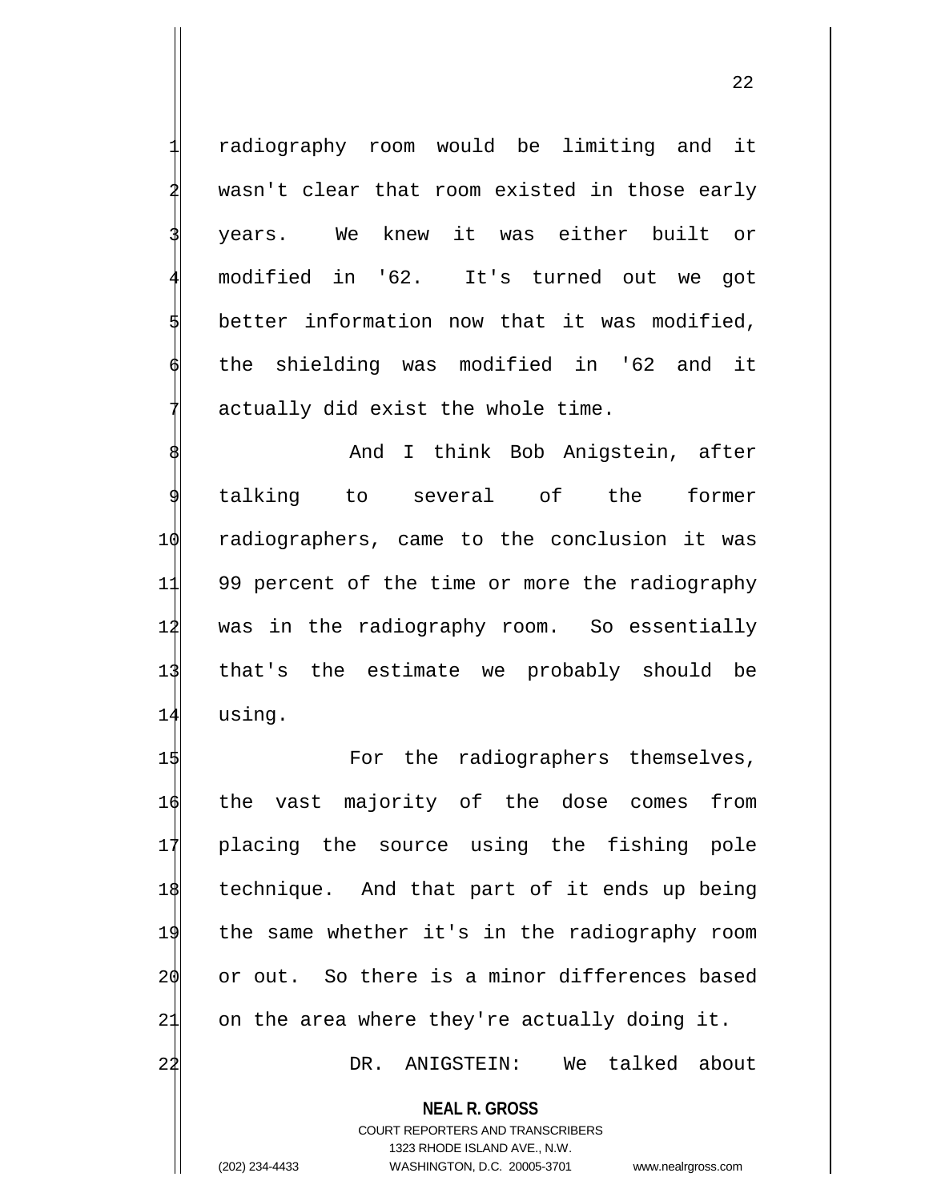radiography room would be limiting and it wasn't clear that room existed in those early years. We knew it was either built or modified in '62. It's turned out we got better information now that it was modified, the shielding was modified in '62 and it actually did exist the whole time.

And I think Bob Anigstein, after talking to several of the former radiographers, came to the conclusion it was 99 percent of the time or more the radiography was in the radiography room. So essentially that's the estimate we probably should be using.

For the radiographers themselves, the vast majority of the dose comes from placing the source using the fishing pole technique. And that part of it ends up being the same whether it's in the radiography room or out. So there is a minor differences based on the area where they're actually doing it.

DR. ANIGSTEIN: We talked about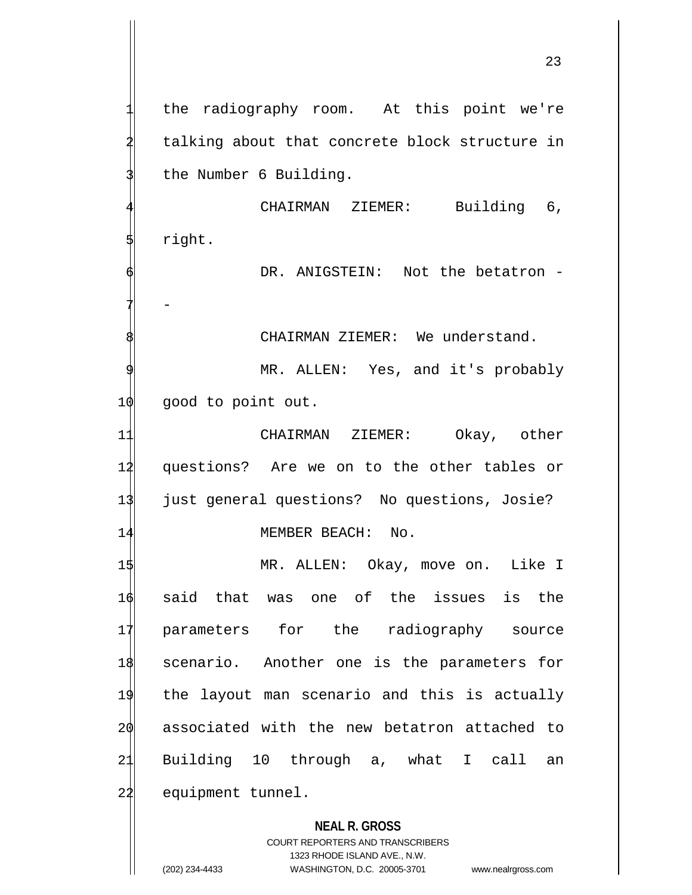the radiography room. At this point we're talking about that concrete block structure in the Number 6 Building.

CHAIRMAN ZIEMER: Building 6, right.

DR. ANIGSTEIN: Not the betatron --

CHAIRMAN ZIEMER: We understand.

MR. ALLEN: Yes, and it's probably good to point out.

CHAIRMAN ZIEMER: Okay, other questions? Are we on to the other tables or just general questions? No questions, Josie?

MEMBER BEACH: No.

MR. ALLEN: Okay, move on. Like I said that was one of the issues is the parameters for the radiography source scenario. Another one is the parameters for the layout man scenario and this is actually associated with the new betatron attached to Building 10 through a, what I call an equipment tunnel.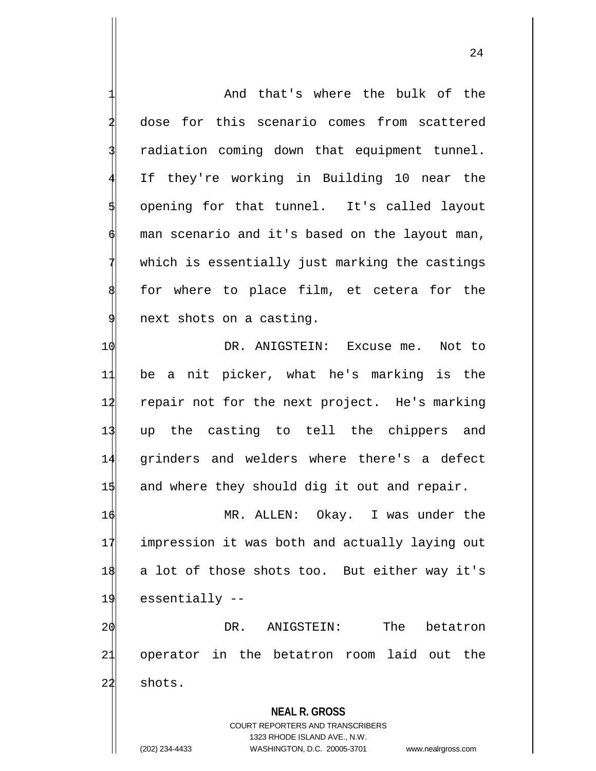And that's where the bulk of the dose for this scenario comes from scattered radiation coming down that equipment tunnel. If they're working in Building 10 near the opening for that tunnel. It's called layout man scenario and it's based on the layout man, which is essentially just marking the castings for where to place film, et cetera for the next shots on a casting.

DR. ANIGSTEIN: Excuse me. Not to be a nit picker, what he's marking is the repair not for the next project. He's marking up the casting to tell the chippers and grinders and welders where there's a defect and where they should dig it out and repair.

MR. ALLEN: Okay. I was under the impression it was both and actually laying out a lot of those shots too. But either way it's essentially --

DR. ANIGSTEIN: The betatron operator in the betatron room laid out the shots.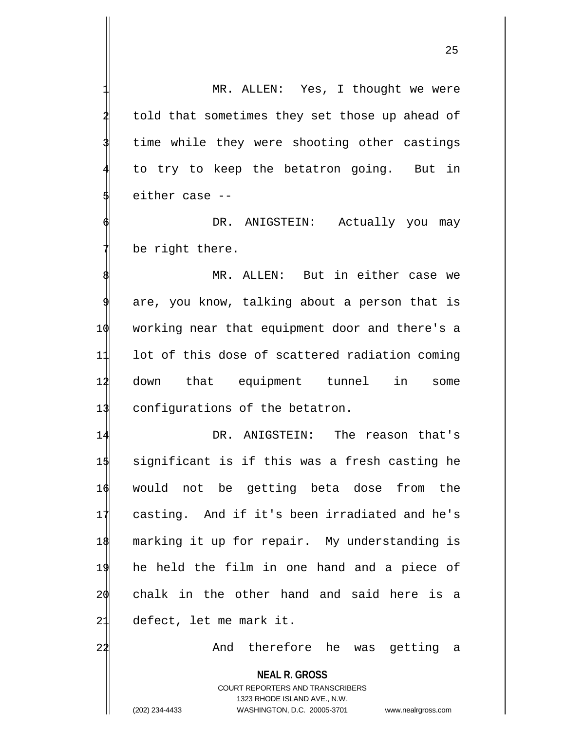MR. ALLEN: Yes, I thought we were told that sometimes they set those up ahead of time while they were shooting other castings to try to keep the betatron going. But in either case --

DR. ANIGSTEIN: Actually you may be right there.

MR. ALLEN: But in either case we are, you know, talking about a person that is working near that equipment door and there's a lot of this dose of scattered radiation coming down that equipment tunnel in some configurations of the betatron.

DR. ANIGSTEIN: The reason that's significant is if this was a fresh casting he would not be getting beta dose from the casting. And if it's been irradiated and he's marking it up for repair. My understanding is he held the film in one hand and a piece of chalk in the other hand and said here is a defect, let me mark it.

And therefore he was getting a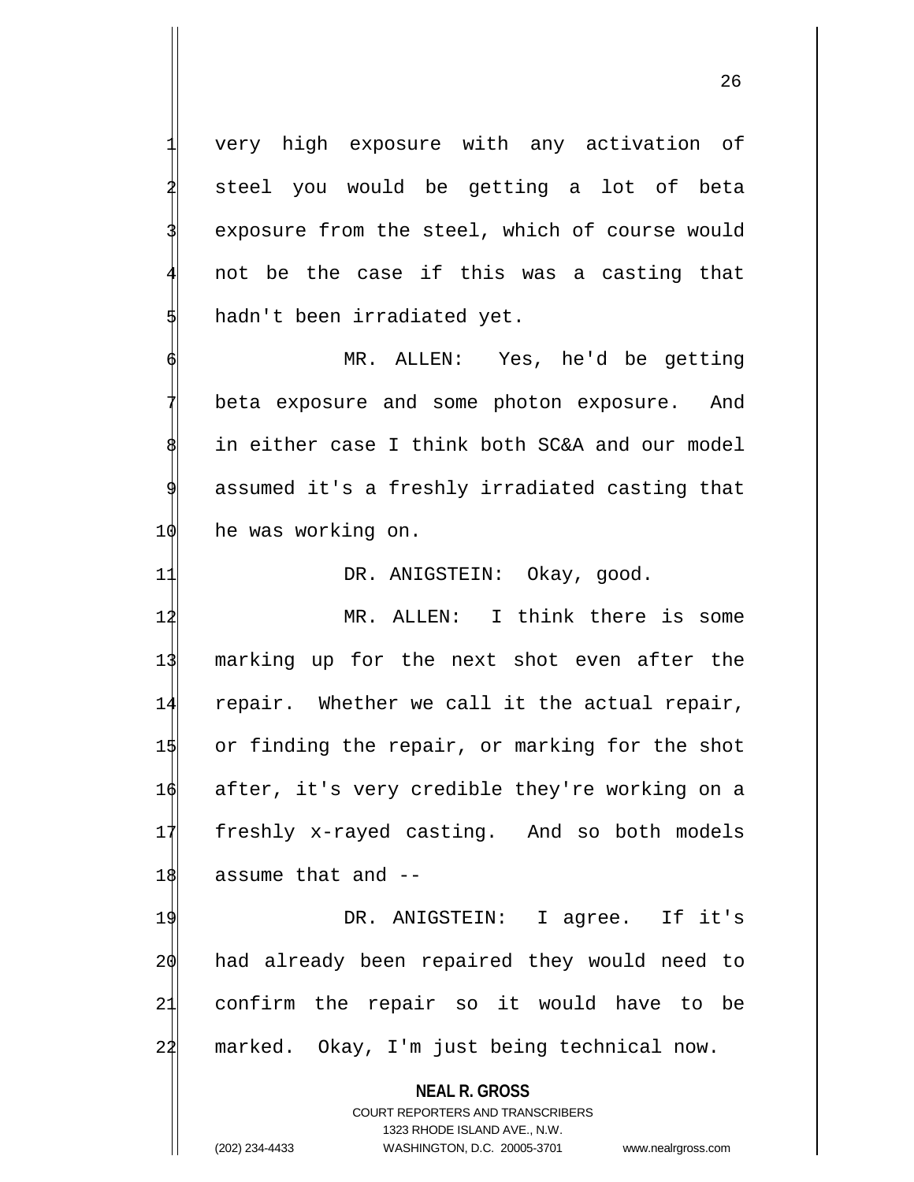very high exposure with any activation of steel you would be getting a lot of beta exposure from the steel, which of course would not be the case if this was a casting that hadn't been irradiated yet.

MR. ALLEN: Yes, he'd be getting beta exposure and some photon exposure. And in either case I think both SC&A and our model assumed it's a freshly irradiated casting that he was working on.

DR. ANIGSTEIN: Okay, good.

MR. ALLEN: I think there is some marking up for the next shot even after the repair. Whether we call it the actual repair, or finding the repair, or marking for the shot after, it's very credible they're working on a freshly x-rayed casting. And so both models assume that and --

DR. ANIGSTEIN: I agree. If it's had already been repaired they would need to confirm the repair so it would have to be marked. Okay, I'm just being technical now.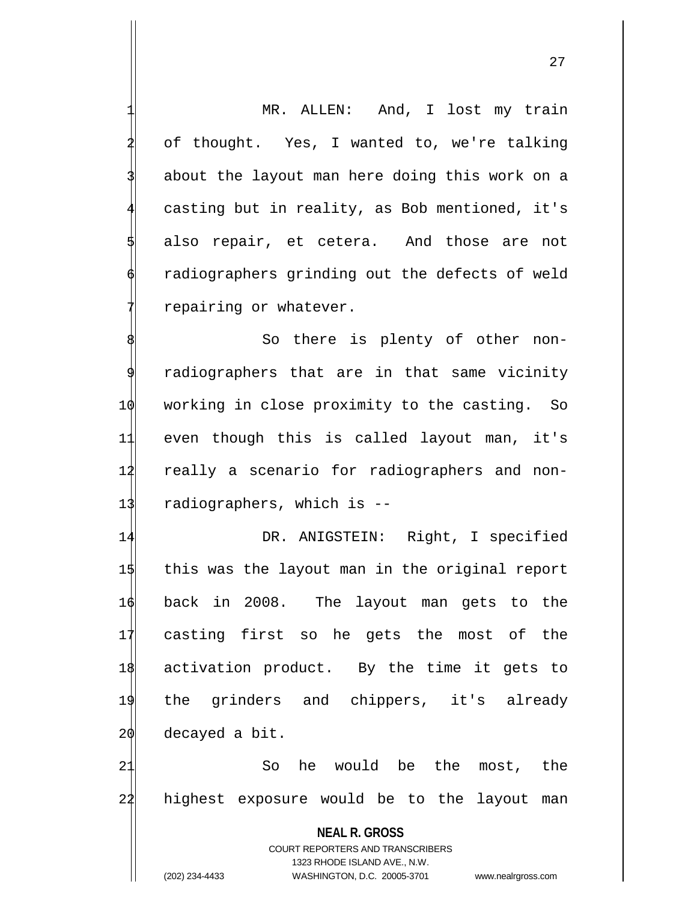MR. ALLEN: And, I lost my train of thought. Yes, I wanted to, we're talking about the layout man here doing this work on a casting but in reality, as Bob mentioned, it's also repair, et cetera. And those are not radiographers grinding out the defects of weld repairing or whatever.

So there is plenty of other non-radiographers that are in that same vicinity working in close proximity to the casting. So even though this is called layout man, it's really a scenario for radiographers and non-radiographers, which is --

DR. ANIGSTEIN: Right, I specified this was the layout man in the original report back in 2008. The layout man gets to the casting first so he gets the most of the activation product. By the time it gets to the grinders and chippers, it's already decayed a bit.

So he would be the most, the highest exposure would be to the layout man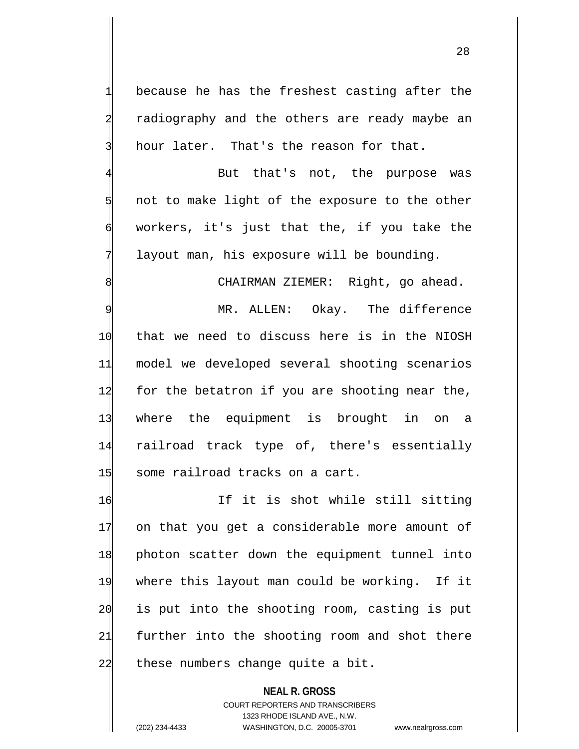because he has the freshest casting after the radiography and the others are ready maybe an hour later. That's the reason for that.

But that's not, the purpose was not to make light of the exposure to the other workers, it's just that the, if you take the layout man, his exposure will be bounding.

CHAIRMAN ZIEMER: Right, go ahead.

MR. ALLEN: Okay. The difference that we need to discuss here is in the NIOSH model we developed several shooting scenarios for the betatron if you are shooting near the, where the equipment is brought in on a railroad track type of, there's essentially some railroad tracks on a cart.

If it is shot while still sitting on that you get a considerable more amount of photon scatter down the equipment tunnel into where this layout man could be working. If it is put into the shooting room, casting is put further into the shooting room and shot there these numbers change quite a bit.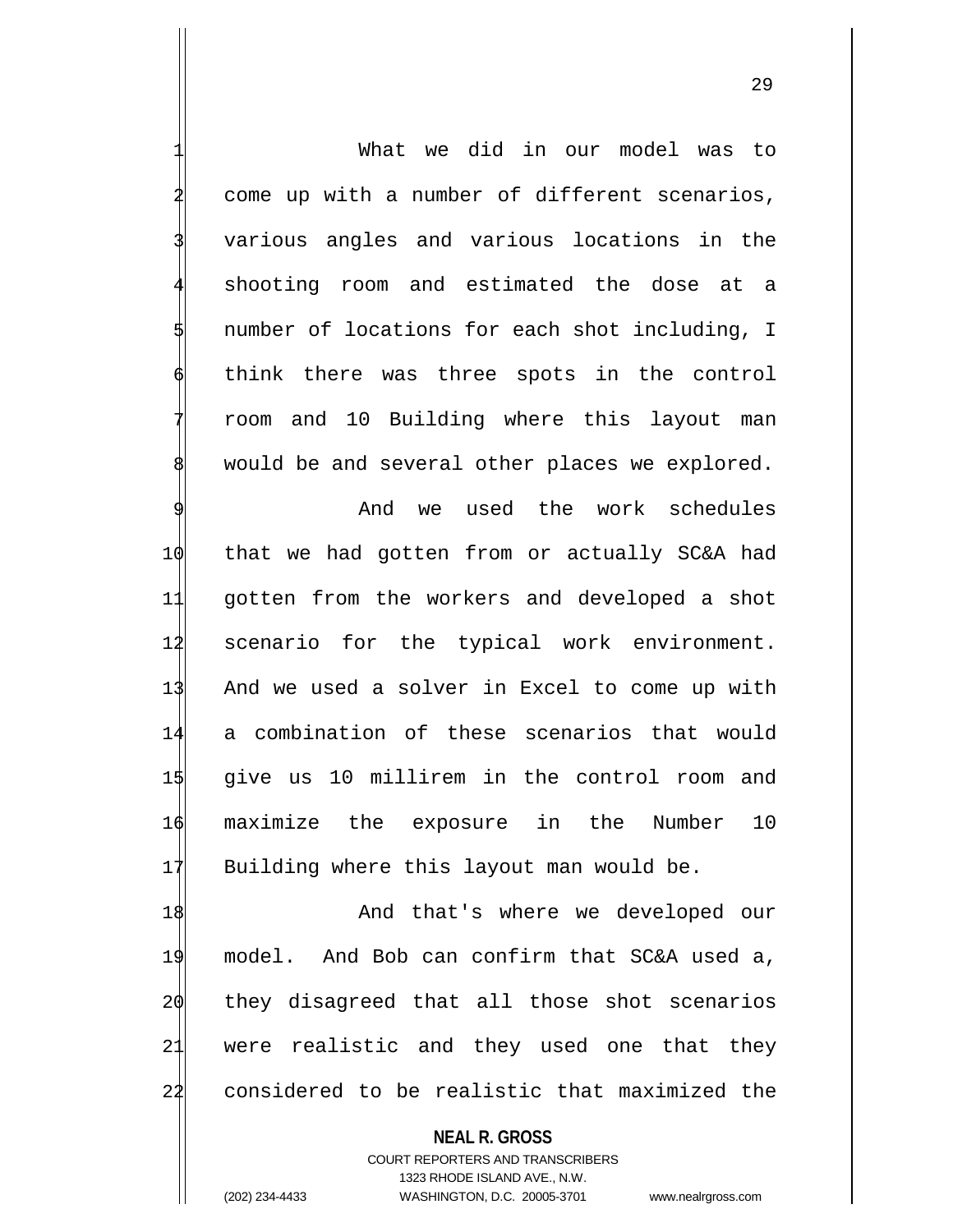What we did in our model was to come up with a number of different scenarios, various angles and various locations in the shooting room and estimated the dose at a number of locations for each shot including, I think there was three spots in the control room and 10 Building where this layout man would be and several other places we explored.

And we used the work schedules that we had gotten from or actually SC&A had gotten from the workers and developed a shot scenario for the typical work environment. And we used a solver in Excel to come up with a combination of these scenarios that would give us 10 millirem in the control room and maximize the exposure in the Number 10 Building where this layout man would be.

And that's where we developed our model. And Bob can confirm that SC&A used a, they disagreed that all those shot scenarios were realistic and they used one that they considered to be realistic that maximized the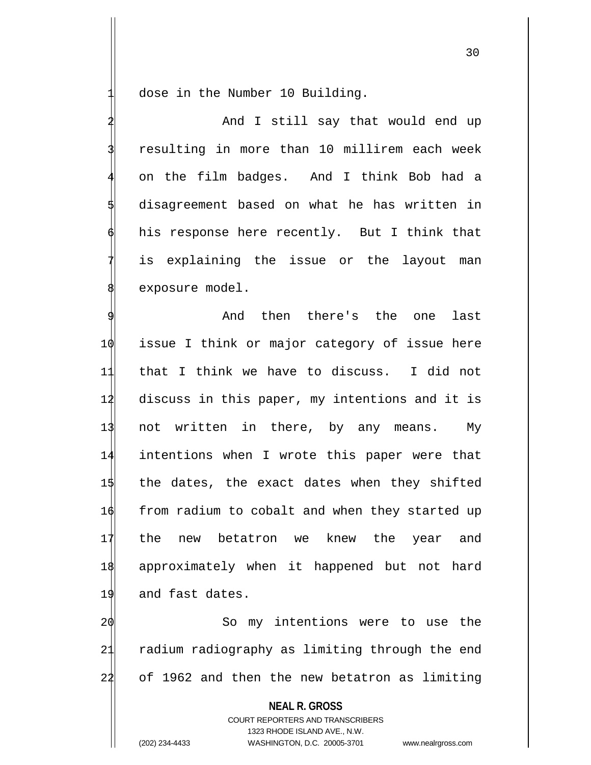dose in the Number 10 Building.

And I still say that would end up resulting in more than 10 millirem each week on the film badges. And I think Bob had a disagreement based on what he has written in his response here recently. But I think that is explaining the issue or the layout man exposure model.

And then there's the one last issue I think or major category of issue here that I think we have to discuss. I did not discuss in this paper, my intentions and it is not written in there, by any means. My intentions when I wrote this paper were that the dates, the exact dates when they shifted from radium to cobalt and when they started up the new betatron we knew the year and approximately when it happened but not hard and fast dates.

So my intentions were to use the radium radiography as limiting through the end of 1962 and then the new betatron as limiting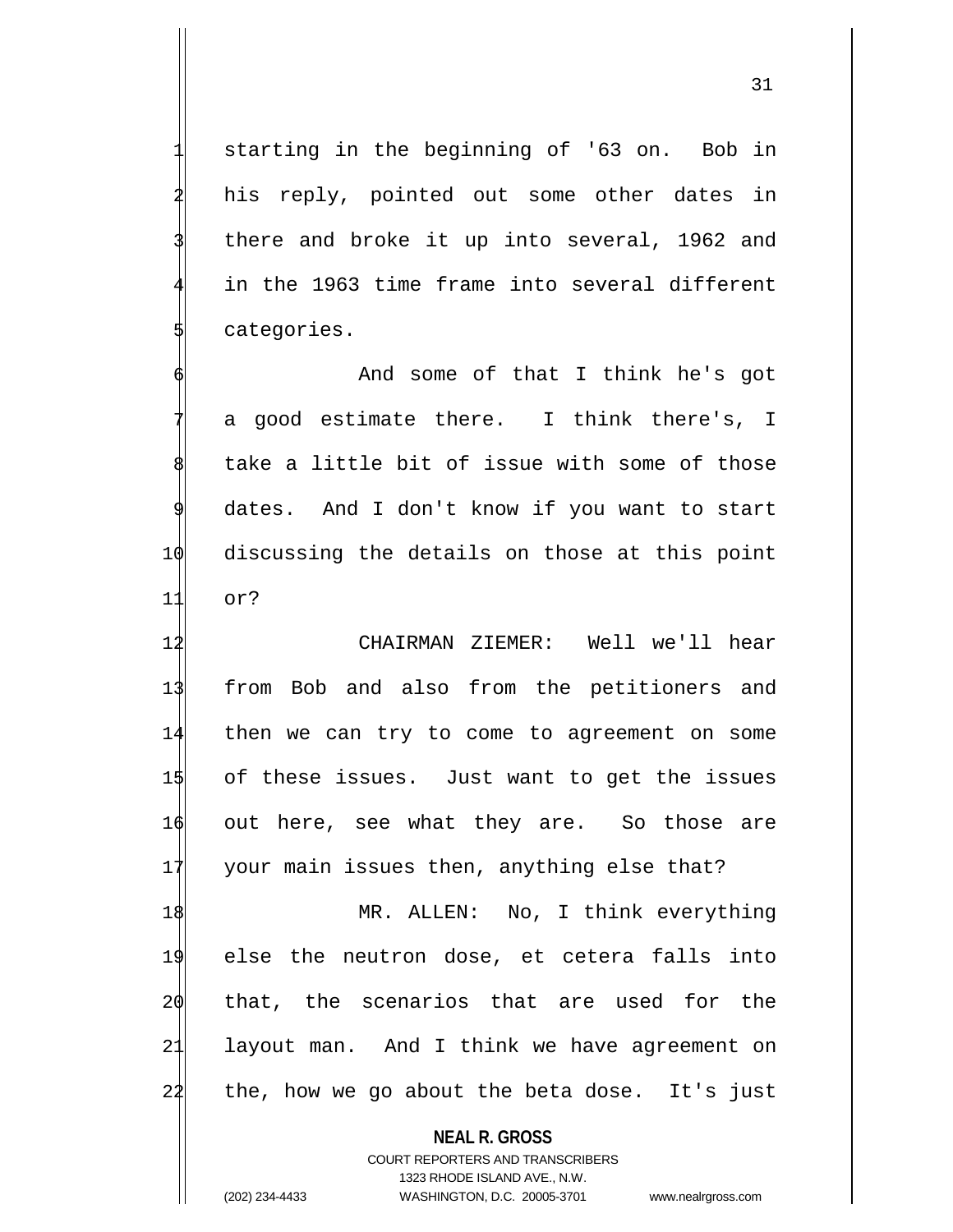starting in the beginning of '63 on. Bob in his reply, pointed out some other dates in there and broke it up into several, 1962 and in the 1963 time frame into several different categories.

And some of that I think he's got a good estimate there. I think there's, I take a little bit of issue with some of those dates. And I don't know if you want to start discussing the details on those at this point or?

CHAIRMAN ZIEMER: Well we'll hear from Bob and also from the petitioners and then we can try to come to agreement on some of these issues. Just want to get the issues out here, see what they are. So those are your main issues then, anything else that?

MR. ALLEN: No, I think everything else the neutron dose, et cetera falls into that, the scenarios that are used for the layout man. And I think we have agreement on the, how we go about the beta dose. It's just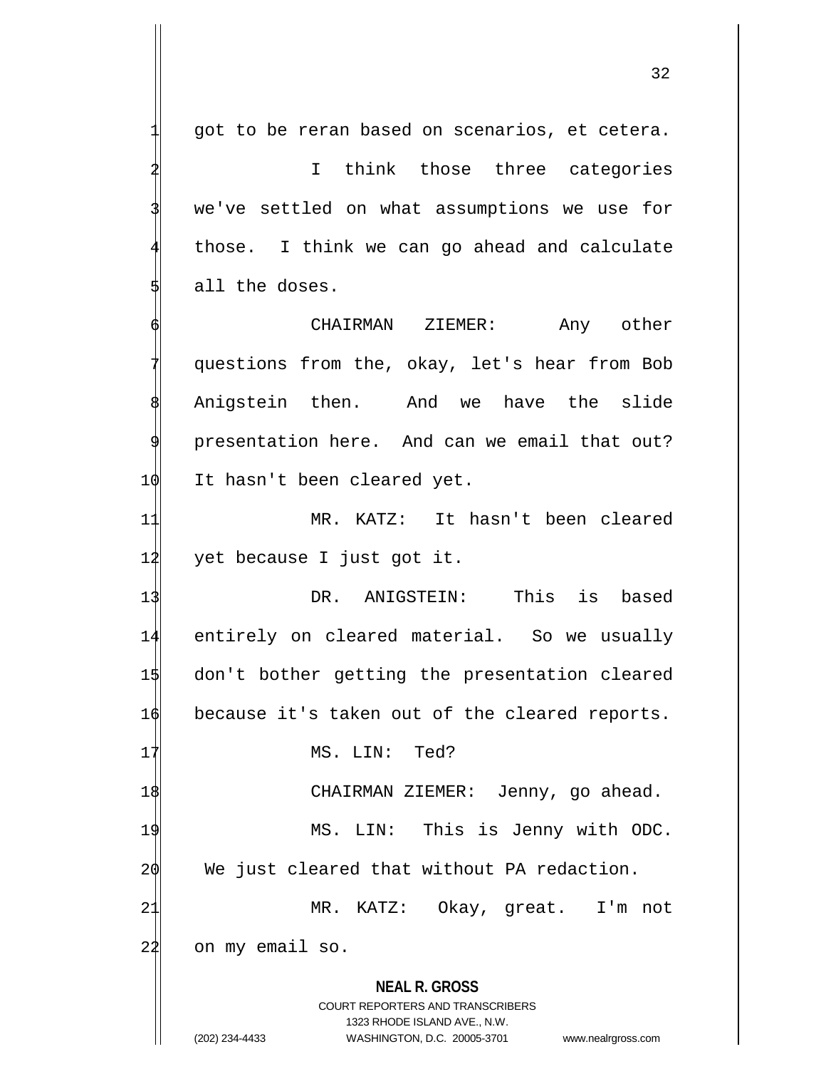got to be reran based on scenarios, et cetera.

I think those three categories we've settled on what assumptions we use for those. I think we can go ahead and calculate all the doses.

CHAIRMAN ZIEMER: Any other questions from the, okay, let's hear from Bob Anigstein then. And we have the slide presentation here. And can we email that out? It hasn't been cleared yet.

MR. KATZ: It hasn't been cleared yet because I just got it.

DR. ANIGSTEIN: This is based entirely on cleared material. So we usually don't bother getting the presentation cleared because it's taken out of the cleared reports.

MS. LIN: Ted?

CHAIRMAN ZIEMER: Jenny, go ahead.

MS. LIN: This is Jenny with ODC. We just cleared that without PA redaction.

MR. KATZ: Okay, great. I'm not on my email so.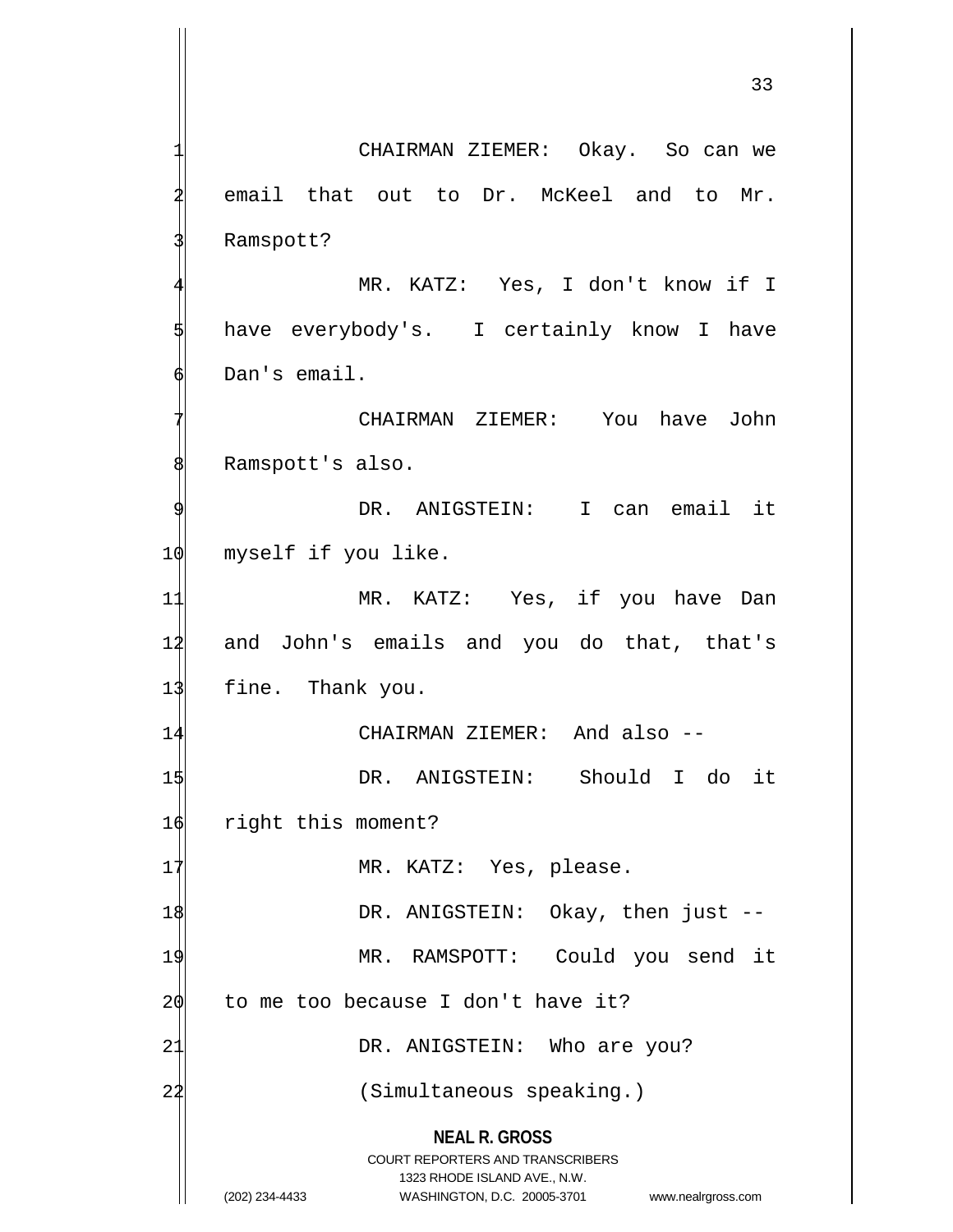CHAIRMAN ZIEMER: Okay. So can we email that out to Dr. McKeel and to Mr. Ramspott?

MR. KATZ: Yes, I don't know if I have everybody's. I certainly know I have Dan's email.

CHAIRMAN ZIEMER: You have John Ramspott's also.

DR. ANIGSTEIN: I can email it myself if you like.

MR. KATZ: Yes, if you have Dan and John's emails and you do that, that's fine. Thank you.

CHAIRMAN ZIEMER: And also --

DR. ANIGSTEIN: Should I do it right this moment?

MR. KATZ: Yes, please.

DR. ANIGSTEIN: Okay, then just --

MR. RAMSPOTT: Could you send it to me too because I don't have it?

DR. ANIGSTEIN: Who are you?

(Simultaneous speaking.)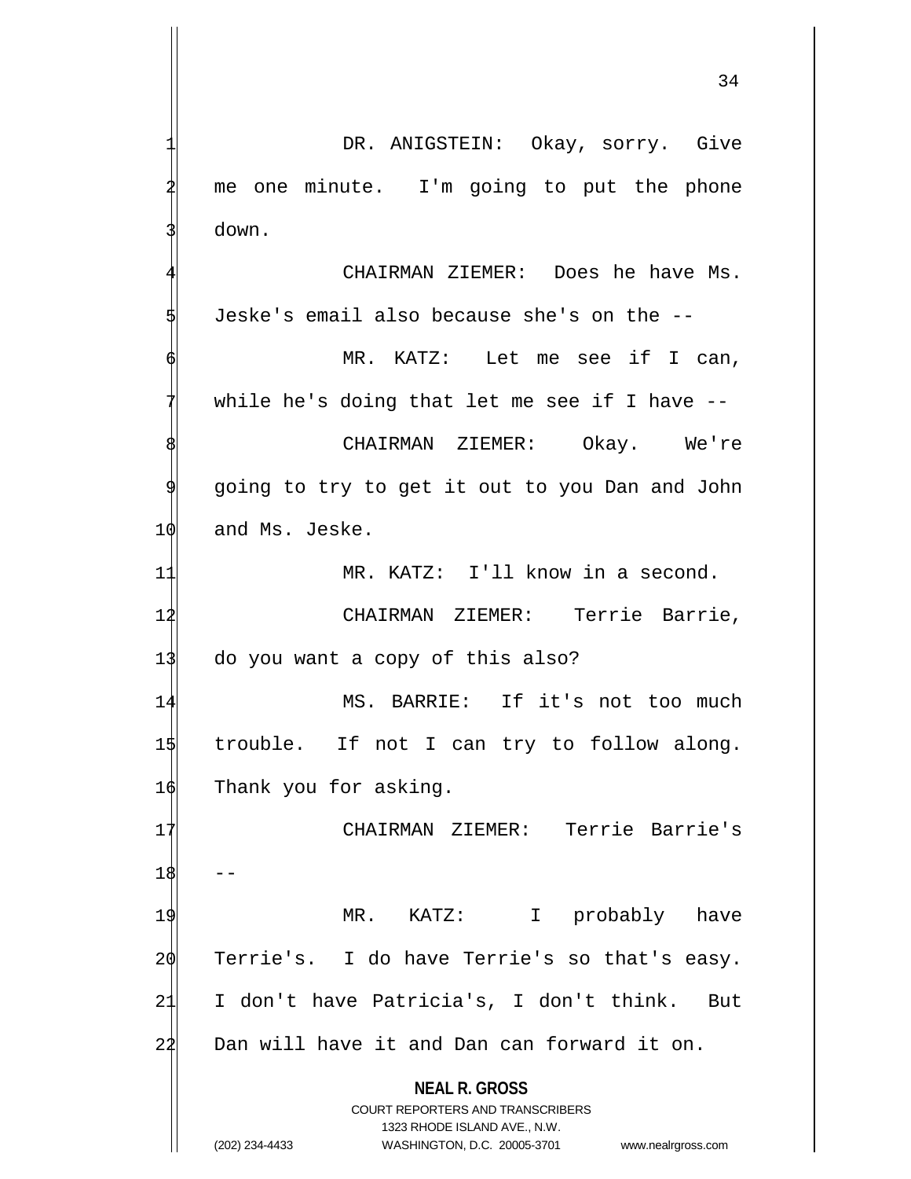DR. ANIGSTEIN: Okay, sorry. Give me one minute. I'm going to put the phone down.

CHAIRMAN ZIEMER: Does he have Ms. Jeske's email also because she's on the --

MR. KATZ: Let me see if I can, while he's doing that let me see if I have --

CHAIRMAN ZIEMER: Okay. We're going to try to get it out to you Dan and John and Ms. Jeske.

MR. KATZ: I'll know in a second.

CHAIRMAN ZIEMER: Terrie Barrie, do you want a copy of this also?

MS. BARRIE: If it's not too much trouble. If not I can try to follow along. Thank you for asking.

CHAIRMAN ZIEMER: Terrie Barrie's --

MR. KATZ: I probably have Terrie's. I do have Terrie's so that's easy. I don't have Patricia's, I don't think. But Dan will have it and Dan can forward it on.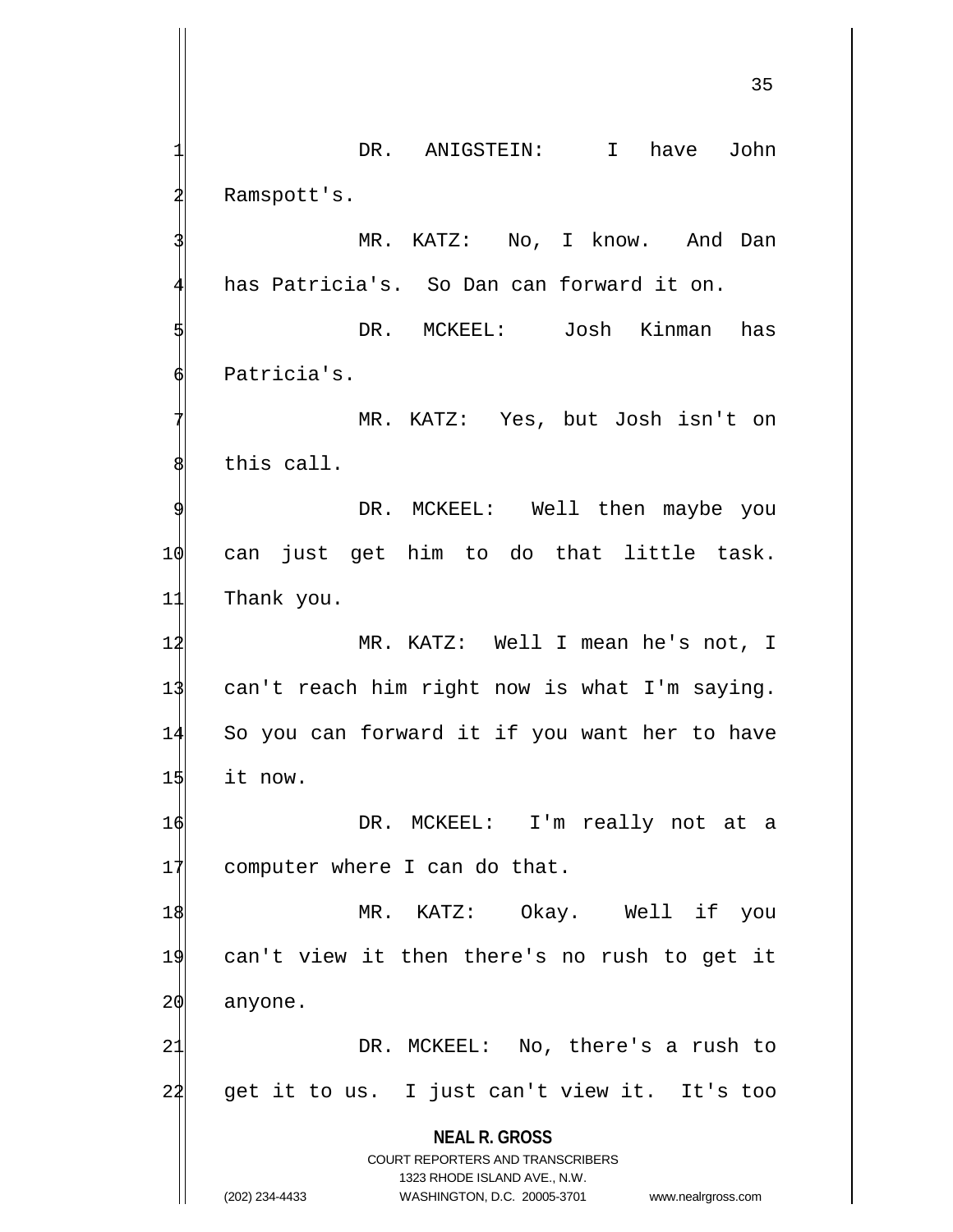DR. ANIGSTEIN: I have John Ramspott's.

MR. KATZ: No, I know. And Dan has Patricia's. So Dan can forward it on.

DR. MCKEEL: Josh Kinman has Patricia's.

MR. KATZ: Yes, but Josh isn't on this call.

DR. MCKEEL: Well then maybe you can just get him to do that little task. Thank you.

MR. KATZ: Well I mean he's not, I can't reach him right now is what I'm saying. So you can forward it if you want her to have it now.

DR. MCKEEL: I'm really not at a computer where I can do that.

MR. KATZ: Okay. Well if you can't view it then there's no rush to get it anyone.

DR. MCKEEL: No, there's a rush to get it to us. I just can't view it. It's too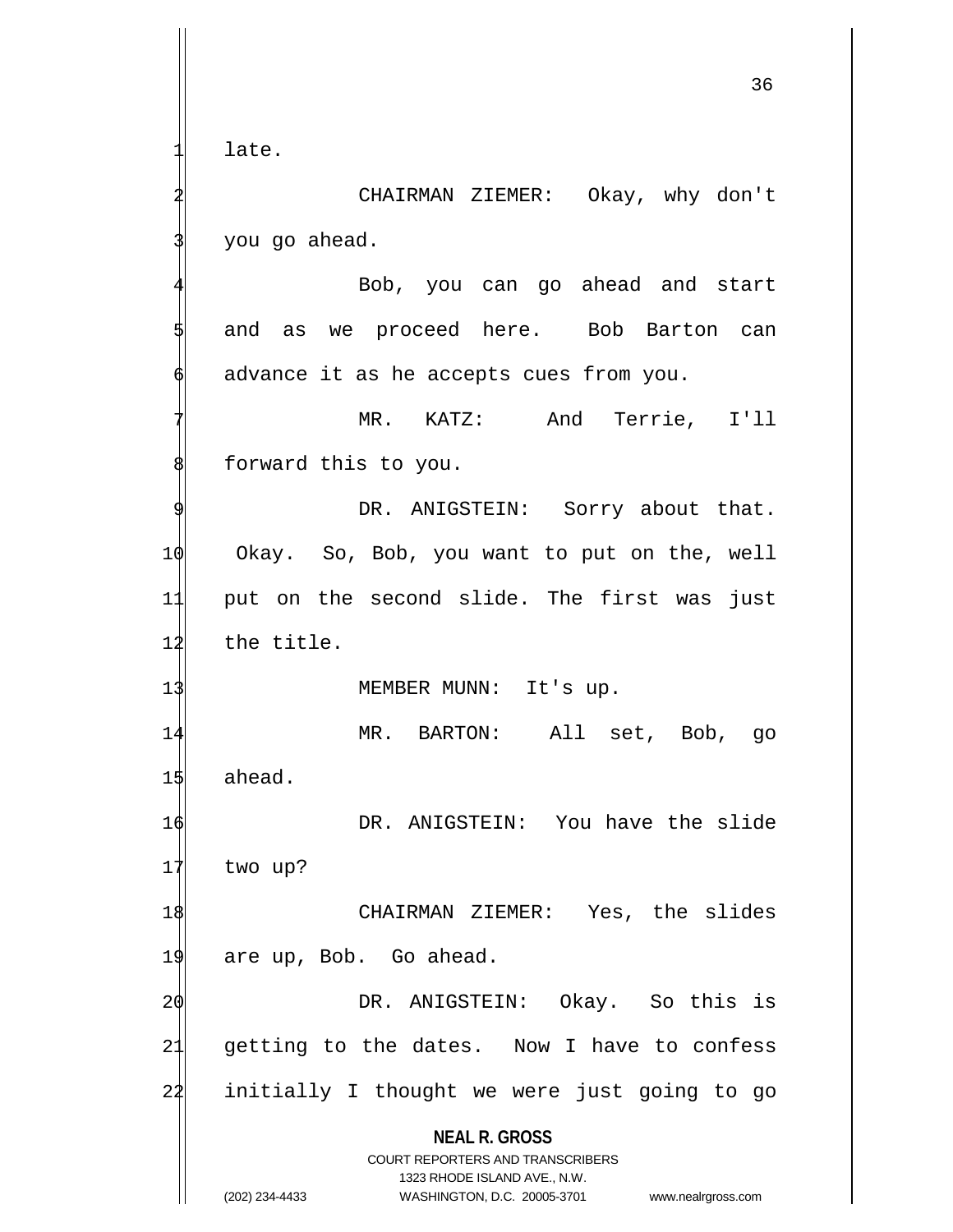late.

CHAIRMAN ZIEMER: Okay, why don't you go ahead.

Bob, you can go ahead and start and as we proceed here. Bob Barton can advance it as he accepts cues from you.

MR. KATZ: And Terrie, I'll forward this to you.

DR. ANIGSTEIN: Sorry about that. Okay. So, Bob, you want to put on the, well put on the second slide. The first was just the title.

MEMBER MUNN: It's up.

MR. BARTON: All set, Bob, go ahead.

DR. ANIGSTEIN: You have the slide two up?

CHAIRMAN ZIEMER: Yes, the slides are up, Bob. Go ahead.

DR. ANIGSTEIN: Okay. So this is getting to the dates. Now I have to confess initially I thought we were just going to go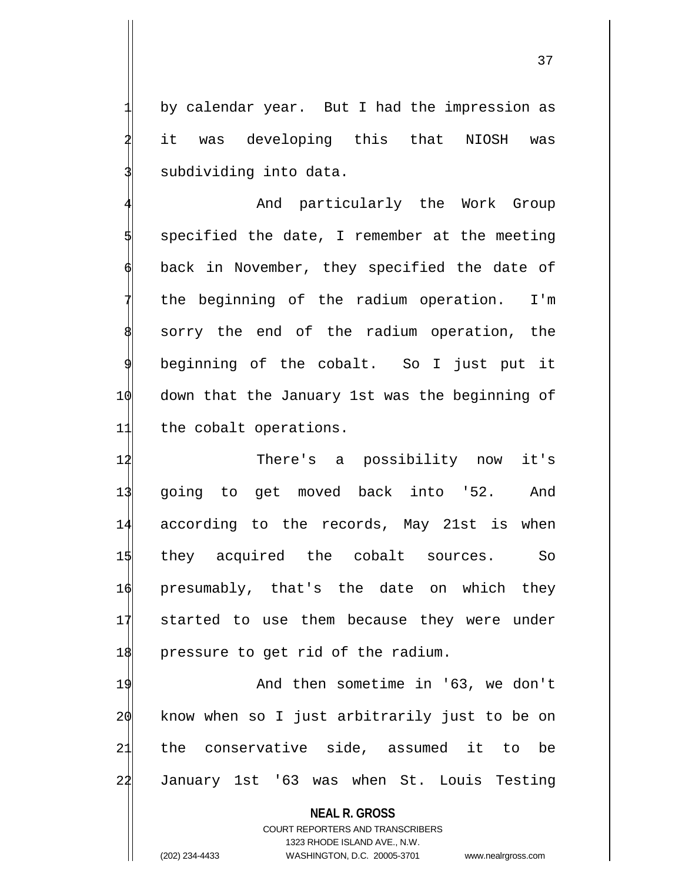by calendar year. But I had the impression as it was developing this that NIOSH was subdividing into data.

And particularly the Work Group specified the date, I remember at the meeting back in November, they specified the date of the beginning of the radium operation. I'm sorry the end of the radium operation, the beginning of the cobalt. So I just put it down that the January 1st was the beginning of the cobalt operations.

There's a possibility now it's going to get moved back into '52. And according to the records, May 21st is when they acquired the cobalt sources. So presumably, that's the date on which they started to use them because they were under pressure to get rid of the radium.

And then sometime in '63, we don't know when so I just arbitrarily just to be on the conservative side, assumed it to be January 1st '63 was when St. Louis Testing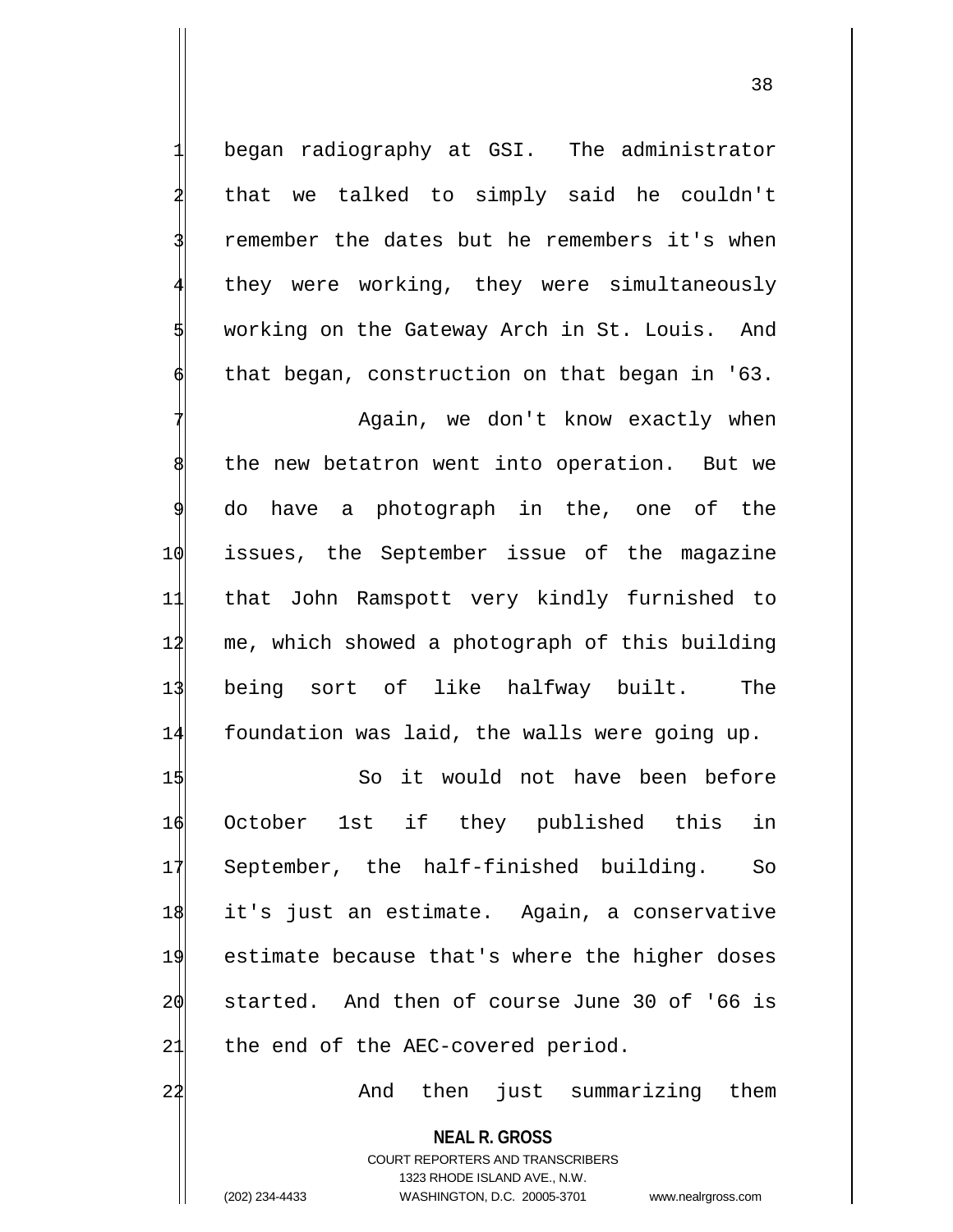began radiography at GSI. The administrator that we talked to simply said he couldn't remember the dates but he remembers it's when they were working, they were simultaneously working on the Gateway Arch in St. Louis. And that began, construction on that began in '63.

Again, we don't know exactly when the new betatron went into operation. But we do have a photograph in the, one of the issues, the September issue of the magazine that John Ramspott very kindly furnished to me, which showed a photograph of this building being sort of like halfway built. The foundation was laid, the walls were going up.

So it would not have been before October 1st if they published this in September, the half-finished building. So it's just an estimate. Again, a conservative estimate because that's where the higher doses started. And then of course June 30 of '66 is the end of the AEC-covered period.

And then just summarizing them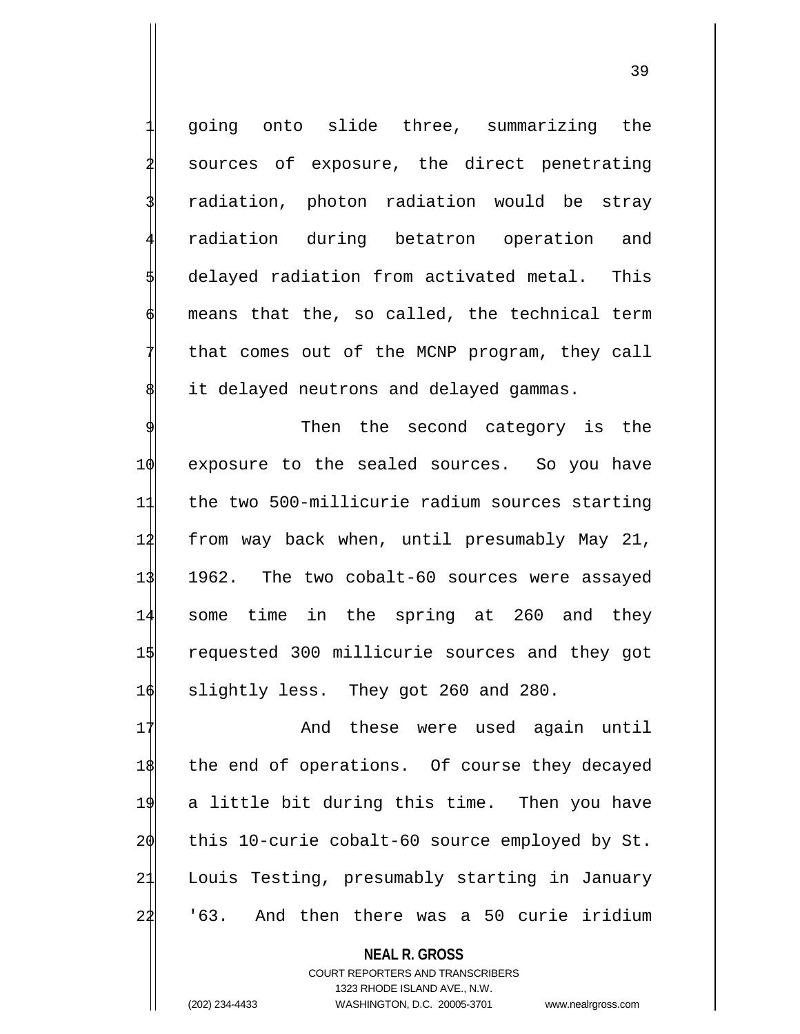going onto slide three, summarizing the sources of exposure, the direct penetrating radiation, photon radiation would be stray radiation during betatron operation and delayed radiation from activated metal. This means that the, so called, the technical term that comes out of the MCNP program, they call it delayed neutrons and delayed gammas.

Then the second category is the exposure to the sealed sources. So you have the two 500-millicurie radium sources starting from way back when, until presumably May 21, 1962. The two cobalt-60 sources were assayed some time in the spring at 260 and they requested 300 millicurie sources and they got slightly less. They got 260 and 280.

And these were used again until the end of operations. Of course they decayed a little bit during this time. Then you have this 10-curie cobalt-60 source employed by St. Louis Testing, presumably starting in January '63. And then there was a 50 curie iridium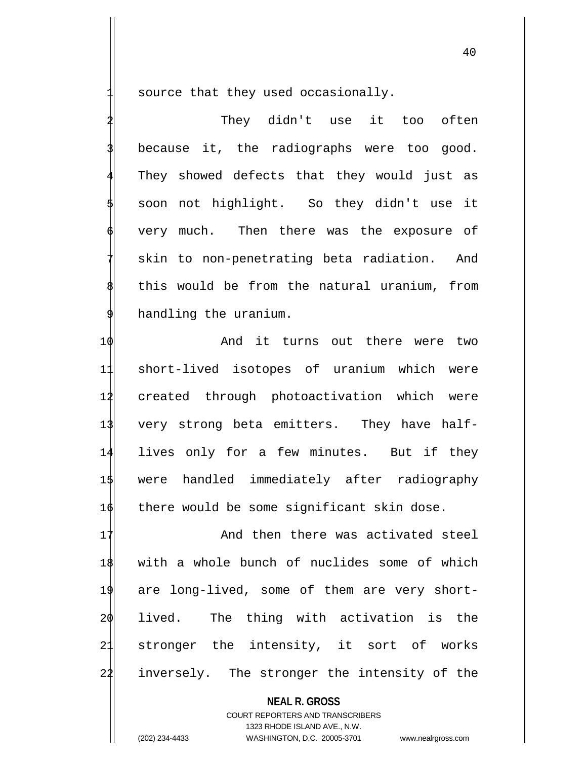source that they used occasionally.

They didn't use it too often because it, the radiographs were too good. They showed defects that they would just as soon not highlight. So they didn't use it very much. Then there was the exposure of skin to non-penetrating beta radiation. And this would be from the natural uranium, from handling the uranium.

And it turns out there were two short-lived isotopes of uranium which were created through photoactivation which were very strong beta emitters. They have half-lives only for a few minutes. But if they were handled immediately after radiography there would be some significant skin dose.

And then there was activated steel with a whole bunch of nuclides some of which are long-lived, some of them are very short-lived. The thing with activation is the stronger the intensity, it sort of works inversely. The stronger the intensity of the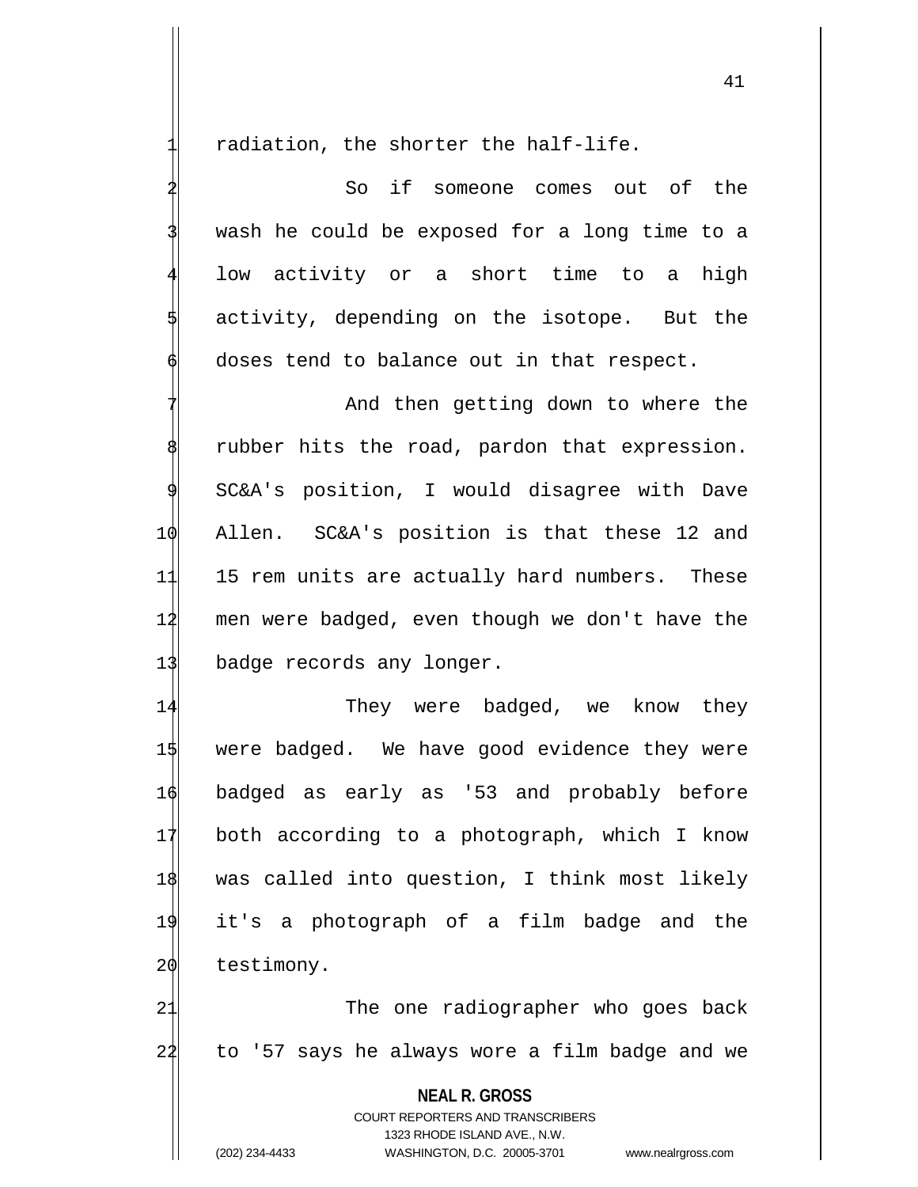radiation, the shorter the half-life.

So if someone comes out of the wash he could be exposed for a long time to a low activity or a short time to a high activity, depending on the isotope. But the doses tend to balance out in that respect.

And then getting down to where the rubber hits the road, pardon that expression. SC&A's position, I would disagree with Dave Allen. SC&A's position is that these 12 and 15 rem units are actually hard numbers. These men were badged, even though we don't have the badge records any longer.

They were badged, we know they were badged. We have good evidence they were badged as early as '53 and probably before both according to a photograph, which I know was called into question, I think most likely it's a photograph of a film badge and the testimony.

The one radiographer who goes back to '57 says he always wore a film badge and we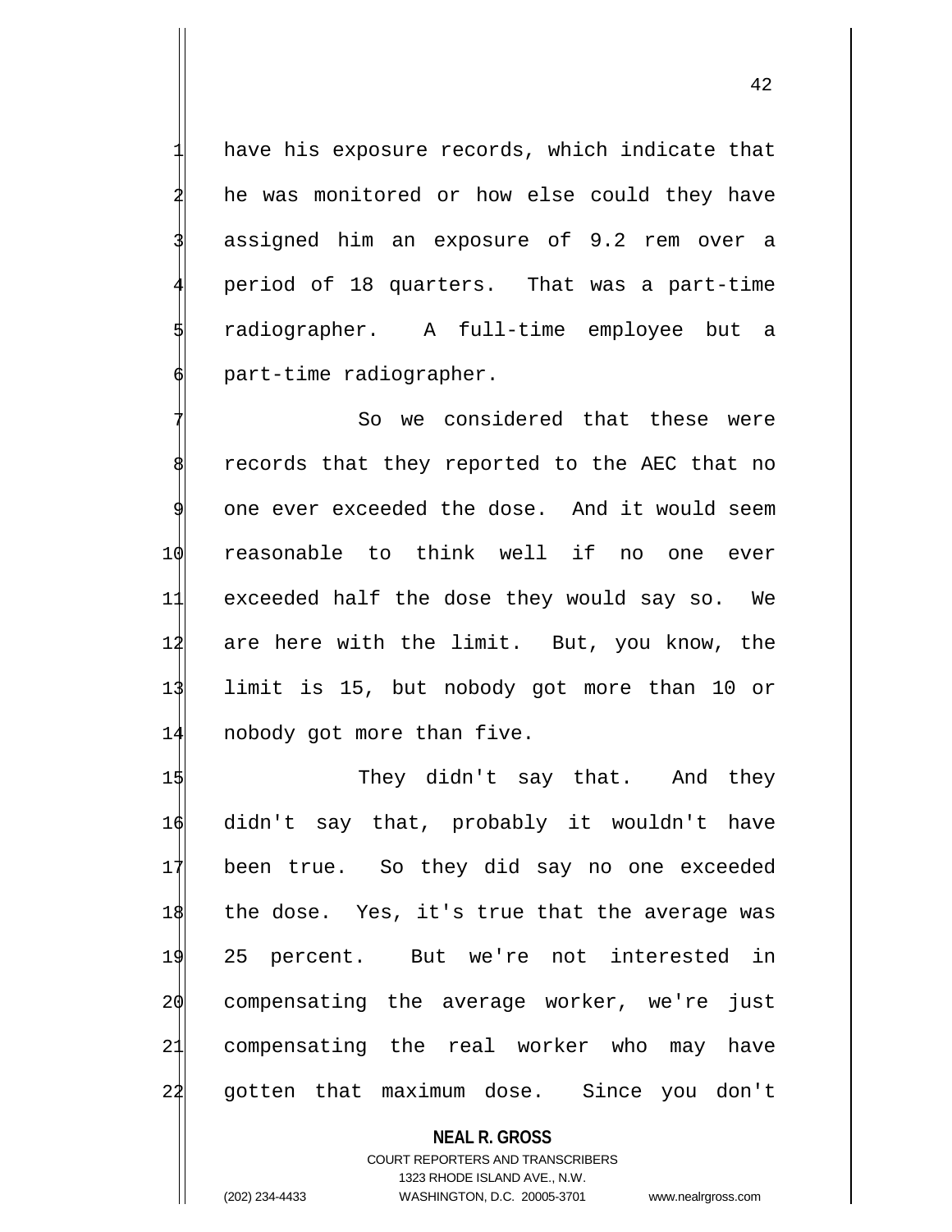have his exposure records, which indicate that he was monitored or how else could they have assigned him an exposure of 9.2 rem over a period of 18 quarters. That was a part-time radiographer. A full-time employee but a part-time radiographer.

So we considered that these were records that they reported to the AEC that no one ever exceeded the dose. And it would seem reasonable to think well if no one ever exceeded half the dose they would say so. We are here with the limit. But, you know, the limit is 15, but nobody got more than 10 or nobody got more than five.

They didn't say that. And they didn't say that, probably it wouldn't have been true. So they did say no one exceeded the dose. Yes, it's true that the average was 25 percent. But we're not interested in compensating the average worker, we're just compensating the real worker who may have gotten that maximum dose. Since you don't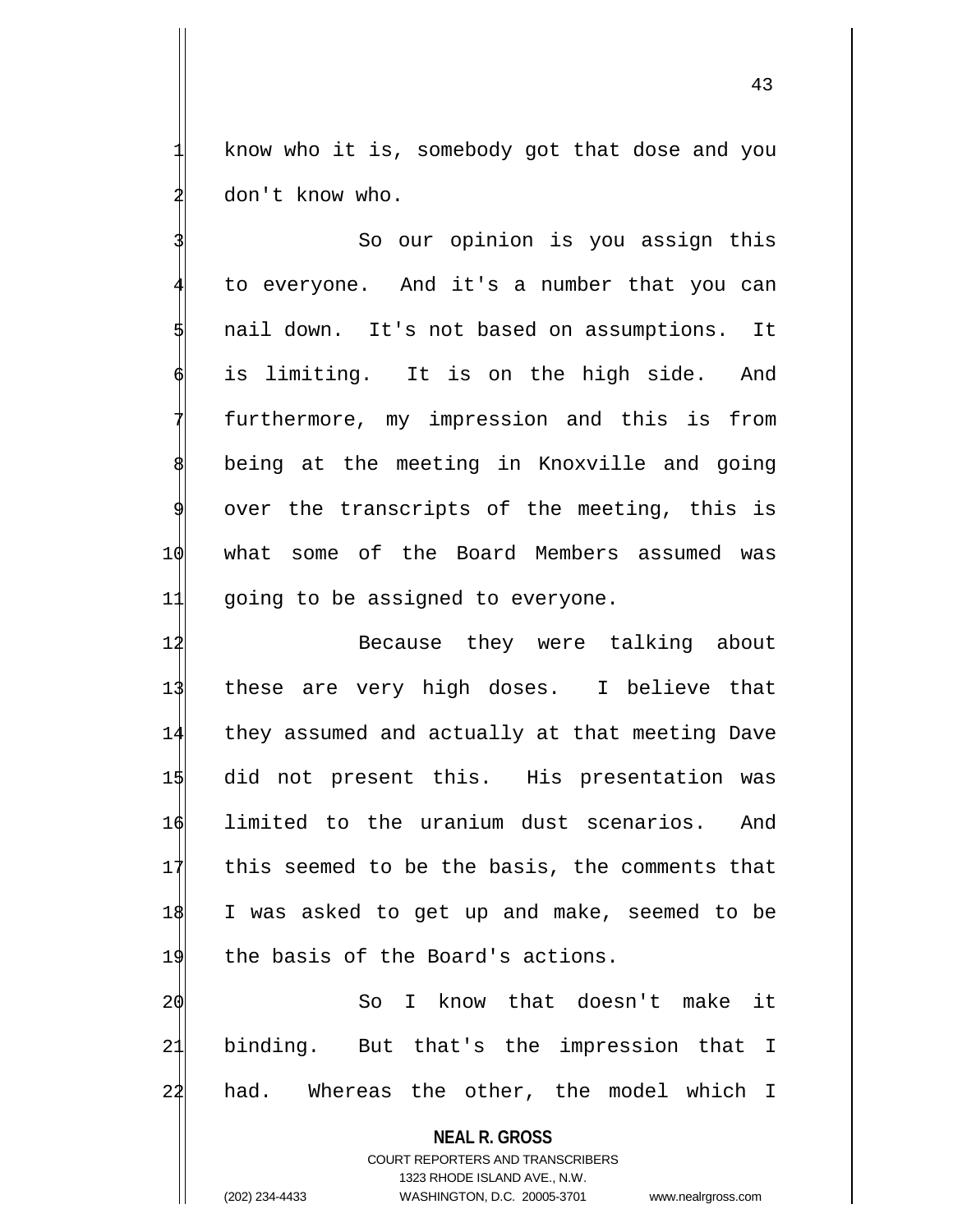know who it is, somebody got that dose and you don't know who.

So our opinion is you assign this to everyone. And it's a number that you can nail down. It's not based on assumptions. It is limiting. It is on the high side. And furthermore, my impression and this is from being at the meeting in Knoxville and going over the transcripts of the meeting, this is what some of the Board Members assumed was going to be assigned to everyone.

Because they were talking about these are very high doses. I believe that they assumed and actually at that meeting Dave did not present this. His presentation was limited to the uranium dust scenarios. And this seemed to be the basis, the comments that I was asked to get up and make, seemed to be the basis of the Board's actions.

So I know that doesn't make it binding. But that's the impression that I had. Whereas the other, the model which I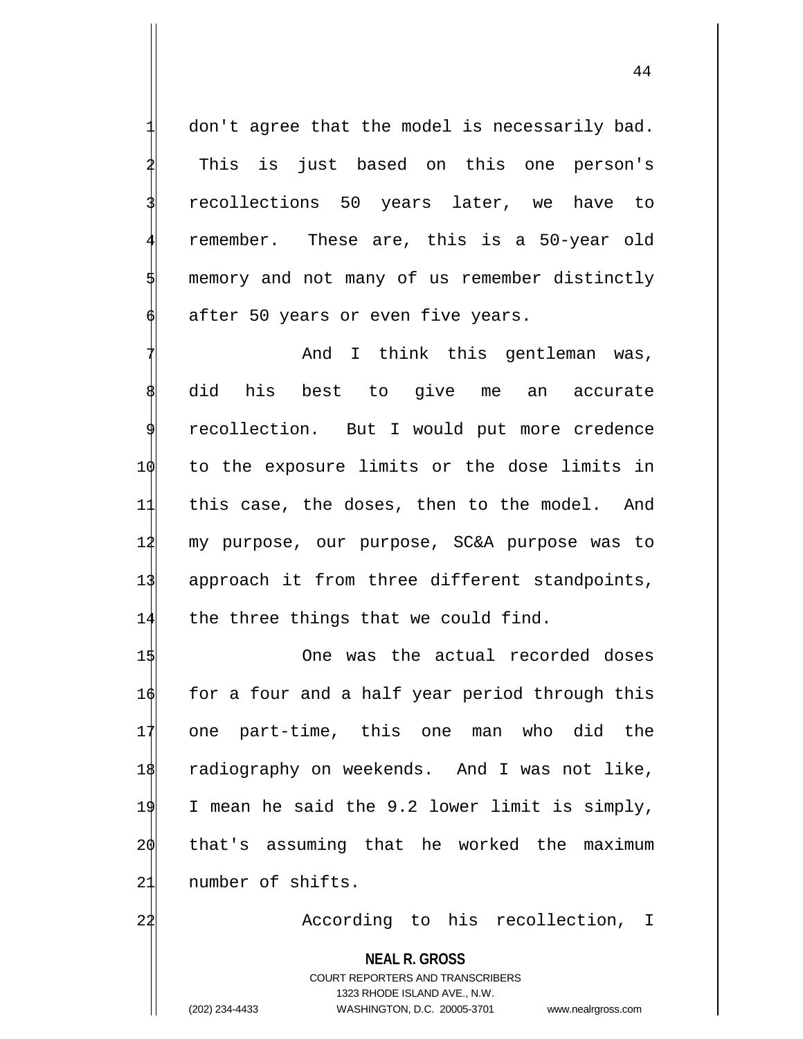don't agree that the model is necessarily bad. This is just based on this one person's recollections 50 years later, we have to remember. These are, this is a 50-year old memory and not many of us remember distinctly after 50 years or even five years.

And I think this gentleman was, did his best to give me an accurate recollection. But I would put more credence to the exposure limits or the dose limits in this case, the doses, then to the model. And my purpose, our purpose, SC&A purpose was to approach it from three different standpoints, the three things that we could find.

One was the actual recorded doses for a four and a half year period through this one part-time, this one man who did the radiography on weekends. And I was not like, I mean he said the 9.2 lower limit is simply, that's assuming that he worked the maximum number of shifts.

According to his recollection, I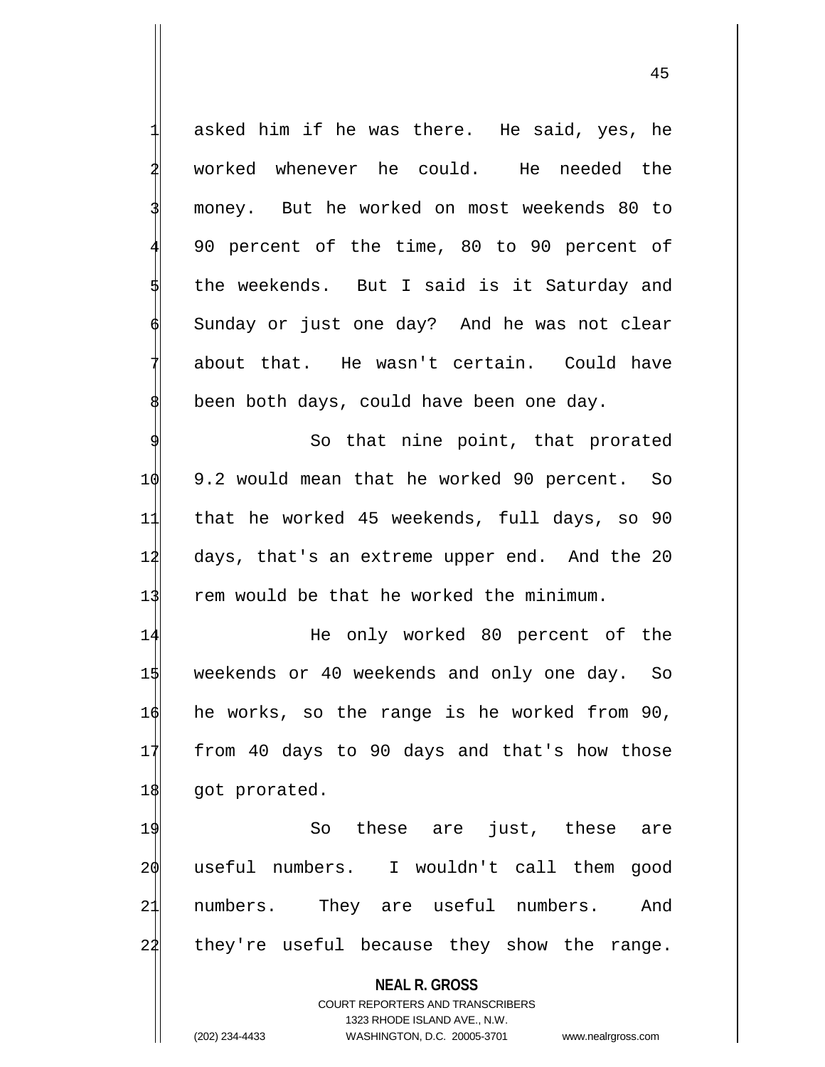asked him if he was there. He said, yes, he worked whenever he could. He needed the money. But he worked on most weekends 80 to 90 percent of the time, 80 to 90 percent of the weekends. But I said is it Saturday and Sunday or just one day? And he was not clear about that. He wasn't certain. Could have been both days, could have been one day.

So that nine point, that prorated 9.2 would mean that he worked 90 percent. So that he worked 45 weekends, full days, so 90 days, that's an extreme upper end. And the 20 rem would be that he worked the minimum.

He only worked 80 percent of the weekends or 40 weekends and only one day. So he works, so the range is he worked from 90, from 40 days to 90 days and that's how those got prorated.

So these are just, these are useful numbers. I wouldn't call them good numbers. They are useful numbers. And they're useful because they show the range.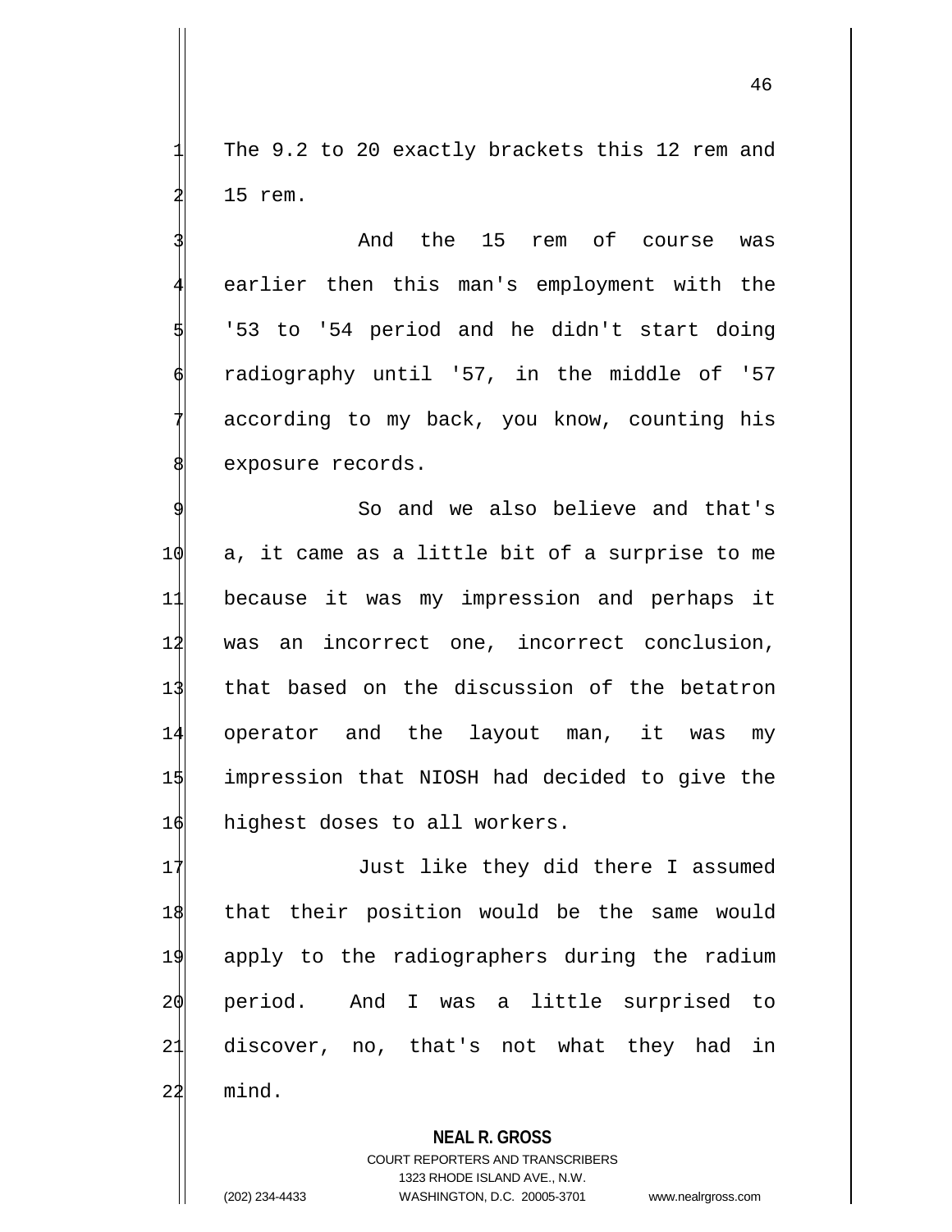The 9.2 to 20 exactly brackets this 12 rem and 15 rem.

And the 15 rem of course was earlier then this man's employment with the '53 to '54 period and he didn't start doing radiography until '57, in the middle of '57 according to my back, you know, counting his exposure records.

So and we also believe and that's a, it came as a little bit of a surprise to me because it was my impression and perhaps it was an incorrect one, incorrect conclusion, that based on the discussion of the betatron operator and the layout man, it was my impression that NIOSH had decided to give the highest doses to all workers.

Just like they did there I assumed that their position would be the same would apply to the radiographers during the radium period. And I was a little surprised to discover, no, that's not what they had in mind.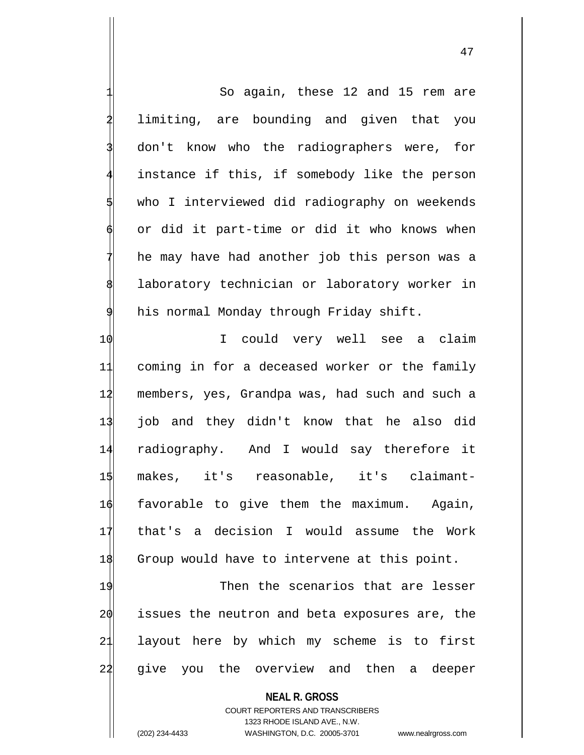So again, these 12 and 15 rem are limiting, are bounding and given that you don't know who the radiographers were, for instance if this, if somebody like the person who I interviewed did radiography on weekends or did it part-time or did it who knows when he may have had another job this person was a laboratory technician or laboratory worker in his normal Monday through Friday shift.

I could very well see a claim coming in for a deceased worker or the family members, yes, Grandpa was, had such and such a job and they didn't know that he also did radiography. And I would say therefore it makes, it's reasonable, it's claimant-favorable to give them the maximum. Again, that's a decision I would assume the Work Group would have to intervene at this point.

Then the scenarios that are lesser issues the neutron and beta exposures are, the layout here by which my scheme is to first give you the overview and then a deeper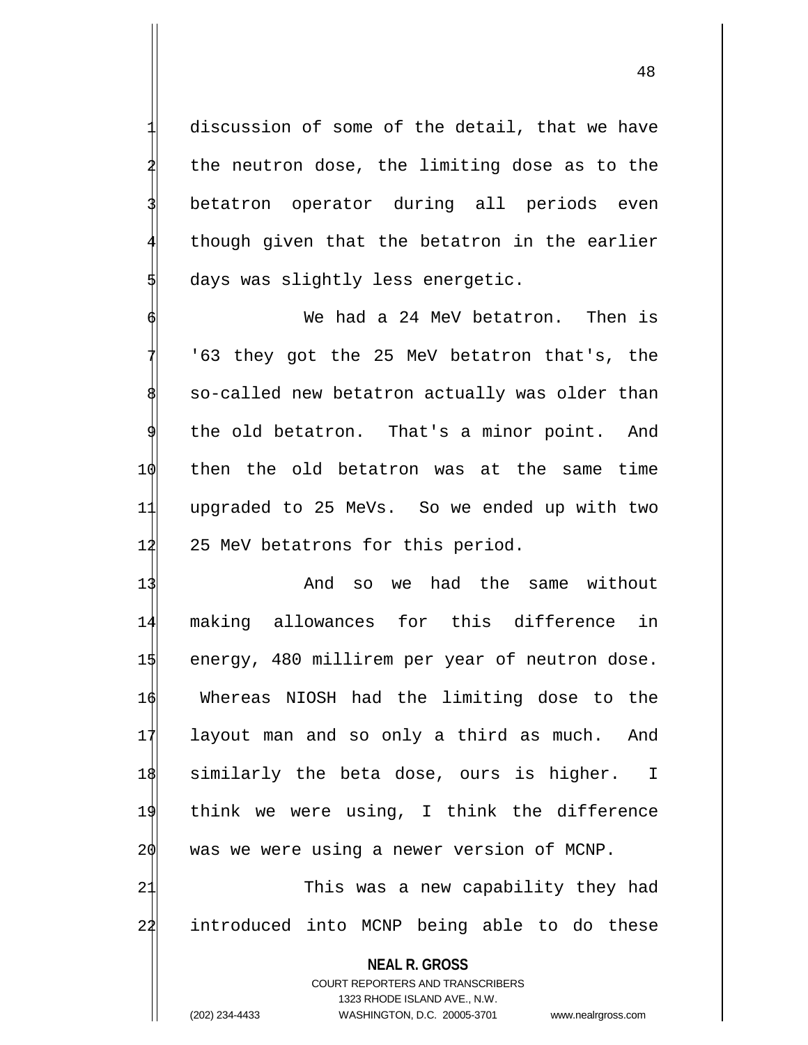discussion of some of the detail, that we have the neutron dose, the limiting dose as to the betatron operator during all periods even though given that the betatron in the earlier days was slightly less energetic.

We had a 24 MeV betatron. Then is '63 they got the 25 MeV betatron that's, the so-called new betatron actually was older than the old betatron. That's a minor point. And then the old betatron was at the same time upgraded to 25 MeVs. So we ended up with two 25 MeV betatrons for this period.

And so we had the same without making allowances for this difference in energy, 480 millirem per year of neutron dose. Whereas NIOSH had the limiting dose to the layout man and so only a third as much. And similarly the beta dose, ours is higher. I think we were using, I think the difference was we were using a newer version of MCNP.

This was a new capability they had introduced into MCNP being able to do these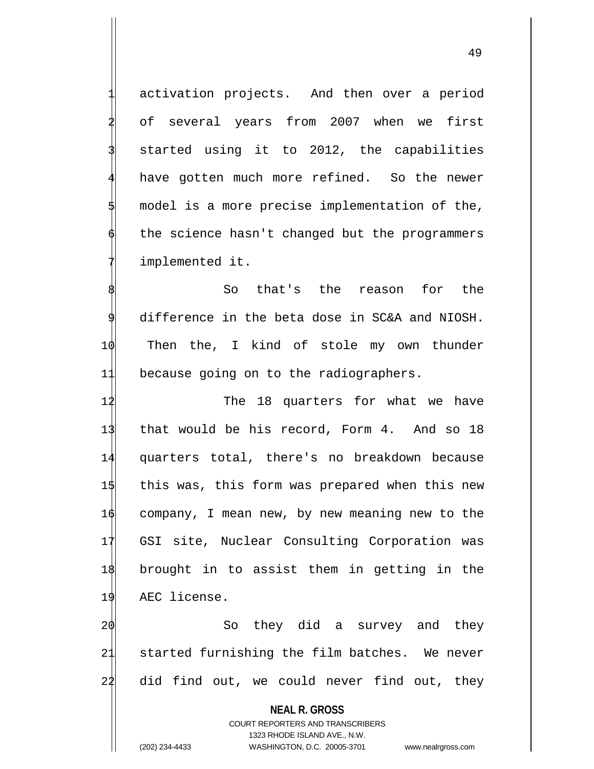activation projects. And then over a period of several years from 2007 when we first started using it to 2012, the capabilities have gotten much more refined. So the newer model is a more precise implementation of the, the science hasn't changed but the programmers implemented it.

So that's the reason for the difference in the beta dose in SC&A and NIOSH. Then the, I kind of stole my own thunder because going on to the radiographers.

The 18 quarters for what we have that would be his record, Form 4. And so 18 quarters total, there's no breakdown because this was, this form was prepared when this new company, I mean new, by new meaning new to the GSI site, Nuclear Consulting Corporation was brought in to assist them in getting in the AEC license.

So they did a survey and they started furnishing the film batches. We never did find out, we could never find out, they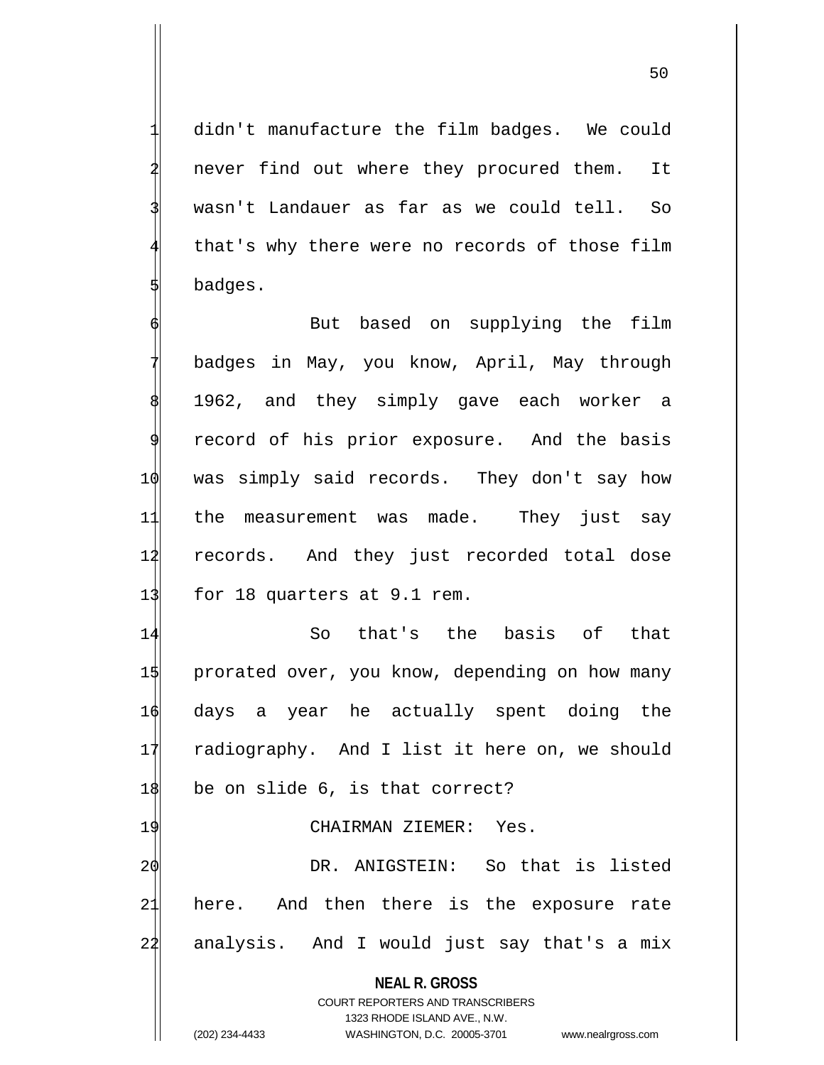didn't manufacture the film badges. We could never find out where they procured them. It wasn't Landauer as far as we could tell. So that's why there were no records of those film badges.

But based on supplying the film badges in May, you know, April, May through 1962, and they simply gave each worker a record of his prior exposure. And the basis was simply said records. They don't say how the measurement was made. They just say records. And they just recorded total dose for 18 quarters at 9.1 rem.

So that's the basis of that prorated over, you know, depending on how many days a year he actually spent doing the radiography. And I list it here on, we should be on slide 6, is that correct?

CHAIRMAN ZIEMER: Yes.

DR. ANIGSTEIN: So that is listed here. And then there is the exposure rate analysis. And I would just say that's a mix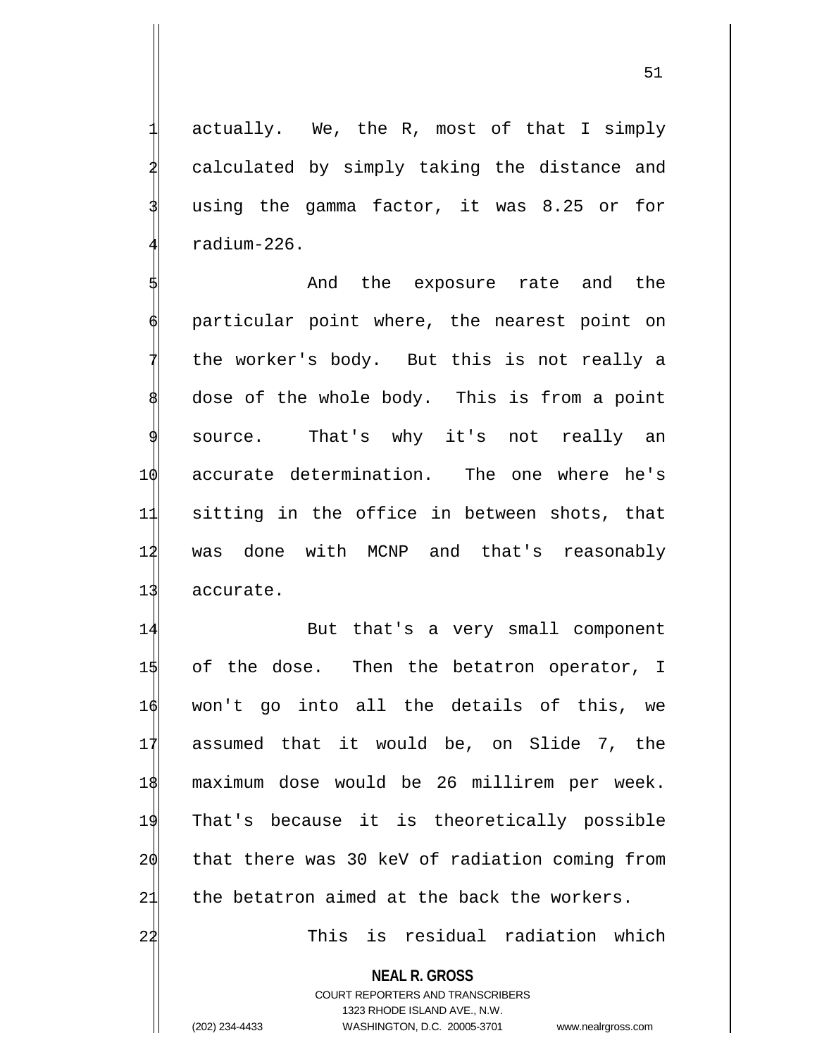actually. We, the R, most of that I simply calculated by simply taking the distance and using the gamma factor, it was 8.25 or for radium-226.

And the exposure rate and the particular point where, the nearest point on the worker's body. But this is not really a dose of the whole body. This is from a point source. That's why it's not really an accurate determination. The one where he's sitting in the office in between shots, that was done with MCNP and that's reasonably accurate.

But that's a very small component of the dose. Then the betatron operator, I won't go into all the details of this, we assumed that it would be, on Slide 7, the maximum dose would be 26 millirem per week. That's because it is theoretically possible that there was 30 keV of radiation coming from the betatron aimed at the back the workers.

This is residual radiation which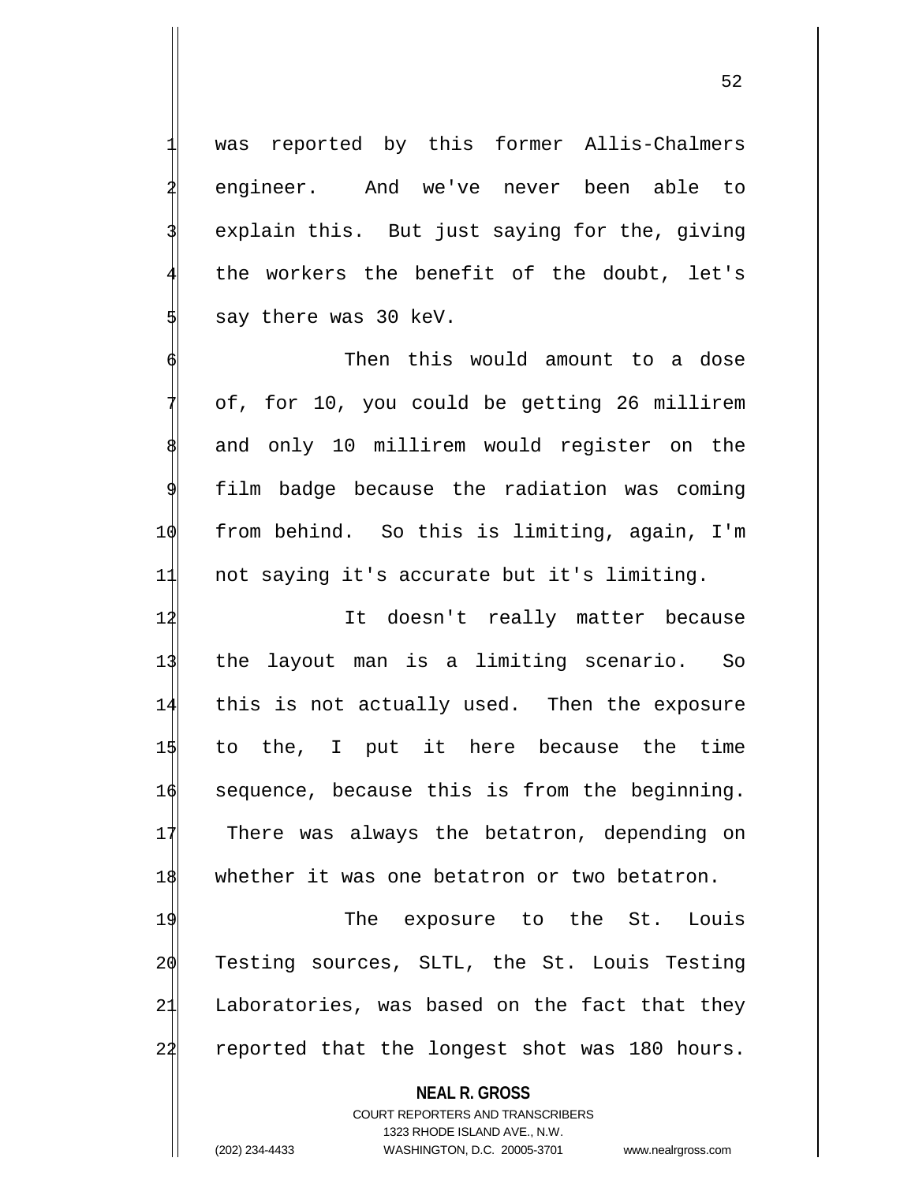was reported by this former Allis-Chalmers engineer. And we've never been able to explain this. But just saying for the, giving the workers the benefit of the doubt, let's say there was 30 keV.

Then this would amount to a dose of, for 10, you could be getting 26 millirem and only 10 millirem would register on the film badge because the radiation was coming from behind. So this is limiting, again, I'm not saying it's accurate but it's limiting.

It doesn't really matter because the layout man is a limiting scenario. So this is not actually used. Then the exposure to the, I put it here because the time sequence, because this is from the beginning. There was always the betatron, depending on whether it was one betatron or two betatron.

The exposure to the St. Louis Testing sources, SLTL, the St. Louis Testing Laboratories, was based on the fact that they reported that the longest shot was 180 hours.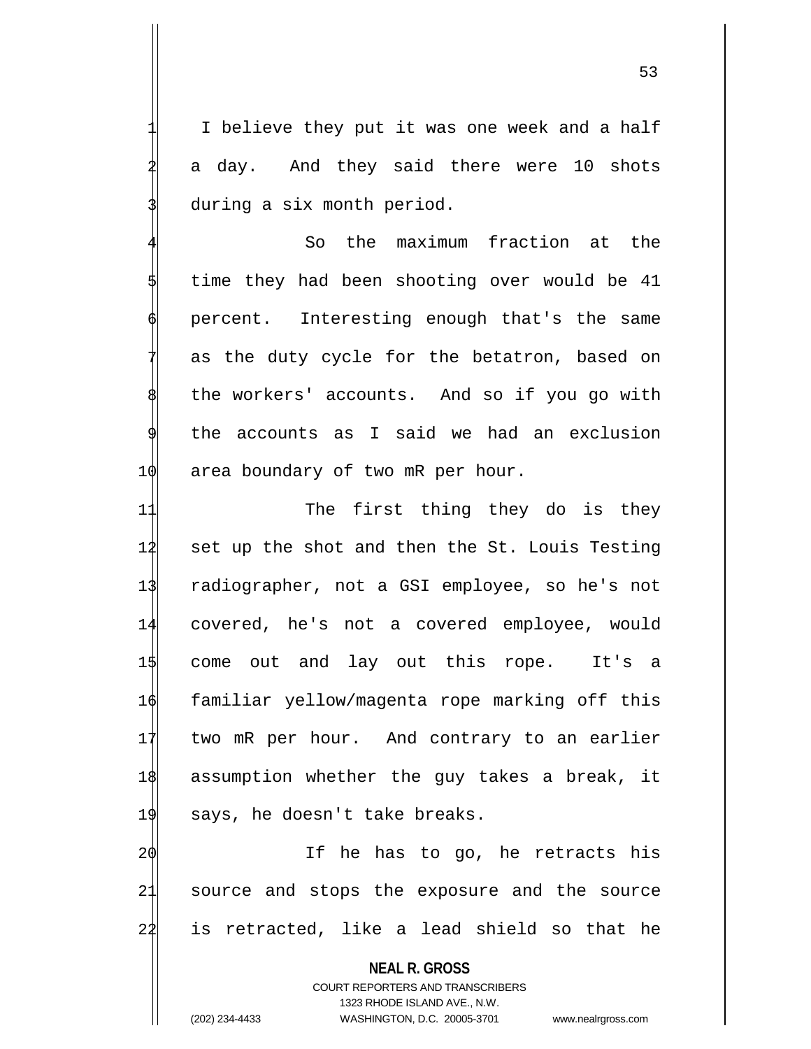I believe they put it was one week and a half a day. And they said there were 10 shots during a six month period.

So the maximum fraction at the time they had been shooting over would be 41 percent. Interesting enough that's the same as the duty cycle for the betatron, based on the workers' accounts. And so if you go with the accounts as I said we had an exclusion area boundary of two mR per hour.

The first thing they do is they set up the shot and then the St. Louis Testing radiographer, not a GSI employee, so he's not covered, he's not a covered employee, would come out and lay out this rope. It's a familiar yellow/magenta rope marking off this two mR per hour. And contrary to an earlier assumption whether the guy takes a break, it says, he doesn't take breaks.

If he has to go, he retracts his source and stops the exposure and the source is retracted, like a lead shield so that he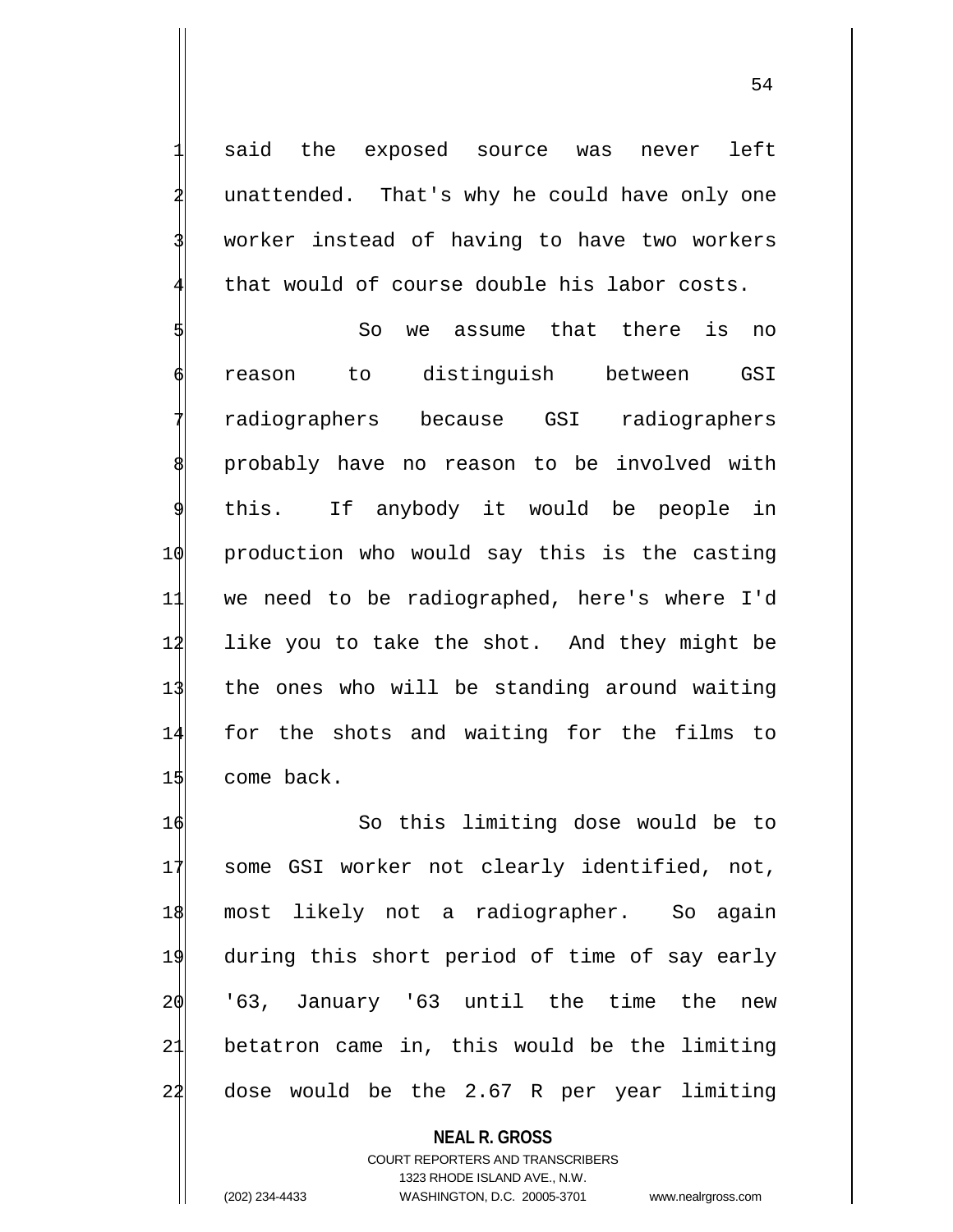said the exposed source was never left unattended. That's why he could have only one worker instead of having to have two workers that would of course double his labor costs.

So we assume that there is no reason to distinguish between GSI radiographers because GSI radiographers probably have no reason to be involved with this. If anybody it would be people in production who would say this is the casting we need to be radiographed, here's where I'd like you to take the shot. And they might be the ones who will be standing around waiting for the shots and waiting for the films to come back.

So this limiting dose would be to some GSI worker not clearly identified, not, most likely not a radiographer. So again during this short period of time of say early '63, January '63 until the time the new betatron came in, this would be the limiting dose would be the 2.67 R per year limiting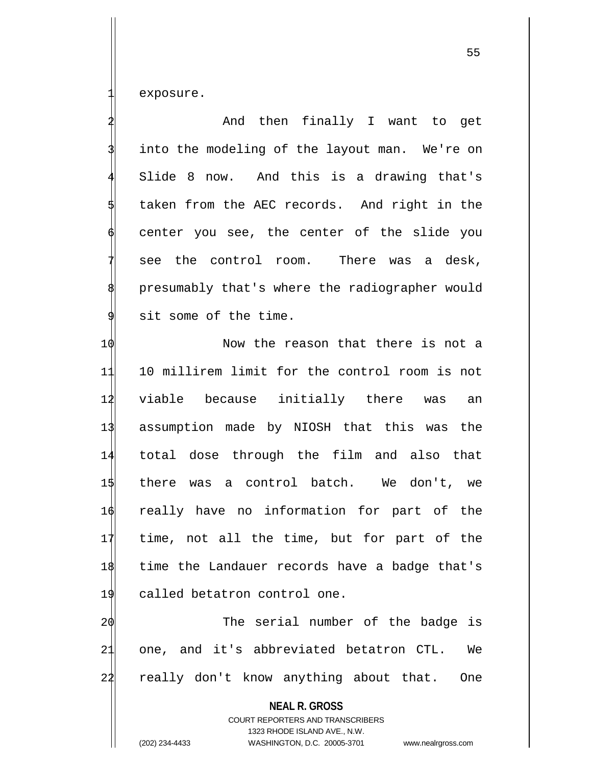exposure.

And then finally I want to get into the modeling of the layout man. We're on Slide 8 now. And this is a drawing that's taken from the AEC records. And right in the center you see, the center of the slide you see the control room. There was a desk, presumably that's where the radiographer would sit some of the time.

Now the reason that there is not a 10 millirem limit for the control room is not viable because initially there was an assumption made by NIOSH that this was the total dose through the film and also that there was a control batch. We don't, we really have no information for part of the time, not all the time, but for part of the time the Landauer records have a badge that's called betatron control one.

The serial number of the badge is one, and it's abbreviated betatron CTL. We really don't know anything about that. One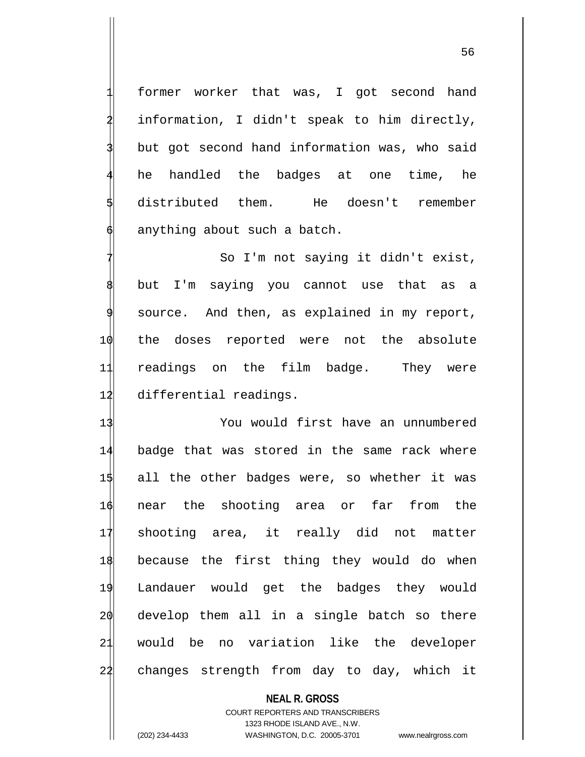former worker that was, I got second hand information, I didn't speak to him directly, but got second hand information was, who said he handled the badges at one time, he distributed them. He doesn't remember anything about such a batch.

So I'm not saying it didn't exist, but I'm saying you cannot use that as a source. And then, as explained in my report, the doses reported were not the absolute readings on the film badge. They were differential readings.

You would first have an unnumbered badge that was stored in the same rack where all the other badges were, so whether it was near the shooting area or far from the shooting area, it really did not matter because the first thing they would do when Landauer would get the badges they would develop them all in a single batch so there would be no variation like the developer changes strength from day to day, which it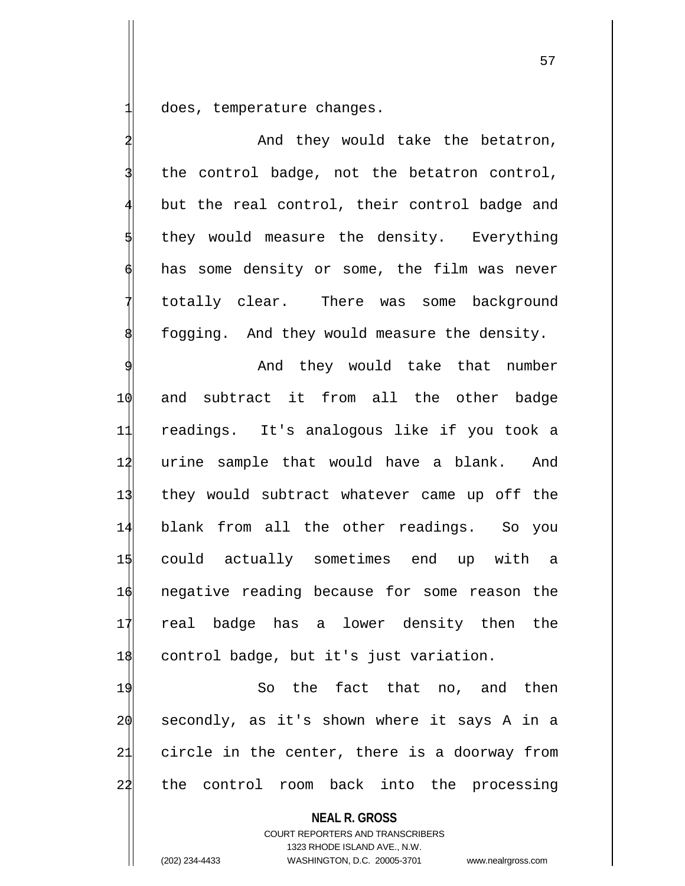does, temperature changes.

And they would take the betatron, the control badge, not the betatron control, but the real control, their control badge and they would measure the density. Everything has some density or some, the film was never totally clear. There was some background fogging. And they would measure the density.

And they would take that number and subtract it from all the other badge readings. It's analogous like if you took a urine sample that would have a blank. And they would subtract whatever came up off the blank from all the other readings. So you could actually sometimes end up with a negative reading because for some reason the real badge has a lower density then the control badge, but it's just variation.

So the fact that no, and then secondly, as it's shown where it says A in a circle in the center, there is a doorway from the control room back into the processing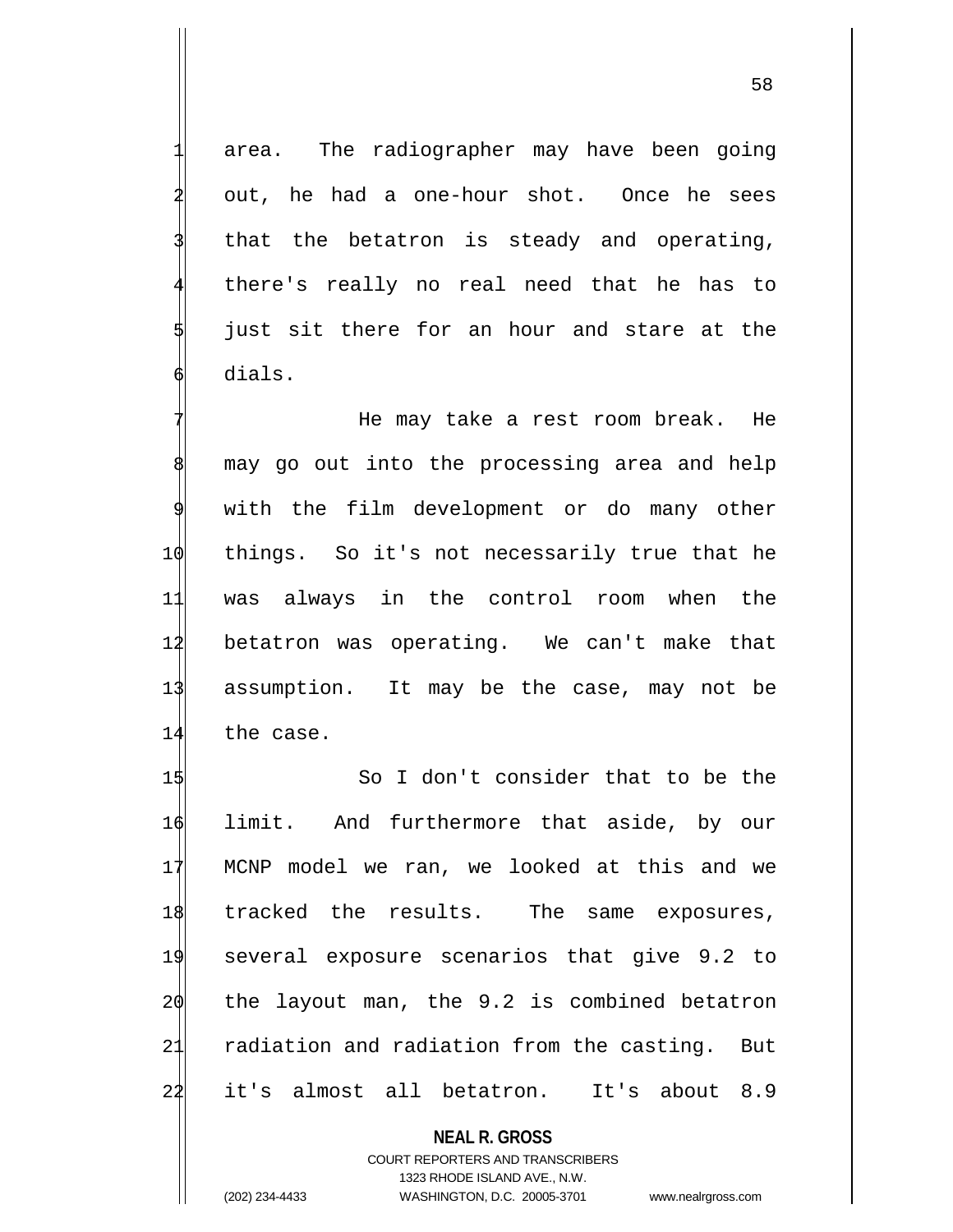area. The radiographer may have been going out, he had a one-hour shot. Once he sees that the betatron is steady and operating, there's really no real need that he has to just sit there for an hour and stare at the dials.

He may take a rest room break. He may go out into the processing area and help with the film development or do many other things. So it's not necessarily true that he was always in the control room when the betatron was operating. We can't make that assumption. It may be the case, may not be the case.

So I don't consider that to be the limit. And furthermore that aside, by our MCNP model we ran, we looked at this and we tracked the results. The same exposures, several exposure scenarios that give 9.2 to the layout man, the 9.2 is combined betatron radiation and radiation from the casting. But it's almost all betatron. It's about 8.9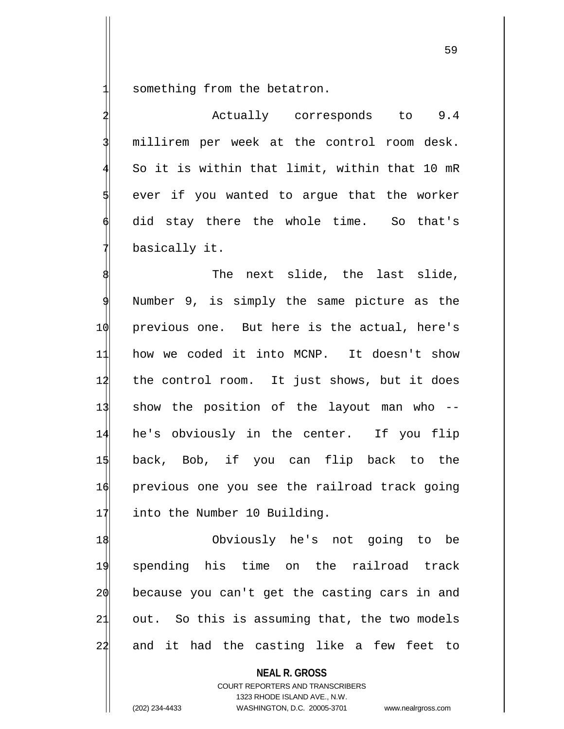something from the betatron.

Actually corresponds to 9.4 millirem per week at the control room desk. So it is within that limit, within that 10 mR ever if you wanted to argue that the worker did stay there the whole time. So that's basically it.

The next slide, the last slide, Number 9, is simply the same picture as the previous one. But here is the actual, here's how we coded it into MCNP. It doesn't show the control room. It just shows, but it does show the position of the layout man who -- he's obviously in the center. If you flip back, Bob, if you can flip back to the previous one you see the railroad track going into the Number 10 Building.

Obviously he's not going to be spending his time on the railroad track because you can't get the casting cars in and out. So this is assuming that, the two models and it had the casting like a few feet to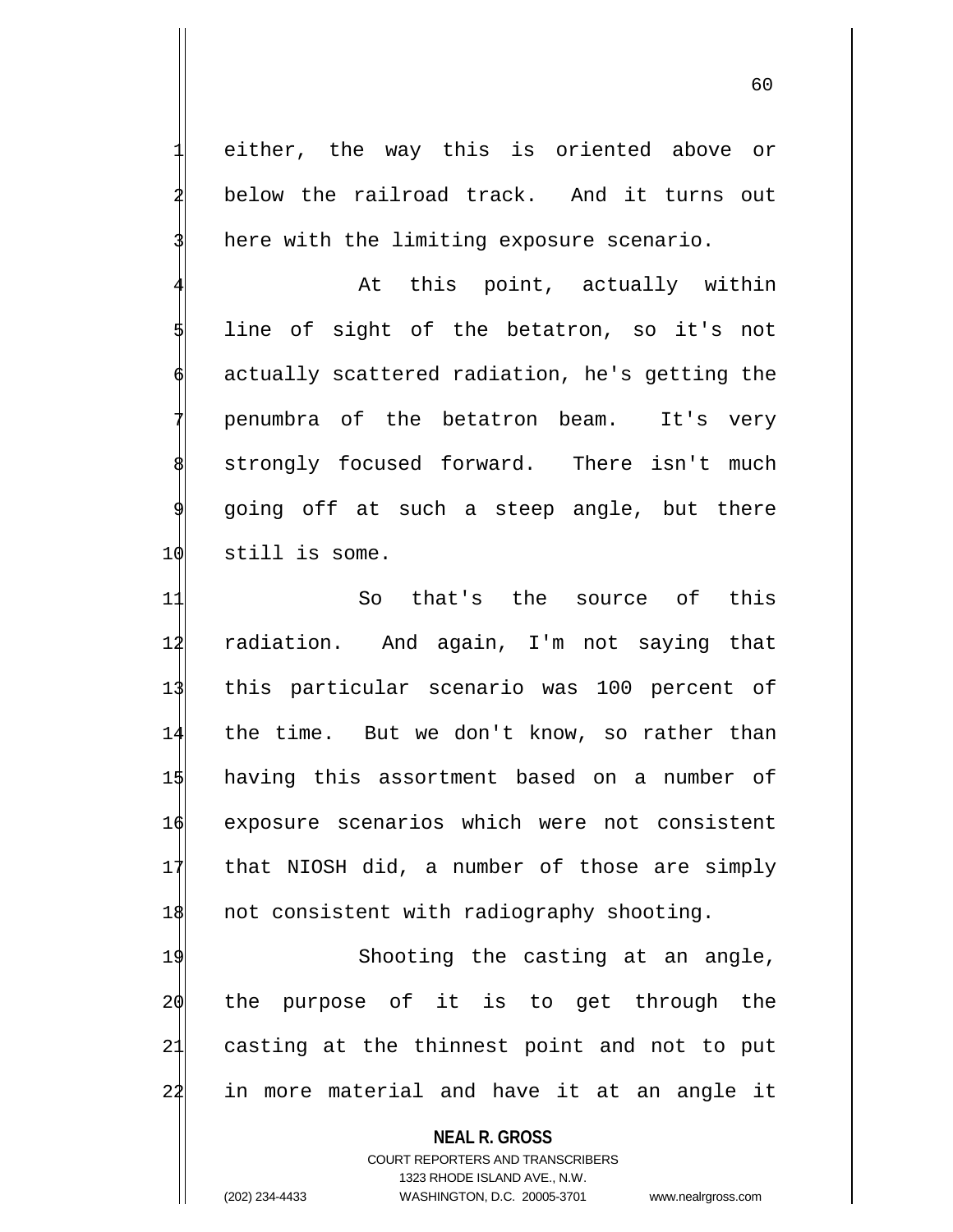either, the way this is oriented above or below the railroad track. And it turns out here with the limiting exposure scenario.

At this point, actually within line of sight of the betatron, so it's not actually scattered radiation, he's getting the penumbra of the betatron beam. It's very strongly focused forward. There isn't much going off at such a steep angle, but there still is some.

So that's the source of this radiation. And again, I'm not saying that this particular scenario was 100 percent of the time. But we don't know, so rather than having this assortment based on a number of exposure scenarios which were not consistent that NIOSH did, a number of those are simply not consistent with radiography shooting.

Shooting the casting at an angle, the purpose of it is to get through the casting at the thinnest point and not to put in more material and have it at an angle it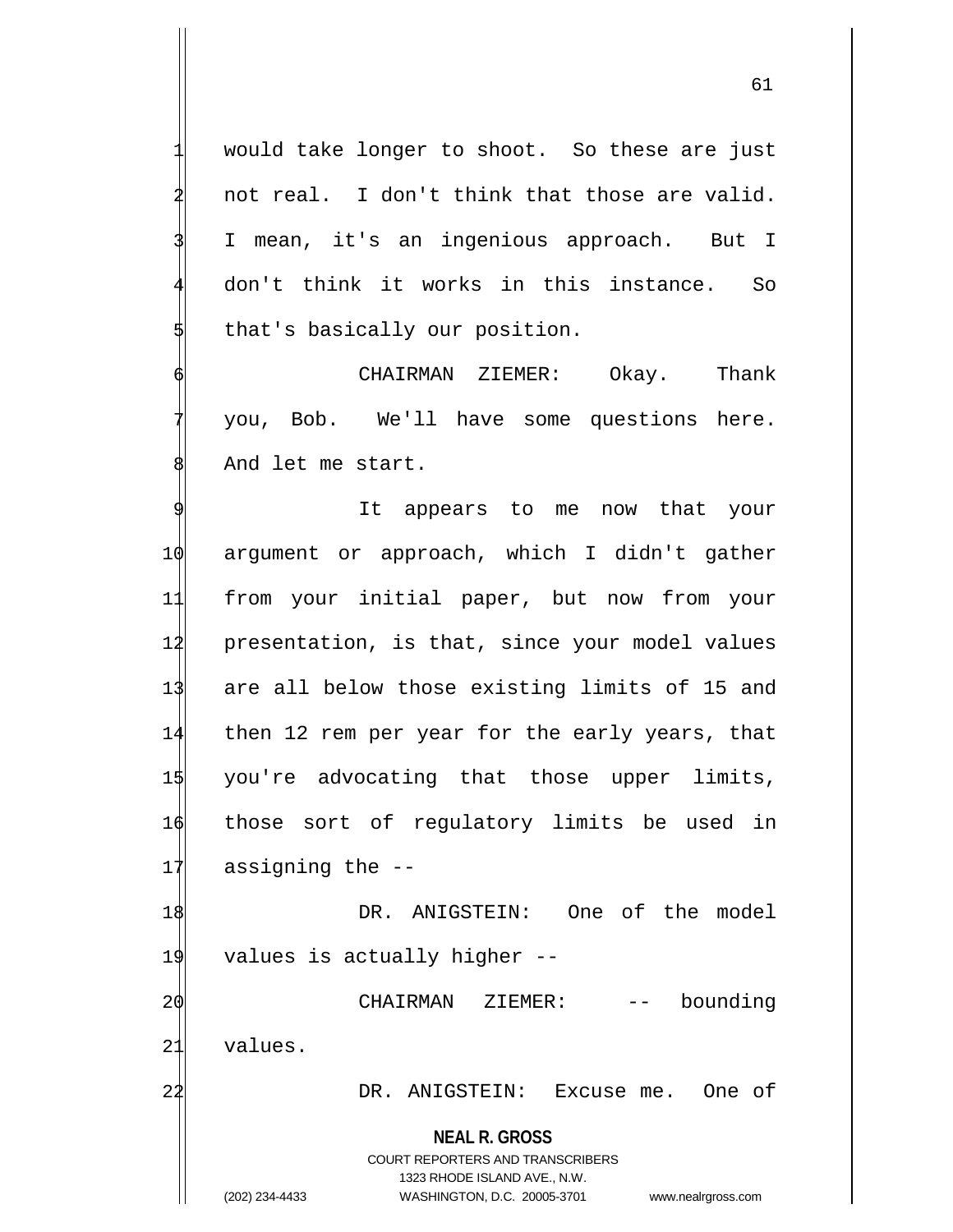would take longer to shoot. So these are just not real. I don't think that those are valid. I mean, it's an ingenious approach. But I don't think it works in this instance. So that's basically our position.

CHAIRMAN ZIEMER: Okay. Thank you, Bob. We'll have some questions here. And let me start.

It appears to me now that your argument or approach, which I didn't gather from your initial paper, but now from your presentation, is that, since your model values are all below those existing limits of 15 and then 12 rem per year for the early years, that you're advocating that those upper limits, those sort of regulatory limits be used in assigning the --

DR. ANIGSTEIN: One of the model values is actually higher --

CHAIRMAN ZIEMER: -- bounding values.

DR. ANIGSTEIN: Excuse me. One of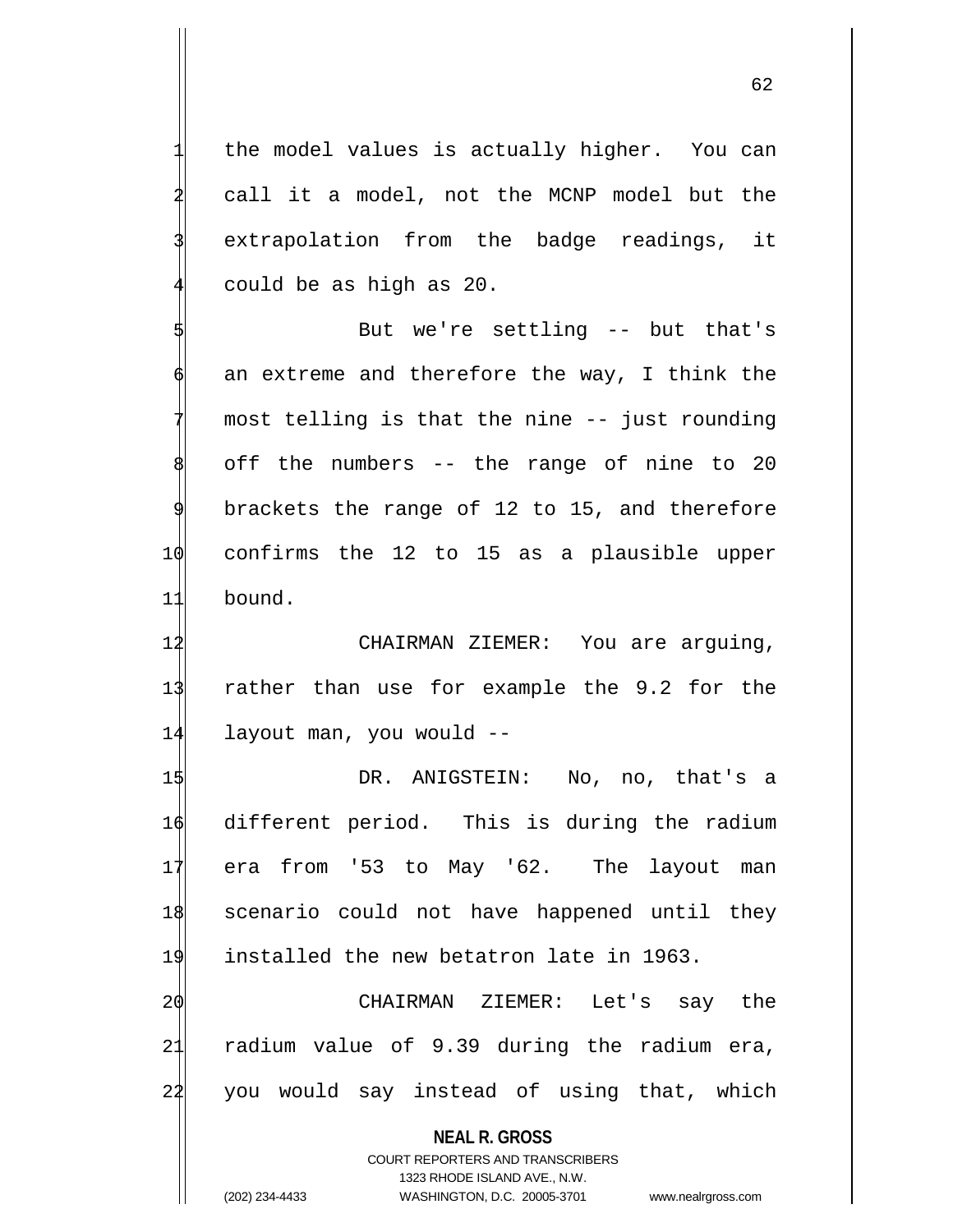the model values is actually higher. You can call it a model, not the MCNP model but the extrapolation from the badge readings, it could be as high as 20.

But we're settling -- but that's an extreme and therefore the way, I think the most telling is that the nine -- just rounding off the numbers -- the range of nine to 20 brackets the range of 12 to 15, and therefore confirms the 12 to 15 as a plausible upper bound.

CHAIRMAN ZIEMER: You are arguing, rather than use for example the 9.2 for the layout man, you would --

DR. ANIGSTEIN: No, no, that's a different period. This is during the radium era from '53 to May '62. The layout man scenario could not have happened until they installed the new betatron late in 1963.

CHAIRMAN ZIEMER: Let's say the radium value of 9.39 during the radium era, you would say instead of using that, which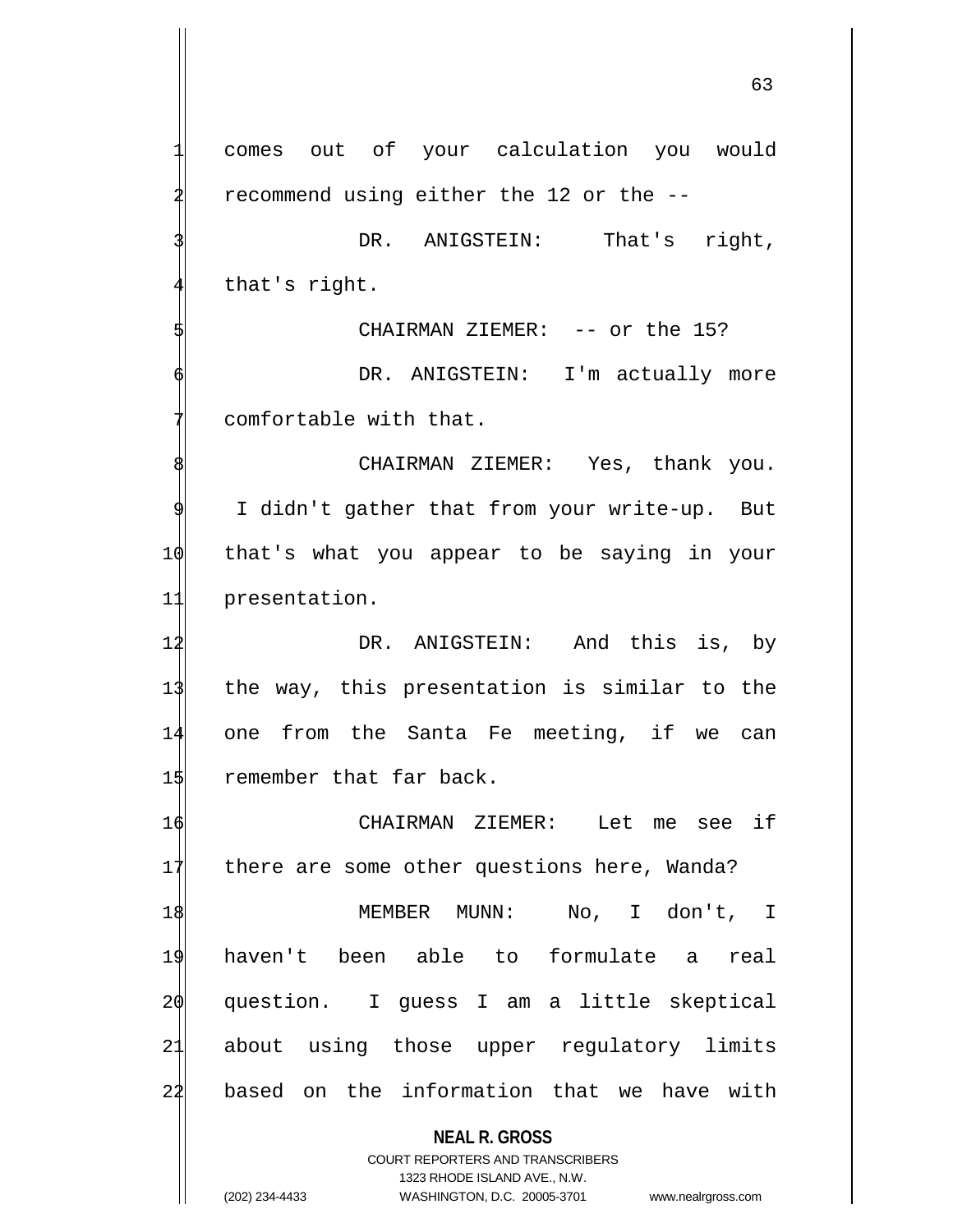comes out of your calculation you would recommend using either the 12 or the --

DR. ANIGSTEIN: That's right, that's right.

CHAIRMAN ZIEMER: -- or the 15?

DR. ANIGSTEIN: I'm actually more comfortable with that.

CHAIRMAN ZIEMER: Yes, thank you. I didn't gather that from your write-up. But that's what you appear to be saying in your presentation.

DR. ANIGSTEIN: And this is, by the way, this presentation is similar to the one from the Santa Fe meeting, if we can remember that far back.

CHAIRMAN ZIEMER: Let me see if there are some other questions here, Wanda?

MEMBER MUNN: No, I don't, I haven't been able to formulate a real question. I guess I am a little skeptical about using those upper regulatory limits based on the information that we have with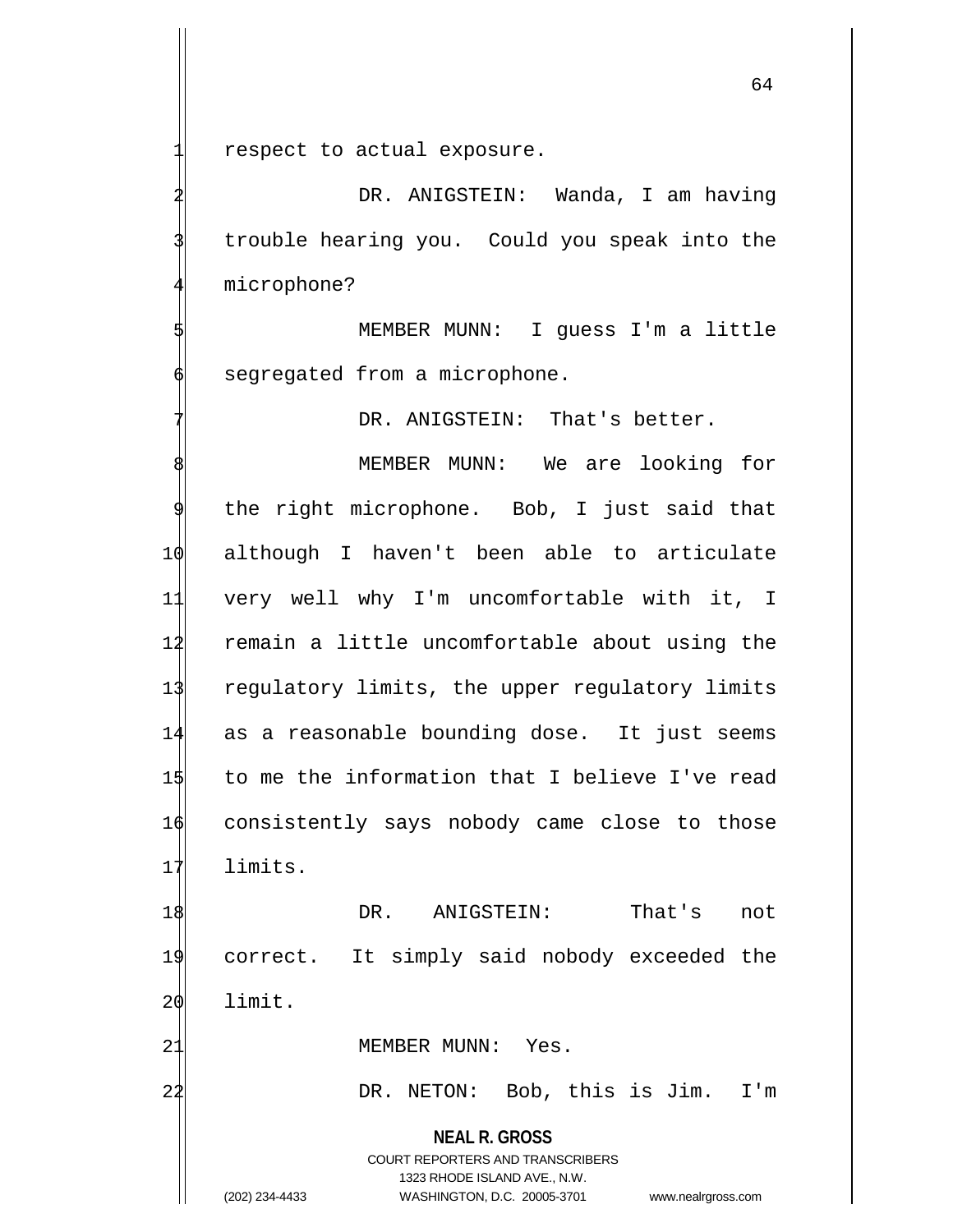respect to actual exposure.

DR. ANIGSTEIN: Wanda, I am having trouble hearing you. Could you speak into the microphone?

MEMBER MUNN: I guess I'm a little segregated from a microphone.

DR. ANIGSTEIN: That's better.

MEMBER MUNN: We are looking for the right microphone. Bob, I just said that although I haven't been able to articulate very well why I'm uncomfortable with it, I remain a little uncomfortable about using the regulatory limits, the upper regulatory limits as a reasonable bounding dose. It just seems to me the information that I believe I've read consistently says nobody came close to those limits.

DR. ANIGSTEIN: That's not correct. It simply said nobody exceeded the limit.

MEMBER MUNN: Yes.

DR. NETON: Bob, this is Jim. I'm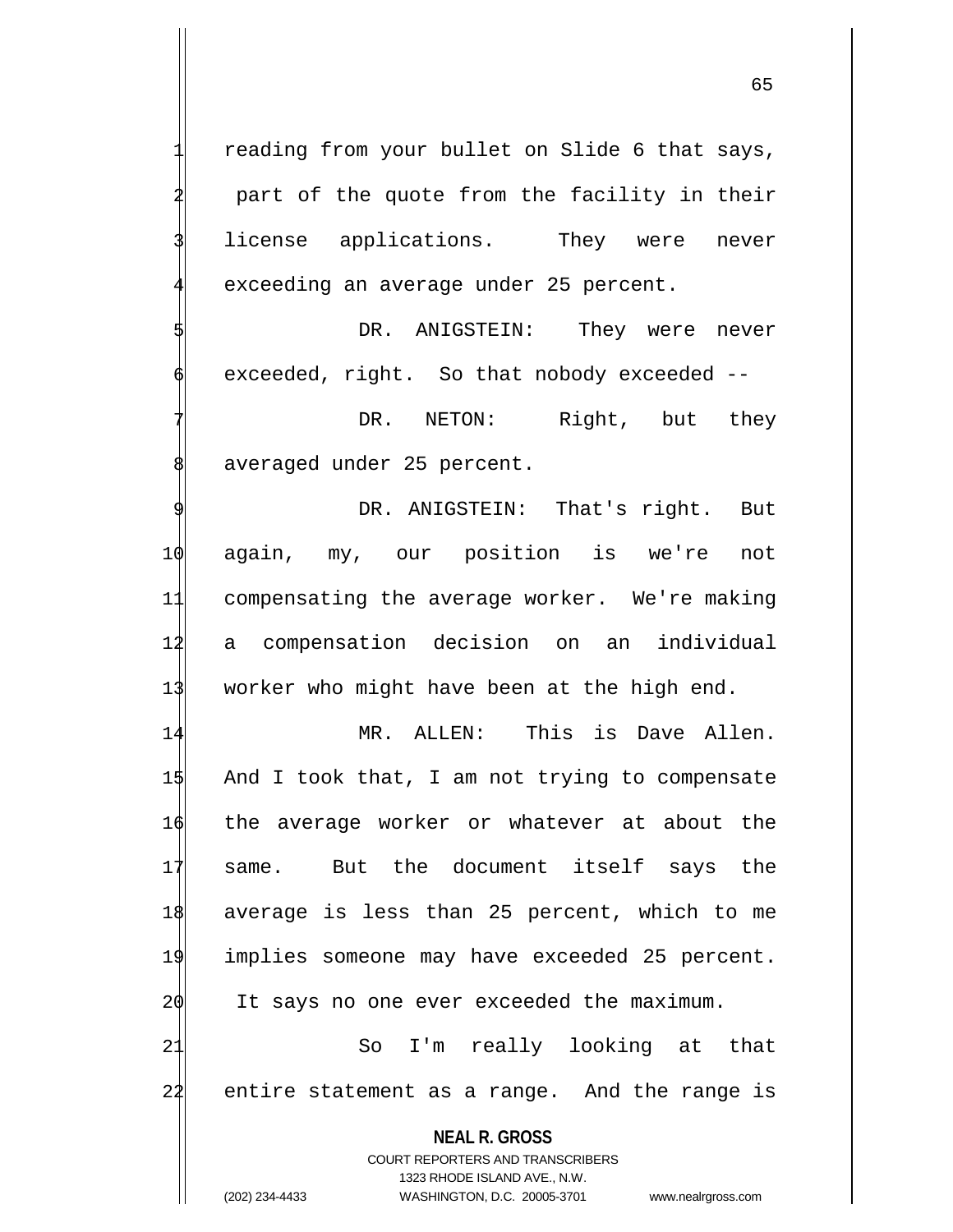reading from your bullet on Slide 6 that says, part of the quote from the facility in their license applications. They were never exceeding an average under 25 percent.

DR. ANIGSTEIN: They were never exceeded, right. So that nobody exceeded --

DR. NETON: Right, but they averaged under 25 percent.

DR. ANIGSTEIN: That's right. But again, my, our position is we're not compensating the average worker. We're making a compensation decision on an individual worker who might have been at the high end.

MR. ALLEN: This is Dave Allen. And I took that, I am not trying to compensate the average worker or whatever at about the same. But the document itself says the average is less than 25 percent, which to me implies someone may have exceeded 25 percent. It says no one ever exceeded the maximum.

So I'm really looking at that entire statement as a range. And the range is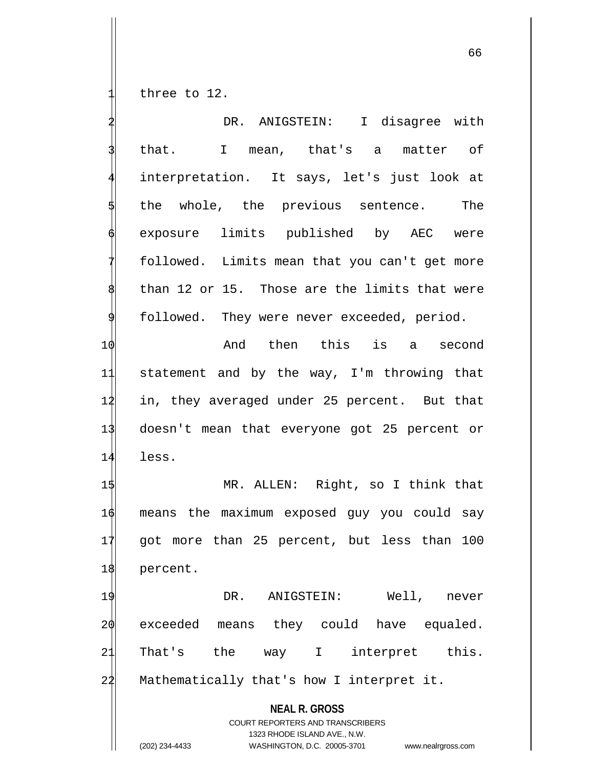three to 12.

DR. ANIGSTEIN: I disagree with that. I mean, that's a matter of interpretation. It says, let's just look at the whole, the previous sentence. The exposure limits published by AEC were followed. Limits mean that you can't get more than 12 or 15. Those are the limits that were followed. They were never exceeded, period.

And then this is a second statement and by the way, I'm throwing that in, they averaged under 25 percent. But that doesn't mean that everyone got 25 percent or less.

MR. ALLEN: Right, so I think that means the maximum exposed guy you could say got more than 25 percent, but less than 100 percent.

DR. ANIGSTEIN: Well, never exceeded means they could have equaled. That's the way I interpret this. Mathematically that's how I interpret it.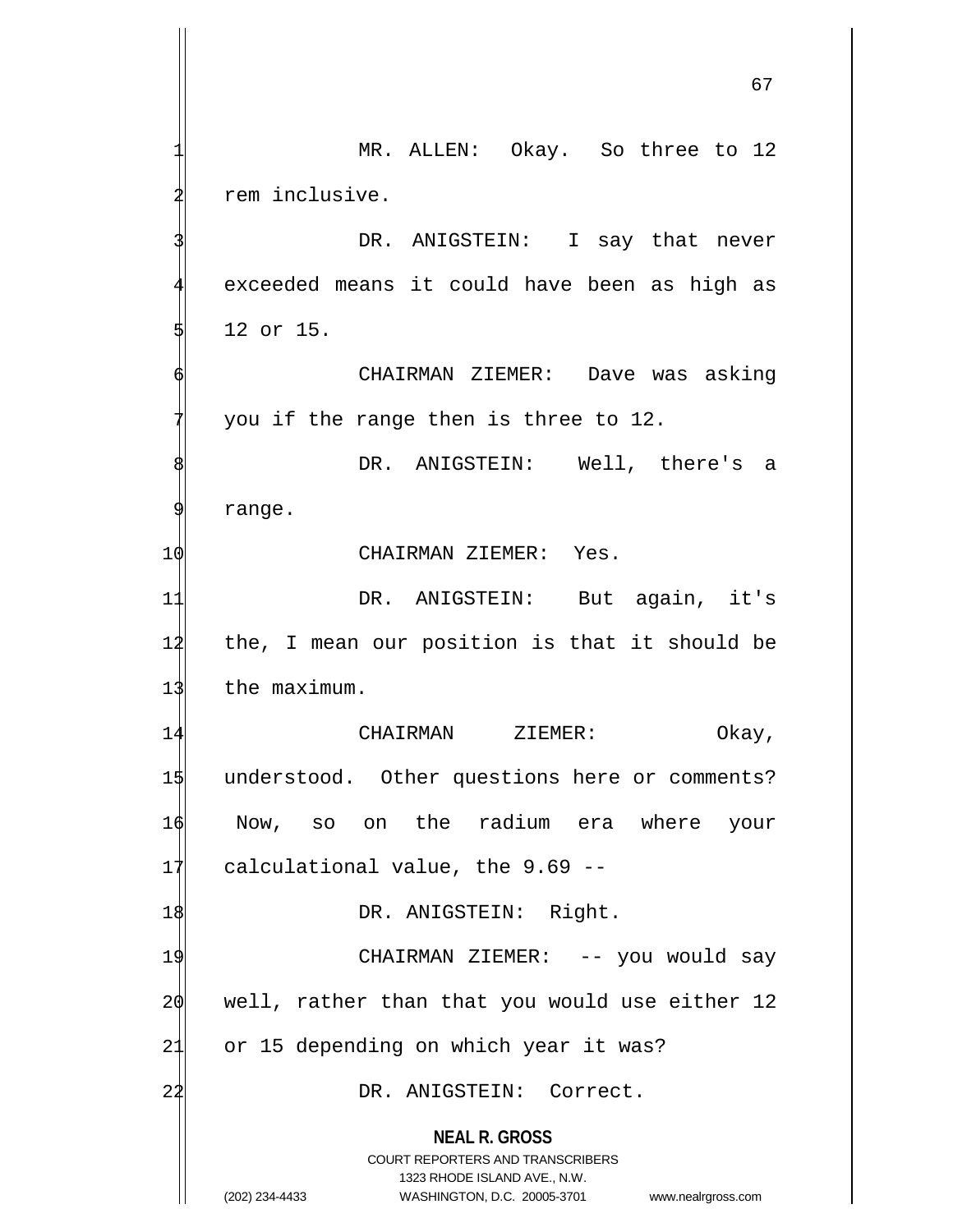MR. ALLEN: Okay. So three to 12 rem inclusive.

DR. ANIGSTEIN: I say that never exceeded means it could have been as high as 12 or 15.

CHAIRMAN ZIEMER: Dave was asking you if the range then is three to 12.

DR. ANIGSTEIN: Well, there's a range.

CHAIRMAN ZIEMER: Yes.

DR. ANIGSTEIN: But again, it's the, I mean our position is that it should be the maximum.

CHAIRMAN ZIEMER: Okay, understood. Other questions here or comments? Now, so on the radium era where your calculational value, the 9.69 --

DR. ANIGSTEIN: Right.

CHAIRMAN ZIEMER: -- you would say well, rather than that you would use either 12 or 15 depending on which year it was?

DR. ANIGSTEIN: Correct.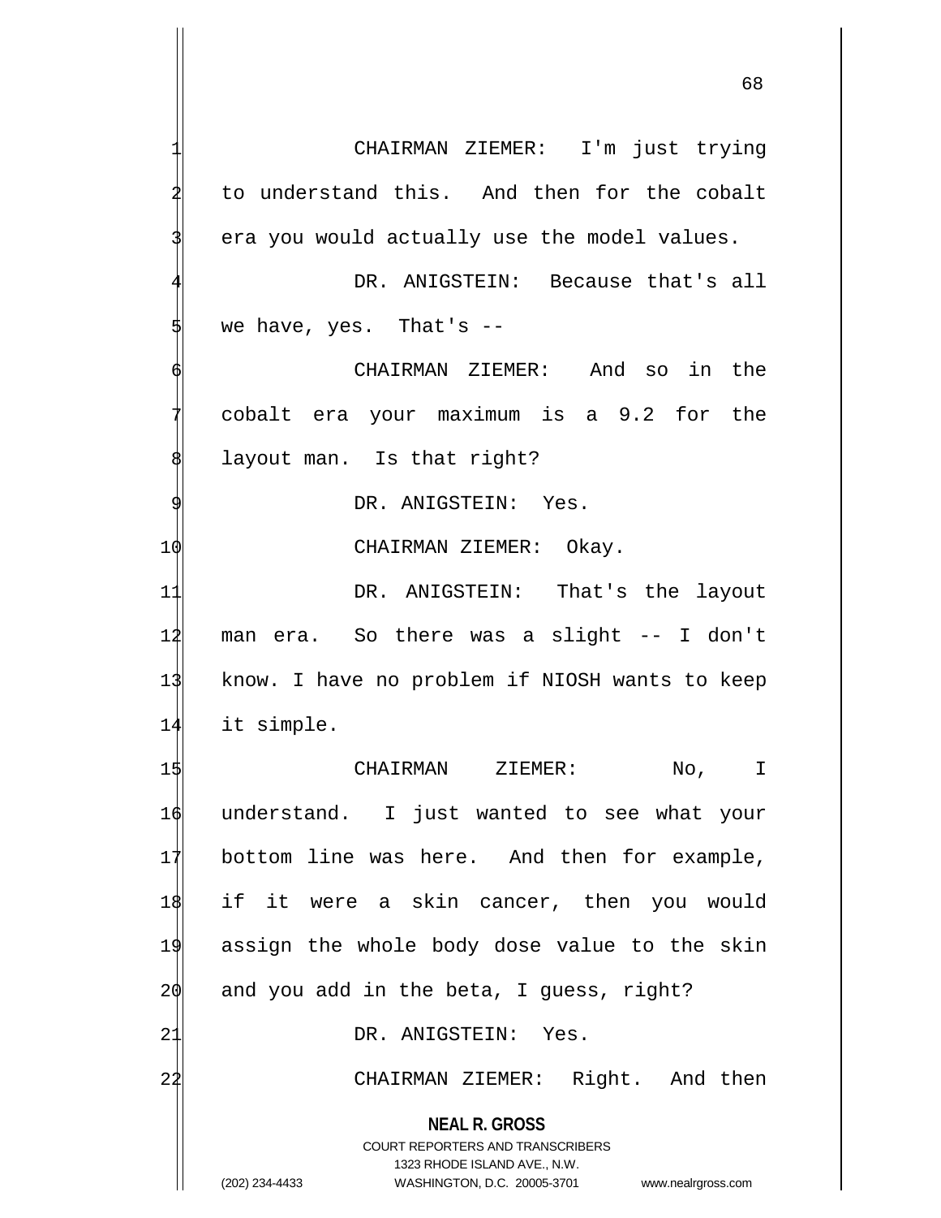CHAIRMAN ZIEMER: I'm just trying to understand this. And then for the cobalt era you would actually use the model values.

DR. ANIGSTEIN: Because that's all we have, yes. That's --

CHAIRMAN ZIEMER: And so in the cobalt era your maximum is a 9.2 for the layout man. Is that right?

DR. ANIGSTEIN: Yes.

CHAIRMAN ZIEMER: Okay.

DR. ANIGSTEIN: That's the layout man era. So there was a slight -- I don't know. I have no problem if NIOSH wants to keep it simple.

CHAIRMAN ZIEMER: No, I understand. I just wanted to see what your bottom line was here. And then for example, if it were a skin cancer, then you would assign the whole body dose value to the skin and you add in the beta, I guess, right?

DR. ANIGSTEIN: Yes.

CHAIRMAN ZIEMER: Right. And then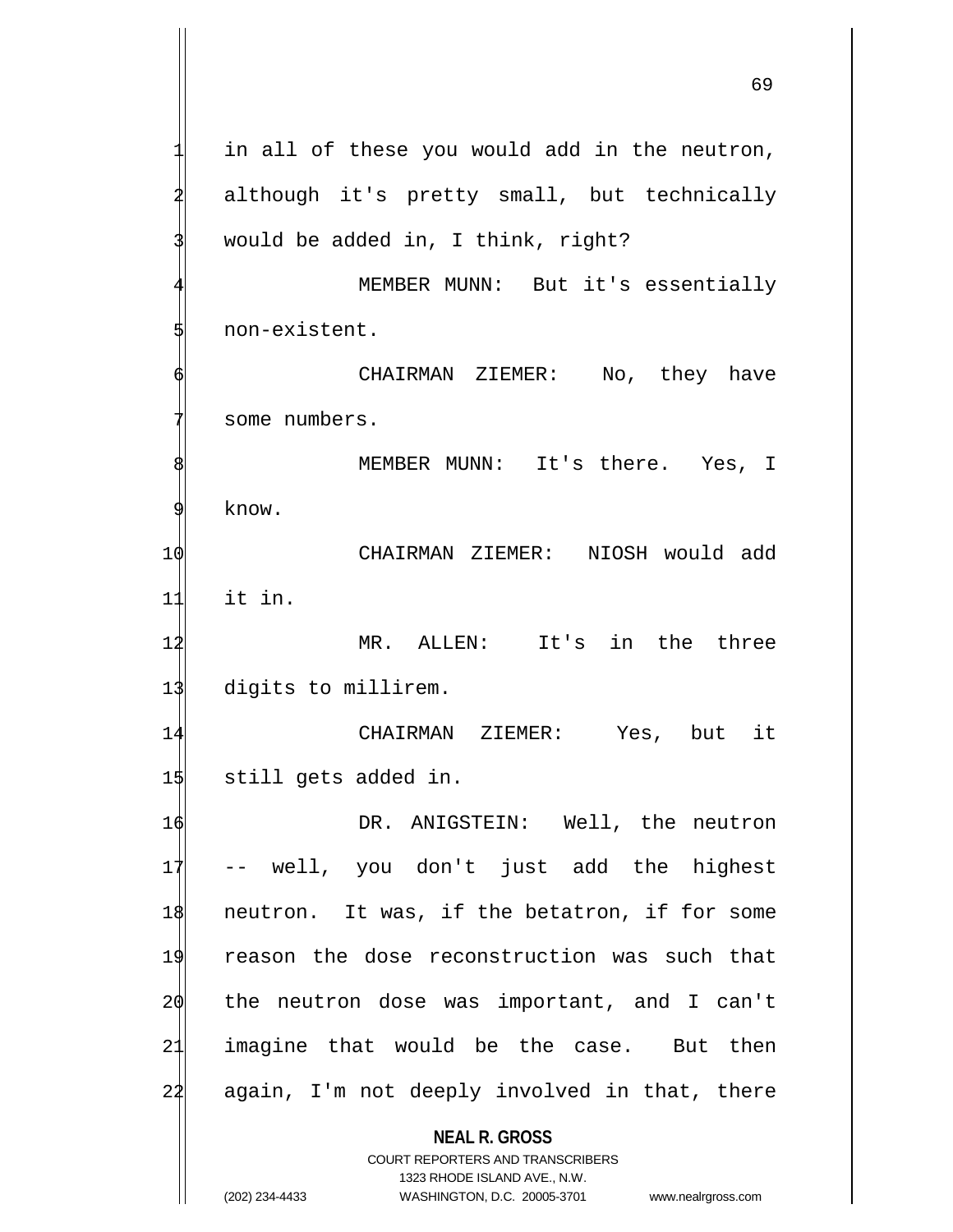in all of these you would add in the neutron, although it's pretty small, but technically would be added in, I think, right?

MEMBER MUNN: But it's essentially non-existent.

CHAIRMAN ZIEMER: No, they have some numbers.

MEMBER MUNN: It's there. Yes, I know.

CHAIRMAN ZIEMER: NIOSH would add it in.

MR. ALLEN: It's in the three digits to millirem.

CHAIRMAN ZIEMER: Yes, but it still gets added in.

DR. ANIGSTEIN: Well, the neutron -- well, you don't just add the highest neutron. It was, if the betatron, if for some reason the dose reconstruction was such that the neutron dose was important, and I can't imagine that would be the case. But then again, I'm not deeply involved in that, there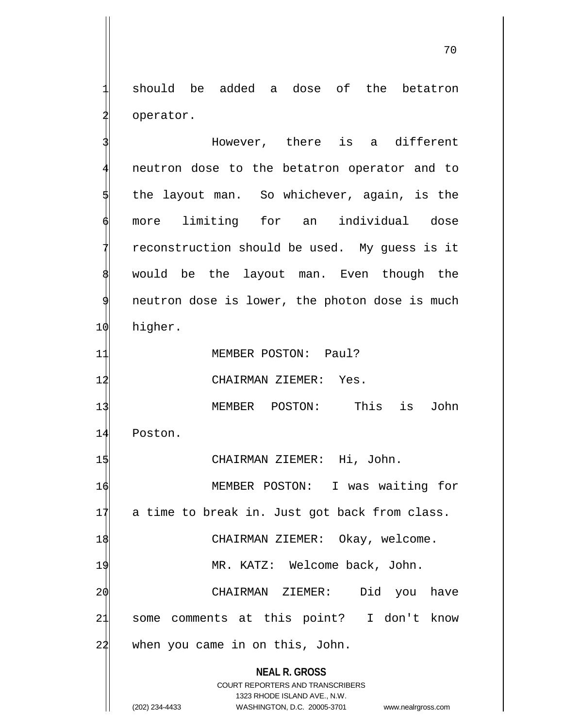should be added a dose of the betatron operator.

However, there is a different neutron dose to the betatron operator and to the layout man. So whichever, again, is the more limiting for an individual dose reconstruction should be used. My guess is it would be the layout man. Even though the neutron dose is lower, the photon dose is much higher.

MEMBER POSTON: Paul?

CHAIRMAN ZIEMER: Yes.

MEMBER POSTON: This is John Poston.

CHAIRMAN ZIEMER: Hi, John.

MEMBER POSTON: I was waiting for a time to break in. Just got back from class.

CHAIRMAN ZIEMER: Okay, welcome.

MR. KATZ: Welcome back, John.

CHAIRMAN ZIEMER: Did you have some comments at this point? I don't know when you came in on this, John.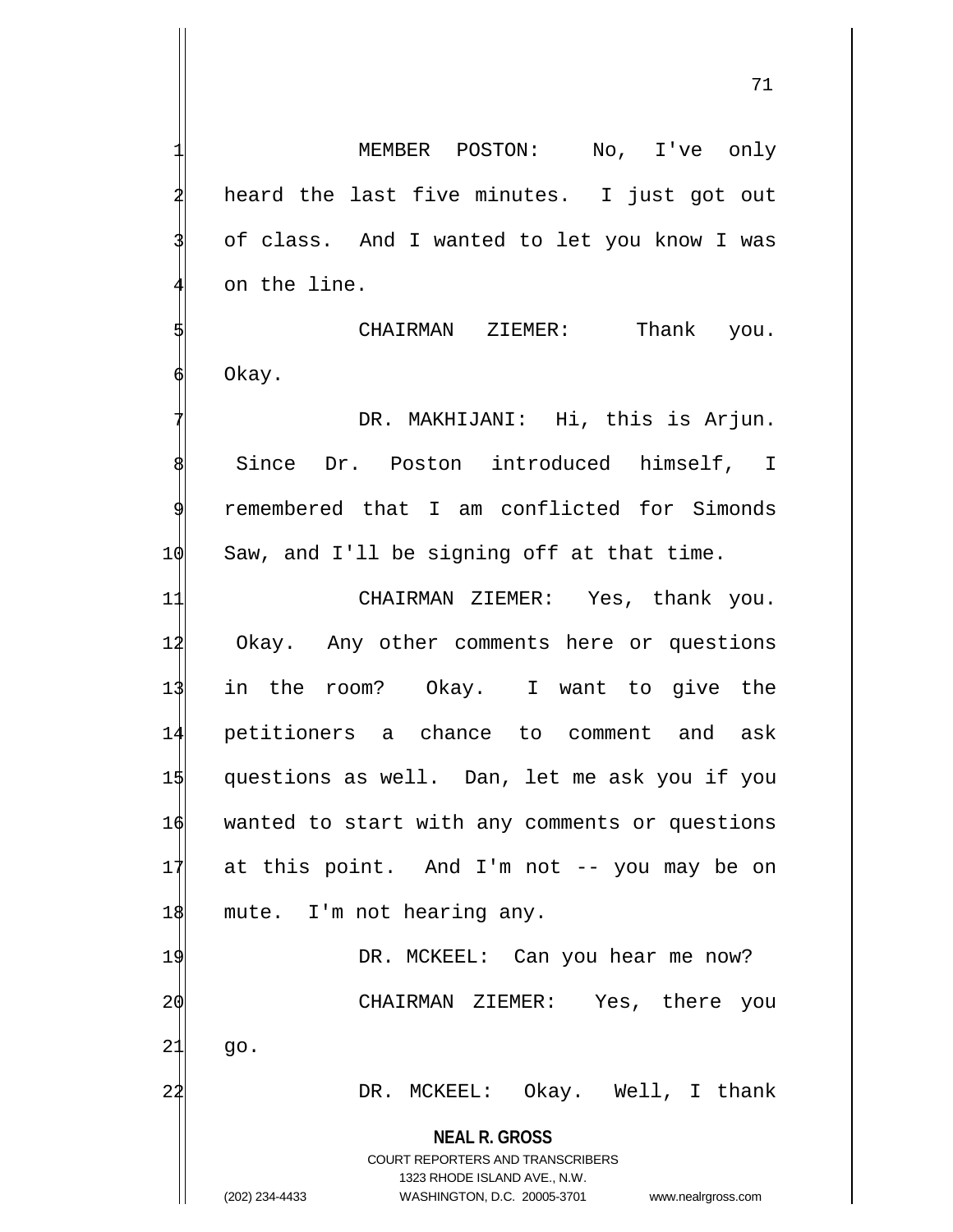MEMBER POSTON: No, I've only heard the last five minutes. I just got out of class. And I wanted to let you know I was on the line.

CHAIRMAN ZIEMER: Thank you. Okay.

DR. MAKHIJANI: Hi, this is Arjun. Since Dr. Poston introduced himself, I remembered that I am conflicted for Simonds Saw, and I'll be signing off at that time.

CHAIRMAN ZIEMER: Yes, thank you. Okay. Any other comments here or questions in the room? Okay. I want to give the petitioners a chance to comment and ask questions as well. Dan, let me ask you if you wanted to start with any comments or questions at this point. And I'm not -- you may be on mute. I'm not hearing any.

DR. MCKEEL: Can you hear me now?

CHAIRMAN ZIEMER: Yes, there you go.

DR. MCKEEL: Okay. Well, I thank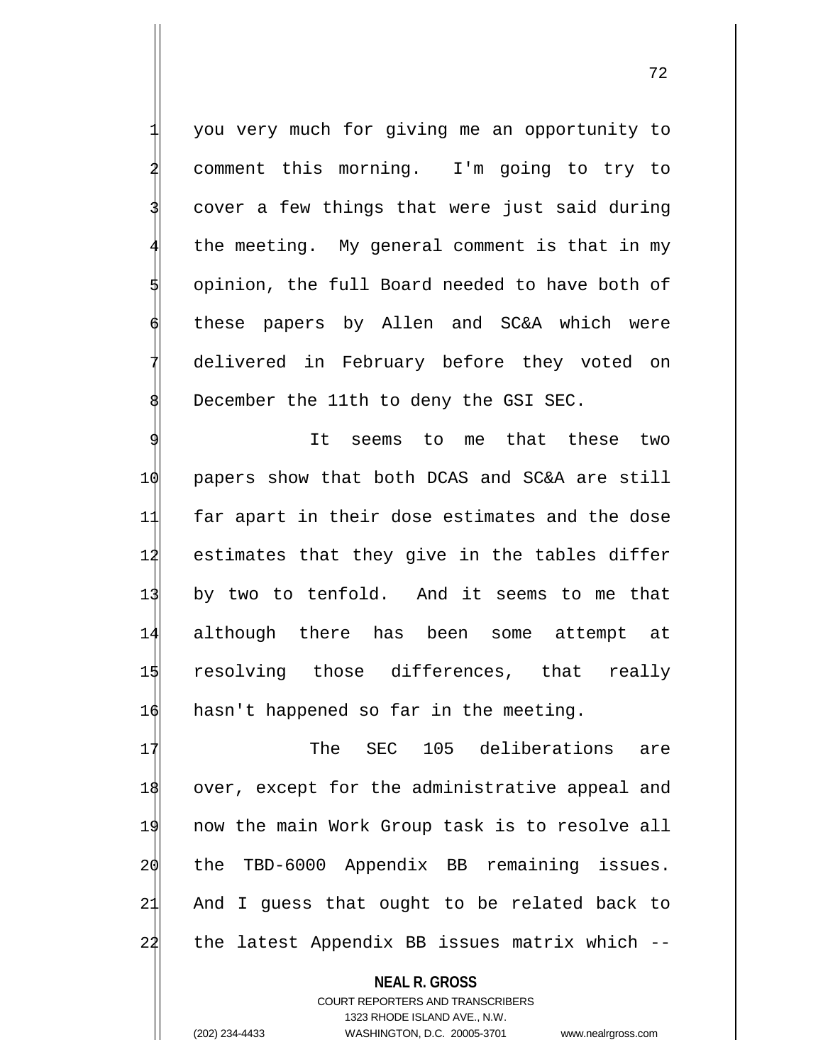you very much for giving me an opportunity to comment this morning. I'm going to try to cover a few things that were just said during the meeting. My general comment is that in my opinion, the full Board needed to have both of these papers by Allen and SC&A which were delivered in February before they voted on December the 11th to deny the GSI SEC.

It seems to me that these two papers show that both DCAS and SC&A are still far apart in their dose estimates and the dose estimates that they give in the tables differ by two to tenfold. And it seems to me that although there has been some attempt at resolving those differences, that really hasn't happened so far in the meeting.

The SEC 105 deliberations are over, except for the administrative appeal and now the main Work Group task is to resolve all the TBD-6000 Appendix BB remaining issues. And I guess that ought to be related back to the latest Appendix BB issues matrix which --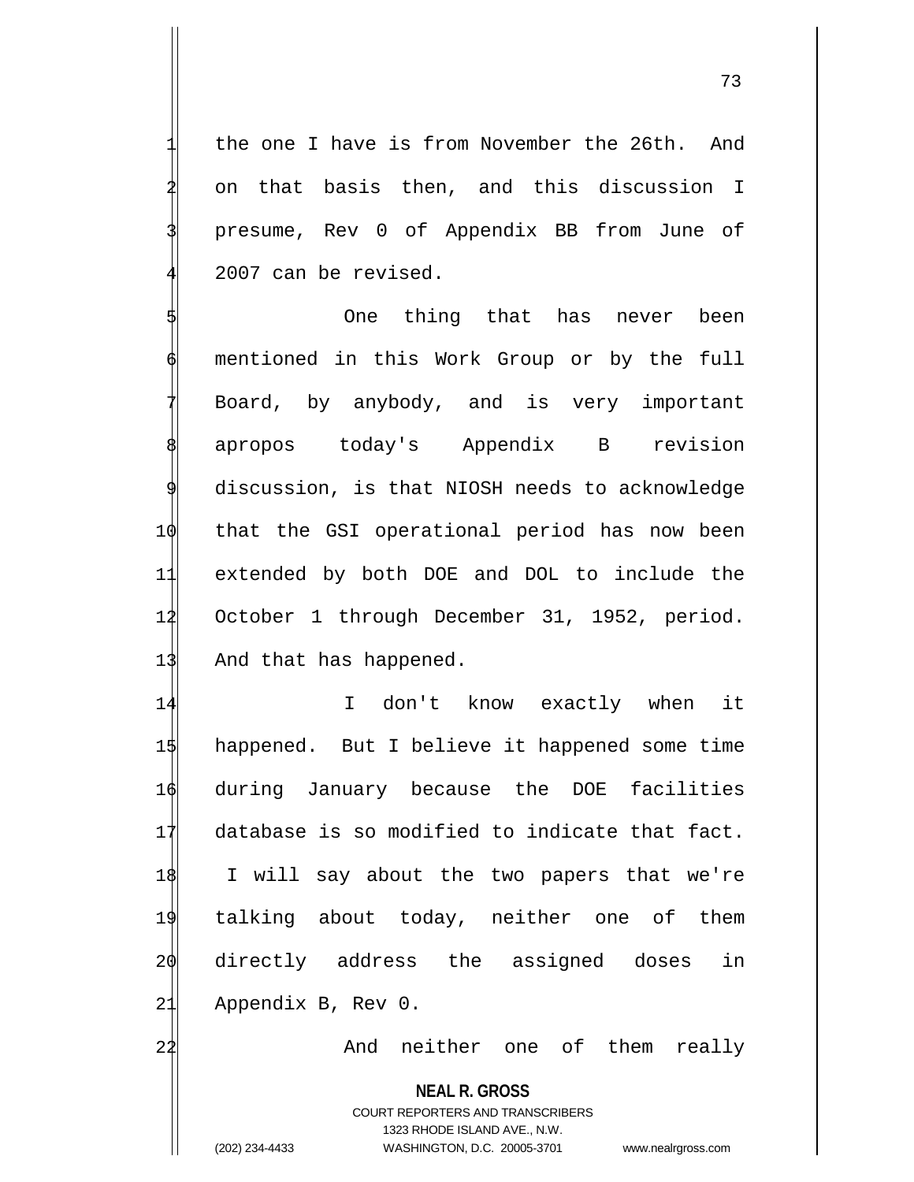the one I have is from November the 26th. And on that basis then, and this discussion I presume, Rev 0 of Appendix BB from June of 2007 can be revised.

One thing that has never been mentioned in this Work Group or by the full Board, by anybody, and is very important apropos today's Appendix B revision discussion, is that NIOSH needs to acknowledge that the GSI operational period has now been extended by both DOE and DOL to include the October 1 through December 31, 1952, period. And that has happened.

I don't know exactly when it happened. But I believe it happened some time during January because the DOE facilities database is so modified to indicate that fact. I will say about the two papers that we're talking about today, neither one of them directly address the assigned doses in Appendix B, Rev 0.

And neither one of them really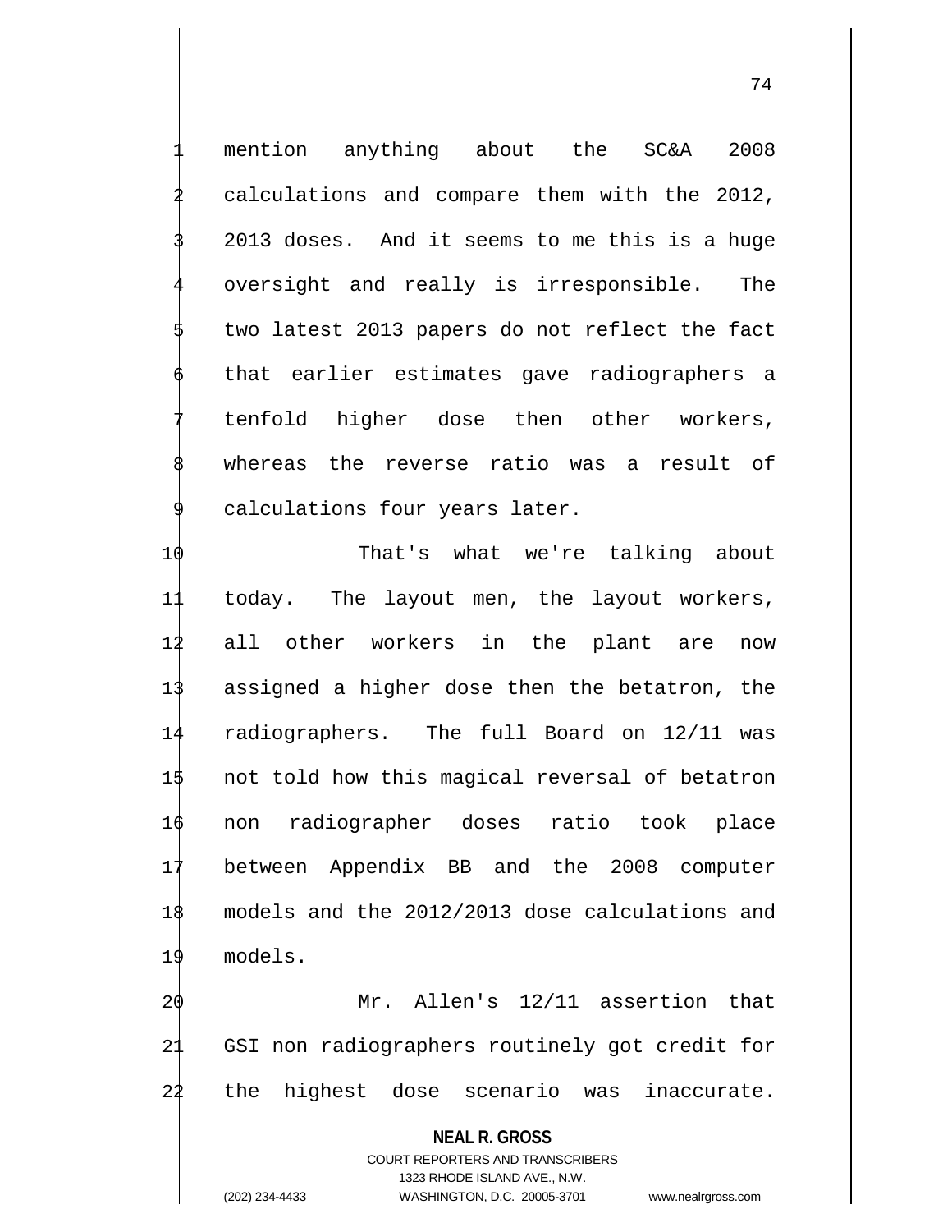mention anything about the SC&A 2008 calculations and compare them with the 2012, 2013 doses. And it seems to me this is a huge oversight and really is irresponsible. The two latest 2013 papers do not reflect the fact that earlier estimates gave radiographers a tenfold higher dose then other workers, whereas the reverse ratio was a result of calculations four years later.

That's what we're talking about today. The layout men, the layout workers, all other workers in the plant are now assigned a higher dose then the betatron, the radiographers. The full Board on 12/11 was not told how this magical reversal of betatron non radiographer doses ratio took place between Appendix BB and the 2008 computer models and the 2012/2013 dose calculations and models.

Mr. Allen's 12/11 assertion that GSI non radiographers routinely got credit for the highest dose scenario was inaccurate.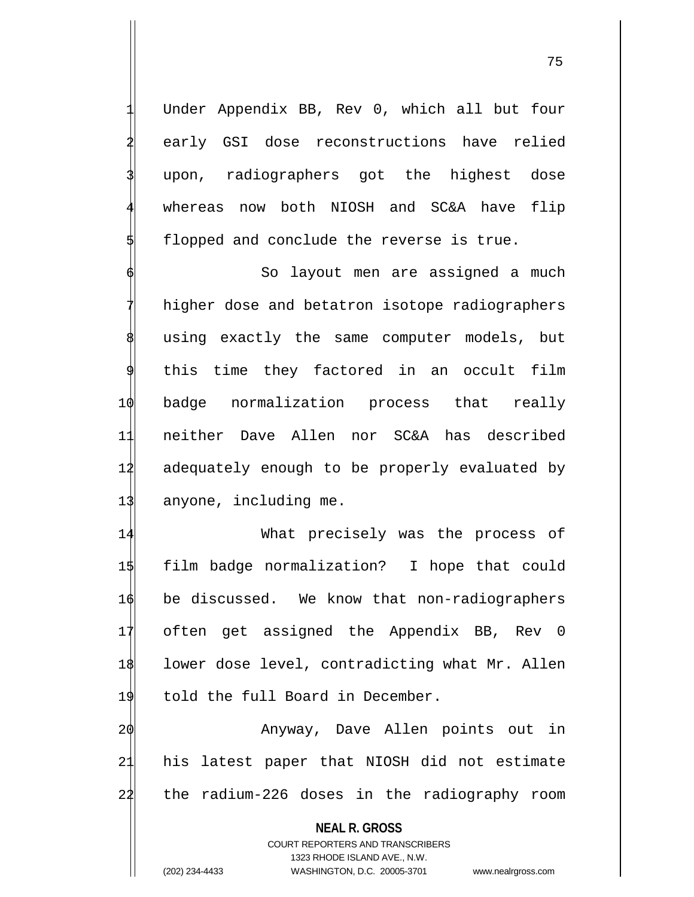Under Appendix BB, Rev 0, which all but four early GSI dose reconstructions have relied upon, radiographers got the highest dose whereas now both NIOSH and SC&A have flip flopped and conclude the reverse is true.

So layout men are assigned a much higher dose and betatron isotope radiographers using exactly the same computer models, but this time they factored in an occult film badge normalization process that really neither Dave Allen nor SC&A has described adequately enough to be properly evaluated by anyone, including me.

What precisely was the process of film badge normalization? I hope that could be discussed. We know that non-radiographers often get assigned the Appendix BB, Rev 0 lower dose level, contradicting what Mr. Allen told the full Board in December.

Anyway, Dave Allen points out in his latest paper that NIOSH did not estimate the radium-226 doses in the radiography room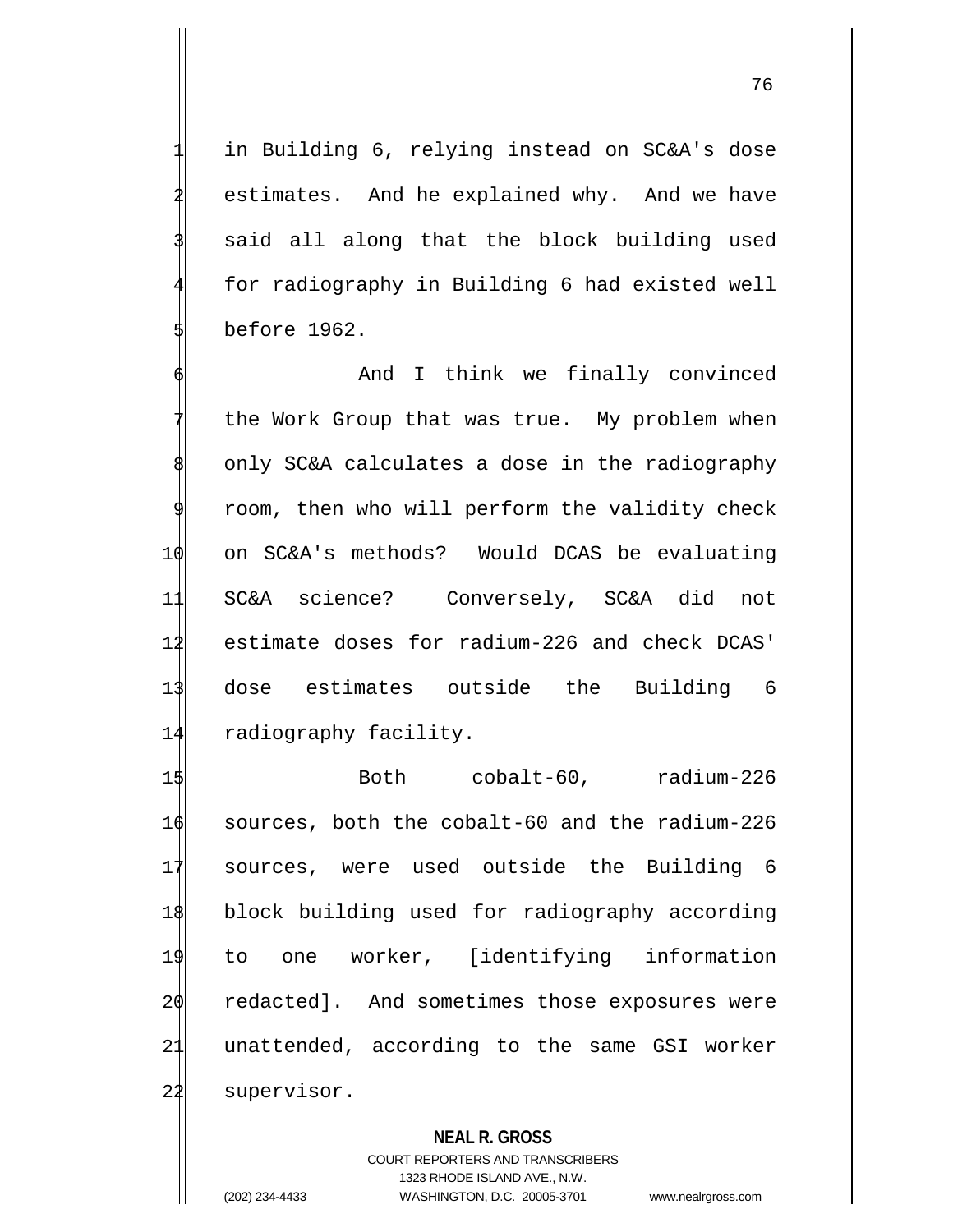in Building 6, relying instead on SC&A's dose estimates. And he explained why. And we have said all along that the block building used for radiography in Building 6 had existed well before 1962.

And I think we finally convinced the Work Group that was true. My problem when only SC&A calculates a dose in the radiography room, then who will perform the validity check on SC&A's methods? Would DCAS be evaluating SC&A science? Conversely, SC&A did not estimate doses for radium-226 and check DCAS' dose estimates outside the Building 6 radiography facility.

Both cobalt-60, radium-226 sources, both the cobalt-60 and the radium-226 sources, were used outside the Building 6 block building used for radiography according to one worker, [identifying information redacted]. And sometimes those exposures were unattended, according to the same GSI worker supervisor.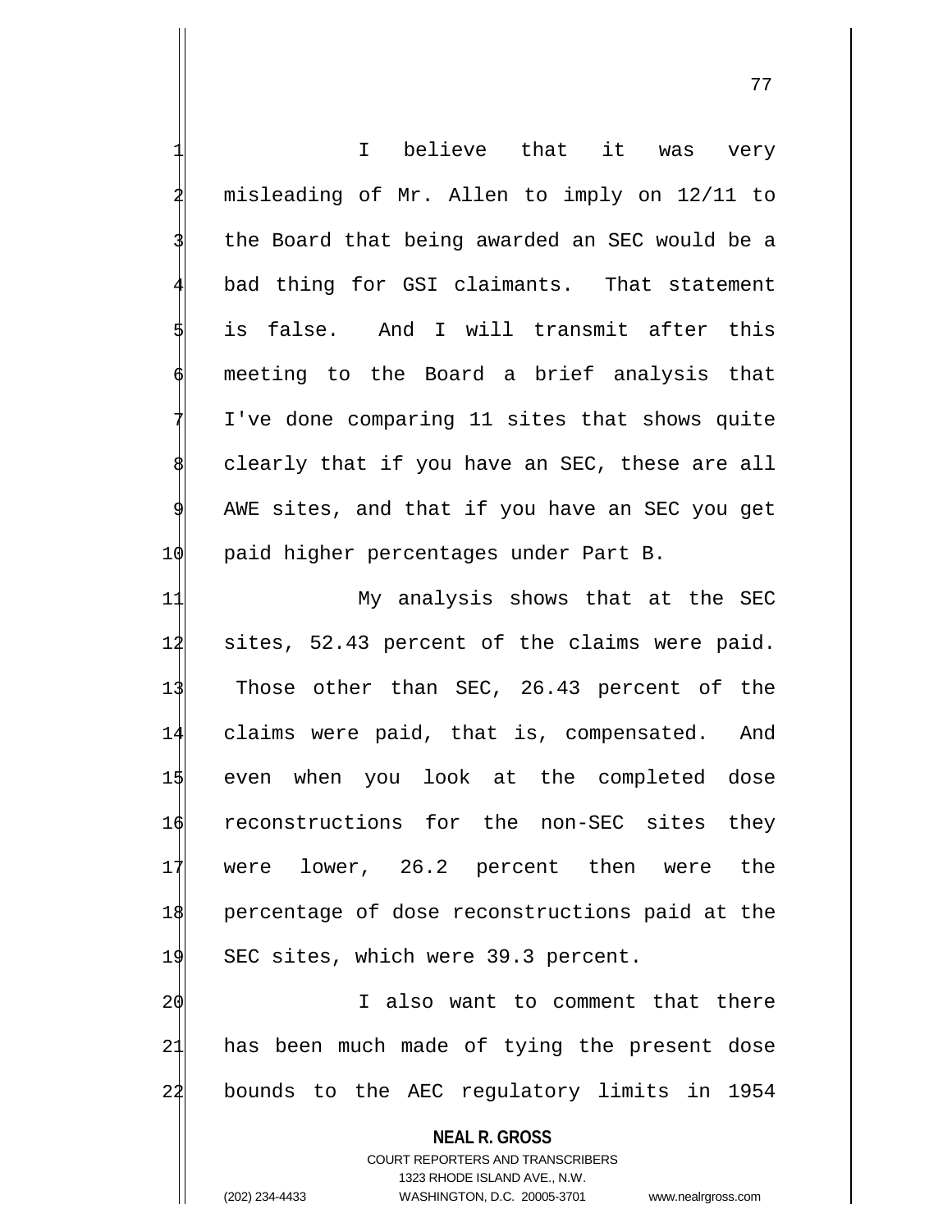I believe that it was very misleading of Mr. Allen to imply on 12/11 to the Board that being awarded an SEC would be a bad thing for GSI claimants. That statement is false. And I will transmit after this meeting to the Board a brief analysis that I've done comparing 11 sites that shows quite clearly that if you have an SEC, these are all AWE sites, and that if you have an SEC you get paid higher percentages under Part B.

My analysis shows that at the SEC sites, 52.43 percent of the claims were paid. Those other than SEC, 26.43 percent of the claims were paid, that is, compensated. And even when you look at the completed dose reconstructions for the non-SEC sites they were lower, 26.2 percent then were the percentage of dose reconstructions paid at the SEC sites, which were 39.3 percent.

I also want to comment that there has been much made of tying the present dose bounds to the AEC regulatory limits in 1954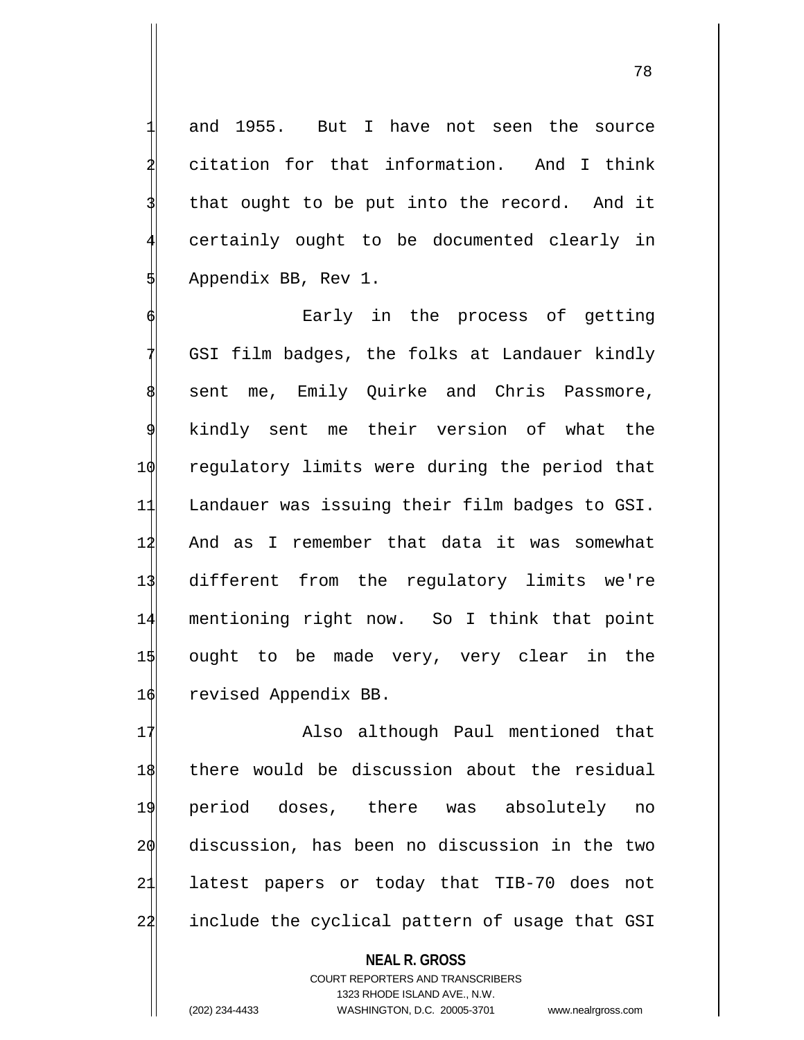and 1955. But I have not seen the source citation for that information. And I think that ought to be put into the record. And it certainly ought to be documented clearly in Appendix BB, Rev 1.

Early in the process of getting GSI film badges, the folks at Landauer kindly sent me, Emily Quirke and Chris Passmore, kindly sent me their version of what the regulatory limits were during the period that Landauer was issuing their film badges to GSI. And as I remember that data it was somewhat different from the regulatory limits we're mentioning right now. So I think that point ought to be made very, very clear in the revised Appendix BB.

Also although Paul mentioned that there would be discussion about the residual period doses, there was absolutely no discussion, has been no discussion in the two latest papers or today that TIB-70 does not include the cyclical pattern of usage that GSI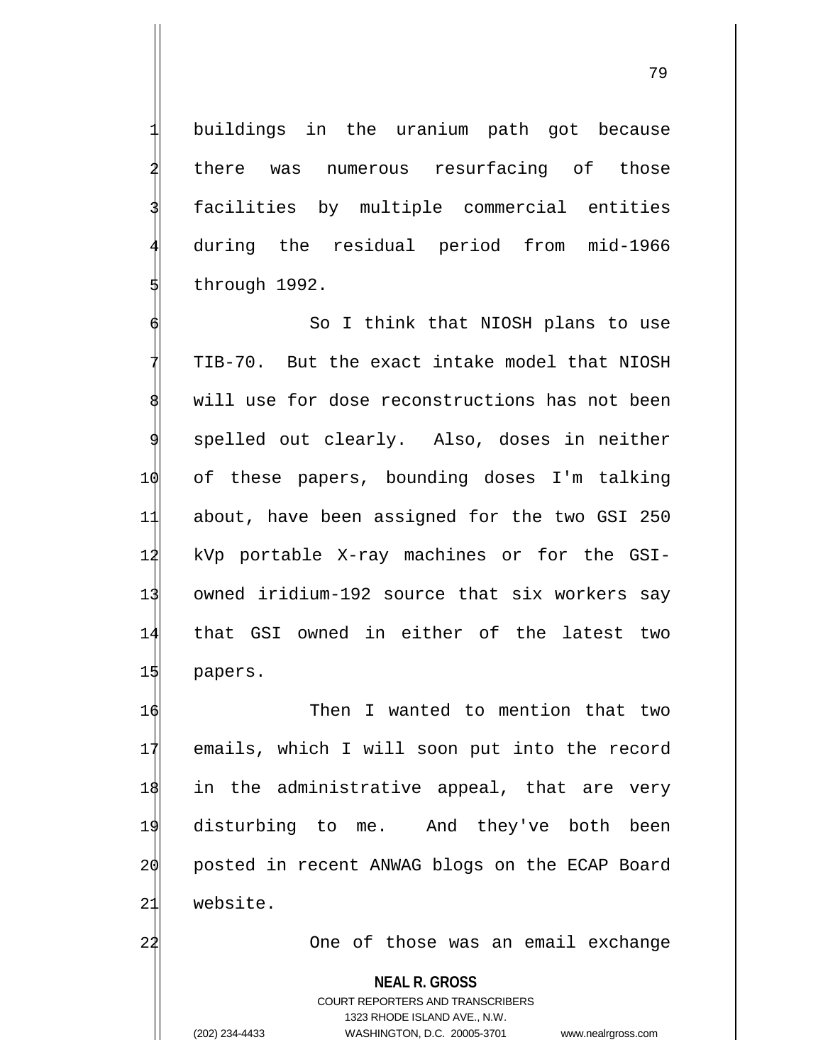buildings in the uranium path got because there was numerous resurfacing of those facilities by multiple commercial entities during the residual period from mid-1966 through 1992.

So I think that NIOSH plans to use TIB-70. But the exact intake model that NIOSH will use for dose reconstructions has not been spelled out clearly. Also, doses in neither of these papers, bounding doses I'm talking about, have been assigned for the two GSI 250 kVp portable X-ray machines or for the GSI-owned iridium-192 source that six workers say that GSI owned in either of the latest two papers.

Then I wanted to mention that two emails, which I will soon put into the record in the administrative appeal, that are very disturbing to me. And they've both been posted in recent ANWAG blogs on the ECAP Board website.

One of those was an email exchange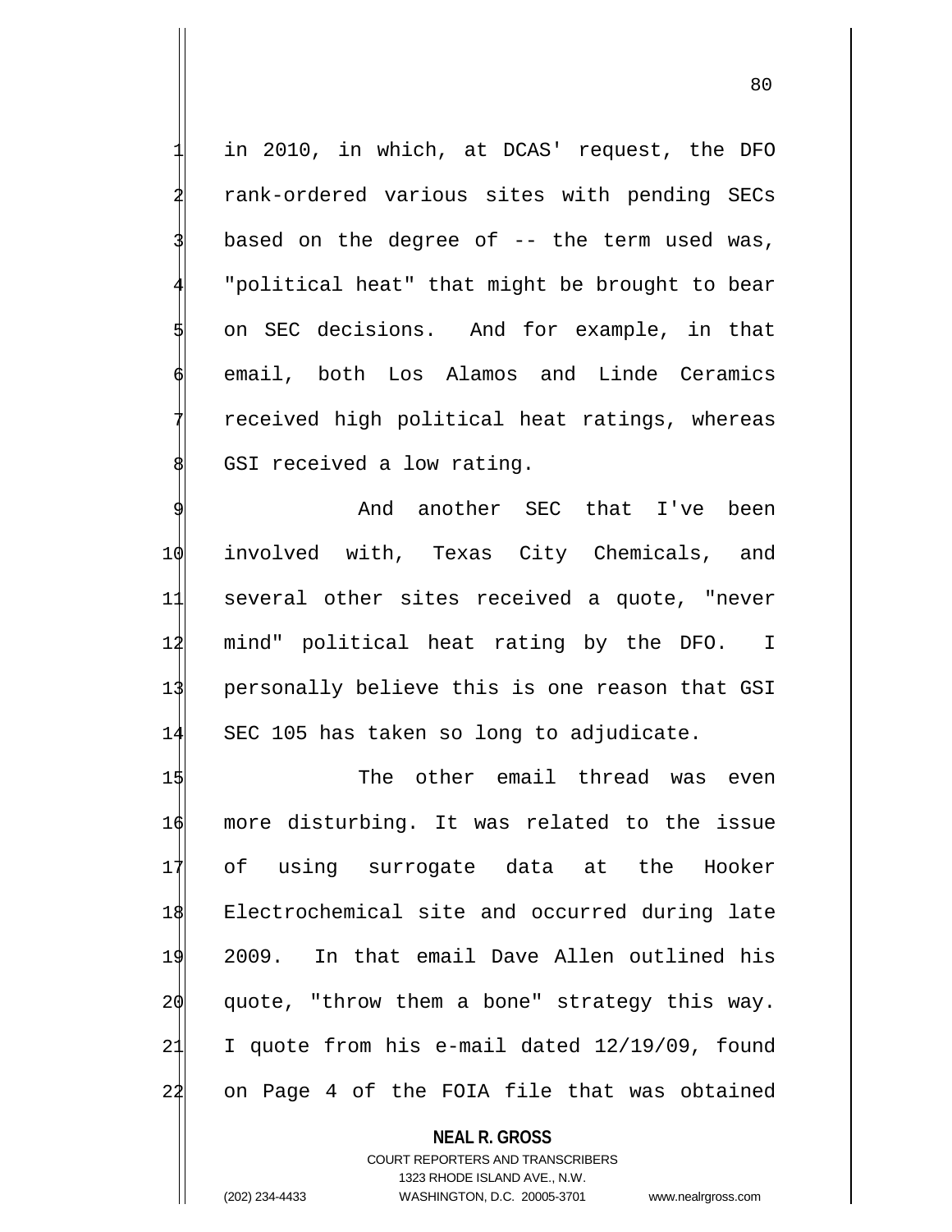in 2010, in which, at DCAS' request, the DFO rank-ordered various sites with pending SECs based on the degree of -- the term used was, "political heat" that might be brought to bear on SEC decisions. And for example, in that email, both Los Alamos and Linde Ceramics received high political heat ratings, whereas GSI received a low rating.

And another SEC that I've been involved with, Texas City Chemicals, and several other sites received a quote, "never mind" political heat rating by the DFO. I personally believe this is one reason that GSI SEC 105 has taken so long to adjudicate.

The other email thread was even more disturbing. It was related to the issue of using surrogate data at the Hooker Electrochemical site and occurred during late 2009. In that email Dave Allen outlined his quote, "throw them a bone" strategy this way. I quote from his e-mail dated 12/19/09, found on Page 4 of the FOIA file that was obtained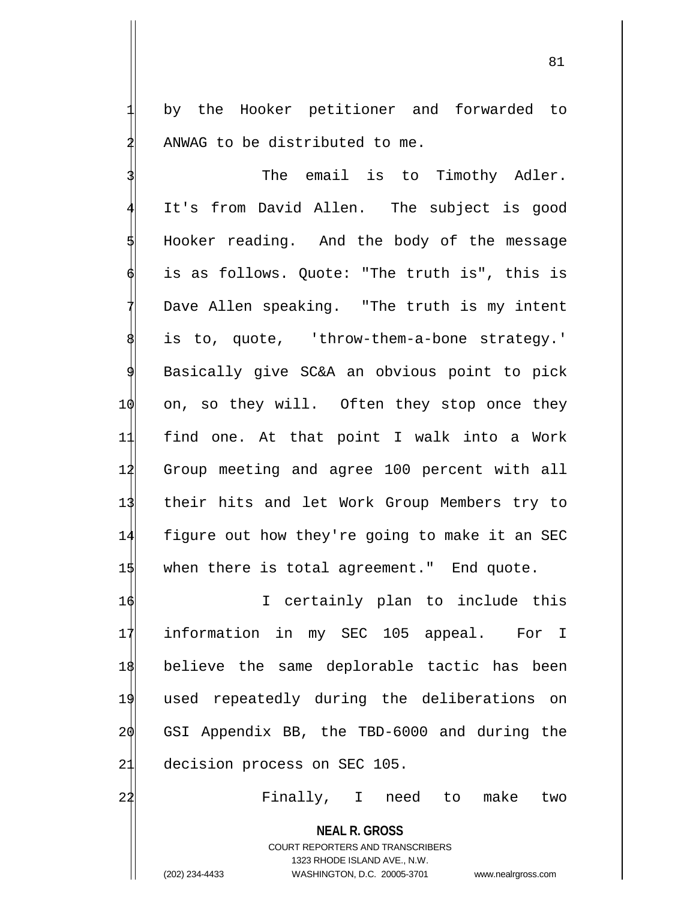by the Hooker petitioner and forwarded to ANWAG to be distributed to me.

The email is to Timothy Adler. It's from David Allen. The subject is good Hooker reading. And the body of the message is as follows. Quote: "The truth is", this is Dave Allen speaking. "The truth is my intent is to, quote, 'throw-them-a-bone strategy.' Basically give SC&A an obvious point to pick on, so they will. Often they stop once they find one. At that point I walk into a Work Group meeting and agree 100 percent with all their hits and let Work Group Members try to figure out how they're going to make it an SEC when there is total agreement." End quote.

I certainly plan to include this information in my SEC 105 appeal. For I believe the same deplorable tactic has been used repeatedly during the deliberations on GSI Appendix BB, the TBD-6000 and during the decision process on SEC 105.

Finally, I need to make two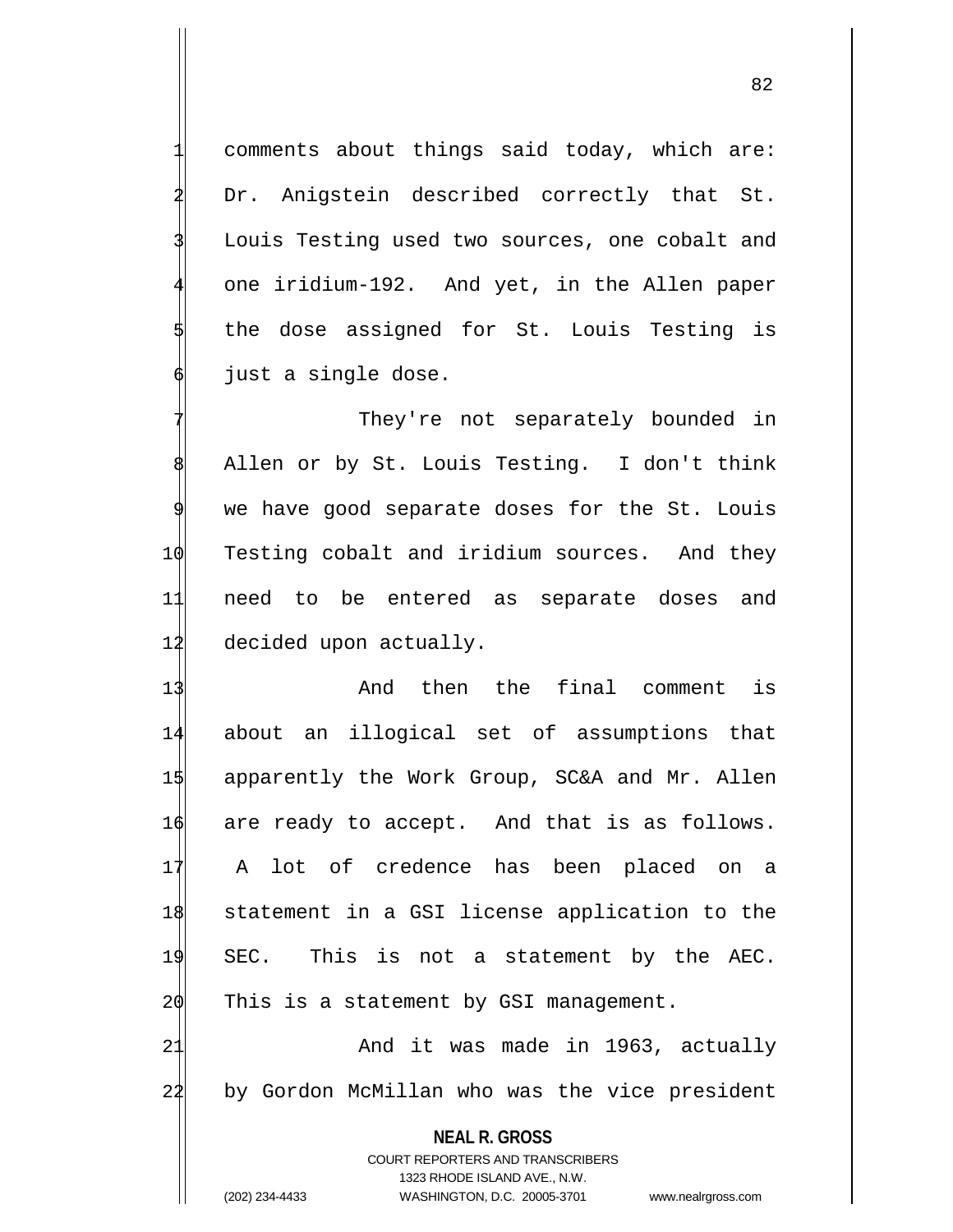comments about things said today, which are: Dr. Anigstein described correctly that St. Louis Testing used two sources, one cobalt and one iridium-192. And yet, in the Allen paper the dose assigned for St. Louis Testing is just a single dose.

They're not separately bounded in Allen or by St. Louis Testing. I don't think we have good separate doses for the St. Louis Testing cobalt and iridium sources. And they need to be entered as separate doses and decided upon actually.

And then the final comment is about an illogical set of assumptions that apparently the Work Group, SC&A and Mr. Allen are ready to accept. And that is as follows. A lot of credence has been placed on a statement in a GSI license application to the SEC. This is not a statement by the AEC. This is a statement by GSI management.

And it was made in 1963, actually by Gordon McMillan who was the vice president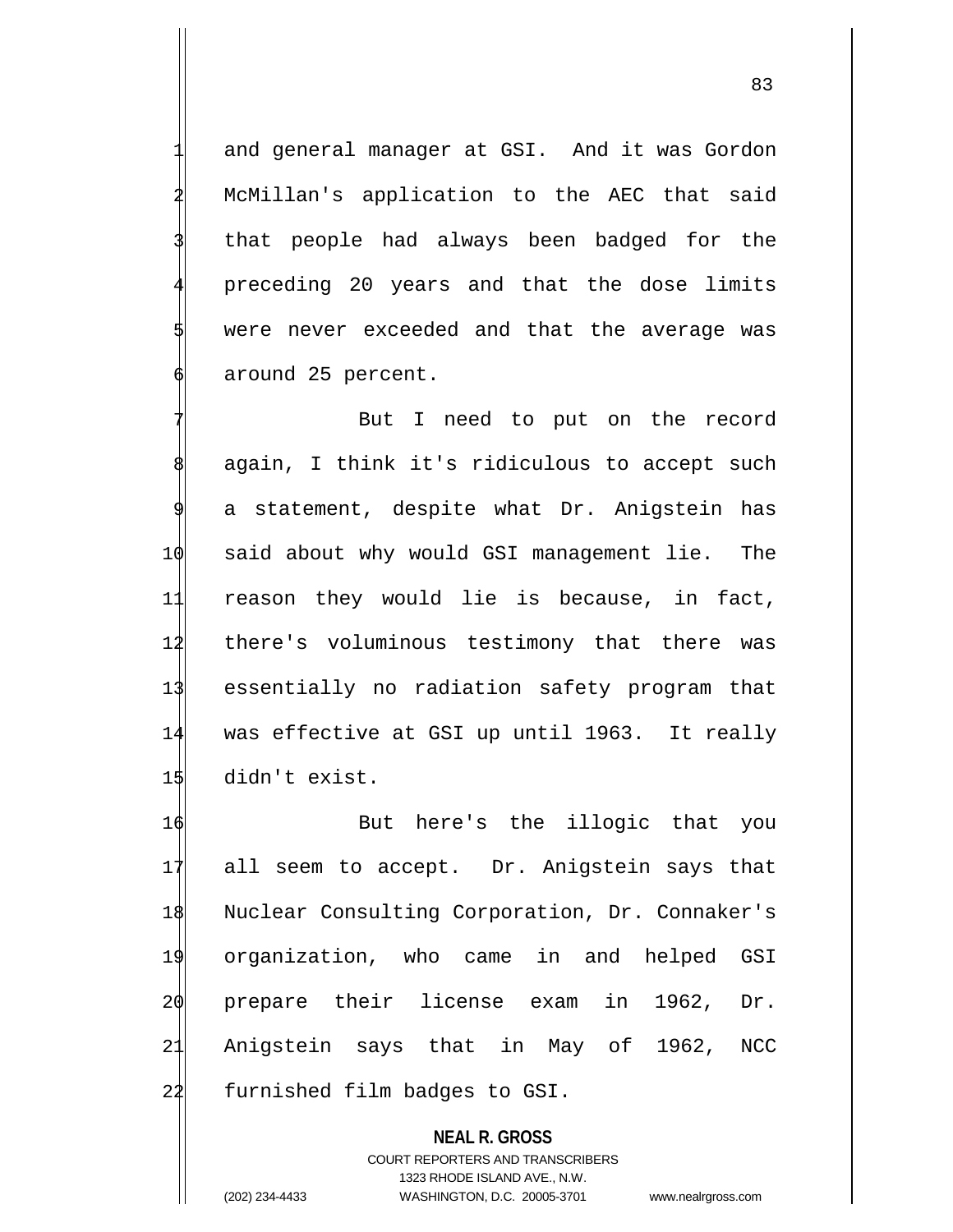and general manager at GSI. And it was Gordon McMillan's application to the AEC that said that people had always been badged for the preceding 20 years and that the dose limits were never exceeded and that the average was around 25 percent.

But I need to put on the record again, I think it's ridiculous to accept such a statement, despite what Dr. Anigstein has said about why would GSI management lie. The reason they would lie is because, in fact, there's voluminous testimony that there was essentially no radiation safety program that was effective at GSI up until 1963. It really didn't exist.

But here's the illogic that you all seem to accept. Dr. Anigstein says that Nuclear Consulting Corporation, Dr. Connaker's organization, who came in and helped GSI prepare their license exam in 1962, Dr. Anigstein says that in May of 1962, NCC furnished film badges to GSI.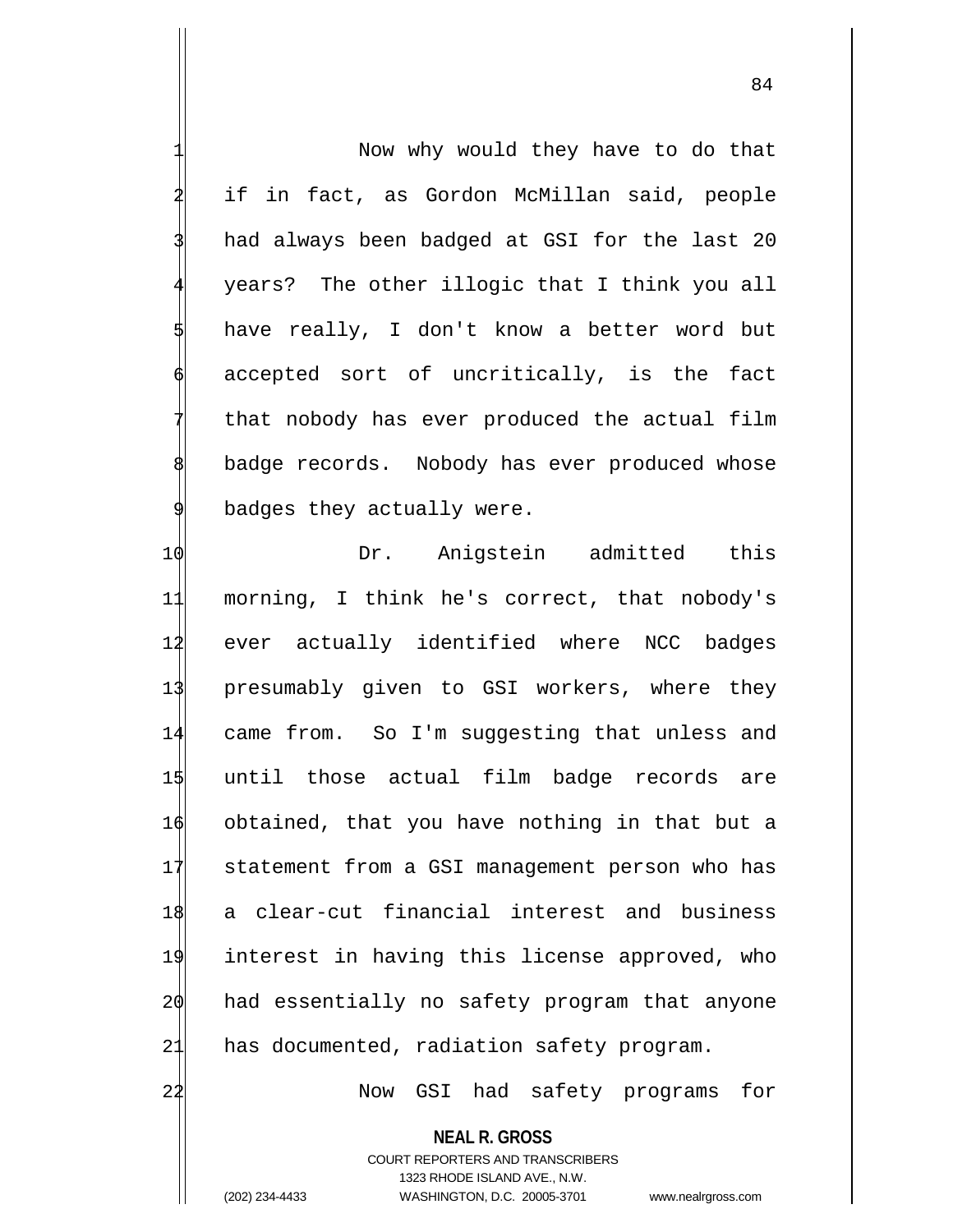Now why would they have to do that if in fact, as Gordon McMillan said, people had always been badged at GSI for the last 20 years? The other illogic that I think you all have really, I don't know a better word but accepted sort of uncritically, is the fact that nobody has ever produced the actual film badge records. Nobody has ever produced whose badges they actually were.

Dr. Anigstein admitted this morning, I think he's correct, that nobody's ever actually identified where NCC badges presumably given to GSI workers, where they came from. So I'm suggesting that unless and until those actual film badge records are obtained, that you have nothing in that but a statement from a GSI management person who has a clear-cut financial interest and business interest in having this license approved, who had essentially no safety program that anyone has documented, radiation safety program.

Now GSI had safety programs for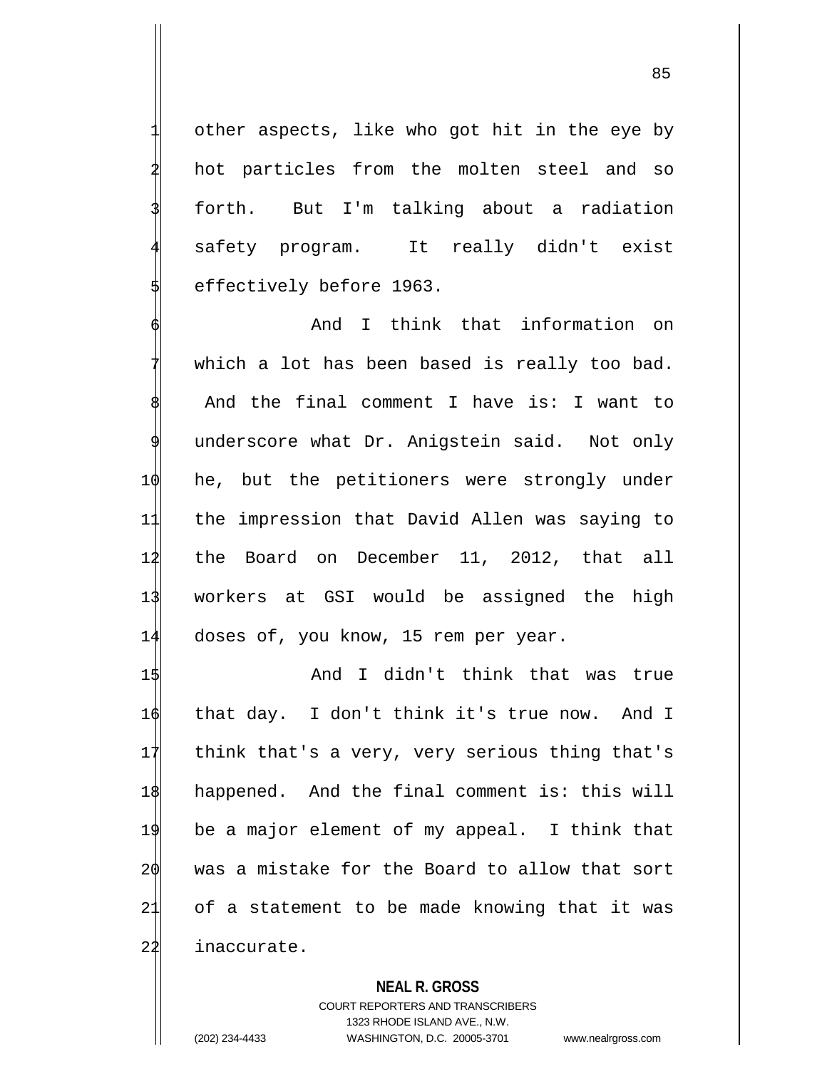other aspects, like who got hit in the eye by hot particles from the molten steel and so forth. But I'm talking about a radiation safety program. It really didn't exist effectively before 1963.

And I think that information on which a lot has been based is really too bad. And the final comment I have is: I want to underscore what Dr. Anigstein said. Not only he, but the petitioners were strongly under the impression that David Allen was saying to the Board on December 11, 2012, that all workers at GSI would be assigned the high doses of, you know, 15 rem per year.

And I didn't think that was true that day. I don't think it's true now. And I think that's a very, very serious thing that's happened. And the final comment is: this will be a major element of my appeal. I think that was a mistake for the Board to allow that sort of a statement to be made knowing that it was inaccurate.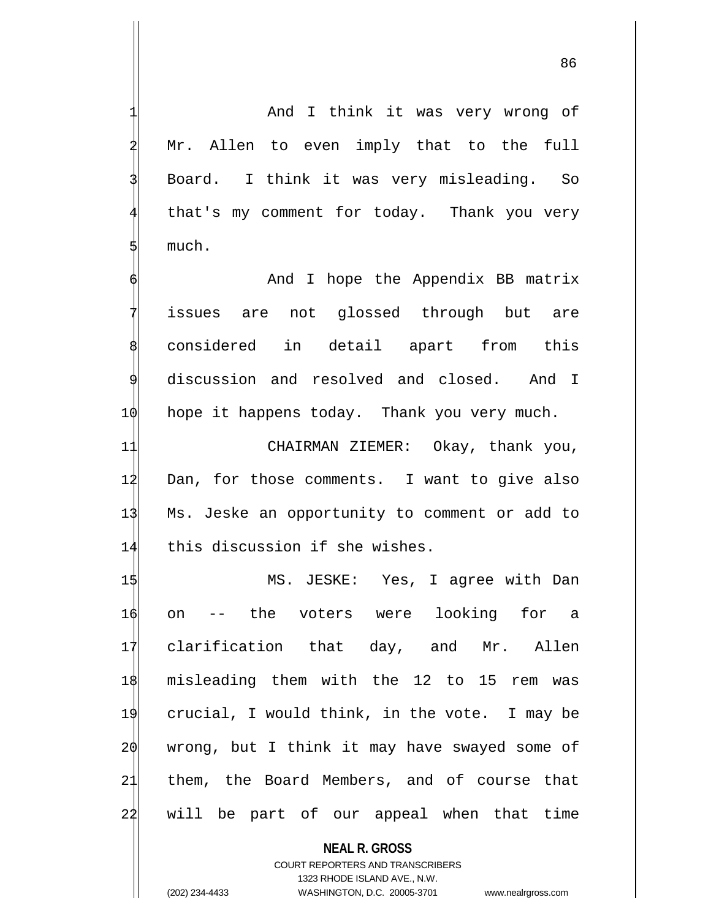And I think it was very wrong of Mr. Allen to even imply that to the full Board. I think it was very misleading. So that's my comment for today. Thank you very much.

And I hope the Appendix BB matrix issues are not glossed through but are considered in detail apart from this discussion and resolved and closed. And I hope it happens today. Thank you very much.

CHAIRMAN ZIEMER: Okay, thank you, Dan, for those comments. I want to give also Ms. Jeske an opportunity to comment or add to this discussion if she wishes.

MS. JESKE: Yes, I agree with Dan on -- the voters were looking for a clarification that day, and Mr. Allen misleading them with the 12 to 15 rem was crucial, I would think, in the vote. I may be wrong, but I think it may have swayed some of them, the Board Members, and of course that will be part of our appeal when that time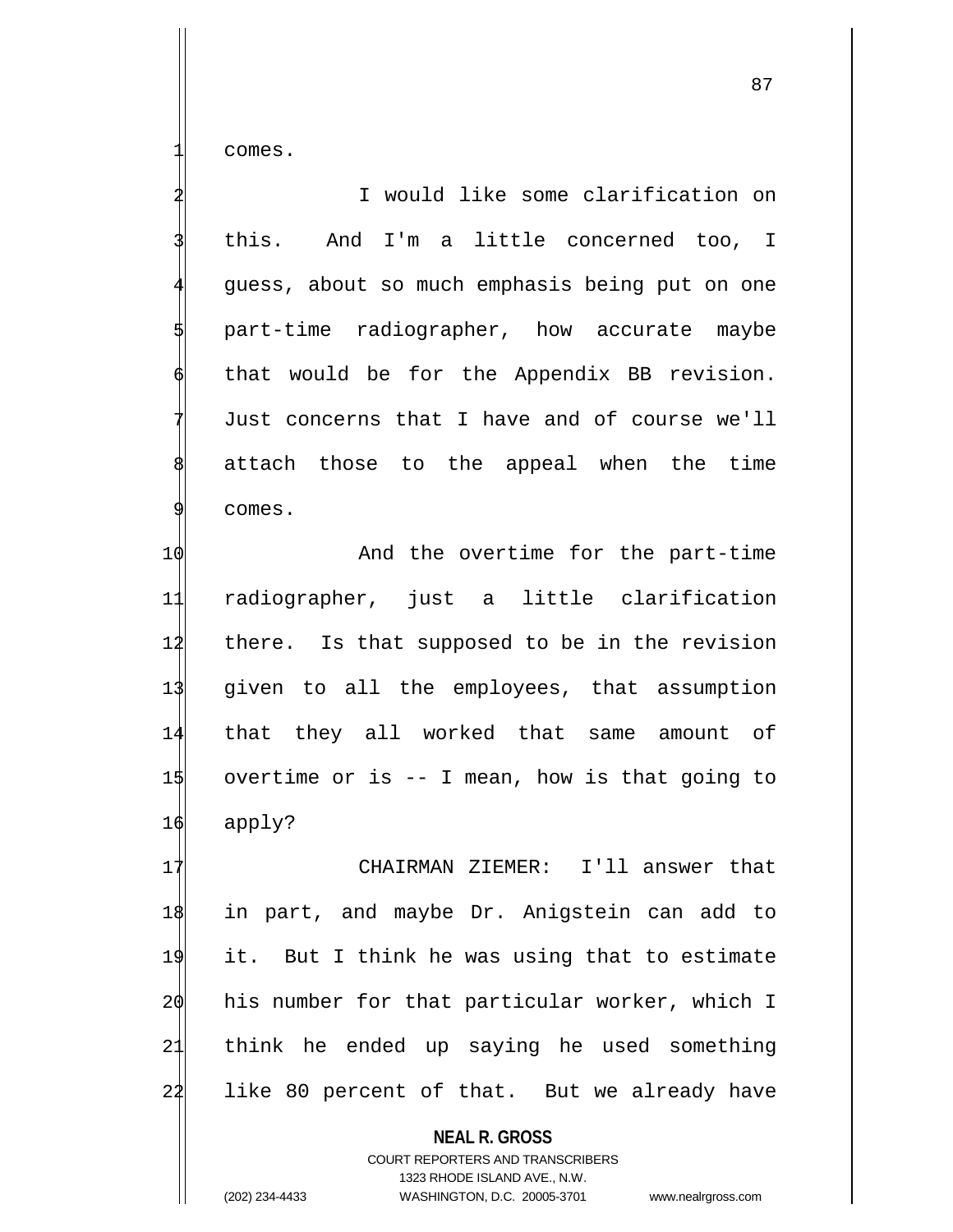comes.

I would like some clarification on this. And I'm a little concerned too, I guess, about so much emphasis being put on one part-time radiographer, how accurate maybe that would be for the Appendix BB revision. Just concerns that I have and of course we'll attach those to the appeal when the time comes.

And the overtime for the part-time radiographer, just a little clarification there. Is that supposed to be in the revision given to all the employees, that assumption that they all worked that same amount of overtime or is -- I mean, how is that going to apply?

CHAIRMAN ZIEMER: I'll answer that in part, and maybe Dr. Anigstein can add to it. But I think he was using that to estimate his number for that particular worker, which I think he ended up saying he used something like 80 percent of that. But we already have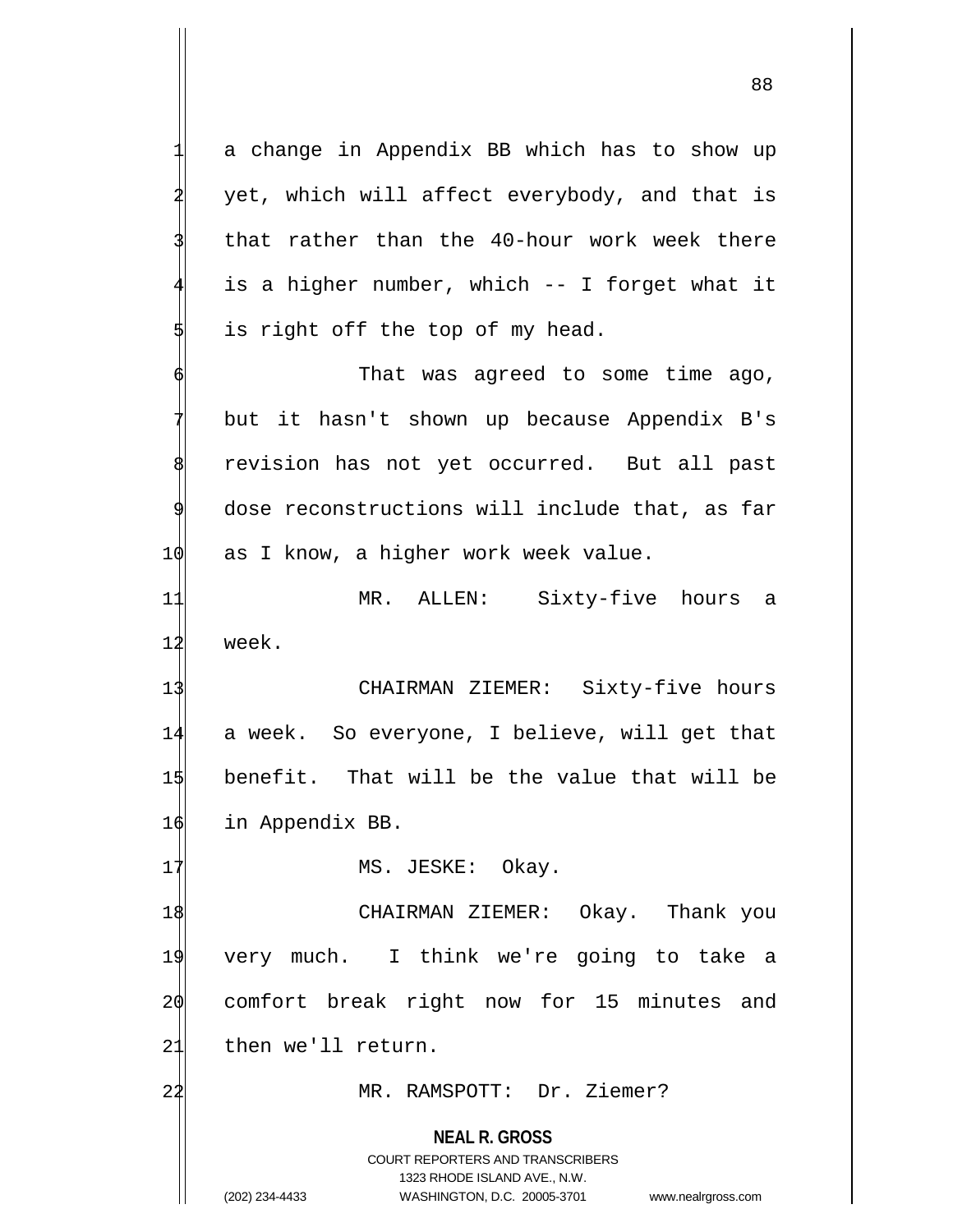a change in Appendix BB which has to show up yet, which will affect everybody, and that is that rather than the 40-hour work week there is a higher number, which -- I forget what it is right off the top of my head.

That was agreed to some time ago, but it hasn't shown up because Appendix B's revision has not yet occurred. But all past dose reconstructions will include that, as far as I know, a higher work week value.

MR. ALLEN: Sixty-five hours a week.

CHAIRMAN ZIEMER: Sixty-five hours a week. So everyone, I believe, will get that benefit. That will be the value that will be in Appendix BB.

MS. JESKE: Okay.

CHAIRMAN ZIEMER: Okay. Thank you very much. I think we're going to take a comfort break right now for 15 minutes and then we'll return.

MR. RAMSPOTT: Dr. Ziemer?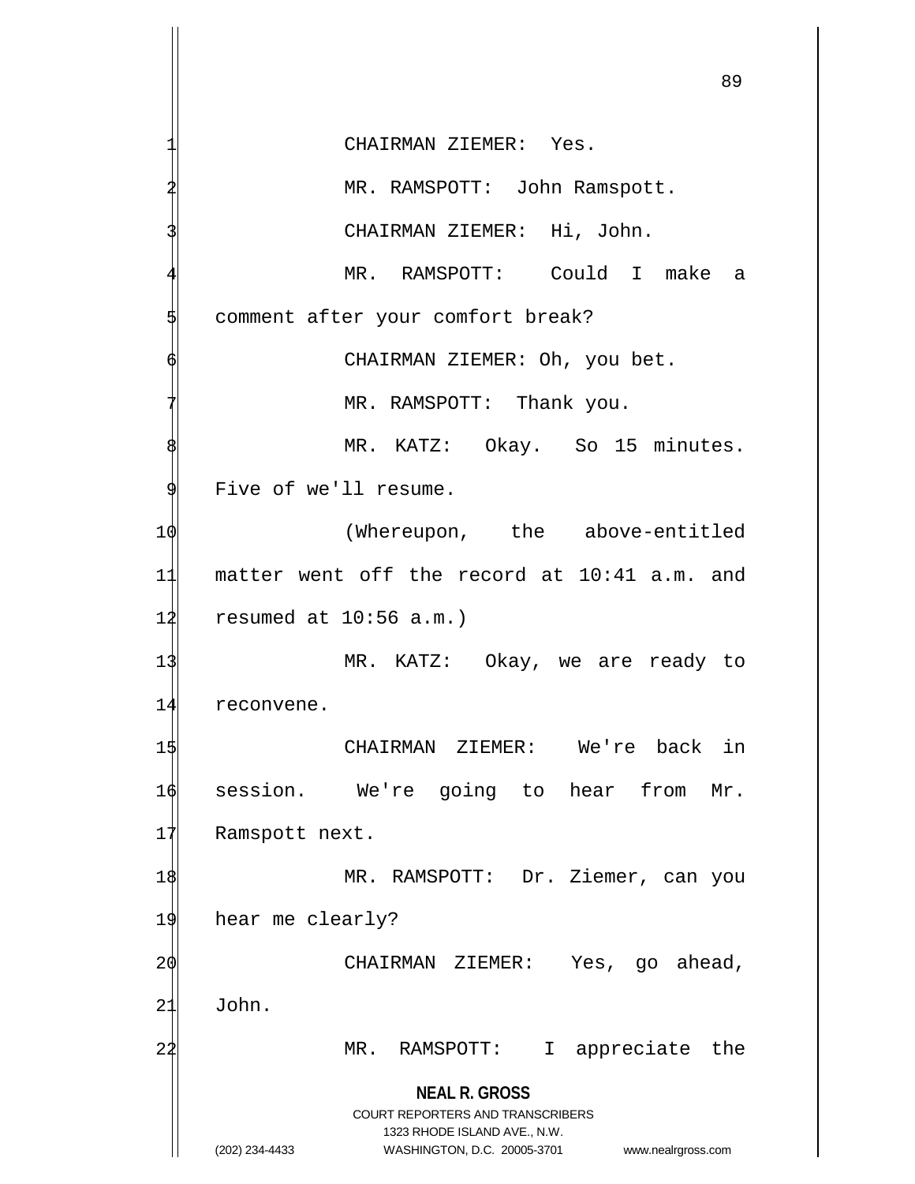CHAIRMAN ZIEMER: Yes.

MR. RAMSPOTT: John Ramspott.

CHAIRMAN ZIEMER: Hi, John.

MR. RAMSPOTT: Could I make a comment after your comfort break?

CHAIRMAN ZIEMER: Oh, you bet.

MR. RAMSPOTT: Thank you.

MR. KATZ: Okay. So 15 minutes. Five of we'll resume.

(Whereupon, the above-entitled matter went off the record at 10:41 a.m. and resumed at 10:56 a.m.)

MR. KATZ: Okay, we are ready to reconvene.

CHAIRMAN ZIEMER: We're back in session. We're going to hear from Mr. Ramspott next.

MR. RAMSPOTT: Dr. Ziemer, can you hear me clearly?

CHAIRMAN ZIEMER: Yes, go ahead, John.

MR. RAMSPOTT: I appreciate the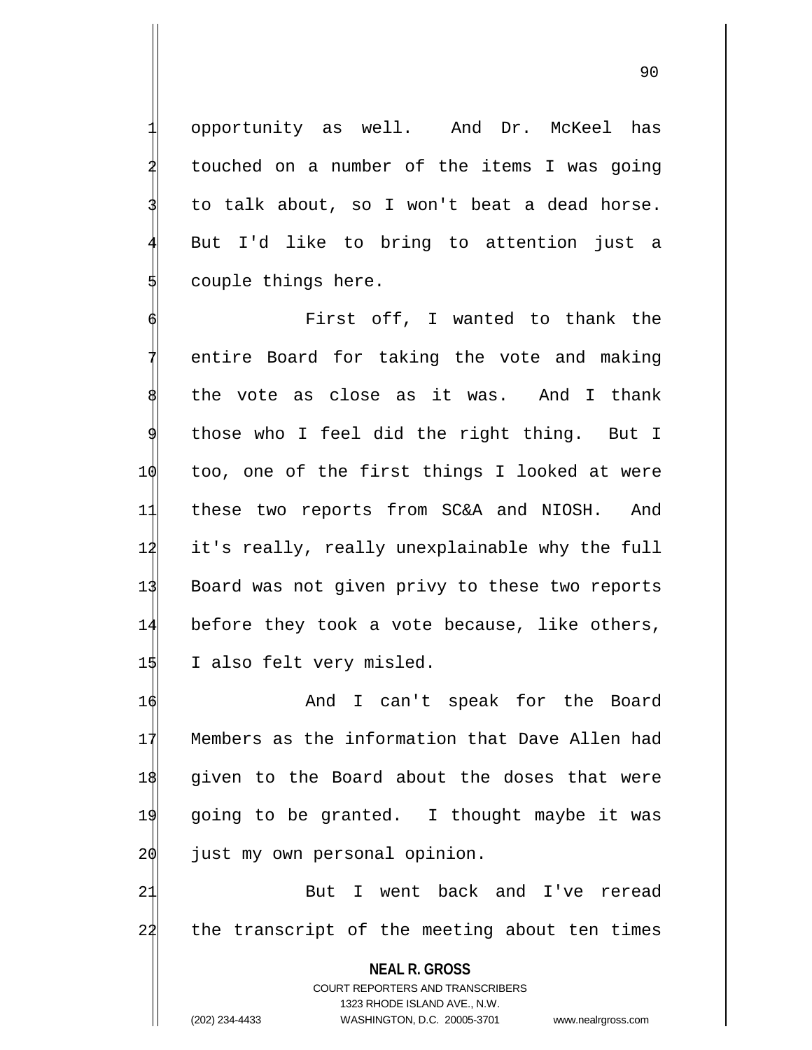opportunity as well. And Dr. McKeel has touched on a number of the items I was going to talk about, so I won't beat a dead horse. But I'd like to bring to attention just a couple things here.

First off, I wanted to thank the entire Board for taking the vote and making the vote as close as it was. And I thank those who I feel did the right thing. But I too, one of the first things I looked at were these two reports from SC&A and NIOSH. And it's really, really unexplainable why the full Board was not given privy to these two reports before they took a vote because, like others, I also felt very misled.

And I can't speak for the Board Members as the information that Dave Allen had given to the Board about the doses that were going to be granted. I thought maybe it was just my own personal opinion.

But I went back and I've reread the transcript of the meeting about ten times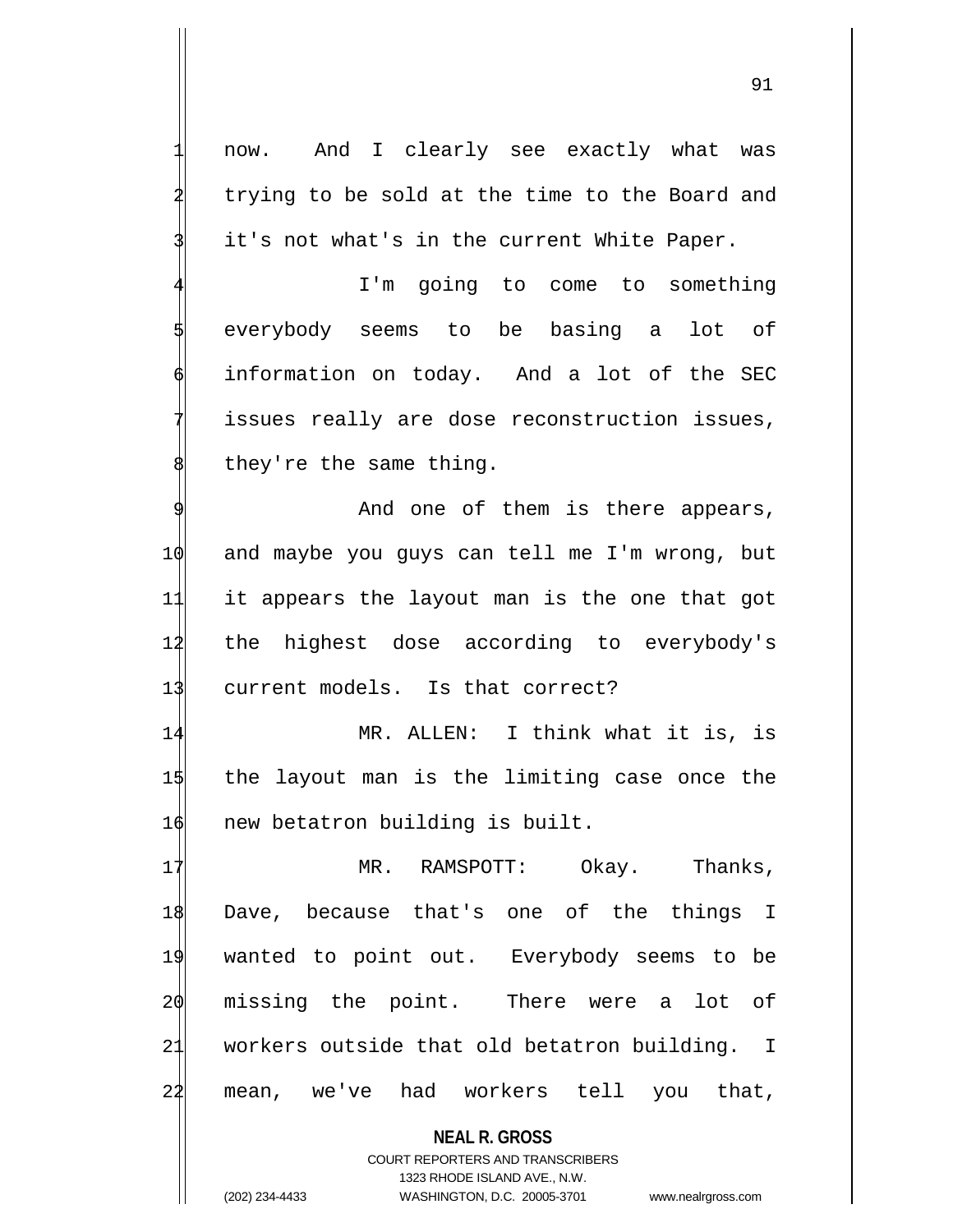now. And I clearly see exactly what was trying to be sold at the time to the Board and it's not what's in the current White Paper.

I'm going to come to something everybody seems to be basing a lot of information on today. And a lot of the SEC issues really are dose reconstruction issues, they're the same thing.

And one of them is there appears, and maybe you guys can tell me I'm wrong, but it appears the layout man is the one that got the highest dose according to everybody's current models. Is that correct?

MR. ALLEN: I think what it is, is the layout man is the limiting case once the new betatron building is built.

MR. RAMSPOTT: Okay. Thanks, Dave, because that's one of the things I wanted to point out. Everybody seems to be missing the point. There were a lot of workers outside that old betatron building. I mean, we've had workers tell you that,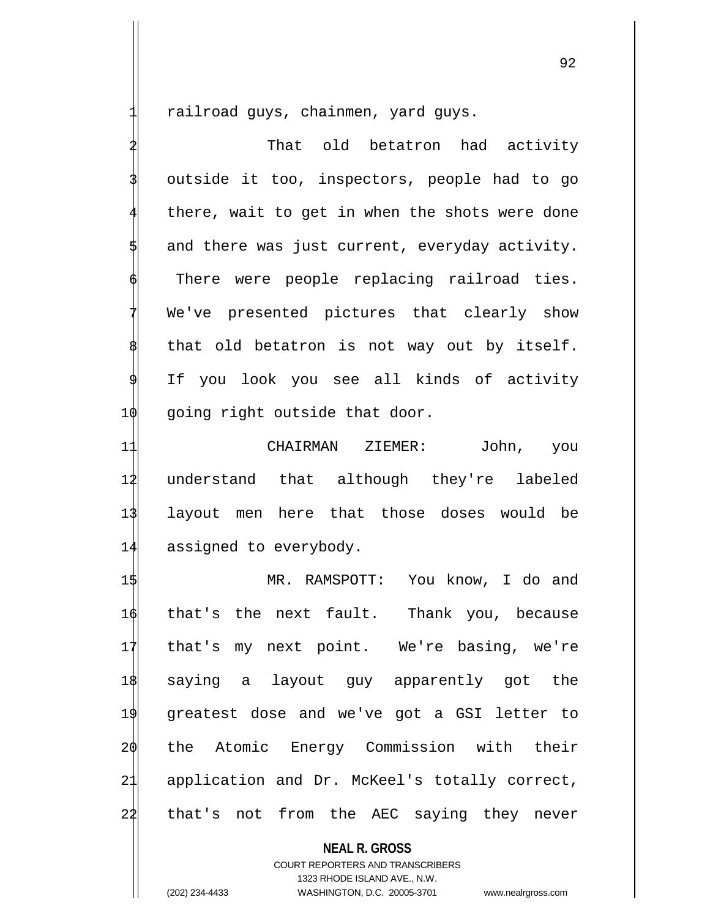railroad guys, chainmen, yard guys.

That old betatron had activity outside it too, inspectors, people had to go there, wait to get in when the shots were done and there was just current, everyday activity. There were people replacing railroad ties. We've presented pictures that clearly show that old betatron is not way out by itself. If you look you see all kinds of activity going right outside that door.

CHAIRMAN ZIEMER: John, you understand that although they're labeled layout men here that those doses would be assigned to everybody.

MR. RAMSPOTT: You know, I do and that's the next fault. Thank you, because that's my next point. We're basing, we're saying a layout guy apparently got the greatest dose and we've got a GSI letter to the Atomic Energy Commission with their application and Dr. McKeel's totally correct, that's not from the AEC saying they never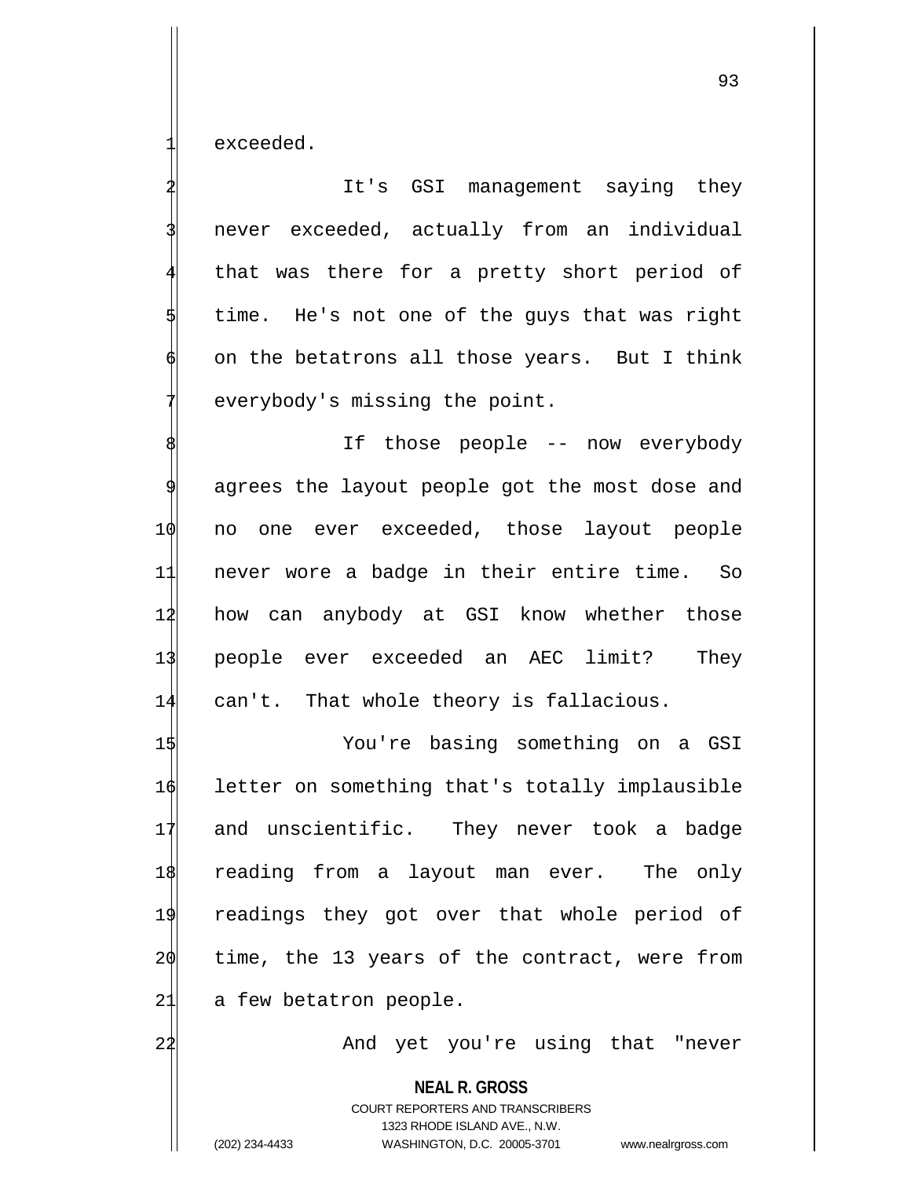exceeded.

It's GSI management saying they never exceeded, actually from an individual that was there for a pretty short period of time. He's not one of the guys that was right on the betatrons all those years. But I think everybody's missing the point.

If those people -- now everybody agrees the layout people got the most dose and no one ever exceeded, those layout people never wore a badge in their entire time. So how can anybody at GSI know whether those people ever exceeded an AEC limit? They can't. That whole theory is fallacious.

You're basing something on a GSI letter on something that's totally implausible and unscientific. They never took a badge reading from a layout man ever. The only readings they got over that whole period of time, the 13 years of the contract, were from a few betatron people.

And yet you're using that "never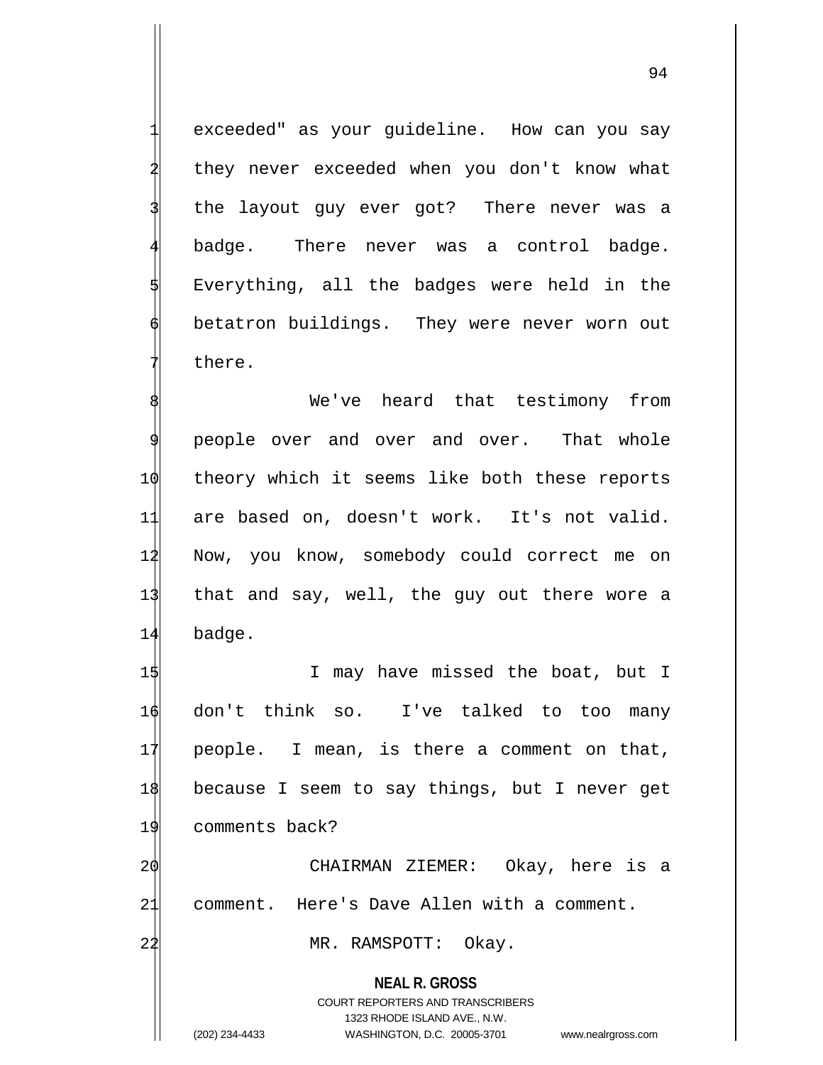exceeded" as your guideline. How can you say they never exceeded when you don't know what the layout guy ever got? There never was a badge. There never was a control badge. Everything, all the badges were held in the betatron buildings. They were never worn out there.

We've heard that testimony from people over and over and over. That whole theory which it seems like both these reports are based on, doesn't work. It's not valid. Now, you know, somebody could correct me on that and say, well, the guy out there wore a badge.

I may have missed the boat, but I don't think so. I've talked to too many people. I mean, is there a comment on that, because I seem to say things, but I never get comments back?

CHAIRMAN ZIEMER: Okay, here is a comment. Here's Dave Allen with a comment.

MR. RAMSPOTT: Okay.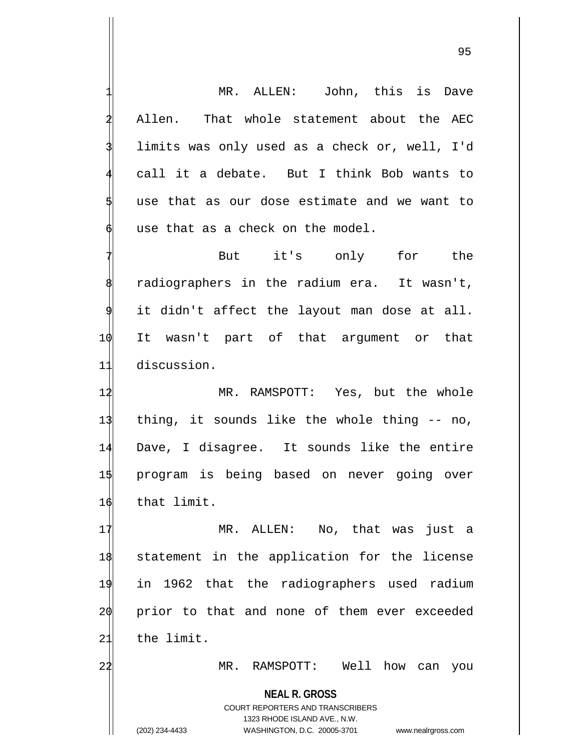MR. ALLEN: John, this is Dave Allen. That whole statement about the AEC limits was only used as a check or, well, I'd call it a debate. But I think Bob wants to use that as our dose estimate and we want to use that as a check on the model.

But it's only for the radiographers in the radium era. It wasn't, it didn't affect the layout man dose at all. It wasn't part of that argument or that discussion.

MR. RAMSPOTT: Yes, but the whole thing, it sounds like the whole thing -- no, Dave, I disagree. It sounds like the entire program is being based on never going over that limit.

MR. ALLEN: No, that was just a statement in the application for the license in 1962 that the radiographers used radium prior to that and none of them ever exceeded the limit.

MR. RAMSPOTT: Well how can you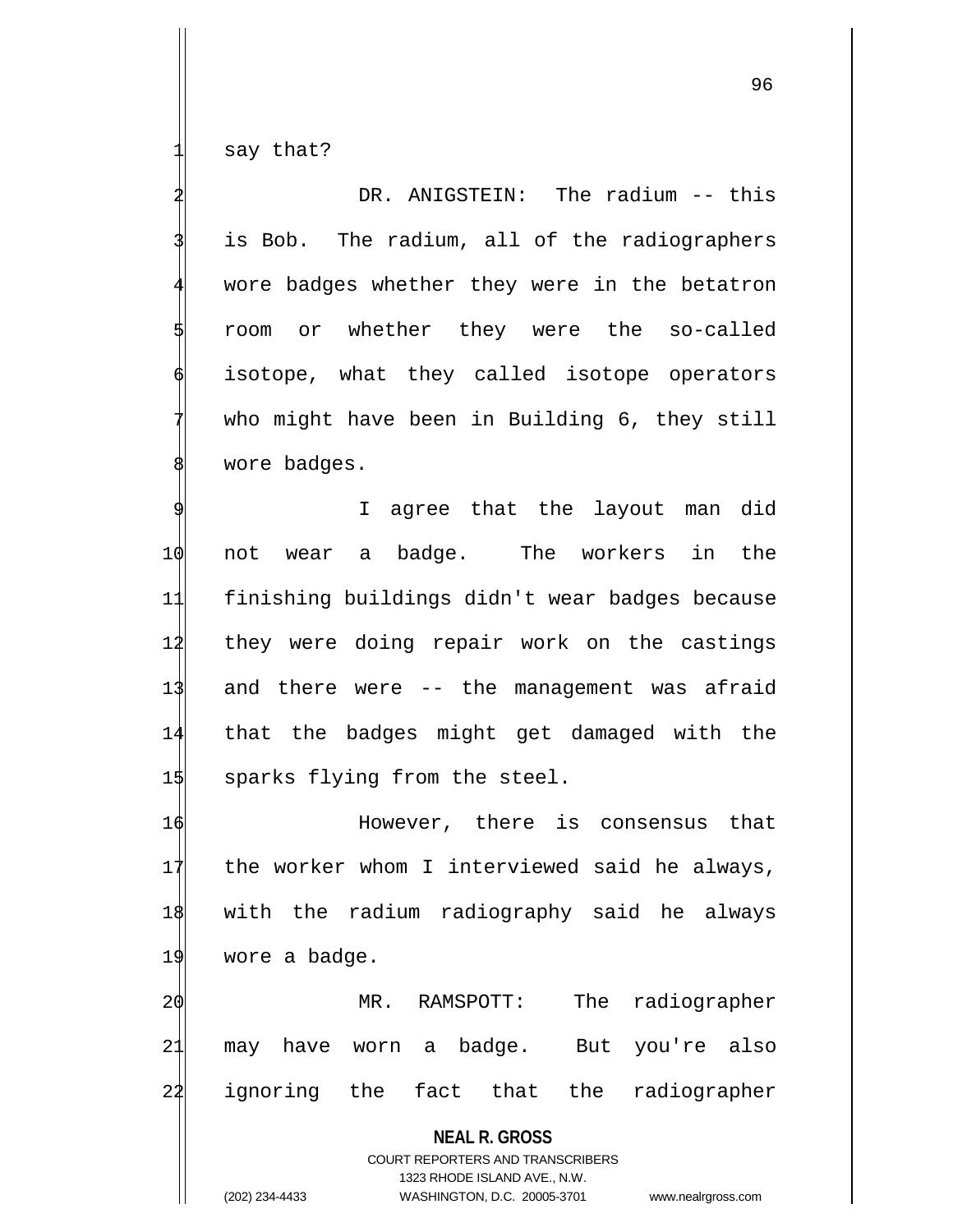say that?

DR. ANIGSTEIN: The radium -- this is Bob. The radium, all of the radiographers wore badges whether they were in the betatron room or whether they were the so-called isotope, what they called isotope operators who might have been in Building 6, they still wore badges.

I agree that the layout man did not wear a badge. The workers in the finishing buildings didn't wear badges because they were doing repair work on the castings and there were -- the management was afraid that the badges might get damaged with the sparks flying from the steel.

However, there is consensus that the worker whom I interviewed said he always, with the radium radiography said he always wore a badge.

MR. RAMSPOTT: The radiographer may have worn a badge. But you're also ignoring the fact that the radiographer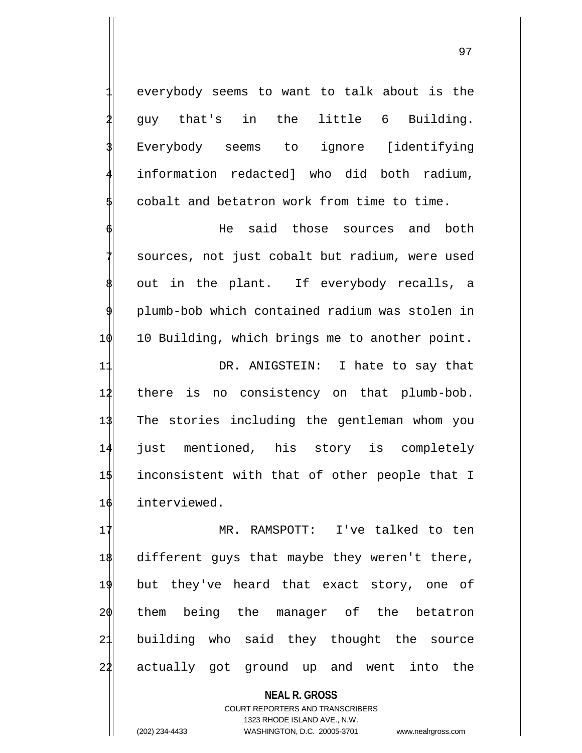everybody seems to want to talk about is the guy that's in the little 6 Building. Everybody seems to ignore [identifying information redacted] who did both radium, cobalt and betatron work from time to time.

He said those sources and both sources, not just cobalt but radium, were used out in the plant. If everybody recalls, a plumb-bob which contained radium was stolen in 10 Building, which brings me to another point.

DR. ANIGSTEIN: I hate to say that there is no consistency on that plumb-bob. The stories including the gentleman whom you just mentioned, his story is completely inconsistent with that of other people that I interviewed.

MR. RAMSPOTT: I've talked to ten different guys that maybe they weren't there, but they've heard that exact story, one of them being the manager of the betatron building who said they thought the source actually got ground up and went into the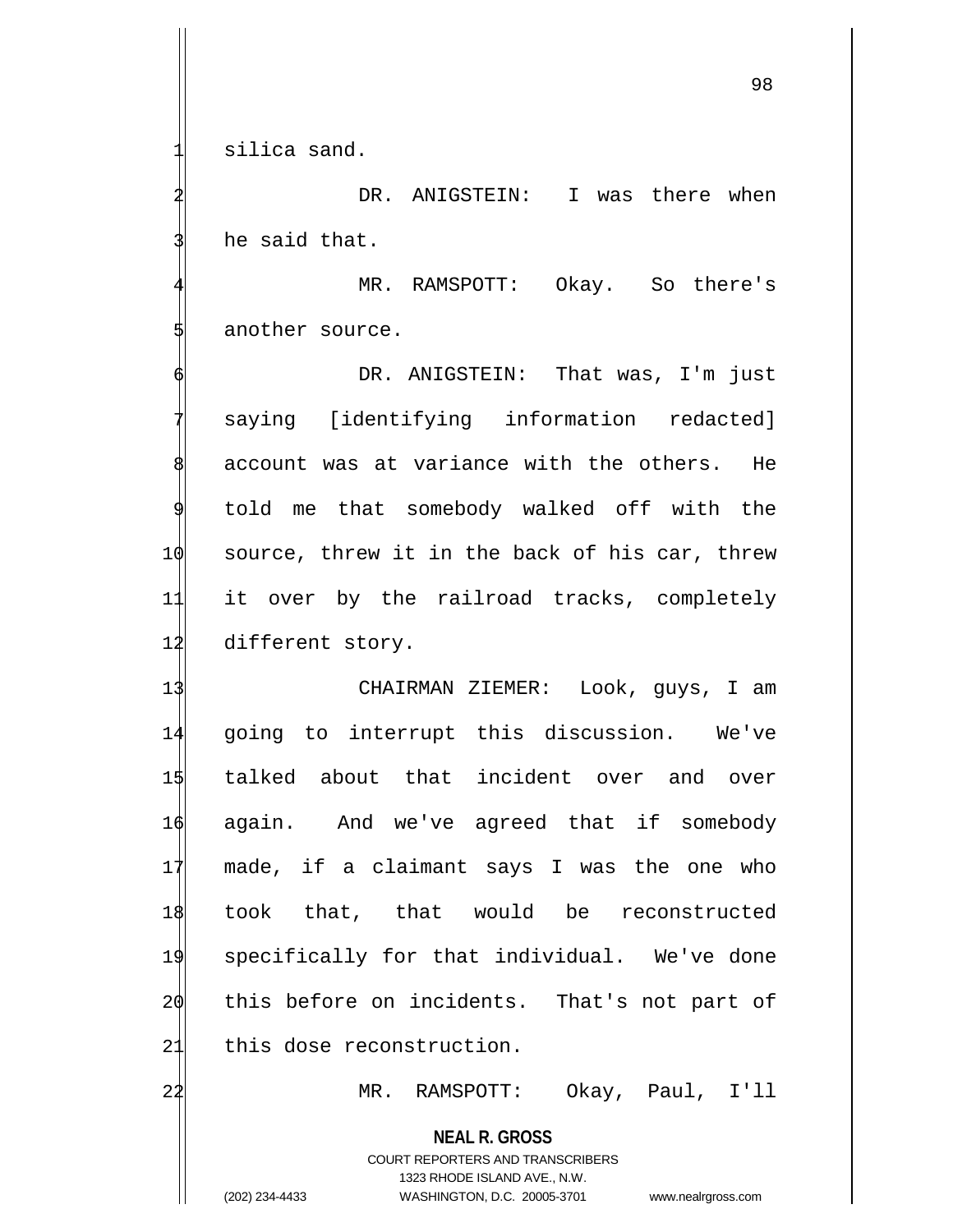silica sand.

DR. ANIGSTEIN: I was there when he said that.

MR. RAMSPOTT: Okay. So there's another source.

DR. ANIGSTEIN: That was, I'm just saying [identifying information redacted] account was at variance with the others. He told me that somebody walked off with the source, threw it in the back of his car, threw it over by the railroad tracks, completely different story.

CHAIRMAN ZIEMER: Look, guys, I am going to interrupt this discussion. We've talked about that incident over and over again. And we've agreed that if somebody made, if a claimant says I was the one who took that, that would be reconstructed specifically for that individual. We've done this before on incidents. That's not part of this dose reconstruction.

MR. RAMSPOTT: Okay, Paul, I'll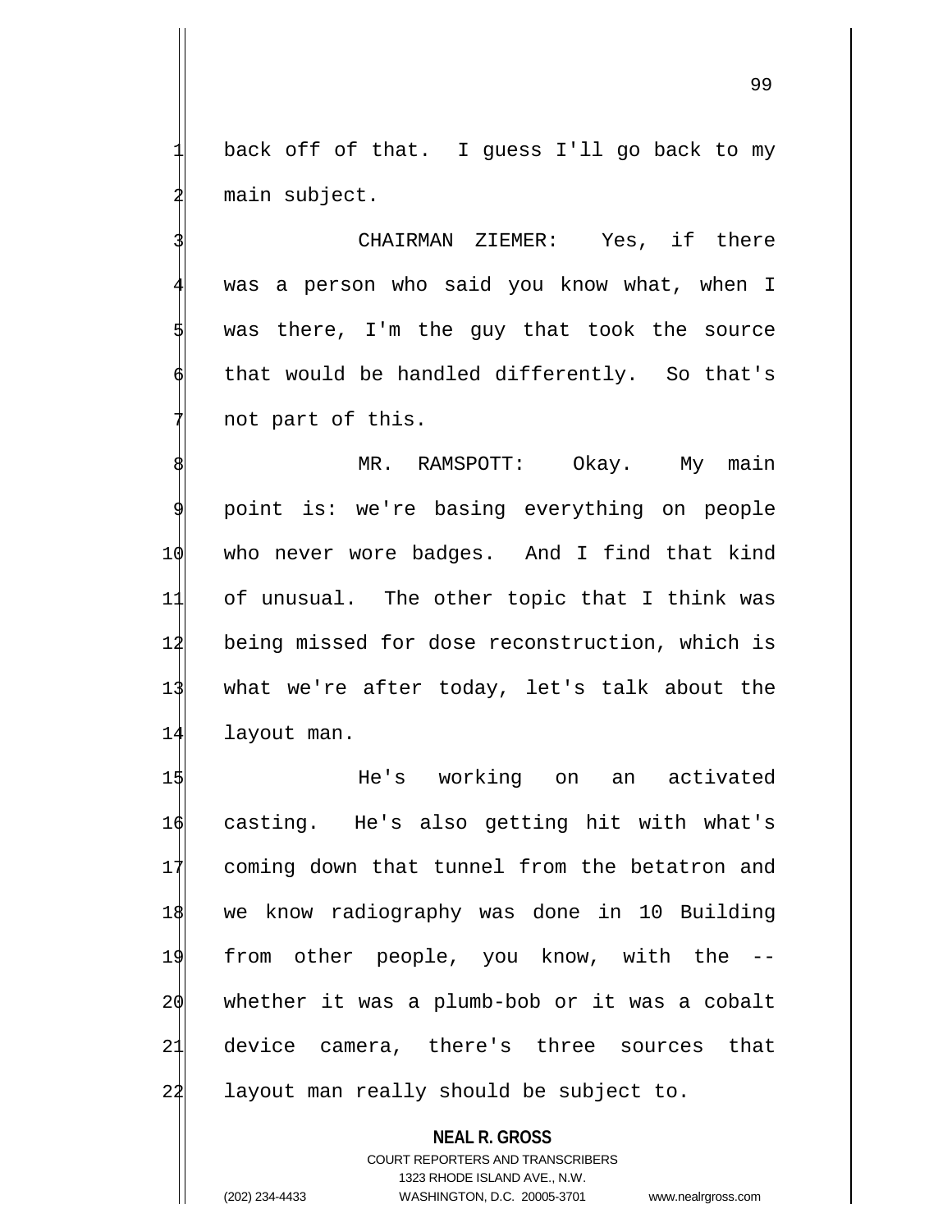back off of that. I guess I'll go back to my main subject.

CHAIRMAN ZIEMER: Yes, if there was a person who said you know what, when I was there, I'm the guy that took the source that would be handled differently. So that's not part of this.

MR. RAMSPOTT: Okay. My main point is: we're basing everything on people who never wore badges. And I find that kind of unusual. The other topic that I think was being missed for dose reconstruction, which is what we're after today, let's talk about the layout man.

He's working on an activated casting. He's also getting hit with what's coming down that tunnel from the betatron and we know radiography was done in 10 Building from other people, you know, with the -- whether it was a plumb-bob or it was a cobalt device camera, there's three sources that layout man really should be subject to.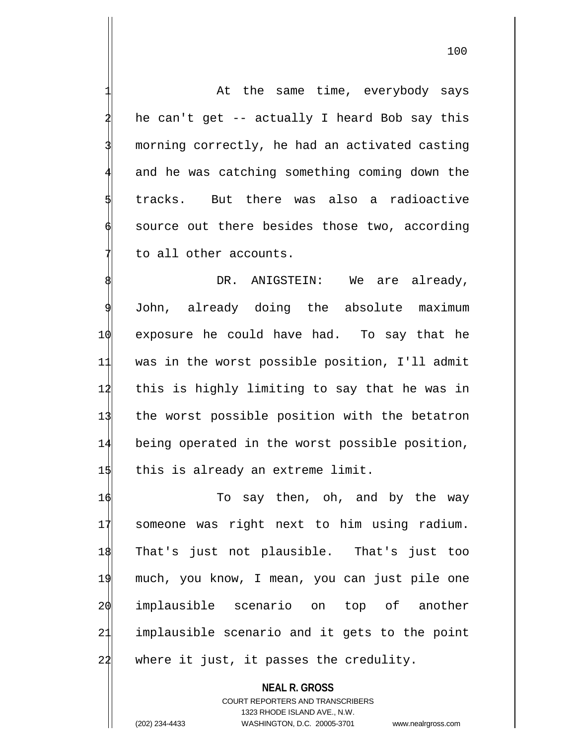At the same time, everybody says he can't get -- actually I heard Bob say this morning correctly, he had an activated casting and he was catching something coming down the tracks. But there was also a radioactive source out there besides those two, according to all other accounts.

DR. ANIGSTEIN: We are already, John, already doing the absolute maximum exposure he could have had. To say that he was in the worst possible position, I'll admit this is highly limiting to say that he was in the worst possible position with the betatron being operated in the worst possible position, this is already an extreme limit.

To say then, oh, and by the way someone was right next to him using radium. That's just not plausible. That's just too much, you know, I mean, you can just pile one implausible scenario on top of another implausible scenario and it gets to the point where it just, it passes the credulity.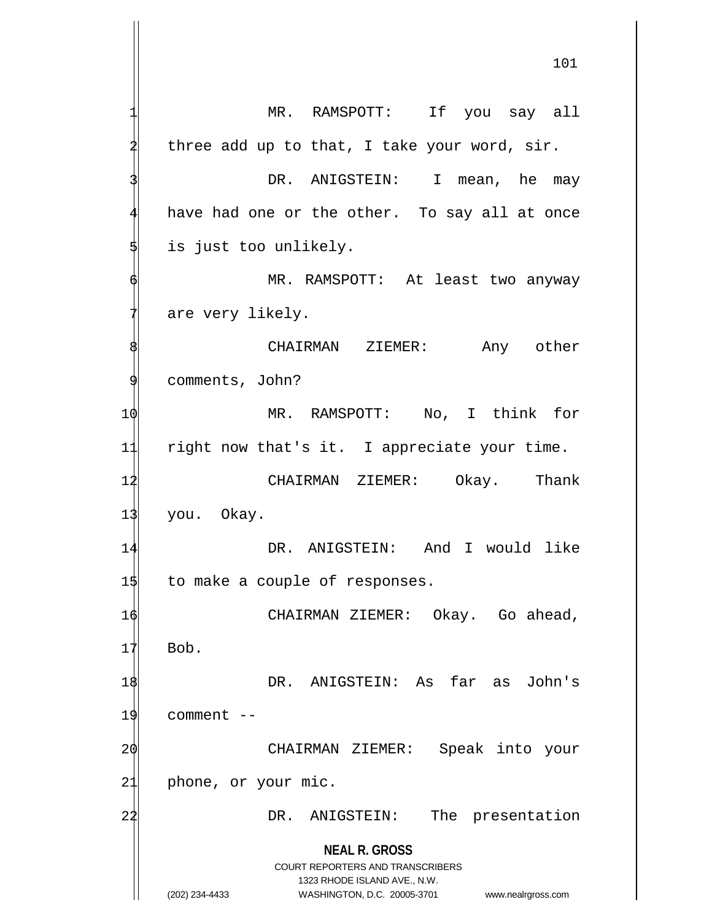MR. RAMSPOTT: If you say all three add up to that, I take your word, sir.

DR. ANIGSTEIN: I mean, he may have had one or the other. To say all at once is just too unlikely.

MR. RAMSPOTT: At least two anyway are very likely.

CHAIRMAN ZIEMER: Any other comments, John?

MR. RAMSPOTT: No, I think for right now that's it. I appreciate your time.

CHAIRMAN ZIEMER: Okay. Thank you. Okay.

DR. ANIGSTEIN: And I would like to make a couple of responses.

CHAIRMAN ZIEMER: Okay. Go ahead, Bob.

DR. ANIGSTEIN: As far as John's comment --

CHAIRMAN ZIEMER: Speak into your phone, or your mic.

DR. ANIGSTEIN: The presentation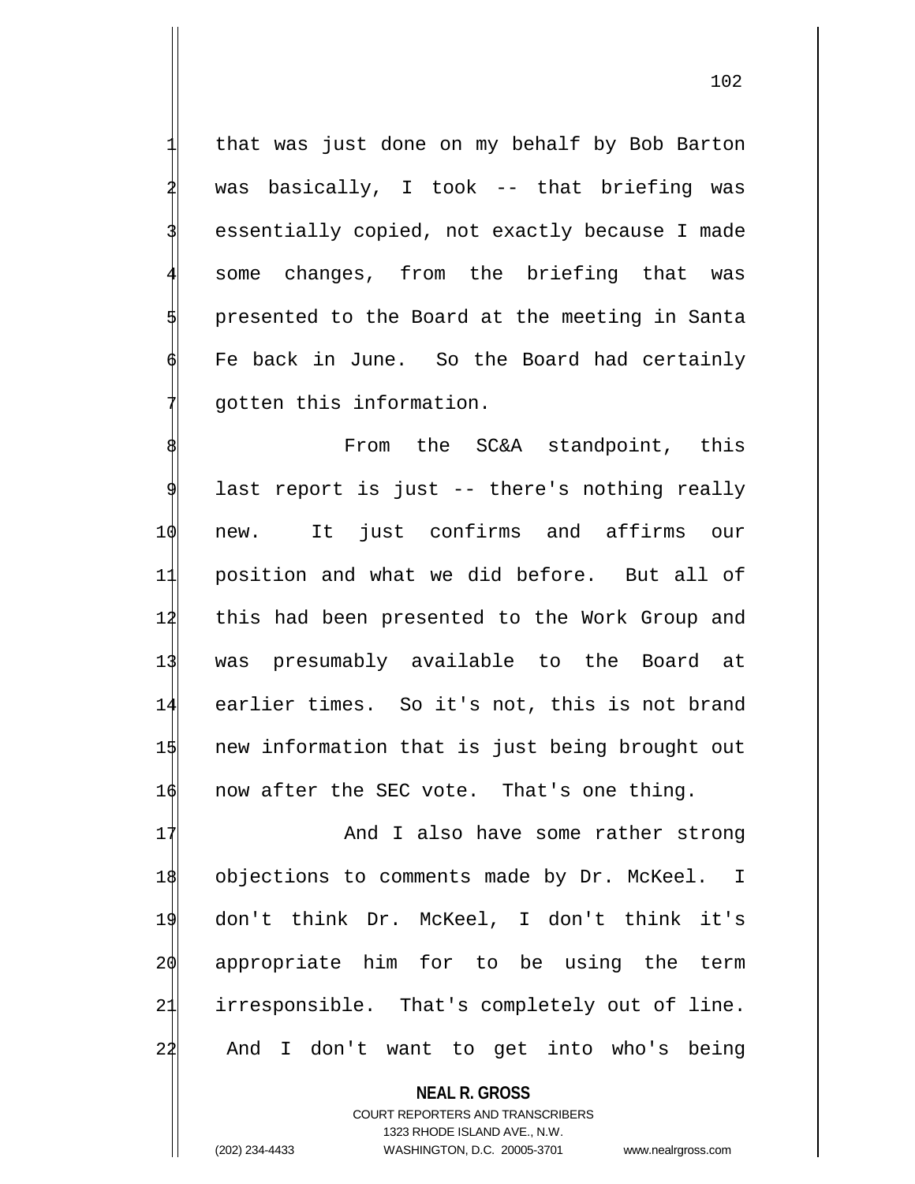that was just done on my behalf by Bob Barton was basically, I took -- that briefing was essentially copied, not exactly because I made some changes, from the briefing that was presented to the Board at the meeting in Santa Fe back in June. So the Board had certainly gotten this information.

From the SC&A standpoint, this last report is just -- there's nothing really new. It just confirms and affirms our position and what we did before. But all of this had been presented to the Work Group and was presumably available to the Board at earlier times. So it's not, this is not brand new information that is just being brought out now after the SEC vote. That's one thing.

And I also have some rather strong objections to comments made by Dr. McKeel. I don't think Dr. McKeel, I don't think it's appropriate him for to be using the term irresponsible. That's completely out of line. And I don't want to get into who's being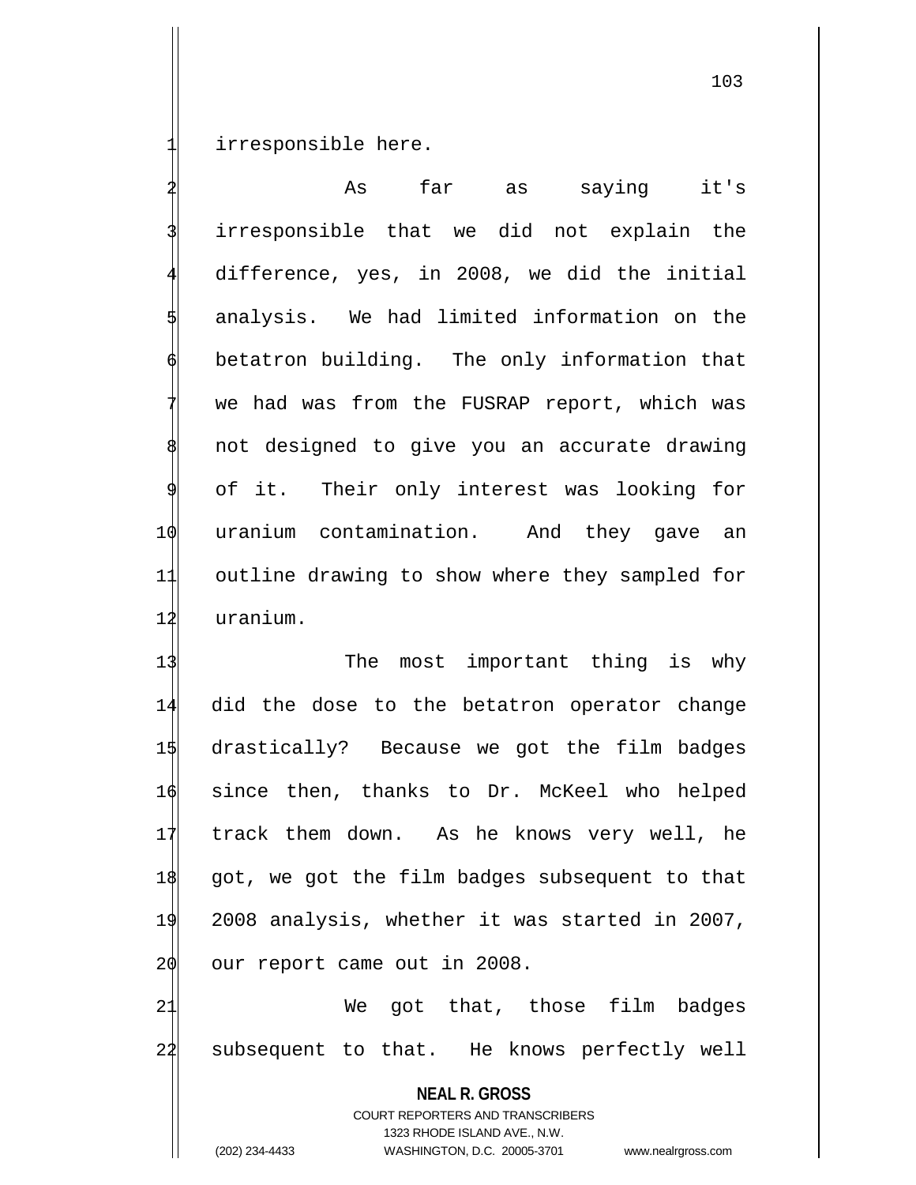irresponsible here.

As far as saying it's irresponsible that we did not explain the difference, yes, in 2008, we did the initial analysis. We had limited information on the betatron building. The only information that we had was from the FUSRAP report, which was not designed to give you an accurate drawing of it. Their only interest was looking for uranium contamination. And they gave an outline drawing to show where they sampled for uranium.

The most important thing is why did the dose to the betatron operator change drastically? Because we got the film badges since then, thanks to Dr. McKeel who helped track them down. As he knows very well, he got, we got the film badges subsequent to that 2008 analysis, whether it was started in 2007, our report came out in 2008.

We got that, those film badges subsequent to that. He knows perfectly well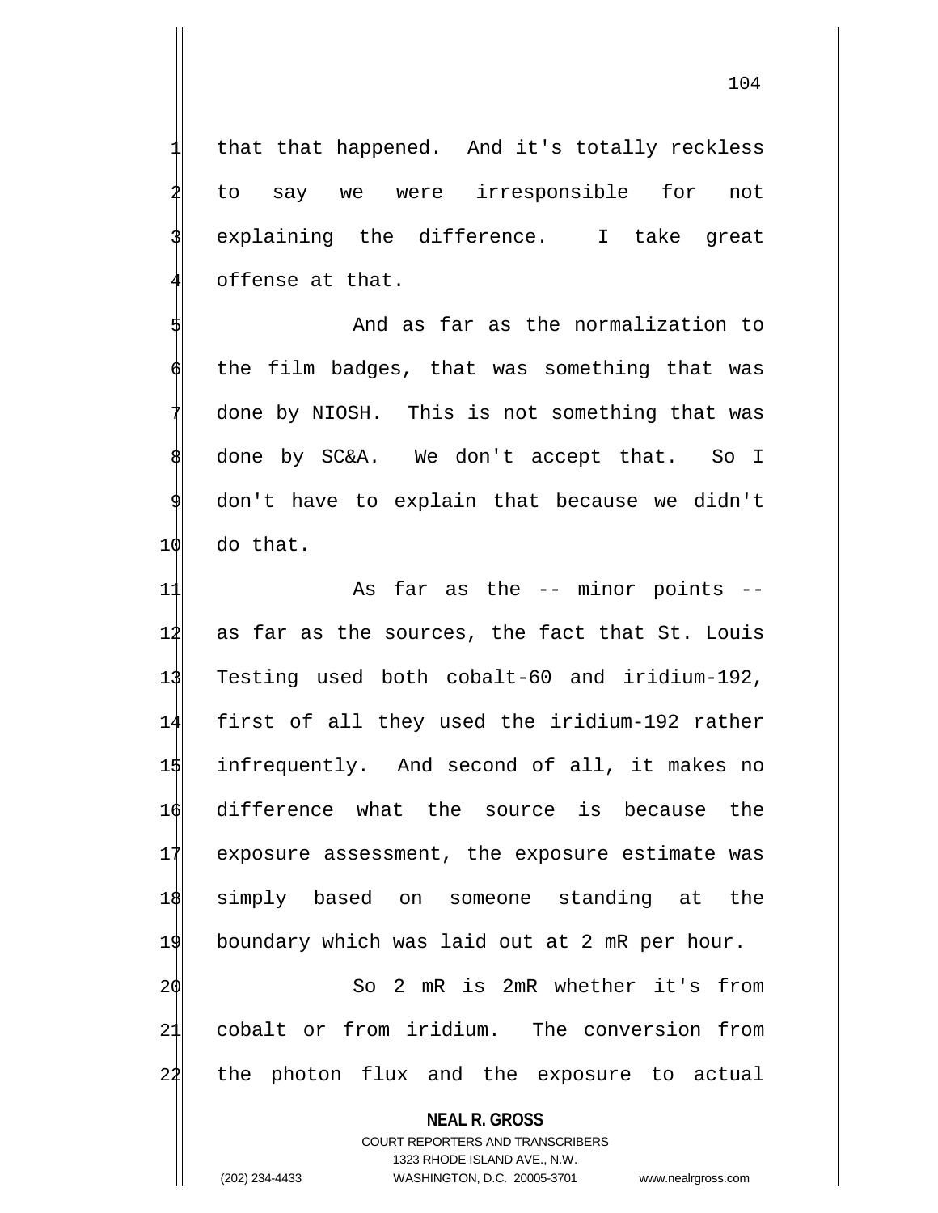that that happened. And it's totally reckless to say we were irresponsible for not explaining the difference. I take great offense at that.

And as far as the normalization to the film badges, that was something that was done by NIOSH. This is not something that was done by SC&A. We don't accept that. So I don't have to explain that because we didn't do that.

As far as the -- minor points -- as far as the sources, the fact that St. Louis Testing used both cobalt-60 and iridium-192, first of all they used the iridium-192 rather infrequently. And second of all, it makes no difference what the source is because the exposure assessment, the exposure estimate was simply based on someone standing at the boundary which was laid out at 2 mR per hour.

So 2 mR is 2mR whether it's from cobalt or from iridium. The conversion from the photon flux and the exposure to actual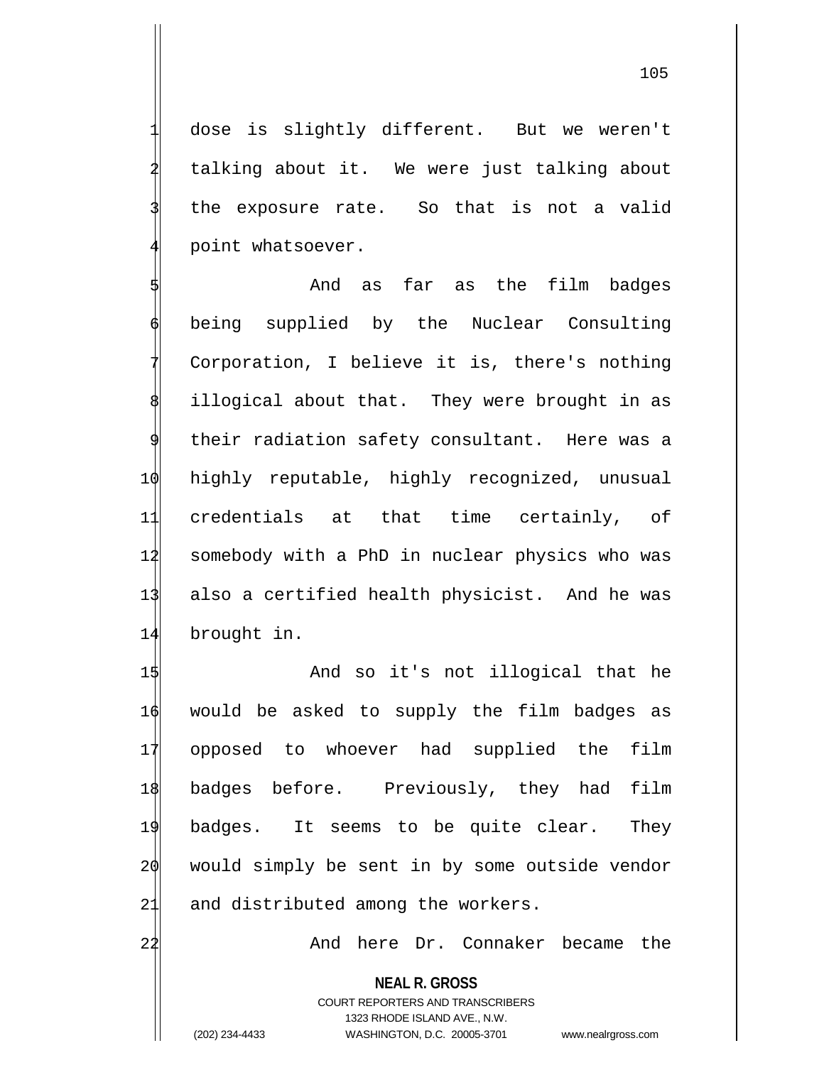dose is slightly different. But we weren't talking about it. We were just talking about the exposure rate. So that is not a valid point whatsoever.

And as far as the film badges being supplied by the Nuclear Consulting Corporation, I believe it is, there's nothing illogical about that. They were brought in as their radiation safety consultant. Here was a highly reputable, highly recognized, unusual credentials at that time certainly, of somebody with a PhD in nuclear physics who was also a certified health physicist. And he was brought in.

And so it's not illogical that he would be asked to supply the film badges as opposed to whoever had supplied the film badges before. Previously, they had film badges. It seems to be quite clear. They would simply be sent in by some outside vendor and distributed among the workers.

And here Dr. Connaker became the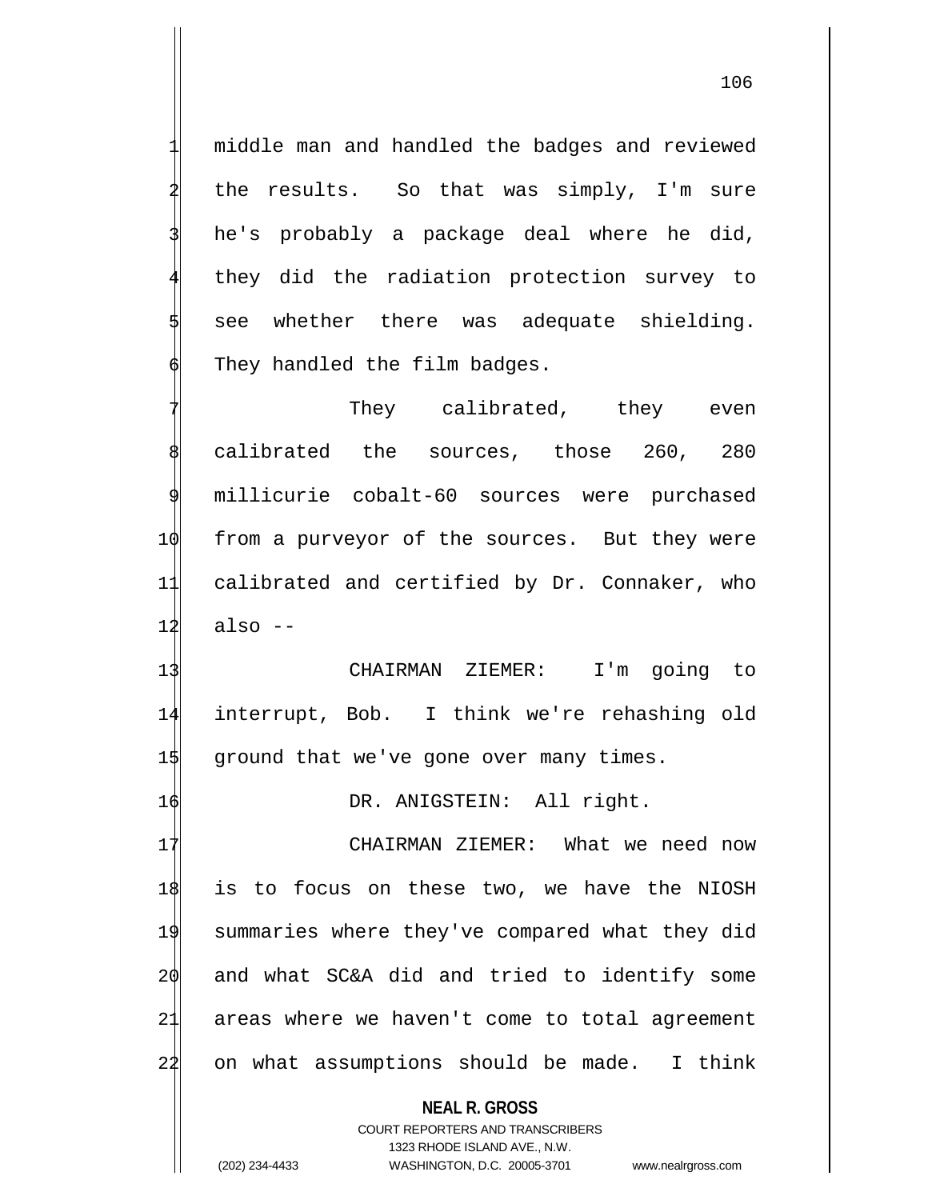middle man and handled the badges and reviewed the results. So that was simply, I'm sure he's probably a package deal where he did, they did the radiation protection survey to see whether there was adequate shielding. They handled the film badges.

They calibrated, they even calibrated the sources, those 260, 280 millicurie cobalt-60 sources were purchased from a purveyor of the sources. But they were calibrated and certified by Dr. Connaker, who also --

CHAIRMAN ZIEMER: I'm going to interrupt, Bob. I think we're rehashing old ground that we've gone over many times.

DR. ANIGSTEIN: All right.

CHAIRMAN ZIEMER: What we need now is to focus on these two, we have the NIOSH summaries where they've compared what they did and what SC&A did and tried to identify some areas where we haven't come to total agreement on what assumptions should be made. I think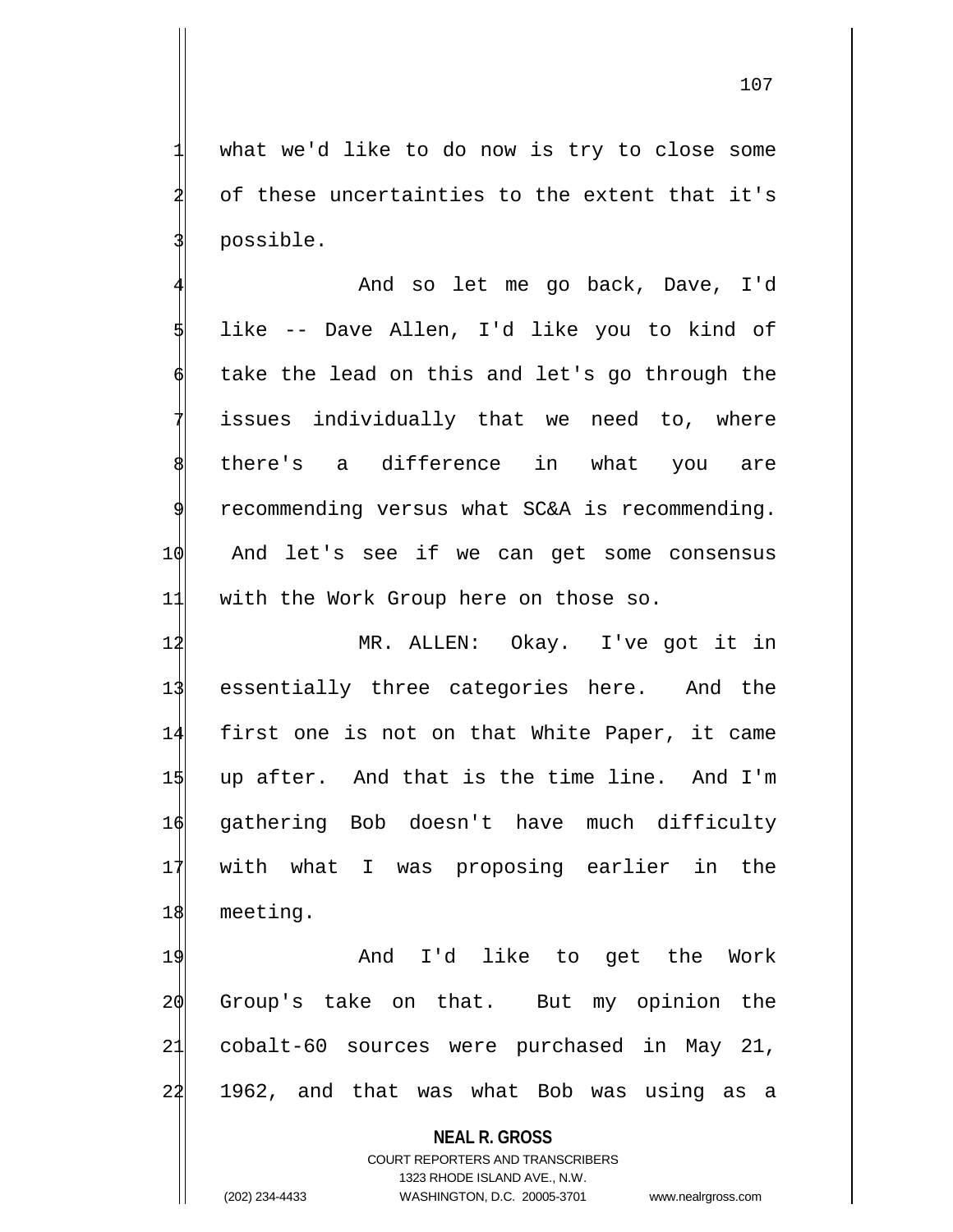what we'd like to do now is try to close some of these uncertainties to the extent that it's possible.

And so let me go back, Dave, I'd like -- Dave Allen, I'd like you to kind of take the lead on this and let's go through the issues individually that we need to, where there's a difference in what you are recommending versus what SC&A is recommending. And let's see if we can get some consensus with the Work Group here on those so.

MR. ALLEN: Okay. I've got it in essentially three categories here. And the first one is not on that White Paper, it came up after. And that is the time line. And I'm gathering Bob doesn't have much difficulty with what I was proposing earlier in the meeting.

And I'd like to get the Work Group's take on that. But my opinion the cobalt-60 sources were purchased in May 21, 1962, and that was what Bob was using as a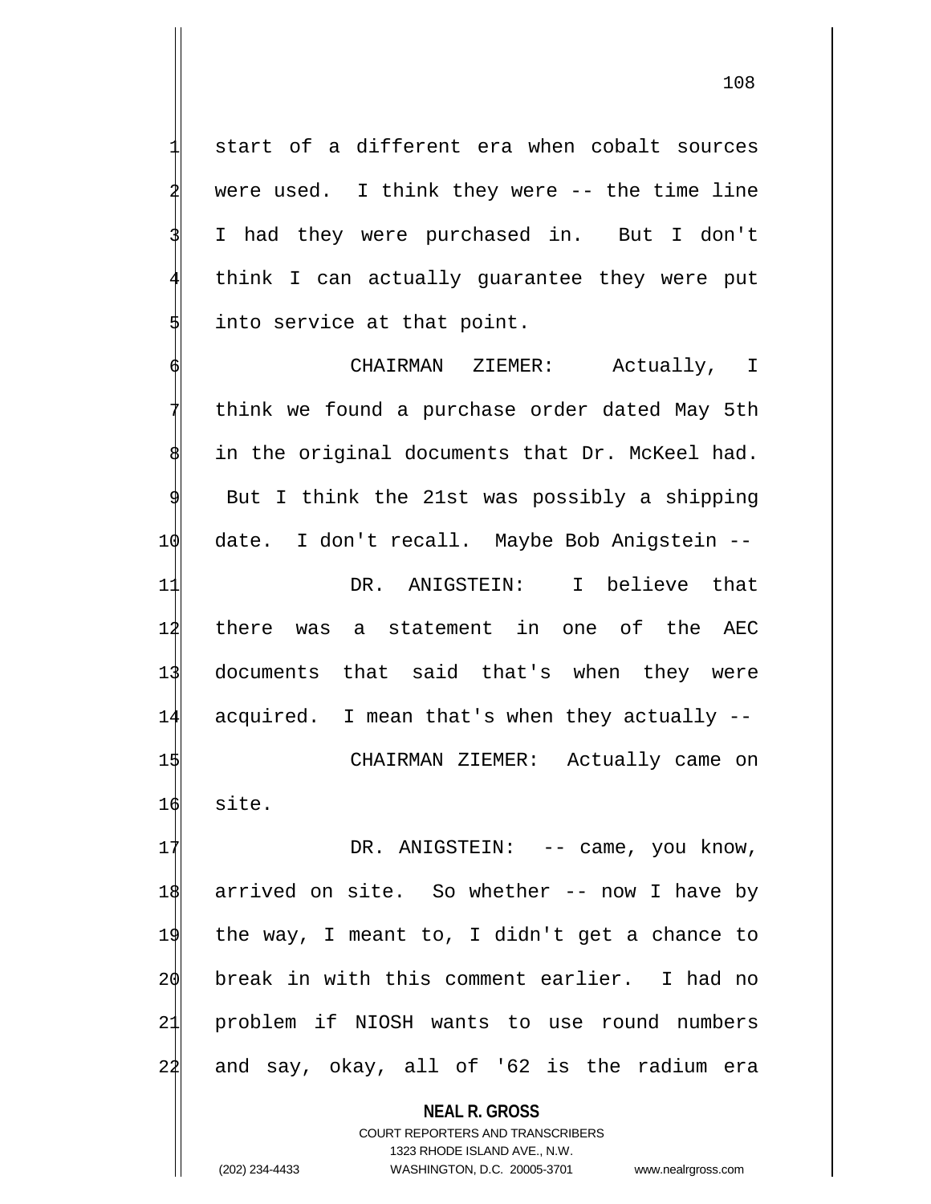start of a different era when cobalt sources were used. I think they were -- the time line I had they were purchased in. But I don't think I can actually guarantee they were put into service at that point.

CHAIRMAN ZIEMER: Actually, I think we found a purchase order dated May 5th in the original documents that Dr. McKeel had. But I think the 21st was possibly a shipping date. I don't recall. Maybe Bob Anigstein --

DR. ANIGSTEIN: I believe that there was a statement in one of the AEC documents that said that's when they were acquired. I mean that's when they actually --

CHAIRMAN ZIEMER: Actually came on site.

DR. ANIGSTEIN: -- came, you know, arrived on site. So whether -- now I have by the way, I meant to, I didn't get a chance to break in with this comment earlier. I had no problem if NIOSH wants to use round numbers and say, okay, all of '62 is the radium era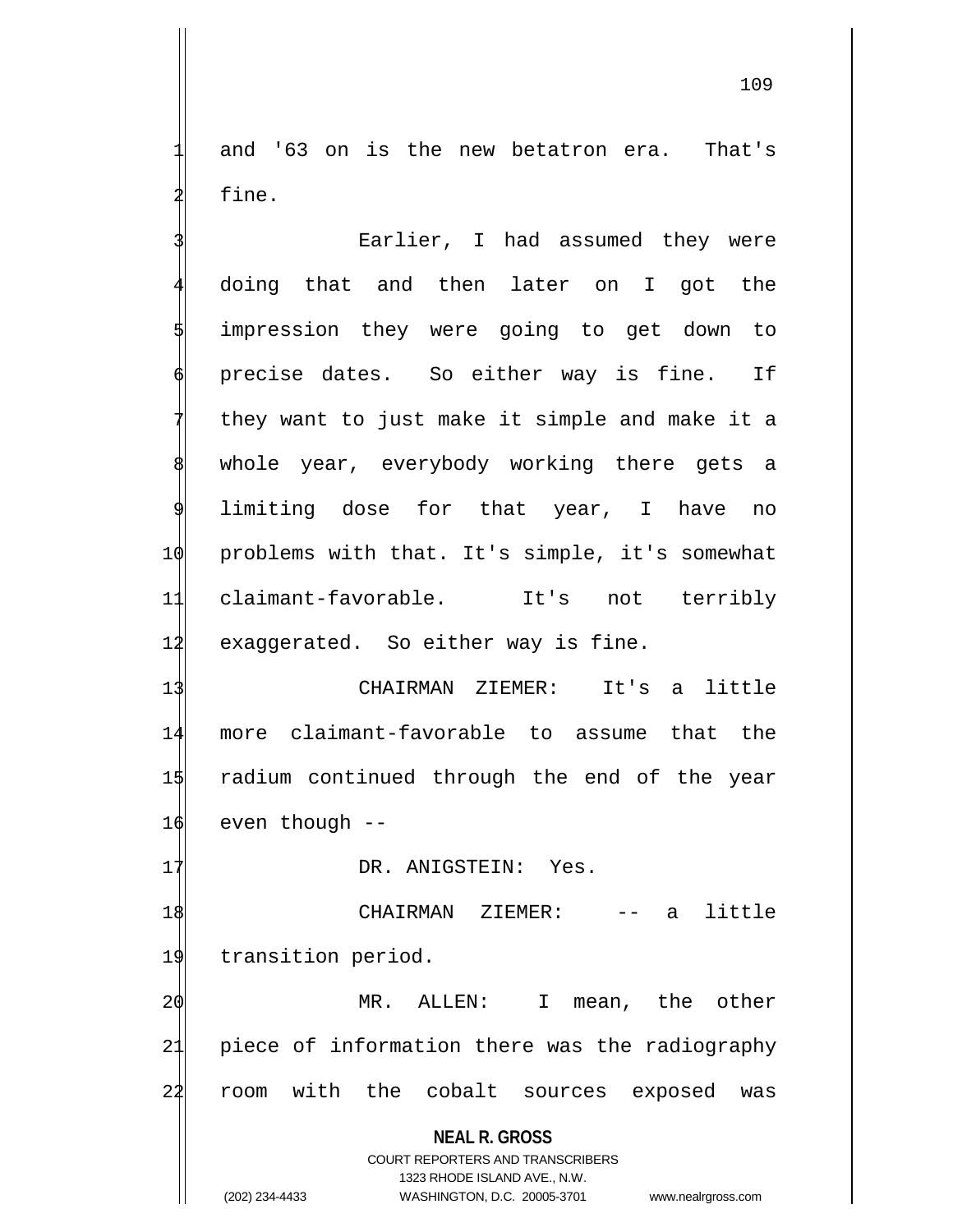and '63 on is the new betatron era. That's fine.

Earlier, I had assumed they were doing that and then later on I got the impression they were going to get down to precise dates. So either way is fine. If they want to just make it simple and make it a whole year, everybody working there gets a limiting dose for that year, I have no problems with that. It's simple, it's somewhat claimant-favorable. It's not terribly exaggerated. So either way is fine.

CHAIRMAN ZIEMER: It's a little more claimant-favorable to assume that the radium continued through the end of the year even though --

DR. ANIGSTEIN: Yes.

CHAIRMAN ZIEMER: -- a little transition period.

MR. ALLEN: I mean, the other piece of information there was the radiography room with the cobalt sources exposed was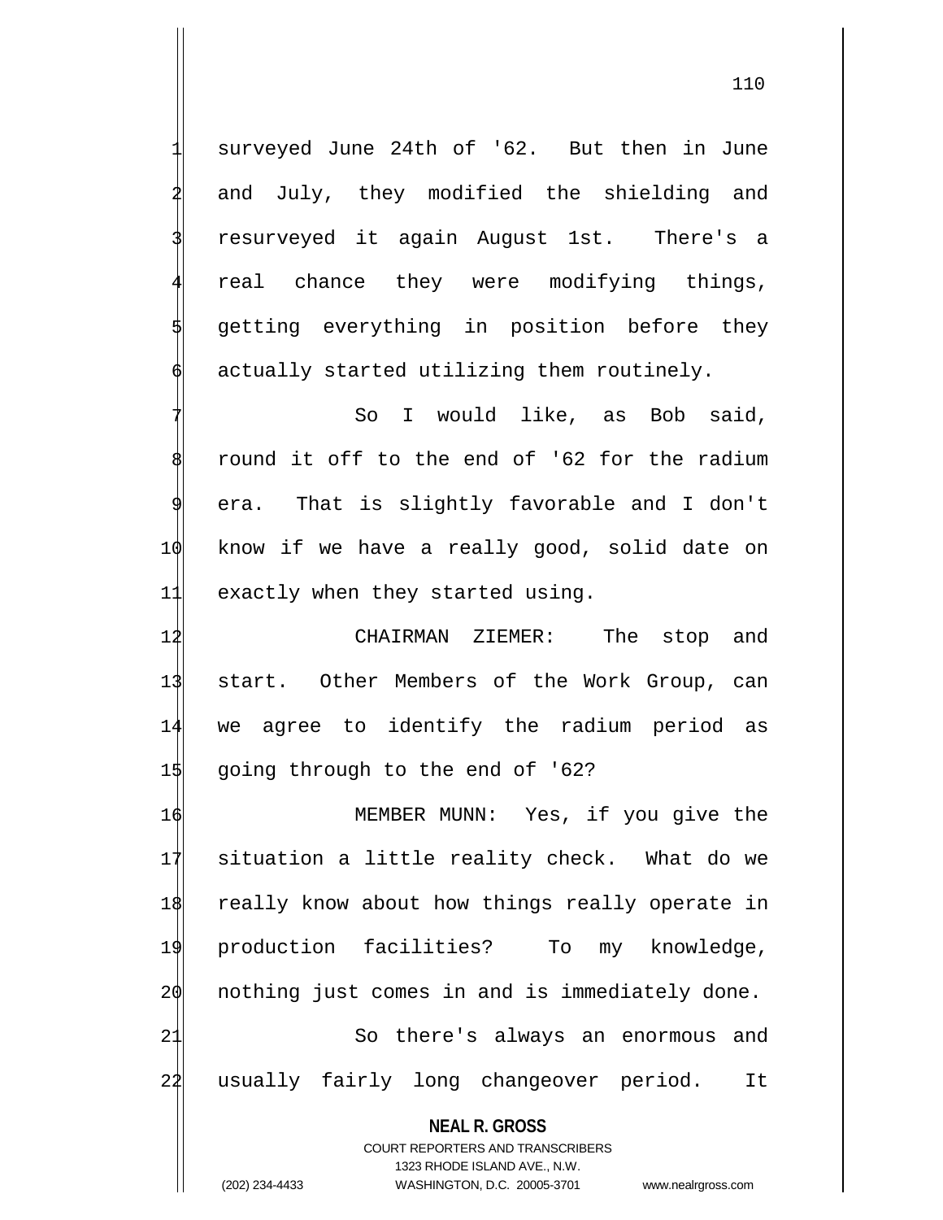surveyed June 24th of '62. But then in June and July, they modified the shielding and resurveyed it again August 1st. There's a real chance they were modifying things, getting everything in position before they actually started utilizing them routinely.

So I would like, as Bob said, round it off to the end of '62 for the radium era. That is slightly favorable and I don't know if we have a really good, solid date on exactly when they started using.

CHAIRMAN ZIEMER: The stop and start. Other Members of the Work Group, can we agree to identify the radium period as going through to the end of '62?

MEMBER MUNN: Yes, if you give the situation a little reality check. What do we really know about how things really operate in production facilities? To my knowledge, nothing just comes in and is immediately done.

So there's always an enormous and usually fairly long changeover period. It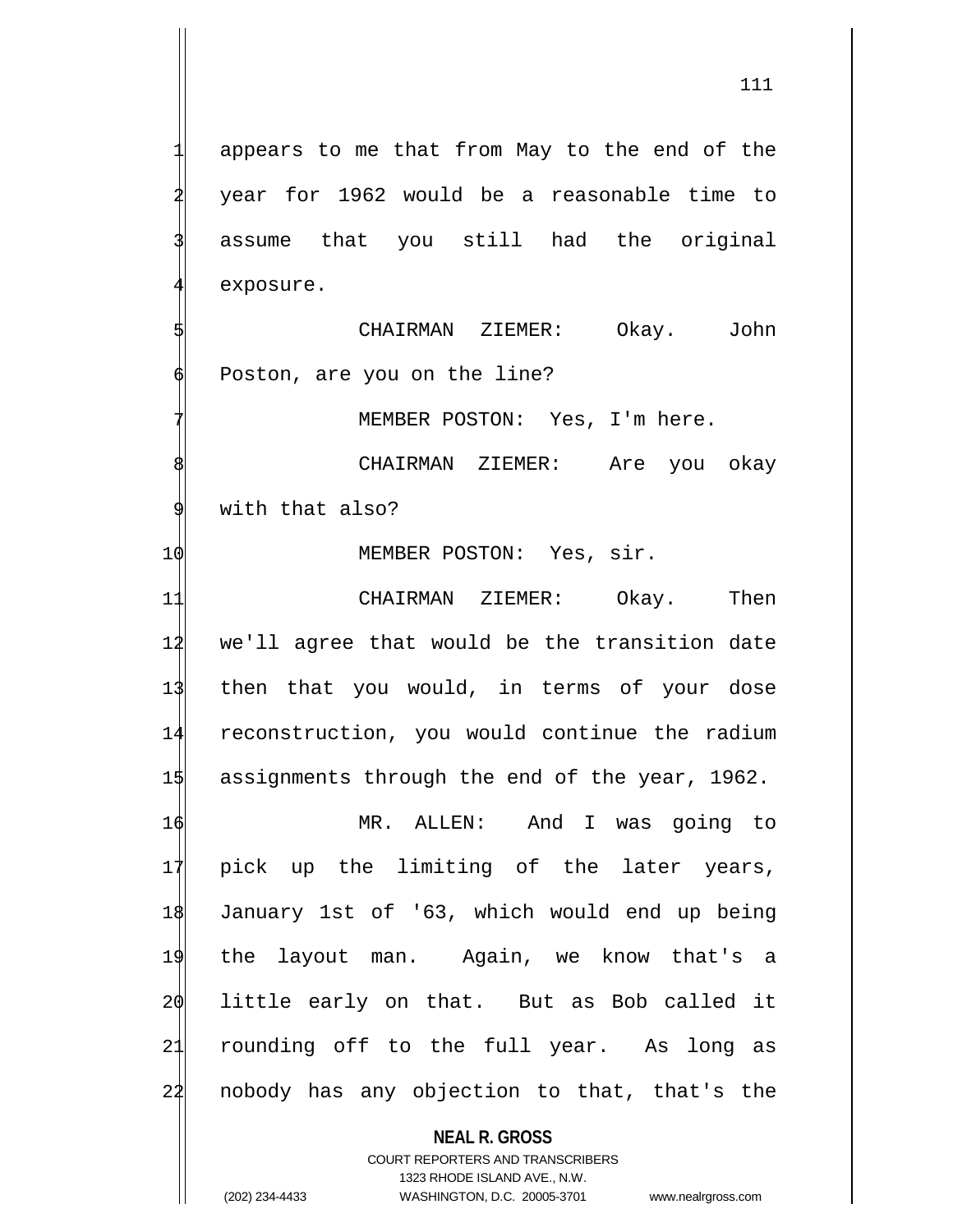appears to me that from May to the end of the year for 1962 would be a reasonable time to assume that you still had the original exposure.

CHAIRMAN ZIEMER: Okay. John Poston, are you on the line?

MEMBER POSTON: Yes, I'm here.

CHAIRMAN ZIEMER: Are you okay with that also?

MEMBER POSTON: Yes, sir.

CHAIRMAN ZIEMER: Okay. Then we'll agree that would be the transition date then that you would, in terms of your dose reconstruction, you would continue the radium assignments through the end of the year, 1962.

MR. ALLEN: And I was going to pick up the limiting of the later years, January 1st of '63, which would end up being the layout man. Again, we know that's a little early on that. But as Bob called it rounding off to the full year. As long as nobody has any objection to that, that's the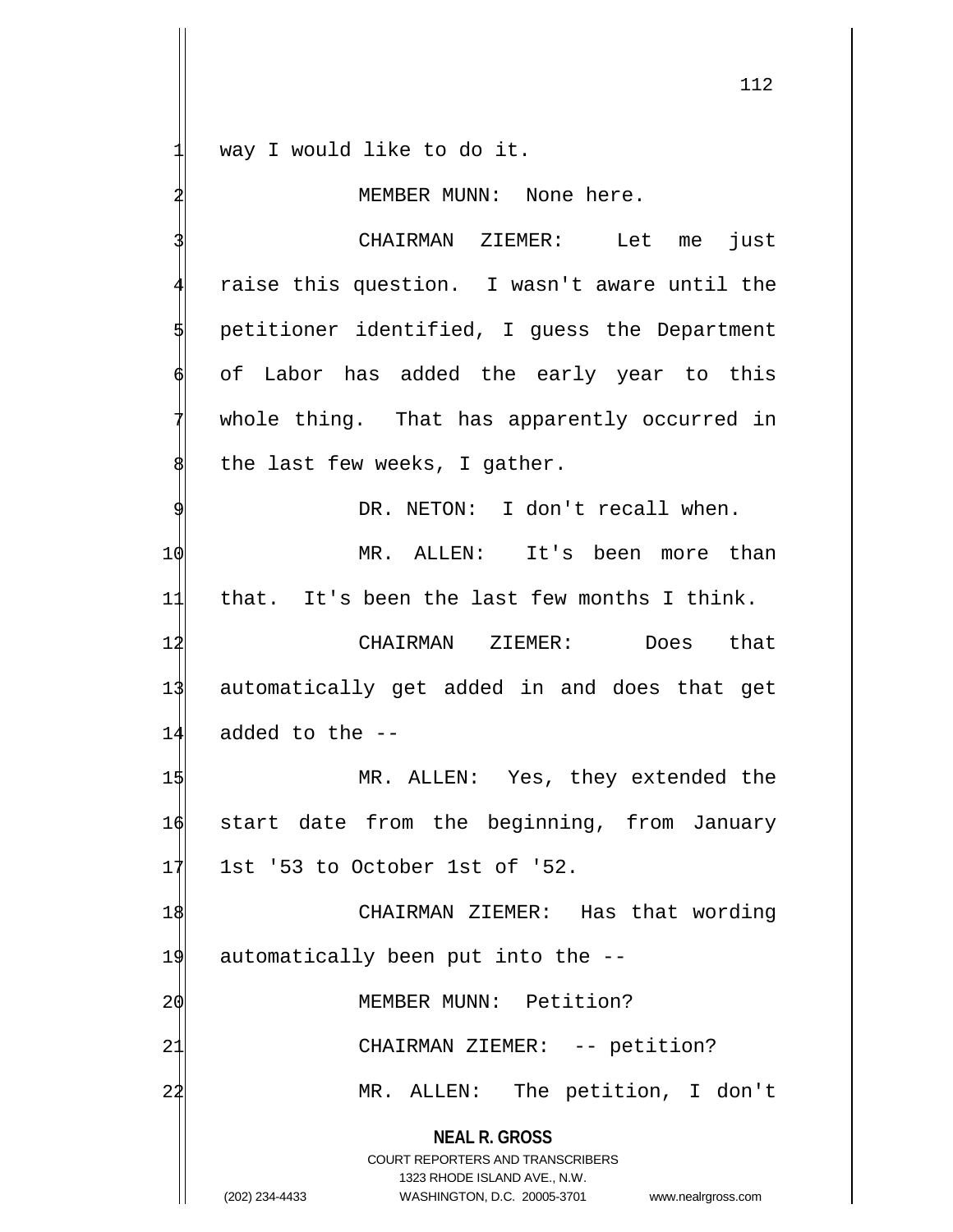way I would like to do it.

MEMBER MUNN: None here.

CHAIRMAN ZIEMER: Let me just raise this question. I wasn't aware until the petitioner identified, I guess the Department of Labor has added the early year to this whole thing. That has apparently occurred in the last few weeks, I gather.

DR. NETON: I don't recall when.

MR. ALLEN: It's been more than that. It's been the last few months I think.

CHAIRMAN ZIEMER: Does that automatically get added in and does that get added to the --

MR. ALLEN: Yes, they extended the start date from the beginning, from January 1st '53 to October 1st of '52.

CHAIRMAN ZIEMER: Has that wording automatically been put into the --

MEMBER MUNN: Petition?

CHAIRMAN ZIEMER: -- petition?

MR. ALLEN: The petition, I don't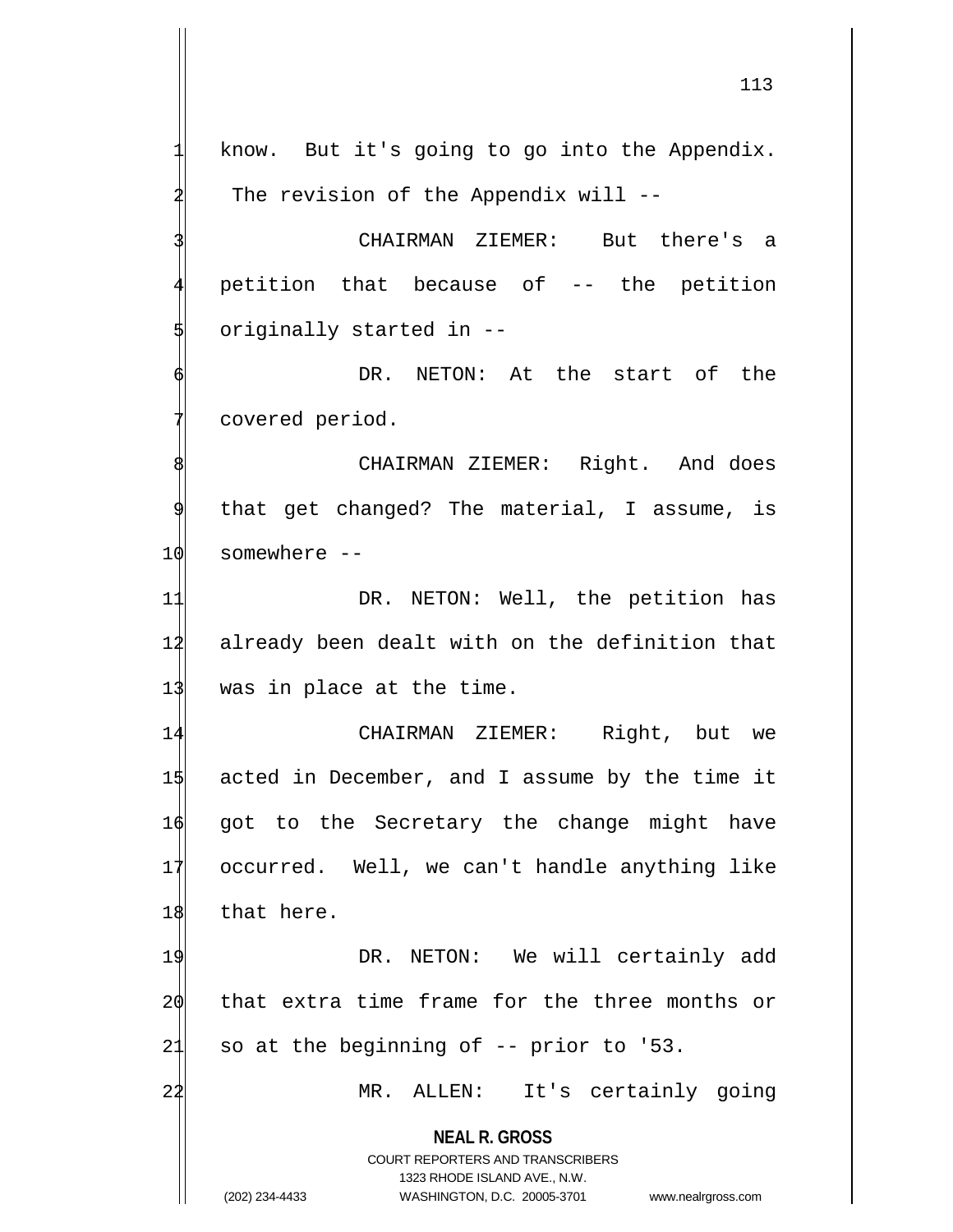know. But it's going to go into the Appendix. The revision of the Appendix will --

CHAIRMAN ZIEMER: But there's a petition that because of -- the petition originally started in --

DR. NETON: At the start of the covered period.

CHAIRMAN ZIEMER: Right. And does that get changed? The material, I assume, is somewhere --

DR. NETON: Well, the petition has already been dealt with on the definition that was in place at the time.

CHAIRMAN ZIEMER: Right, but we acted in December, and I assume by the time it got to the Secretary the change might have occurred. Well, we can't handle anything like that here.

DR. NETON: We will certainly add that extra time frame for the three months or so at the beginning of -- prior to '53.

MR. ALLEN: It's certainly going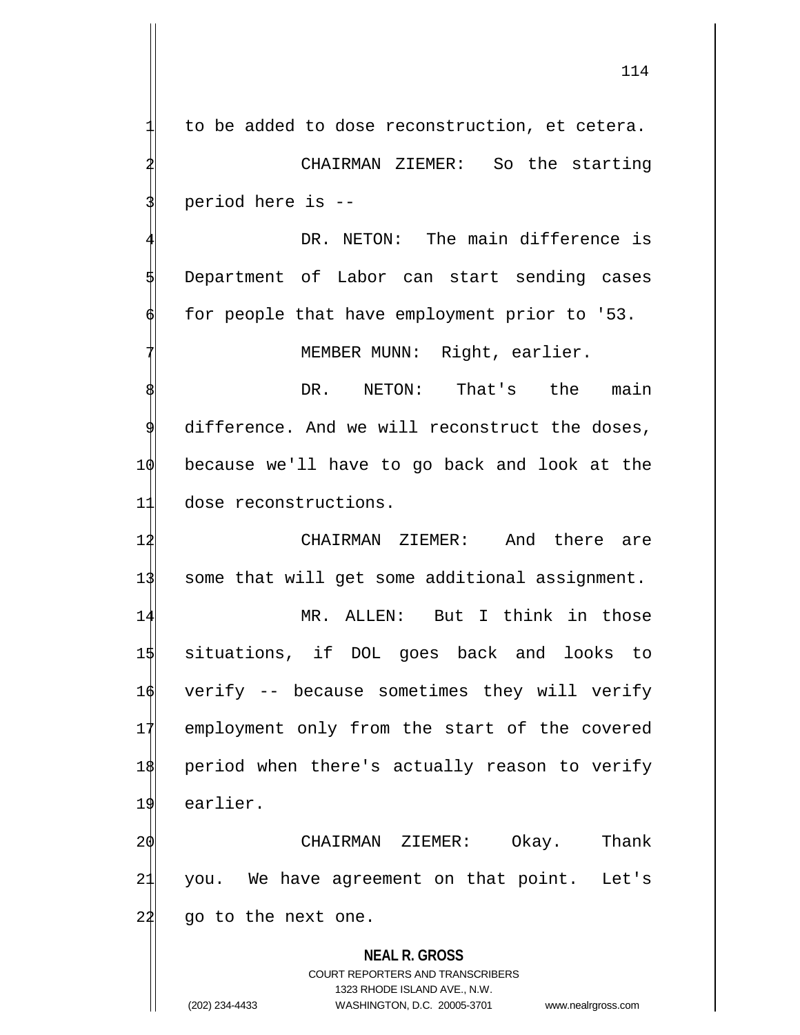to be added to dose reconstruction, et cetera.

CHAIRMAN ZIEMER: So the starting period here is --

DR. NETON: The main difference is Department of Labor can start sending cases for people that have employment prior to '53.

MEMBER MUNN: Right, earlier.

DR. NETON: That's the main difference. And we will reconstruct the doses, because we'll have to go back and look at the dose reconstructions.

CHAIRMAN ZIEMER: And there are some that will get some additional assignment.

MR. ALLEN: But I think in those situations, if DOL goes back and looks to verify -- because sometimes they will verify employment only from the start of the covered period when there's actually reason to verify earlier.

CHAIRMAN ZIEMER: Okay. Thank you. We have agreement on that point. Let's go to the next one.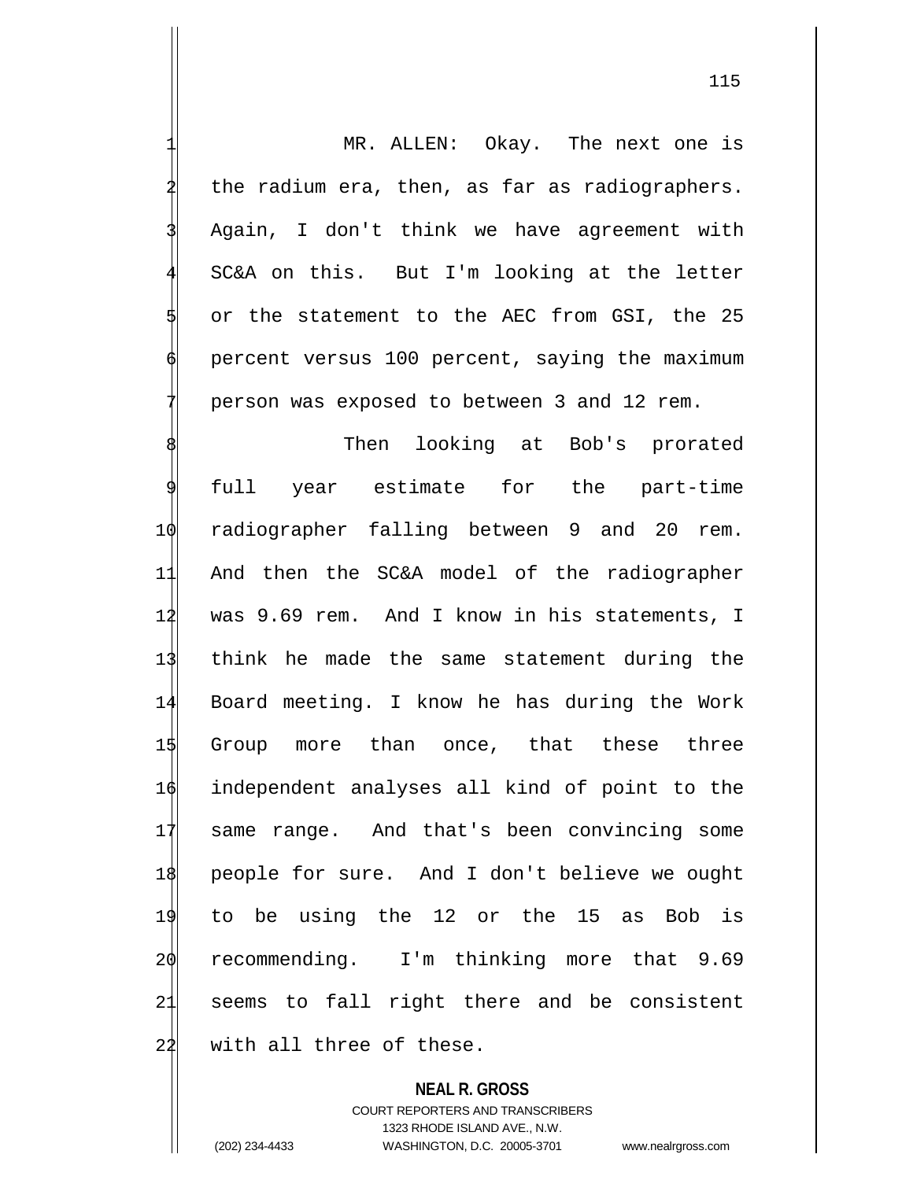MR. ALLEN: Okay. The next one is the radium era, then, as far as radiographers. Again, I don't think we have agreement with SC&A on this. But I'm looking at the letter or the statement to the AEC from GSI, the 25 percent versus 100 percent, saying the maximum person was exposed to between 3 and 12 rem.

Then looking at Bob's prorated full year estimate for the part-time radiographer falling between 9 and 20 rem. And then the SC&A model of the radiographer was 9.69 rem. And I know in his statements, I think he made the same statement during the Board meeting. I know he has during the Work Group more than once, that these three independent analyses all kind of point to the same range. And that's been convincing some people for sure. And I don't believe we ought to be using the 12 or the 15 as Bob is recommending. I'm thinking more that 9.69 seems to fall right there and be consistent with all three of these.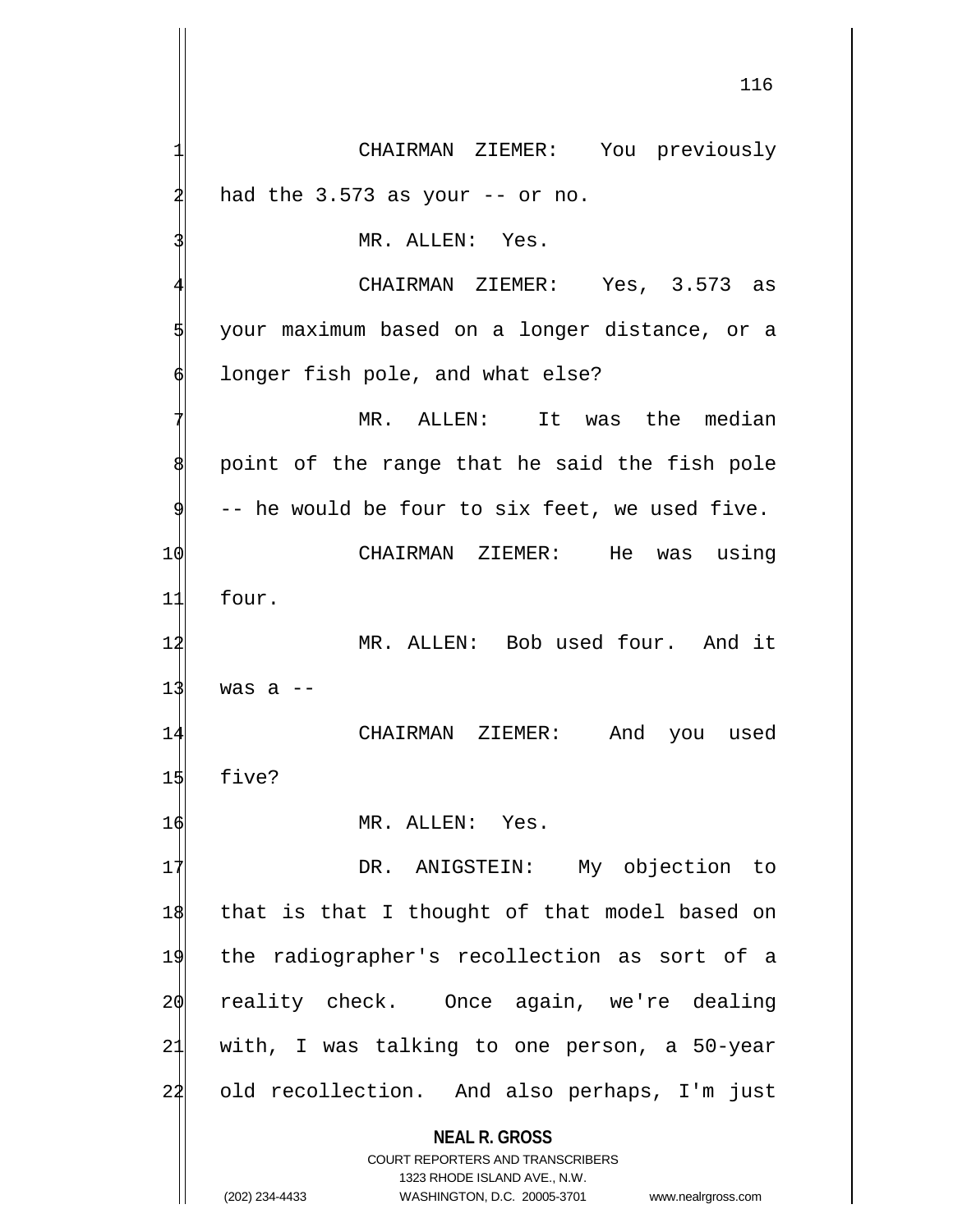CHAIRMAN ZIEMER: You previously had the 3.573 as your -- or no.

MR. ALLEN: Yes.

CHAIRMAN ZIEMER: Yes, 3.573 as your maximum based on a longer distance, or a longer fish pole, and what else?

MR. ALLEN: It was the median point of the range that he said the fish pole -- he would be four to six feet, we used five.

CHAIRMAN ZIEMER: He was using four.

MR. ALLEN: Bob used four. And it was a --

CHAIRMAN ZIEMER: And you used five?

MR. ALLEN: Yes.

DR. ANIGSTEIN: My objection to that is that I thought of that model based on the radiographer's recollection as sort of a reality check. Once again, we're dealing with, I was talking to one person, a 50-year old recollection. And also perhaps, I'm just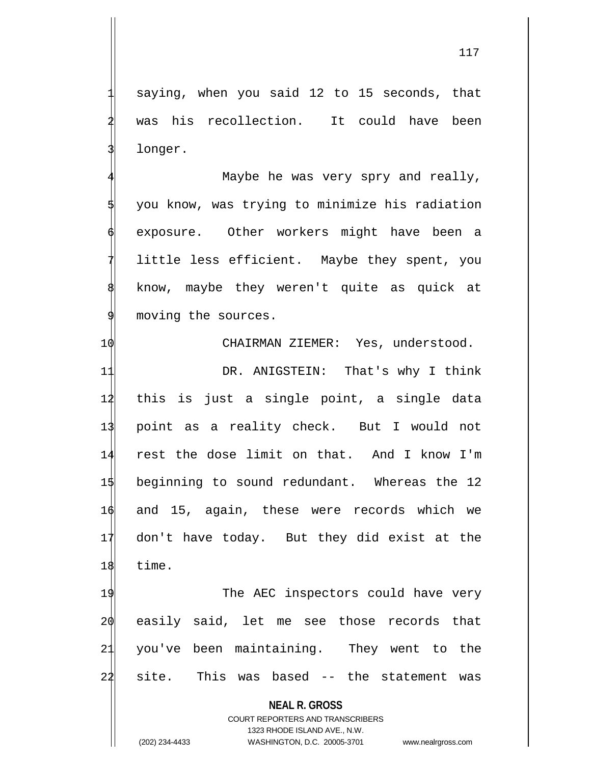saying, when you said 12 to 15 seconds, that was his recollection. It could have been longer.

Maybe he was very spry and really, you know, was trying to minimize his radiation exposure. Other workers might have been a little less efficient. Maybe they spent, you know, maybe they weren't quite as quick at moving the sources.

CHAIRMAN ZIEMER: Yes, understood.

DR. ANIGSTEIN: That's why I think this is just a single point, a single data point as a reality check. But I would not rest the dose limit on that. And I know I'm beginning to sound redundant. Whereas the 12 and 15, again, these were records which we don't have today. But they did exist at the time.

The AEC inspectors could have very easily said, let me see those records that you've been maintaining. They went to the site. This was based -- the statement was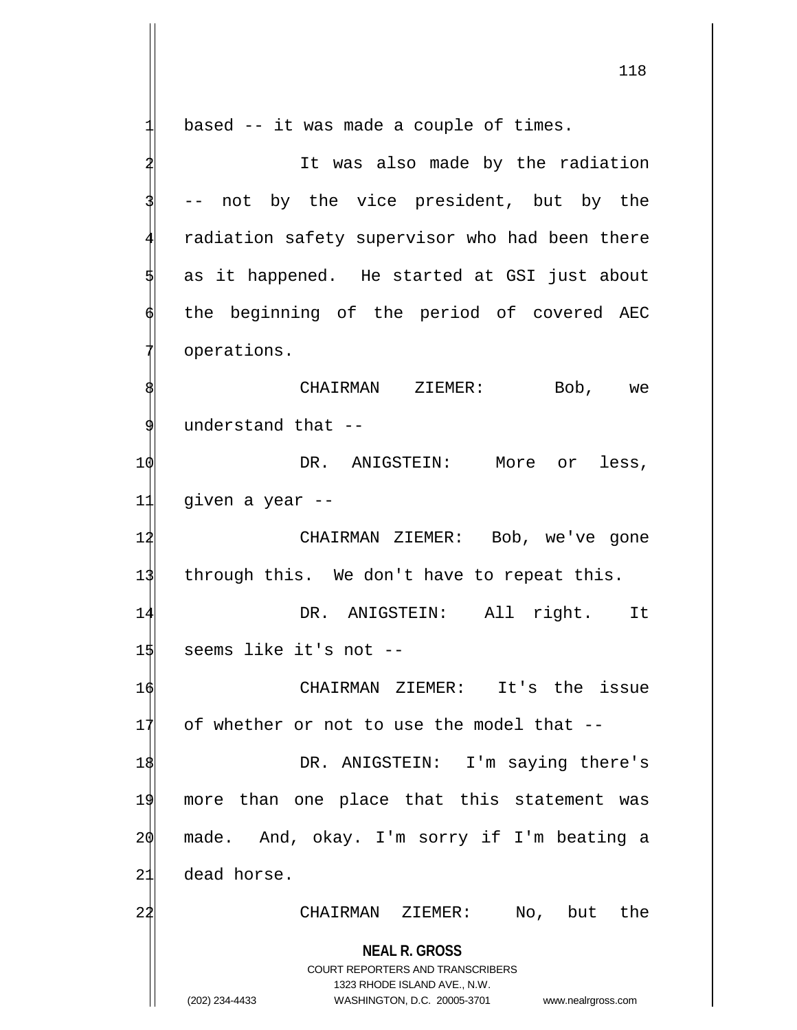based -- it was made a couple of times.

It was also made by the radiation -- not by the vice president, but by the radiation safety supervisor who had been there as it happened. He started at GSI just about the beginning of the period of covered AEC operations.

CHAIRMAN ZIEMER: Bob, we understand that --

DR. ANIGSTEIN: More or less, given a year --

CHAIRMAN ZIEMER: Bob, we've gone through this. We don't have to repeat this.

DR. ANIGSTEIN: All right. It seems like it's not --

CHAIRMAN ZIEMER: It's the issue of whether or not to use the model that --

DR. ANIGSTEIN: I'm saying there's more than one place that this statement was made. And, okay. I'm sorry if I'm beating a dead horse.

CHAIRMAN ZIEMER: No, but the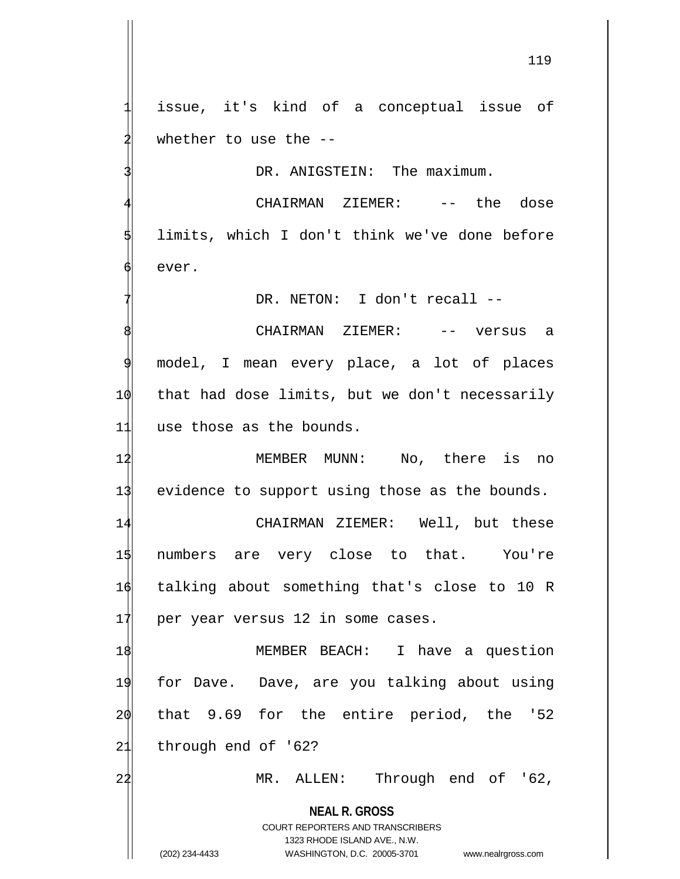issue, it's kind of a conceptual issue of whether to use the --

DR. ANIGSTEIN: The maximum.

CHAIRMAN ZIEMER: -- the dose limits, which I don't think we've done before ever.

DR. NETON: I don't recall --

CHAIRMAN ZIEMER: -- versus a model, I mean every place, a lot of places that had dose limits, but we don't necessarily use those as the bounds.

MEMBER MUNN: No, there is no evidence to support using those as the bounds.

CHAIRMAN ZIEMER: Well, but these numbers are very close to that. You're talking about something that's close to 10 R per year versus 12 in some cases.

MEMBER BEACH: I have a question for Dave. Dave, are you talking about using that 9.69 for the entire period, the '52 through end of '62?

MR. ALLEN: Through end of '62,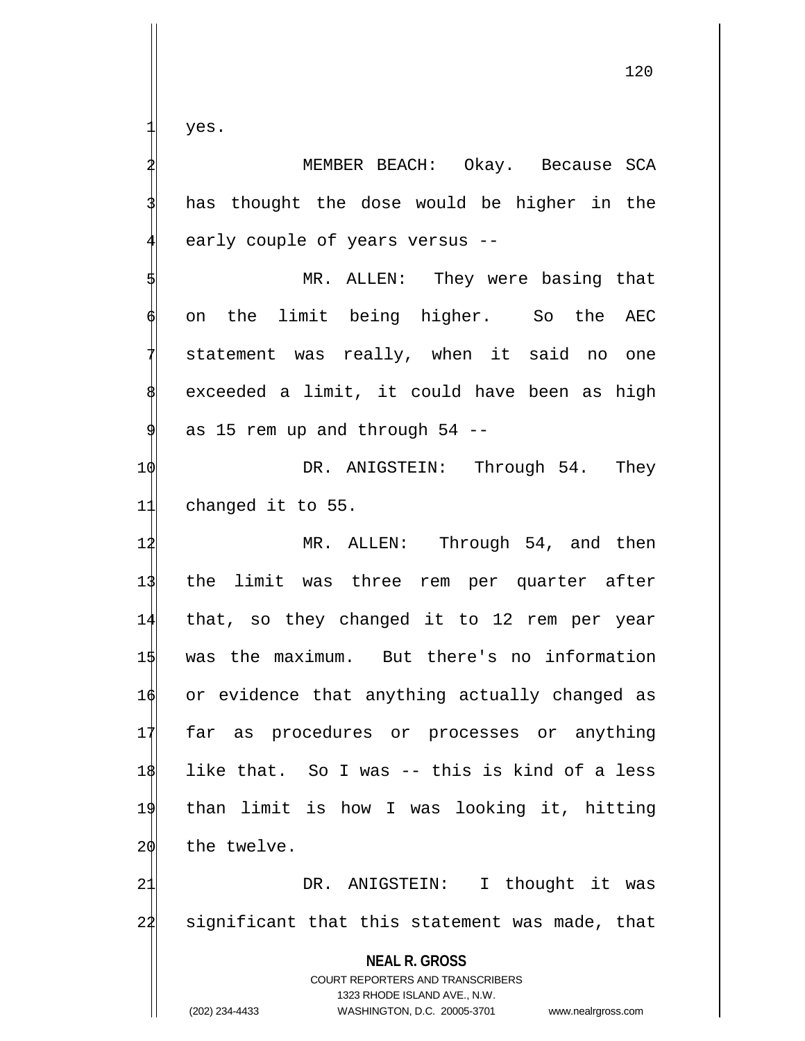yes.

MEMBER BEACH: Okay. Because SCA has thought the dose would be higher in the early couple of years versus --

MR. ALLEN: They were basing that on the limit being higher. So the AEC statement was really, when it said no one exceeded a limit, it could have been as high as 15 rem up and through 54 --

DR. ANIGSTEIN: Through 54. They changed it to 55.

MR. ALLEN: Through 54, and then the limit was three rem per quarter after that, so they changed it to 12 rem per year was the maximum. But there's no information or evidence that anything actually changed as far as procedures or processes or anything like that. So I was -- this is kind of a less than limit is how I was looking it, hitting the twelve.

DR. ANIGSTEIN: I thought it was significant that this statement was made, that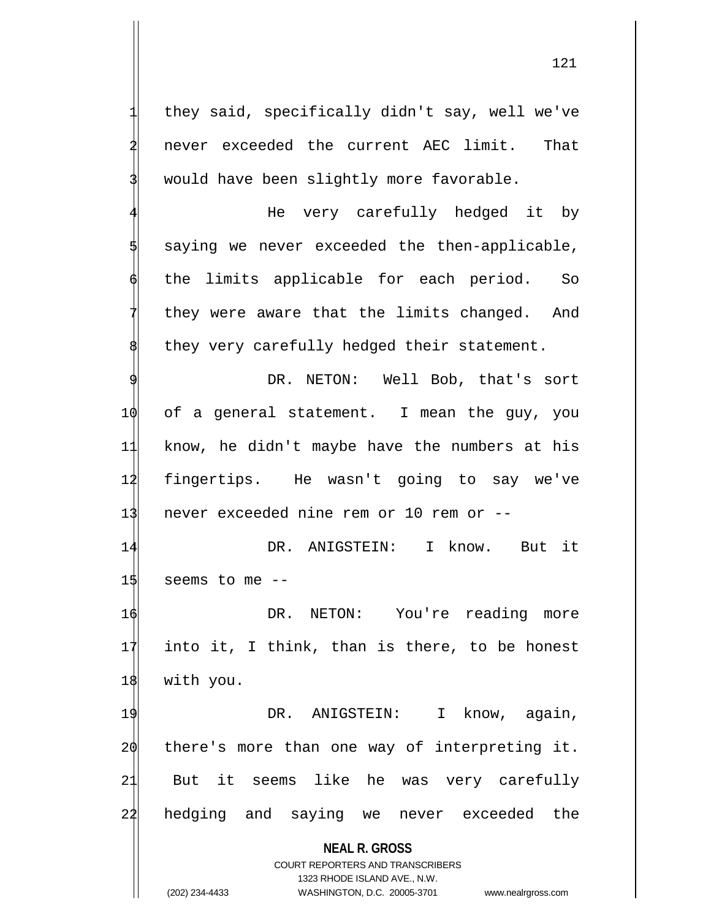they said, specifically didn't say, well we've never exceeded the current AEC limit. That would have been slightly more favorable.

He very carefully hedged it by saying we never exceeded the then-applicable, the limits applicable for each period. So they were aware that the limits changed. And they very carefully hedged their statement.

DR. NETON: Well Bob, that's sort of a general statement. I mean the guy, you know, he didn't maybe have the numbers at his fingertips. He wasn't going to say we've never exceeded nine rem or 10 rem or --

DR. ANIGSTEIN: I know. But it seems to me --

DR. NETON: You're reading more into it, I think, than is there, to be honest with you.

DR. ANIGSTEIN: I know, again, there's more than one way of interpreting it. But it seems like he was very carefully hedging and saying we never exceeded the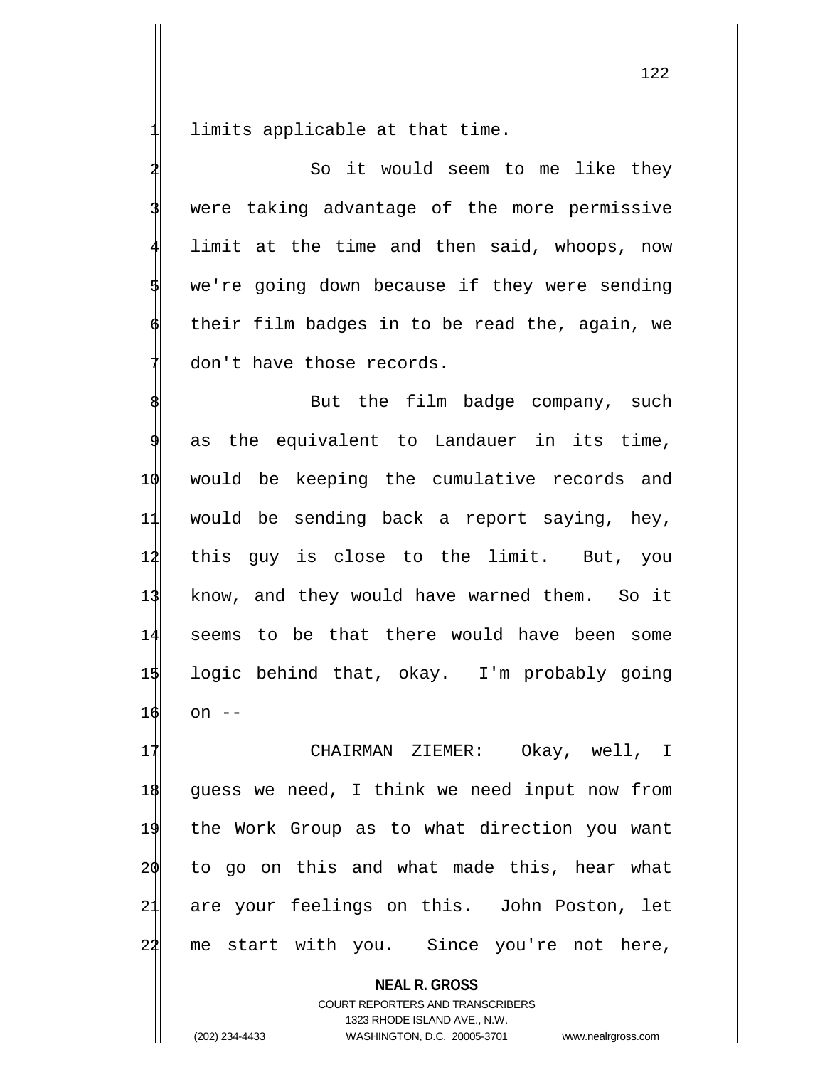limits applicable at that time.

So it would seem to me like they were taking advantage of the more permissive limit at the time and then said, whoops, now we're going down because if they were sending their film badges in to be read the, again, we don't have those records.

But the film badge company, such as the equivalent to Landauer in its time, would be keeping the cumulative records and would be sending back a report saying, hey, this guy is close to the limit. But, you know, and they would have warned them. So it seems to be that there would have been some logic behind that, okay. I'm probably going on --

CHAIRMAN ZIEMER: Okay, well, I guess we need, I think we need input now from the Work Group as to what direction you want to go on this and what made this, hear what are your feelings on this. John Poston, let me start with you. Since you're not here,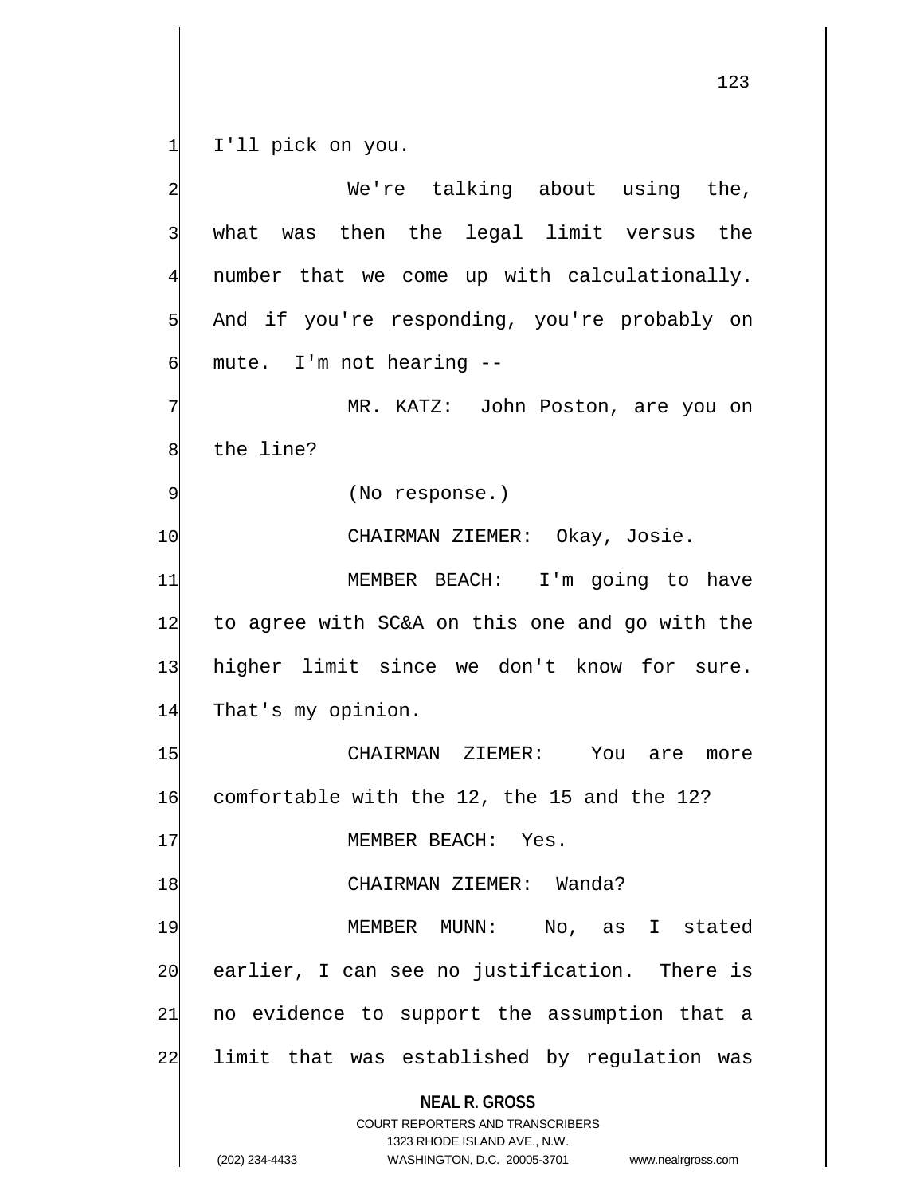I'll pick on you.

We're talking about using the, what was then the legal limit versus the number that we come up with calculationally. And if you're responding, you're probably on mute. I'm not hearing --

MR. KATZ: John Poston, are you on the line?

(No response.)

CHAIRMAN ZIEMER: Okay, Josie.

MEMBER BEACH: I'm going to have to agree with SC&A on this one and go with the higher limit since we don't know for sure. That's my opinion.

CHAIRMAN ZIEMER: You are more comfortable with the 12, the 15 and the 12?

MEMBER BEACH: Yes.

CHAIRMAN ZIEMER: Wanda?

MEMBER MUNN: No, as I stated earlier, I can see no justification. There is no evidence to support the assumption that a limit that was established by regulation was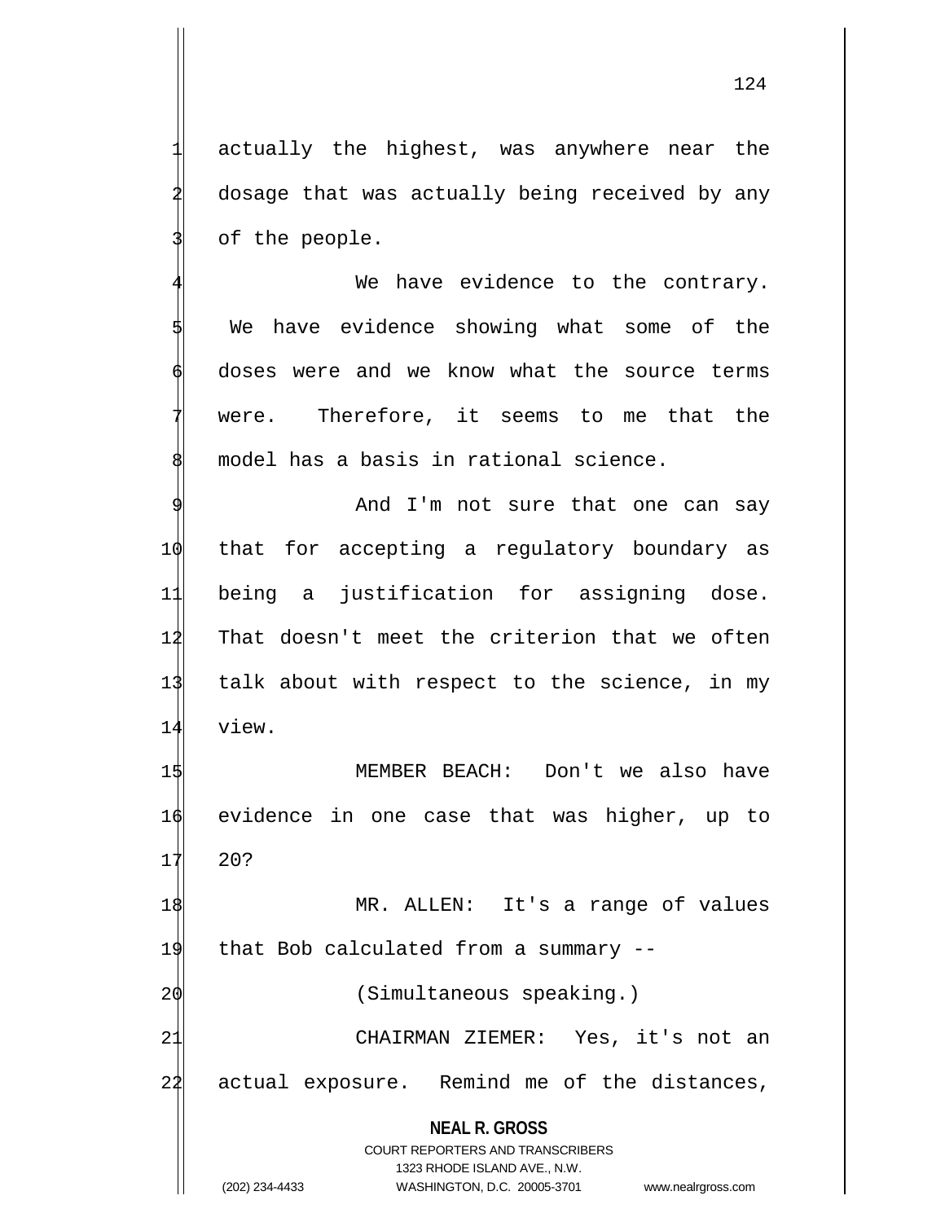actually the highest, was anywhere near the dosage that was actually being received by any of the people.

We have evidence to the contrary. We have evidence showing what some of the doses were and we know what the source terms were. Therefore, it seems to me that the model has a basis in rational science.

And I'm not sure that one can say that for accepting a regulatory boundary as being a justification for assigning dose. That doesn't meet the criterion that we often talk about with respect to the science, in my view.

MEMBER BEACH: Don't we also have evidence in one case that was higher, up to 20?

MR. ALLEN: It's a range of values that Bob calculated from a summary --

(Simultaneous speaking.)

CHAIRMAN ZIEMER: Yes, it's not an actual exposure. Remind me of the distances,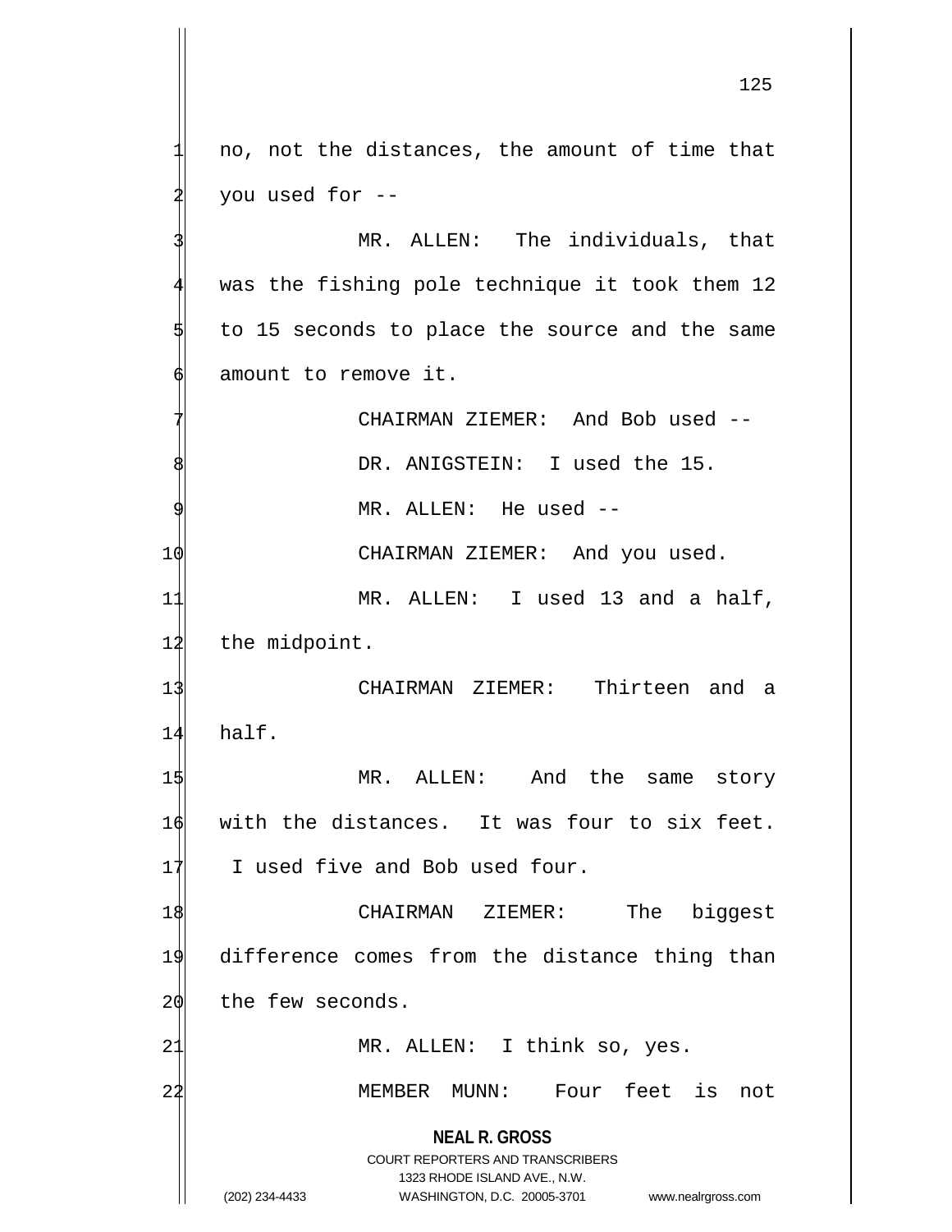no, not the distances, the amount of time that you used for --

MR. ALLEN: The individuals, that was the fishing pole technique it took them 12 to 15 seconds to place the source and the same amount to remove it.

CHAIRMAN ZIEMER: And Bob used --

DR. ANIGSTEIN: I used the 15.

MR. ALLEN: He used --

CHAIRMAN ZIEMER: And you used.

MR. ALLEN: I used 13 and a half, the midpoint.

CHAIRMAN ZIEMER: Thirteen and a half.

MR. ALLEN: And the same story with the distances. It was four to six feet. I used five and Bob used four.

CHAIRMAN ZIEMER: The biggest difference comes from the distance thing than the few seconds.

MR. ALLEN: I think so, yes.

MEMBER MUNN: Four feet is not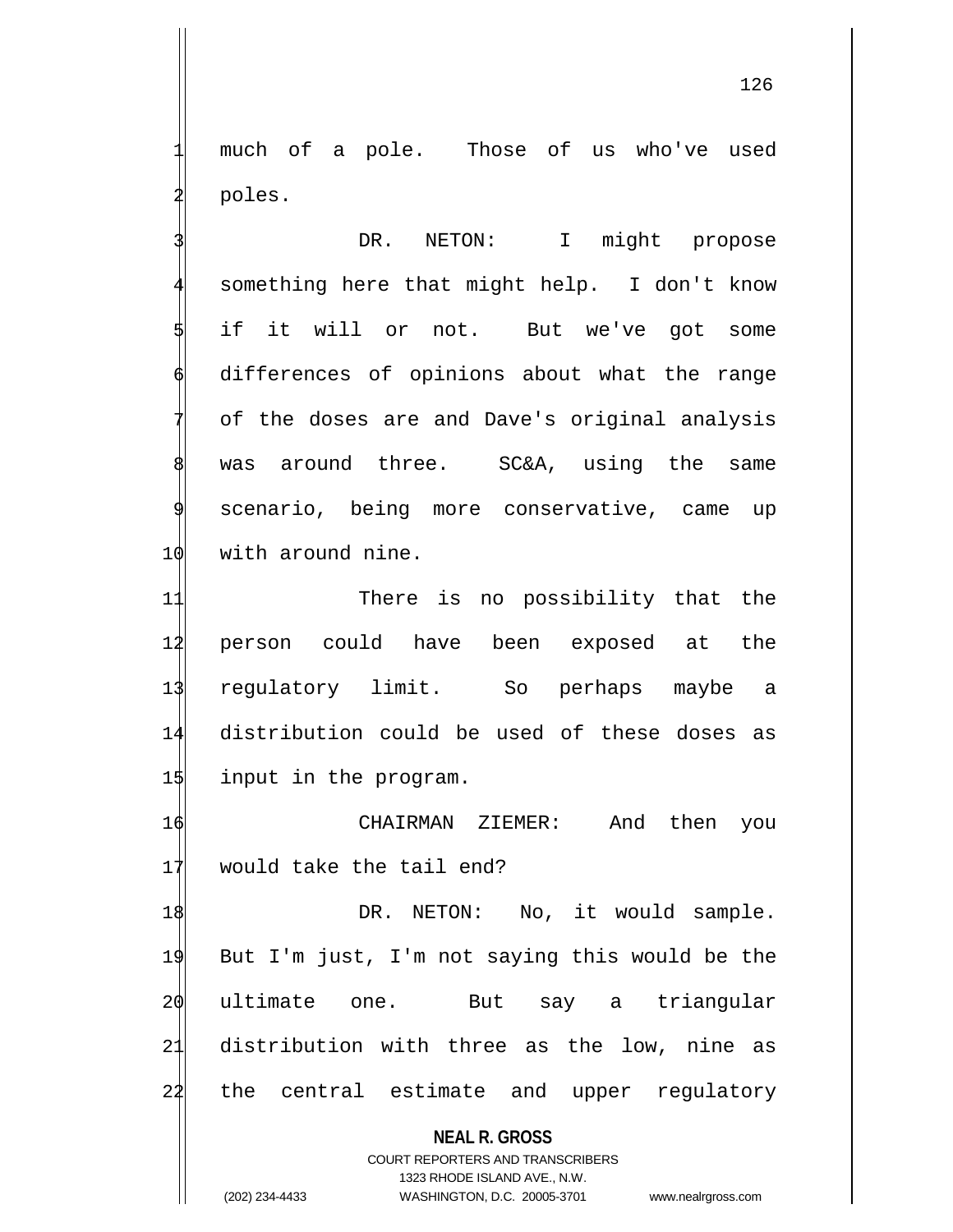much of a pole. Those of us who've used poles.

DR. NETON: I might propose something here that might help. I don't know if it will or not. But we've got some differences of opinions about what the range of the doses are and Dave's original analysis was around three. SC&A, using the same scenario, being more conservative, came up with around nine.

There is no possibility that the person could have been exposed at the regulatory limit. So perhaps maybe a distribution could be used of these doses as input in the program.

CHAIRMAN ZIEMER: And then you would take the tail end?

DR. NETON: No, it would sample. But I'm just, I'm not saying this would be the ultimate one. But say a triangular distribution with three as the low, nine as the central estimate and upper regulatory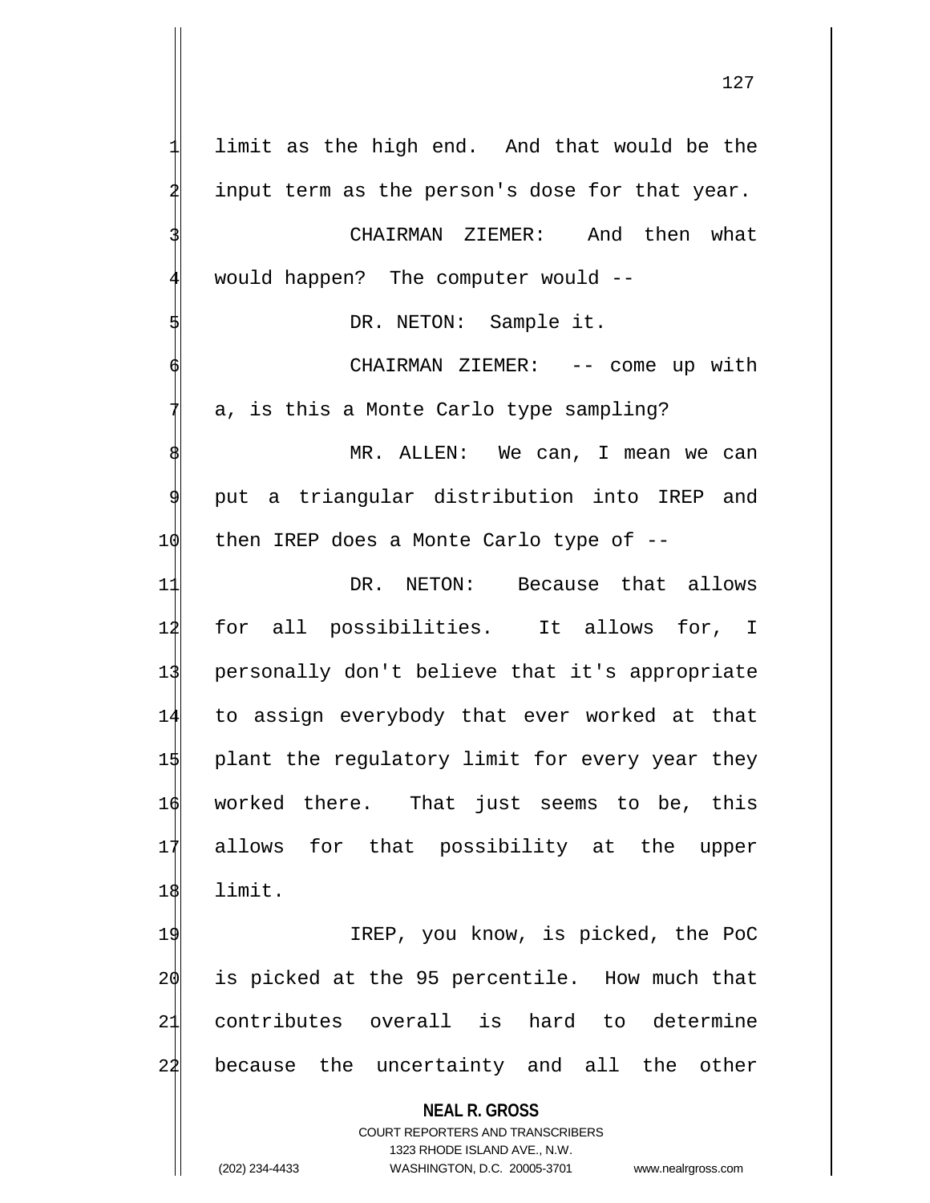limit as the high end. And that would be the input term as the person's dose for that year.

CHAIRMAN ZIEMER: And then what would happen? The computer would --

DR. NETON: Sample it.

CHAIRMAN ZIEMER: -- come up with a, is this a Monte Carlo type sampling?

MR. ALLEN: We can, I mean we can put a triangular distribution into IREP and then IREP does a Monte Carlo type of --

DR. NETON: Because that allows for all possibilities. It allows for, I personally don't believe that it's appropriate to assign everybody that ever worked at that plant the regulatory limit for every year they worked there. That just seems to be, this allows for that possibility at the upper limit.

IREP, you know, is picked, the PoC is picked at the 95 percentile. How much that contributes overall is hard to determine because the uncertainty and all the other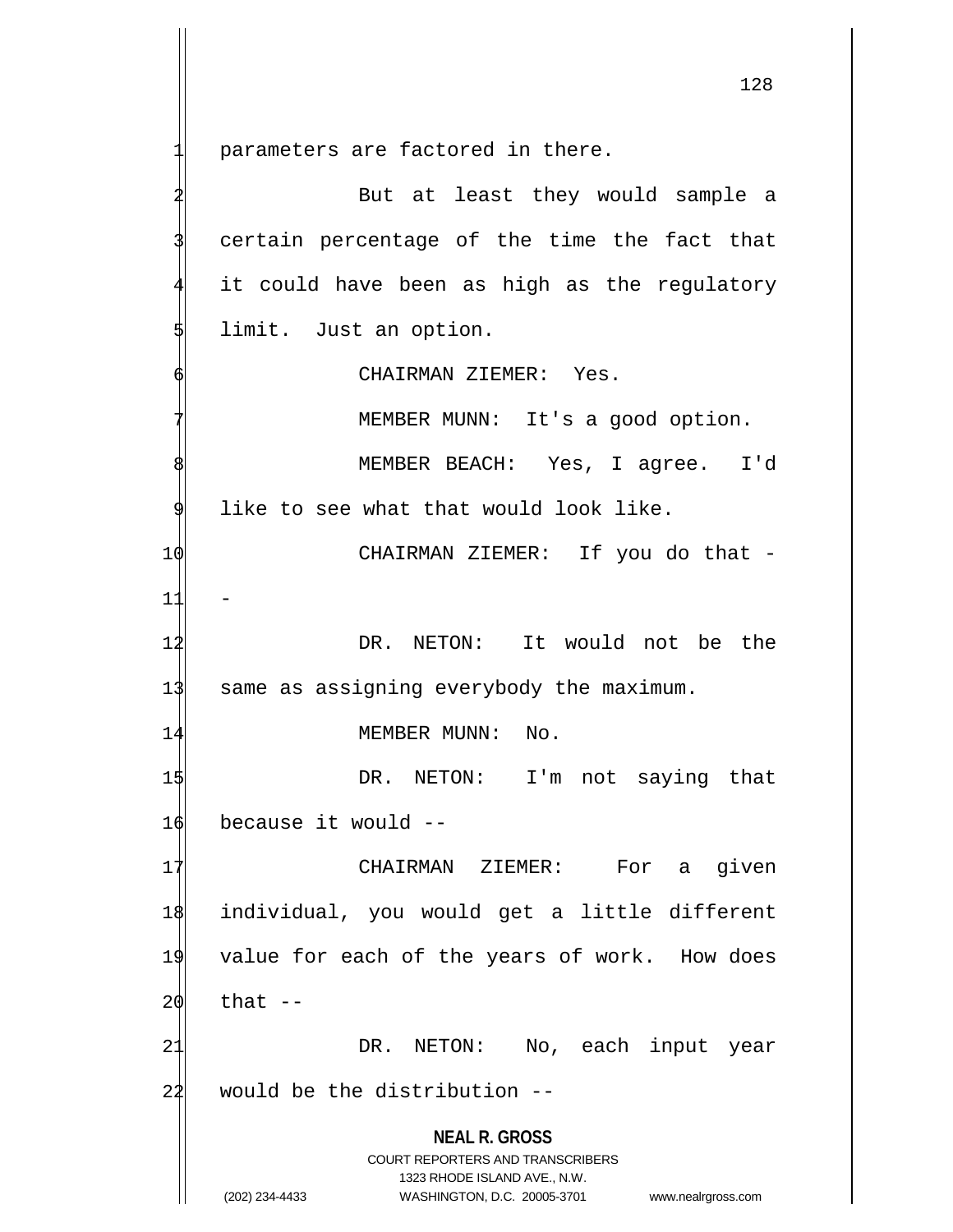parameters are factored in there.

But at least they would sample a certain percentage of the time the fact that it could have been as high as the regulatory limit. Just an option.

CHAIRMAN ZIEMER: Yes.

MEMBER MUNN: It's a good option.

MEMBER BEACH: Yes, I agree. I'd like to see what that would look like.

CHAIRMAN ZIEMER: If you do that --

DR. NETON: It would not be the same as assigning everybody the maximum.

MEMBER MUNN: No.

DR. NETON: I'm not saying that because it would --

CHAIRMAN ZIEMER: For a given individual, you would get a little different value for each of the years of work. How does that --

DR. NETON: No, each input year would be the distribution --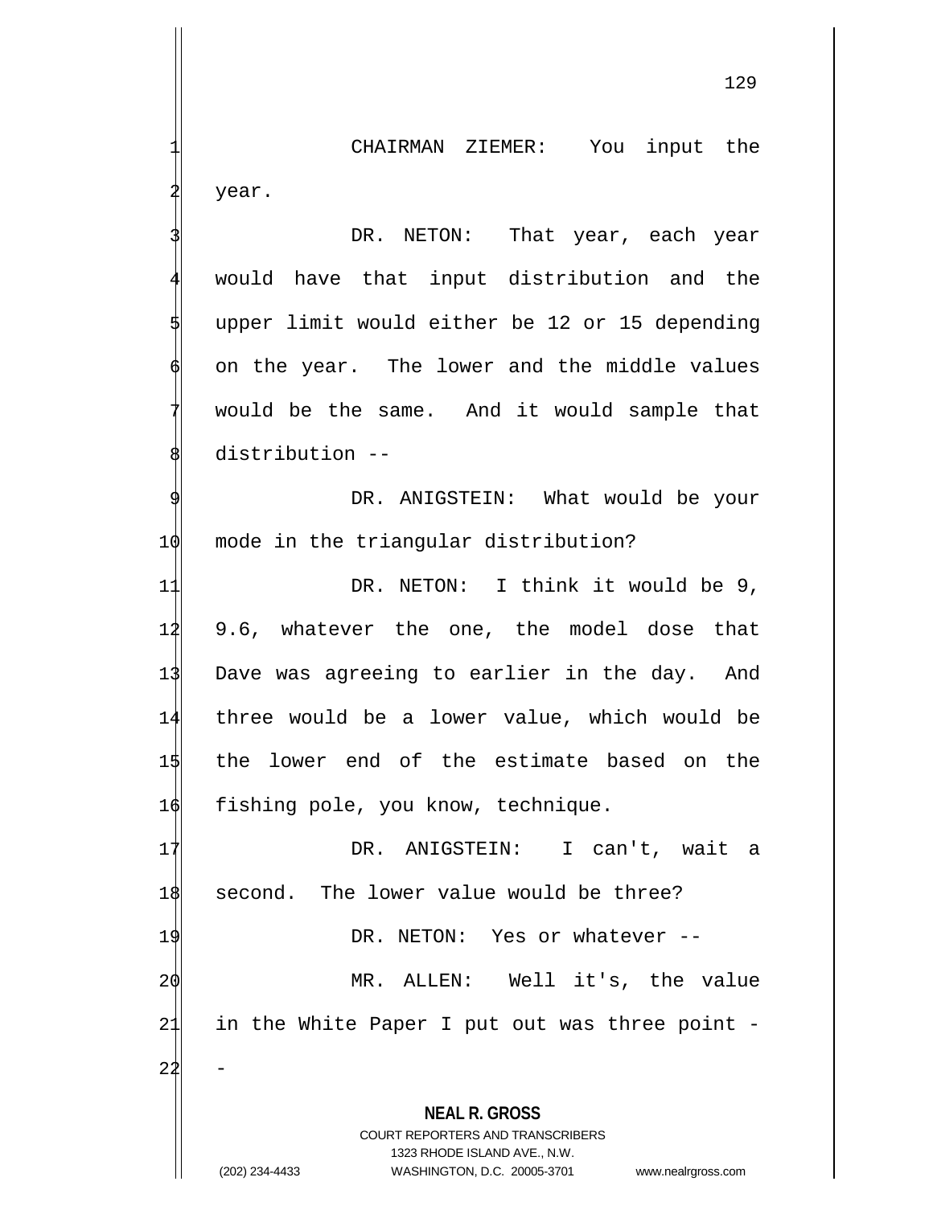CHAIRMAN ZIEMER: You input the year.

DR. NETON: That year, each year would have that input distribution and the upper limit would either be 12 or 15 depending on the year. The lower and the middle values would be the same. And it would sample that distribution --

DR. ANIGSTEIN: What would be your mode in the triangular distribution?

DR. NETON: I think it would be 9, 9.6, whatever the one, the model dose that Dave was agreeing to earlier in the day. And three would be a lower value, which would be the lower end of the estimate based on the fishing pole, you know, technique.

DR. ANIGSTEIN: I can't, wait a second. The lower value would be three?

DR. NETON: Yes or whatever --

MR. ALLEN: Well it's, the value in the White Paper I put out was three point --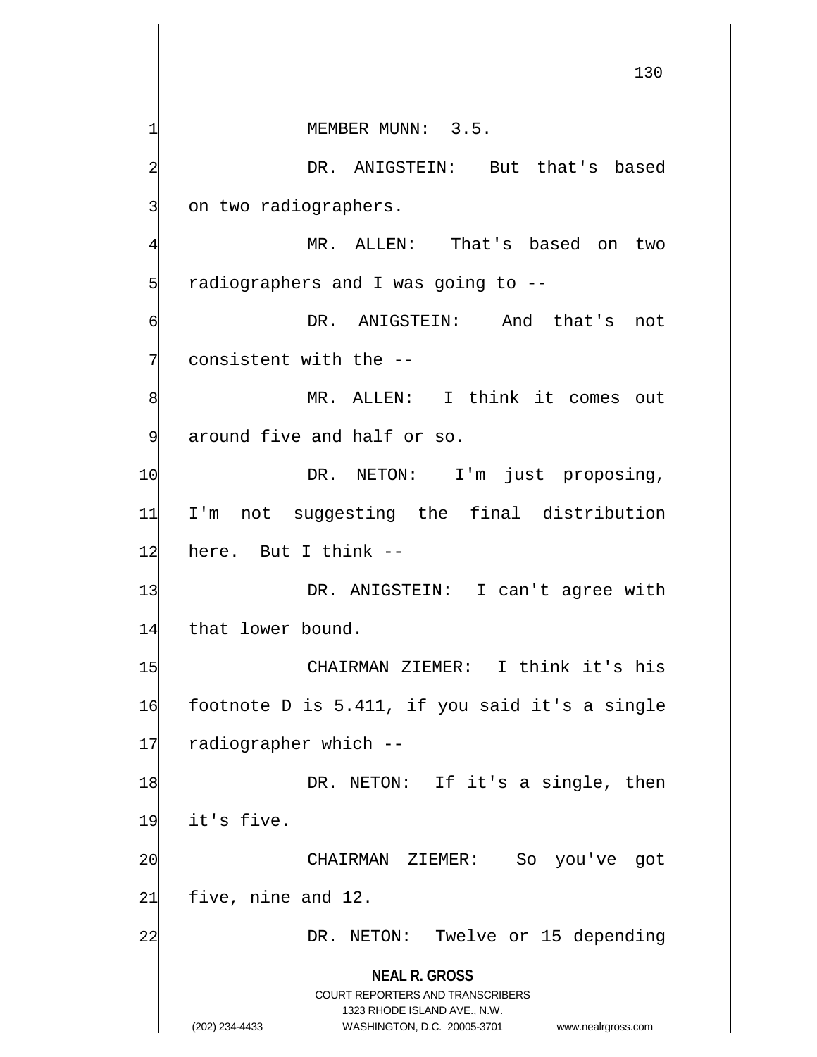MEMBER MUNN: 3.5.

DR. ANIGSTEIN: But that's based on two radiographers.

MR. ALLEN: That's based on two radiographers and I was going to --

DR. ANIGSTEIN: And that's not consistent with the --

MR. ALLEN: I think it comes out around five and half or so.

DR. NETON: I'm just proposing, I'm not suggesting the final distribution here. But I think --

DR. ANIGSTEIN: I can't agree with that lower bound.

CHAIRMAN ZIEMER: I think it's his footnote D is 5.411, if you said it's a single radiographer which --

DR. NETON: If it's a single, then it's five.

CHAIRMAN ZIEMER: So you've got five, nine and 12.

DR. NETON: Twelve or 15 depending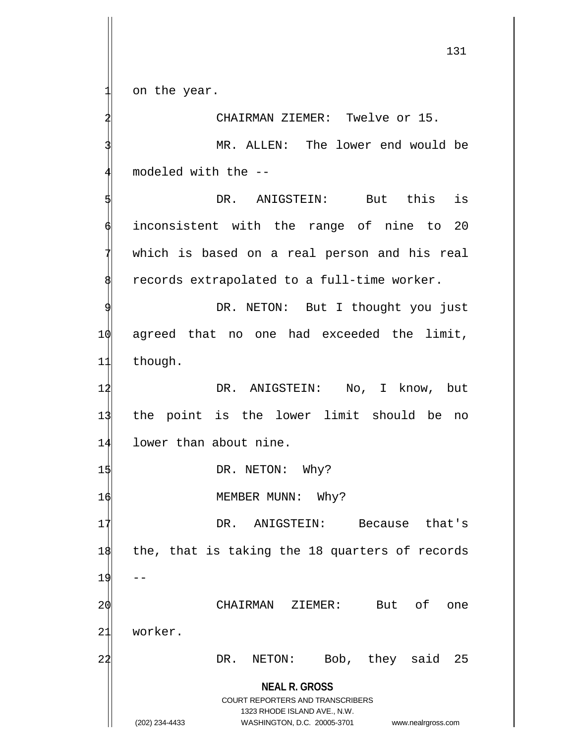on the year.

CHAIRMAN ZIEMER: Twelve or 15.

MR. ALLEN: The lower end would be modeled with the --

DR. ANIGSTEIN: But this is inconsistent with the range of nine to 20 which is based on a real person and his real records extrapolated to a full-time worker.

DR. NETON: But I thought you just agreed that no one had exceeded the limit, though.

DR. ANIGSTEIN: No, I know, but the point is the lower limit should be no lower than about nine.

DR. NETON: Why?

MEMBER MUNN: Why?

DR. ANIGSTEIN: Because that's the, that is taking the 18 quarters of records --

CHAIRMAN ZIEMER: But of one worker.

DR. NETON: Bob, they said 25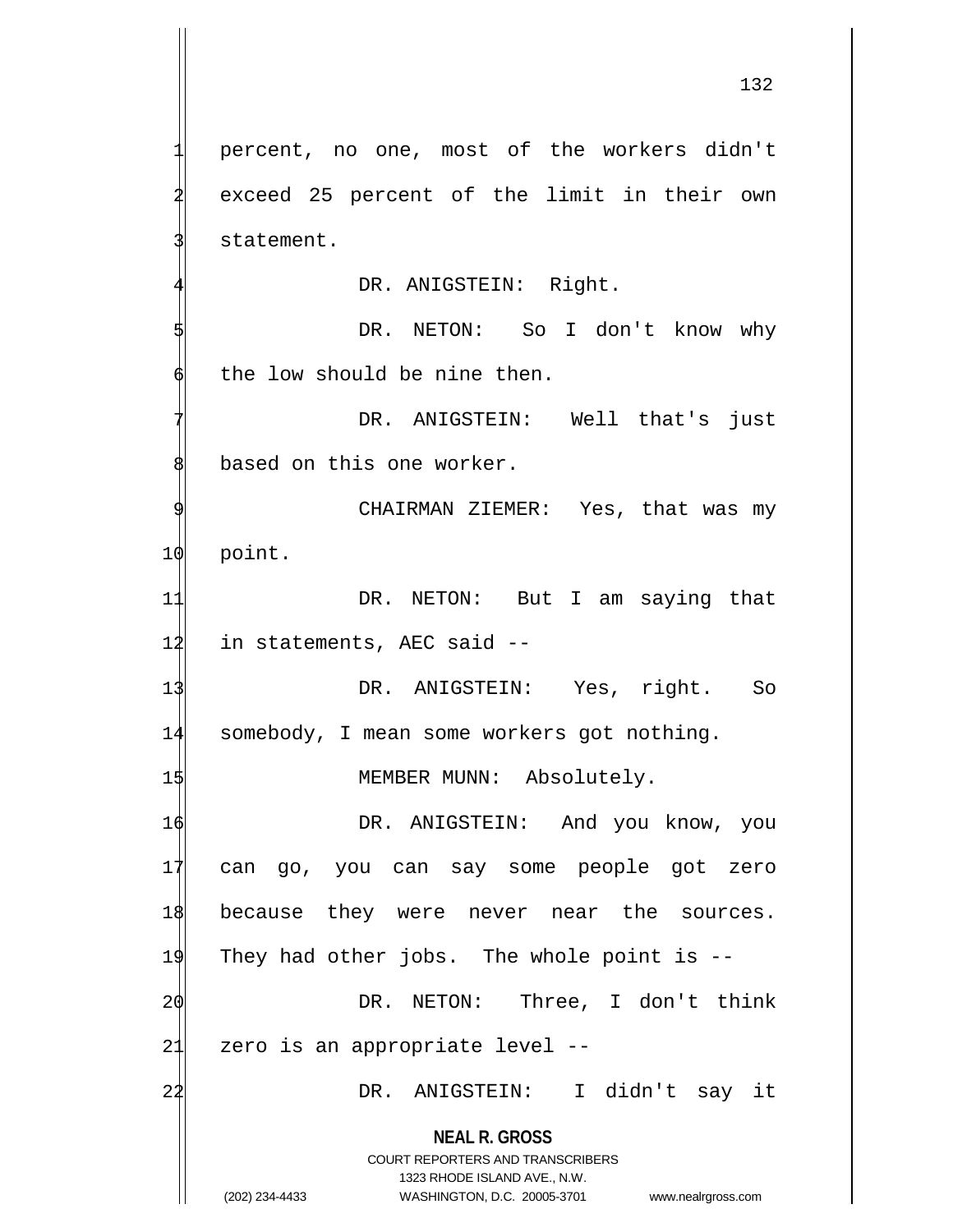percent, no one, most of the workers didn't exceed 25 percent of the limit in their own statement.

DR. ANIGSTEIN: Right.

DR. NETON: So I don't know why the low should be nine then.

DR. ANIGSTEIN: Well that's just based on this one worker.

CHAIRMAN ZIEMER: Yes, that was my point.

DR. NETON: But I am saying that in statements, AEC said --

DR. ANIGSTEIN: Yes, right. So somebody, I mean some workers got nothing.

MEMBER MUNN: Absolutely.

DR. ANIGSTEIN: And you know, you can go, you can say some people got zero because they were never near the sources. They had other jobs. The whole point is --

DR. NETON: Three, I don't think zero is an appropriate level --

DR. ANIGSTEIN: I didn't say it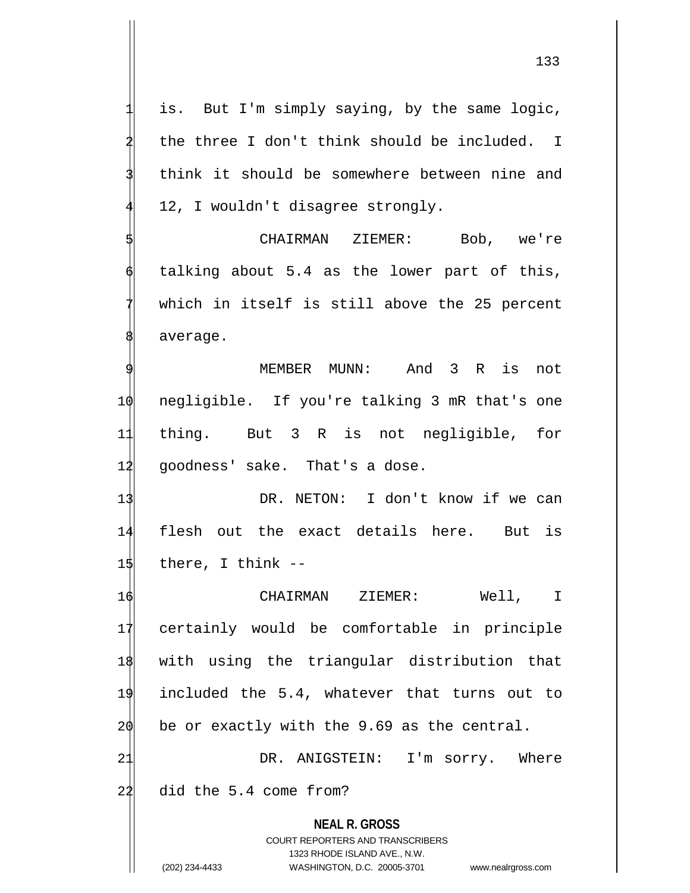is. But I'm simply saying, by the same logic, the three I don't think should be included. I think it should be somewhere between nine and 12, I wouldn't disagree strongly.

CHAIRMAN ZIEMER: Bob, we're talking about 5.4 as the lower part of this, which in itself is still above the 25 percent average.

MEMBER MUNN: And 3 R is not negligible. If you're talking 3 mR that's one thing. But 3 R is not negligible, for goodness' sake. That's a dose.

DR. NETON: I don't know if we can flesh out the exact details here. But is there, I think --

CHAIRMAN ZIEMER: Well, I certainly would be comfortable in principle with using the triangular distribution that included the 5.4, whatever that turns out to be or exactly with the 9.69 as the central.

DR. ANIGSTEIN: I'm sorry. Where did the 5.4 come from?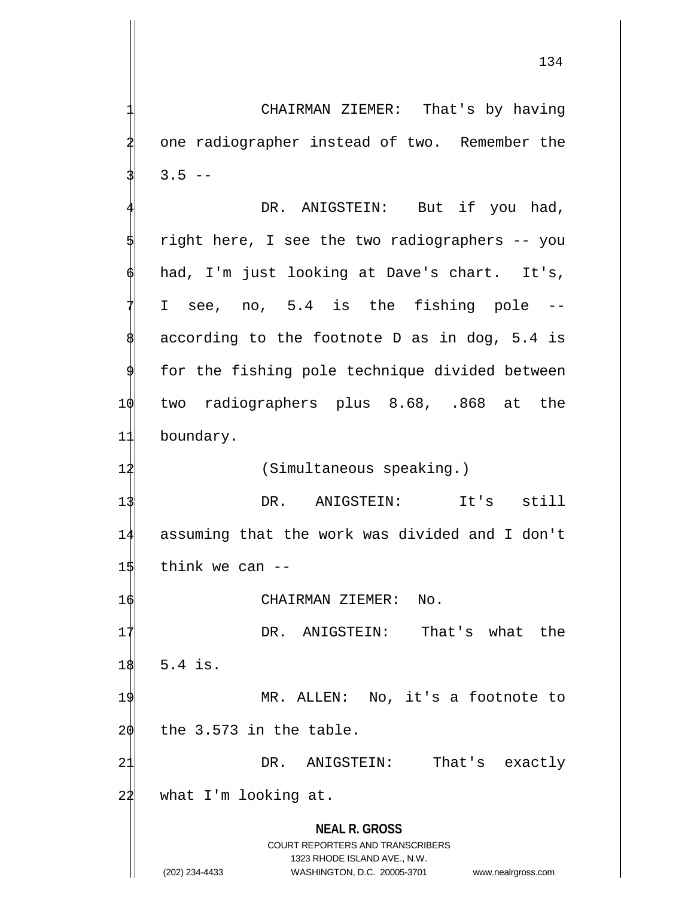CHAIRMAN ZIEMER: That's by having one radiographer instead of two. Remember the 3.5 --

DR. ANIGSTEIN: But if you had, right here, I see the two radiographers -- you had, I'm just looking at Dave's chart. It's, I see, no, 5.4 is the fishing pole -- according to the footnote D as in dog, 5.4 is for the fishing pole technique divided between two radiographers plus 8.68, .868 at the boundary.

(Simultaneous speaking.)

DR. ANIGSTEIN: It's still assuming that the work was divided and I don't think we can --

CHAIRMAN ZIEMER: No.

DR. ANIGSTEIN: That's what the 5.4 is.

MR. ALLEN: No, it's a footnote to the 3.573 in the table.

DR. ANIGSTEIN: That's exactly what I'm looking at.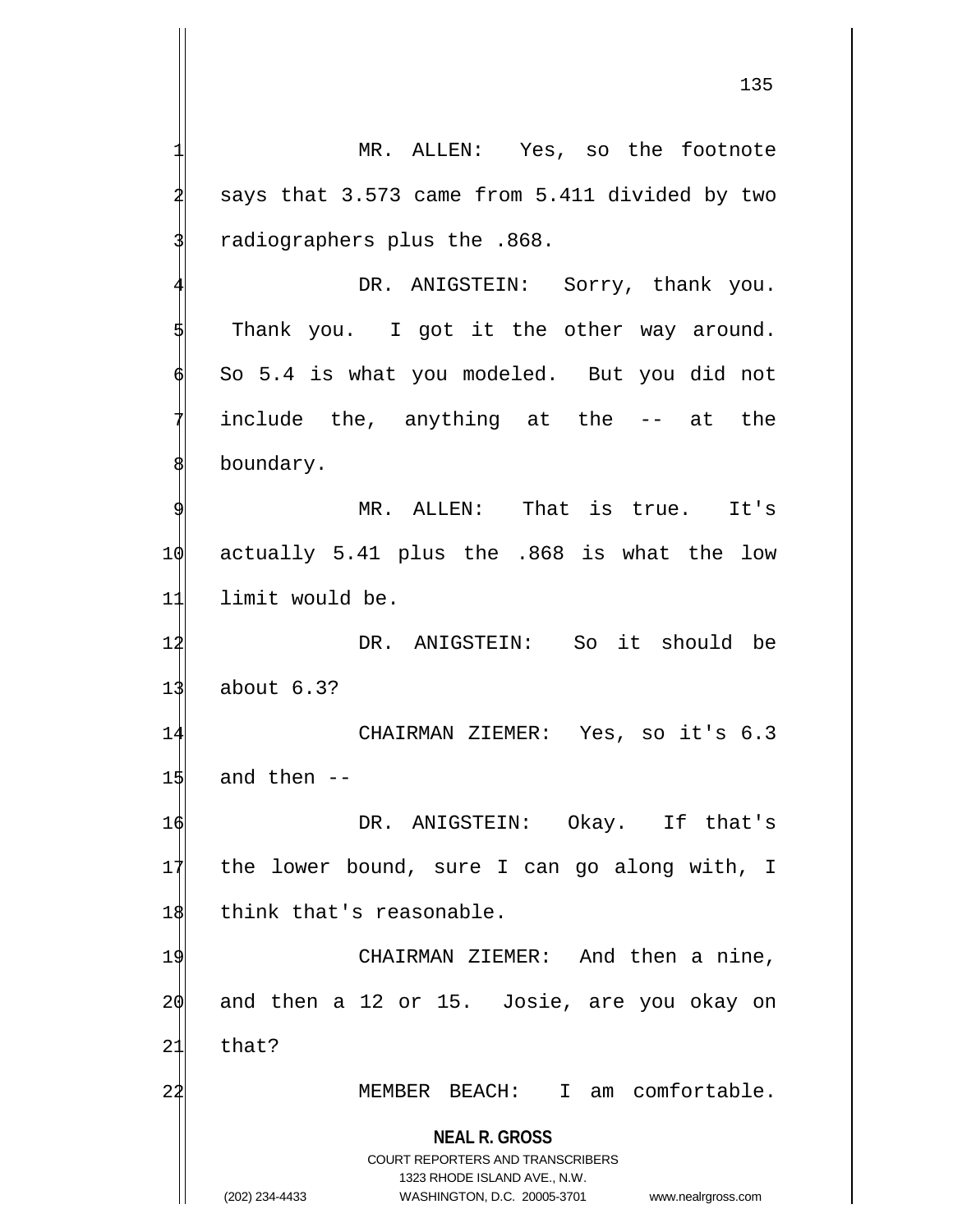MR. ALLEN: Yes, so the footnote says that 3.573 came from 5.411 divided by two radiographers plus the .868.

DR. ANIGSTEIN: Sorry, thank you. Thank you. I got it the other way around. So 5.4 is what you modeled. But you did not include the, anything at the -- at the boundary.

MR. ALLEN: That is true. It's actually 5.41 plus the .868 is what the low limit would be.

DR. ANIGSTEIN: So it should be about 6.3?

CHAIRMAN ZIEMER: Yes, so it's 6.3 and then --

DR. ANIGSTEIN: Okay. If that's the lower bound, sure I can go along with, I think that's reasonable.

CHAIRMAN ZIEMER: And then a nine, and then a 12 or 15. Josie, are you okay on that?

MEMBER BEACH: I am comfortable.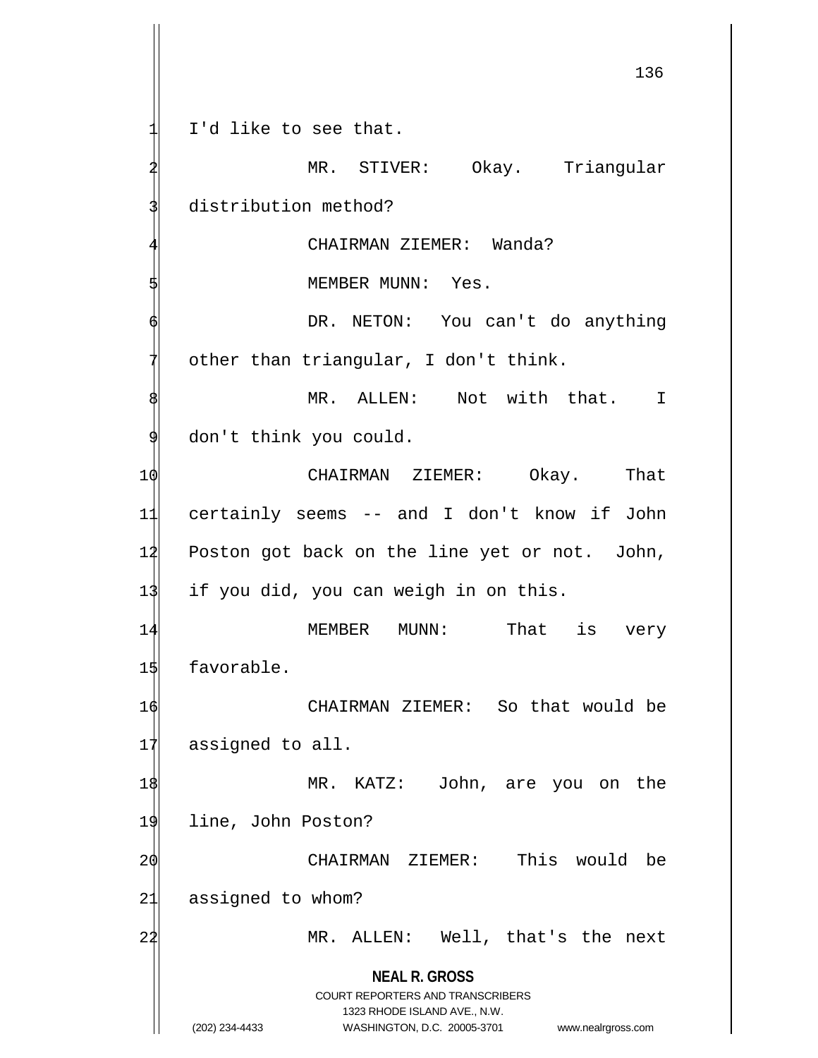I'd like to see that.

MR. STIVER: Okay. Triangular distribution method?

CHAIRMAN ZIEMER: Wanda?

MEMBER MUNN: Yes.

DR. NETON: You can't do anything other than triangular, I don't think.

MR. ALLEN: Not with that. I don't think you could.

CHAIRMAN ZIEMER: Okay. That certainly seems -- and I don't know if John Poston got back on the line yet or not. John, if you did, you can weigh in on this.

MEMBER MUNN: That is very favorable.

CHAIRMAN ZIEMER: So that would be assigned to all.

MR. KATZ: John, are you on the line, John Poston?

CHAIRMAN ZIEMER: This would be assigned to whom?

MR. ALLEN: Well, that's the next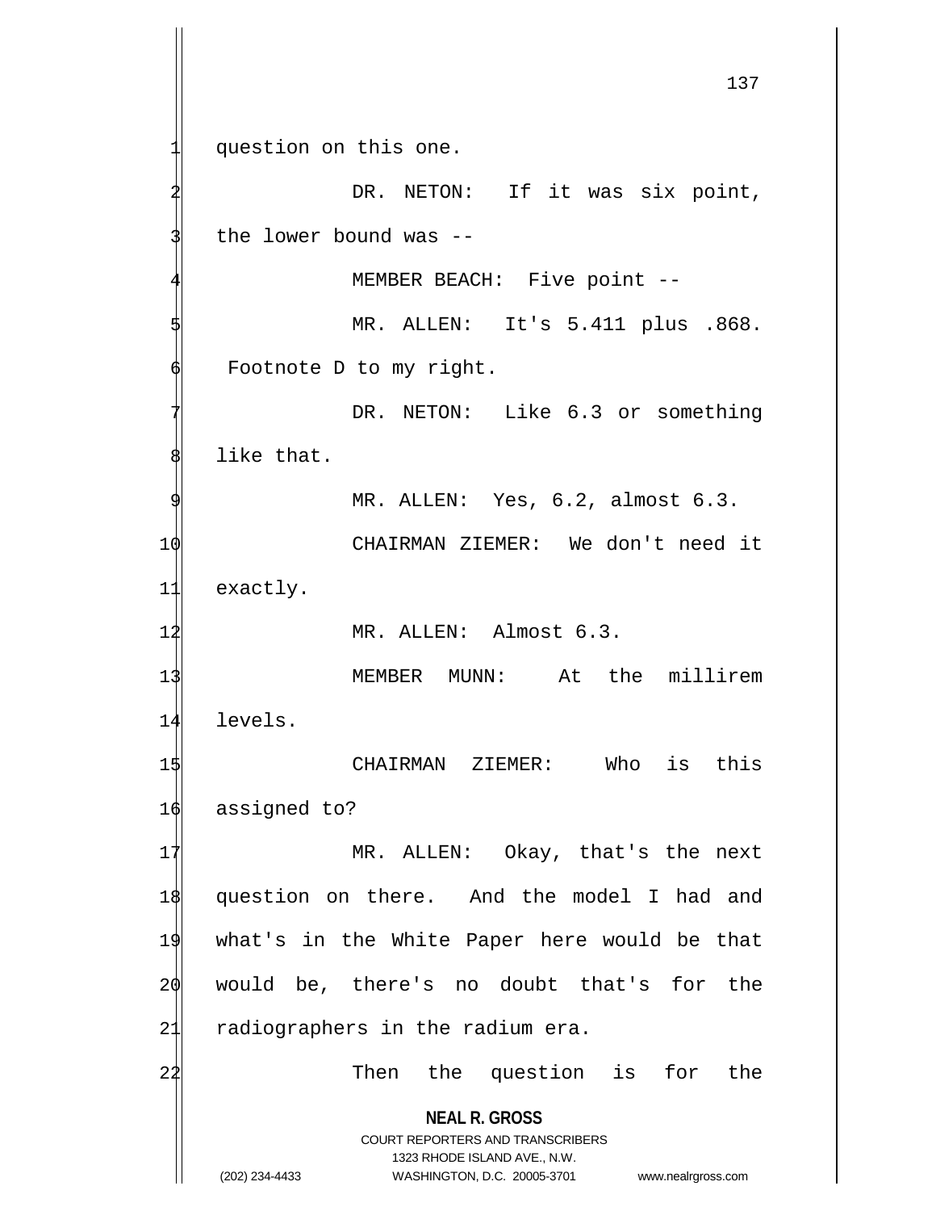question on this one.

DR. NETON: If it was six point, the lower bound was --

MEMBER BEACH: Five point --

MR. ALLEN: It's 5.411 plus .868. Footnote D to my right.

DR. NETON: Like 6.3 or something like that.

MR. ALLEN: Yes, 6.2, almost 6.3.

CHAIRMAN ZIEMER: We don't need it exactly.

MR. ALLEN: Almost 6.3.

MEMBER MUNN: At the millirem levels.

CHAIRMAN ZIEMER: Who is this assigned to?

MR. ALLEN: Okay, that's the next question on there. And the model I had and what's in the White Paper here would be that would be, there's no doubt that's for the radiographers in the radium era.

Then the question is for the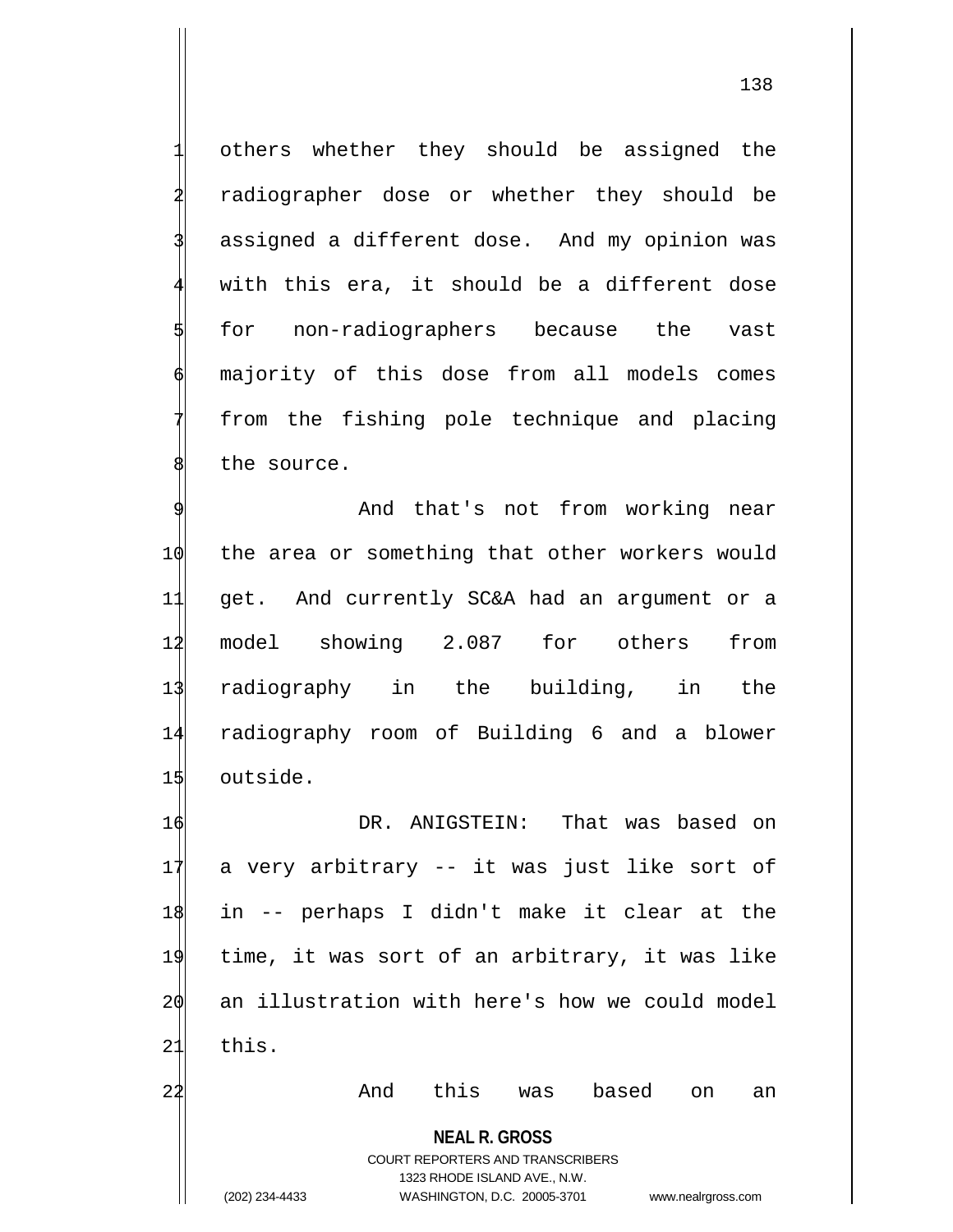others whether they should be assigned the radiographer dose or whether they should be assigned a different dose. And my opinion was with this era, it should be a different dose for non-radiographers because the vast majority of this dose from all models comes from the fishing pole technique and placing the source.

And that's not from working near the area or something that other workers would get. And currently SC&A had an argument or a model showing 2.087 for others from radiography in the building, in the radiography room of Building 6 and a blower outside.

DR. ANIGSTEIN: That was based on a very arbitrary -- it was just like sort of in -- perhaps I didn't make it clear at the time, it was sort of an arbitrary, it was like an illustration with here's how we could model this.

And this was based on an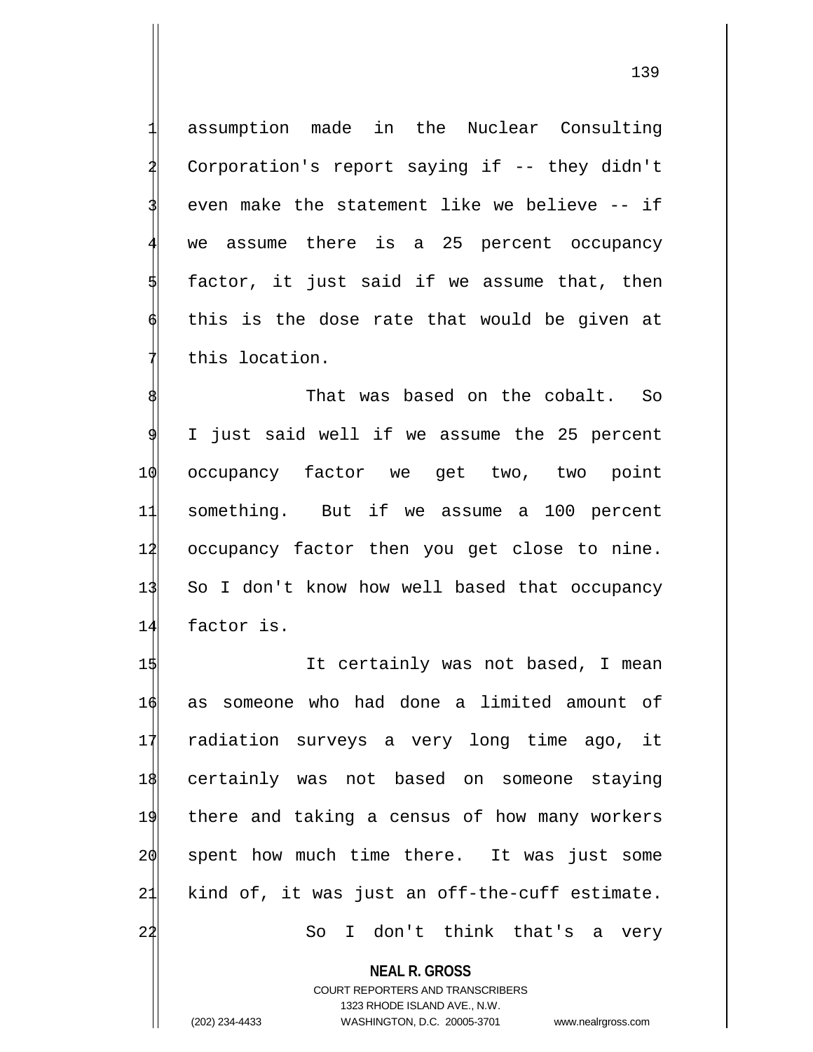assumption made in the Nuclear Consulting Corporation's report saying if -- they didn't even make the statement like we believe -- if we assume there is a 25 percent occupancy factor, it just said if we assume that, then this is the dose rate that would be given at this location.

That was based on the cobalt. So I just said well if we assume the 25 percent occupancy factor we get two, two point something. But if we assume a 100 percent occupancy factor then you get close to nine. So I don't know how well based that occupancy factor is.

It certainly was not based, I mean as someone who had done a limited amount of radiation surveys a very long time ago, it certainly was not based on someone staying there and taking a census of how many workers spent how much time there. It was just some kind of, it was just an off-the-cuff estimate.

So I don't think that's a very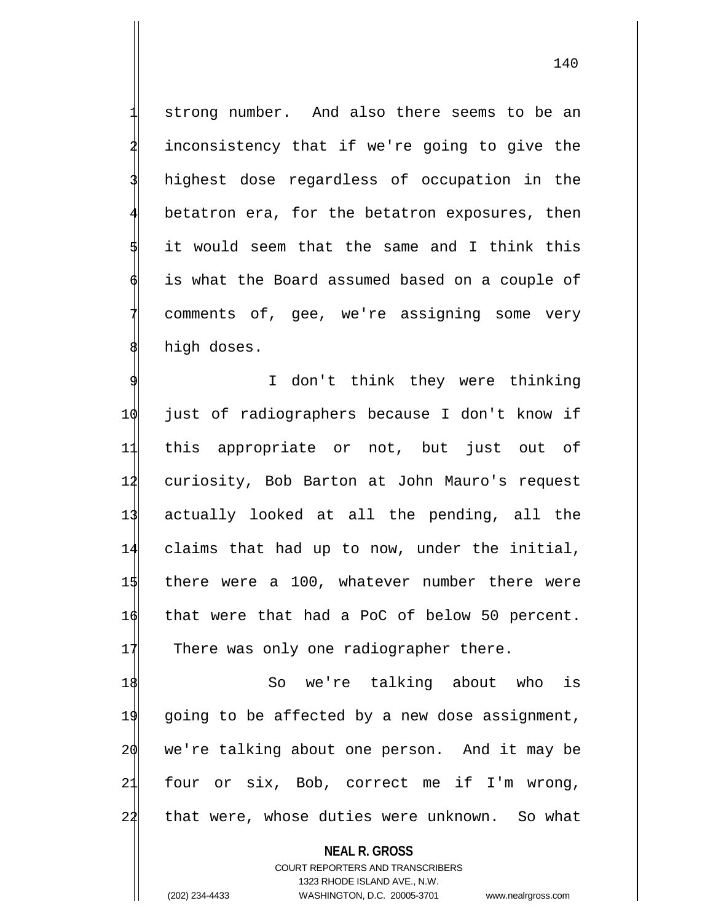strong number. And also there seems to be an inconsistency that if we're going to give the highest dose regardless of occupation in the betatron era, for the betatron exposures, then it would seem that the same and I think this is what the Board assumed based on a couple of comments of, gee, we're assigning some very high doses.

I don't think they were thinking just of radiographers because I don't know if this appropriate or not, but just out of curiosity, Bob Barton at John Mauro's request actually looked at all the pending, all the claims that had up to now, under the initial, there were a 100, whatever number there were that were that had a PoC of below 50 percent. There was only one radiographer there.

So we're talking about who is going to be affected by a new dose assignment, we're talking about one person. And it may be four or six, Bob, correct me if I'm wrong, that were, whose duties were unknown. So what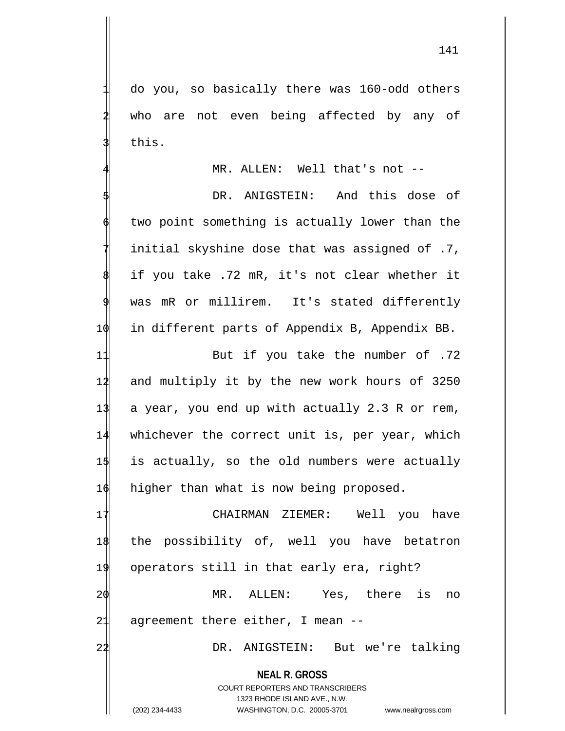do you, so basically there was 160-odd others who are not even being affected by any of this.

MR. ALLEN: Well that's not --

DR. ANIGSTEIN: And this dose of two point something is actually lower than the initial skyshine dose that was assigned of .7, if you take .72 mR, it's not clear whether it was mR or millirem. It's stated differently in different parts of Appendix B, Appendix BB.

But if you take the number of .72 and multiply it by the new work hours of 3250 a year, you end up with actually 2.3 R or rem, whichever the correct unit is, per year, which is actually, so the old numbers were actually higher than what is now being proposed.

CHAIRMAN ZIEMER: Well you have the possibility of, well you have betatron operators still in that early era, right?

MR. ALLEN: Yes, there is no agreement there either, I mean --

DR. ANIGSTEIN: But we're talking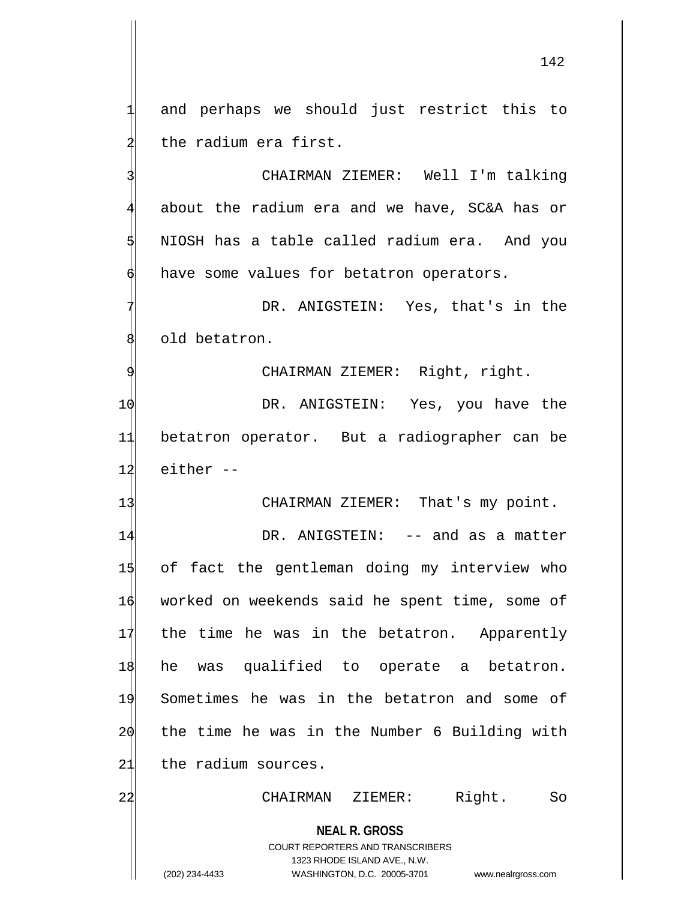and perhaps we should just restrict this to the radium era first.

CHAIRMAN ZIEMER: Well I'm talking about the radium era and we have, SC&A has or NIOSH has a table called radium era. And you have some values for betatron operators.

DR. ANIGSTEIN: Yes, that's in the old betatron.

CHAIRMAN ZIEMER: Right, right.

DR. ANIGSTEIN: Yes, you have the betatron operator. But a radiographer can be either --

CHAIRMAN ZIEMER: That's my point.

DR. ANIGSTEIN: -- and as a matter of fact the gentleman doing my interview who worked on weekends said he spent time, some of the time he was in the betatron. Apparently he was qualified to operate a betatron. Sometimes he was in the betatron and some of the time he was in the Number 6 Building with the radium sources.

CHAIRMAN ZIEMER: Right. So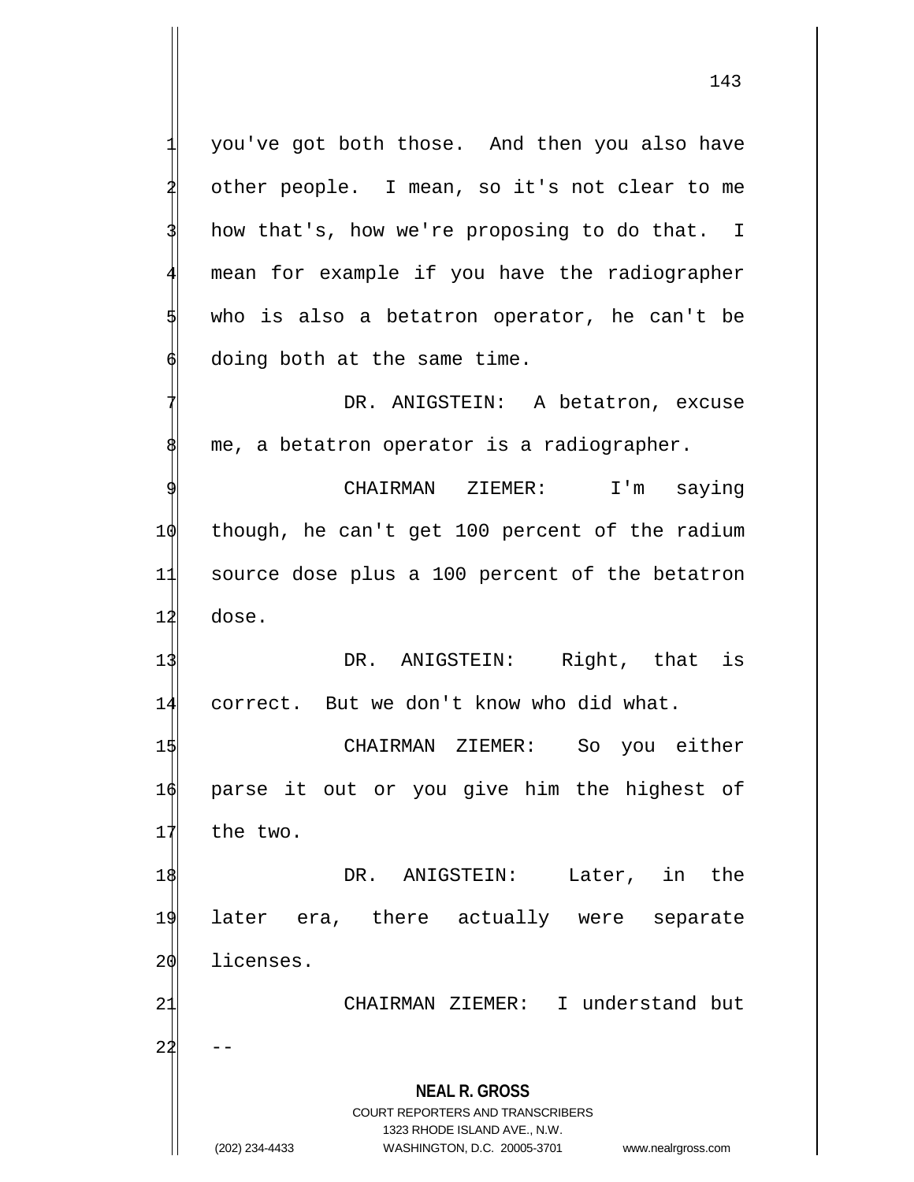you've got both those. And then you also have other people. I mean, so it's not clear to me how that's, how we're proposing to do that. I mean for example if you have the radiographer who is also a betatron operator, he can't be doing both at the same time.

DR. ANIGSTEIN: A betatron, excuse me, a betatron operator is a radiographer.

CHAIRMAN ZIEMER: I'm saying though, he can't get 100 percent of the radium source dose plus a 100 percent of the betatron dose.

DR. ANIGSTEIN: Right, that is correct. But we don't know who did what.

CHAIRMAN ZIEMER: So you either parse it out or you give him the highest of the two.

DR. ANIGSTEIN: Later, in the later era, there actually were separate licenses.

CHAIRMAN ZIEMER: I understand but --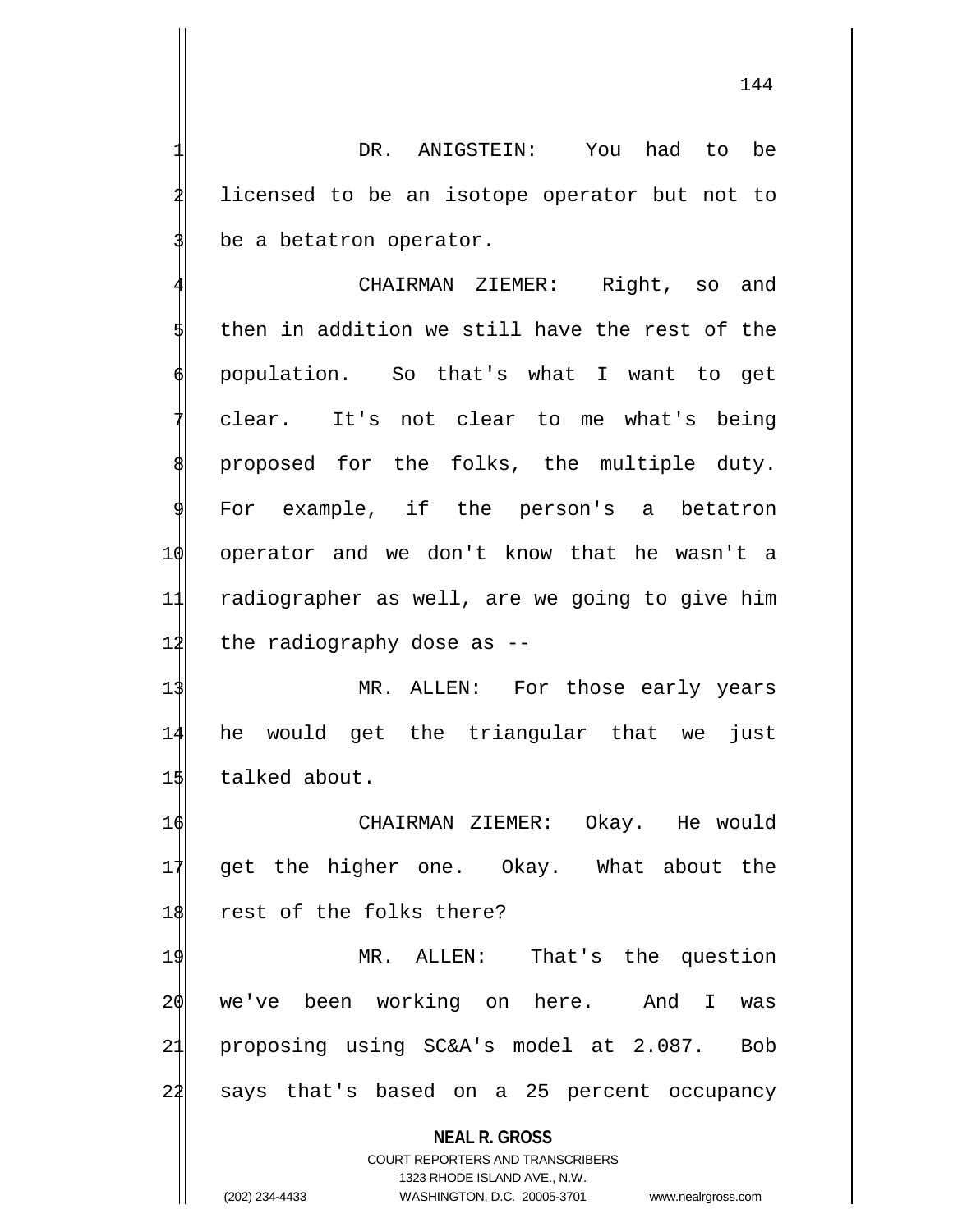DR. ANIGSTEIN: You had to be licensed to be an isotope operator but not to be a betatron operator.

CHAIRMAN ZIEMER: Right, so and then in addition we still have the rest of the population. So that's what I want to get clear. It's not clear to me what's being proposed for the folks, the multiple duty. For example, if the person's a betatron operator and we don't know that he wasn't a radiographer as well, are we going to give him the radiography dose as --

MR. ALLEN: For those early years he would get the triangular that we just talked about.

CHAIRMAN ZIEMER: Okay. He would get the higher one. Okay. What about the rest of the folks there?

MR. ALLEN: That's the question we've been working on here. And I was proposing using SC&A's model at 2.087. Bob says that's based on a 25 percent occupancy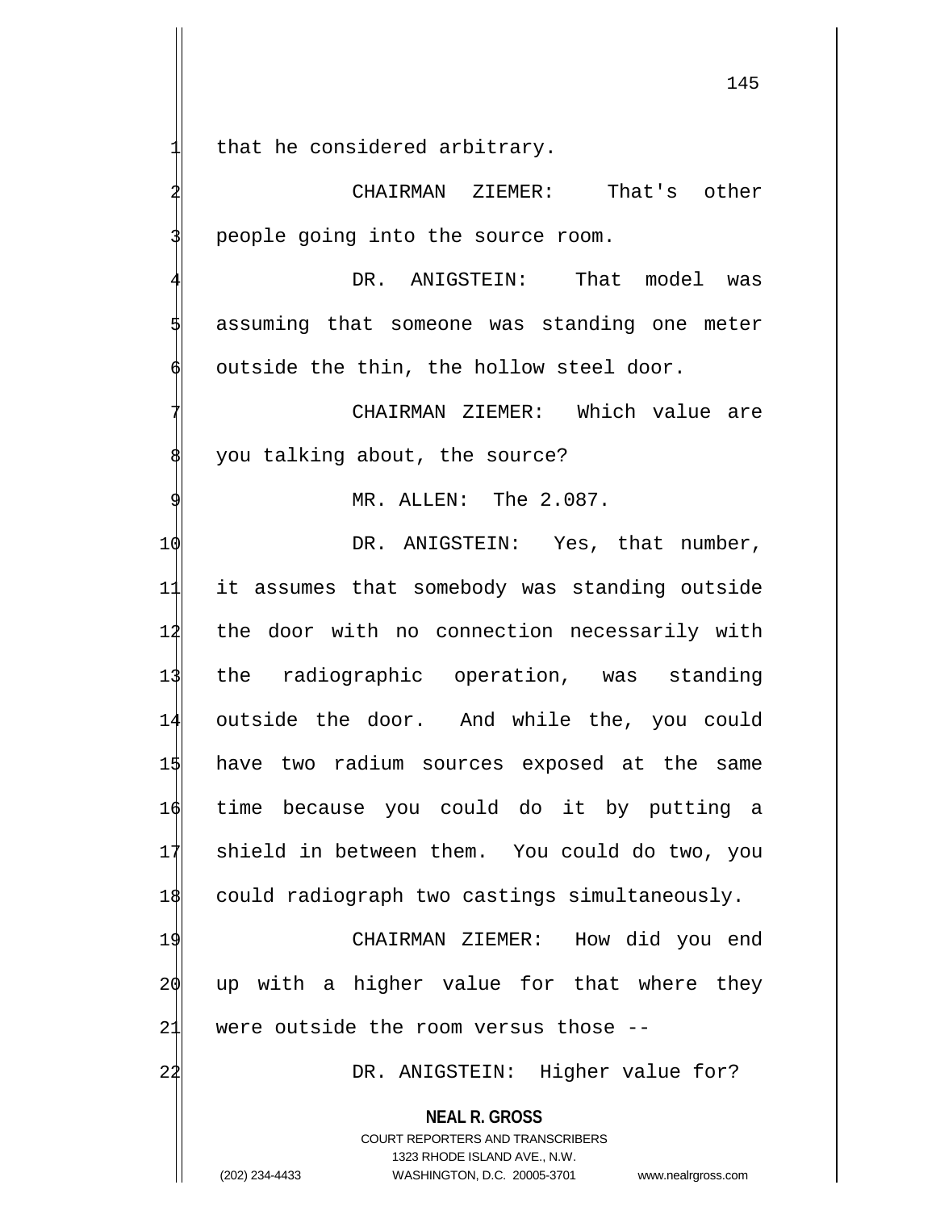that he considered arbitrary.

CHAIRMAN ZIEMER: That's other people going into the source room.

DR. ANIGSTEIN: That model was assuming that someone was standing one meter outside the thin, the hollow steel door.

CHAIRMAN ZIEMER: Which value are you talking about, the source?

MR. ALLEN: The 2.087.

DR. ANIGSTEIN: Yes, that number, it assumes that somebody was standing outside the door with no connection necessarily with the radiographic operation, was standing outside the door. And while the, you could have two radium sources exposed at the same time because you could do it by putting a shield in between them. You could do two, you could radiograph two castings simultaneously.

CHAIRMAN ZIEMER: How did you end up with a higher value for that where they were outside the room versus those --

DR. ANIGSTEIN: Higher value for?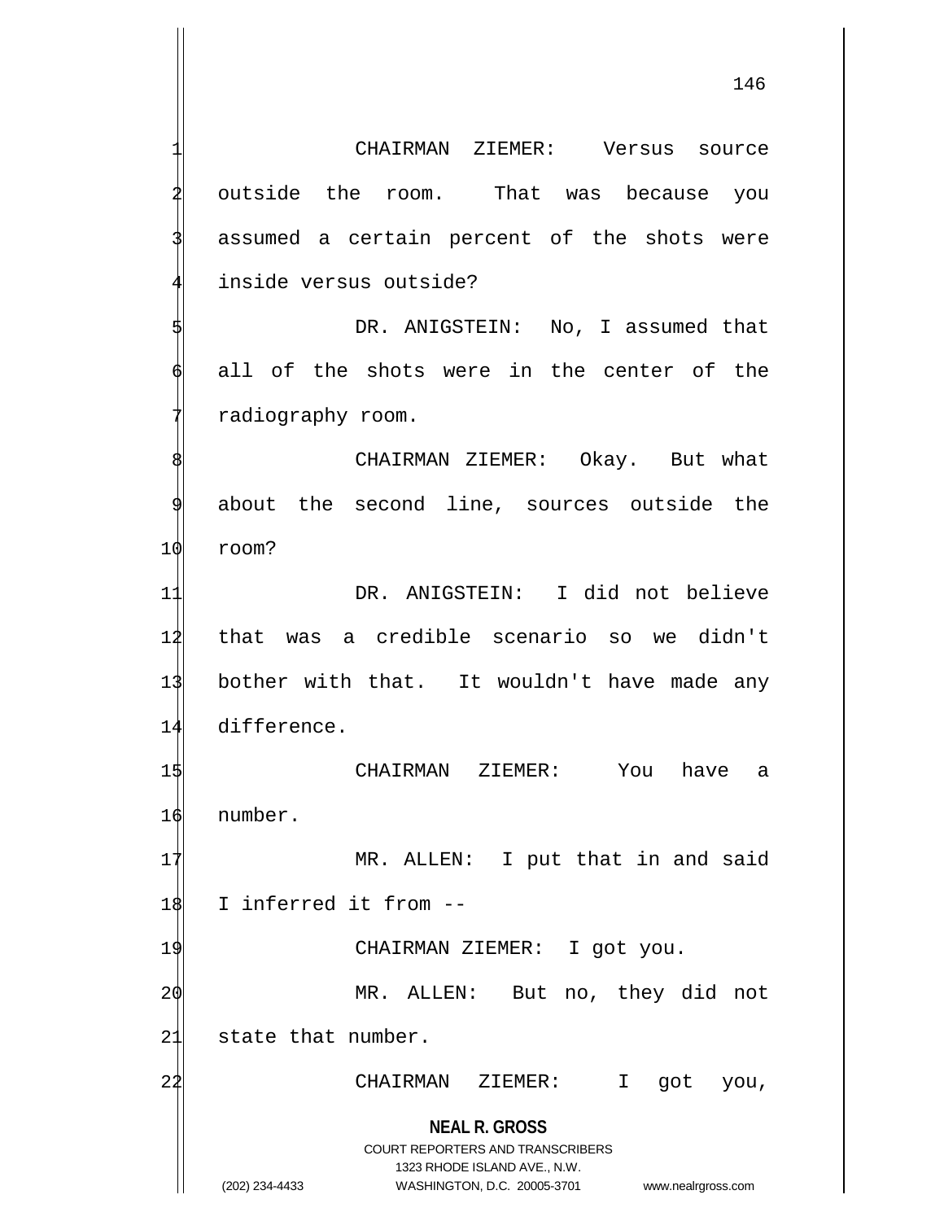CHAIRMAN ZIEMER: Versus source outside the room. That was because you assumed a certain percent of the shots were inside versus outside?

DR. ANIGSTEIN: No, I assumed that all of the shots were in the center of the radiography room.

CHAIRMAN ZIEMER: Okay. But what about the second line, sources outside the room?

DR. ANIGSTEIN: I did not believe that was a credible scenario so we didn't bother with that. It wouldn't have made any difference.

CHAIRMAN ZIEMER: You have a number.

MR. ALLEN: I put that in and said I inferred it from --

CHAIRMAN ZIEMER: I got you.

MR. ALLEN: But no, they did not state that number.

CHAIRMAN ZIEMER: I got you,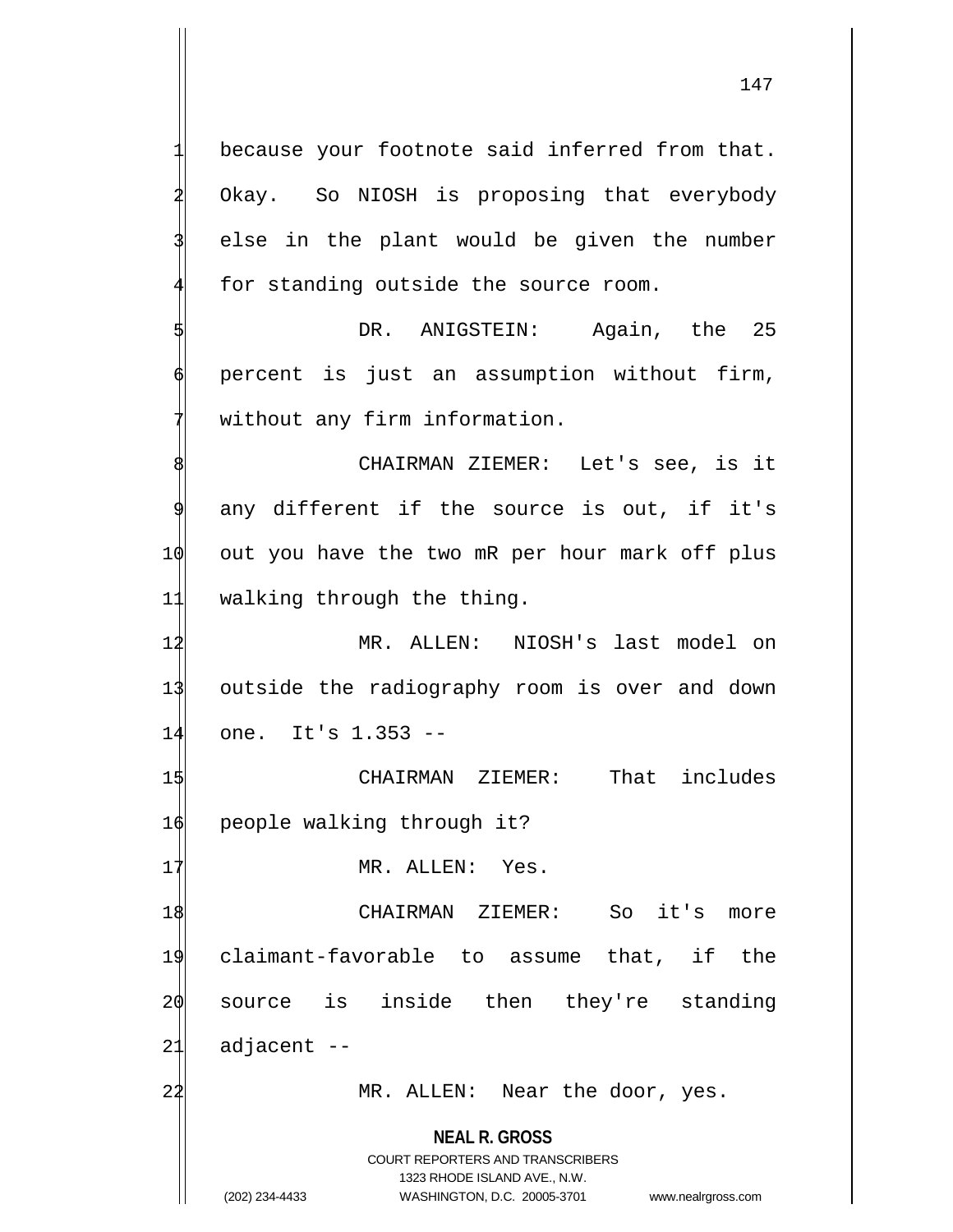because your footnote said inferred from that. Okay. So NIOSH is proposing that everybody else in the plant would be given the number for standing outside the source room.

DR. ANIGSTEIN: Again, the 25 percent is just an assumption without firm, without any firm information.

CHAIRMAN ZIEMER: Let's see, is it any different if the source is out, if it's out you have the two mR per hour mark off plus walking through the thing.

MR. ALLEN: NIOSH's last model on outside the radiography room is over and down one. It's 1.353 --

CHAIRMAN ZIEMER: That includes people walking through it?

MR. ALLEN: Yes.

CHAIRMAN ZIEMER: So it's more claimant-favorable to assume that, if the source is inside then they're standing adjacent --

MR. ALLEN: Near the door, yes.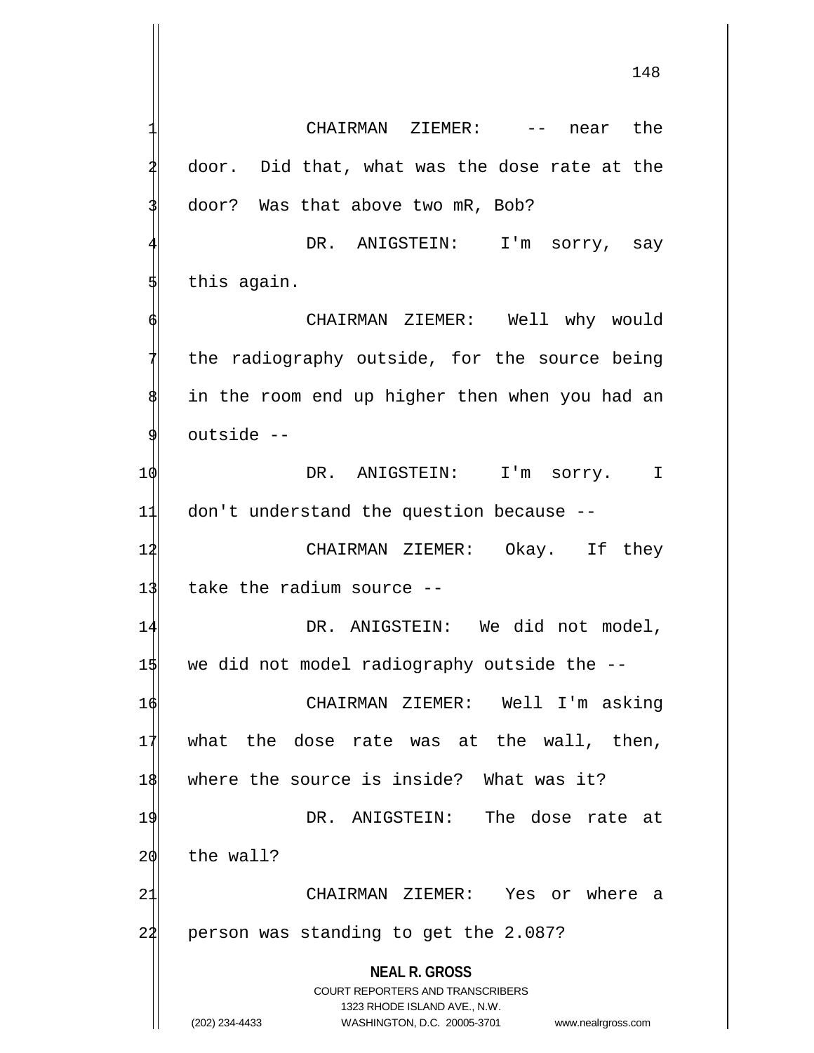CHAIRMAN ZIEMER: -- near the door. Did that, what was the dose rate at the door? Was that above two mR, Bob?

DR. ANIGSTEIN: I'm sorry, say this again.

CHAIRMAN ZIEMER: Well why would the radiography outside, for the source being in the room end up higher then when you had an outside --

DR. ANIGSTEIN: I'm sorry. I don't understand the question because --

CHAIRMAN ZIEMER: Okay. If they take the radium source --

DR. ANIGSTEIN: We did not model, we did not model radiography outside the --

CHAIRMAN ZIEMER: Well I'm asking what the dose rate was at the wall, then, where the source is inside? What was it?

DR. ANIGSTEIN: The dose rate at the wall?

CHAIRMAN ZIEMER: Yes or where a person was standing to get the 2.087?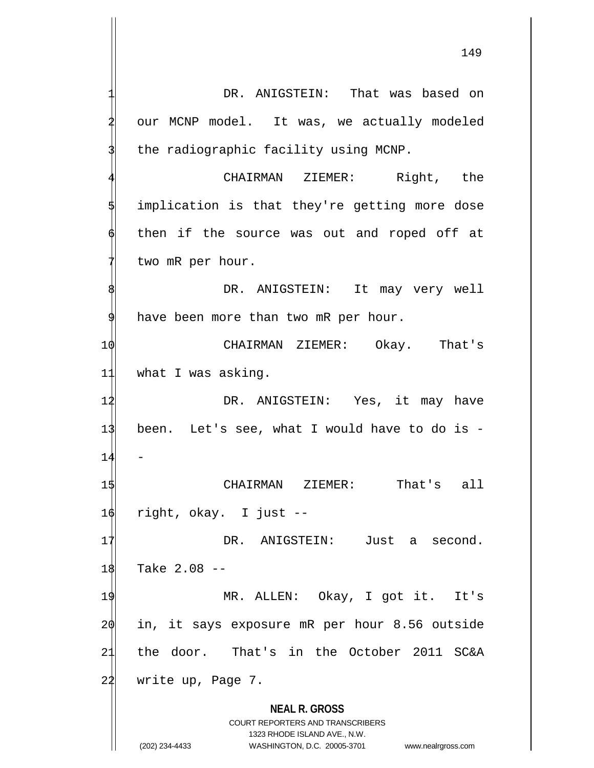DR. ANIGSTEIN: That was based on our MCNP model. It was, we actually modeled the radiographic facility using MCNP.

CHAIRMAN ZIEMER: Right, the implication is that they're getting more dose then if the source was out and roped off at two mR per hour.

DR. ANIGSTEIN: It may very well have been more than two mR per hour.

CHAIRMAN ZIEMER: Okay. That's what I was asking.

DR. ANIGSTEIN: Yes, it may have been. Let's see, what I would have to do is --

CHAIRMAN ZIEMER: That's all right, okay. I just --

DR. ANIGSTEIN: Just a second. Take 2.08 --

MR. ALLEN: Okay, I got it. It's in, it says exposure mR per hour 8.56 outside the door. That's in the October 2011 SC&A write up, Page 7.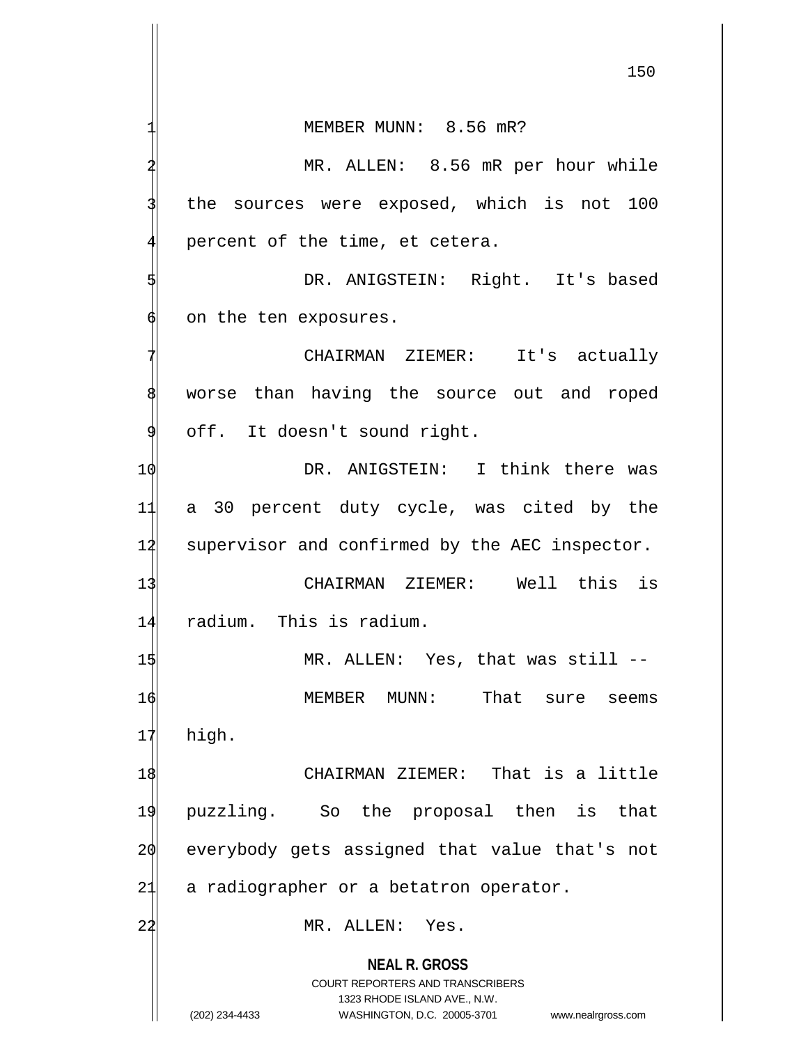MEMBER MUNN: 8.56 mR?

MR. ALLEN: 8.56 mR per hour while the sources were exposed, which is not 100 percent of the time, et cetera.

DR. ANIGSTEIN: Right. It's based on the ten exposures.

CHAIRMAN ZIEMER: It's actually worse than having the source out and roped off. It doesn't sound right.

DR. ANIGSTEIN: I think there was a 30 percent duty cycle, was cited by the supervisor and confirmed by the AEC inspector.

CHAIRMAN ZIEMER: Well this is radium. This is radium.

MR. ALLEN: Yes, that was still --

MEMBER MUNN: That sure seems high.

CHAIRMAN ZIEMER: That is a little puzzling. So the proposal then is that everybody gets assigned that value that's not a radiographer or a betatron operator.

MR. ALLEN: Yes.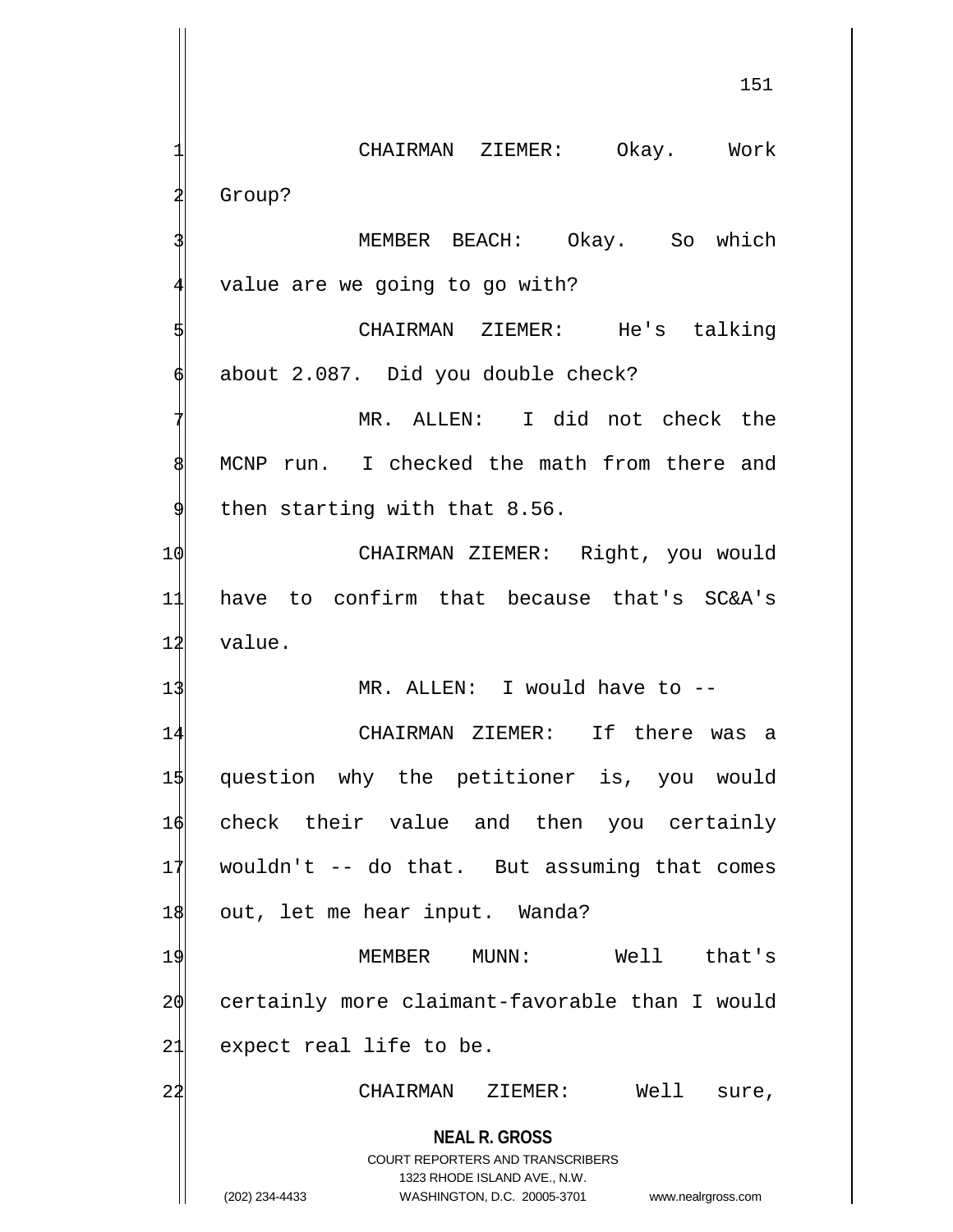CHAIRMAN ZIEMER: Okay. Work Group?

MEMBER BEACH: Okay. So which value are we going to go with?

CHAIRMAN ZIEMER: He's talking about 2.087. Did you double check?

MR. ALLEN: I did not check the MCNP run. I checked the math from there and then starting with that 8.56.

CHAIRMAN ZIEMER: Right, you would have to confirm that because that's SC&A's value.

MR. ALLEN: I would have to --

CHAIRMAN ZIEMER: If there was a question why the petitioner is, you would check their value and then you certainly wouldn't -- do that. But assuming that comes out, let me hear input. Wanda?

MEMBER MUNN: Well that's certainly more claimant-favorable than I would expect real life to be.

CHAIRMAN ZIEMER: Well sure,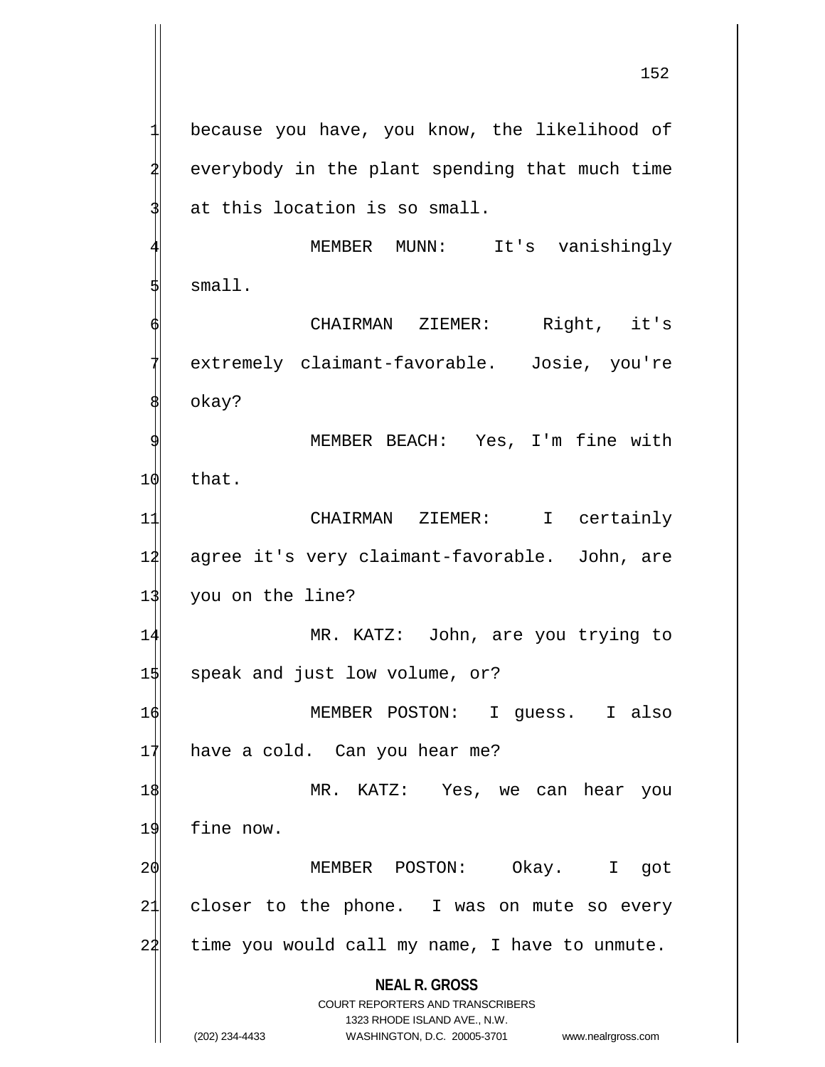because you have, you know, the likelihood of everybody in the plant spending that much time at this location is so small.

MEMBER MUNN: It's vanishingly small.

CHAIRMAN ZIEMER: Right, it's extremely claimant-favorable. Josie, you're okay?

MEMBER BEACH: Yes, I'm fine with that.

CHAIRMAN ZIEMER: I certainly agree it's very claimant-favorable. John, are you on the line?

MR. KATZ: John, are you trying to speak and just low volume, or?

MEMBER POSTON: I guess. I also have a cold. Can you hear me?

MR. KATZ: Yes, we can hear you fine now.

MEMBER POSTON: Okay. I got closer to the phone. I was on mute so every time you would call my name, I have to unmute.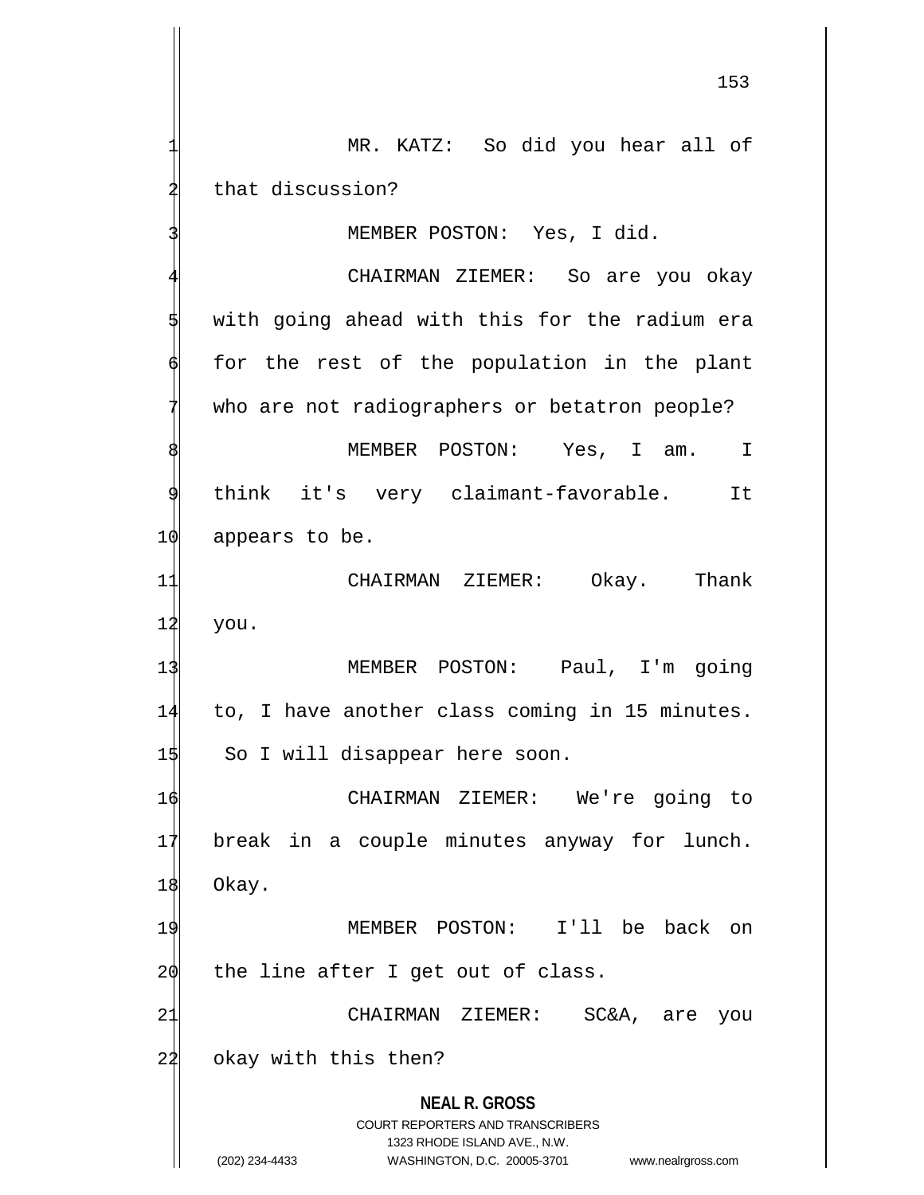MR. KATZ: So did you hear all of that discussion?

MEMBER POSTON: Yes, I did.

CHAIRMAN ZIEMER: So are you okay with going ahead with this for the radium era for the rest of the population in the plant who are not radiographers or betatron people?

MEMBER POSTON: Yes, I am. I think it's very claimant-favorable. It appears to be.

CHAIRMAN ZIEMER: Okay. Thank you.

MEMBER POSTON: Paul, I'm going to, I have another class coming in 15 minutes. So I will disappear here soon.

CHAIRMAN ZIEMER: We're going to break in a couple minutes anyway for lunch. Okay.

MEMBER POSTON: I'll be back on the line after I get out of class.

CHAIRMAN ZIEMER: SC&A, are you okay with this then?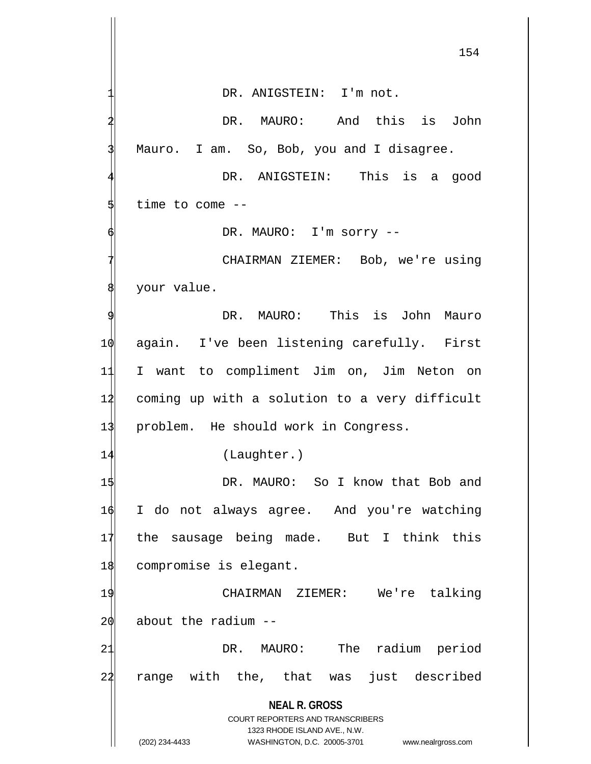DR. ANIGSTEIN: I'm not.

DR. MAURO: And this is John Mauro. I am. So, Bob, you and I disagree.

DR. ANIGSTEIN: This is a good time to come --

DR. MAURO: I'm sorry --

CHAIRMAN ZIEMER: Bob, we're using your value.

DR. MAURO: This is John Mauro again. I've been listening carefully. First I want to compliment Jim on, Jim Neton on coming up with a solution to a very difficult problem. He should work in Congress.

(Laughter.)

DR. MAURO: So I know that Bob and I do not always agree. And you're watching the sausage being made. But I think this compromise is elegant.

CHAIRMAN ZIEMER: We're talking about the radium --

DR. MAURO: The radium period range with the, that was just described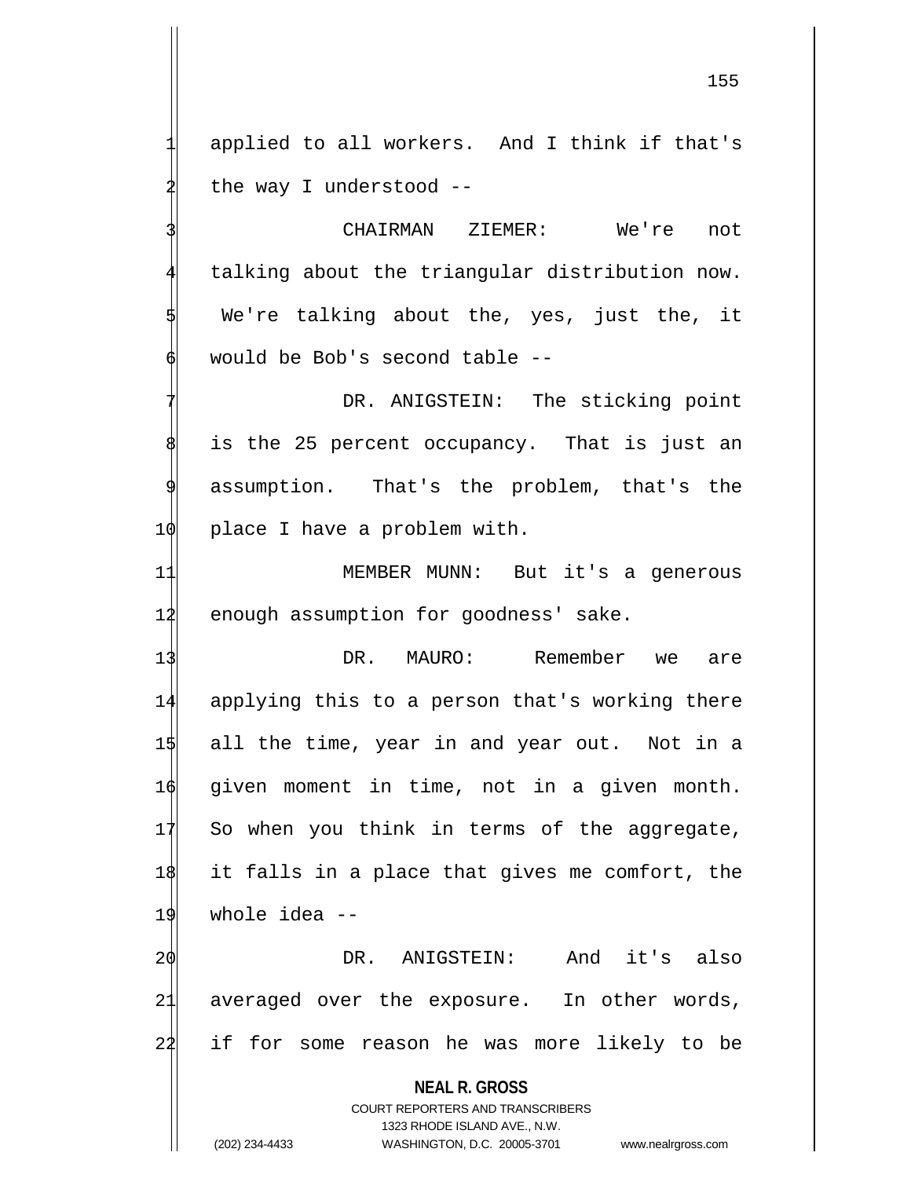applied to all workers. And I think if that's the way I understood --

CHAIRMAN ZIEMER: We're not talking about the triangular distribution now. We're talking about the, yes, just the, it would be Bob's second table --

DR. ANIGSTEIN: The sticking point is the 25 percent occupancy. That is just an assumption. That's the problem, that's the place I have a problem with.

MEMBER MUNN: But it's a generous enough assumption for goodness' sake.

DR. MAURO: Remember we are applying this to a person that's working there all the time, year in and year out. Not in a given moment in time, not in a given month. So when you think in terms of the aggregate, it falls in a place that gives me comfort, the whole idea --

DR. ANIGSTEIN: And it's also averaged over the exposure. In other words, if for some reason he was more likely to be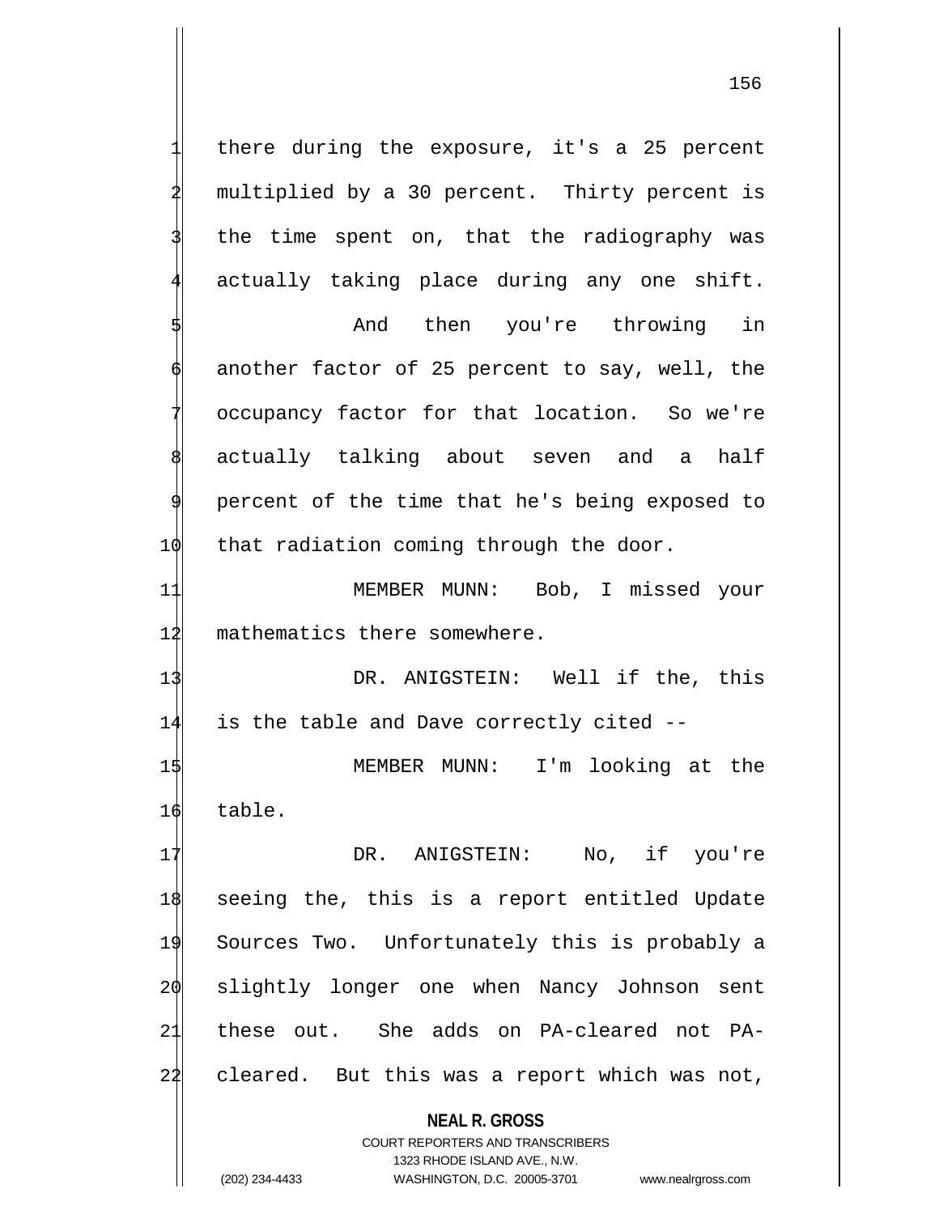there during the exposure, it's a 25 percent multiplied by a 30 percent. Thirty percent is the time spent on, that the radiography was actually taking place during any one shift.

And then you're throwing in another factor of 25 percent to say, well, the occupancy factor for that location. So we're actually talking about seven and a half percent of the time that he's being exposed to that radiation coming through the door.

MEMBER MUNN: Bob, I missed your mathematics there somewhere.

DR. ANIGSTEIN: Well if the, this is the table and Dave correctly cited --

MEMBER MUNN: I'm looking at the table.

DR. ANIGSTEIN: No, if you're seeing the, this is a report entitled Update Sources Two. Unfortunately this is probably a slightly longer one when Nancy Johnson sent these out. She adds on PA-cleared not PA-cleared. But this was a report which was not,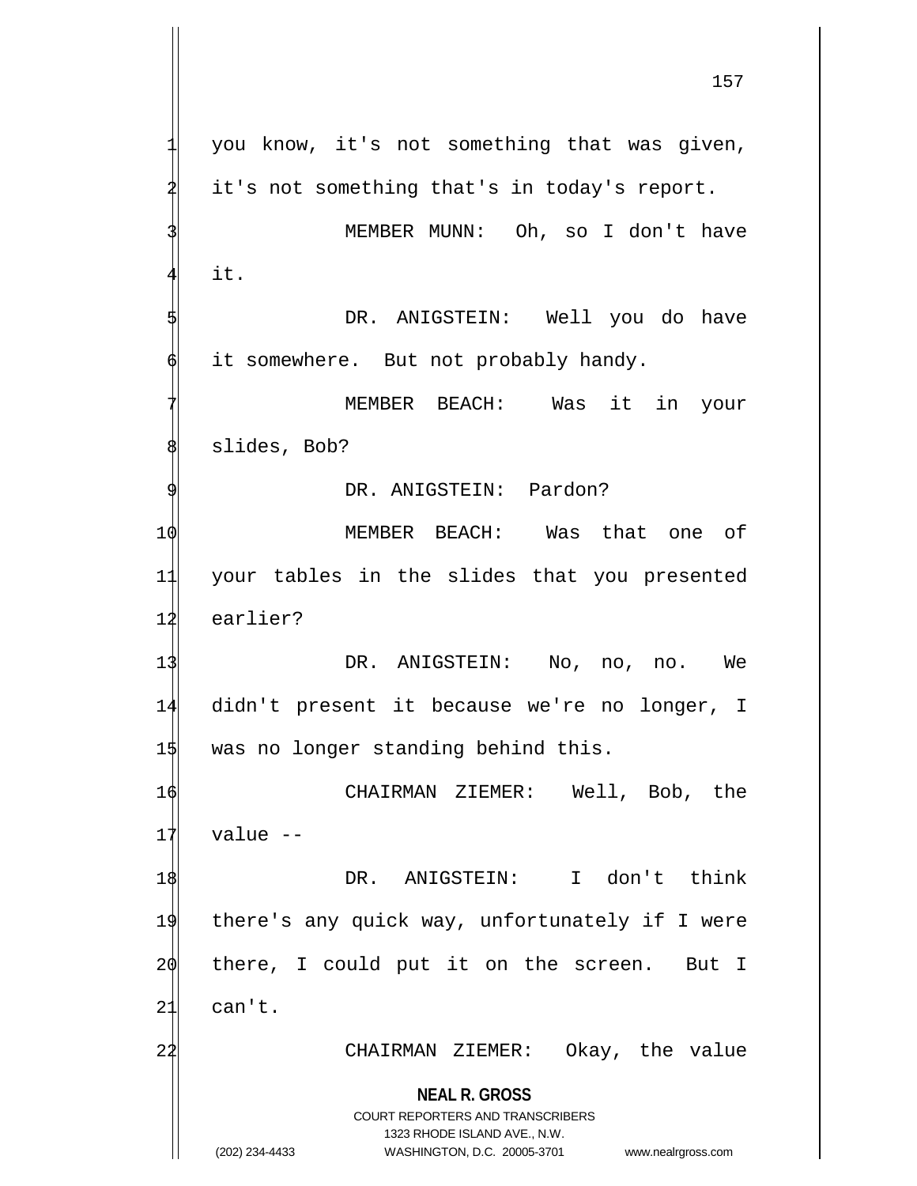you know, it's not something that was given, it's not something that's in today's report.

MEMBER MUNN: Oh, so I don't have it.

DR. ANIGSTEIN: Well you do have it somewhere. But not probably handy.

MEMBER BEACH: Was it in your slides, Bob?

DR. ANIGSTEIN: Pardon?

MEMBER BEACH: Was that one of your tables in the slides that you presented earlier?

DR. ANIGSTEIN: No, no, no. We didn't present it because we're no longer, I was no longer standing behind this.

CHAIRMAN ZIEMER: Well, Bob, the value --

DR. ANIGSTEIN: I don't think there's any quick way, unfortunately if I were there, I could put it on the screen. But I can't.

CHAIRMAN ZIEMER: Okay, the value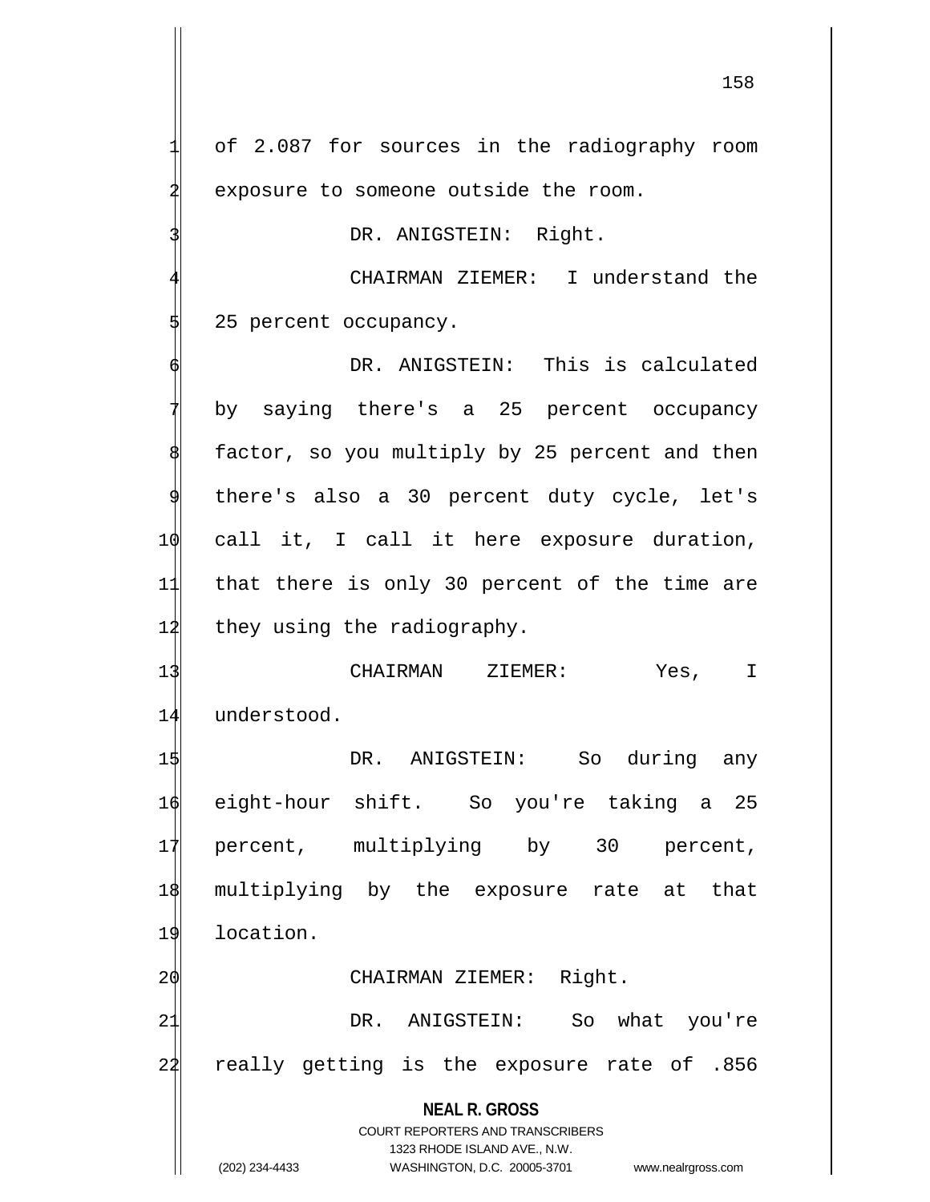of 2.087 for sources in the radiography room exposure to someone outside the room.

DR. ANIGSTEIN: Right.

CHAIRMAN ZIEMER: I understand the 25 percent occupancy.

DR. ANIGSTEIN: This is calculated by saying there's a 25 percent occupancy factor, so you multiply by 25 percent and then there's also a 30 percent duty cycle, let's call it, I call it here exposure duration, that there is only 30 percent of the time are they using the radiography.

CHAIRMAN ZIEMER: Yes, I understood.

DR. ANIGSTEIN: So during any eight-hour shift. So you're taking a 25 percent, multiplying by 30 percent, multiplying by the exposure rate at that location.

CHAIRMAN ZIEMER: Right.

DR. ANIGSTEIN: So what you're really getting is the exposure rate of .856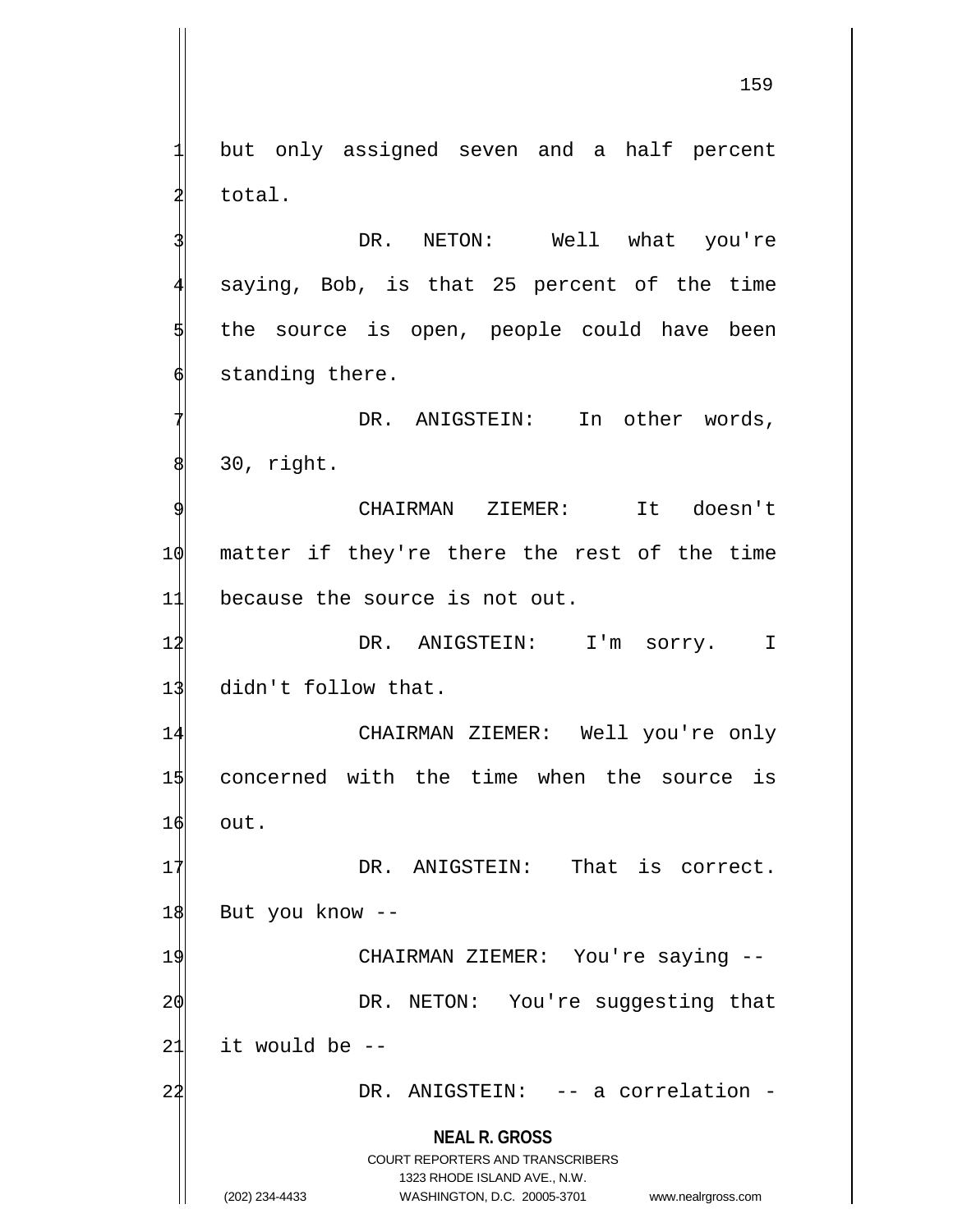but only assigned seven and a half percent total.

DR. NETON: Well what you're saying, Bob, is that 25 percent of the time the source is open, people could have been standing there.

DR. ANIGSTEIN: In other words, 30, right.

CHAIRMAN ZIEMER: It doesn't matter if they're there the rest of the time because the source is not out.

DR. ANIGSTEIN: I'm sorry. I didn't follow that.

CHAIRMAN ZIEMER: Well you're only concerned with the time when the source is out.

DR. ANIGSTEIN: That is correct. But you know --

CHAIRMAN ZIEMER: You're saying --

DR. NETON: You're suggesting that it would be --

DR. ANIGSTEIN: -- a correlation -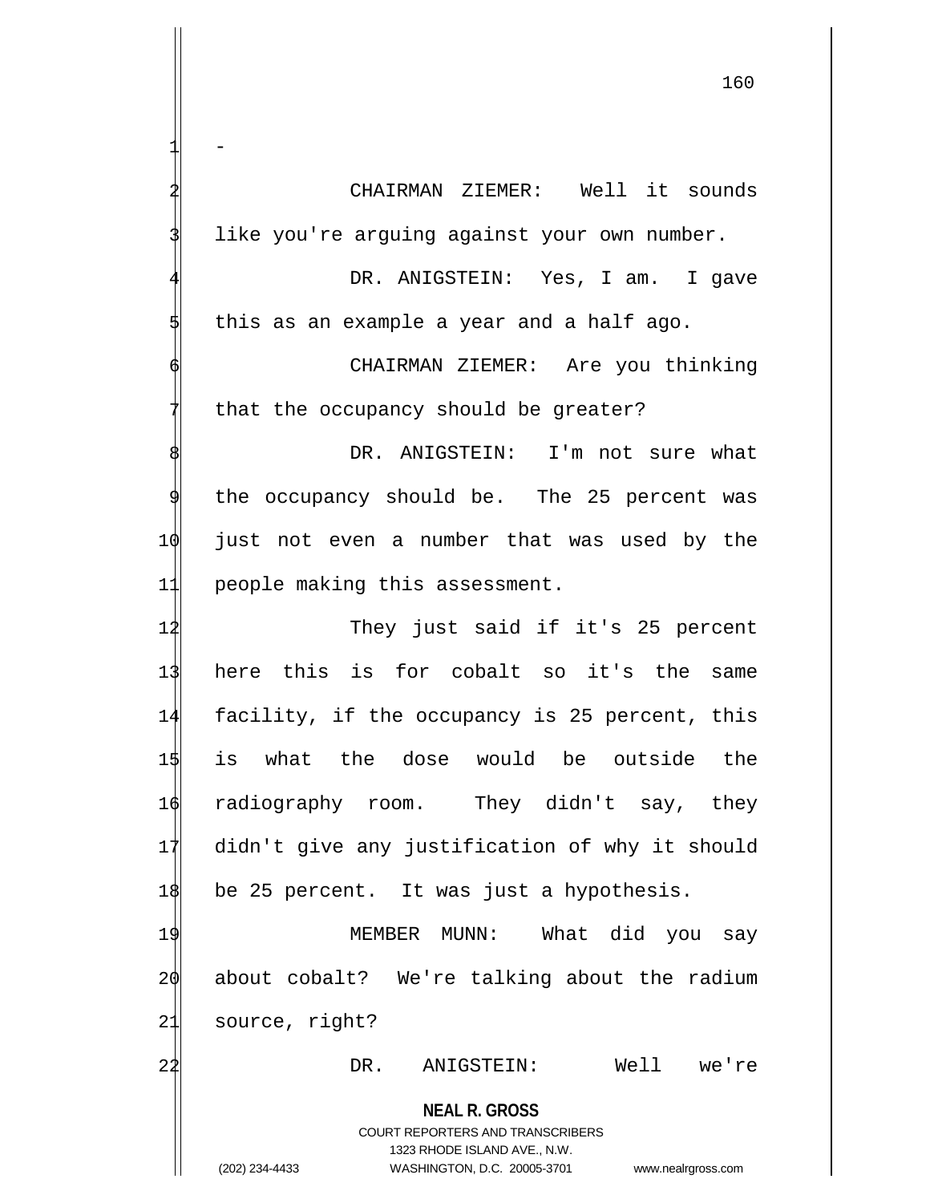-

CHAIRMAN ZIEMER: Well it sounds like you're arguing against your own number.

DR. ANIGSTEIN: Yes, I am. I gave this as an example a year and a half ago.

CHAIRMAN ZIEMER: Are you thinking that the occupancy should be greater?

DR. ANIGSTEIN: I'm not sure what the occupancy should be. The 25 percent was just not even a number that was used by the people making this assessment.

They just said if it's 25 percent here this is for cobalt so it's the same facility, if the occupancy is 25 percent, this is what the dose would be outside the radiography room. They didn't say, they didn't give any justification of why it should be 25 percent. It was just a hypothesis.

MEMBER MUNN: What did you say about cobalt? We're talking about the radium source, right?

DR. ANIGSTEIN: Well we're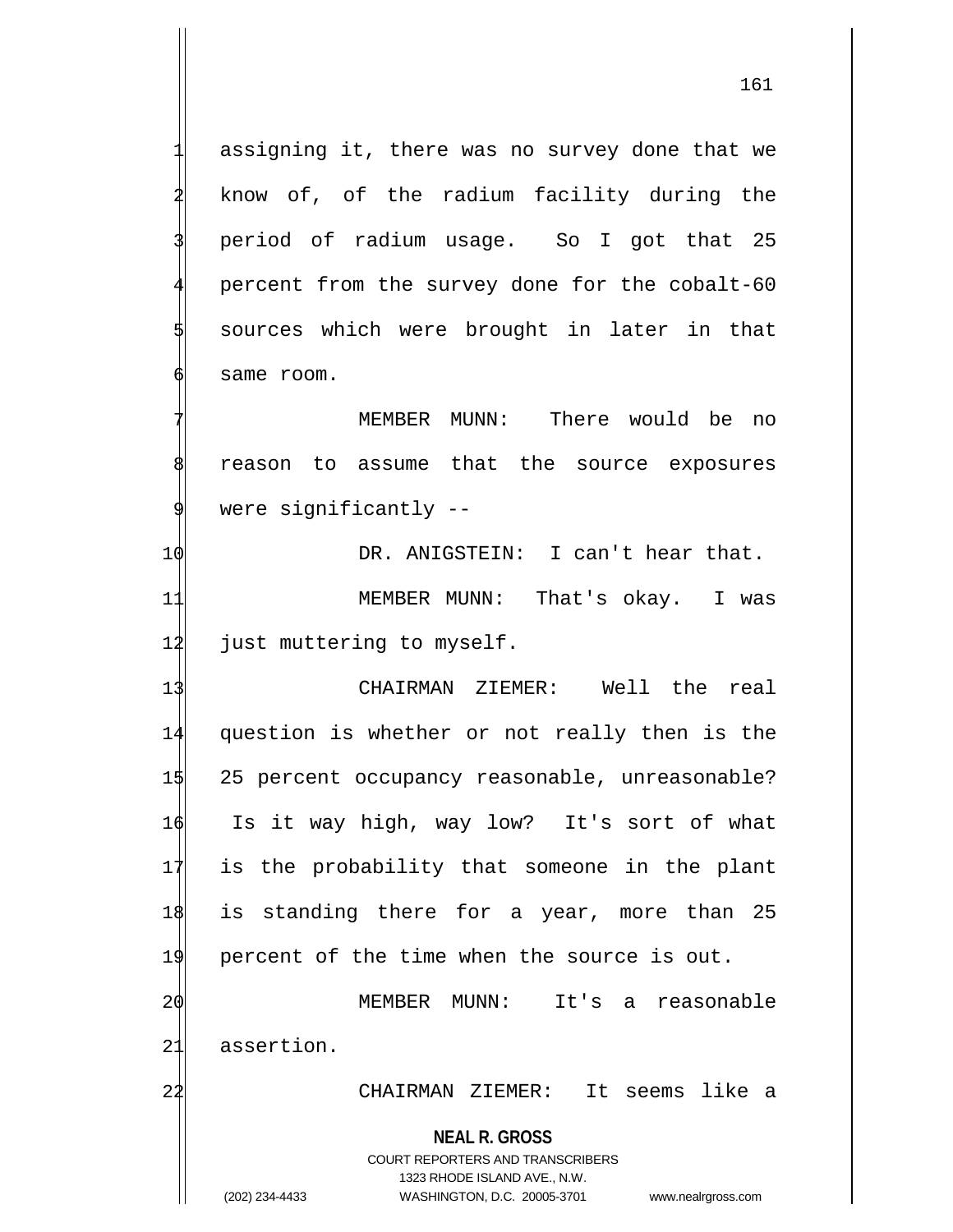assigning it, there was no survey done that we know of, of the radium facility during the period of radium usage. So I got that 25 percent from the survey done for the cobalt-60 sources which were brought in later in that same room.

MEMBER MUNN: There would be no reason to assume that the source exposures were significantly --

DR. ANIGSTEIN: I can't hear that.

MEMBER MUNN: That's okay. I was just muttering to myself.

CHAIRMAN ZIEMER: Well the real question is whether or not really then is the 25 percent occupancy reasonable, unreasonable? Is it way high, way low? It's sort of what is the probability that someone in the plant is standing there for a year, more than 25 percent of the time when the source is out.

MEMBER MUNN: It's a reasonable assertion.

CHAIRMAN ZIEMER: It seems like a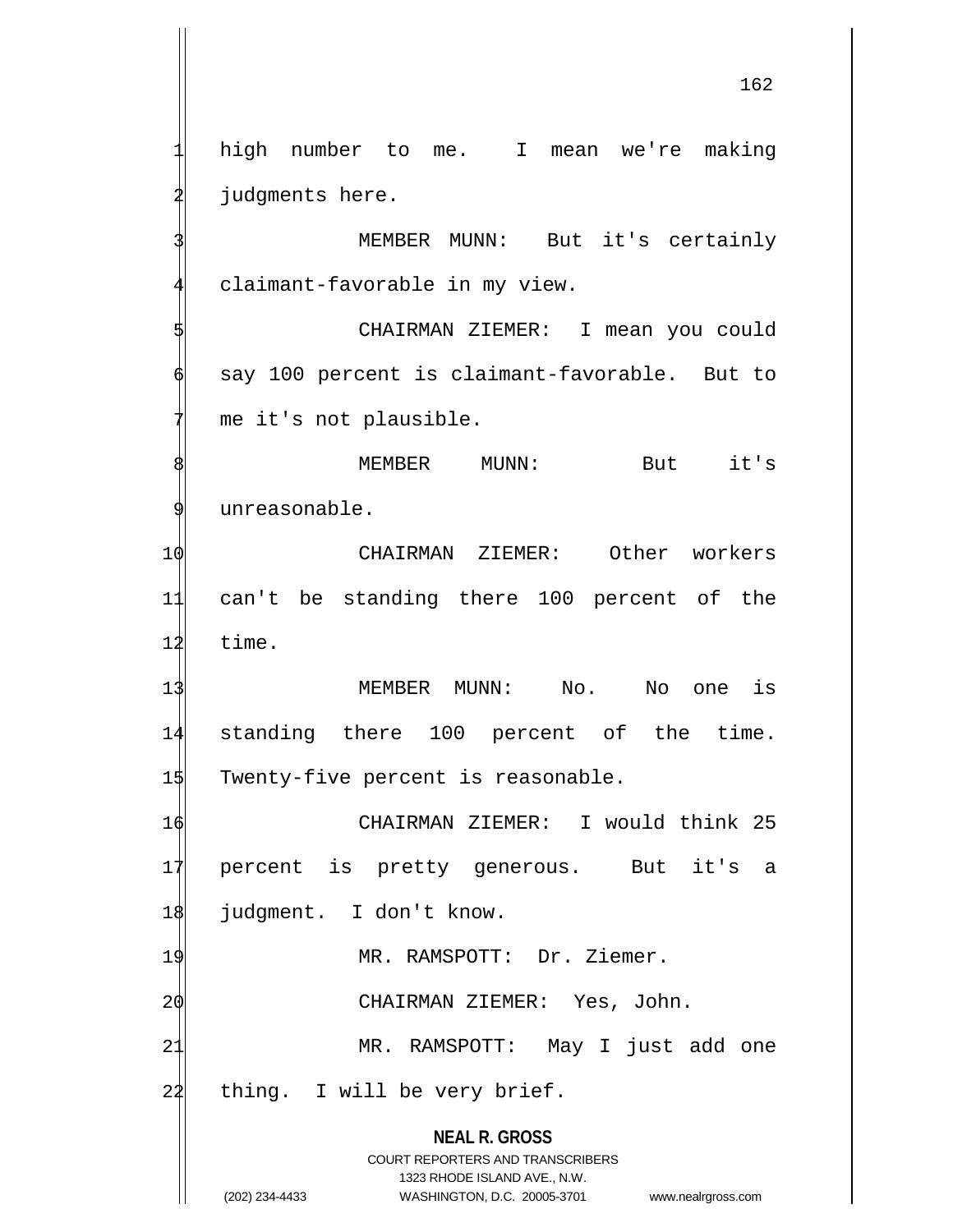high number to me. I mean we're making judgments here.

MEMBER MUNN: But it's certainly claimant-favorable in my view.

CHAIRMAN ZIEMER: I mean you could say 100 percent is claimant-favorable. But to me it's not plausible.

MEMBER MUNN: But it's unreasonable.

CHAIRMAN ZIEMER: Other workers can't be standing there 100 percent of the time.

MEMBER MUNN: No. No one is standing there 100 percent of the time. Twenty-five percent is reasonable.

CHAIRMAN ZIEMER: I would think 25 percent is pretty generous. But it's a judgment. I don't know.

MR. RAMSPOTT: Dr. Ziemer.

CHAIRMAN ZIEMER: Yes, John.

MR. RAMSPOTT: May I just add one thing. I will be very brief.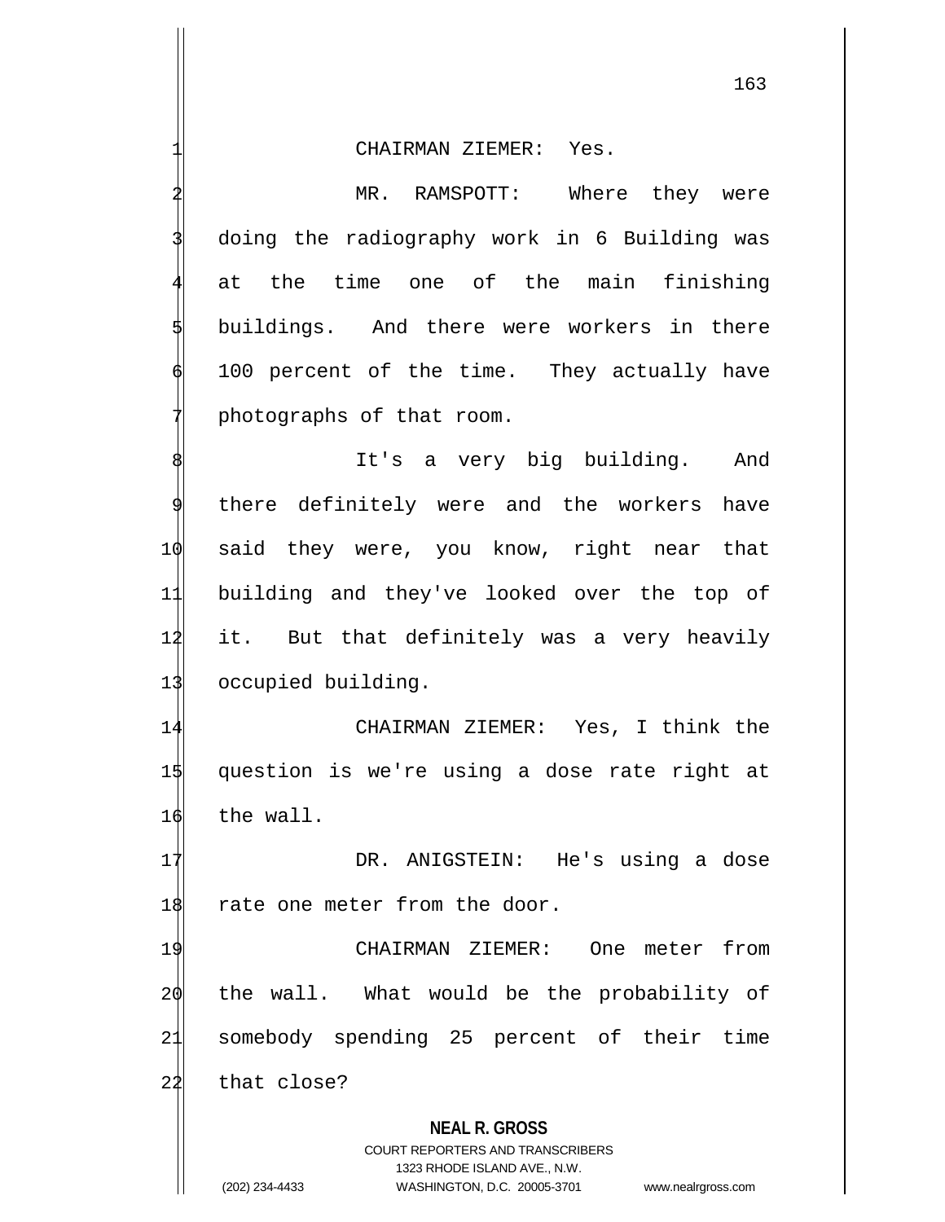CHAIRMAN ZIEMER: Yes.

MR. RAMSPOTT: Where they were doing the radiography work in 6 Building was at the time one of the main finishing buildings. And there were workers in there 100 percent of the time. They actually have photographs of that room.

It's a very big building. And there definitely were and the workers have said they were, you know, right near that building and they've looked over the top of it. But that definitely was a very heavily occupied building.

CHAIRMAN ZIEMER: Yes, I think the question is we're using a dose rate right at the wall.

DR. ANIGSTEIN: He's using a dose rate one meter from the door.

CHAIRMAN ZIEMER: One meter from the wall. What would be the probability of somebody spending 25 percent of their time that close?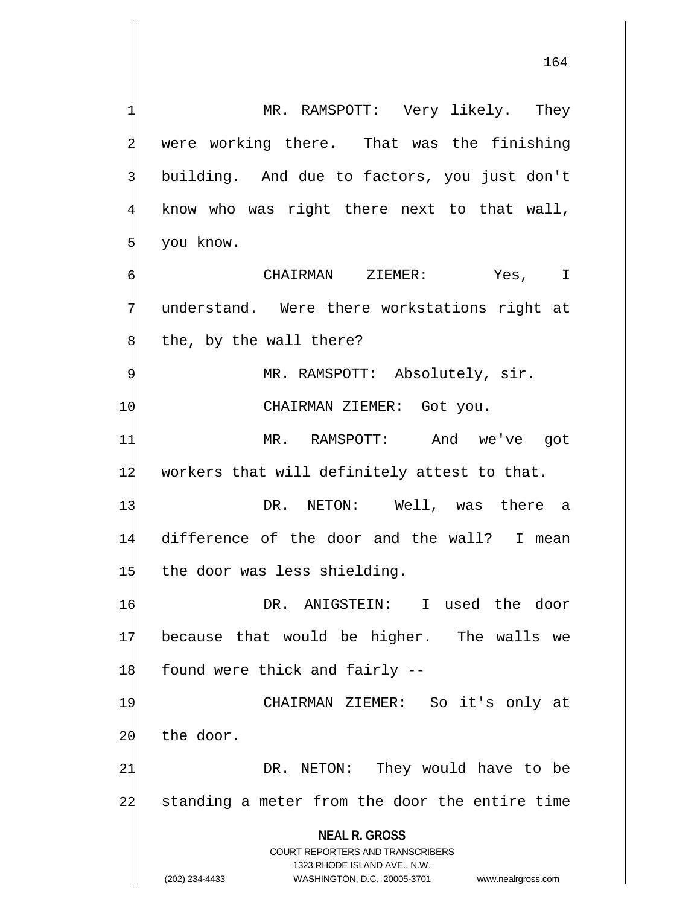MR. RAMSPOTT: Very likely. They were working there. That was the finishing building. And due to factors, you just don't know who was right there next to that wall, you know.

CHAIRMAN ZIEMER: Yes, I understand. Were there workstations right at the, by the wall there?

MR. RAMSPOTT: Absolutely, sir.

CHAIRMAN ZIEMER: Got you.

MR. RAMSPOTT: And we've got workers that will definitely attest to that.

DR. NETON: Well, was there a difference of the door and the wall? I mean the door was less shielding.

DR. ANIGSTEIN: I used the door because that would be higher. The walls we found were thick and fairly --

CHAIRMAN ZIEMER: So it's only at the door.

DR. NETON: They would have to be standing a meter from the door the entire time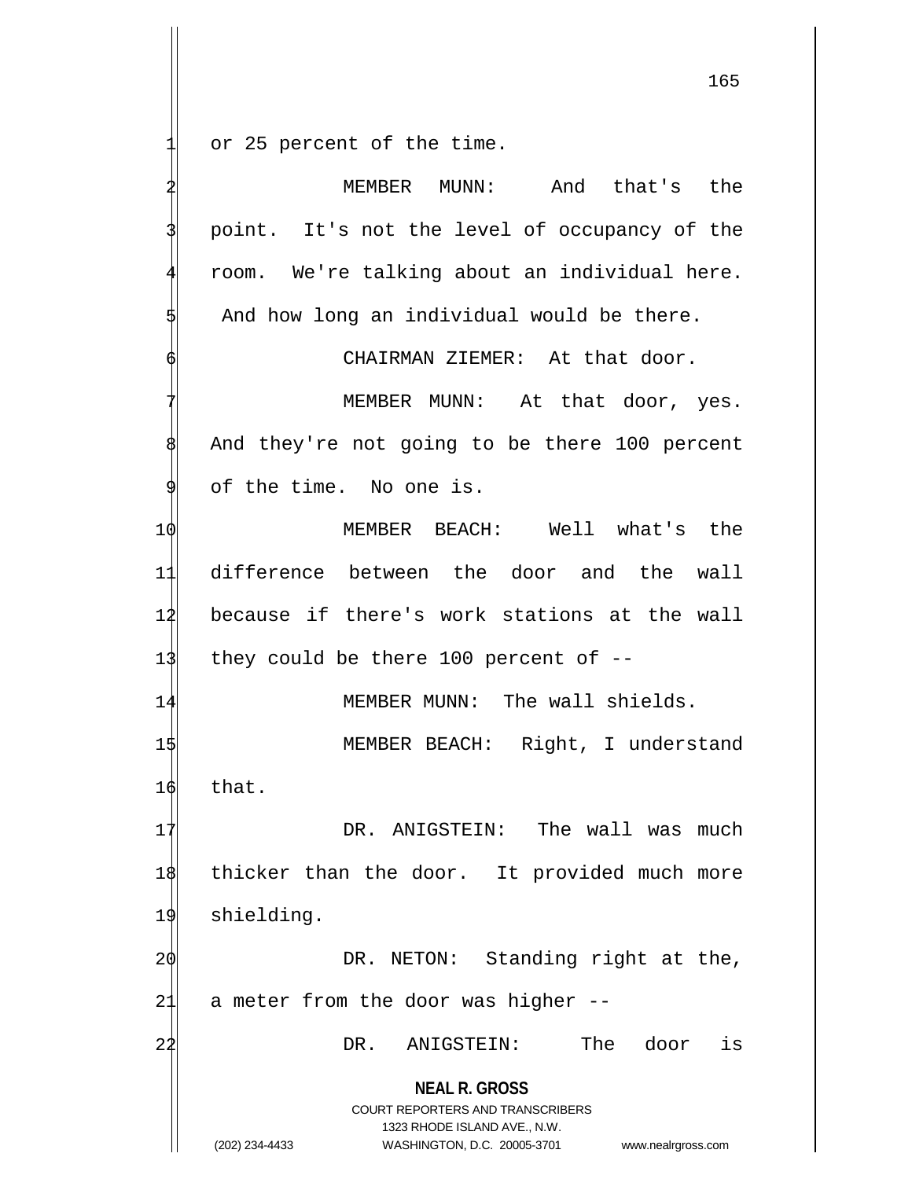or 25 percent of the time.

MEMBER MUNN: And that's the point. It's not the level of occupancy of the room. We're talking about an individual here. And how long an individual would be there.

CHAIRMAN ZIEMER: At that door.

MEMBER MUNN: At that door, yes. And they're not going to be there 100 percent of the time. No one is.

MEMBER BEACH: Well what's the difference between the door and the wall because if there's work stations at the wall they could be there 100 percent of --

MEMBER MUNN: The wall shields.

MEMBER BEACH: Right, I understand that.

DR. ANIGSTEIN: The wall was much thicker than the door. It provided much more shielding.

DR. NETON: Standing right at the, a meter from the door was higher --

DR. ANIGSTEIN: The door is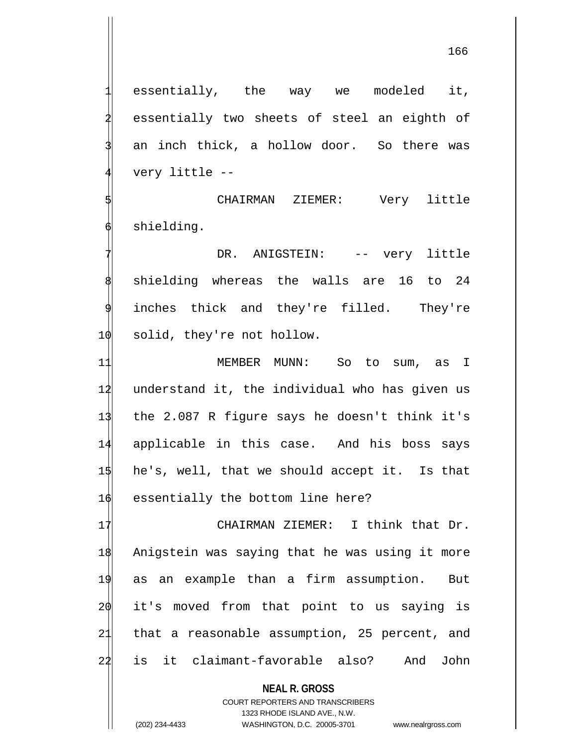essentially, the way we modeled it, essentially two sheets of steel an eighth of an inch thick, a hollow door. So there was very little --

CHAIRMAN ZIEMER: Very little shielding.

DR. ANIGSTEIN: -- very little shielding whereas the walls are 16 to 24 inches thick and they're filled. They're solid, they're not hollow.

MEMBER MUNN: So to sum, as I understand it, the individual who has given us the 2.087 R figure says he doesn't think it's applicable in this case. And his boss says he's, well, that we should accept it. Is that essentially the bottom line here?

CHAIRMAN ZIEMER: I think that Dr. Anigstein was saying that he was using it more as an example than a firm assumption. But it's moved from that point to us saying is that a reasonable assumption, 25 percent, and is it claimant-favorable also? And John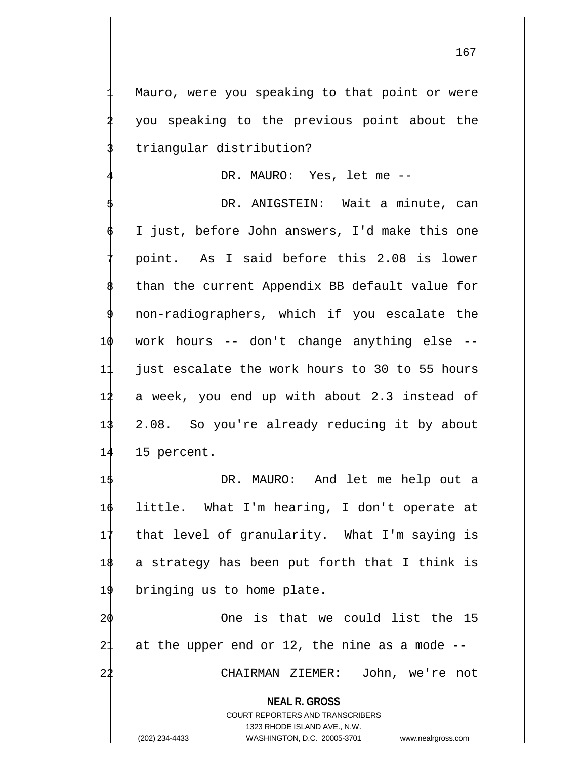Mauro, were you speaking to that point or were you speaking to the previous point about the triangular distribution?

DR. MAURO: Yes, let me --

DR. ANIGSTEIN: Wait a minute, can I just, before John answers, I'd make this one point. As I said before this 2.08 is lower than the current Appendix BB default value for non-radiographers, which if you escalate the work hours -- don't change anything else -- just escalate the work hours to 30 to 55 hours a week, you end up with about 2.3 instead of 2.08. So you're already reducing it by about 15 percent.

DR. MAURO: And let me help out a little. What I'm hearing, I don't operate at that level of granularity. What I'm saying is a strategy has been put forth that I think is bringing us to home plate.

One is that we could list the 15 at the upper end or 12, the nine as a mode --

CHAIRMAN ZIEMER: John, we're not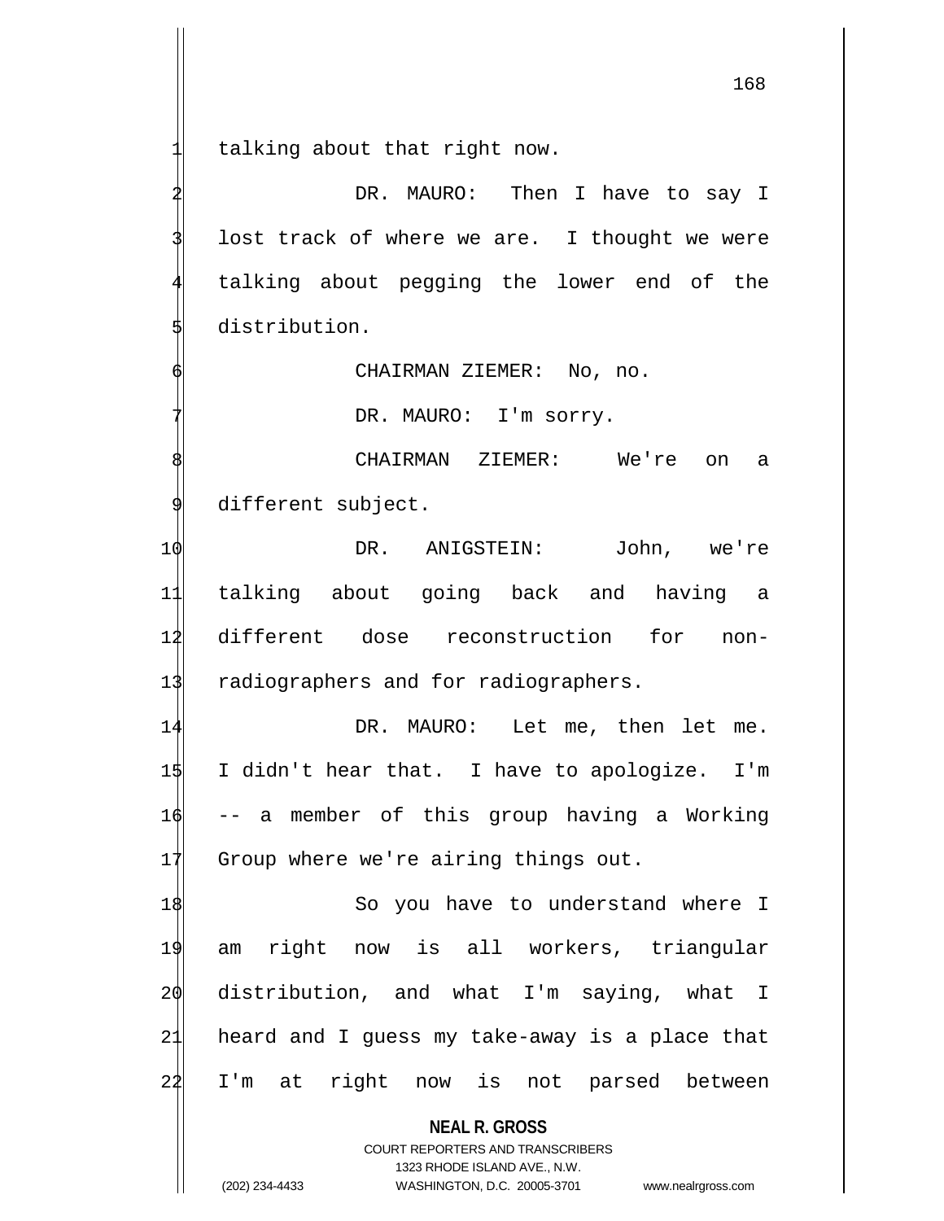talking about that right now.

DR. MAURO: Then I have to say I lost track of where we are. I thought we were talking about pegging the lower end of the distribution.

CHAIRMAN ZIEMER: No, no.

DR. MAURO: I'm sorry.

CHAIRMAN ZIEMER: We're on a different subject.

DR. ANIGSTEIN: John, we're talking about going back and having a different dose reconstruction for non-radiographers and for radiographers.

DR. MAURO: Let me, then let me. I didn't hear that. I have to apologize. I'm -- a member of this group having a Working Group where we're airing things out.

So you have to understand where I am right now is all workers, triangular distribution, and what I'm saying, what I heard and I guess my take-away is a place that I'm at right now is not parsed between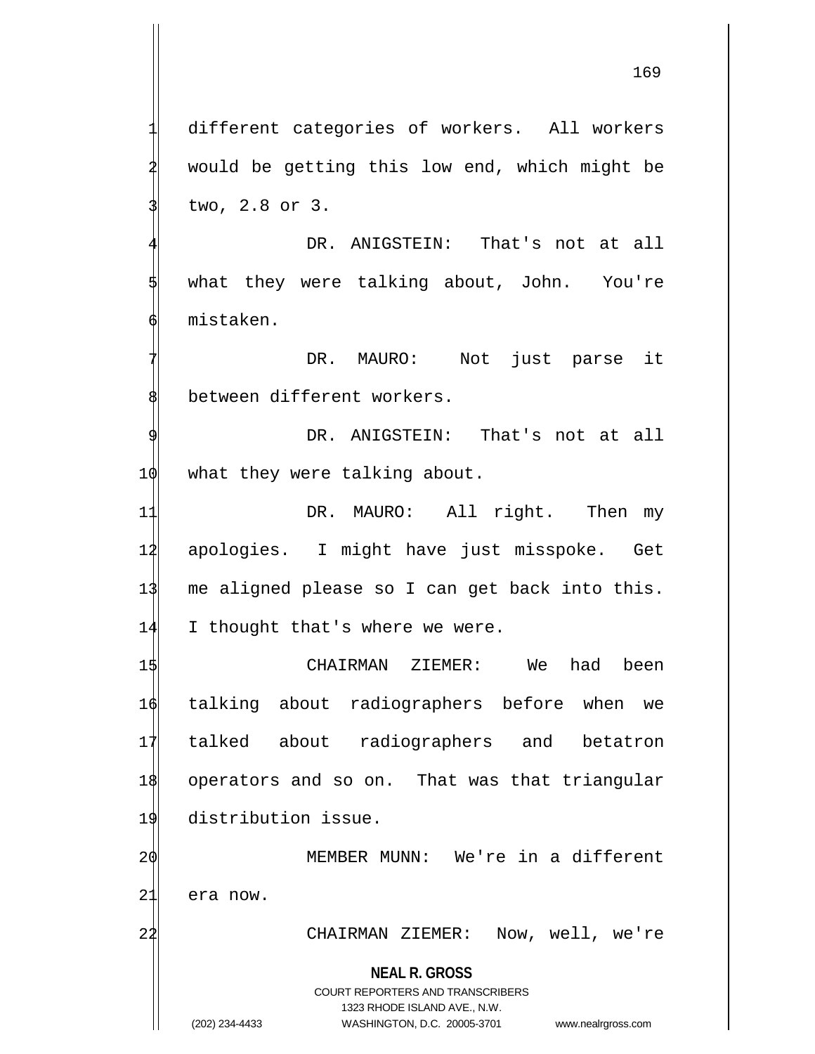different categories of workers. All workers would be getting this low end, which might be two, 2.8 or 3.

DR. ANIGSTEIN: That's not at all what they were talking about, John. You're mistaken.

DR. MAURO: Not just parse it between different workers.

DR. ANIGSTEIN: That's not at all what they were talking about.

DR. MAURO: All right. Then my apologies. I might have just misspoke. Get me aligned please so I can get back into this. I thought that's where we were.

CHAIRMAN ZIEMER: We had been talking about radiographers before when we talked about radiographers and betatron operators and so on. That was that triangular distribution issue.

MEMBER MUNN: We're in a different era now.

CHAIRMAN ZIEMER: Now, well, we're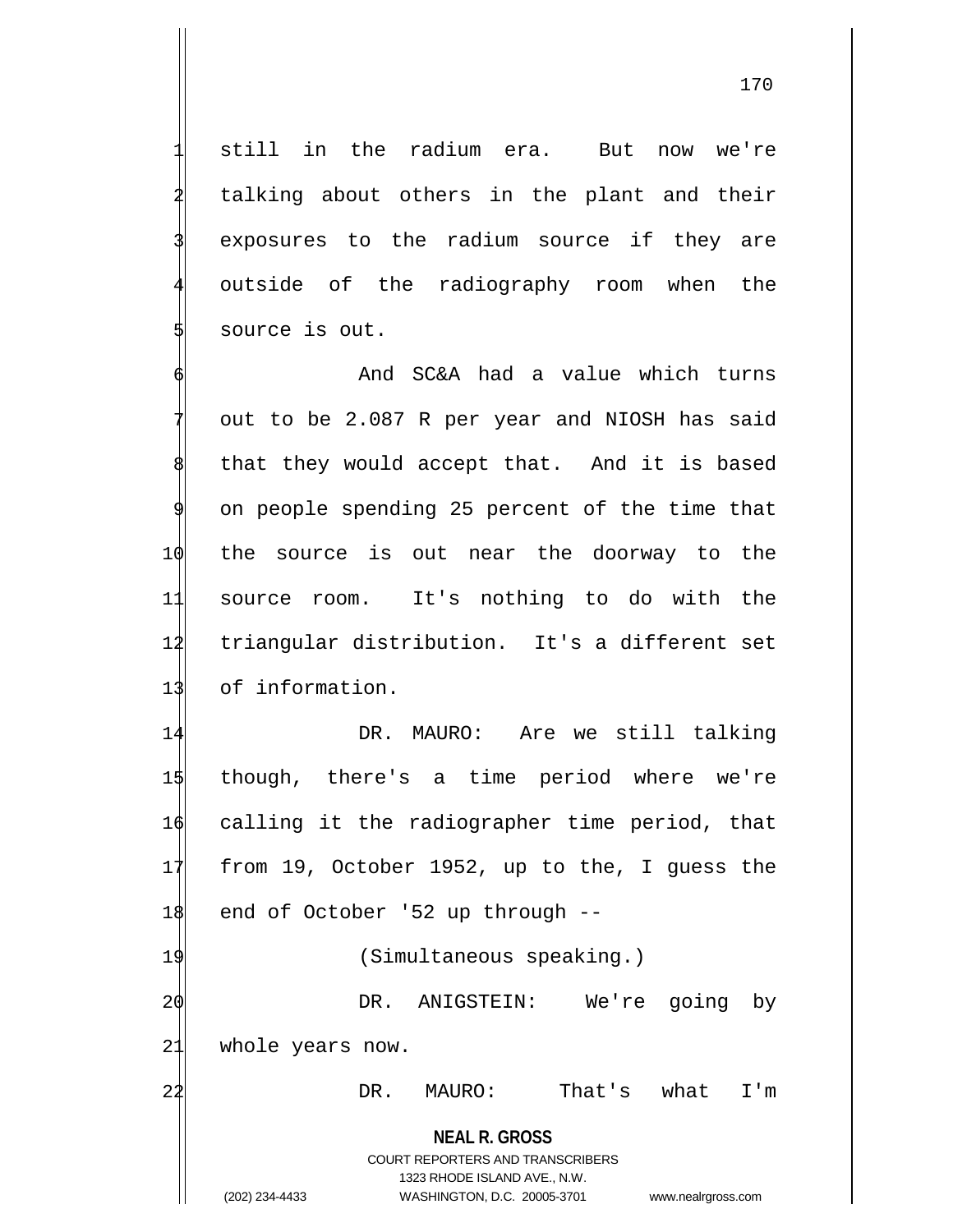still in the radium era. But now we're talking about others in the plant and their exposures to the radium source if they are outside of the radiography room when the source is out.

And SC&A had a value which turns out to be 2.087 R per year and NIOSH has said that they would accept that. And it is based on people spending 25 percent of the time that the source is out near the doorway to the source room. It's nothing to do with the triangular distribution. It's a different set of information.

DR. MAURO: Are we still talking though, there's a time period where we're calling it the radiographer time period, that from 19, October 1952, up to the, I guess the end of October '52 up through --

(Simultaneous speaking.)

DR. ANIGSTEIN: We're going by whole years now.

DR. MAURO: That's what I'm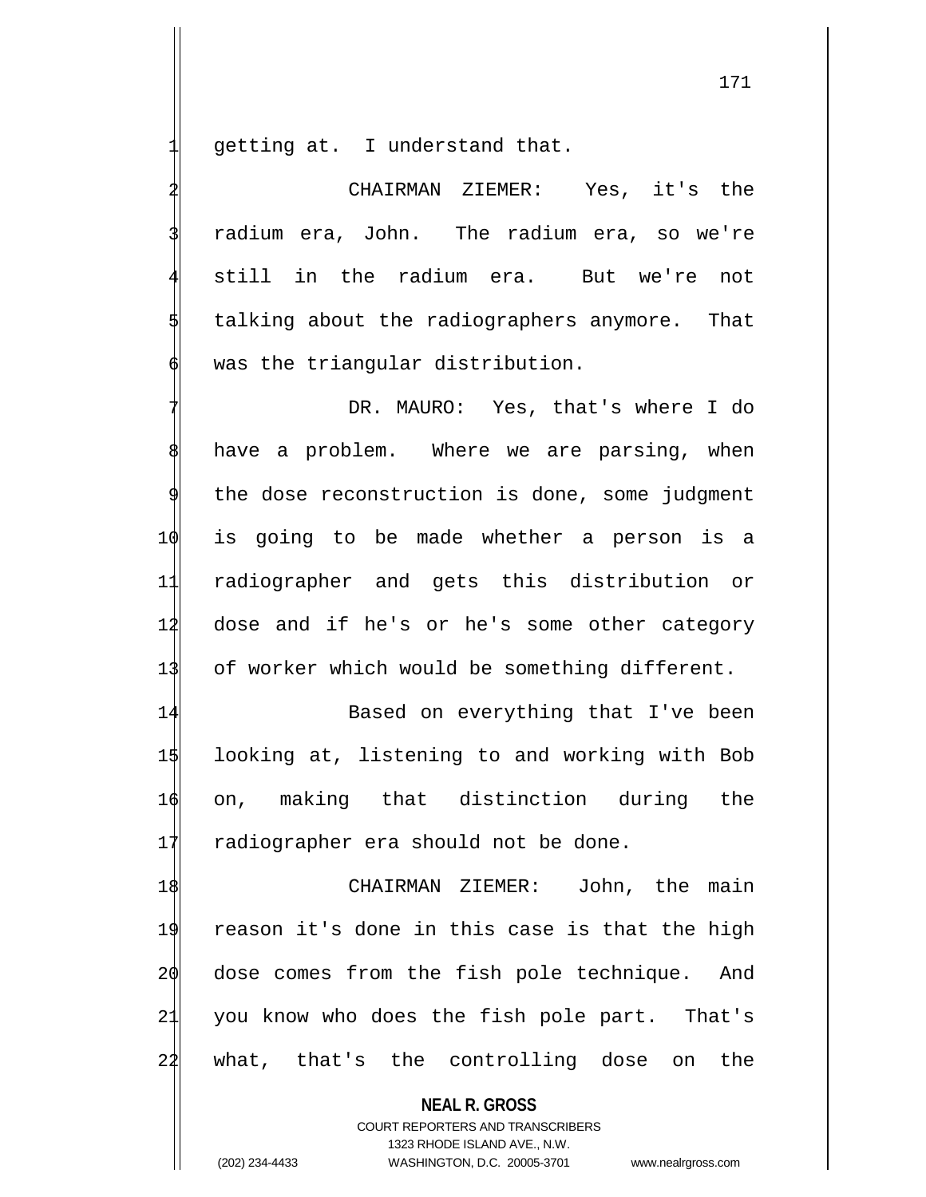getting at. I understand that.

CHAIRMAN ZIEMER: Yes, it's the radium era, John. The radium era, so we're still in the radium era. But we're not talking about the radiographers anymore. That was the triangular distribution.

DR. MAURO: Yes, that's where I do have a problem. Where we are parsing, when the dose reconstruction is done, some judgment is going to be made whether a person is a radiographer and gets this distribution or dose and if he's or he's some other category of worker which would be something different.

Based on everything that I've been looking at, listening to and working with Bob on, making that distinction during the radiographer era should not be done.

CHAIRMAN ZIEMER: John, the main reason it's done in this case is that the high dose comes from the fish pole technique. And you know who does the fish pole part. That's what, that's the controlling dose on the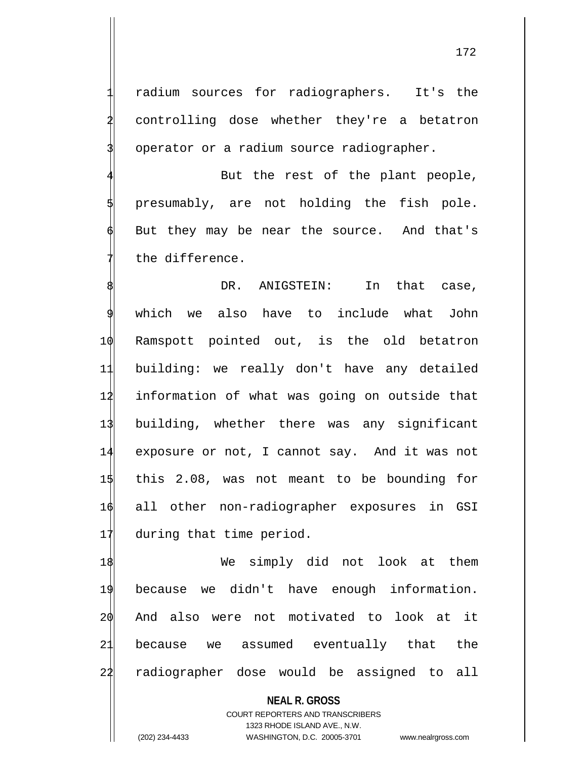radium sources for radiographers. It's the controlling dose whether they're a betatron operator or a radium source radiographer.

But the rest of the plant people, presumably, are not holding the fish pole. But they may be near the source. And that's the difference.

DR. ANIGSTEIN: In that case, which we also have to include what John Ramspott pointed out, is the old betatron building: we really don't have any detailed information of what was going on outside that building, whether there was any significant exposure or not, I cannot say. And it was not this 2.08, was not meant to be bounding for all other non-radiographer exposures in GSI during that time period.

We simply did not look at them because we didn't have enough information. And also were not motivated to look at it because we assumed eventually that the radiographer dose would be assigned to all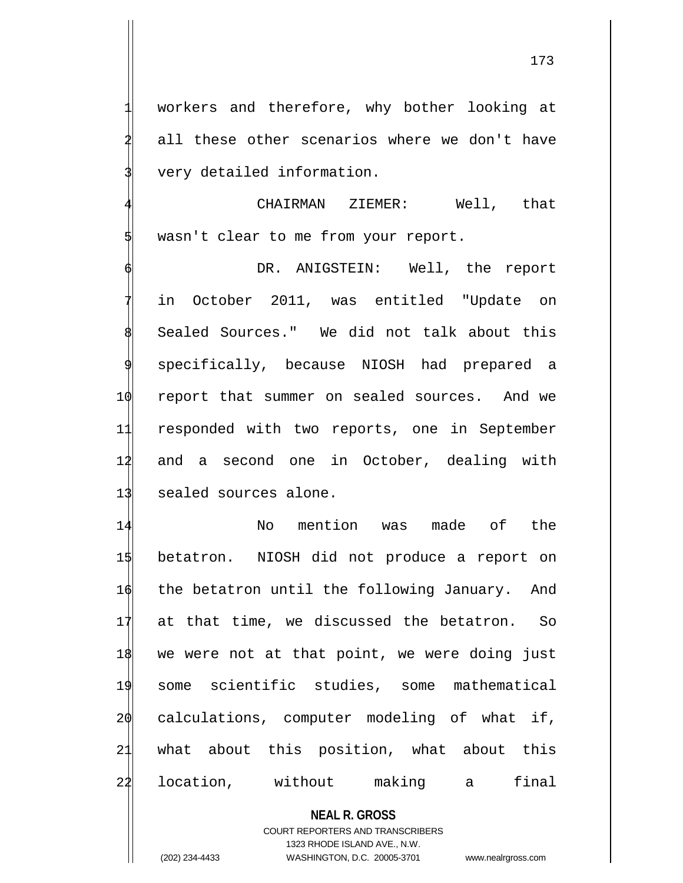workers and therefore, why bother looking at all these other scenarios where we don't have very detailed information.

CHAIRMAN ZIEMER: Well, that wasn't clear to me from your report.

DR. ANIGSTEIN: Well, the report in October 2011, was entitled "Update on Sealed Sources." We did not talk about this specifically, because NIOSH had prepared a report that summer on sealed sources. And we responded with two reports, one in September and a second one in October, dealing with sealed sources alone.

No mention was made of the betatron. NIOSH did not produce a report on the betatron until the following January. And at that time, we discussed the betatron. So we were not at that point, we were doing just some scientific studies, some mathematical calculations, computer modeling of what if, what about this position, what about this location, without making a final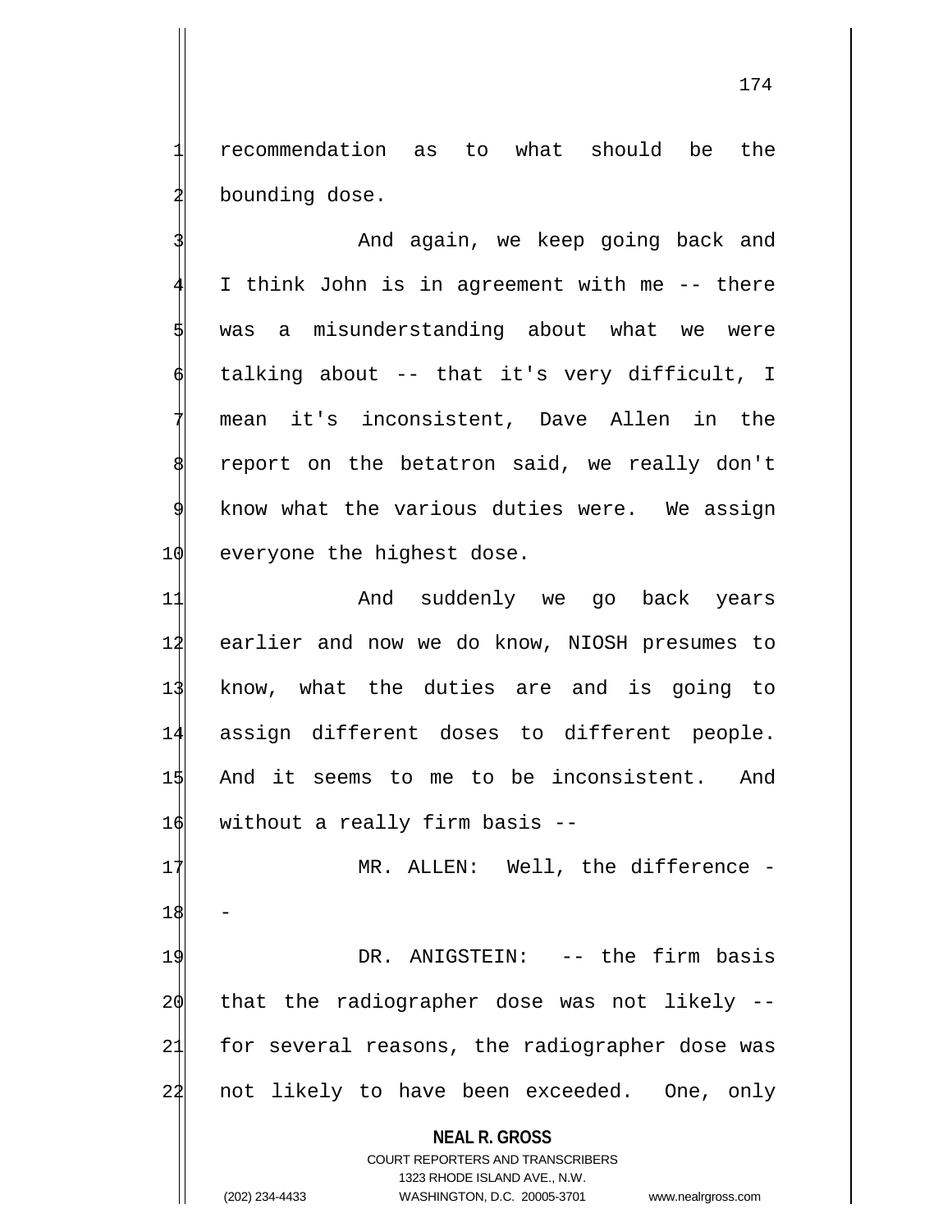recommendation as to what should be the bounding dose.

And again, we keep going back and I think John is in agreement with me -- there was a misunderstanding about what we were talking about -- that it's very difficult, I mean it's inconsistent, Dave Allen in the report on the betatron said, we really don't know what the various duties were. We assign everyone the highest dose.

And suddenly we go back years earlier and now we do know, NIOSH presumes to know, what the duties are and is going to assign different doses to different people. And it seems to me to be inconsistent. And without a really firm basis --

MR. ALLEN: Well, the difference --

DR. ANIGSTEIN: -- the firm basis that the radiographer dose was not likely -- for several reasons, the radiographer dose was not likely to have been exceeded. One, only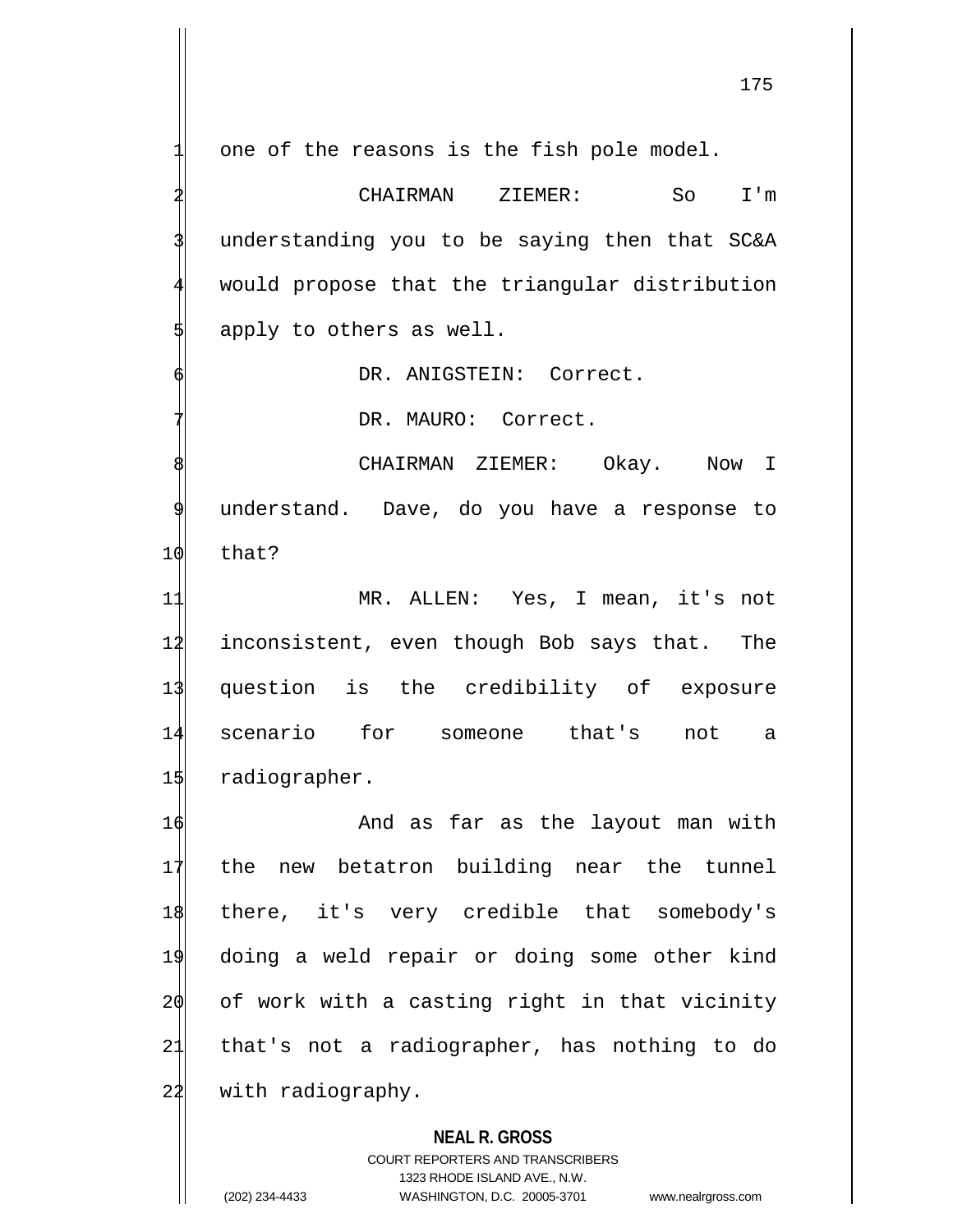one of the reasons is the fish pole model.

CHAIRMAN ZIEMER: So I'm understanding you to be saying then that SC&A would propose that the triangular distribution apply to others as well.

DR. ANIGSTEIN: Correct.

DR. MAURO: Correct.

CHAIRMAN ZIEMER: Okay. Now I understand. Dave, do you have a response to that?

MR. ALLEN: Yes, I mean, it's not inconsistent, even though Bob says that. The question is the credibility of exposure scenario for someone that's not a radiographer.

And as far as the layout man with the new betatron building near the tunnel there, it's very credible that somebody's doing a weld repair or doing some other kind of work with a casting right in that vicinity that's not a radiographer, has nothing to do with radiography.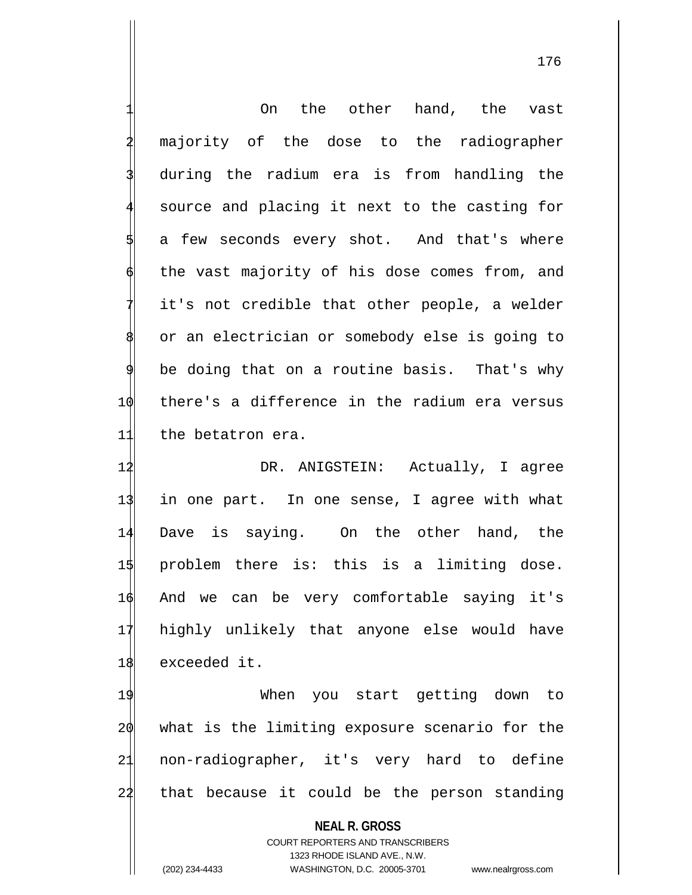On the other hand, the vast majority of the dose to the radiographer during the radium era is from handling the source and placing it next to the casting for a few seconds every shot. And that's where the vast majority of his dose comes from, and it's not credible that other people, a welder or an electrician or somebody else is going to be doing that on a routine basis. That's why there's a difference in the radium era versus the betatron era.

DR. ANIGSTEIN: Actually, I agree in one part. In one sense, I agree with what Dave is saying. On the other hand, the problem there is: this is a limiting dose. And we can be very comfortable saying it's highly unlikely that anyone else would have exceeded it.

When you start getting down to what is the limiting exposure scenario for the non-radiographer, it's very hard to define that because it could be the person standing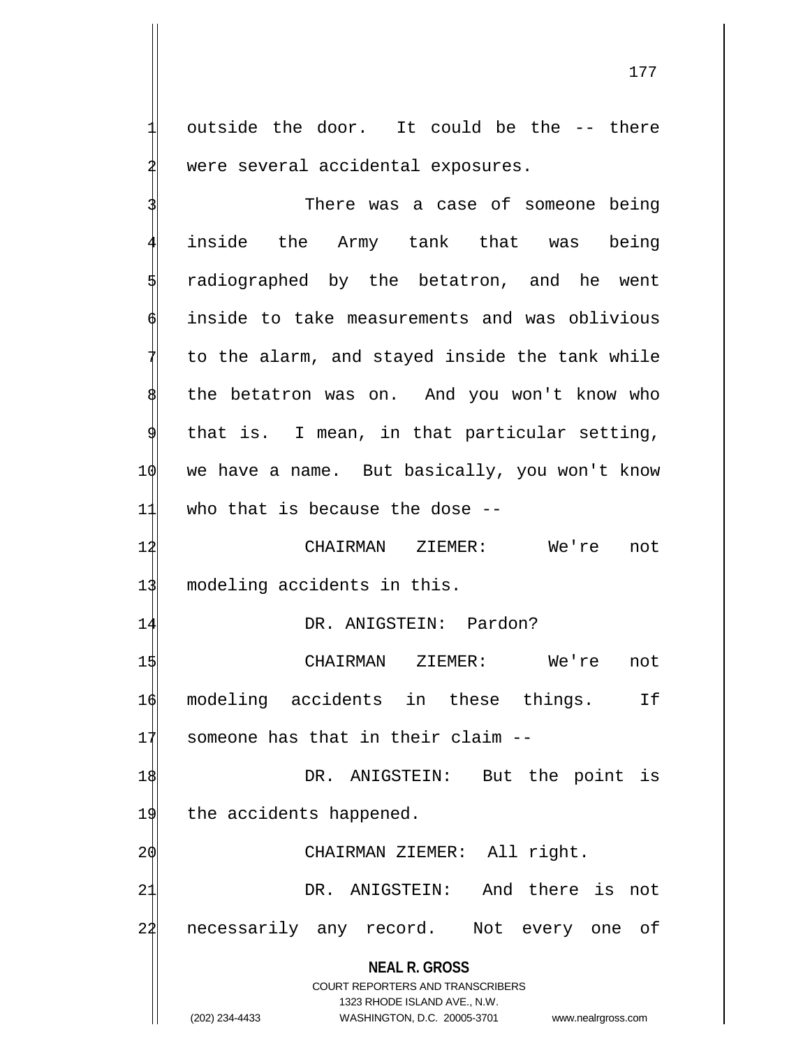outside the door. It could be the -- there were several accidental exposures.

There was a case of someone being inside the Army tank that was being radiographed by the betatron, and he went inside to take measurements and was oblivious to the alarm, and stayed inside the tank while the betatron was on. And you won't know who that is. I mean, in that particular setting, we have a name. But basically, you won't know who that is because the dose --

CHAIRMAN ZIEMER: We're not modeling accidents in this.

DR. ANIGSTEIN: Pardon?

CHAIRMAN ZIEMER: We're not modeling accidents in these things. If someone has that in their claim --

DR. ANIGSTEIN: But the point is the accidents happened.

CHAIRMAN ZIEMER: All right.

DR. ANIGSTEIN: And there is not necessarily any record. Not every one of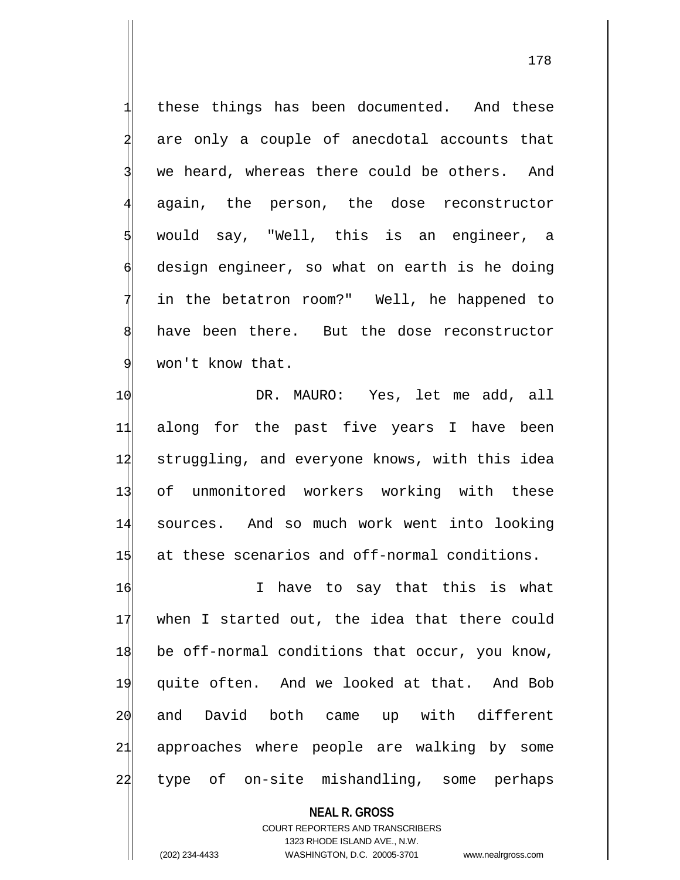these things has been documented. And these are only a couple of anecdotal accounts that we heard, whereas there could be others. And again, the person, the dose reconstructor would say, "Well, this is an engineer, a design engineer, so what on earth is he doing in the betatron room?" Well, he happened to have been there. But the dose reconstructor won't know that.

DR. MAURO: Yes, let me add, all along for the past five years I have been struggling, and everyone knows, with this idea of unmonitored workers working with these sources. And so much work went into looking at these scenarios and off-normal conditions.

I have to say that this is what when I started out, the idea that there could be off-normal conditions that occur, you know, quite often. And we looked at that. And Bob and David both came up with different approaches where people are walking by some type of on-site mishandling, some perhaps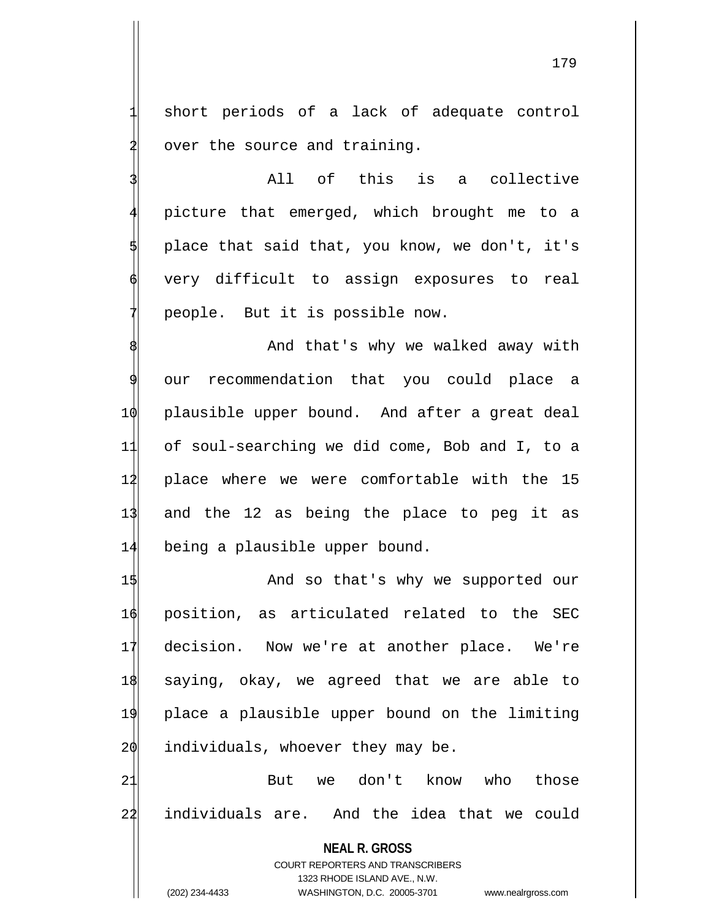short periods of a lack of adequate control over the source and training.

All of this is a collective picture that emerged, which brought me to a place that said that, you know, we don't, it's very difficult to assign exposures to real people. But it is possible now.

And that's why we walked away with our recommendation that you could place a plausible upper bound. And after a great deal of soul-searching we did come, Bob and I, to a place where we were comfortable with the 15 and the 12 as being the place to peg it as being a plausible upper bound.

And so that's why we supported our position, as articulated related to the SEC decision. Now we're at another place. We're saying, okay, we agreed that we are able to place a plausible upper bound on the limiting individuals, whoever they may be.

But we don't know who those individuals are. And the idea that we could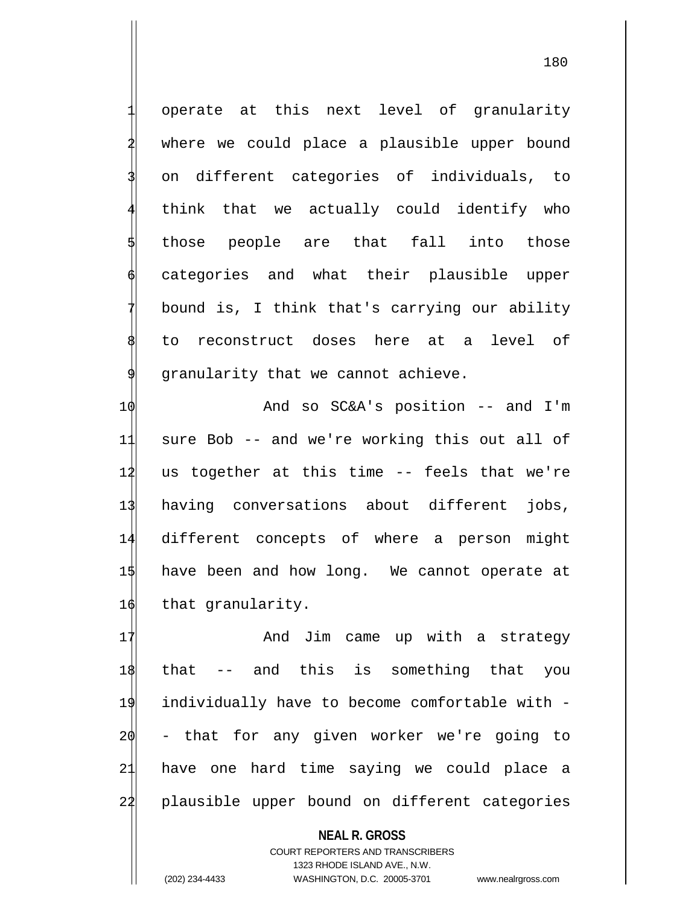operate at this next level of granularity where we could place a plausible upper bound on different categories of individuals, to think that we actually could identify who those people are that fall into those categories and what their plausible upper bound is, I think that's carrying our ability to reconstruct doses here at a level of granularity that we cannot achieve.

And so SC&A's position -- and I'm sure Bob -- and we're working this out all of us together at this time -- feels that we're having conversations about different jobs, different concepts of where a person might have been and how long. We cannot operate at that granularity.

And Jim came up with a strategy that -- and this is something that you individually have to become comfortable with -- that for any given worker we're going to have one hard time saying we could place a plausible upper bound on different categories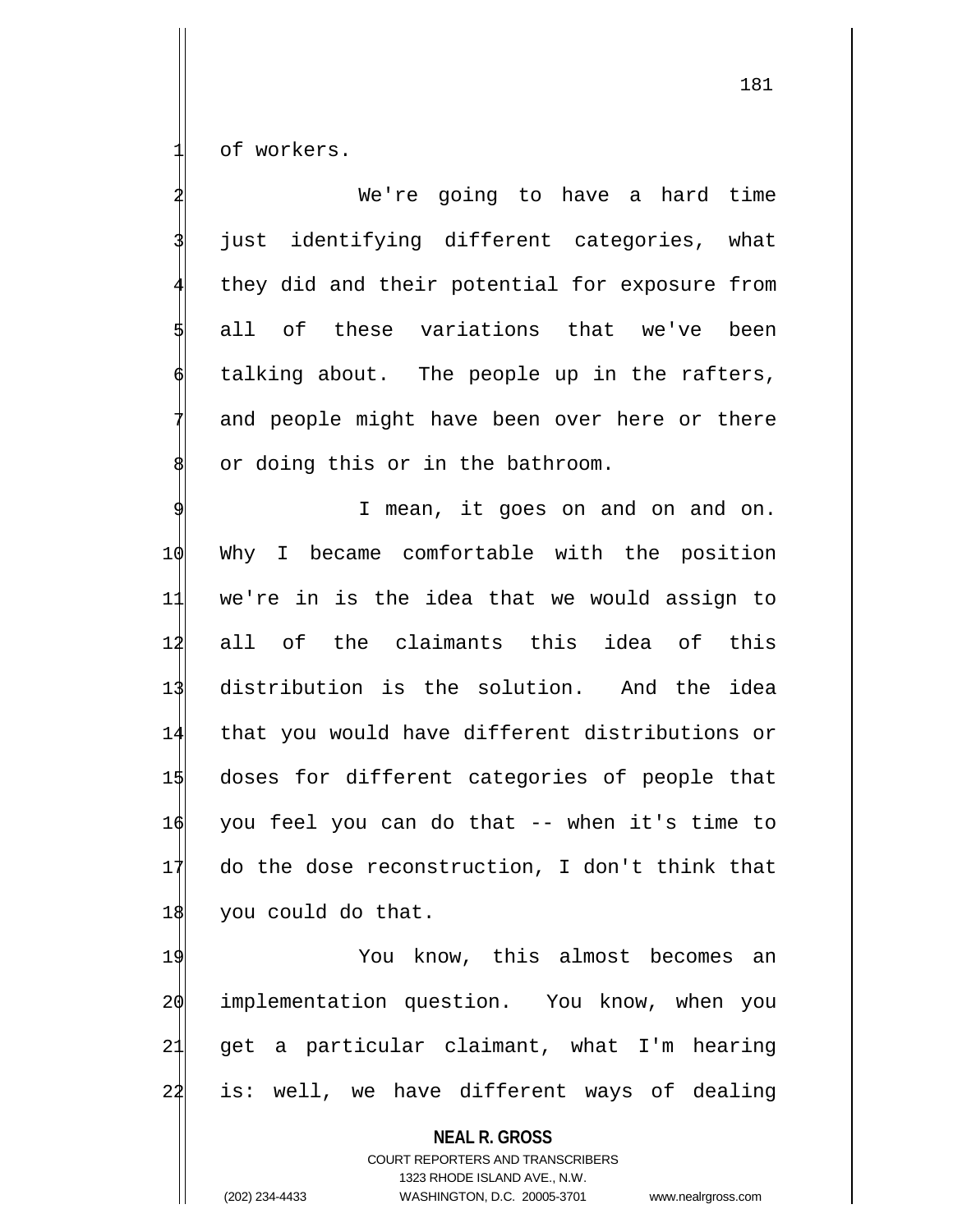of workers.

We're going to have a hard time just identifying different categories, what they did and their potential for exposure from all of these variations that we've been talking about. The people up in the rafters, and people might have been over here or there or doing this or in the bathroom.

I mean, it goes on and on and on. Why I became comfortable with the position we're in is the idea that we would assign to all of the claimants this idea of this distribution is the solution. And the idea that you would have different distributions or doses for different categories of people that you feel you can do that -- when it's time to do the dose reconstruction, I don't think that you could do that.

You know, this almost becomes an implementation question. You know, when you get a particular claimant, what I'm hearing is: well, we have different ways of dealing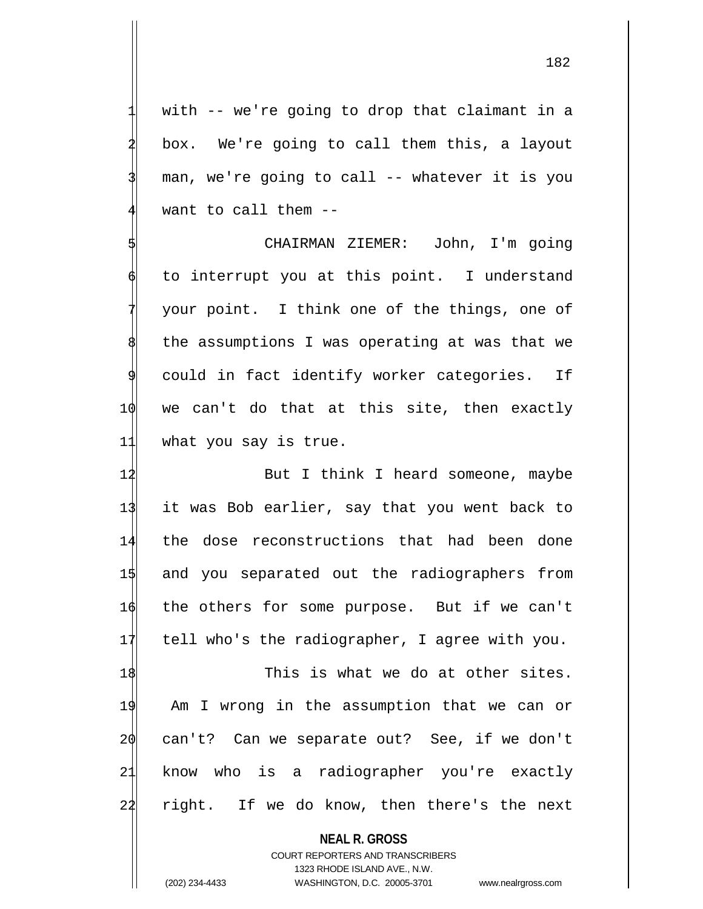with -- we're going to drop that claimant in a box. We're going to call them this, a layout man, we're going to call -- whatever it is you want to call them --

CHAIRMAN ZIEMER: John, I'm going to interrupt you at this point. I understand your point. I think one of the things, one of the assumptions I was operating at was that we could in fact identify worker categories. If we can't do that at this site, then exactly what you say is true.

But I think I heard someone, maybe it was Bob earlier, say that you went back to the dose reconstructions that had been done and you separated out the radiographers from the others for some purpose. But if we can't tell who's the radiographer, I agree with you.

This is what we do at other sites. Am I wrong in the assumption that we can or can't? Can we separate out? See, if we don't know who is a radiographer you're exactly right. If we do know, then there's the next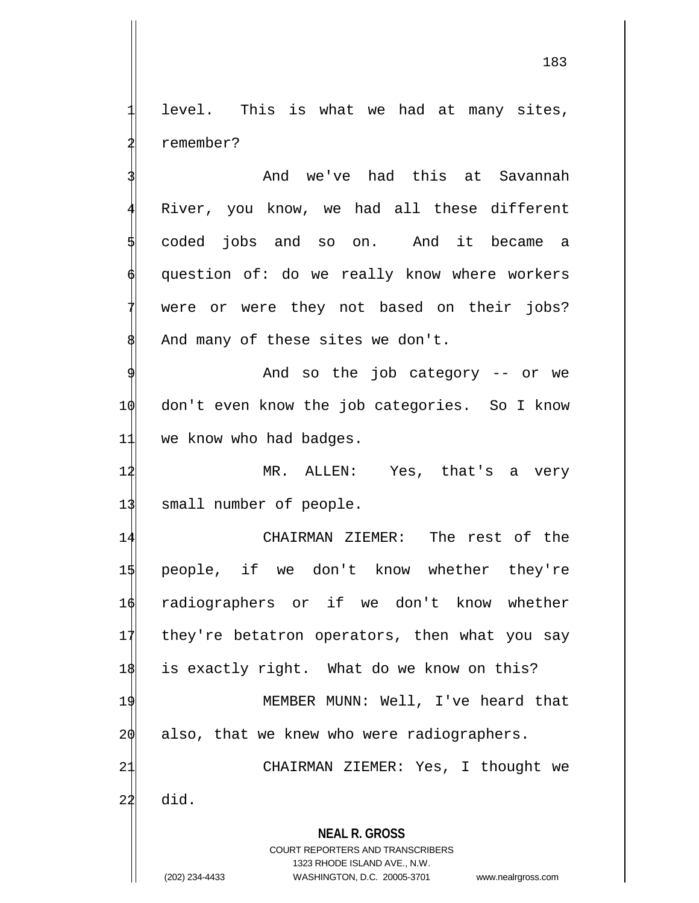level. This is what we had at many sites, remember?

And we've had this at Savannah River, you know, we had all these different coded jobs and so on. And it became a question of: do we really know where workers were or were they not based on their jobs? And many of these sites we don't.

And so the job category -- or we don't even know the job categories. So I know we know who had badges.

MR. ALLEN: Yes, that's a very small number of people.

CHAIRMAN ZIEMER: The rest of the people, if we don't know whether they're radiographers or if we don't know whether they're betatron operators, then what you say is exactly right. What do we know on this?

MEMBER MUNN: Well, I've heard that also, that we knew who were radiographers.

CHAIRMAN ZIEMER: Yes, I thought we did.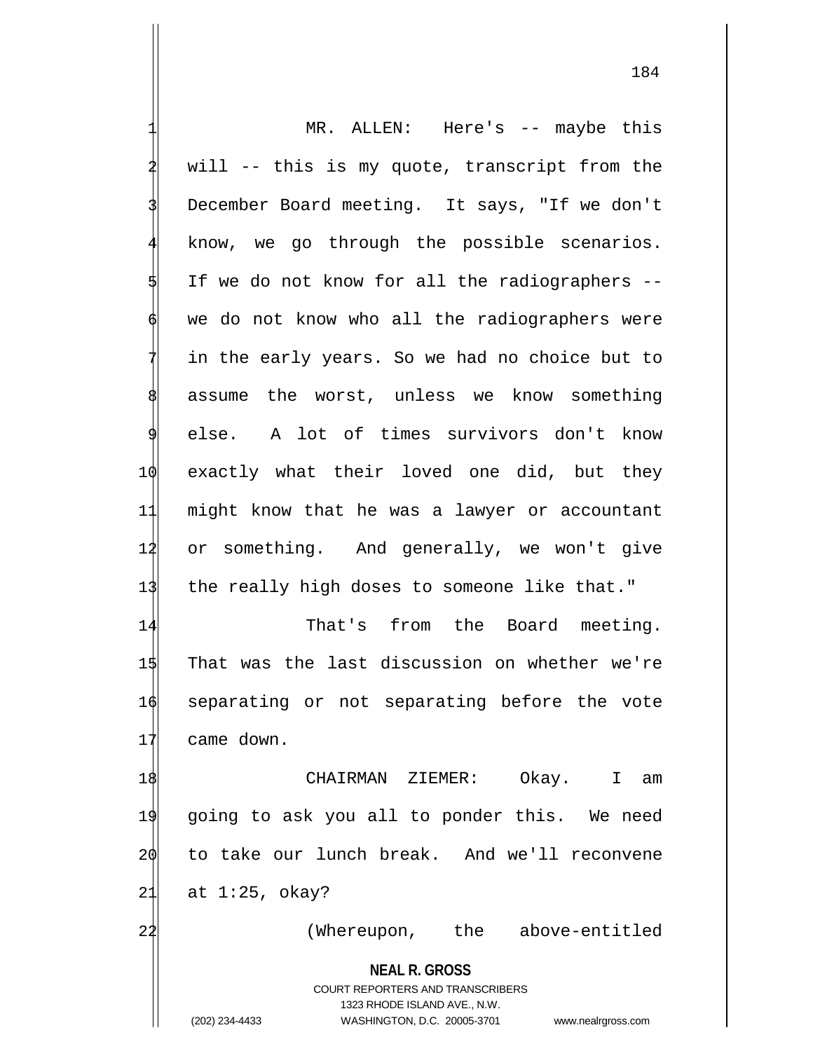MR. ALLEN: Here's -- maybe this will -- this is my quote, transcript from the December Board meeting. It says, "If we don't know, we go through the possible scenarios. If we do not know for all the radiographers -- we do not know who all the radiographers were in the early years. So we had no choice but to assume the worst, unless we know something else. A lot of times survivors don't know exactly what their loved one did, but they might know that he was a lawyer or accountant or something. And generally, we won't give the really high doses to someone like that."

That's from the Board meeting. That was the last discussion on whether we're separating or not separating before the vote came down.

CHAIRMAN ZIEMER: Okay. I am going to ask you all to ponder this. We need to take our lunch break. And we'll reconvene at 1:25, okay?

(Whereupon, the above-entitled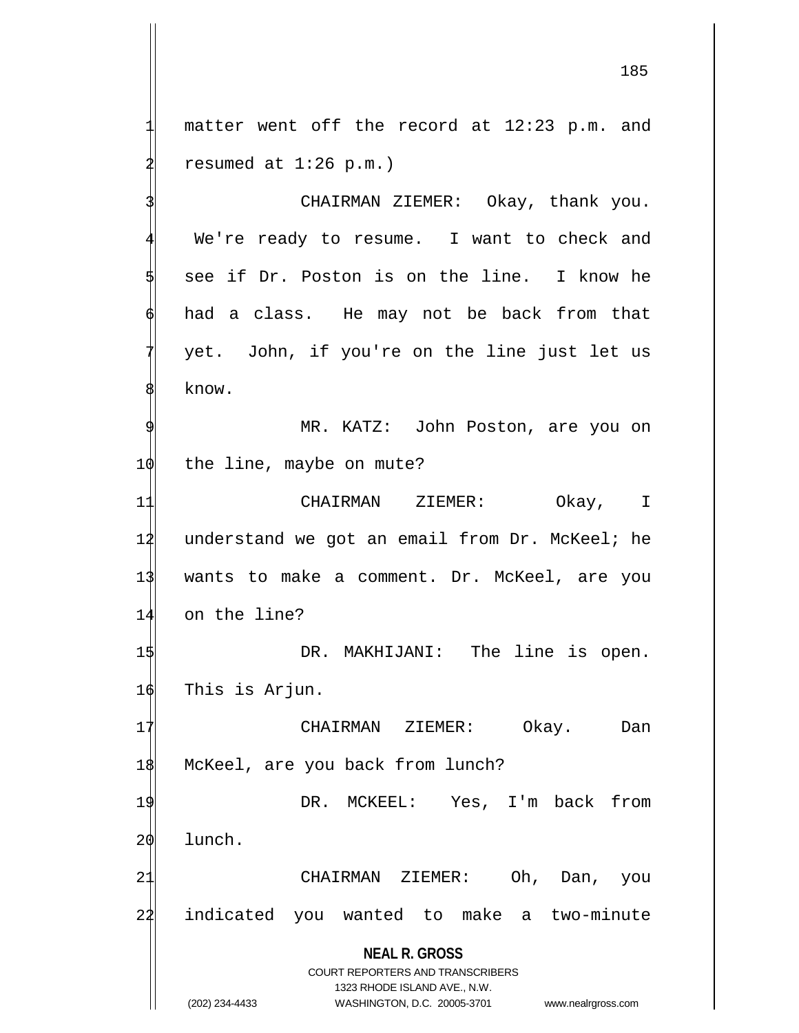matter went off the record at 12:23 p.m. and resumed at 1:26 p.m.)

CHAIRMAN ZIEMER: Okay, thank you. We're ready to resume. I want to check and see if Dr. Poston is on the line. I know he had a class. He may not be back from that yet. John, if you're on the line just let us know.

MR. KATZ: John Poston, are you on the line, maybe on mute?

CHAIRMAN ZIEMER: Okay, I understand we got an email from Dr. McKeel; he wants to make a comment. Dr. McKeel, are you on the line?

DR. MAKHIJANI: The line is open. This is Arjun.

CHAIRMAN ZIEMER: Okay. Dan McKeel, are you back from lunch?

DR. MCKEEL: Yes, I'm back from lunch.

CHAIRMAN ZIEMER: Oh, Dan, you indicated you wanted to make a two-minute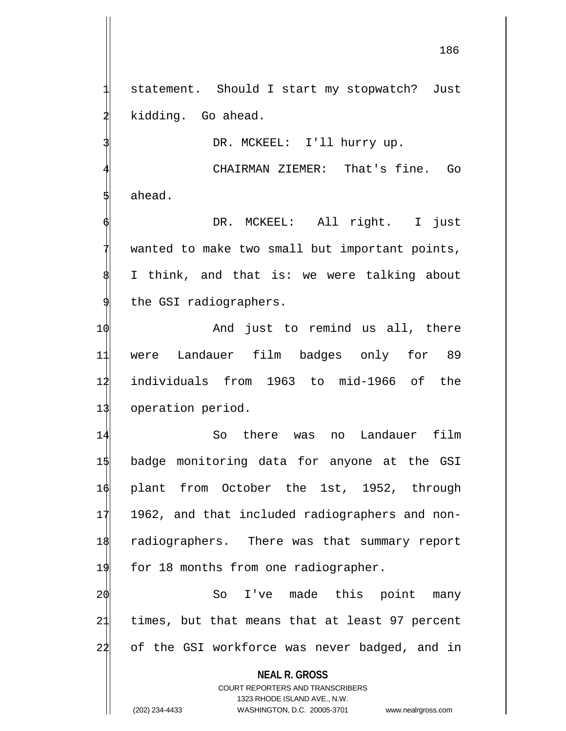statement. Should I start my stopwatch? Just kidding. Go ahead.

DR. MCKEEL: I'll hurry up.

CHAIRMAN ZIEMER: That's fine. Go ahead.

DR. MCKEEL: All right. I just wanted to make two small but important points, I think, and that is: we were talking about the GSI radiographers.

And just to remind us all, there were Landauer film badges only for 89 individuals from 1963 to mid-1966 of the operation period.

So there was no Landauer film badge monitoring data for anyone at the GSI plant from October the 1st, 1952, through 1962, and that included radiographers and non-radiographers. There was that summary report for 18 months from one radiographer.

So I've made this point many times, but that means that at least 97 percent of the GSI workforce was never badged, and in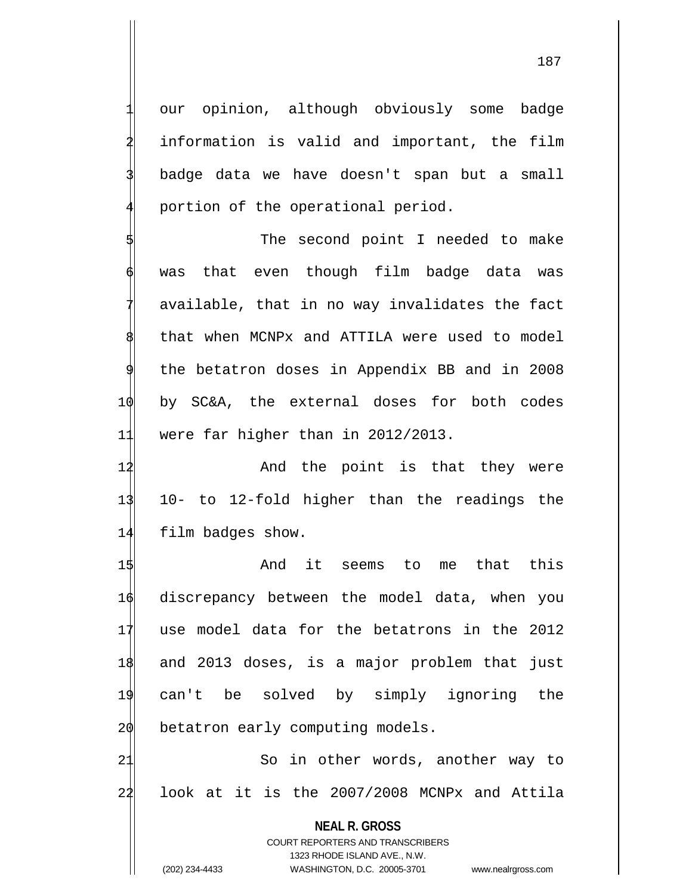our opinion, although obviously some badge information is valid and important, the film badge data we have doesn't span but a small portion of the operational period.

The second point I needed to make was that even though film badge data was available, that in no way invalidates the fact that when MCNPx and ATTILA were used to model the betatron doses in Appendix BB and in 2008 by SC&A, the external doses for both codes were far higher than in 2012/2013.

And the point is that they were 10- to 12-fold higher than the readings the film badges show.

And it seems to me that this discrepancy between the model data, when you use model data for the betatrons in the 2012 and 2013 doses, is a major problem that just can't be solved by simply ignoring the betatron early computing models.

So in other words, another way to look at it is the 2007/2008 MCNPx and Attila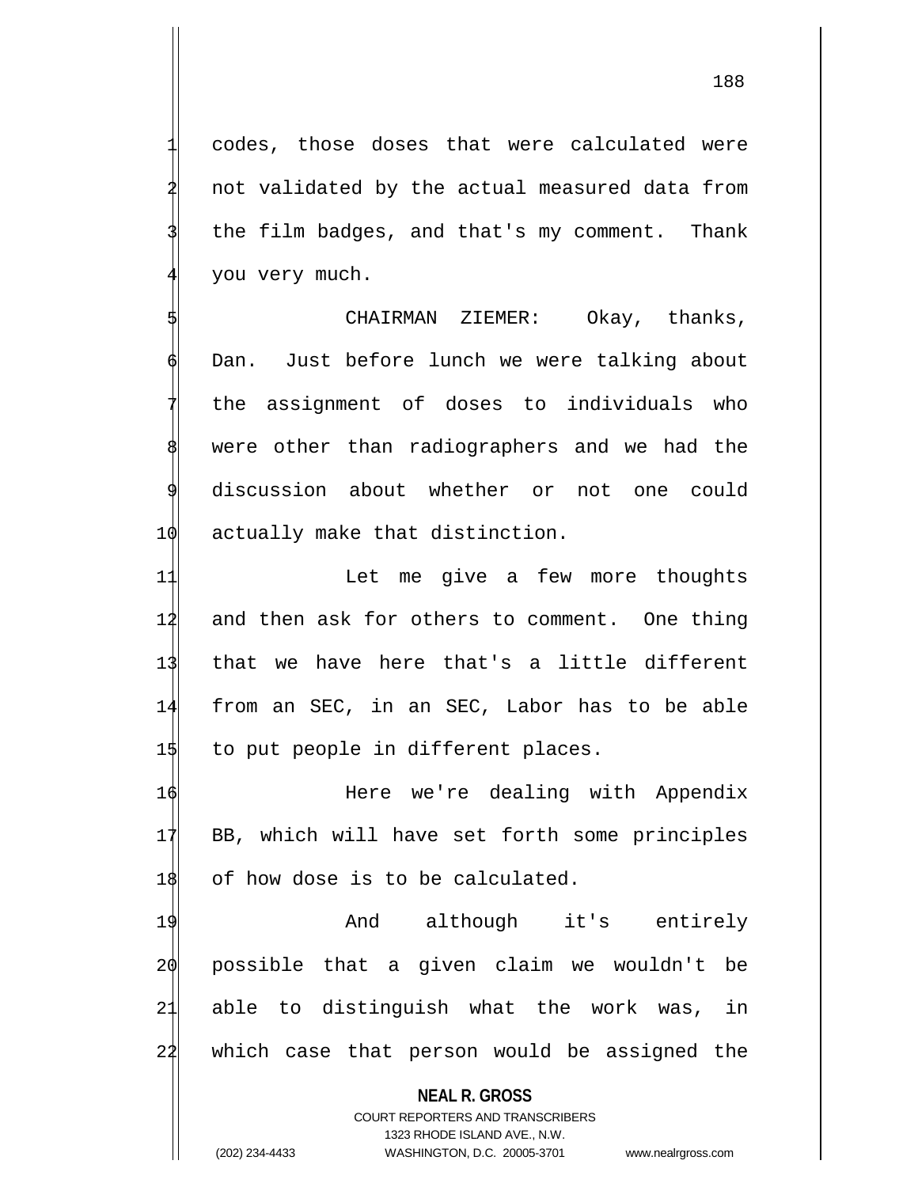codes, those doses that were calculated were not validated by the actual measured data from the film badges, and that's my comment. Thank you very much.

CHAIRMAN ZIEMER: Okay, thanks, Dan. Just before lunch we were talking about the assignment of doses to individuals who were other than radiographers and we had the discussion about whether or not one could actually make that distinction.

Let me give a few more thoughts and then ask for others to comment. One thing that we have here that's a little different from an SEC, in an SEC, Labor has to be able to put people in different places.

Here we're dealing with Appendix BB, which will have set forth some principles of how dose is to be calculated.

And although it's entirely possible that a given claim we wouldn't be able to distinguish what the work was, in which case that person would be assigned the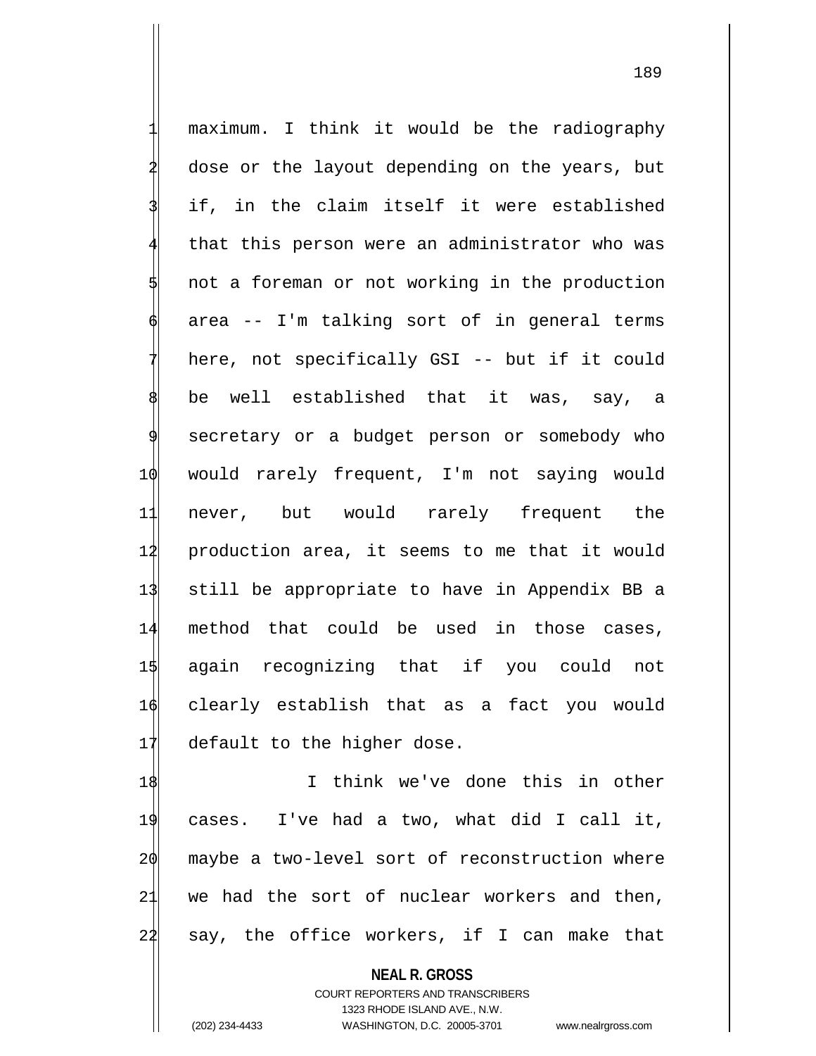maximum. I think it would be the radiography dose or the layout depending on the years, but if, in the claim itself it were established that this person were an administrator who was not a foreman or not working in the production area -- I'm talking sort of in general terms here, not specifically GSI -- but if it could be well established that it was, say, a secretary or a budget person or somebody who would rarely frequent, I'm not saying would never, but would rarely frequent the production area, it seems to me that it would still be appropriate to have in Appendix BB a method that could be used in those cases, again recognizing that if you could not clearly establish that as a fact you would default to the higher dose.

I think we've done this in other cases. I've had a two, what did I call it, maybe a two-level sort of reconstruction where we had the sort of nuclear workers and then, say, the office workers, if I can make that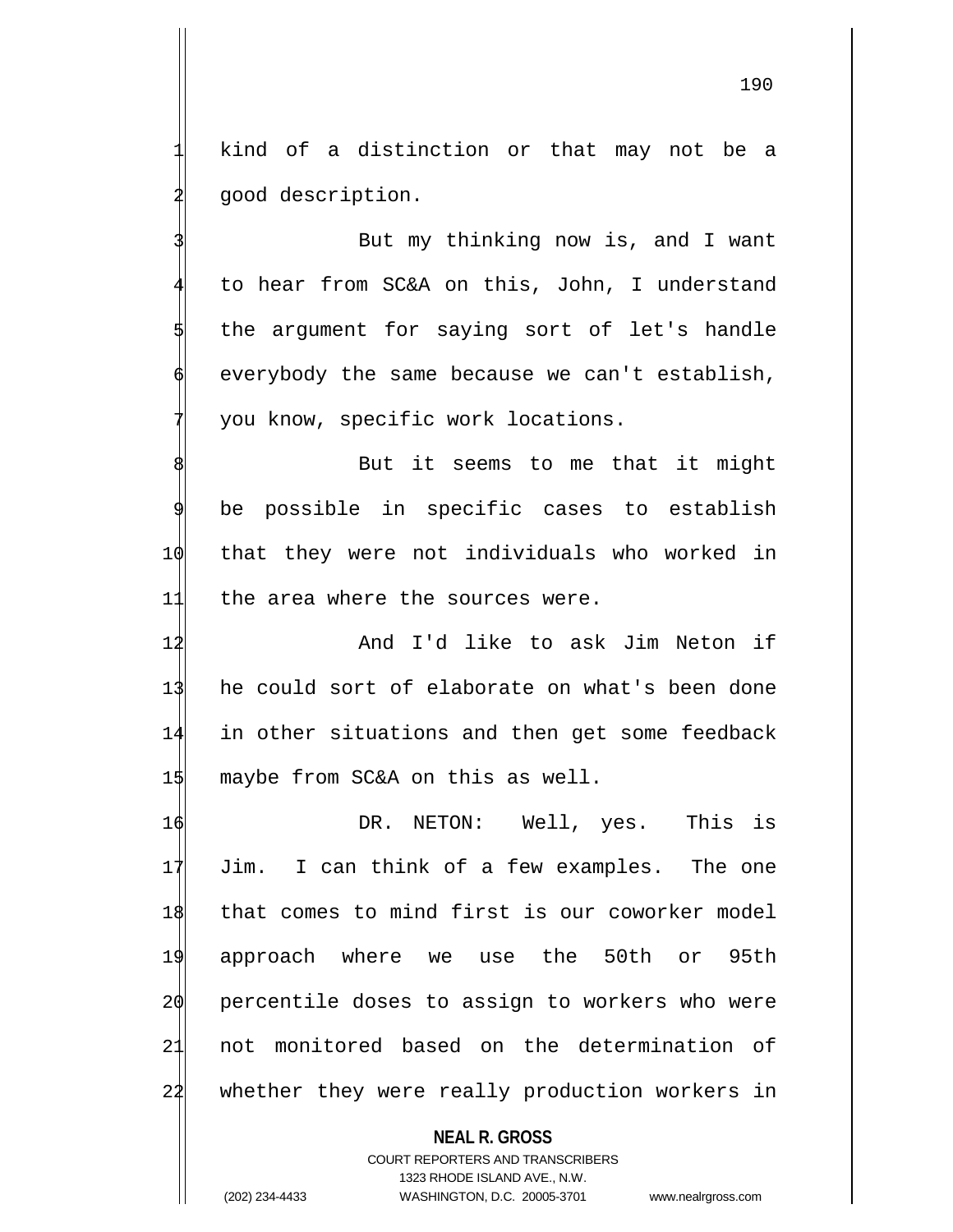kind of a distinction or that may not be a good description.

But my thinking now is, and I want to hear from SC&A on this, John, I understand the argument for saying sort of let's handle everybody the same because we can't establish, you know, specific work locations.

But it seems to me that it might be possible in specific cases to establish that they were not individuals who worked in the area where the sources were.

And I'd like to ask Jim Neton if he could sort of elaborate on what's been done in other situations and then get some feedback maybe from SC&A on this as well.

DR. NETON: Well, yes. This is Jim. I can think of a few examples. The one that comes to mind first is our coworker model approach where we use the 50th or 95th percentile doses to assign to workers who were not monitored based on the determination of whether they were really production workers in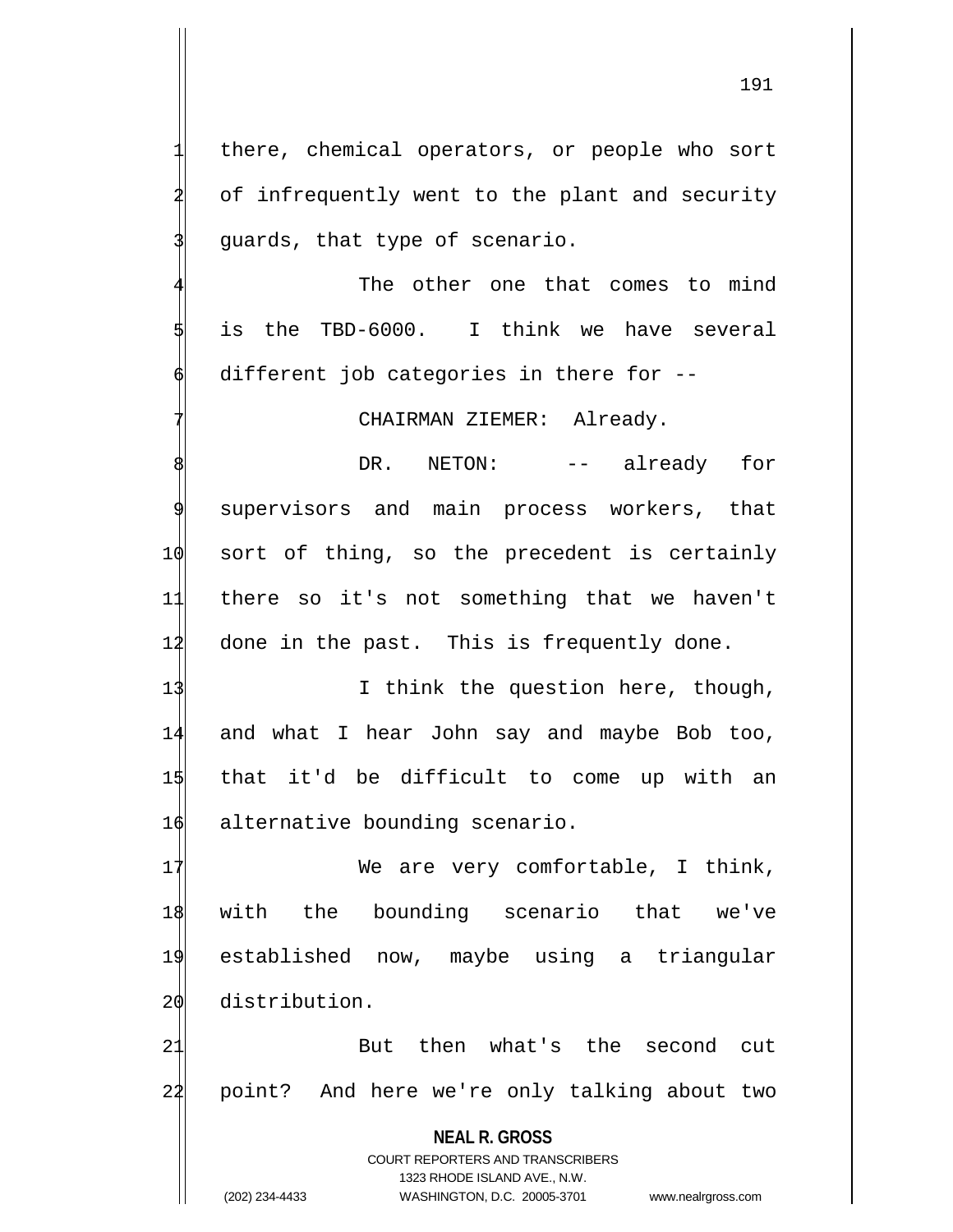there, chemical operators, or people who sort of infrequently went to the plant and security guards, that type of scenario.

The other one that comes to mind is the TBD-6000. I think we have several different job categories in there for --

CHAIRMAN ZIEMER: Already.

DR. NETON: -- already for supervisors and main process workers, that sort of thing, so the precedent is certainly there so it's not something that we haven't done in the past. This is frequently done.

I think the question here, though, and what I hear John say and maybe Bob too, that it'd be difficult to come up with an alternative bounding scenario.

We are very comfortable, I think, with the bounding scenario that we've established now, maybe using a triangular distribution.

But then what's the second cut point? And here we're only talking about two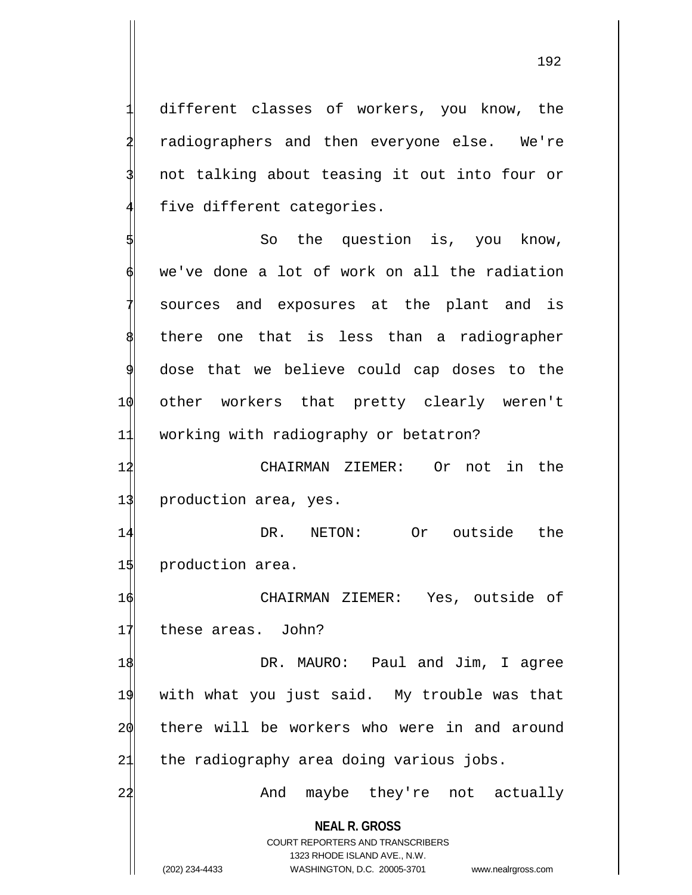different classes of workers, you know, the radiographers and then everyone else. We're not talking about teasing it out into four or five different categories.

So the question is, you know, we've done a lot of work on all the radiation sources and exposures at the plant and is there one that is less than a radiographer dose that we believe could cap doses to the other workers that pretty clearly weren't working with radiography or betatron?

CHAIRMAN ZIEMER: Or not in the production area, yes.

DR. NETON: Or outside the production area.

CHAIRMAN ZIEMER: Yes, outside of these areas. John?

DR. MAURO: Paul and Jim, I agree with what you just said. My trouble was that there will be workers who were in and around the radiography area doing various jobs.

And maybe they're not actually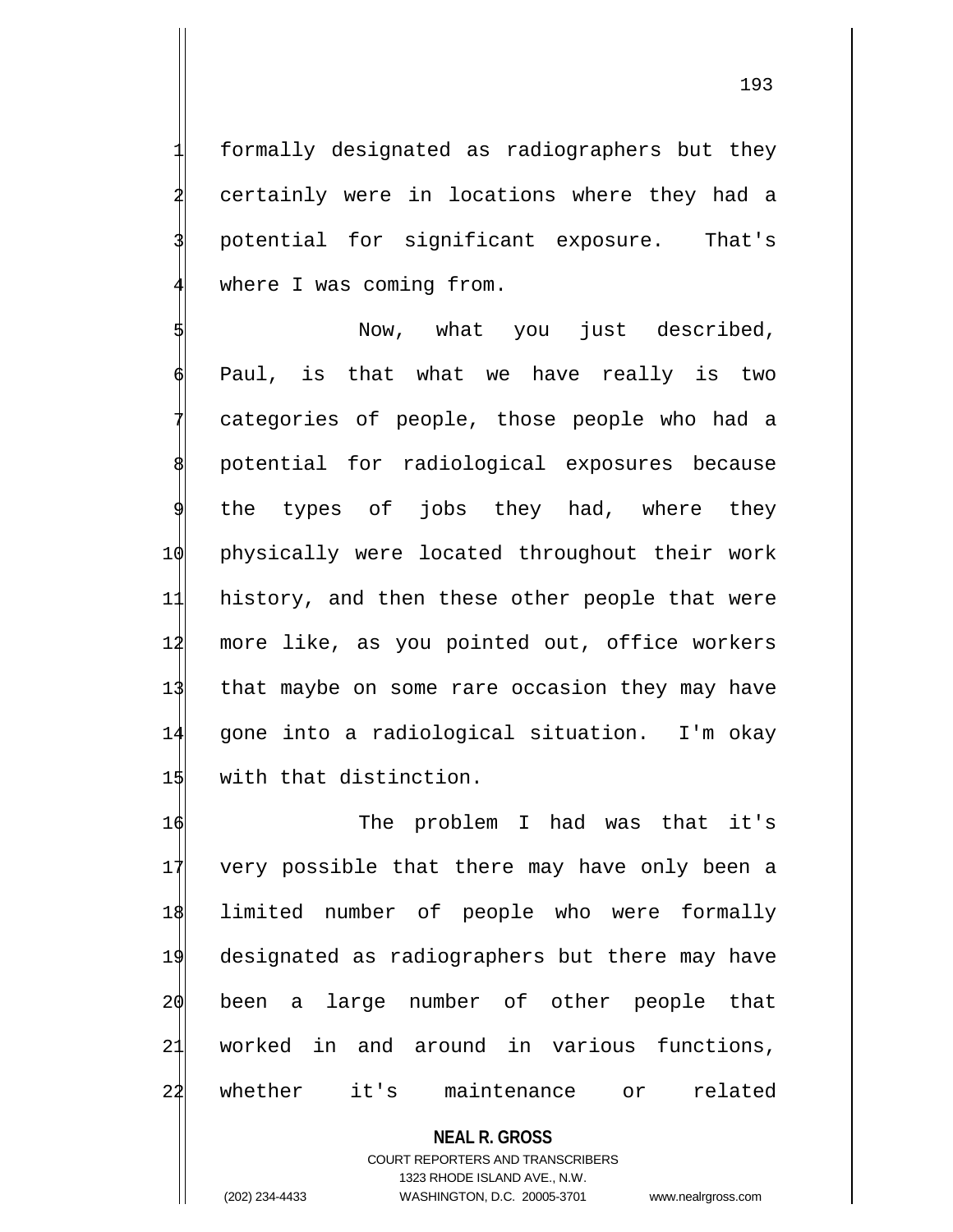formally designated as radiographers but they certainly were in locations where they had a potential for significant exposure. That's where I was coming from.

Now, what you just described, Paul, is that what we have really is two categories of people, those people who had a potential for radiological exposures because the types of jobs they had, where they physically were located throughout their work history, and then these other people that were more like, as you pointed out, office workers that maybe on some rare occasion they may have gone into a radiological situation. I'm okay with that distinction.

The problem I had was that it's very possible that there may have only been a limited number of people who were formally designated as radiographers but there may have been a large number of other people that worked in and around in various functions, whether it's maintenance or related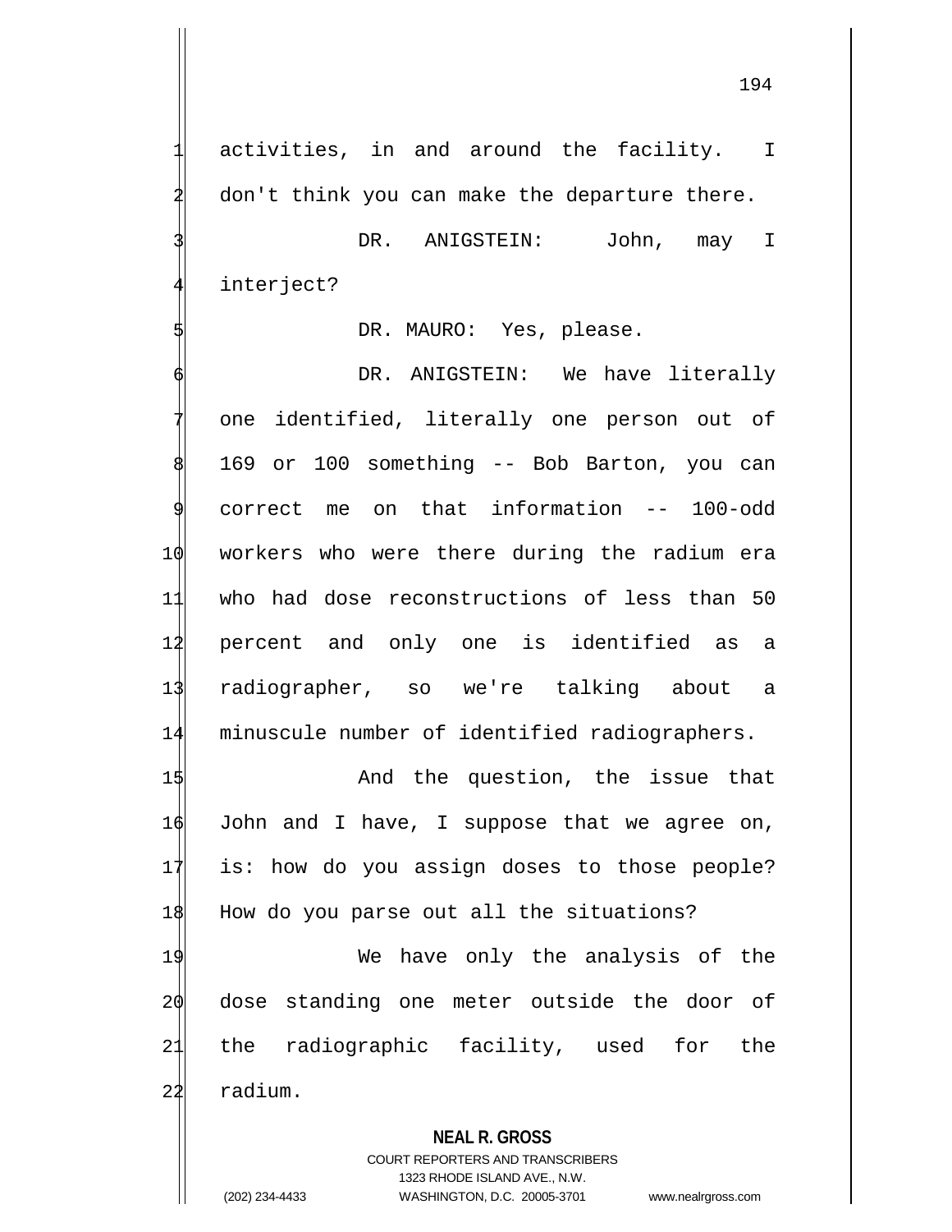activities, in and around the facility. I don't think you can make the departure there.

DR. ANIGSTEIN: John, may I interject?

DR. MAURO: Yes, please.

DR. ANIGSTEIN: We have literally one identified, literally one person out of 169 or 100 something -- Bob Barton, you can correct me on that information -- 100-odd workers who were there during the radium era who had dose reconstructions of less than 50 percent and only one is identified as a radiographer, so we're talking about a minuscule number of identified radiographers.

And the question, the issue that John and I have, I suppose that we agree on, is: how do you assign doses to those people? How do you parse out all the situations?

We have only the analysis of the dose standing one meter outside the door of the radiographic facility, used for the radium.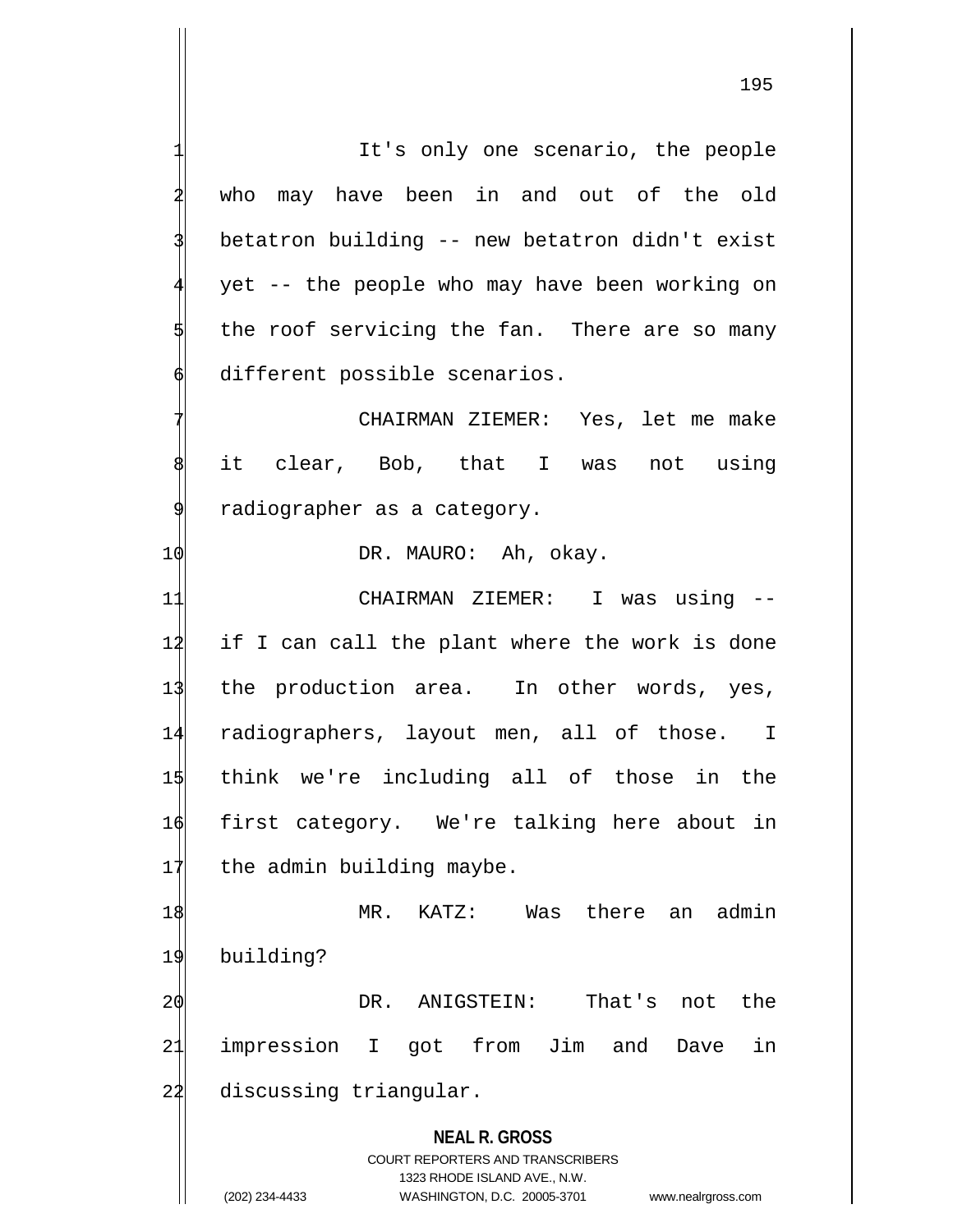It's only one scenario, the people who may have been in and out of the old betatron building -- new betatron didn't exist yet -- the people who may have been working on the roof servicing the fan. There are so many different possible scenarios.

CHAIRMAN ZIEMER: Yes, let me make it clear, Bob, that I was not using radiographer as a category.

DR. MAURO: Ah, okay.

CHAIRMAN ZIEMER: I was using -- if I can call the plant where the work is done the production area. In other words, yes, radiographers, layout men, all of those. I think we're including all of those in the first category. We're talking here about in the admin building maybe.

MR. KATZ: Was there an admin building?

DR. ANIGSTEIN: That's not the impression I got from Jim and Dave in discussing triangular.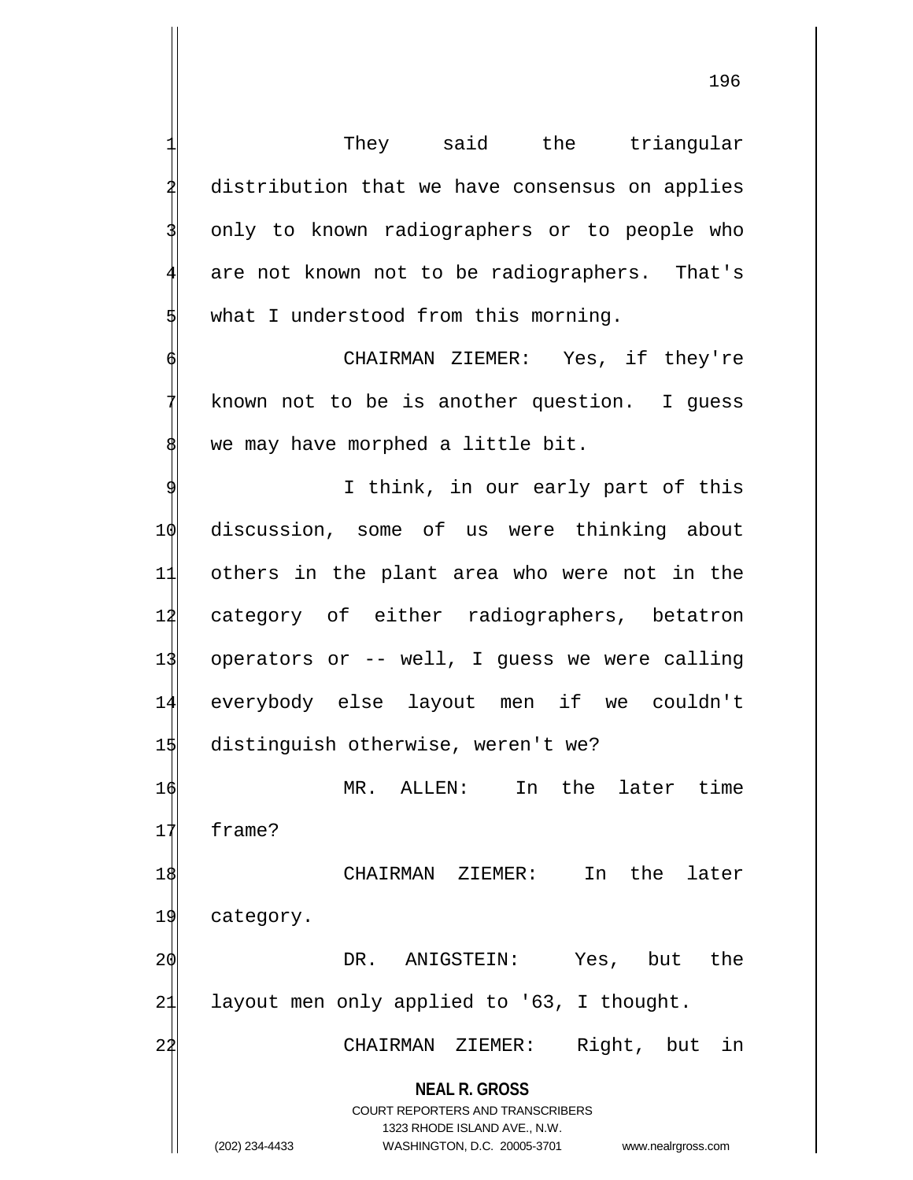They said the triangular distribution that we have consensus on applies only to known radiographers or to people who are not known not to be radiographers. That's what I understood from this morning.

CHAIRMAN ZIEMER: Yes, if they're known not to be is another question. I guess we may have morphed a little bit.

I think, in our early part of this discussion, some of us were thinking about others in the plant area who were not in the category of either radiographers, betatron operators or -- well, I guess we were calling everybody else layout men if we couldn't distinguish otherwise, weren't we?

MR. ALLEN: In the later time frame?

CHAIRMAN ZIEMER: In the later category.

DR. ANIGSTEIN: Yes, but the layout men only applied to '63, I thought.

CHAIRMAN ZIEMER: Right, but in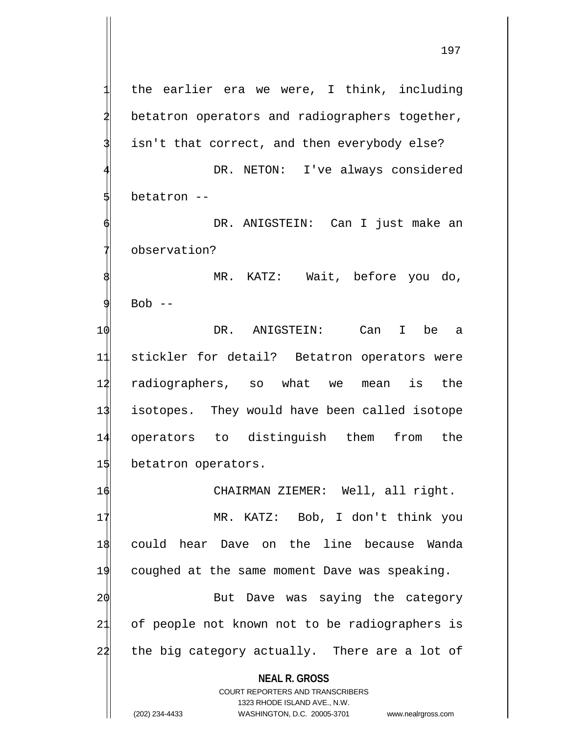the earlier era we were, I think, including betatron operators and radiographers together, isn't that correct, and then everybody else?

DR. NETON: I've always considered betatron --

DR. ANIGSTEIN: Can I just make an observation?

MR. KATZ: Wait, before you do, Bob --

DR. ANIGSTEIN: Can I be a stickler for detail? Betatron operators were radiographers, so what we mean is the isotopes. They would have been called isotope operators to distinguish them from the betatron operators.

CHAIRMAN ZIEMER: Well, all right.

MR. KATZ: Bob, I don't think you could hear Dave on the line because Wanda coughed at the same moment Dave was speaking.

But Dave was saying the category of people not known not to be radiographers is the big category actually. There are a lot of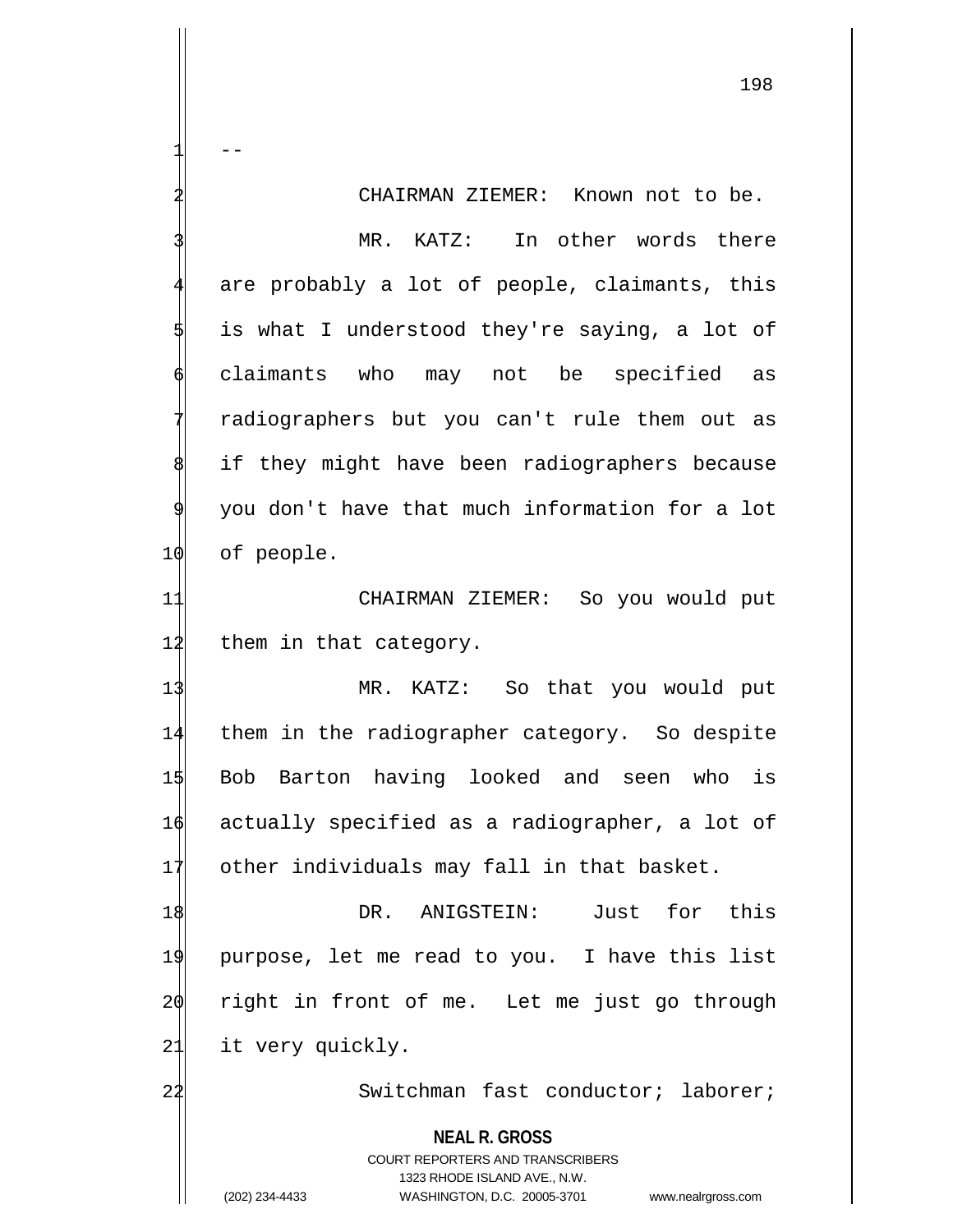--

CHAIRMAN ZIEMER: Known not to be.

MR. KATZ: In other words there are probably a lot of people, claimants, this is what I understood they're saying, a lot of claimants who may not be specified as radiographers but you can't rule them out as if they might have been radiographers because you don't have that much information for a lot of people.

CHAIRMAN ZIEMER: So you would put them in that category.

MR. KATZ: So that you would put them in the radiographer category. So despite Bob Barton having looked and seen who is actually specified as a radiographer, a lot of other individuals may fall in that basket.

DR. ANIGSTEIN: Just for this purpose, let me read to you. I have this list right in front of me. Let me just go through it very quickly.

Switchman fast conductor; laborer;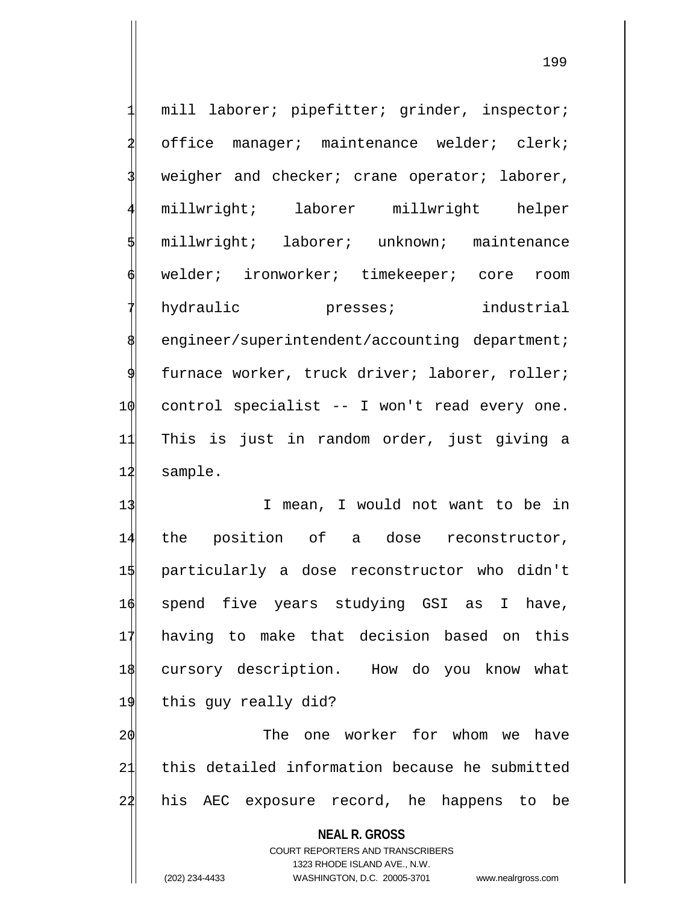mill laborer; pipefitter; grinder, inspector; office manager; maintenance welder; clerk; weigher and checker; crane operator; laborer, millwright; laborer millwright helper millwright; laborer; unknown; maintenance welder; ironworker; timekeeper; core room hydraulic presses; industrial engineer/superintendent/accounting department; furnace worker, truck driver; laborer, roller; control specialist -- I won't read every one. This is just in random order, just giving a sample.

I mean, I would not want to be in the position of a dose reconstructor, particularly a dose reconstructor who didn't spend five years studying GSI as I have, having to make that decision based on this cursory description. How do you know what this guy really did?

The one worker for whom we have this detailed information because he submitted his AEC exposure record, he happens to be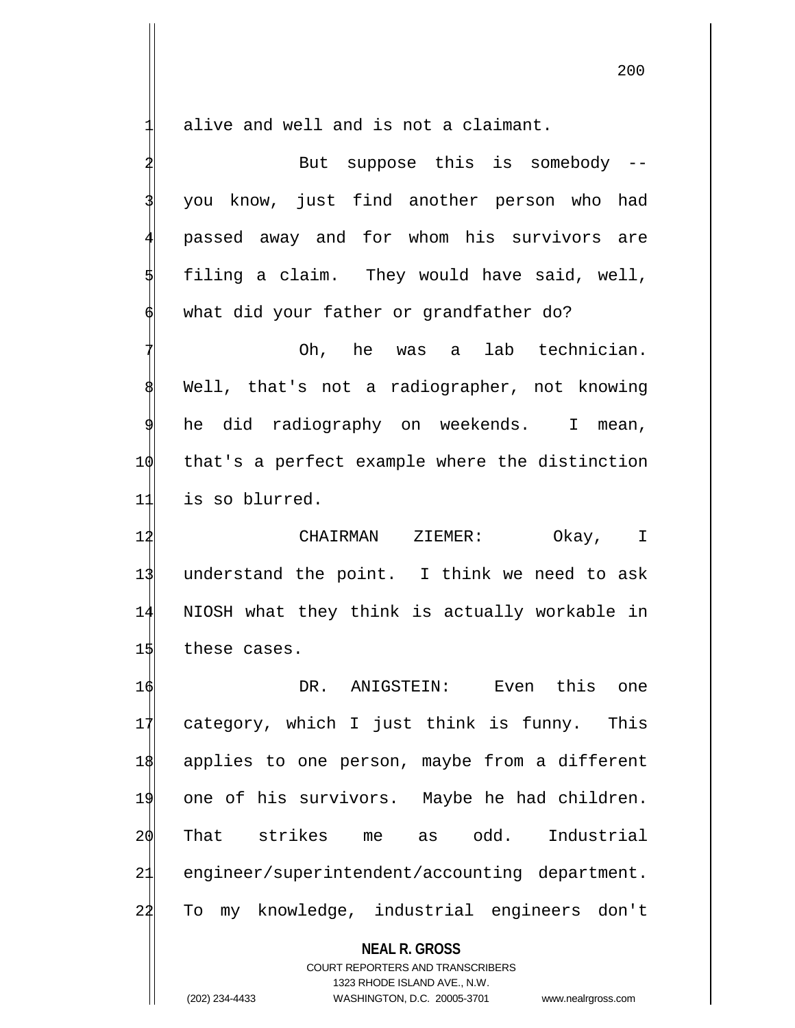alive and well and is not a claimant.

But suppose this is somebody -- you know, just find another person who had passed away and for whom his survivors are filing a claim. They would have said, well, what did your father or grandfather do?

Oh, he was a lab technician. Well, that's not a radiographer, not knowing he did radiography on weekends. I mean, that's a perfect example where the distinction is so blurred.

CHAIRMAN ZIEMER: Okay, I understand the point. I think we need to ask NIOSH what they think is actually workable in these cases.

DR. ANIGSTEIN: Even this one category, which I just think is funny. This applies to one person, maybe from a different one of his survivors. Maybe he had children. That strikes me as odd. Industrial engineer/superintendent/accounting department. To my knowledge, industrial engineers don't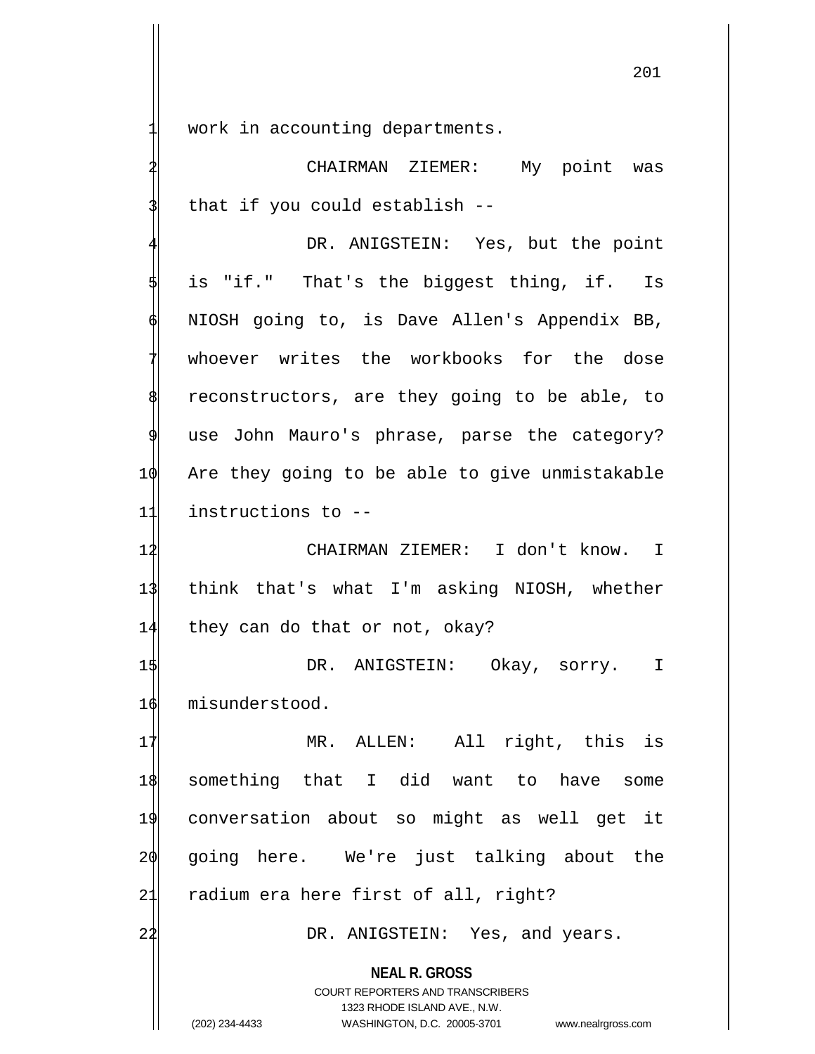work in accounting departments.

CHAIRMAN ZIEMER: My point was that if you could establish --

DR. ANIGSTEIN: Yes, but the point is "if." That's the biggest thing, if. Is NIOSH going to, is Dave Allen's Appendix BB, whoever writes the workbooks for the dose reconstructors, are they going to be able, to use John Mauro's phrase, parse the category? Are they going to be able to give unmistakable instructions to --

CHAIRMAN ZIEMER: I don't know. I think that's what I'm asking NIOSH, whether they can do that or not, okay?

DR. ANIGSTEIN: Okay, sorry. I misunderstood.

MR. ALLEN: All right, this is something that I did want to have some conversation about so might as well get it going here. We're just talking about the radium era here first of all, right?

DR. ANIGSTEIN: Yes, and years.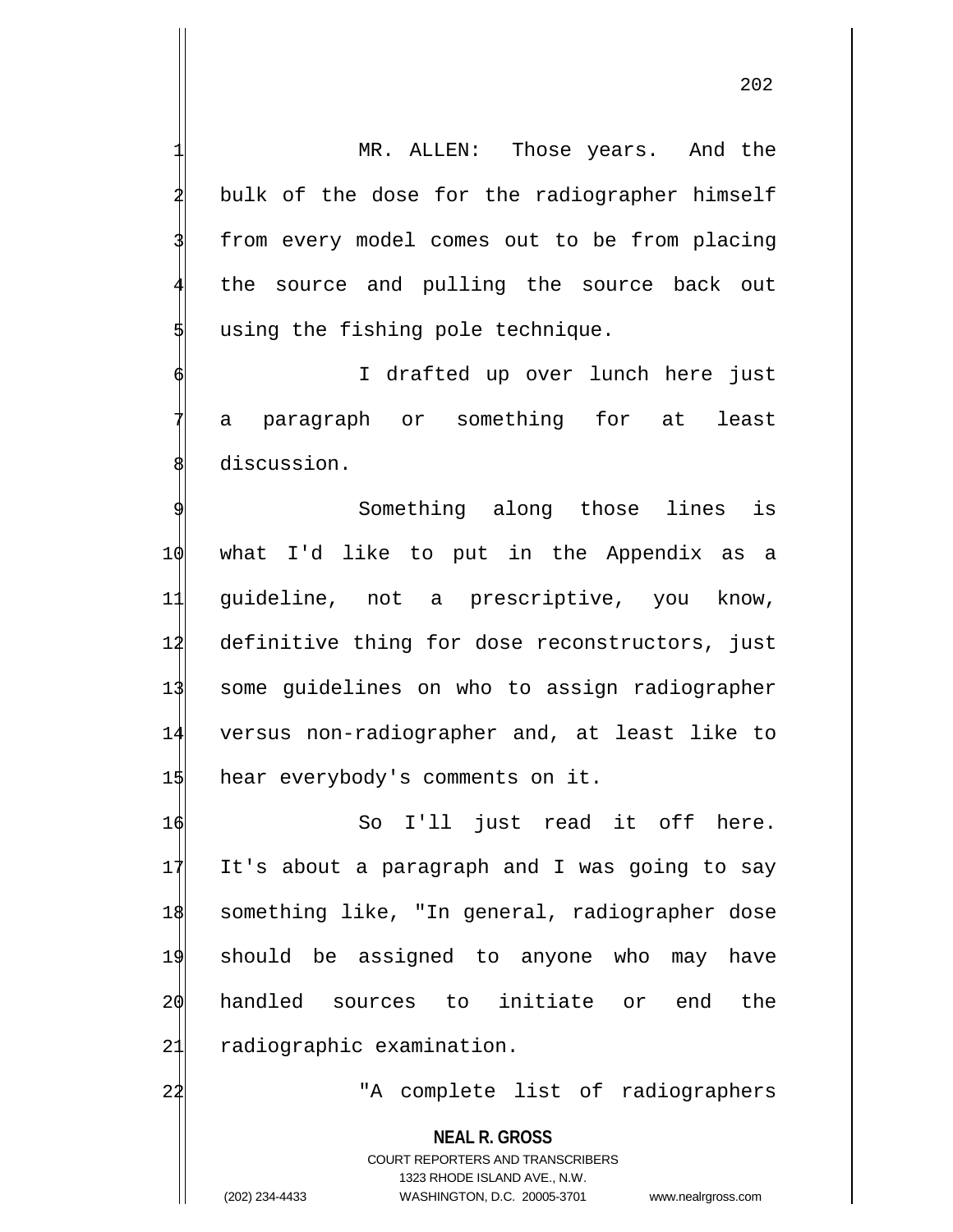MR. ALLEN: Those years. And the bulk of the dose for the radiographer himself from every model comes out to be from placing the source and pulling the source back out using the fishing pole technique.

I drafted up over lunch here just a paragraph or something for at least discussion.

Something along those lines is what I'd like to put in the Appendix as a guideline, not a prescriptive, you know, definitive thing for dose reconstructors, just some guidelines on who to assign radiographer versus non-radiographer and, at least like to hear everybody's comments on it.

So I'll just read it off here. It's about a paragraph and I was going to say something like, "In general, radiographer dose should be assigned to anyone who may have handled sources to initiate or end the radiographic examination.

"A complete list of radiographers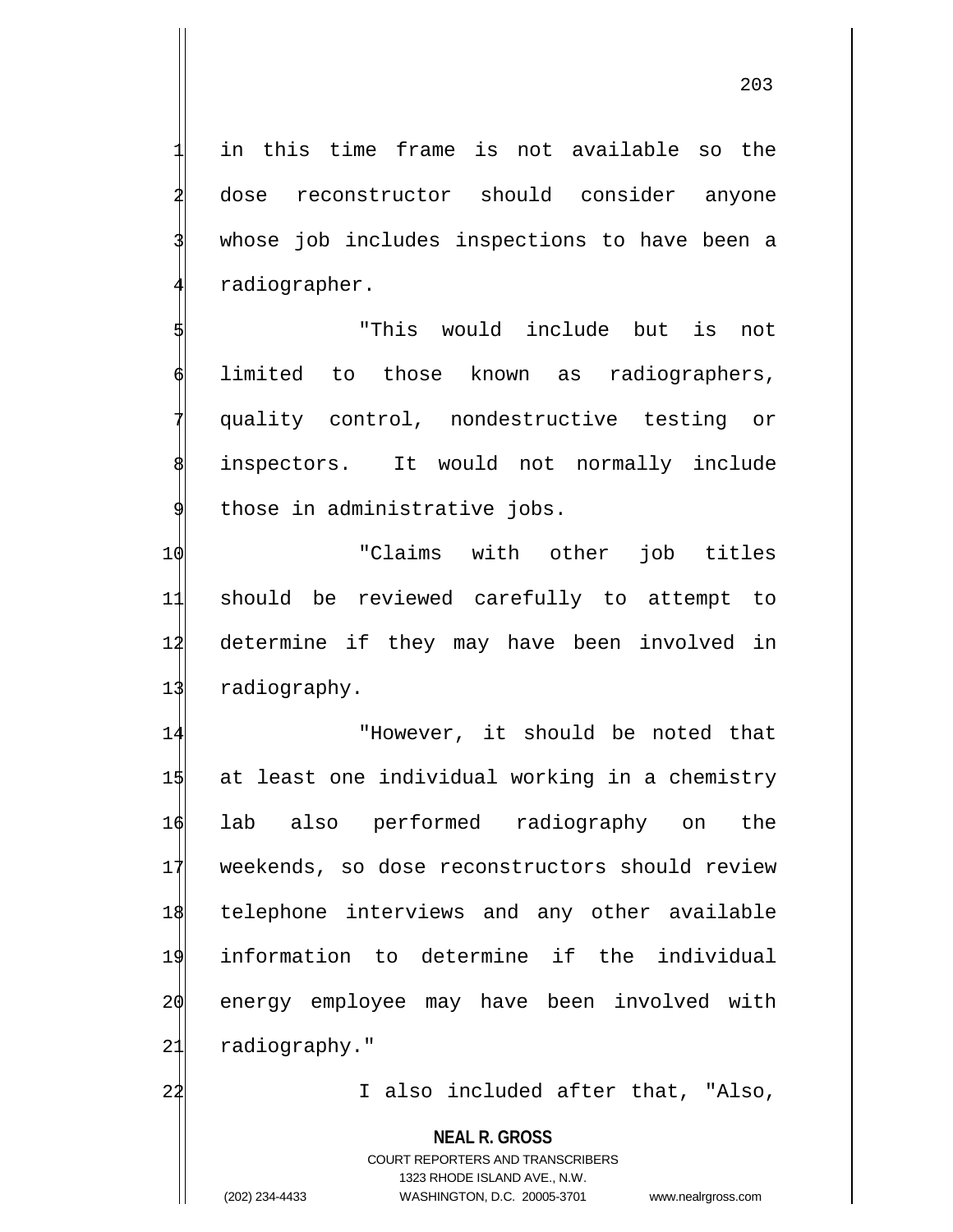in this time frame is not available so the dose reconstructor should consider anyone whose job includes inspections to have been a radiographer.

"This would include but is not limited to those known as radiographers, quality control, nondestructive testing or inspectors. It would not normally include those in administrative jobs.

"Claims with other job titles should be reviewed carefully to attempt to determine if they may have been involved in radiography.

"However, it should be noted that at least one individual working in a chemistry lab also performed radiography on the weekends, so dose reconstructors should review telephone interviews and any other available information to determine if the individual energy employee may have been involved with radiography."

I also included after that, "Also,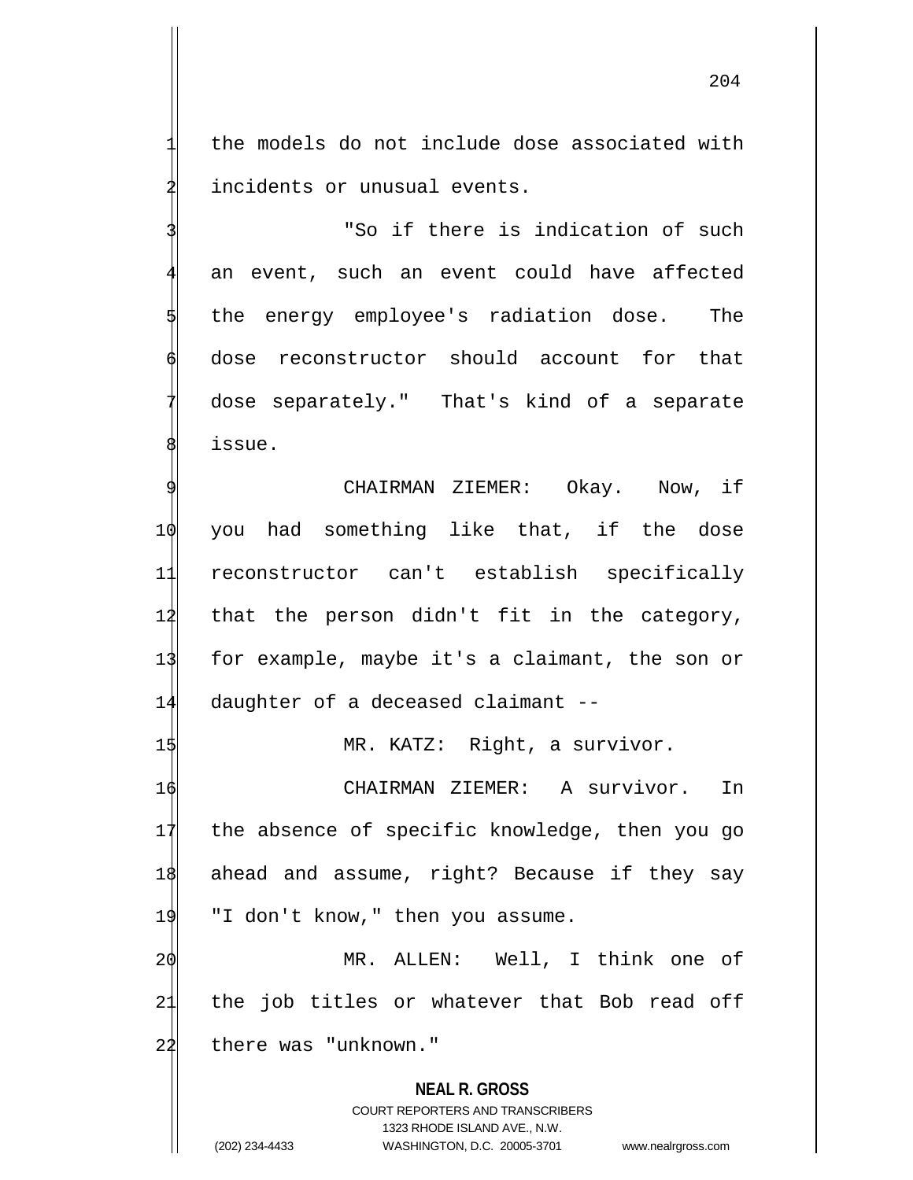the models do not include dose associated with incidents or unusual events.

"So if there is indication of such an event, such an event could have affected the energy employee's radiation dose. The dose reconstructor should account for that dose separately." That's kind of a separate issue.

CHAIRMAN ZIEMER: Okay. Now, if you had something like that, if the dose reconstructor can't establish specifically that the person didn't fit in the category, for example, maybe it's a claimant, the son or daughter of a deceased claimant --

MR. KATZ: Right, a survivor.

CHAIRMAN ZIEMER: A survivor. In the absence of specific knowledge, then you go ahead and assume, right? Because if they say "I don't know," then you assume.

MR. ALLEN: Well, I think one of the job titles or whatever that Bob read off there was "unknown."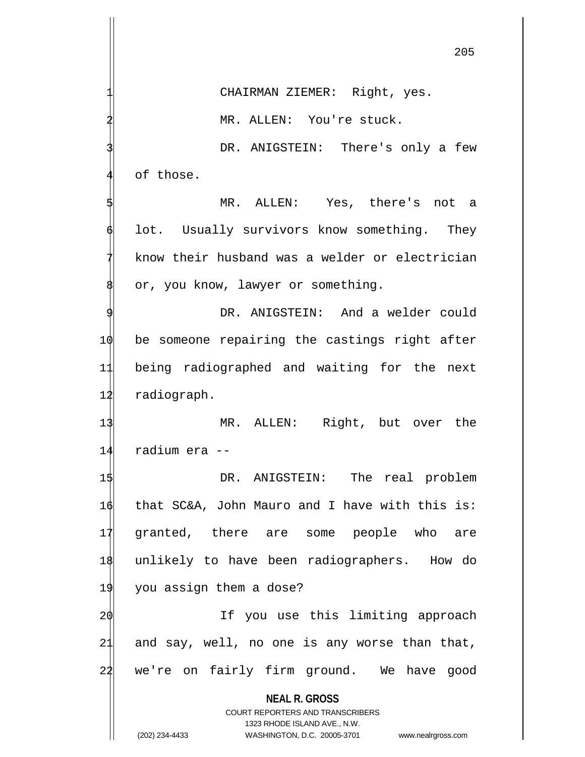CHAIRMAN ZIEMER: Right, yes.

MR. ALLEN: You're stuck.

DR. ANIGSTEIN: There's only a few of those.

MR. ALLEN: Yes, there's not a lot. Usually survivors know something. They know their husband was a welder or electrician or, you know, lawyer or something.

DR. ANIGSTEIN: And a welder could be someone repairing the castings right after being radiographed and waiting for the next radiograph.

MR. ALLEN: Right, but over the radium era --

DR. ANIGSTEIN: The real problem that SC&A, John Mauro and I have with this is: granted, there are some people who are unlikely to have been radiographers. How do you assign them a dose?

If you use this limiting approach and say, well, no one is any worse than that, we're on fairly firm ground. We have good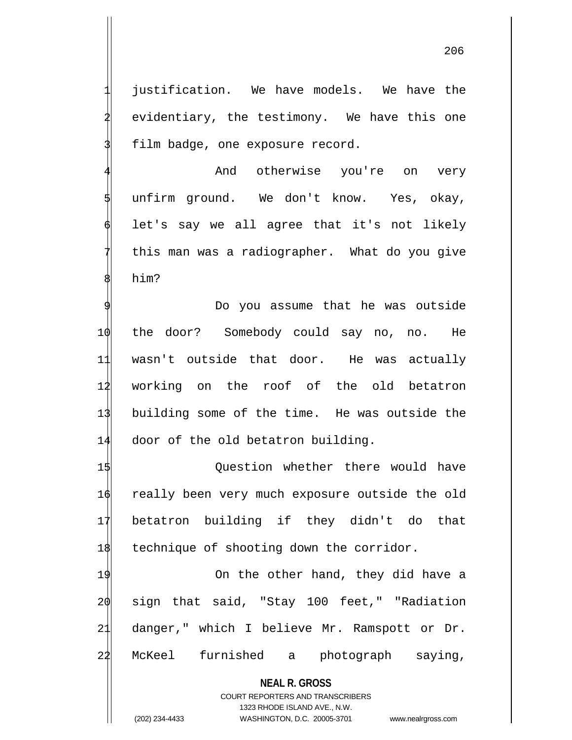justification. We have models. We have the evidentiary, the testimony. We have this one film badge, one exposure record.

And otherwise you're on very unfirm ground. We don't know. Yes, okay, let's say we all agree that it's not likely this man was a radiographer. What do you give him?

Do you assume that he was outside the door? Somebody could say no, no. He wasn't outside that door. He was actually working on the roof of the old betatron building some of the time. He was outside the door of the old betatron building.

Question whether there would have really been very much exposure outside the old betatron building if they didn't do that technique of shooting down the corridor.

On the other hand, they did have a sign that said, "Stay 100 feet," "Radiation danger," which I believe Mr. Ramspott or Dr. McKeel furnished a photograph saying,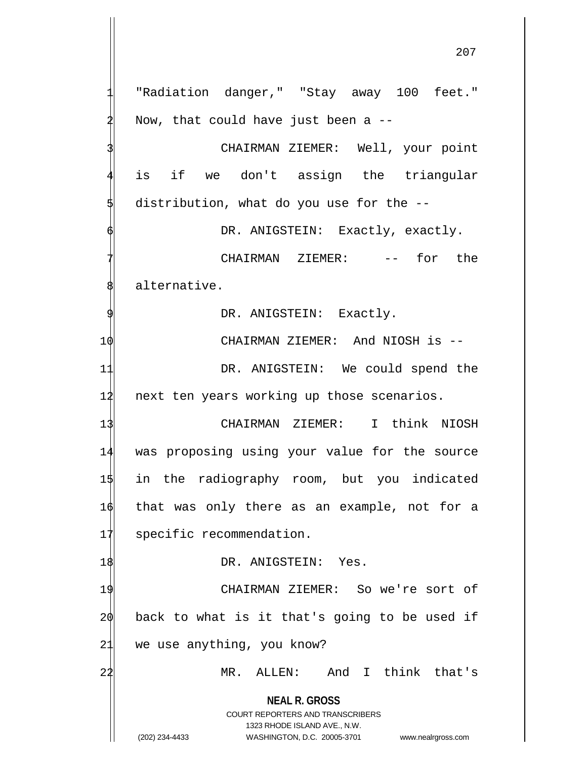"Radiation danger," "Stay away 100 feet." Now, that could have just been a --

CHAIRMAN ZIEMER: Well, your point is if we don't assign the triangular distribution, what do you use for the --

DR. ANIGSTEIN: Exactly, exactly.

CHAIRMAN ZIEMER: -- for the alternative.

DR. ANIGSTEIN: Exactly.

CHAIRMAN ZIEMER: And NIOSH is --

DR. ANIGSTEIN: We could spend the next ten years working up those scenarios.

CHAIRMAN ZIEMER: I think NIOSH was proposing using your value for the source in the radiography room, but you indicated that was only there as an example, not for a specific recommendation.

DR. ANIGSTEIN: Yes.

CHAIRMAN ZIEMER: So we're sort of back to what is it that's going to be used if we use anything, you know?

MR. ALLEN: And I think that's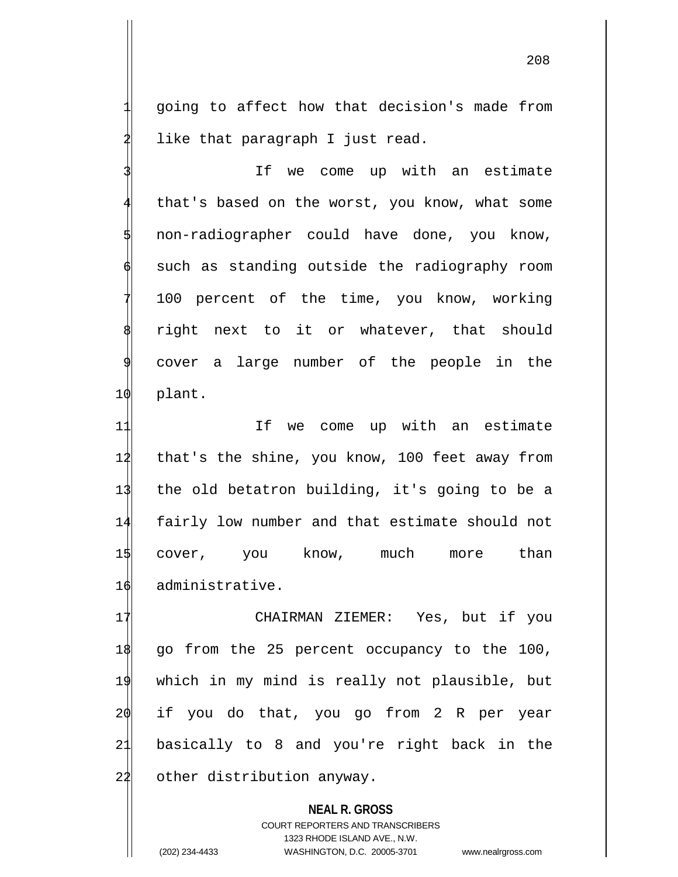going to affect how that decision's made from like that paragraph I just read.

If we come up with an estimate that's based on the worst, you know, what some non-radiographer could have done, you know, such as standing outside the radiography room 100 percent of the time, you know, working right next to it or whatever, that should cover a large number of the people in the plant.

If we come up with an estimate that's the shine, you know, 100 feet away from the old betatron building, it's going to be a fairly low number and that estimate should not cover, you know, much more than administrative.

CHAIRMAN ZIEMER: Yes, but if you go from the 25 percent occupancy to the 100, which in my mind is really not plausible, but if you do that, you go from 2 R per year basically to 8 and you're right back in the other distribution anyway.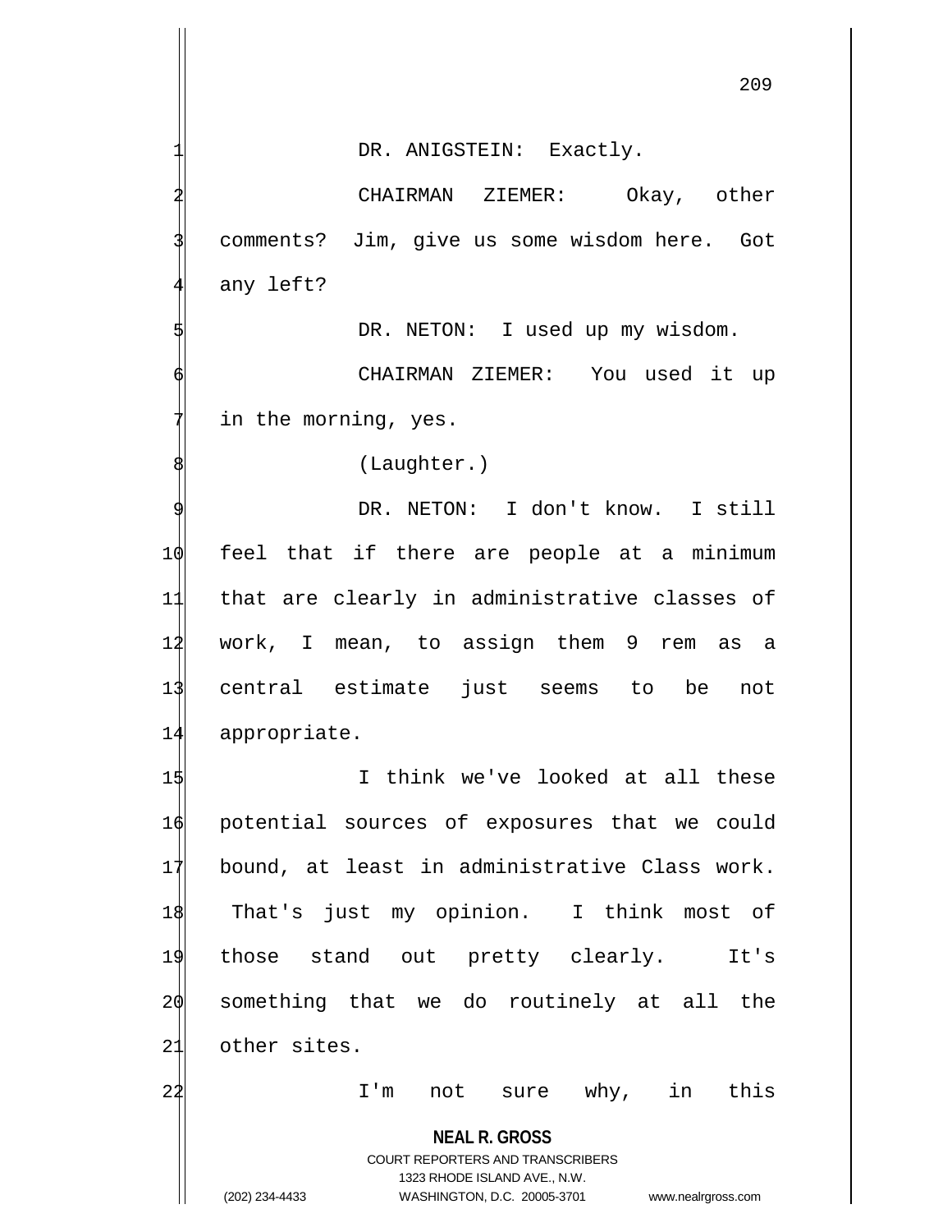DR. ANIGSTEIN: Exactly.

CHAIRMAN ZIEMER: Okay, other comments? Jim, give us some wisdom here. Got any left?

DR. NETON: I used up my wisdom.

CHAIRMAN ZIEMER: You used it up in the morning, yes.

(Laughter.)

DR. NETON: I don't know. I still feel that if there are people at a minimum that are clearly in administrative classes of work, I mean, to assign them 9 rem as a central estimate just seems to be not appropriate.

I think we've looked at all these potential sources of exposures that we could bound, at least in administrative Class work. That's just my opinion. I think most of those stand out pretty clearly. It's something that we do routinely at all the other sites.

I'm not sure why, in this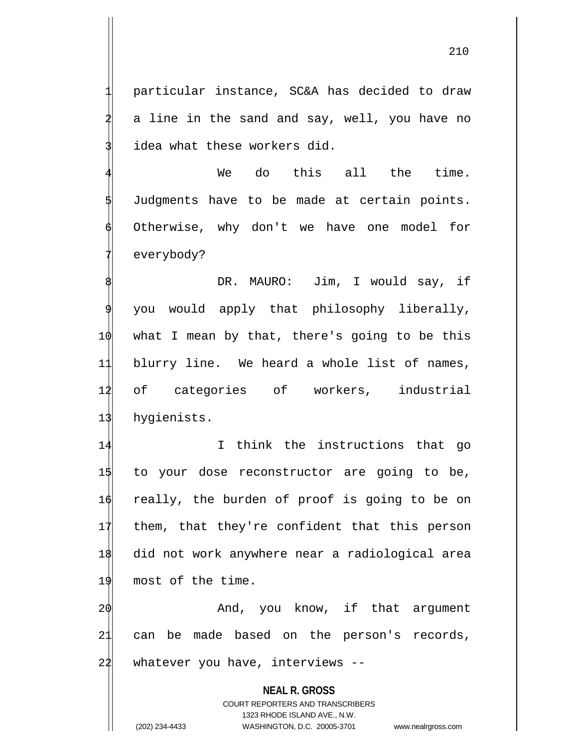particular instance, SC&A has decided to draw a line in the sand and say, well, you have no idea what these workers did.

We do this all the time. Judgments have to be made at certain points. Otherwise, why don't we have one model for everybody?

DR. MAURO: Jim, I would say, if you would apply that philosophy liberally, what I mean by that, there's going to be this blurry line. We heard a whole list of names, of categories of workers, industrial hygienists.

I think the instructions that go to your dose reconstructor are going to be, really, the burden of proof is going to be on them, that they're confident that this person did not work anywhere near a radiological area most of the time.

And, you know, if that argument can be made based on the person's records, whatever you have, interviews --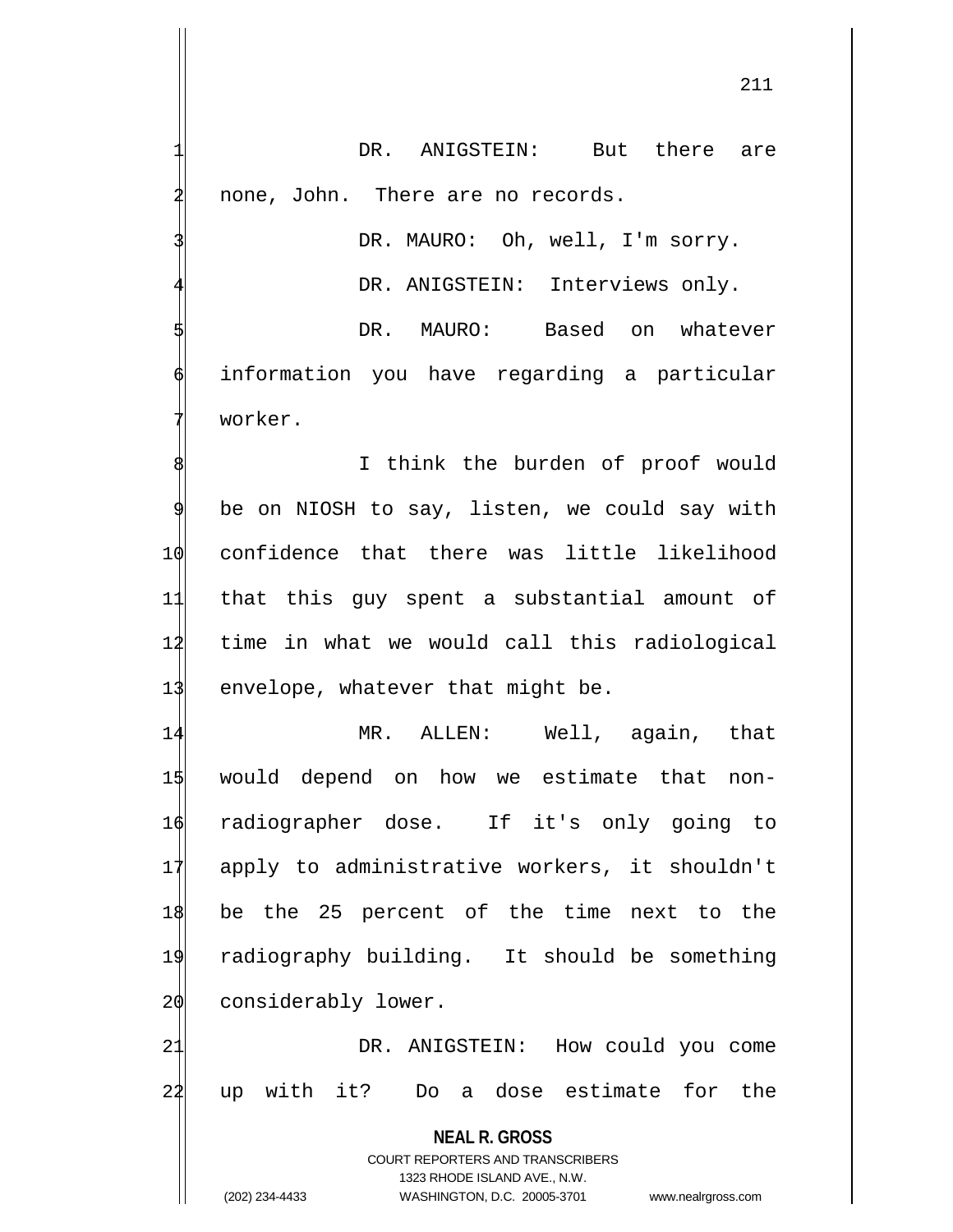DR. ANIGSTEIN: But there are none, John. There are no records.

DR. MAURO: Oh, well, I'm sorry.

DR. ANIGSTEIN: Interviews only.

DR. MAURO: Based on whatever information you have regarding a particular worker.

I think the burden of proof would be on NIOSH to say, listen, we could say with confidence that there was little likelihood that this guy spent a substantial amount of time in what we would call this radiological envelope, whatever that might be.

MR. ALLEN: Well, again, that would depend on how we estimate that non-radiographer dose. If it's only going to apply to administrative workers, it shouldn't be the 25 percent of the time next to the radiography building. It should be something considerably lower.

DR. ANIGSTEIN: How could you come up with it? Do a dose estimate for the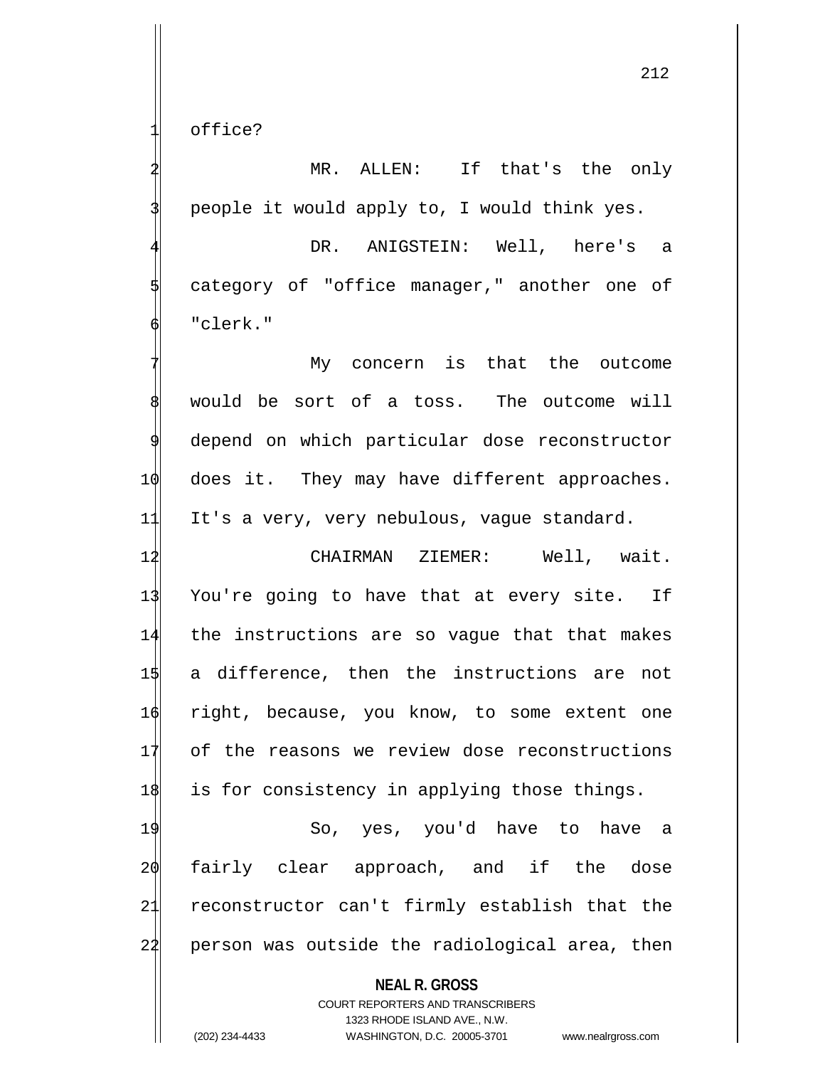office?

MR. ALLEN: If that's the only people it would apply to, I would think yes.

DR. ANIGSTEIN: Well, here's a category of "office manager," another one of "clerk."

My concern is that the outcome would be sort of a toss. The outcome will depend on which particular dose reconstructor does it. They may have different approaches. It's a very, very nebulous, vague standard.

CHAIRMAN ZIEMER: Well, wait. You're going to have that at every site. If the instructions are so vague that that makes a difference, then the instructions are not right, because, you know, to some extent one of the reasons we review dose reconstructions is for consistency in applying those things.

So, yes, you'd have to have a fairly clear approach, and if the dose reconstructor can't firmly establish that the person was outside the radiological area, then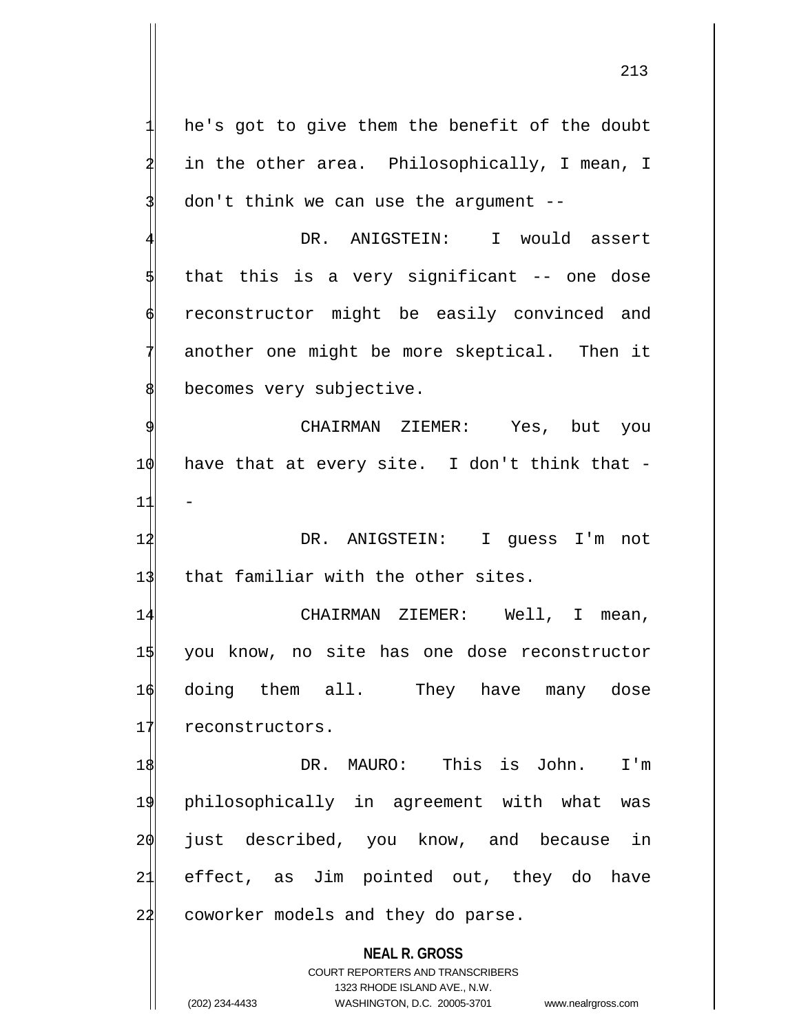he's got to give them the benefit of the doubt in the other area. Philosophically, I mean, I don't think we can use the argument --

DR. ANIGSTEIN: I would assert that this is a very significant -- one dose reconstructor might be easily convinced and another one might be more skeptical. Then it becomes very subjective.

CHAIRMAN ZIEMER: Yes, but you have that at every site. I don't think that --

DR. ANIGSTEIN: I guess I'm not that familiar with the other sites.

CHAIRMAN ZIEMER: Well, I mean, you know, no site has one dose reconstructor doing them all. They have many dose reconstructors.

DR. MAURO: This is John. I'm philosophically in agreement with what was just described, you know, and because in effect, as Jim pointed out, they do have coworker models and they do parse.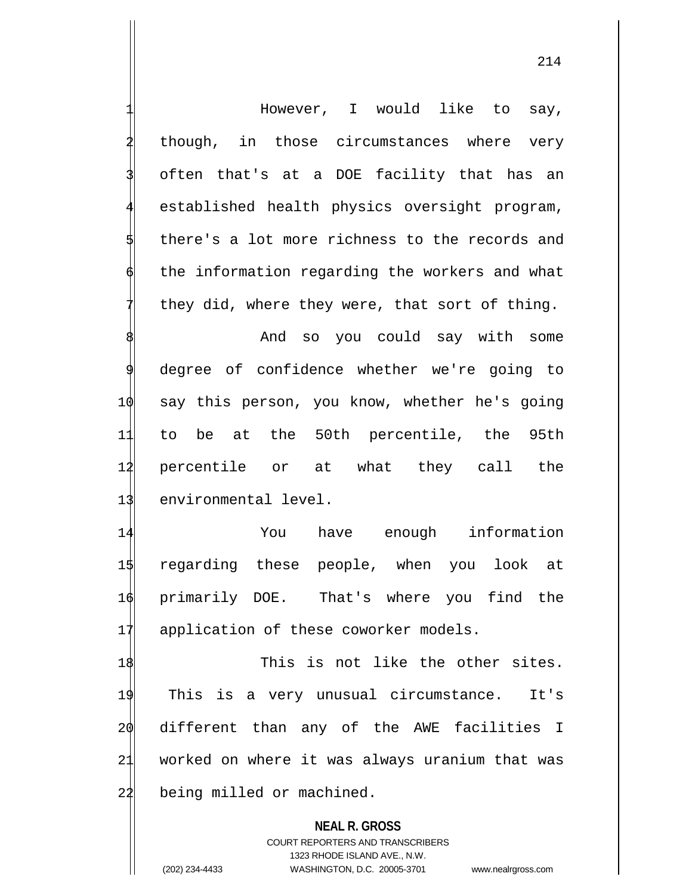However, I would like to say, though, in those circumstances where very often that's at a DOE facility that has an established health physics oversight program, there's a lot more richness to the records and the information regarding the workers and what they did, where they were, that sort of thing.

And so you could say with some degree of confidence whether we're going to say this person, you know, whether he's going to be at the 50th percentile, the 95th percentile or at what they call the environmental level.

You have enough information regarding these people, when you look at primarily DOE. That's where you find the application of these coworker models.

This is not like the other sites. This is a very unusual circumstance. It's different than any of the AWE facilities I worked on where it was always uranium that was being milled or machined.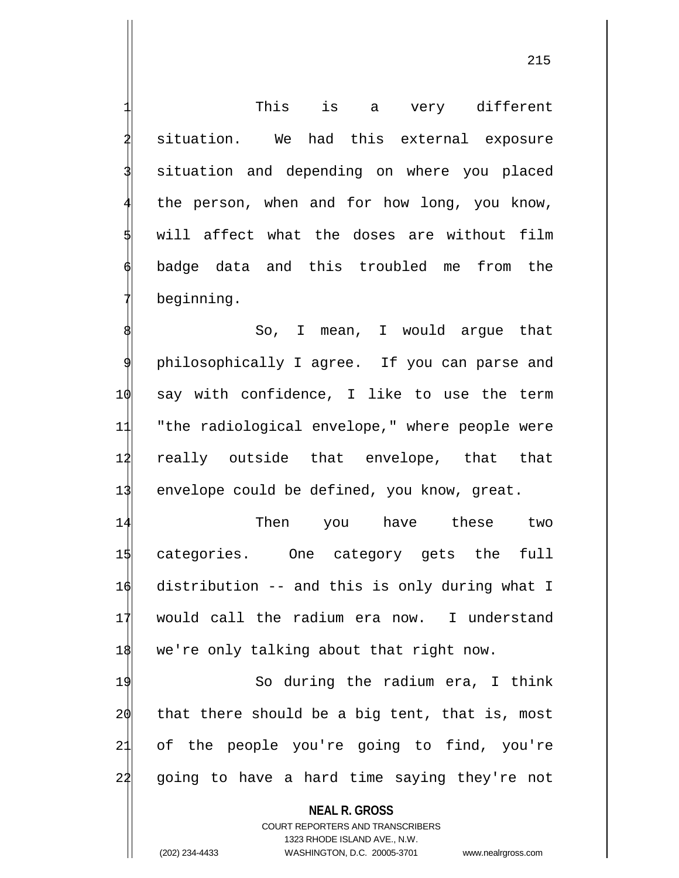This is a very different situation. We had this external exposure situation and depending on where you placed the person, when and for how long, you know, will affect what the doses are without film badge data and this troubled me from the beginning.

So, I mean, I would argue that philosophically I agree. If you can parse and say with confidence, I like to use the term "the radiological envelope," where people were really outside that envelope, that that envelope could be defined, you know, great.

Then you have these two categories. One category gets the full distribution -- and this is only during what I would call the radium era now. I understand we're only talking about that right now.

So during the radium era, I think that there should be a big tent, that is, most of the people you're going to find, you're going to have a hard time saying they're not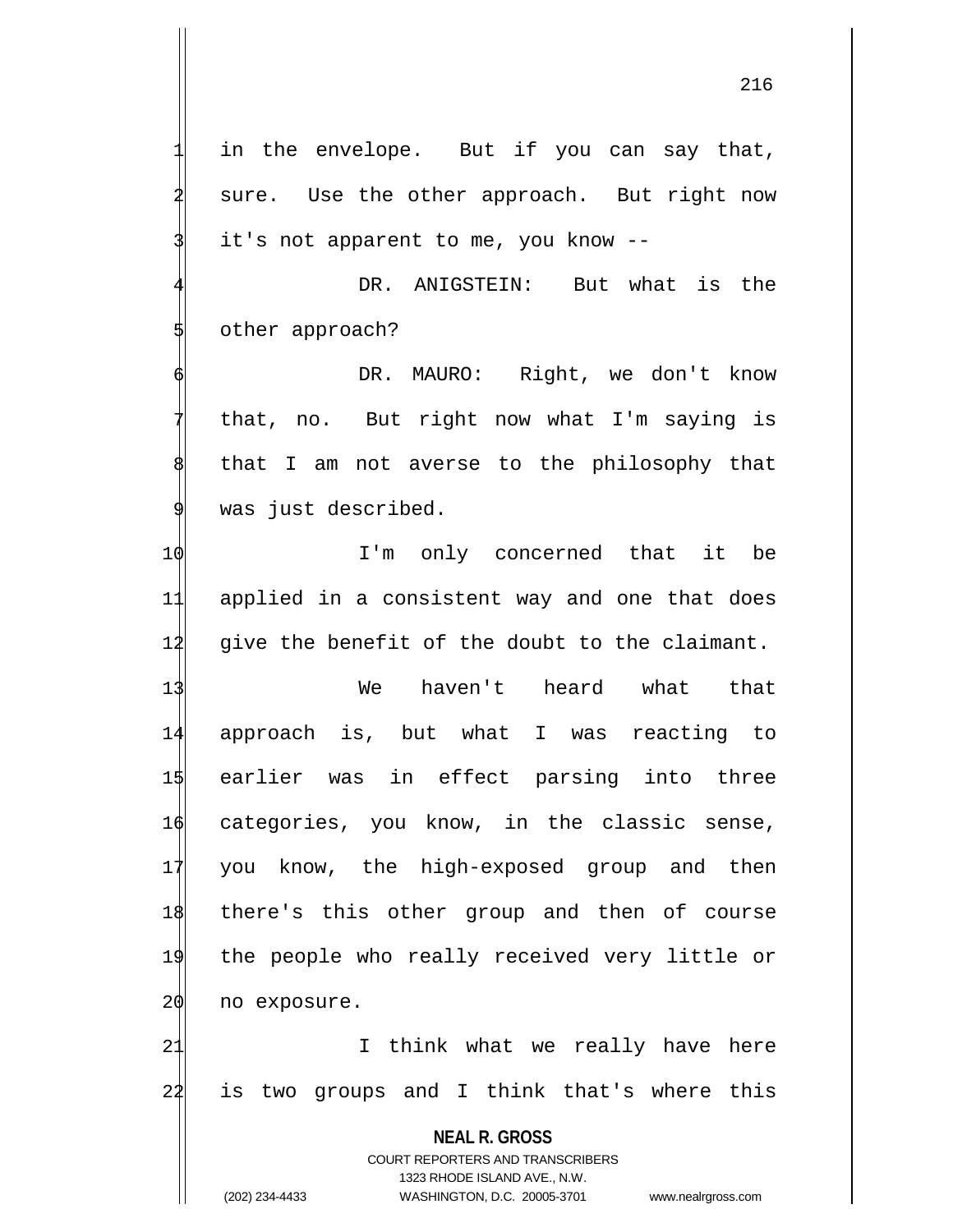in the envelope. But if you can say that, sure. Use the other approach. But right now it's not apparent to me, you know --

DR. ANIGSTEIN: But what is the other approach?

DR. MAURO: Right, we don't know that, no. But right now what I'm saying is that I am not averse to the philosophy that was just described.

I'm only concerned that it be applied in a consistent way and one that does give the benefit of the doubt to the claimant.

We haven't heard what that approach is, but what I was reacting to earlier was in effect parsing into three categories, you know, in the classic sense, you know, the high-exposed group and then there's this other group and then of course the people who really received very little or no exposure.

I think what we really have here is two groups and I think that's where this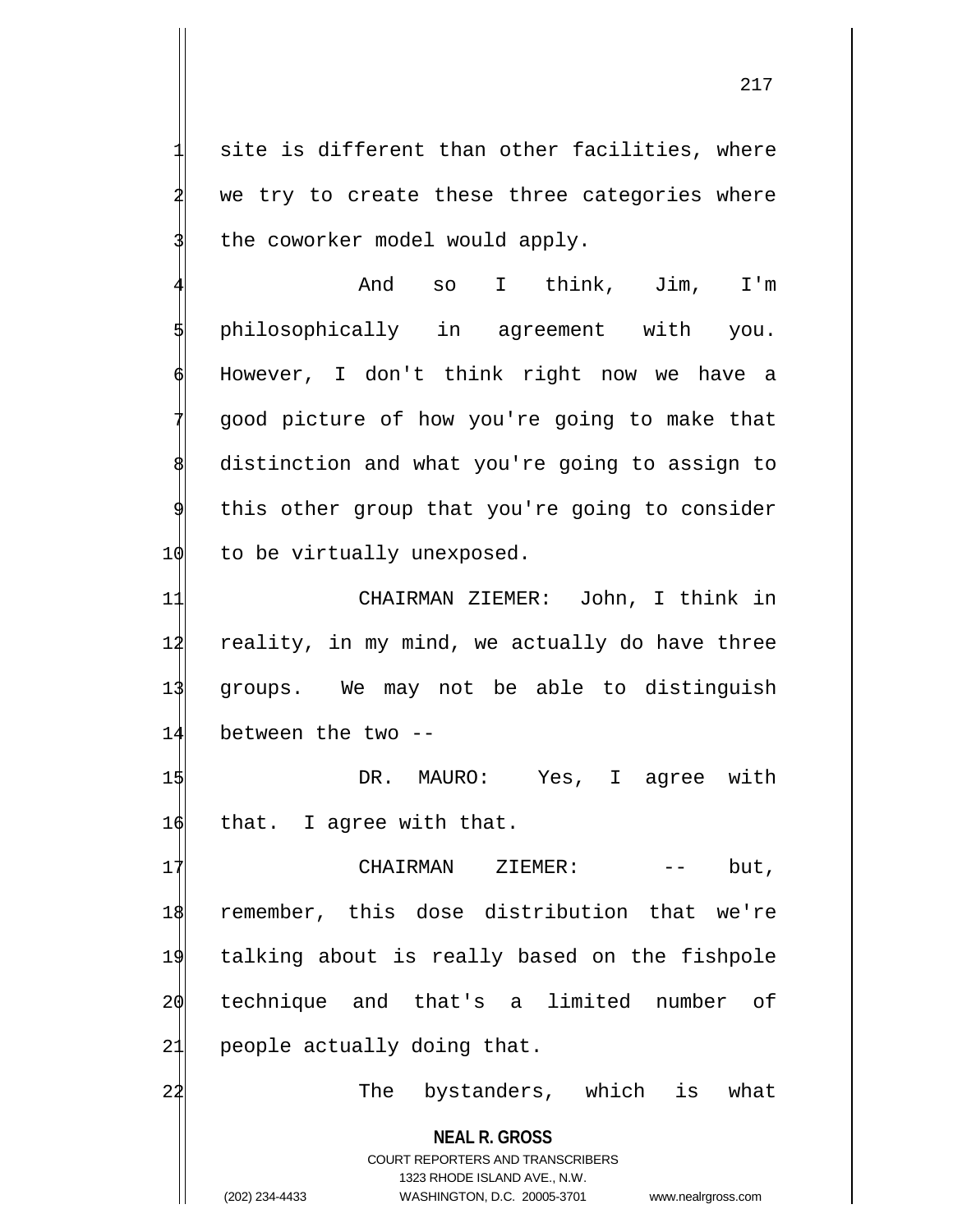site is different than other facilities, where we try to create these three categories where the coworker model would apply.

And so I think, Jim, I'm philosophically in agreement with you. However, I don't think right now we have a good picture of how you're going to make that distinction and what you're going to assign to this other group that you're going to consider to be virtually unexposed.

CHAIRMAN ZIEMER: John, I think in reality, in my mind, we actually do have three groups. We may not be able to distinguish between the two --

DR. MAURO: Yes, I agree with that. I agree with that.

CHAIRMAN ZIEMER: -- but, remember, this dose distribution that we're talking about is really based on the fishpole technique and that's a limited number of people actually doing that.

The bystanders, which is what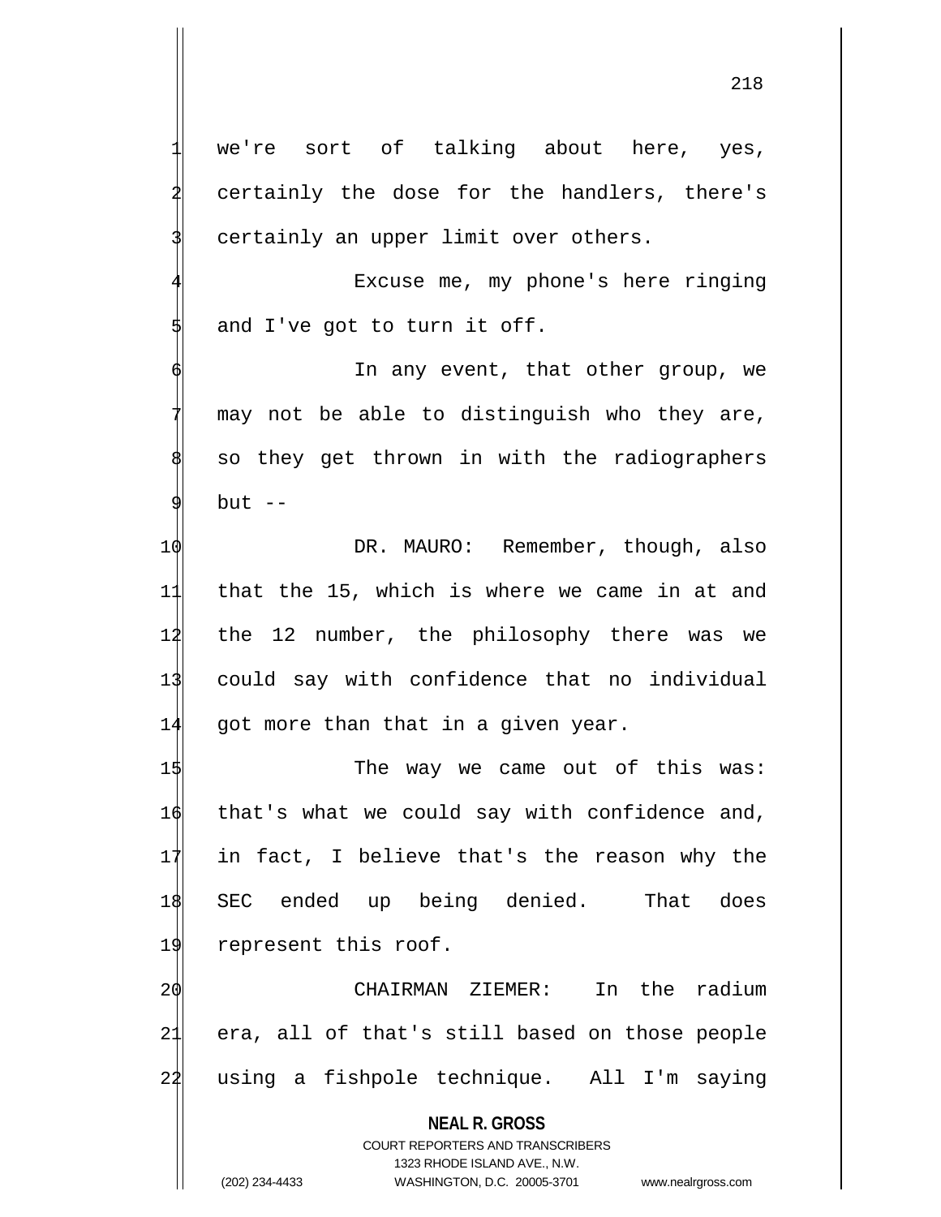we're sort of talking about here, yes, certainly the dose for the handlers, there's certainly an upper limit over others.

Excuse me, my phone's here ringing and I've got to turn it off.

In any event, that other group, we may not be able to distinguish who they are, so they get thrown in with the radiographers but --

DR. MAURO: Remember, though, also that the 15, which is where we came in at and the 12 number, the philosophy there was we could say with confidence that no individual got more than that in a given year.

The way we came out of this was: that's what we could say with confidence and, in fact, I believe that's the reason why the SEC ended up being denied. That does represent this roof.

CHAIRMAN ZIEMER: In the radium era, all of that's still based on those people using a fishpole technique. All I'm saying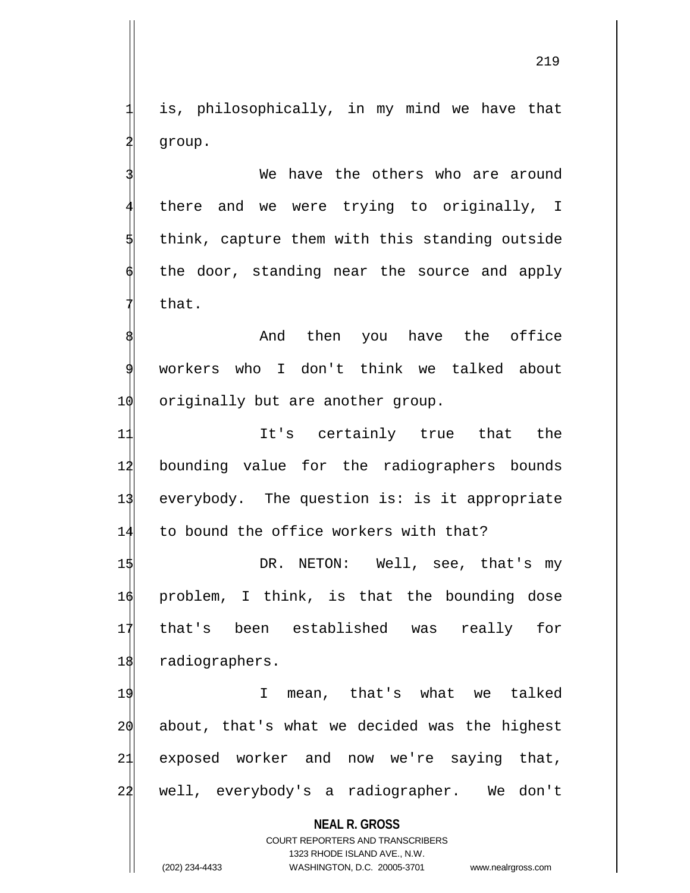is, philosophically, in my mind we have that group.

We have the others who are around there and we were trying to originally, I think, capture them with this standing outside the door, standing near the source and apply that.

And then you have the office workers who I don't think we talked about originally but are another group.

It's certainly true that the bounding value for the radiographers bounds everybody. The question is: is it appropriate to bound the office workers with that?

DR. NETON: Well, see, that's my problem, I think, is that the bounding dose that's been established was really for radiographers.

I mean, that's what we talked about, that's what we decided was the highest exposed worker and now we're saying that, well, everybody's a radiographer. We don't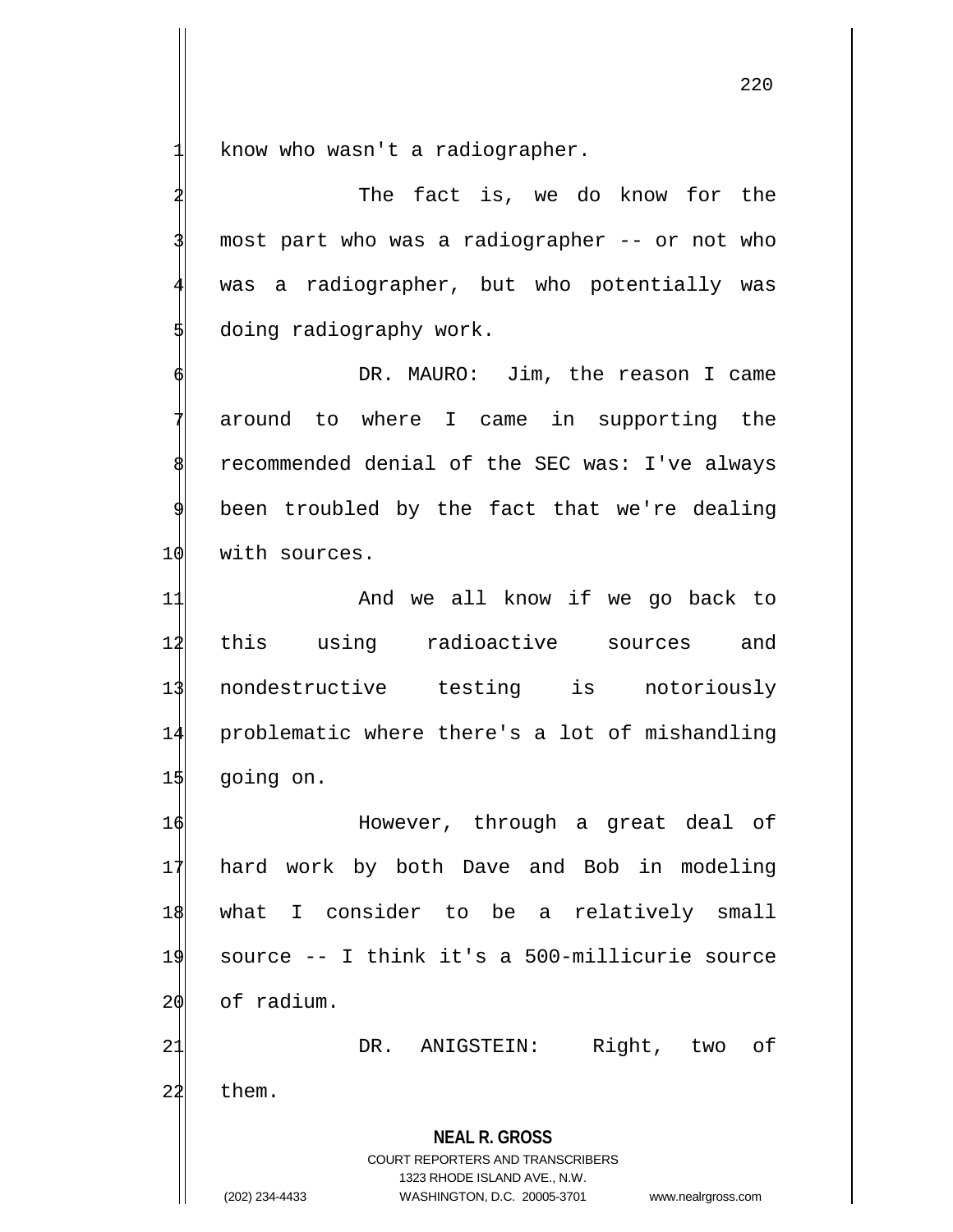know who wasn't a radiographer.

The fact is, we do know for the most part who was a radiographer -- or not who was a radiographer, but who potentially was doing radiography work.

DR. MAURO: Jim, the reason I came around to where I came in supporting the recommended denial of the SEC was: I've always been troubled by the fact that we're dealing with sources.

And we all know if we go back to this using radioactive sources and nondestructive testing is notoriously problematic where there's a lot of mishandling going on.

However, through a great deal of hard work by both Dave and Bob in modeling what I consider to be a relatively small source -- I think it's a 500-millicurie source of radium.

DR. ANIGSTEIN: Right, two of them.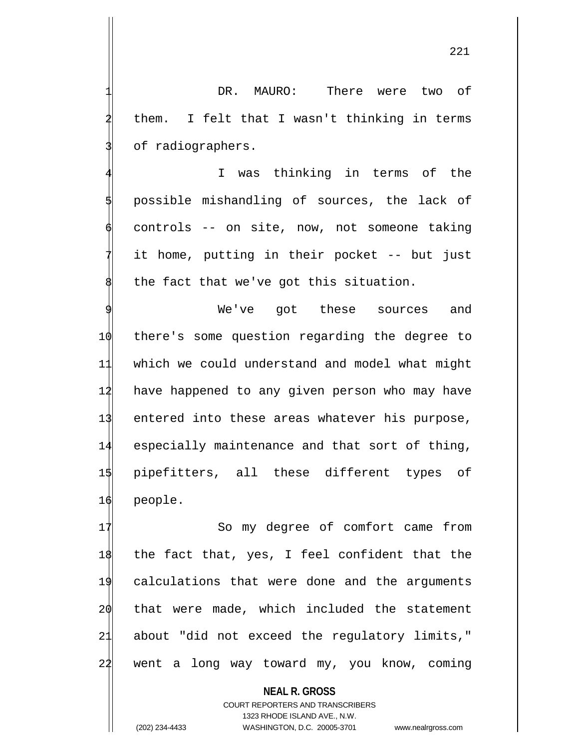DR. MAURO: There were two of them. I felt that I wasn't thinking in terms of radiographers.

I was thinking in terms of the possible mishandling of sources, the lack of controls -- on site, now, not someone taking it home, putting in their pocket -- but just the fact that we've got this situation.

We've got these sources and there's some question regarding the degree to which we could understand and model what might have happened to any given person who may have entered into these areas whatever his purpose, especially maintenance and that sort of thing, pipefitters, all these different types of people.

So my degree of comfort came from the fact that, yes, I feel confident that the calculations that were done and the arguments that were made, which included the statement about "did not exceed the regulatory limits," went a long way toward my, you know, coming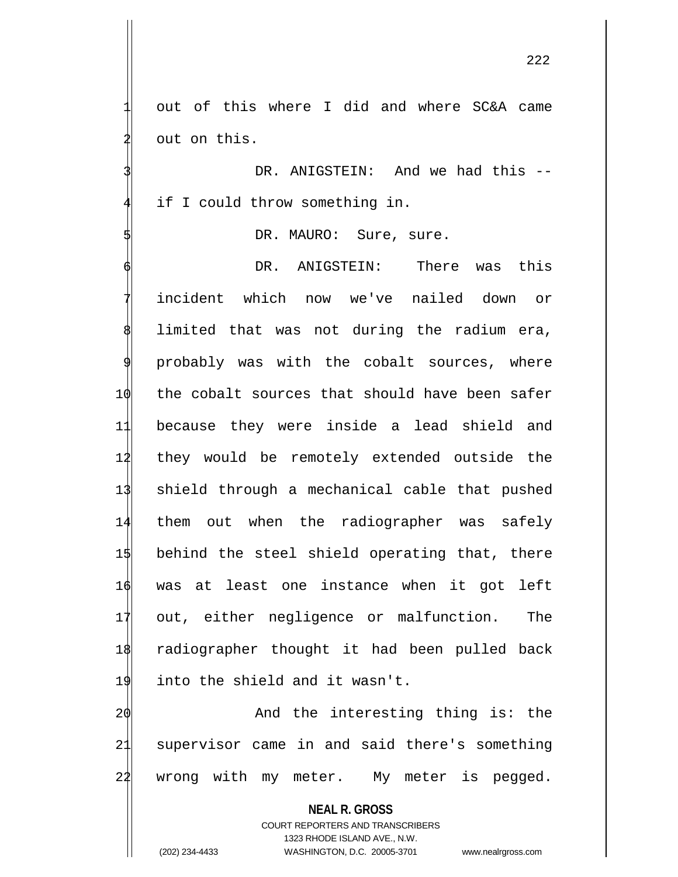out of this where I did and where SC&A came out on this.

DR. ANIGSTEIN: And we had this -- if I could throw something in.

DR. MAURO: Sure, sure.

DR. ANIGSTEIN: There was this incident which now we've nailed down or limited that was not during the radium era, probably was with the cobalt sources, where the cobalt sources that should have been safer because they were inside a lead shield and they would be remotely extended outside the shield through a mechanical cable that pushed them out when the radiographer was safely behind the steel shield operating that, there was at least one instance when it got left out, either negligence or malfunction. The radiographer thought it had been pulled back into the shield and it wasn't.

And the interesting thing is: the supervisor came in and said there's something wrong with my meter. My meter is pegged.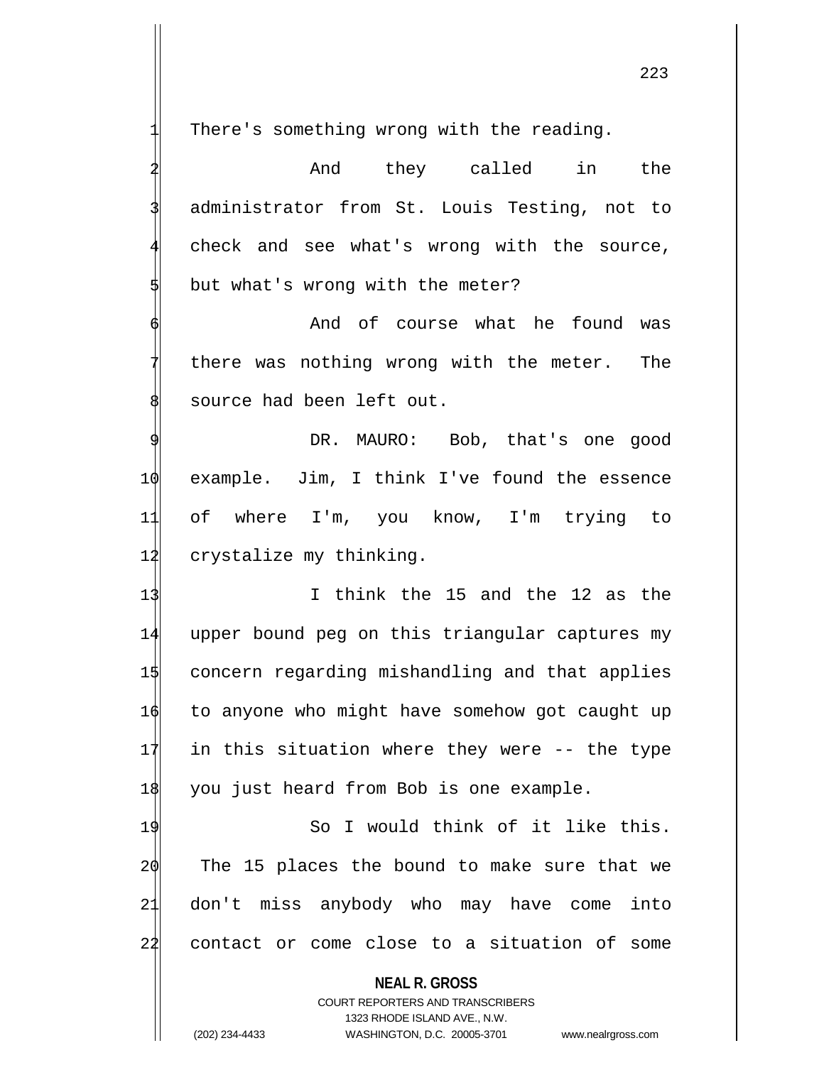There's something wrong with the reading.

And they called in the administrator from St. Louis Testing, not to check and see what's wrong with the source, but what's wrong with the meter?

And of course what he found was there was nothing wrong with the meter. The source had been left out.

DR. MAURO: Bob, that's one good example. Jim, I think I've found the essence of where I'm, you know, I'm trying to crystalize my thinking.

I think the 15 and the 12 as the upper bound peg on this triangular captures my concern regarding mishandling and that applies to anyone who might have somehow got caught up in this situation where they were -- the type you just heard from Bob is one example.

So I would think of it like this. The 15 places the bound to make sure that we don't miss anybody who may have come into contact or come close to a situation of some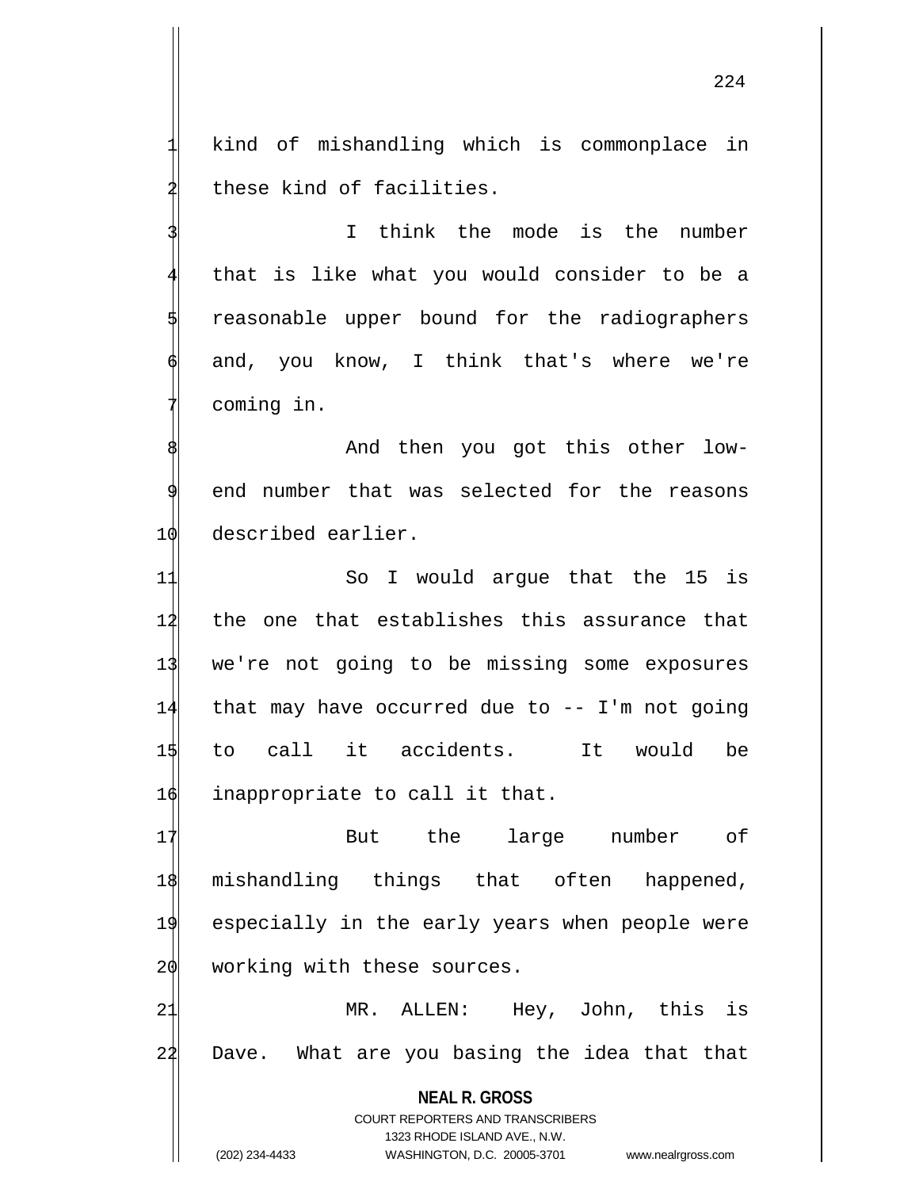kind of mishandling which is commonplace in these kind of facilities.

I think the mode is the number that is like what you would consider to be a reasonable upper bound for the radiographers and, you know, I think that's where we're coming in.

And then you got this other low-end number that was selected for the reasons described earlier.

So I would argue that the 15 is the one that establishes this assurance that we're not going to be missing some exposures that may have occurred due to -- I'm not going to call it accidents. It would be inappropriate to call it that.

But the large number of mishandling things that often happened, especially in the early years when people were working with these sources.

MR. ALLEN: Hey, John, this is Dave. What are you basing the idea that that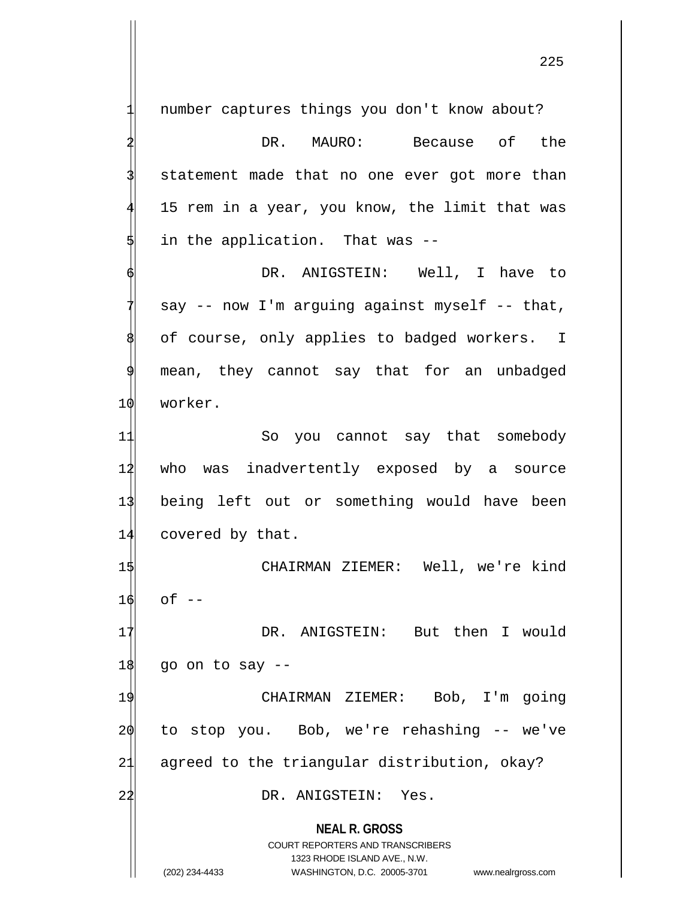number captures things you don't know about?

DR. MAURO: Because of the statement made that no one ever got more than 15 rem in a year, you know, the limit that was in the application. That was --

DR. ANIGSTEIN: Well, I have to say -- now I'm arguing against myself -- that, of course, only applies to badged workers. I mean, they cannot say that for an unbadged worker.

So you cannot say that somebody who was inadvertently exposed by a source being left out or something would have been covered by that.

CHAIRMAN ZIEMER: Well, we're kind of --

DR. ANIGSTEIN: But then I would go on to say --

CHAIRMAN ZIEMER: Bob, I'm going to stop you. Bob, we're rehashing -- we've agreed to the triangular distribution, okay?

DR. ANIGSTEIN: Yes.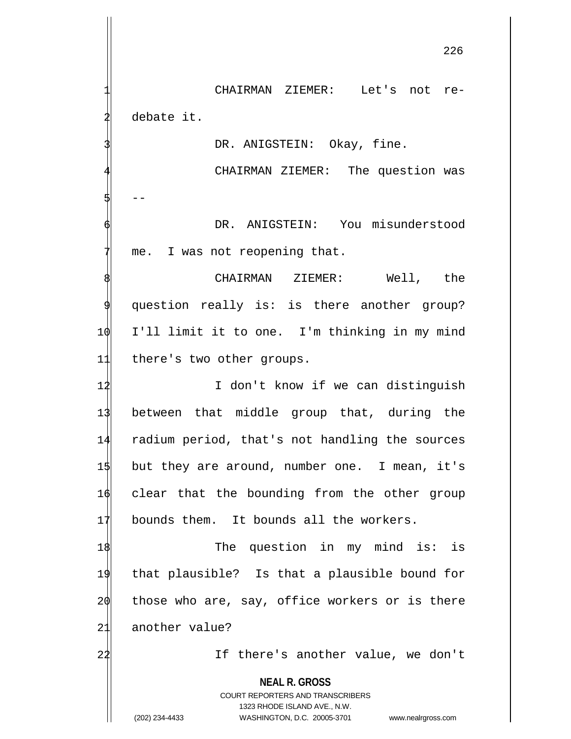CHAIRMAN ZIEMER: Let's not re-debate it.

DR. ANIGSTEIN: Okay, fine.

CHAIRMAN ZIEMER: The question was --

DR. ANIGSTEIN: You misunderstood me. I was not reopening that.

CHAIRMAN ZIEMER: Well, the question really is: is there another group? I'll limit it to one. I'm thinking in my mind there's two other groups.

I don't know if we can distinguish between that middle group that, during the radium period, that's not handling the sources but they are around, number one. I mean, it's clear that the bounding from the other group bounds them. It bounds all the workers.

The question in my mind is: is that plausible? Is that a plausible bound for those who are, say, office workers or is there another value?

If there's another value, we don't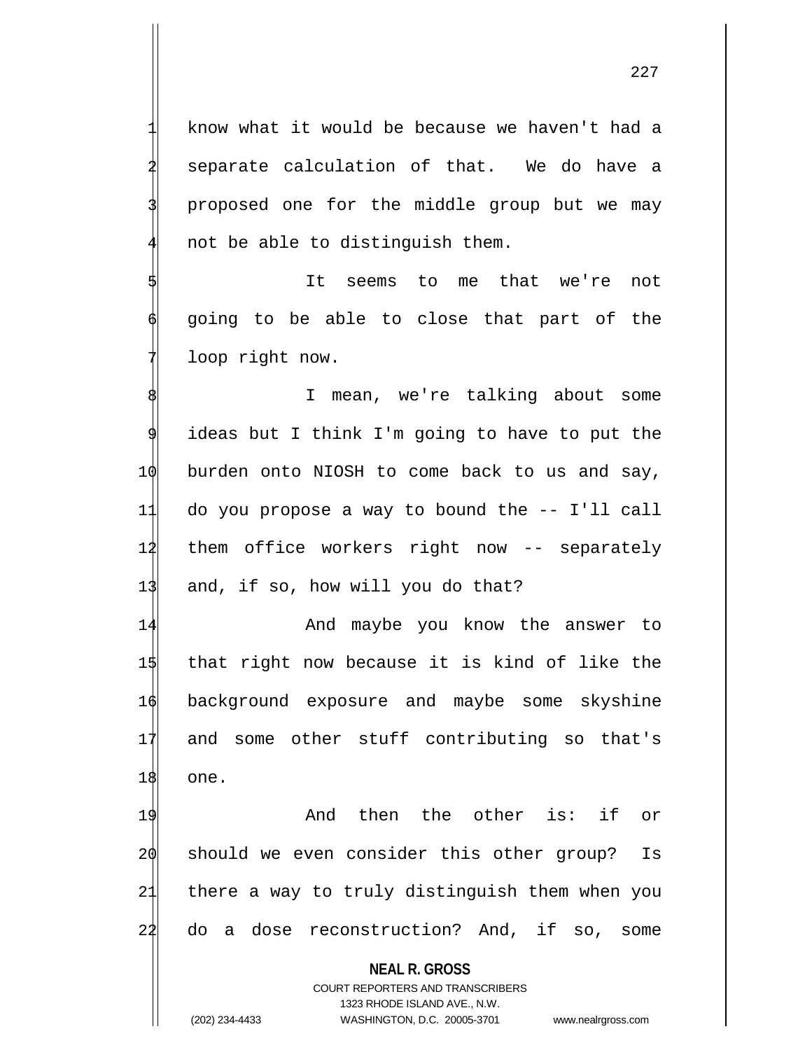know what it would be because we haven't had a separate calculation of that. We do have a proposed one for the middle group but we may not be able to distinguish them.

It seems to me that we're not going to be able to close that part of the loop right now.

I mean, we're talking about some ideas but I think I'm going to have to put the burden onto NIOSH to come back to us and say, do you propose a way to bound the -- I'll call them office workers right now -- separately and, if so, how will you do that?

And maybe you know the answer to that right now because it is kind of like the background exposure and maybe some skyshine and some other stuff contributing so that's one.

And then the other is: if or should we even consider this other group? Is there a way to truly distinguish them when you do a dose reconstruction? And, if so, some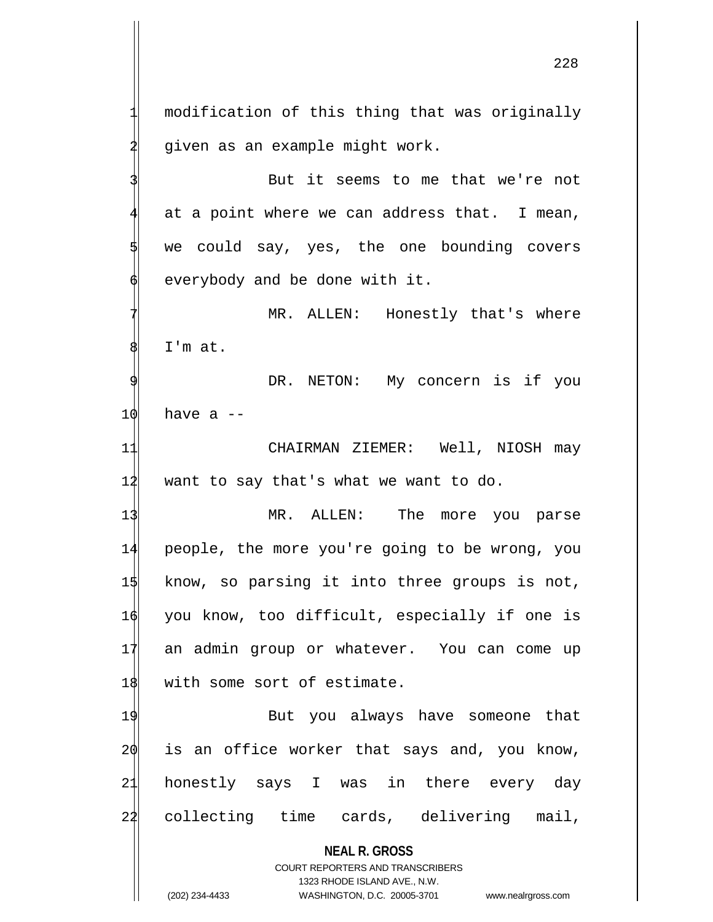modification of this thing that was originally given as an example might work.

But it seems to me that we're not at a point where we can address that. I mean, we could say, yes, the one bounding covers everybody and be done with it.

MR. ALLEN: Honestly that's where I'm at.

DR. NETON: My concern is if you have a --

CHAIRMAN ZIEMER: Well, NIOSH may want to say that's what we want to do.

MR. ALLEN: The more you parse people, the more you're going to be wrong, you know, so parsing it into three groups is not, you know, too difficult, especially if one is an admin group or whatever. You can come up with some sort of estimate.

But you always have someone that is an office worker that says and, you know, honestly says I was in there every day collecting time cards, delivering mail,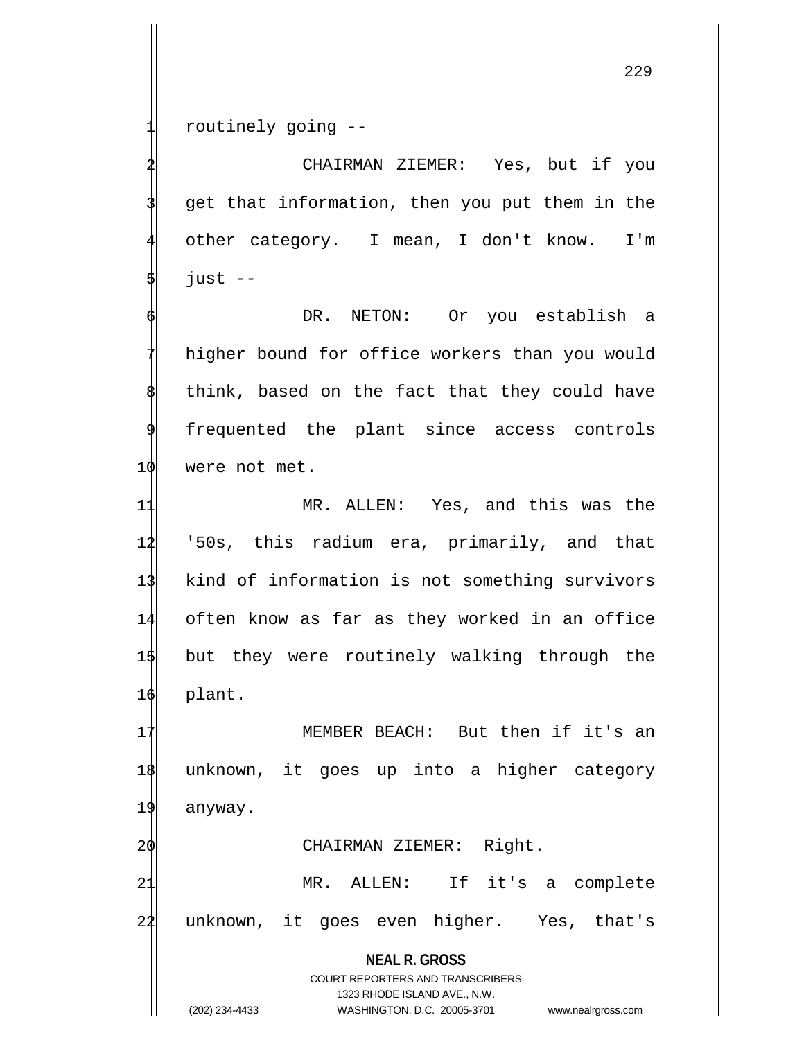routinely going --

CHAIRMAN ZIEMER: Yes, but if you get that information, then you put them in the other category. I mean, I don't know. I'm just --

DR. NETON: Or you establish a higher bound for office workers than you would think, based on the fact that they could have frequented the plant since access controls were not met.

MR. ALLEN: Yes, and this was the '50s, this radium era, primarily, and that kind of information is not something survivors often know as far as they worked in an office but they were routinely walking through the plant.

MEMBER BEACH: But then if it's an unknown, it goes up into a higher category anyway.

CHAIRMAN ZIEMER: Right.

MR. ALLEN: If it's a complete unknown, it goes even higher. Yes, that's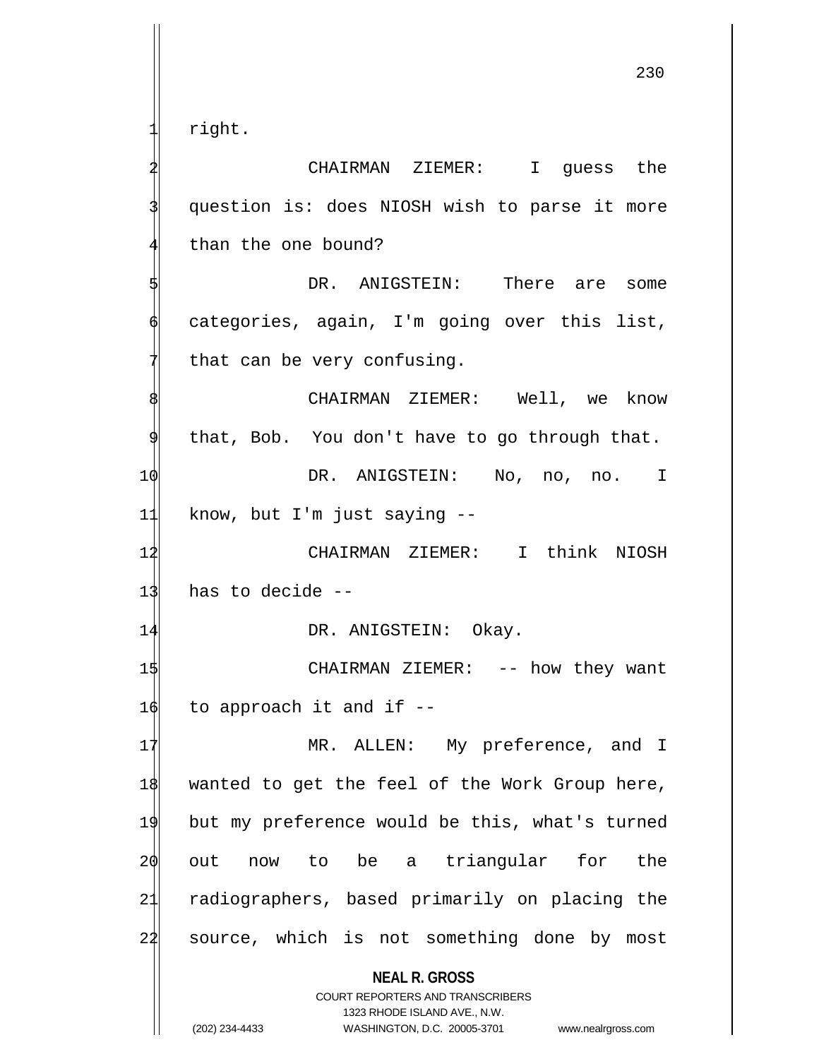right.

CHAIRMAN ZIEMER: I guess the question is: does NIOSH wish to parse it more than the one bound?

DR. ANIGSTEIN: There are some categories, again, I'm going over this list, that can be very confusing.

CHAIRMAN ZIEMER: Well, we know that, Bob. You don't have to go through that.

DR. ANIGSTEIN: No, no, no. I know, but I'm just saying --

CHAIRMAN ZIEMER: I think NIOSH has to decide --

DR. ANIGSTEIN: Okay.

CHAIRMAN ZIEMER: -- how they want to approach it and if --

MR. ALLEN: My preference, and I wanted to get the feel of the Work Group here, but my preference would be this, what's turned out now to be a triangular for the radiographers, based primarily on placing the source, which is not something done by most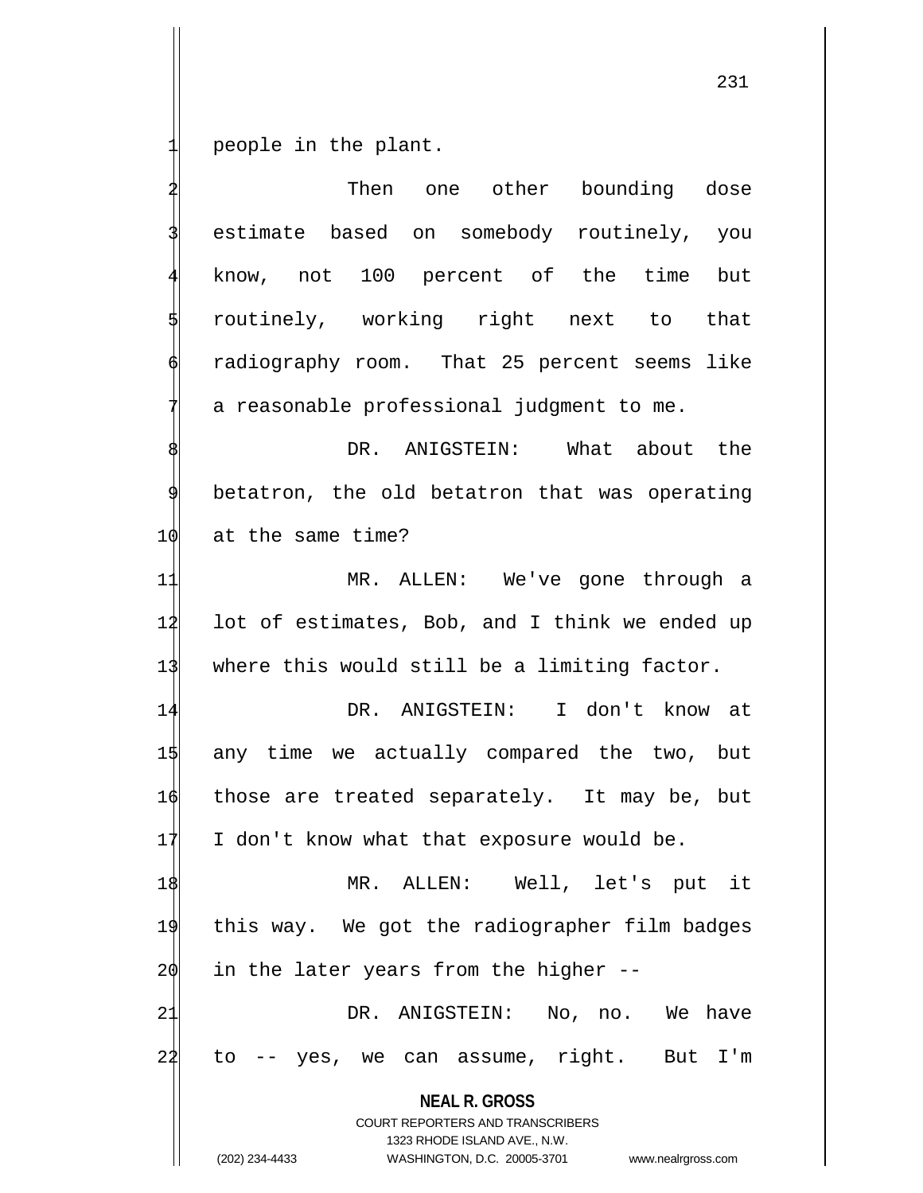people in the plant.

Then one other bounding dose estimate based on somebody routinely, you know, not 100 percent of the time but routinely, working right next to that radiography room. That 25 percent seems like a reasonable professional judgment to me.

DR. ANIGSTEIN: What about the betatron, the old betatron that was operating at the same time?

MR. ALLEN: We've gone through a lot of estimates, Bob, and I think we ended up where this would still be a limiting factor.

DR. ANIGSTEIN: I don't know at any time we actually compared the two, but those are treated separately. It may be, but I don't know what that exposure would be.

MR. ALLEN: Well, let's put it this way. We got the radiographer film badges in the later years from the higher --

DR. ANIGSTEIN: No, no. We have to -- yes, we can assume, right. But I'm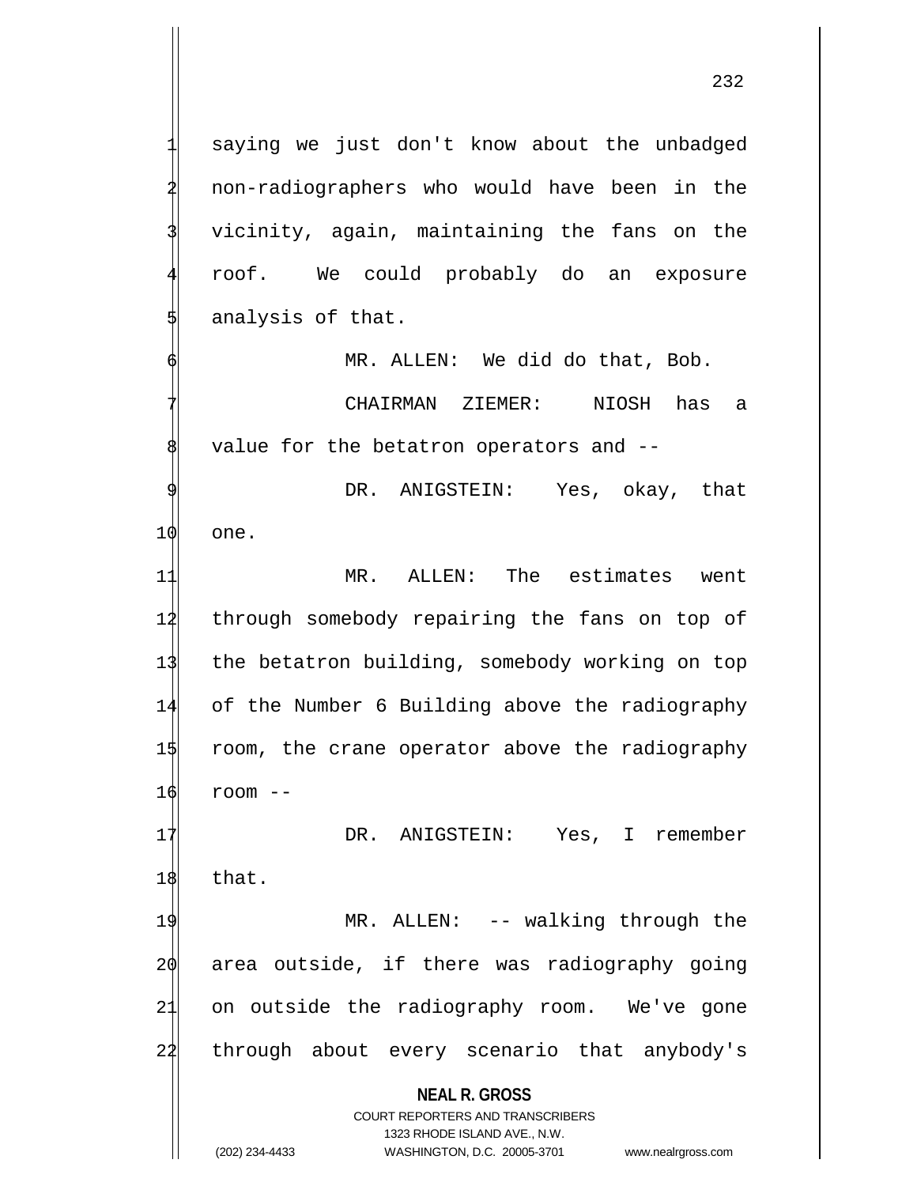saying we just don't know about the unbadged non-radiographers who would have been in the vicinity, again, maintaining the fans on the roof. We could probably do an exposure analysis of that.

MR. ALLEN: We did do that, Bob.

CHAIRMAN ZIEMER: NIOSH has a value for the betatron operators and --

DR. ANIGSTEIN: Yes, okay, that one.

MR. ALLEN: The estimates went through somebody repairing the fans on top of the betatron building, somebody working on top of the Number 6 Building above the radiography room, the crane operator above the radiography room --

DR. ANIGSTEIN: Yes, I remember that.

MR. ALLEN: -- walking through the area outside, if there was radiography going on outside the radiography room. We've gone through about every scenario that anybody's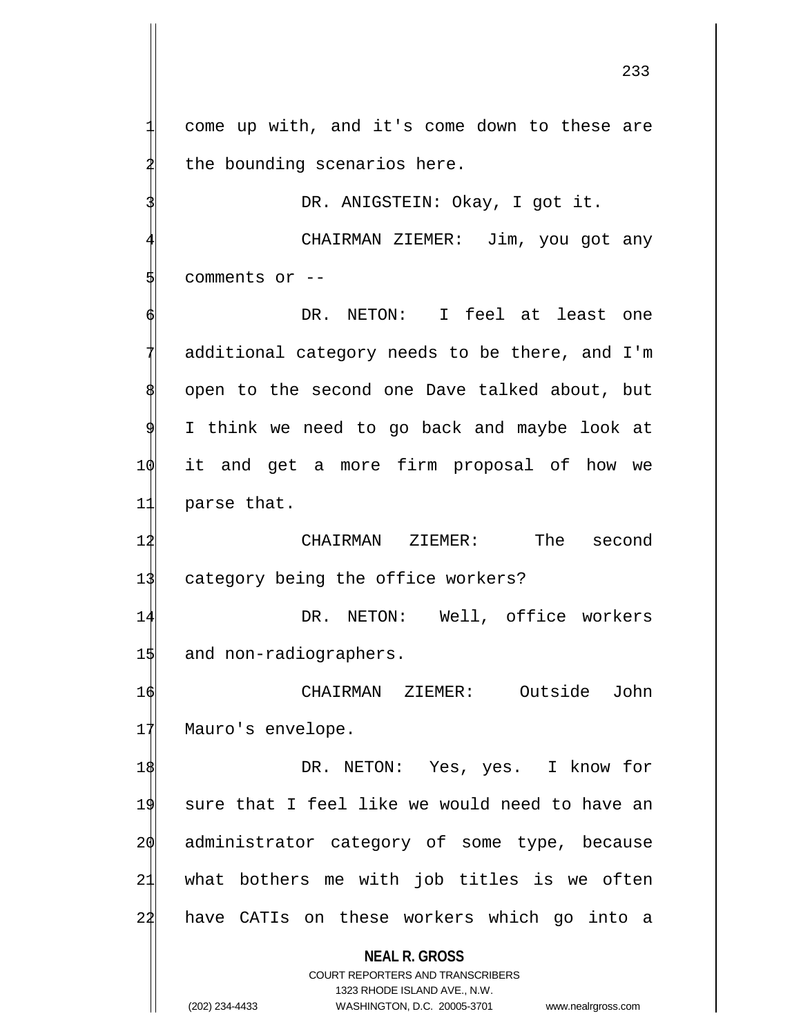come up with, and it's come down to these are the bounding scenarios here.

DR. ANIGSTEIN: Okay, I got it.

CHAIRMAN ZIEMER: Jim, you got any comments or --

DR. NETON: I feel at least one additional category needs to be there, and I'm open to the second one Dave talked about, but I think we need to go back and maybe look at it and get a more firm proposal of how we parse that.

CHAIRMAN ZIEMER: The second category being the office workers?

DR. NETON: Well, office workers and non-radiographers.

CHAIRMAN ZIEMER: Outside John Mauro's envelope.

DR. NETON: Yes, yes. I know for sure that I feel like we would need to have an administrator category of some type, because what bothers me with job titles is we often have CATIs on these workers which go into a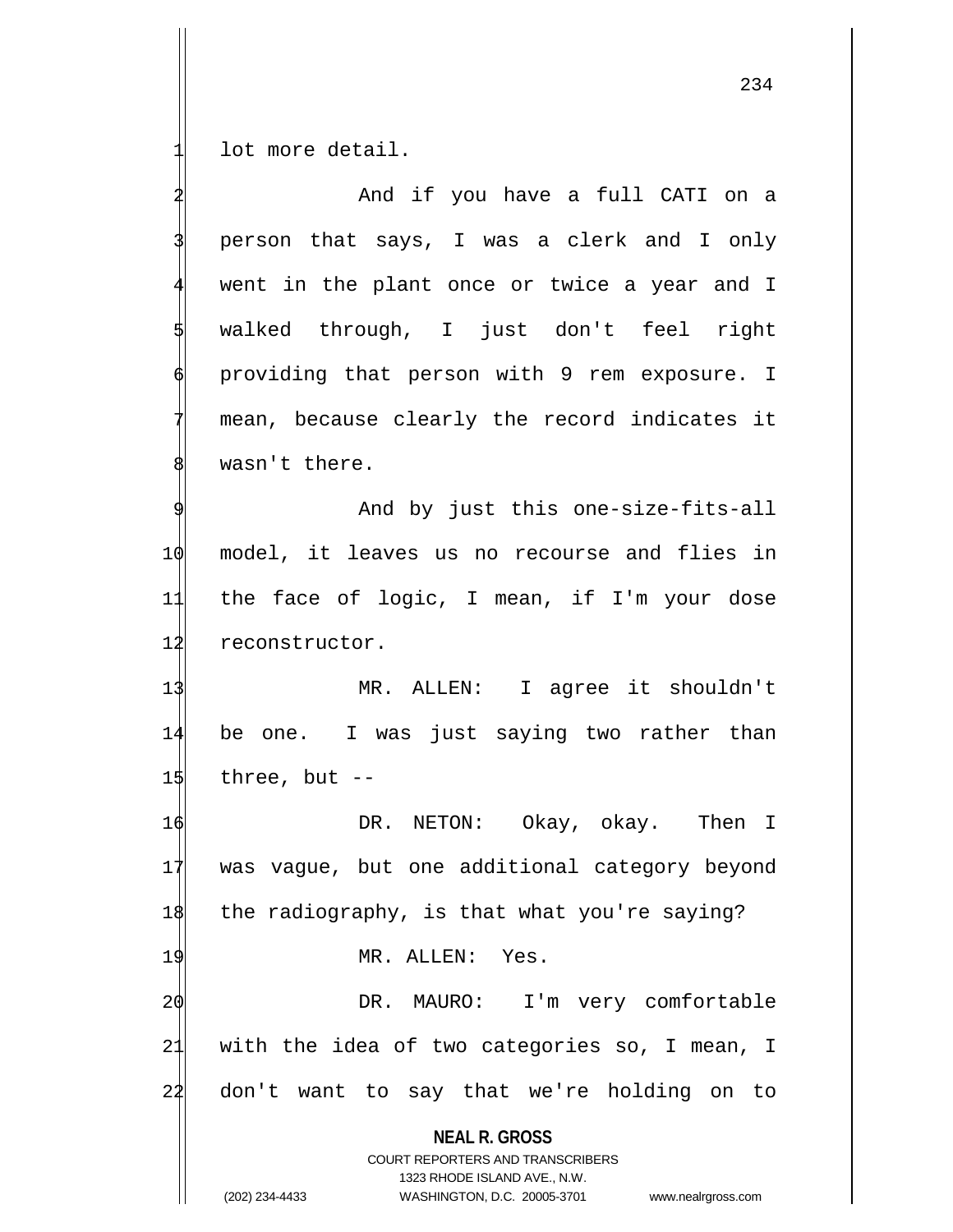lot more detail.

And if you have a full CATI on a person that says, I was a clerk and I only went in the plant once or twice a year and I walked through, I just don't feel right providing that person with 9 rem exposure. I mean, because clearly the record indicates it wasn't there.

And by just this one-size-fits-all model, it leaves us no recourse and flies in the face of logic, I mean, if I'm your dose reconstructor.

MR. ALLEN: I agree it shouldn't be one. I was just saying two rather than three, but --

DR. NETON: Okay, okay. Then I was vague, but one additional category beyond the radiography, is that what you're saying?

MR. ALLEN: Yes.

DR. MAURO: I'm very comfortable with the idea of two categories so, I mean, I don't want to say that we're holding on to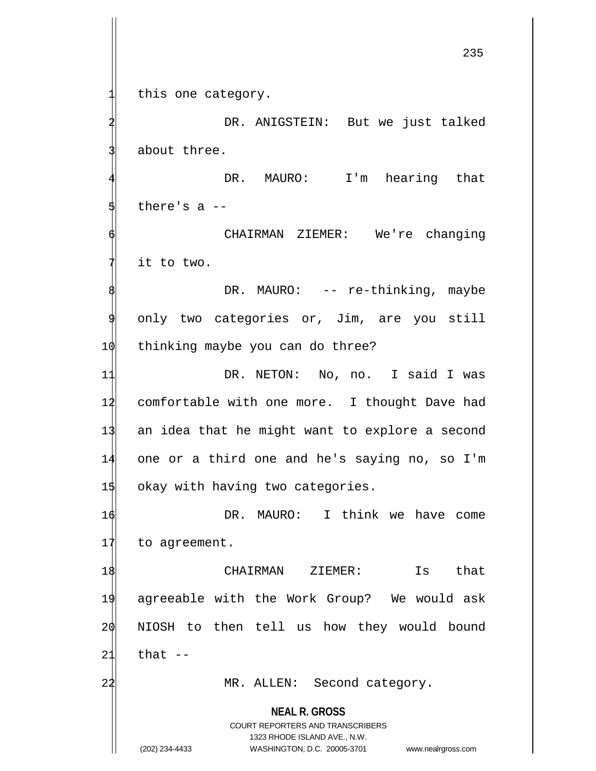this one category.

DR. ANIGSTEIN: But we just talked about three.

DR. MAURO: I'm hearing that there's a --

CHAIRMAN ZIEMER: We're changing it to two.

DR. MAURO: -- re-thinking, maybe only two categories or, Jim, are you still thinking maybe you can do three?

DR. NETON: No, no. I said I was comfortable with one more. I thought Dave had an idea that he might want to explore a second one or a third one and he's saying no, so I'm okay with having two categories.

DR. MAURO: I think we have come to agreement.

CHAIRMAN ZIEMER: Is that agreeable with the Work Group? We would ask NIOSH to then tell us how they would bound that --

MR. ALLEN: Second category.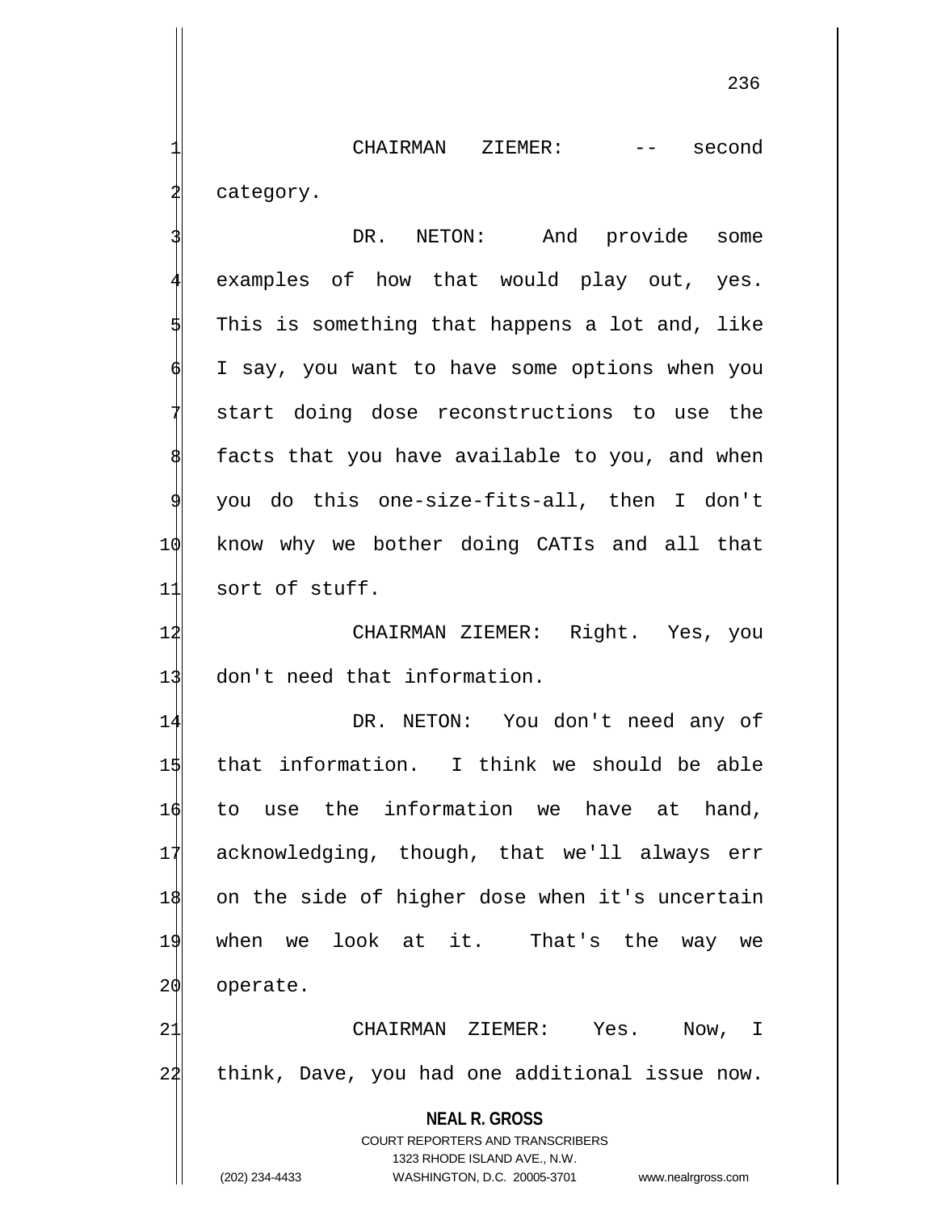CHAIRMAN ZIEMER: -- second category.

DR. NETON: And provide some examples of how that would play out, yes. This is something that happens a lot and, like I say, you want to have some options when you start doing dose reconstructions to use the facts that you have available to you, and when you do this one-size-fits-all, then I don't know why we bother doing CATIs and all that sort of stuff.

CHAIRMAN ZIEMER: Right. Yes, you don't need that information.

DR. NETON: You don't need any of that information. I think we should be able to use the information we have at hand, acknowledging, though, that we'll always err on the side of higher dose when it's uncertain when we look at it. That's the way we operate.

CHAIRMAN ZIEMER: Yes. Now, I think, Dave, you had one additional issue now.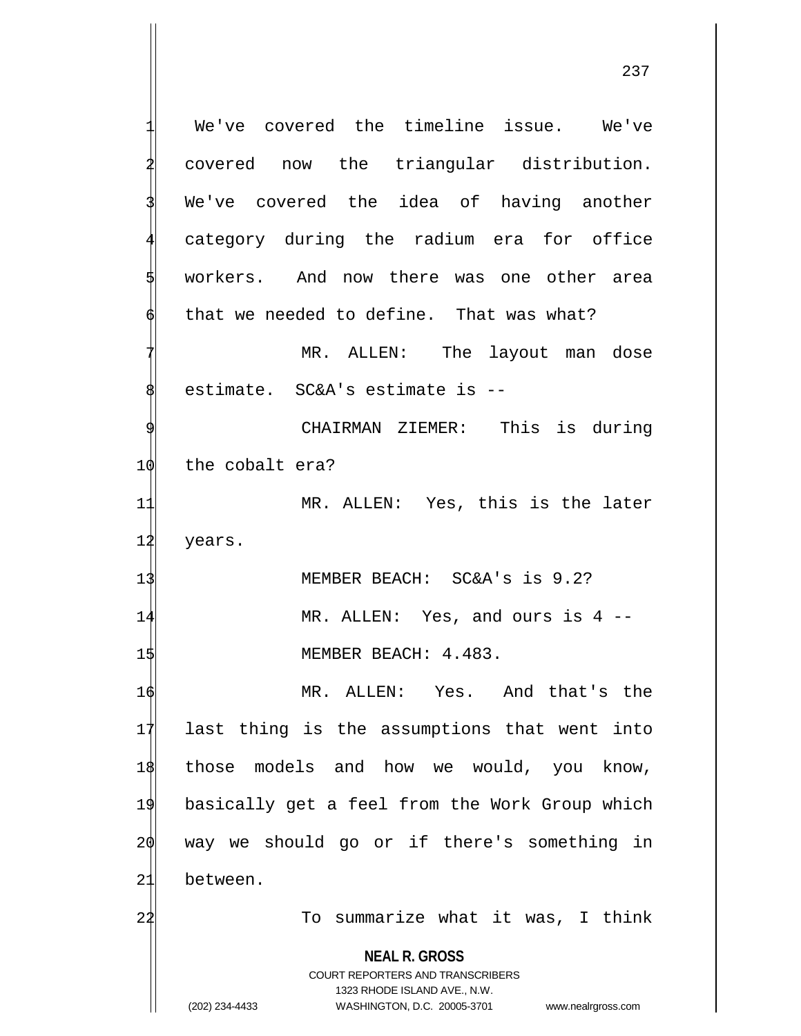We've covered the timeline issue. We've covered now the triangular distribution. We've covered the idea of having another category during the radium era for office workers. And now there was one other area that we needed to define. That was what?

MR. ALLEN: The layout man dose estimate. SC&A's estimate is --

CHAIRMAN ZIEMER: This is during the cobalt era?

MR. ALLEN: Yes, this is the later years.

MEMBER BEACH: SC&A's is 9.2?

MR. ALLEN: Yes, and ours is 4 --

MEMBER BEACH: 4.483.

MR. ALLEN: Yes. And that's the last thing is the assumptions that went into those models and how we would, you know, basically get a feel from the Work Group which way we should go or if there's something in between.

To summarize what it was, I think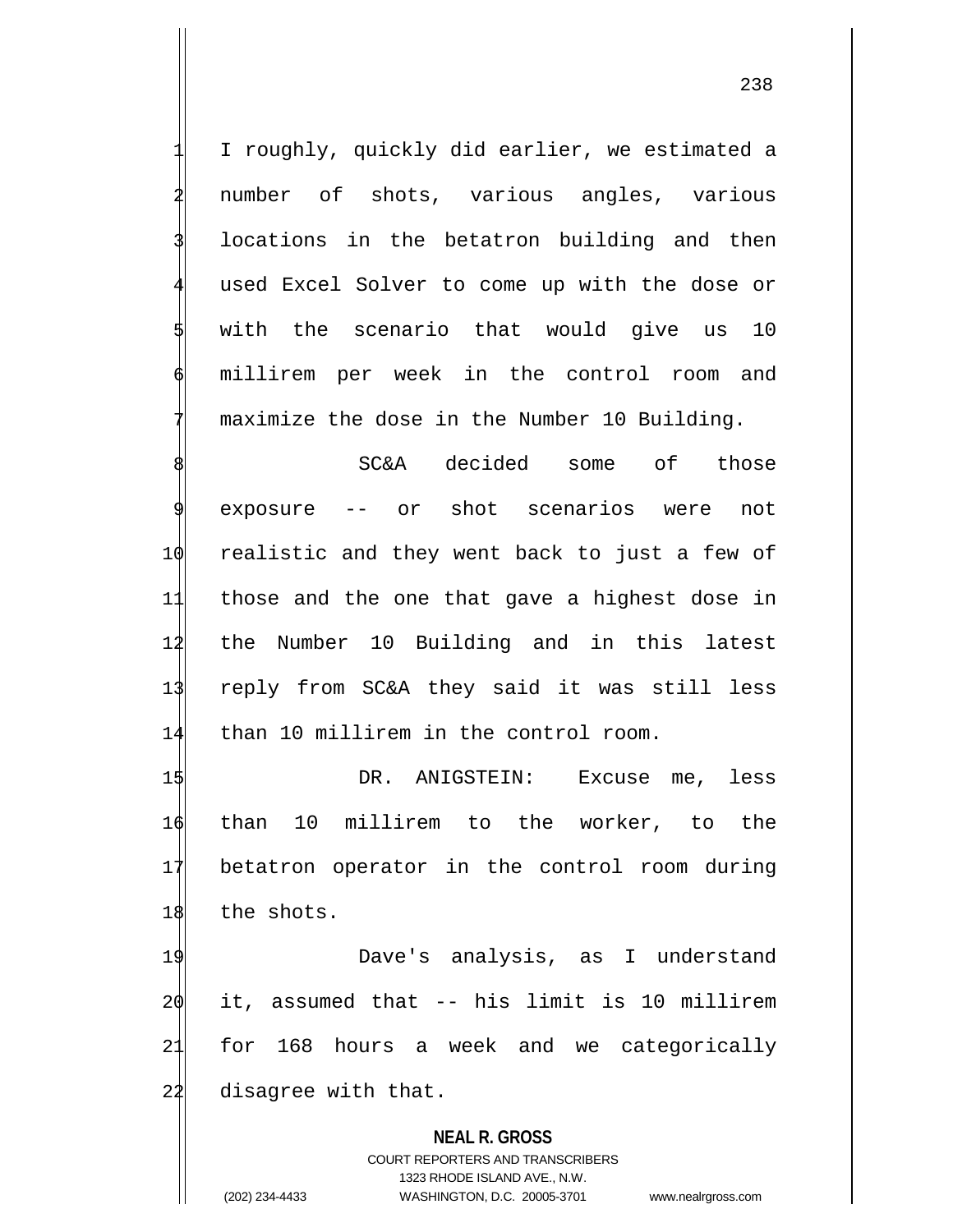I roughly, quickly did earlier, we estimated a number of shots, various angles, various locations in the betatron building and then used Excel Solver to come up with the dose or with the scenario that would give us 10 millirem per week in the control room and maximize the dose in the Number 10 Building.

SC&A decided some of those exposure -- or shot scenarios were not realistic and they went back to just a few of those and the one that gave a highest dose in the Number 10 Building and in this latest reply from SC&A they said it was still less than 10 millirem in the control room.

DR. ANIGSTEIN: Excuse me, less than 10 millirem to the worker, to the betatron operator in the control room during the shots.

Dave's analysis, as I understand it, assumed that -- his limit is 10 millirem for 168 hours a week and we categorically disagree with that.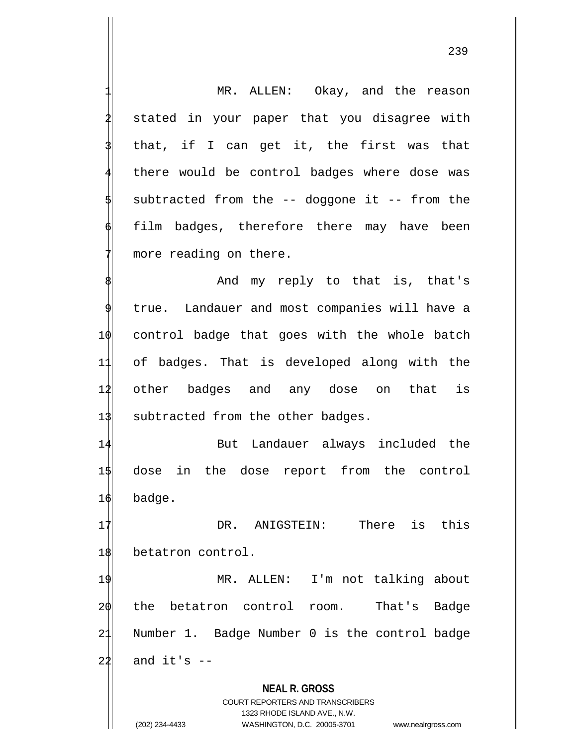MR. ALLEN: Okay, and the reason stated in your paper that you disagree with that, if I can get it, the first was that there would be control badges where dose was subtracted from the -- doggone it -- from the film badges, therefore there may have been more reading on there.

And my reply to that is, that's true. Landauer and most companies will have a control badge that goes with the whole batch of badges. That is developed along with the other badges and any dose on that is subtracted from the other badges.

But Landauer always included the dose in the dose report from the control badge.

DR. ANIGSTEIN: There is this betatron control.

MR. ALLEN: I'm not talking about the betatron control room. That's Badge Number 1. Badge Number 0 is the control badge and it's --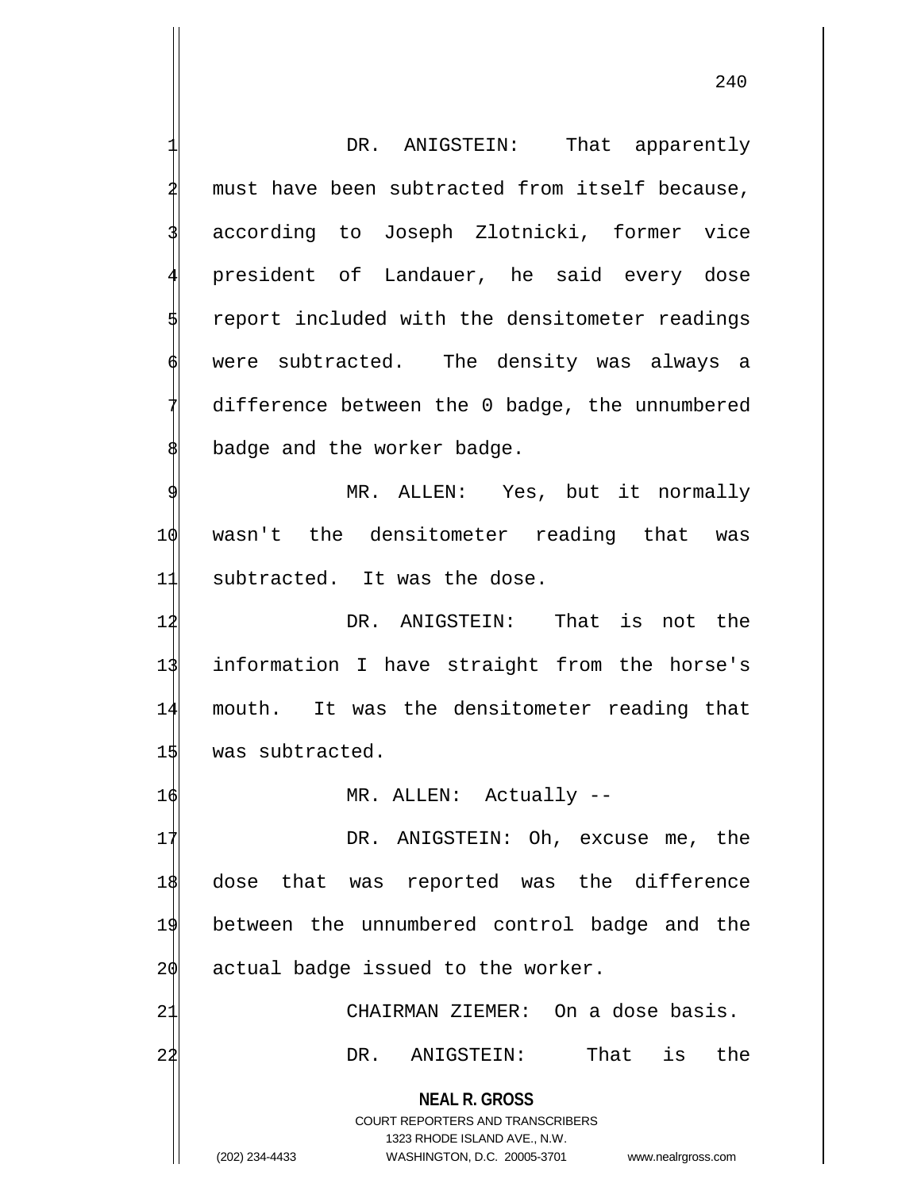DR. ANIGSTEIN: That apparently must have been subtracted from itself because, according to Joseph Zlotnicki, former vice president of Landauer, he said every dose report included with the densitometer readings were subtracted. The density was always a difference between the 0 badge, the unnumbered badge and the worker badge.

MR. ALLEN: Yes, but it normally wasn't the densitometer reading that was subtracted. It was the dose.

DR. ANIGSTEIN: That is not the information I have straight from the horse's mouth. It was the densitometer reading that was subtracted.

MR. ALLEN: Actually --

DR. ANIGSTEIN: Oh, excuse me, the dose that was reported was the difference between the unnumbered control badge and the actual badge issued to the worker.

CHAIRMAN ZIEMER: On a dose basis.

DR. ANIGSTEIN: That is the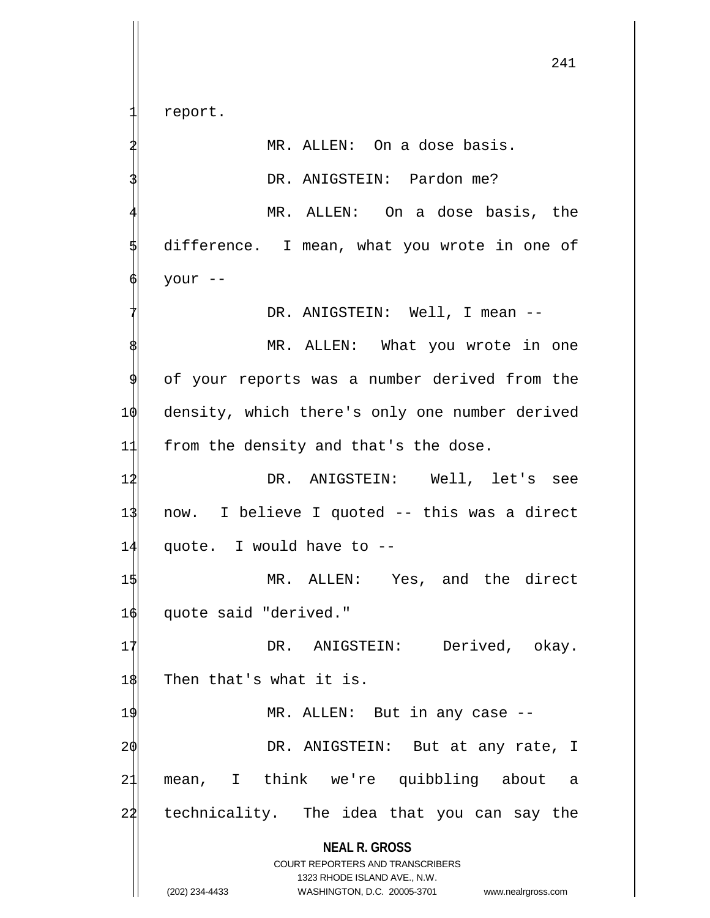report.

MR. ALLEN: On a dose basis.

DR. ANIGSTEIN: Pardon me?

MR. ALLEN: On a dose basis, the difference. I mean, what you wrote in one of your --

DR. ANIGSTEIN: Well, I mean --

MR. ALLEN: What you wrote in one of your reports was a number derived from the density, which there's only one number derived from the density and that's the dose.

DR. ANIGSTEIN: Well, let's see now. I believe I quoted -- this was a direct quote. I would have to --

MR. ALLEN: Yes, and the direct quote said "derived."

DR. ANIGSTEIN: Derived, okay. Then that's what it is.

MR. ALLEN: But in any case --

DR. ANIGSTEIN: But at any rate, I mean, I think we're quibbling about a technicality. The idea that you can say the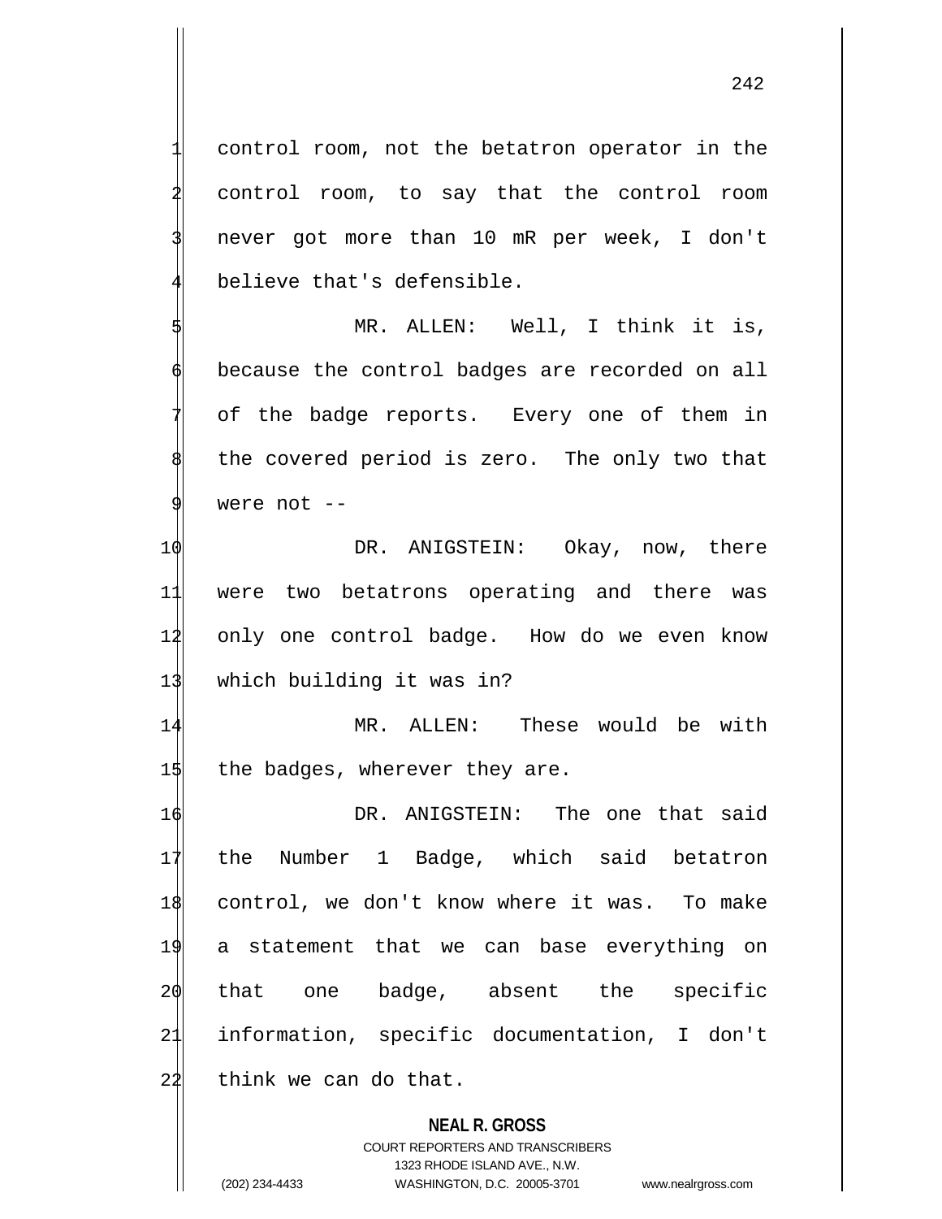control room, not the betatron operator in the control room, to say that the control room never got more than 10 mR per week, I don't believe that's defensible.

MR. ALLEN: Well, I think it is, because the control badges are recorded on all of the badge reports. Every one of them in the covered period is zero. The only two that were not --

DR. ANIGSTEIN: Okay, now, there were two betatrons operating and there was only one control badge. How do we even know which building it was in?

MR. ALLEN: These would be with the badges, wherever they are.

DR. ANIGSTEIN: The one that said the Number 1 Badge, which said betatron control, we don't know where it was. To make a statement that we can base everything on that one badge, absent the specific information, specific documentation, I don't think we can do that.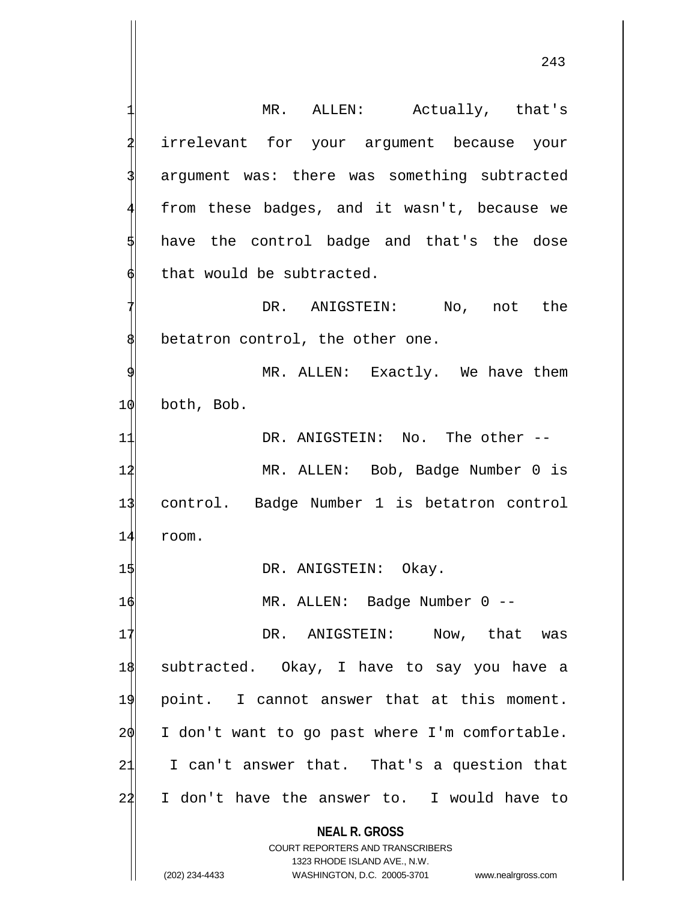MR. ALLEN: Actually, that's irrelevant for your argument because your argument was: there was something subtracted from these badges, and it wasn't, because we have the control badge and that's the dose that would be subtracted.

DR. ANIGSTEIN: No, not the betatron control, the other one.

MR. ALLEN: Exactly. We have them both, Bob.

DR. ANIGSTEIN: No. The other --

MR. ALLEN: Bob, Badge Number 0 is control. Badge Number 1 is betatron control room.

DR. ANIGSTEIN: Okay.

MR. ALLEN: Badge Number 0 --

DR. ANIGSTEIN: Now, that was subtracted. Okay, I have to say you have a point. I cannot answer that at this moment. I don't want to go past where I'm comfortable. I can't answer that. That's a question that I don't have the answer to. I would have to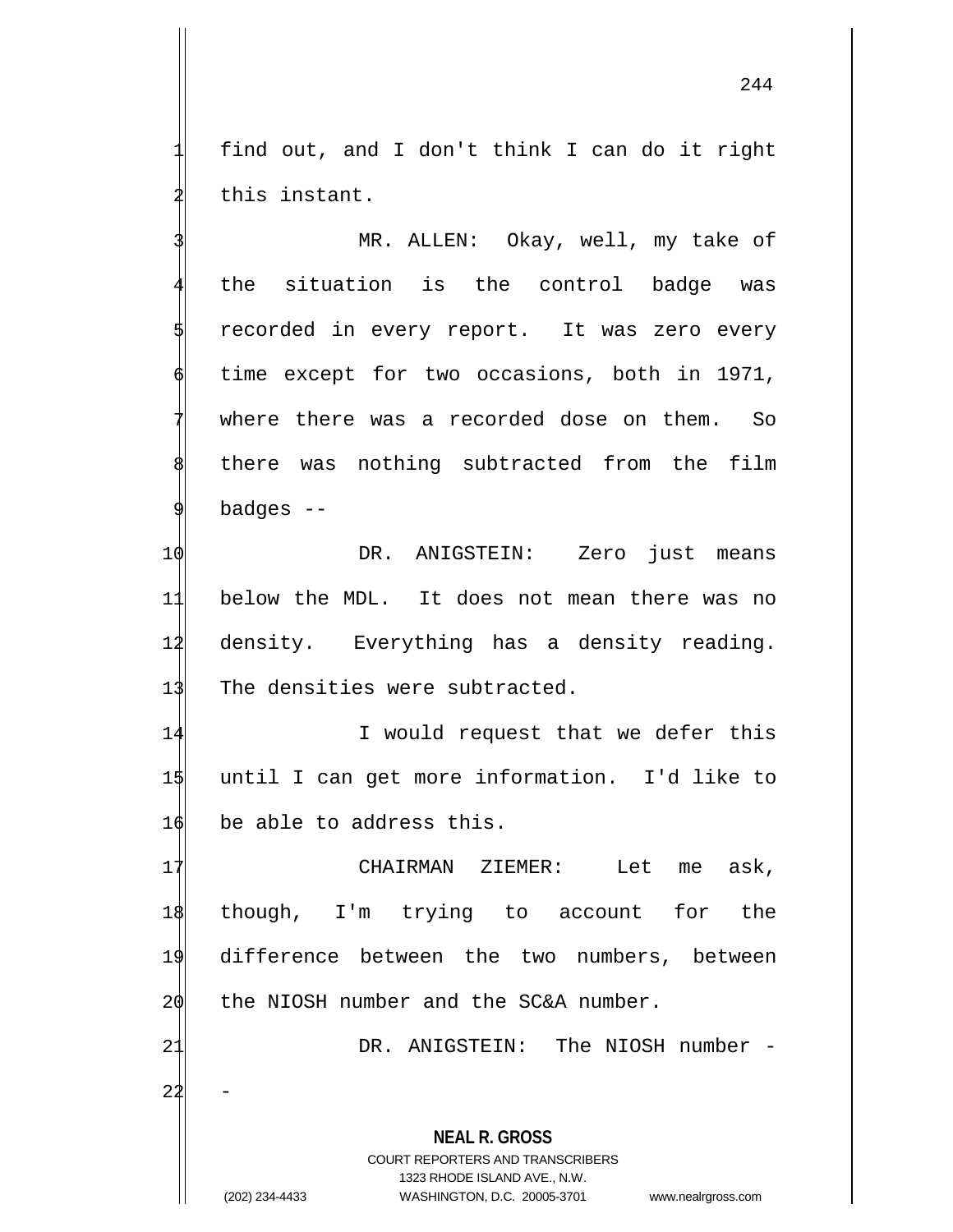find out, and I don't think I can do it right this instant.

MR. ALLEN: Okay, well, my take of the situation is the control badge was recorded in every report. It was zero every time except for two occasions, both in 1971, where there was a recorded dose on them. So there was nothing subtracted from the film badges --

DR. ANIGSTEIN: Zero just means below the MDL. It does not mean there was no density. Everything has a density reading. The densities were subtracted.

I would request that we defer this until I can get more information. I'd like to be able to address this.

CHAIRMAN ZIEMER: Let me ask, though, I'm trying to account for the difference between the two numbers, between the NIOSH number and the SC&A number.

DR. ANIGSTEIN: The NIOSH number --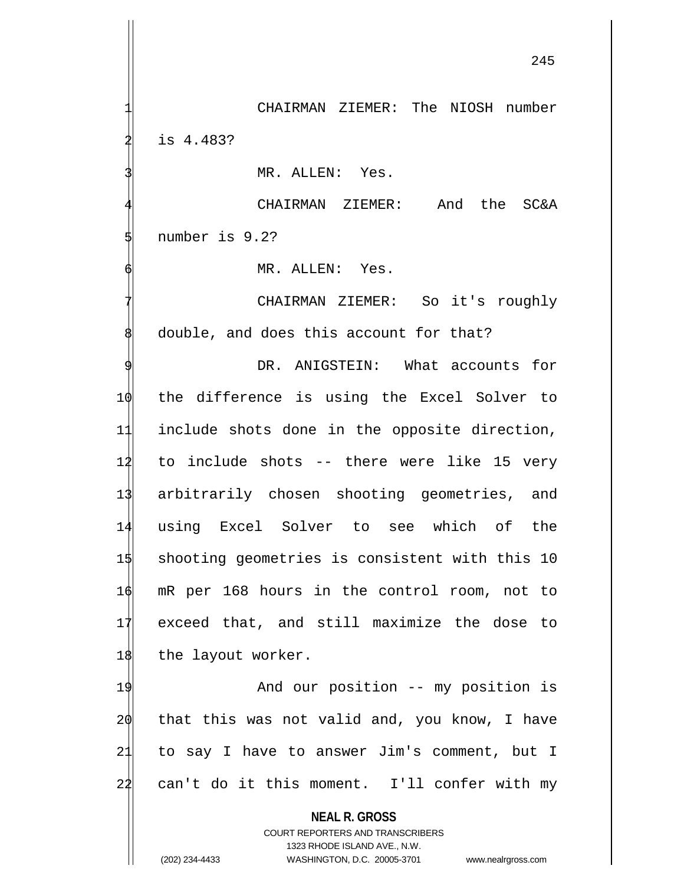CHAIRMAN ZIEMER: The NIOSH number is 4.483?

MR. ALLEN: Yes.

CHAIRMAN ZIEMER: And the SC&A number is 9.2?

MR. ALLEN: Yes.

CHAIRMAN ZIEMER: So it's roughly double, and does this account for that?

DR. ANIGSTEIN: What accounts for the difference is using the Excel Solver to include shots done in the opposite direction, to include shots -- there were like 15 very arbitrarily chosen shooting geometries, and using Excel Solver to see which of the shooting geometries is consistent with this 10 mR per 168 hours in the control room, not to exceed that, and still maximize the dose to the layout worker.

And our position -- my position is that this was not valid and, you know, I have to say I have to answer Jim's comment, but I can't do it this moment. I'll confer with my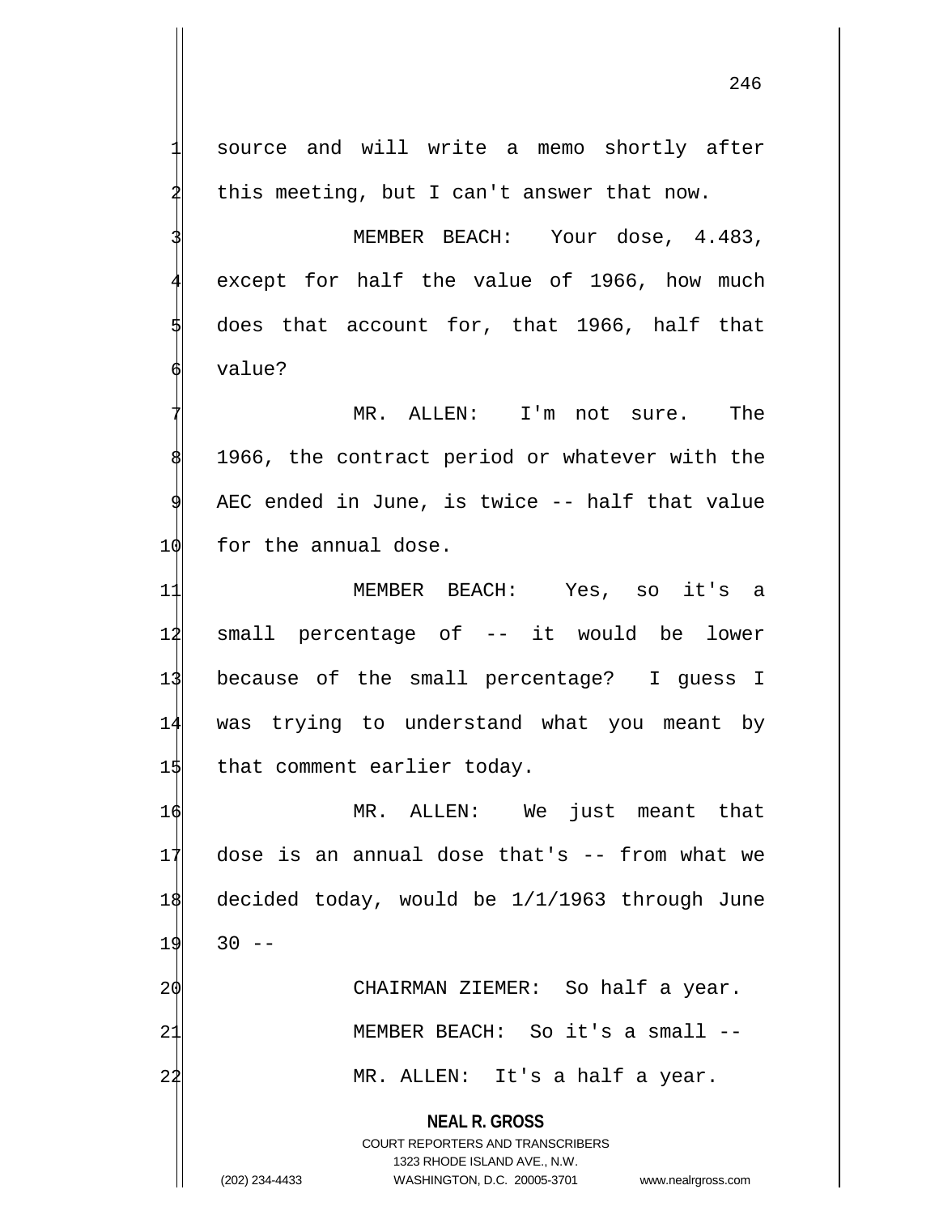source and will write a memo shortly after this meeting, but I can't answer that now.

MEMBER BEACH: Your dose, 4.483, except for half the value of 1966, how much does that account for, that 1966, half that value?

MR. ALLEN: I'm not sure. The 1966, the contract period or whatever with the AEC ended in June, is twice -- half that value for the annual dose.

MEMBER BEACH: Yes, so it's a small percentage of -- it would be lower because of the small percentage? I guess I was trying to understand what you meant by that comment earlier today.

MR. ALLEN: We just meant that dose is an annual dose that's -- from what we decided today, would be 1/1/1963 through June 30 --

CHAIRMAN ZIEMER: So half a year.

MEMBER BEACH: So it's a small --

MR. ALLEN: It's a half a year.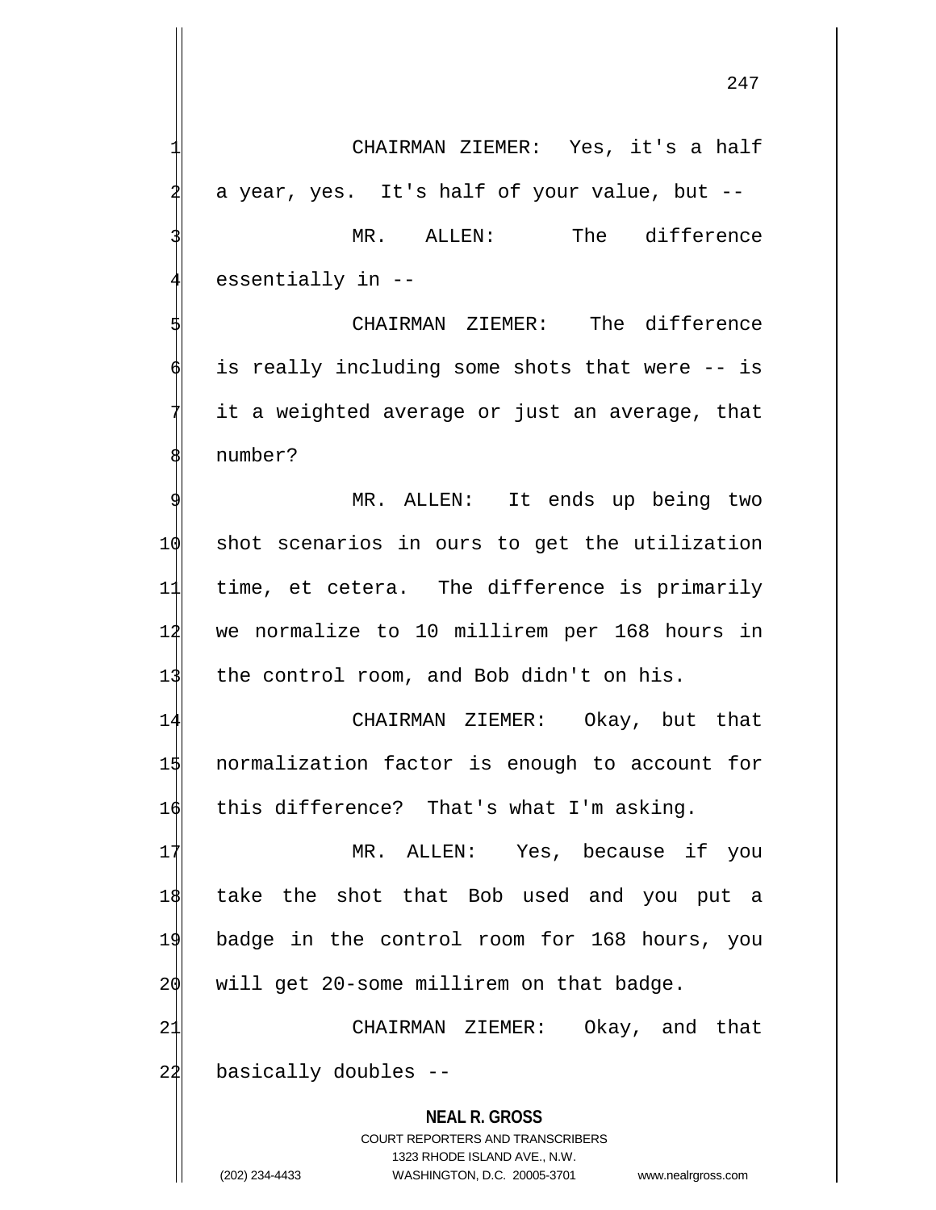CHAIRMAN ZIEMER: Yes, it's a half a year, yes. It's half of your value, but --

MR. ALLEN: The difference essentially in --

CHAIRMAN ZIEMER: The difference is really including some shots that were -- is it a weighted average or just an average, that number?

MR. ALLEN: It ends up being two shot scenarios in ours to get the utilization time, et cetera. The difference is primarily we normalize to 10 millirem per 168 hours in the control room, and Bob didn't on his.

CHAIRMAN ZIEMER: Okay, but that normalization factor is enough to account for this difference? That's what I'm asking.

MR. ALLEN: Yes, because if you take the shot that Bob used and you put a badge in the control room for 168 hours, you will get 20-some millirem on that badge.

CHAIRMAN ZIEMER: Okay, and that basically doubles --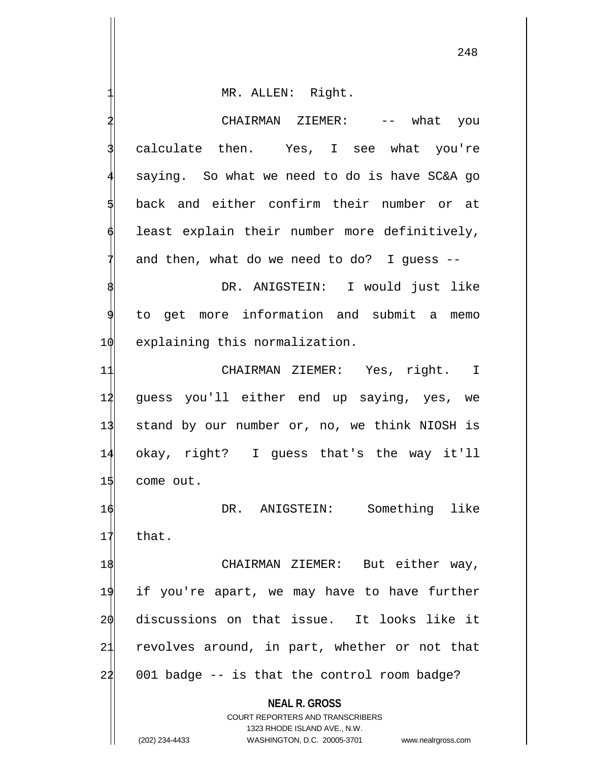MR. ALLEN: Right.

CHAIRMAN ZIEMER: -- what you calculate then. Yes, I see what you're saying. So what we need to do is have SC&A go back and either confirm their number or at least explain their number more definitively, and then, what do we need to do? I guess --

DR. ANIGSTEIN: I would just like to get more information and submit a memo explaining this normalization.

CHAIRMAN ZIEMER: Yes, right. I guess you'll either end up saying, yes, we stand by our number or, no, we think NIOSH is okay, right? I guess that's the way it'll come out.

DR. ANIGSTEIN: Something like that.

CHAIRMAN ZIEMER: But either way, if you're apart, we may have to have further discussions on that issue. It looks like it revolves around, in part, whether or not that 001 badge -- is that the control room badge?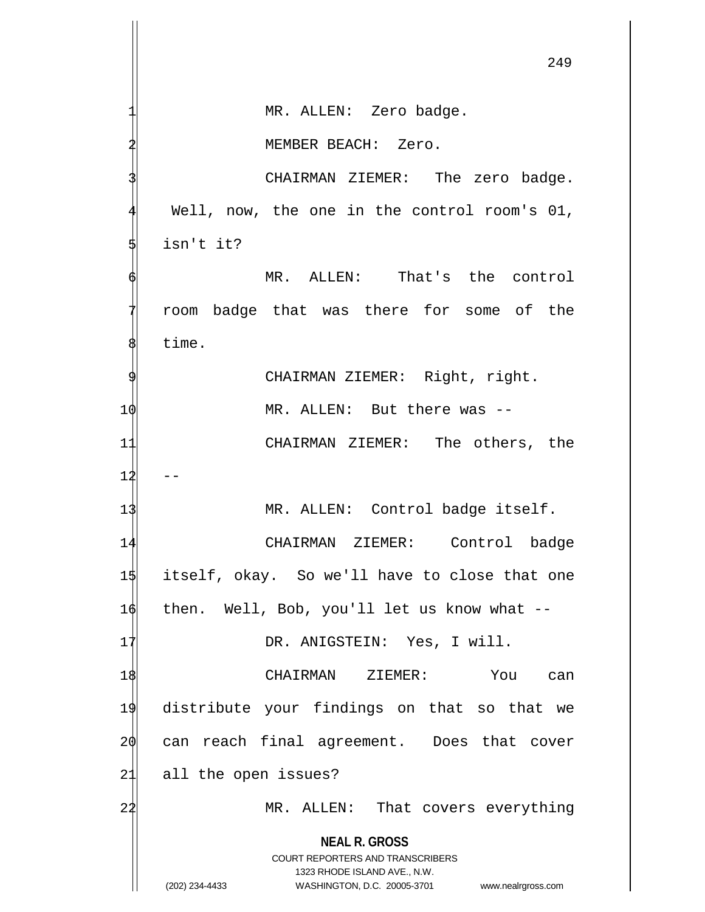MR. ALLEN: Zero badge.

MEMBER BEACH: Zero.

CHAIRMAN ZIEMER: The zero badge. Well, now, the one in the control room's 01, isn't it?

MR. ALLEN: That's the control room badge that was there for some of the time.

CHAIRMAN ZIEMER: Right, right.

MR. ALLEN: But there was --

CHAIRMAN ZIEMER: The others, the --

MR. ALLEN: Control badge itself.

CHAIRMAN ZIEMER: Control badge itself, okay. So we'll have to close that one then. Well, Bob, you'll let us know what --

DR. ANIGSTEIN: Yes, I will.

CHAIRMAN ZIEMER: You can distribute your findings on that so that we can reach final agreement. Does that cover all the open issues?

MR. ALLEN: That covers everything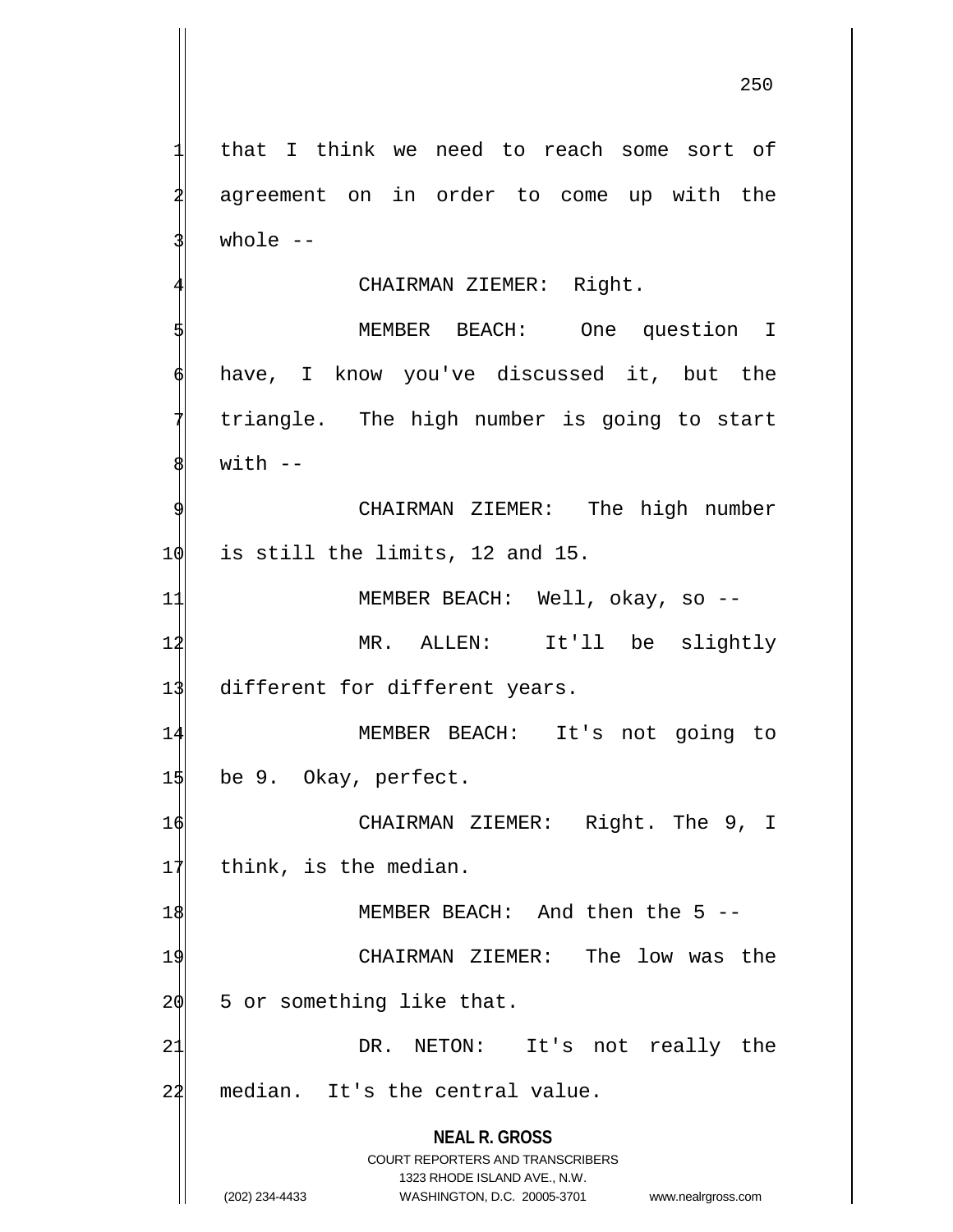that I think we need to reach some sort of agreement on in order to come up with the whole --

CHAIRMAN ZIEMER: Right.

MEMBER BEACH: One question I have, I know you've discussed it, but the triangle. The high number is going to start with --

CHAIRMAN ZIEMER: The high number is still the limits, 12 and 15.

MEMBER BEACH: Well, okay, so --

MR. ALLEN: It'll be slightly different for different years.

MEMBER BEACH: It's not going to be 9. Okay, perfect.

CHAIRMAN ZIEMER: Right. The 9, I think, is the median.

MEMBER BEACH: And then the 5 --

CHAIRMAN ZIEMER: The low was the 5 or something like that.

DR. NETON: It's not really the median. It's the central value.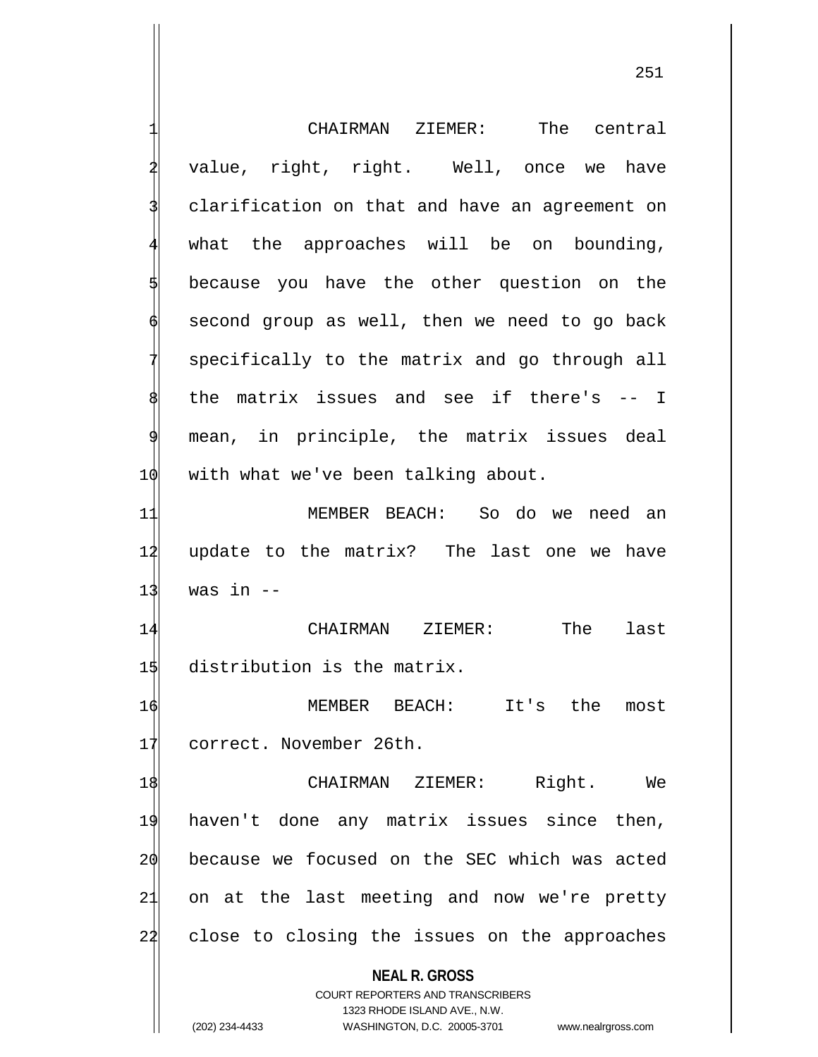CHAIRMAN ZIEMER: The central value, right, right. Well, once we have clarification on that and have an agreement on what the approaches will be on bounding, because you have the other question on the second group as well, then we need to go back specifically to the matrix and go through all the matrix issues and see if there's -- I mean, in principle, the matrix issues deal with what we've been talking about.

MEMBER BEACH: So do we need an update to the matrix? The last one we have was in --

CHAIRMAN ZIEMER: The last distribution is the matrix.

MEMBER BEACH: It's the most correct. November 26th.

CHAIRMAN ZIEMER: Right. We haven't done any matrix issues since then, because we focused on the SEC which was acted on at the last meeting and now we're pretty close to closing the issues on the approaches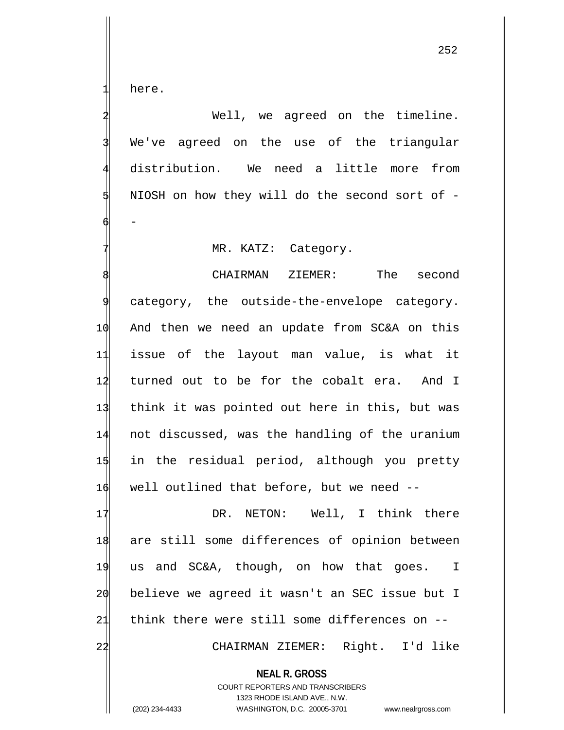here.

Well, we agreed on the timeline. We've agreed on the use of the triangular distribution. We need a little more from NIOSH on how they will do the second sort of --

MR. KATZ: Category.

CHAIRMAN ZIEMER: The second category, the outside-the-envelope category. And then we need an update from SC&A on this issue of the layout man value, is what it turned out to be for the cobalt era. And I think it was pointed out here in this, but was not discussed, was the handling of the uranium in the residual period, although you pretty well outlined that before, but we need --

DR. NETON: Well, I think there are still some differences of opinion between us and SC&A, though, on how that goes. I believe we agreed it wasn't an SEC issue but I think there were still some differences on --

CHAIRMAN ZIEMER: Right. I'd like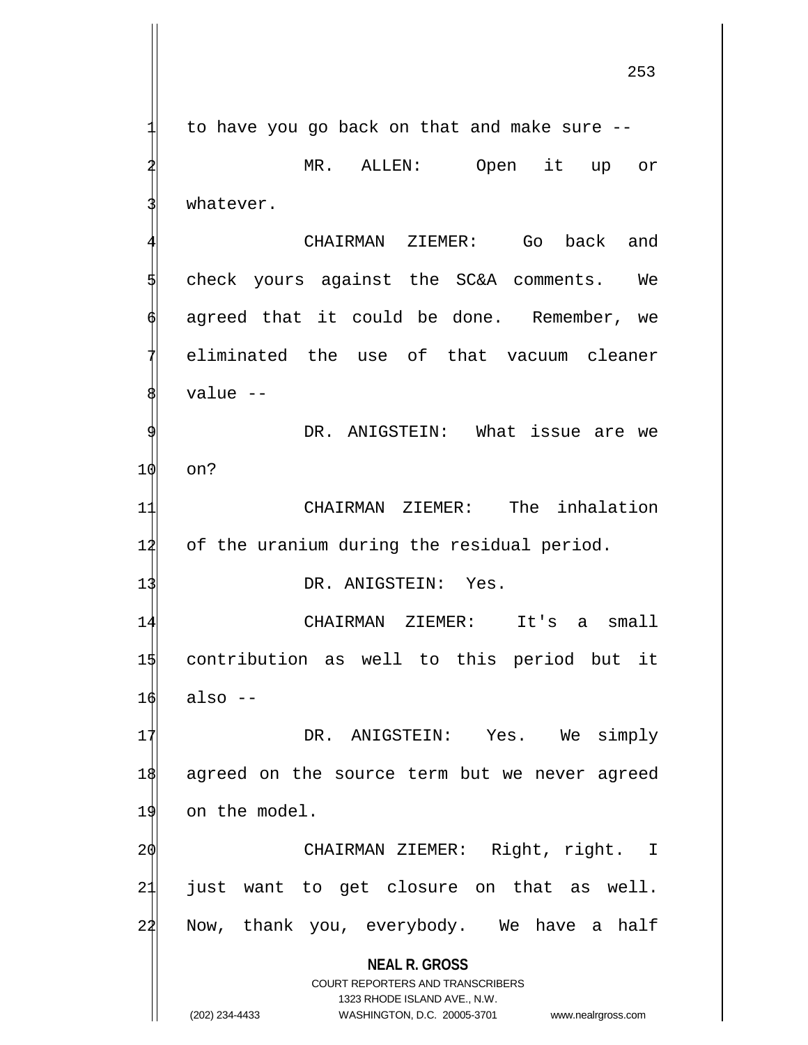to have you go back on that and make sure --

MR. ALLEN: Open it up or whatever.

CHAIRMAN ZIEMER: Go back and check yours against the SC&A comments. We agreed that it could be done. Remember, we eliminated the use of that vacuum cleaner value --

DR. ANIGSTEIN: What issue are we on?

CHAIRMAN ZIEMER: The inhalation of the uranium during the residual period.

DR. ANIGSTEIN: Yes.

CHAIRMAN ZIEMER: It's a small contribution as well to this period but it also --

DR. ANIGSTEIN: Yes. We simply agreed on the source term but we never agreed on the model.

CHAIRMAN ZIEMER: Right, right. I just want to get closure on that as well. Now, thank you, everybody. We have a half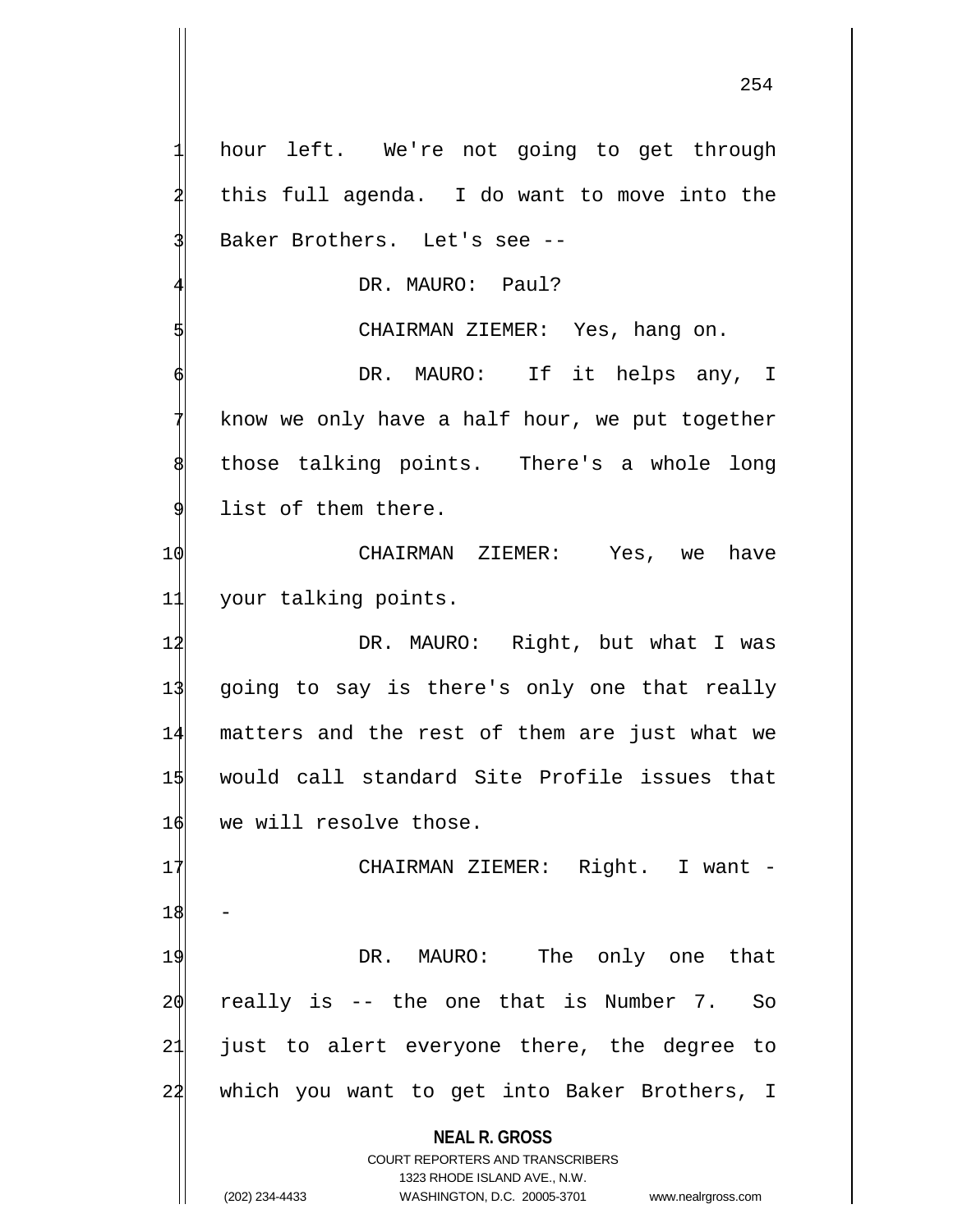hour left. We're not going to get through this full agenda. I do want to move into the Baker Brothers. Let's see --

DR. MAURO: Paul?

CHAIRMAN ZIEMER: Yes, hang on.

DR. MAURO: If it helps any, I know we only have a half hour, we put together those talking points. There's a whole long list of them there.

CHAIRMAN ZIEMER: Yes, we have your talking points.

DR. MAURO: Right, but what I was going to say is there's only one that really matters and the rest of them are just what we would call standard Site Profile issues that we will resolve those.

CHAIRMAN ZIEMER: Right. I want --

DR. MAURO: The only one that really is -- the one that is Number 7. So just to alert everyone there, the degree to which you want to get into Baker Brothers, I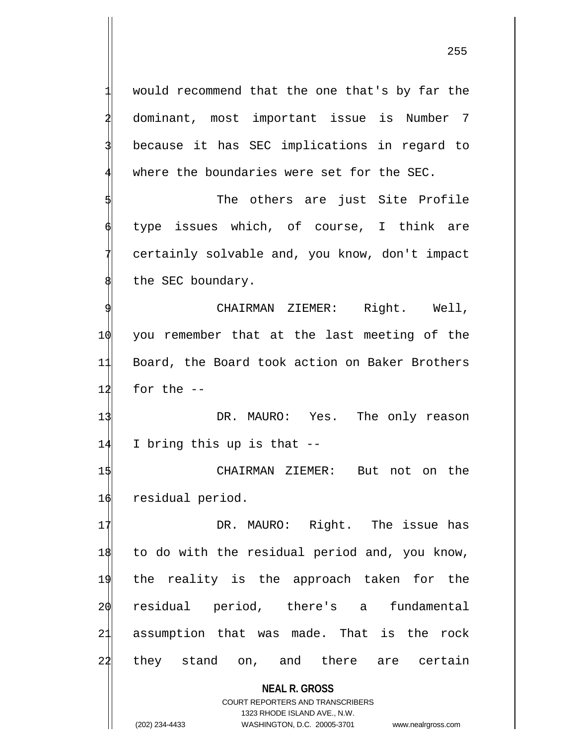would recommend that the one that's by far the dominant, most important issue is Number 7 because it has SEC implications in regard to where the boundaries were set for the SEC.

The others are just Site Profile type issues which, of course, I think are certainly solvable and, you know, don't impact the SEC boundary.

CHAIRMAN ZIEMER: Right. Well, you remember that at the last meeting of the Board, the Board took action on Baker Brothers for the --

DR. MAURO: Yes. The only reason I bring this up is that --

CHAIRMAN ZIEMER: But not on the residual period.

DR. MAURO: Right. The issue has to do with the residual period and, you know, the reality is the approach taken for the residual period, there's a fundamental assumption that was made. That is the rock they stand on, and there are certain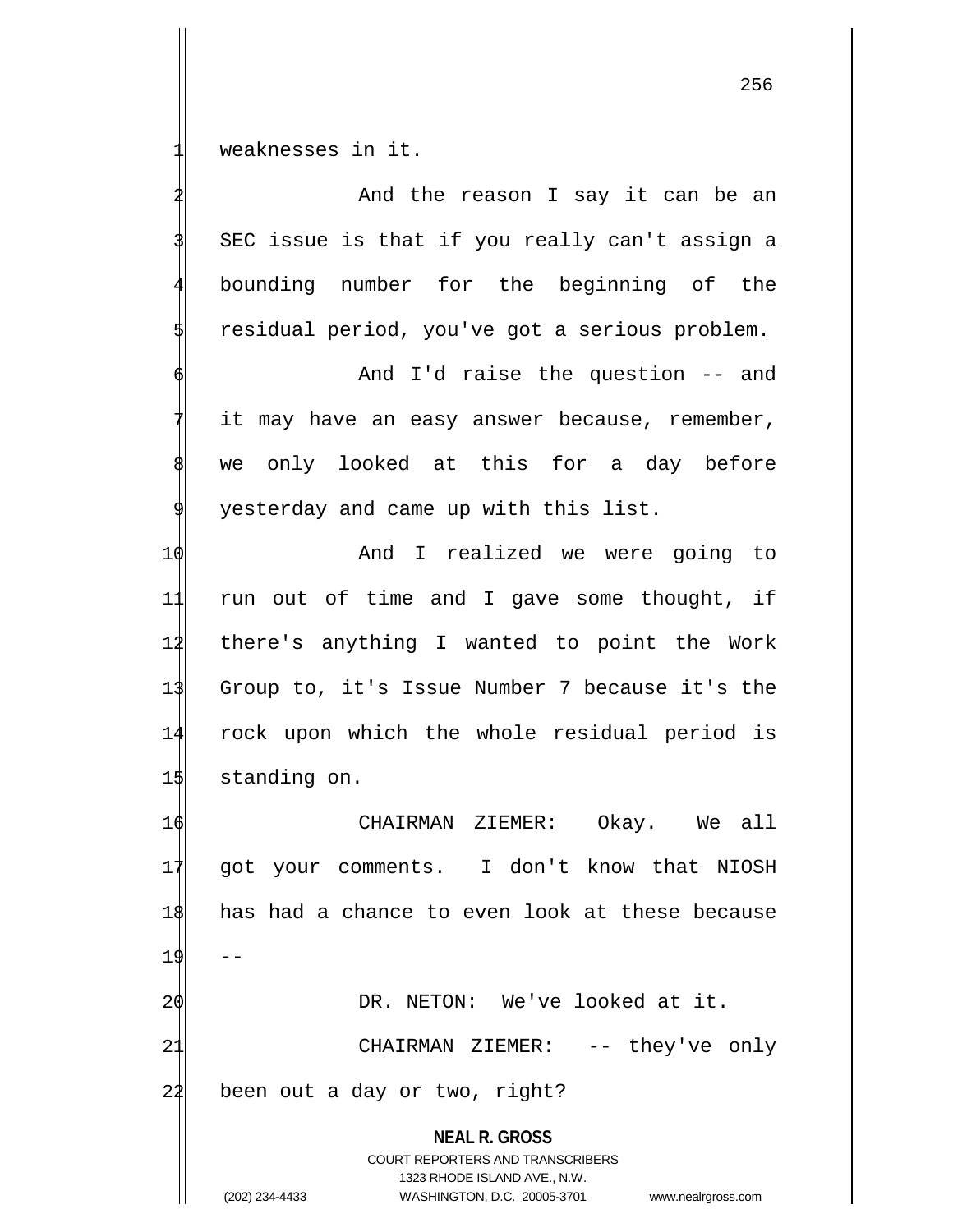weaknesses in it.

And the reason I say it can be an SEC issue is that if you really can't assign a bounding number for the beginning of the residual period, you've got a serious problem.

And I'd raise the question -- and it may have an easy answer because, remember, we only looked at this for a day before yesterday and came up with this list.

And I realized we were going to run out of time and I gave some thought, if there's anything I wanted to point the Work Group to, it's Issue Number 7 because it's the rock upon which the whole residual period is standing on.

CHAIRMAN ZIEMER: Okay. We all got your comments. I don't know that NIOSH has had a chance to even look at these because --

DR. NETON: We've looked at it.

CHAIRMAN ZIEMER: -- they've only been out a day or two, right?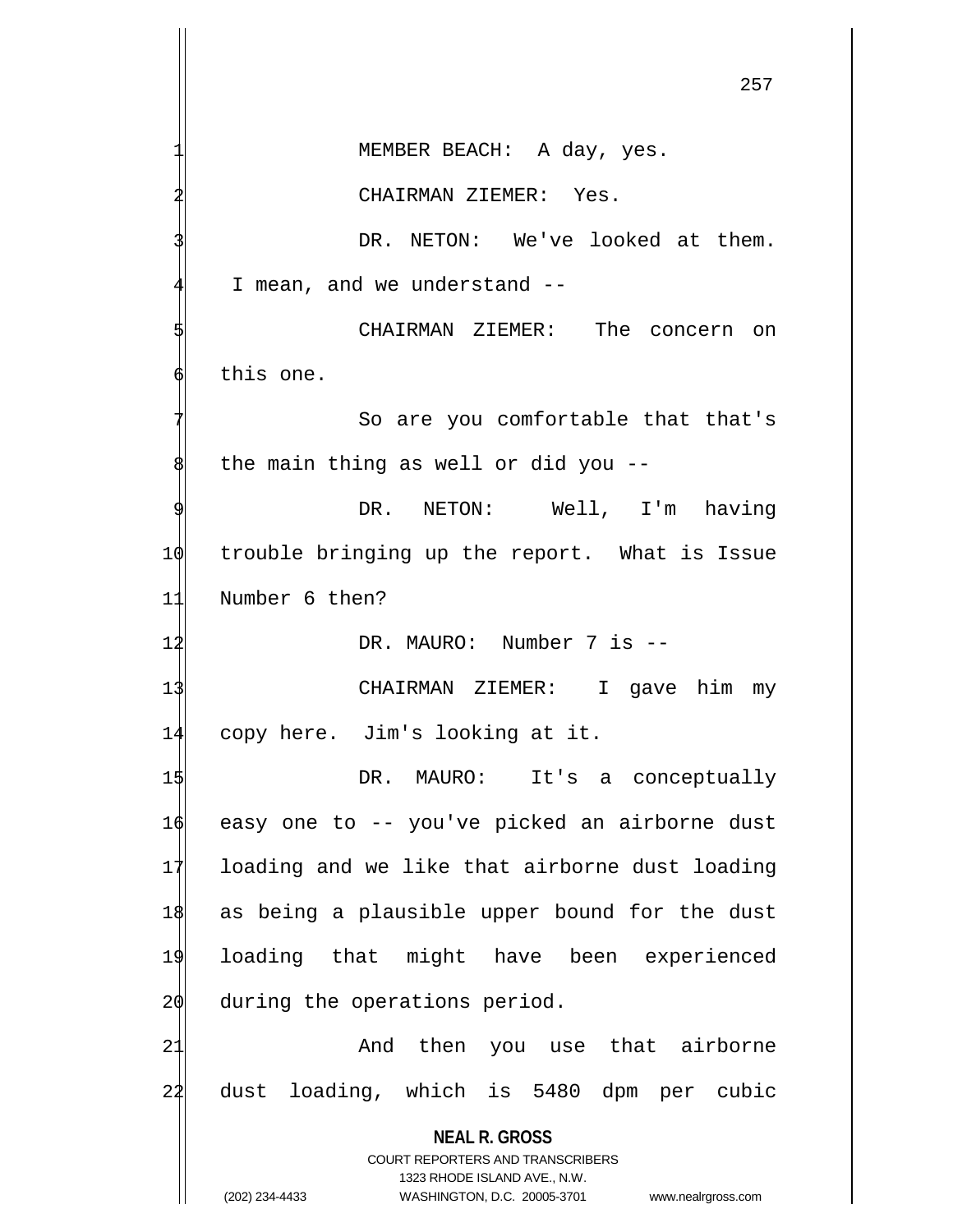MEMBER BEACH: A day, yes.

CHAIRMAN ZIEMER: Yes.

DR. NETON: We've looked at them. I mean, and we understand --

CHAIRMAN ZIEMER: The concern on this one.

So are you comfortable that that's the main thing as well or did you --

DR. NETON: Well, I'm having trouble bringing up the report. What is Issue Number 6 then?

DR. MAURO: Number 7 is --

CHAIRMAN ZIEMER: I gave him my copy here. Jim's looking at it.

DR. MAURO: It's a conceptually easy one to -- you've picked an airborne dust loading and we like that airborne dust loading as being a plausible upper bound for the dust loading that might have been experienced during the operations period.

And then you use that airborne dust loading, which is 5480 dpm per cubic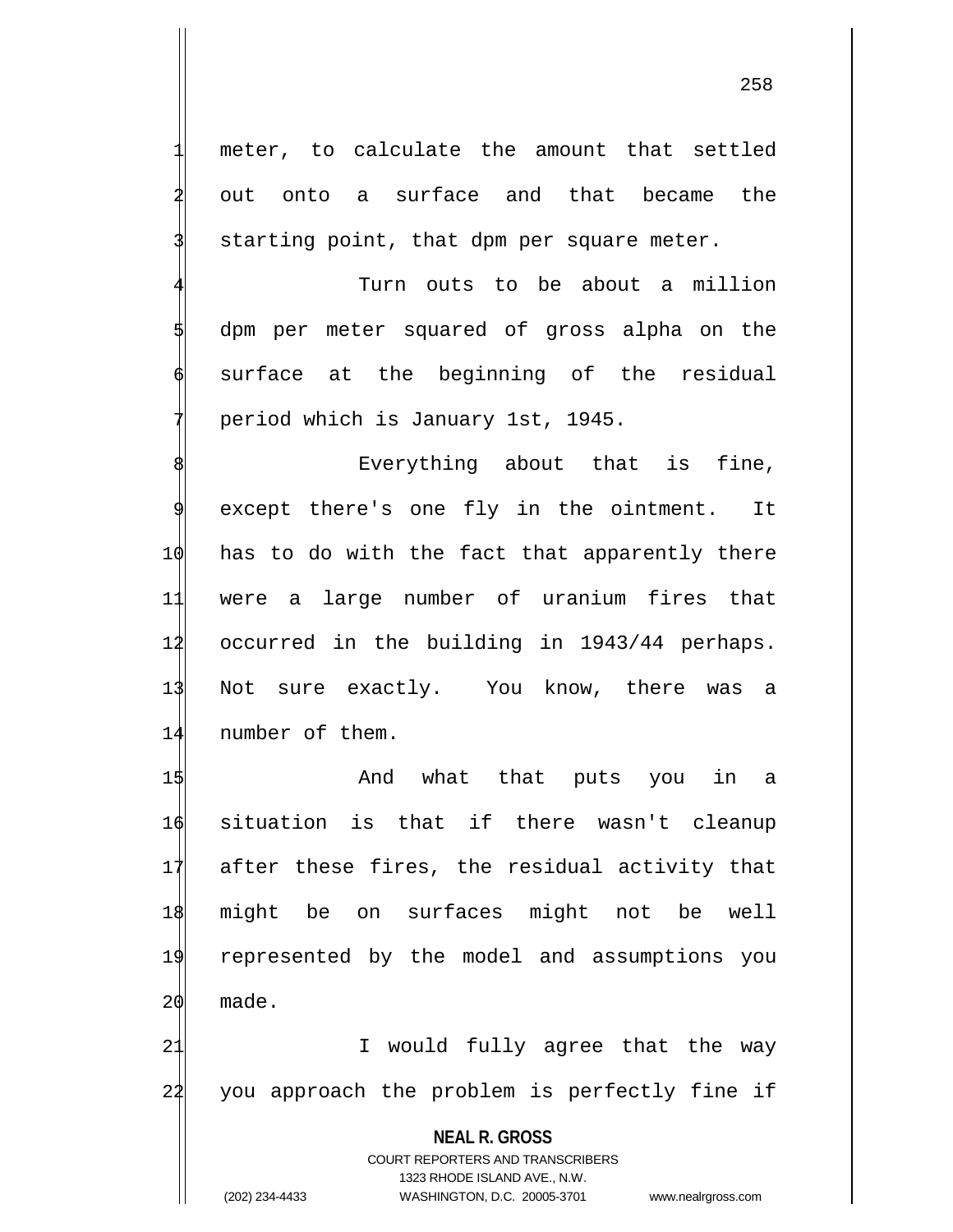meter, to calculate the amount that settled out onto a surface and that became the starting point, that dpm per square meter.

Turn outs to be about a million dpm per meter squared of gross alpha on the surface at the beginning of the residual period which is January 1st, 1945.

Everything about that is fine, except there's one fly in the ointment. It has to do with the fact that apparently there were a large number of uranium fires that occurred in the building in 1943/44 perhaps. Not sure exactly. You know, there was a number of them.

And what that puts you in a situation is that if there wasn't cleanup after these fires, the residual activity that might be on surfaces might not be well represented by the model and assumptions you made.

I would fully agree that the way you approach the problem is perfectly fine if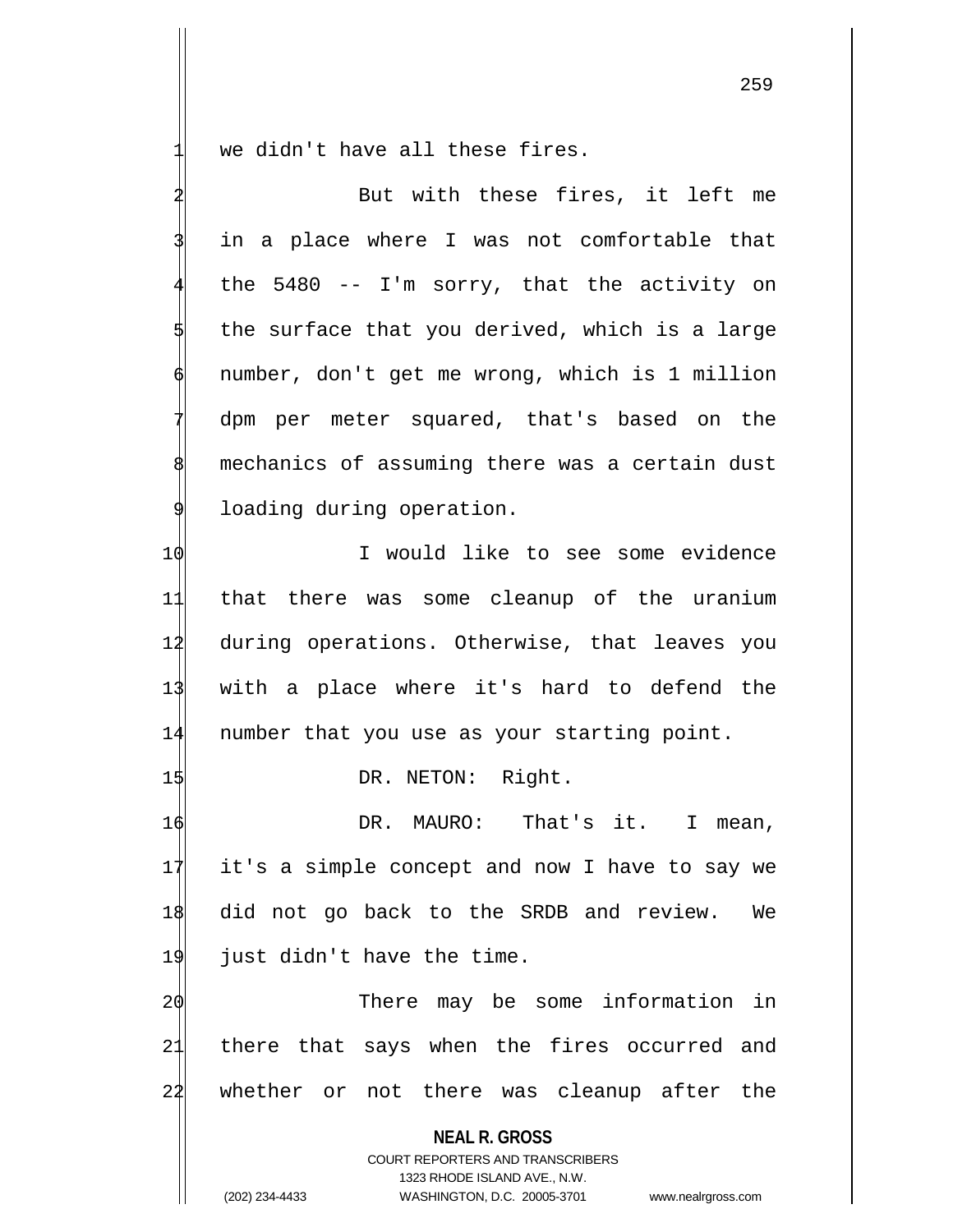we didn't have all these fires.

But with these fires, it left me in a place where I was not comfortable that the 5480 -- I'm sorry, that the activity on the surface that you derived, which is a large number, don't get me wrong, which is 1 million dpm per meter squared, that's based on the mechanics of assuming there was a certain dust loading during operation.

I would like to see some evidence that there was some cleanup of the uranium during operations. Otherwise, that leaves you with a place where it's hard to defend the number that you use as your starting point.

DR. NETON: Right.

DR. MAURO: That's it. I mean, it's a simple concept and now I have to say we did not go back to the SRDB and review. We just didn't have the time.

There may be some information in there that says when the fires occurred and whether or not there was cleanup after the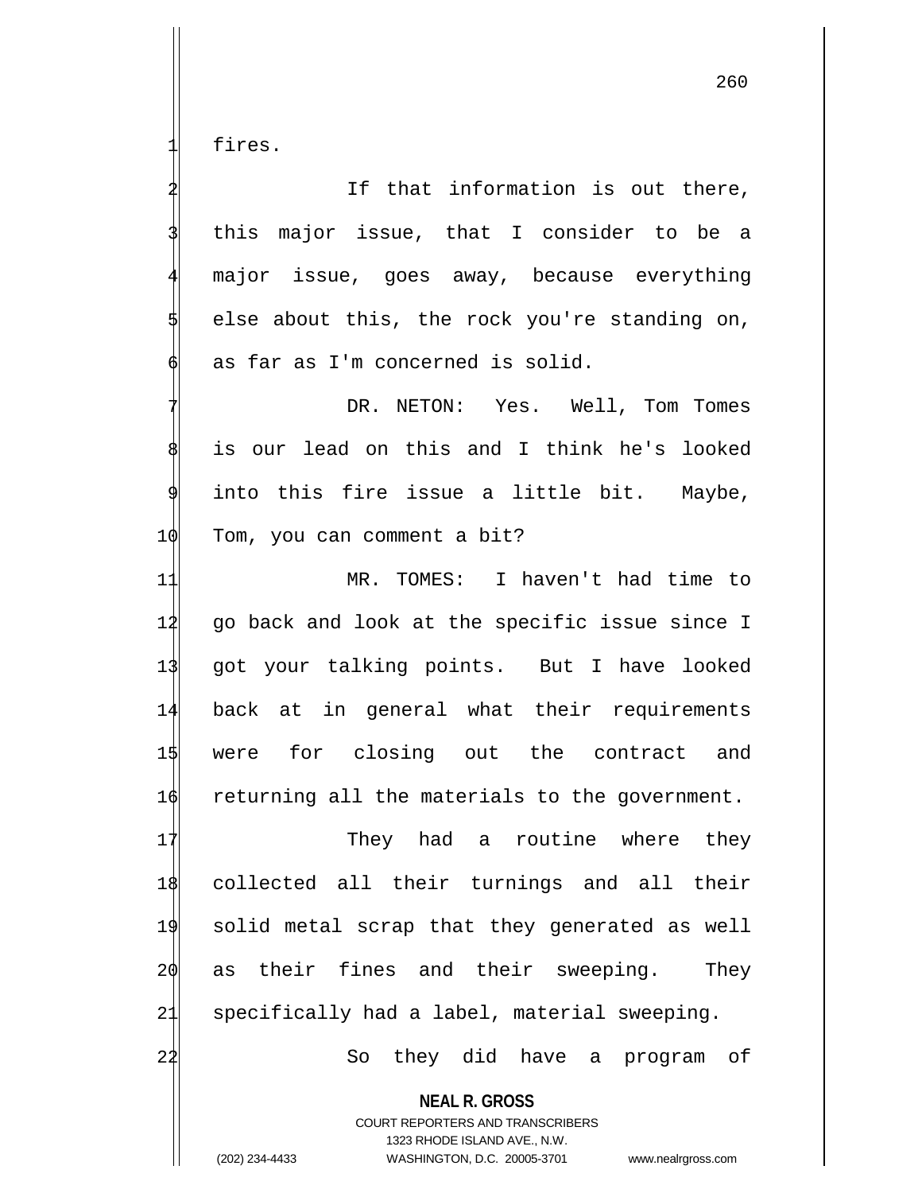fires.

If that information is out there, this major issue, that I consider to be a major issue, goes away, because everything else about this, the rock you're standing on, as far as I'm concerned is solid.

DR. NETON: Yes. Well, Tom Tomes is our lead on this and I think he's looked into this fire issue a little bit. Maybe, Tom, you can comment a bit?

MR. TOMES: I haven't had time to go back and look at the specific issue since I got your talking points. But I have looked back at in general what their requirements were for closing out the contract and returning all the materials to the government.

They had a routine where they collected all their turnings and all their solid metal scrap that they generated as well as their fines and their sweeping. They specifically had a label, material sweeping.

So they did have a program of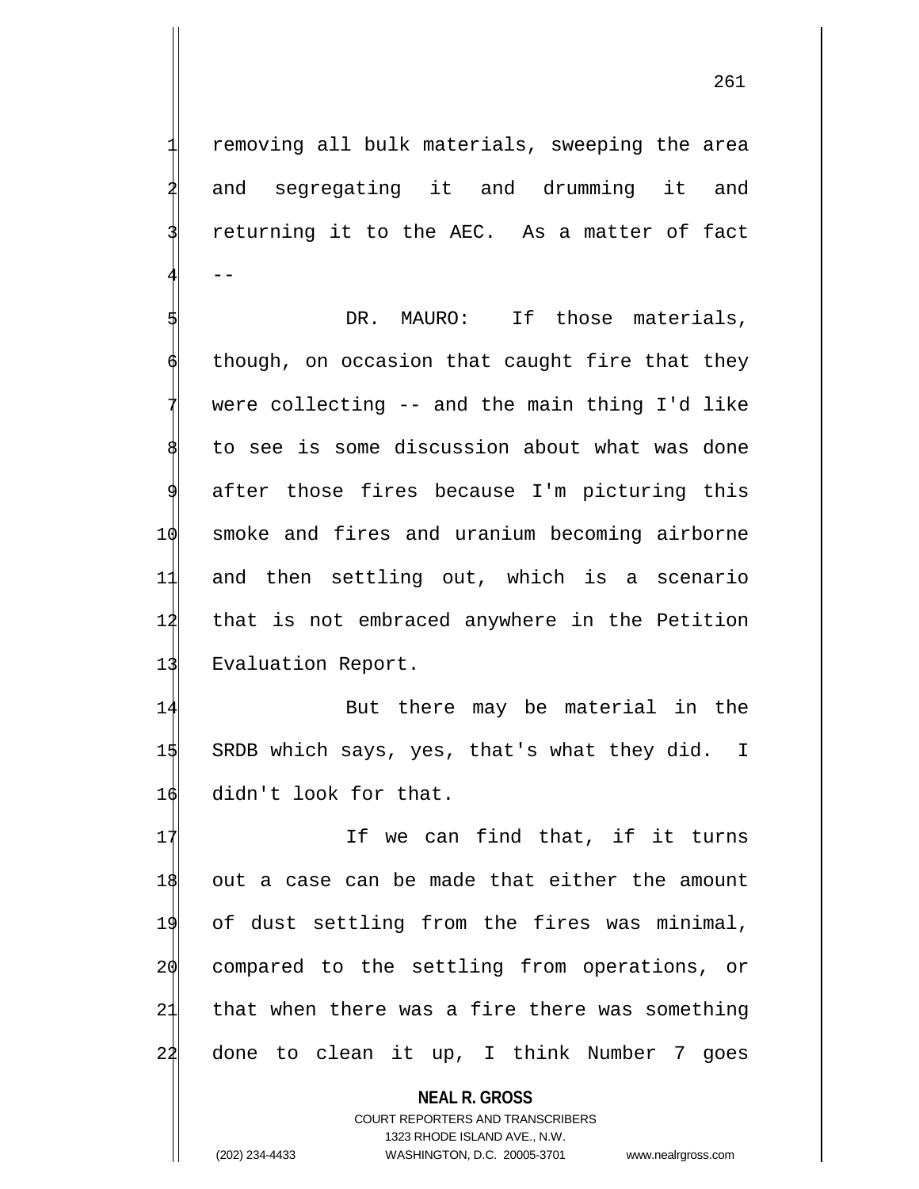removing all bulk materials, sweeping the area and segregating it and drumming it and returning it to the AEC. As a matter of fact --

DR. MAURO: If those materials, though, on occasion that caught fire that they were collecting -- and the main thing I'd like to see is some discussion about what was done after those fires because I'm picturing this smoke and fires and uranium becoming airborne and then settling out, which is a scenario that is not embraced anywhere in the Petition Evaluation Report.

But there may be material in the SRDB which says, yes, that's what they did. I didn't look for that.

If we can find that, if it turns out a case can be made that either the amount of dust settling from the fires was minimal, compared to the settling from operations, or that when there was a fire there was something done to clean it up, I think Number 7 goes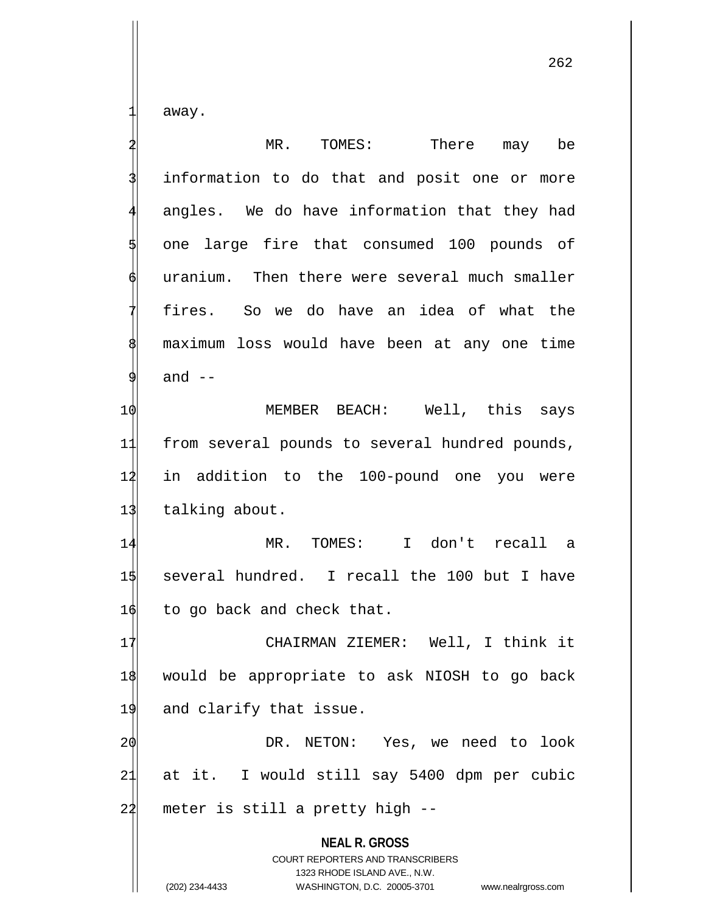away.

MR. TOMES: There may be information to do that and posit one or more angles. We do have information that they had one large fire that consumed 100 pounds of uranium. Then there were several much smaller fires. So we do have an idea of what the maximum loss would have been at any one time and --

MEMBER BEACH: Well, this says from several pounds to several hundred pounds, in addition to the 100-pound one you were talking about.

MR. TOMES: I don't recall a several hundred. I recall the 100 but I have to go back and check that.

CHAIRMAN ZIEMER: Well, I think it would be appropriate to ask NIOSH to go back and clarify that issue.

DR. NETON: Yes, we need to look at it. I would still say 5400 dpm per cubic meter is still a pretty high --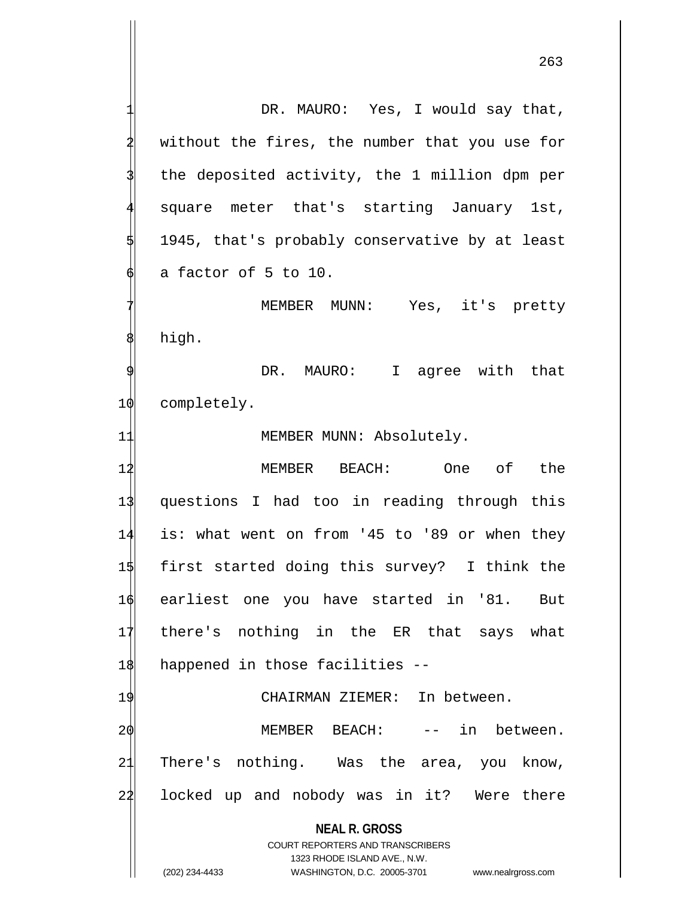DR. MAURO: Yes, I would say that, without the fires, the number that you use for the deposited activity, the 1 million dpm per square meter that's starting January 1st, 1945, that's probably conservative by at least a factor of 5 to 10.

MEMBER MUNN: Yes, it's pretty high.

DR. MAURO: I agree with that completely.

MEMBER MUNN: Absolutely.

MEMBER BEACH: One of the questions I had too in reading through this is: what went on from '45 to '89 or when they first started doing this survey? I think the earliest one you have started in '81. But there's nothing in the ER that says what happened in those facilities --

CHAIRMAN ZIEMER: In between.

MEMBER BEACH: -- in between. There's nothing. Was the area, you know, locked up and nobody was in it? Were there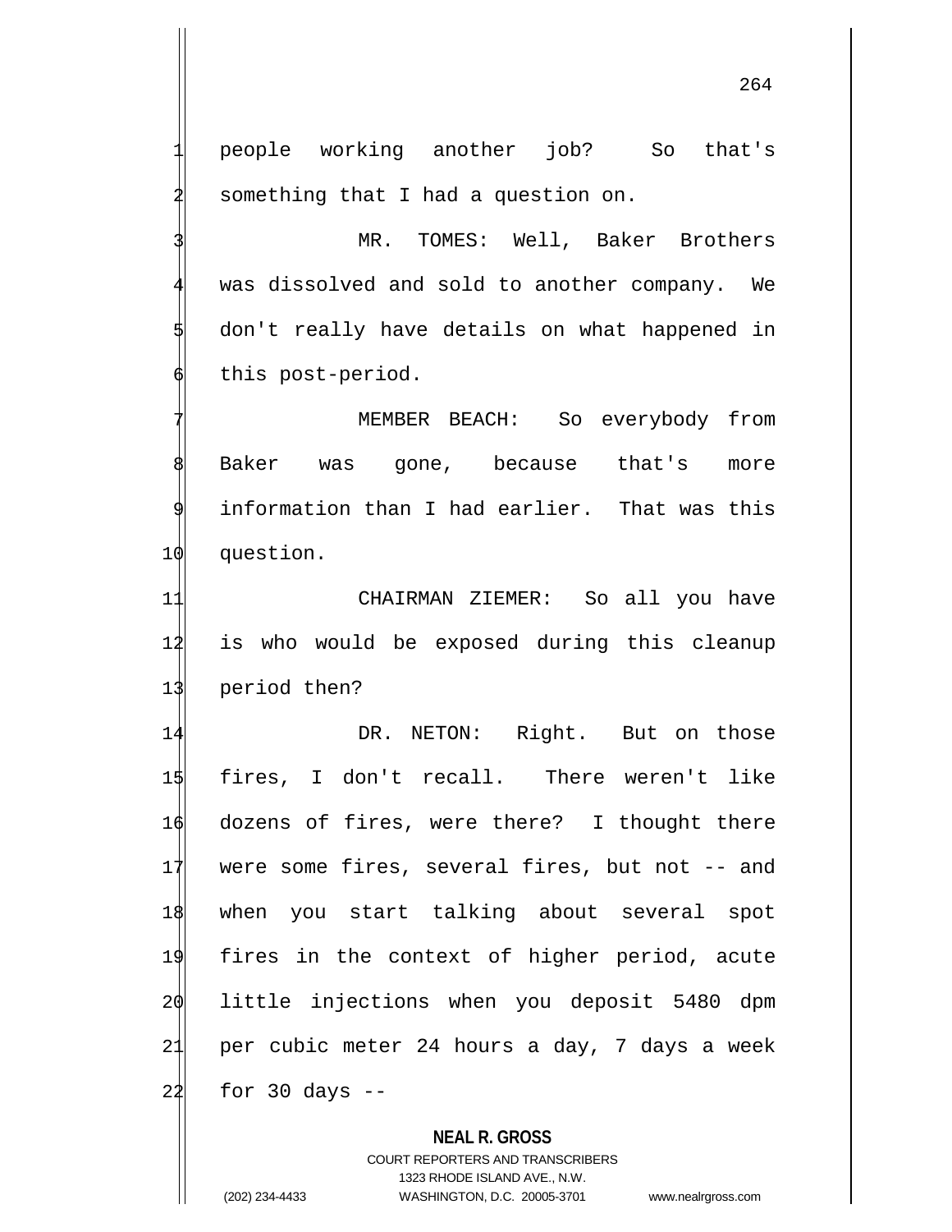people working another job? So that's something that I had a question on.

MR. TOMES: Well, Baker Brothers was dissolved and sold to another company. We don't really have details on what happened in this post-period.

MEMBER BEACH: So everybody from Baker was gone, because that's more information than I had earlier. That was this question.

CHAIRMAN ZIEMER: So all you have is who would be exposed during this cleanup period then?

DR. NETON: Right. But on those fires, I don't recall. There weren't like dozens of fires, were there? I thought there were some fires, several fires, but not -- and when you start talking about several spot fires in the context of higher period, acute little injections when you deposit 5480 dpm per cubic meter 24 hours a day, 7 days a week for 30 days --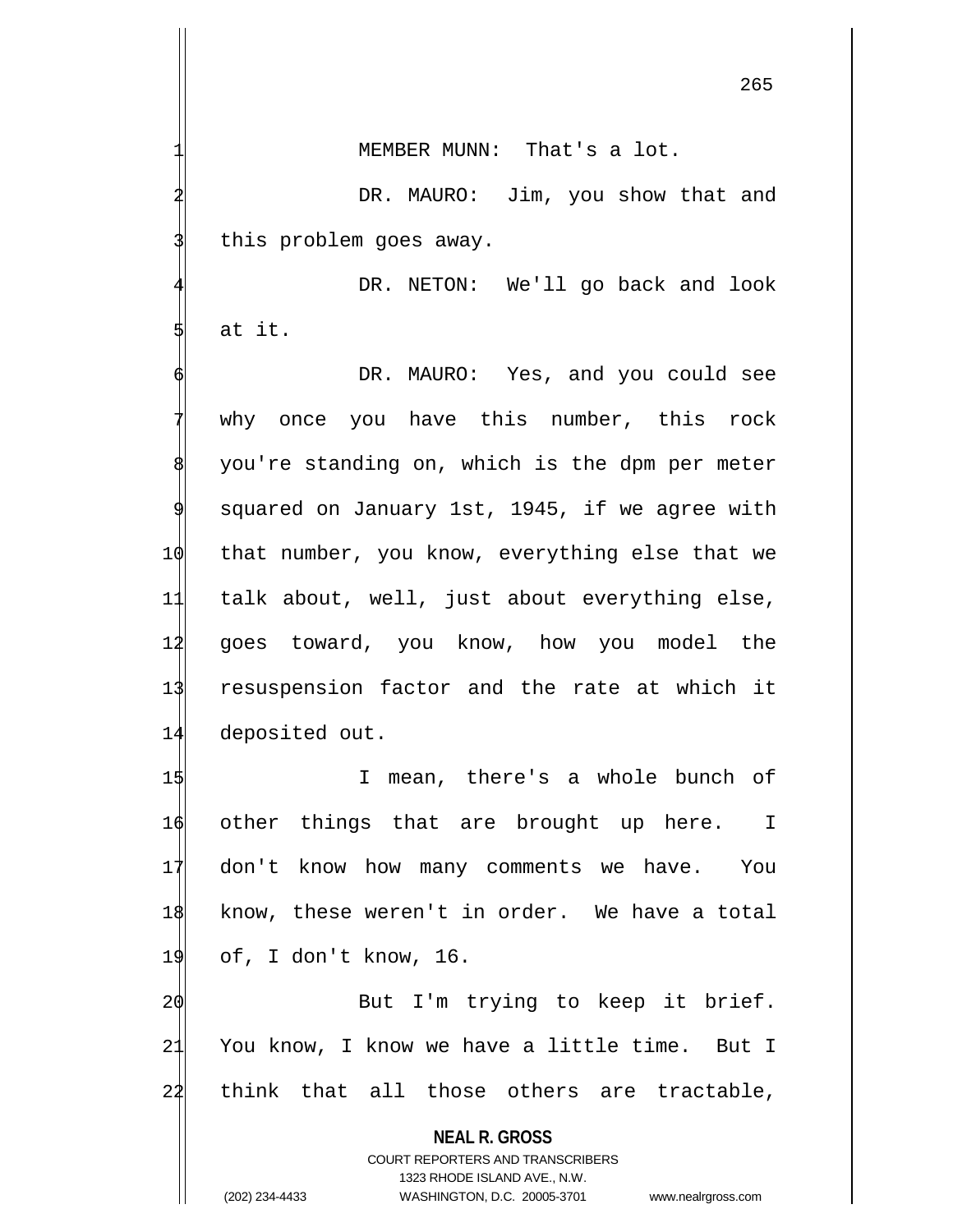MEMBER MUNN: That's a lot.

DR. MAURO: Jim, you show that and this problem goes away.

DR. NETON: We'll go back and look at it.

DR. MAURO: Yes, and you could see why once you have this number, this rock you're standing on, which is the dpm per meter squared on January 1st, 1945, if we agree with that number, you know, everything else that we talk about, well, just about everything else, goes toward, you know, how you model the resuspension factor and the rate at which it deposited out.

I mean, there's a whole bunch of other things that are brought up here. I don't know how many comments we have. You know, these weren't in order. We have a total of, I don't know, 16.

But I'm trying to keep it brief. You know, I know we have a little time. But I think that all those others are tractable,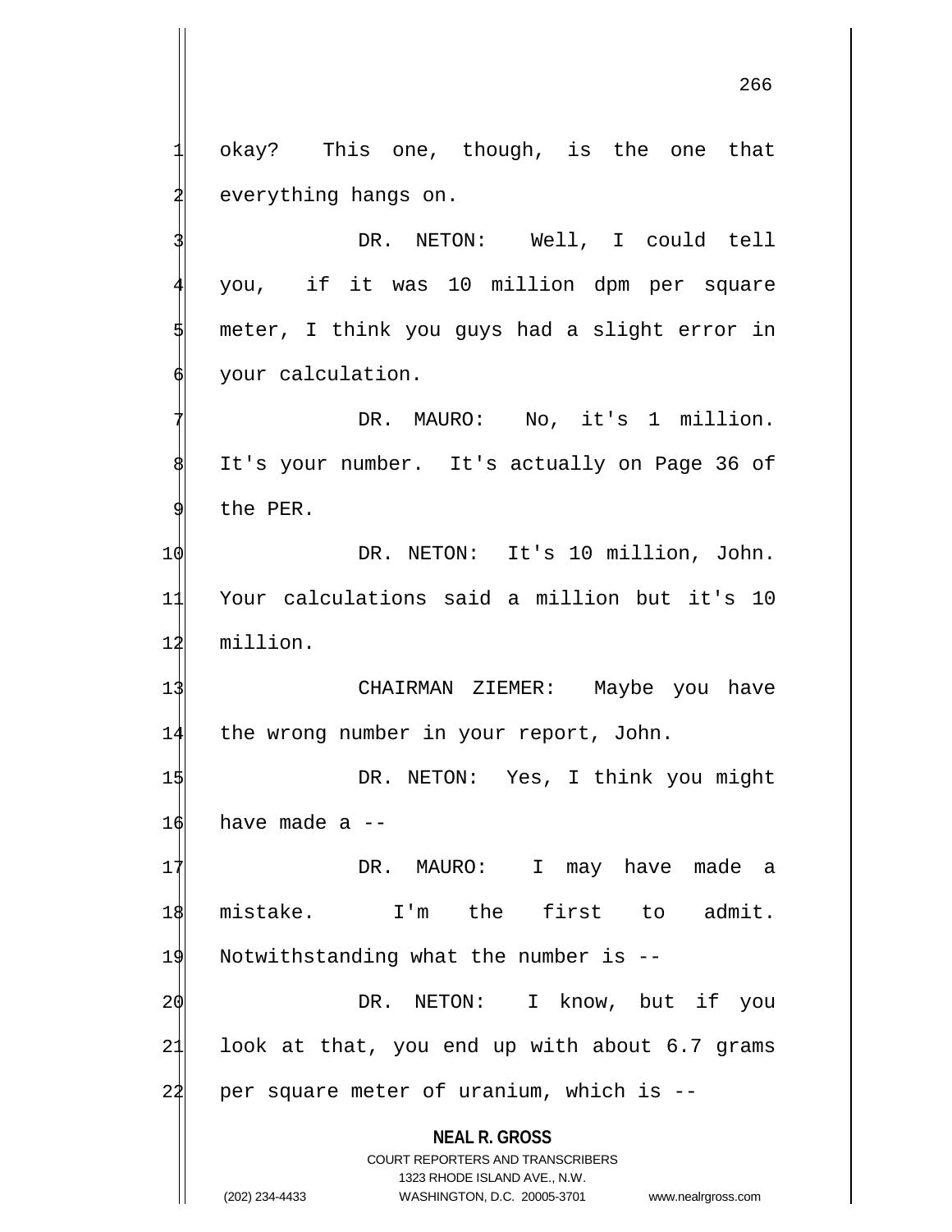okay? This one, though, is the one that everything hangs on.

DR. NETON: Well, I could tell you, if it was 10 million dpm per square meter, I think you guys had a slight error in your calculation.

DR. MAURO: No, it's 1 million. It's your number. It's actually on Page 36 of the PER.

DR. NETON: It's 10 million, John. Your calculations said a million but it's 10 million.

CHAIRMAN ZIEMER: Maybe you have the wrong number in your report, John.

DR. NETON: Yes, I think you might have made a --

DR. MAURO: I may have made a mistake. I'm the first to admit. Notwithstanding what the number is --

DR. NETON: I know, but if you look at that, you end up with about 6.7 grams per square meter of uranium, which is --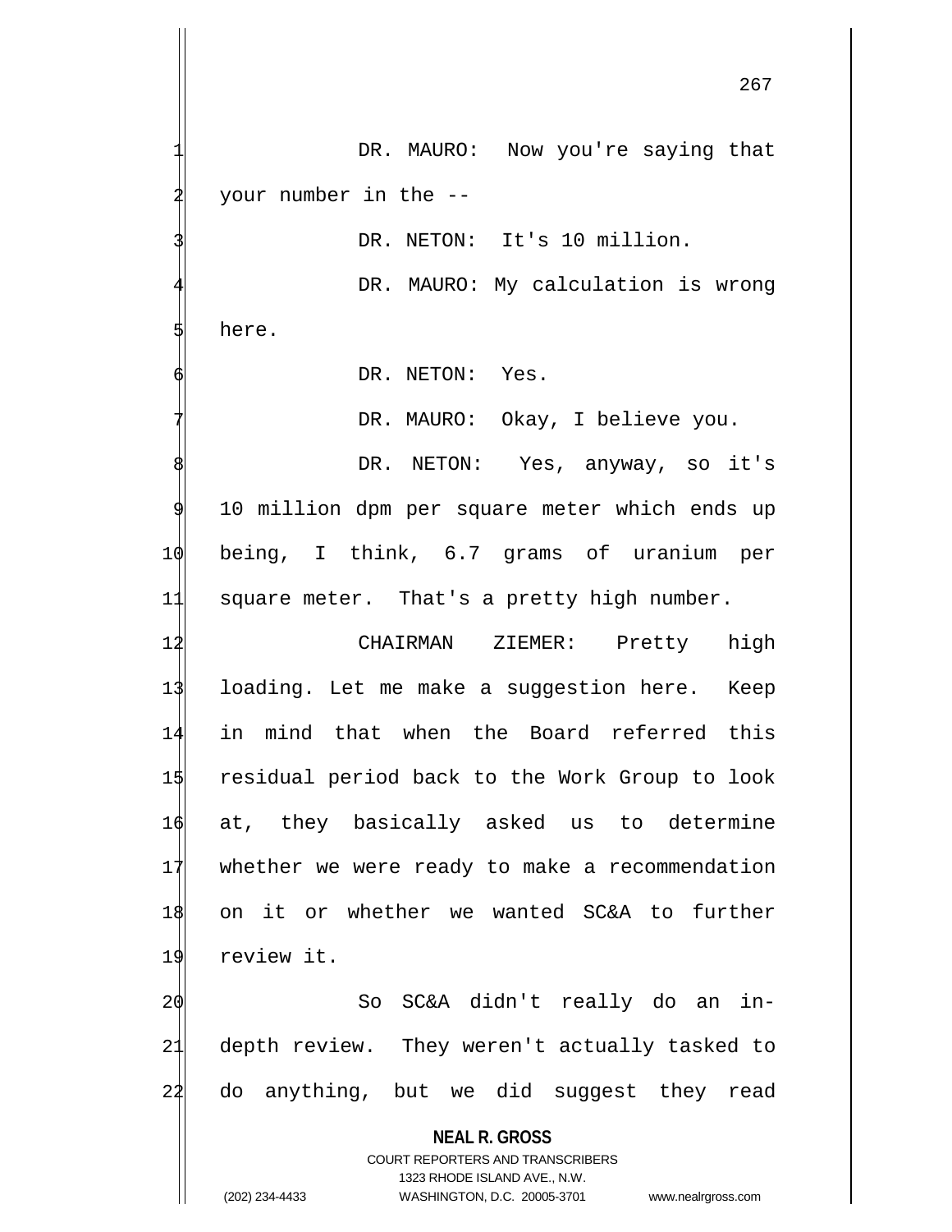DR. MAURO: Now you're saying that your number in the --

DR. NETON: It's 10 million.

DR. MAURO: My calculation is wrong here.

DR. NETON: Yes.

DR. MAURO: Okay, I believe you.

DR. NETON: Yes, anyway, so it's 10 million dpm per square meter which ends up being, I think, 6.7 grams of uranium per square meter. That's a pretty high number.

CHAIRMAN ZIEMER: Pretty high loading. Let me make a suggestion here. Keep in mind that when the Board referred this residual period back to the Work Group to look at, they basically asked us to determine whether we were ready to make a recommendation on it or whether we wanted SC&A to further review it.

So SC&A didn't really do an in-depth review. They weren't actually tasked to do anything, but we did suggest they read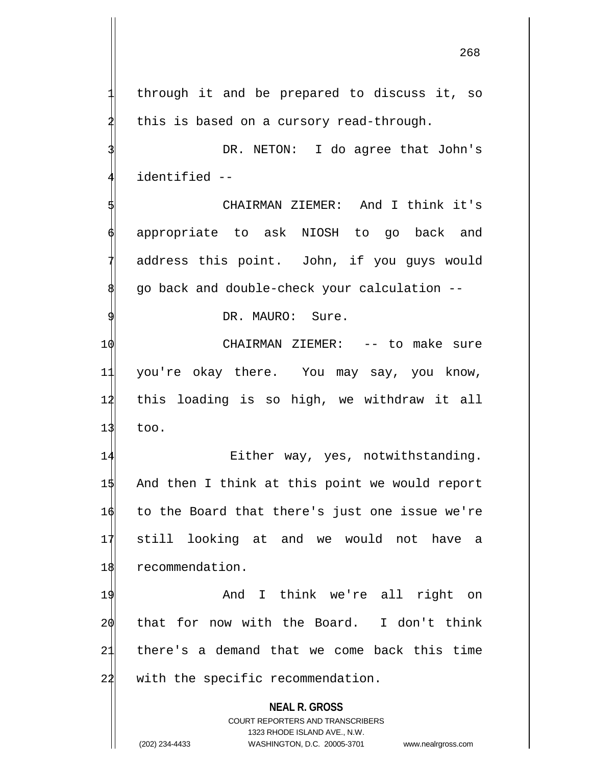through it and be prepared to discuss it, so this is based on a cursory read-through.

DR. NETON: I do agree that John's identified --

CHAIRMAN ZIEMER: And I think it's appropriate to ask NIOSH to go back and address this point. John, if you guys would go back and double-check your calculation --

DR. MAURO: Sure.

CHAIRMAN ZIEMER: -- to make sure you're okay there. You may say, you know, this loading is so high, we withdraw it all too.

Either way, yes, notwithstanding. And then I think at this point we would report to the Board that there's just one issue we're still looking at and we would not have a recommendation.

And I think we're all right on that for now with the Board. I don't think there's a demand that we come back this time with the specific recommendation.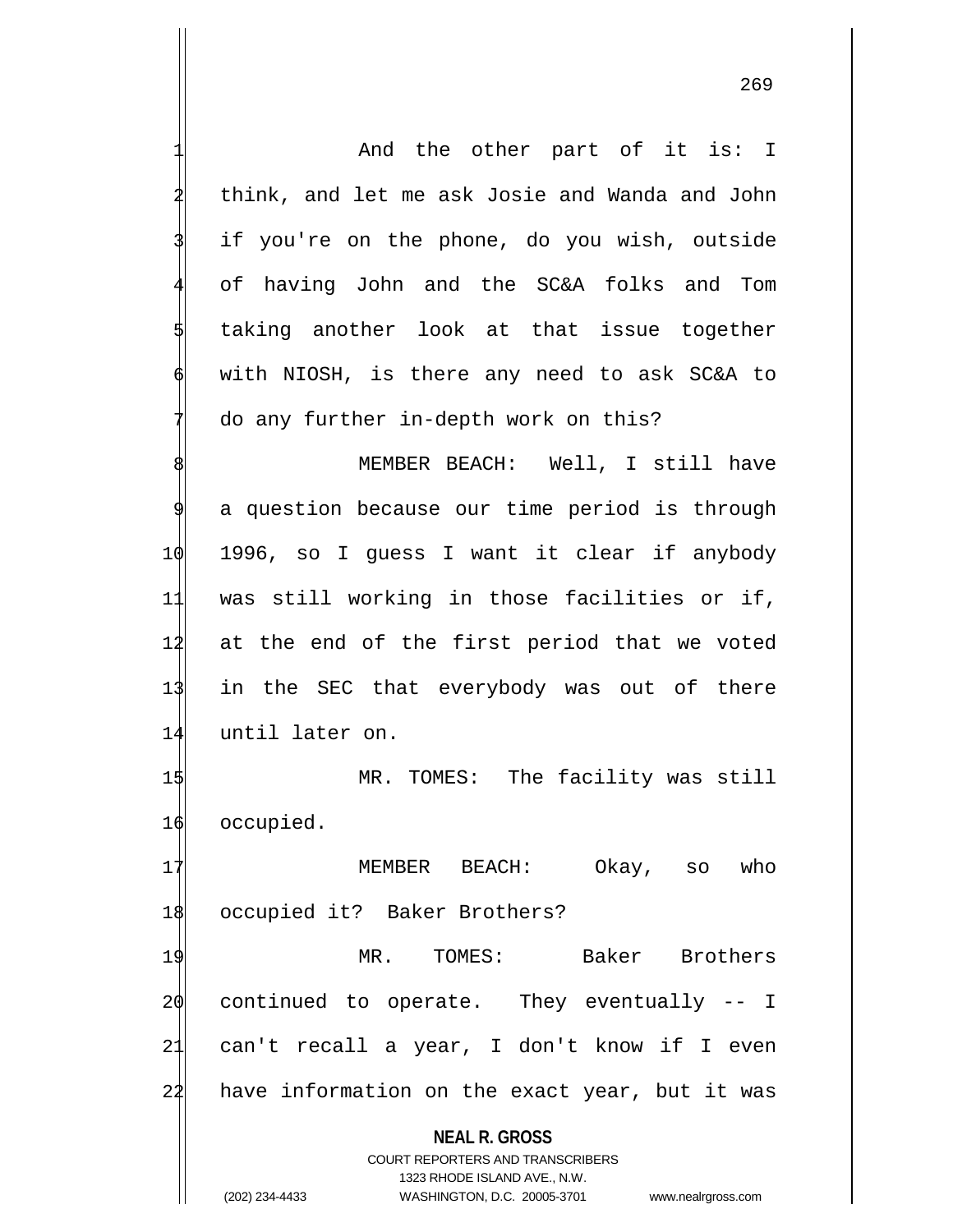And the other part of it is: I think, and let me ask Josie and Wanda and John if you're on the phone, do you wish, outside of having John and the SC&A folks and Tom taking another look at that issue together with NIOSH, is there any need to ask SC&A to do any further in-depth work on this?

MEMBER BEACH: Well, I still have a question because our time period is through 1996, so I guess I want it clear if anybody was still working in those facilities or if, at the end of the first period that we voted in the SEC that everybody was out of there until later on.

MR. TOMES: The facility was still occupied.

MEMBER BEACH: Okay, so who occupied it? Baker Brothers?

MR. TOMES: Baker Brothers continued to operate. They eventually -- I can't recall a year, I don't know if I even have information on the exact year, but it was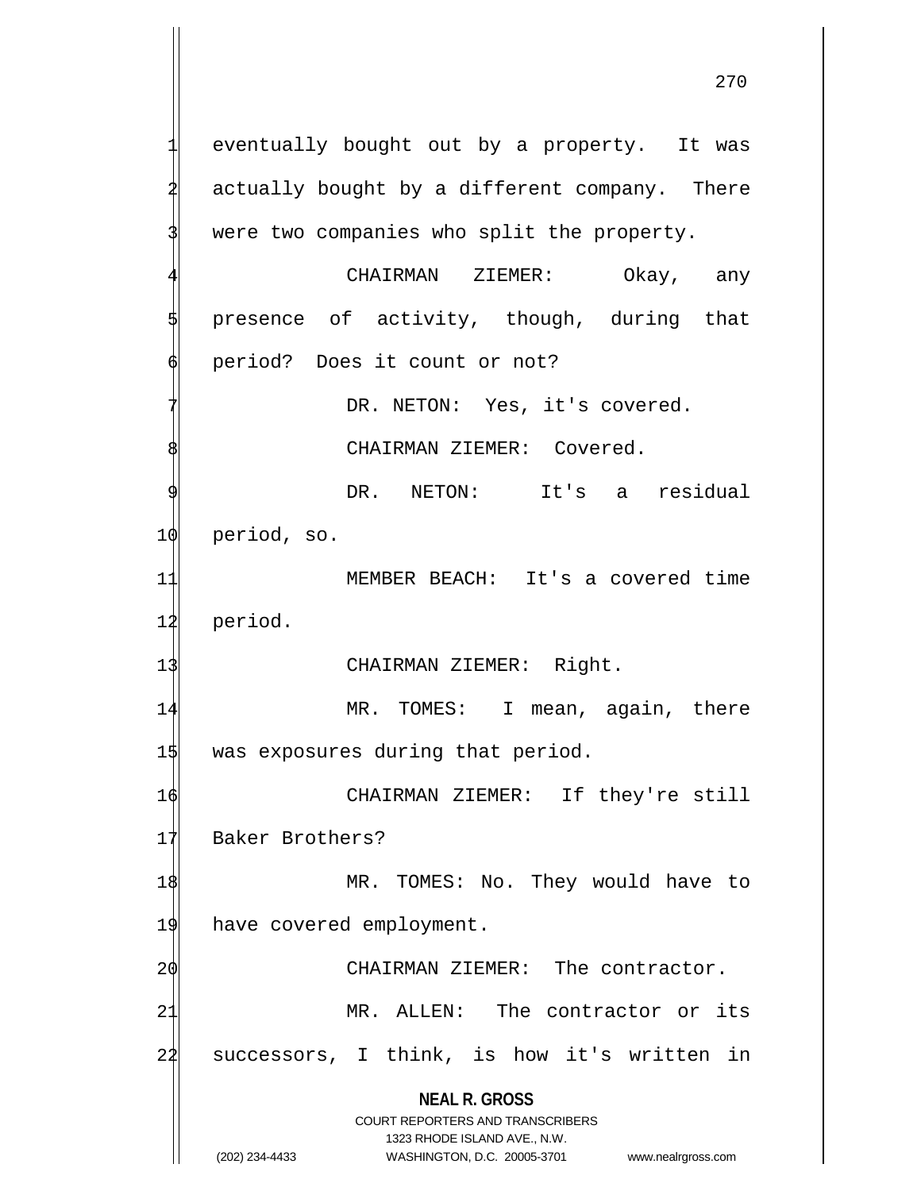eventually bought out by a property. It was actually bought by a different company. There were two companies who split the property.

CHAIRMAN ZIEMER: Okay, any presence of activity, though, during that period? Does it count or not?

DR. NETON: Yes, it's covered.

CHAIRMAN ZIEMER: Covered.

DR. NETON: It's a residual period, so.

MEMBER BEACH: It's a covered time period.

CHAIRMAN ZIEMER: Right.

MR. TOMES: I mean, again, there was exposures during that period.

CHAIRMAN ZIEMER: If they're still Baker Brothers?

MR. TOMES: No. They would have to have covered employment.

CHAIRMAN ZIEMER: The contractor.

MR. ALLEN: The contractor or its successors, I think, is how it's written in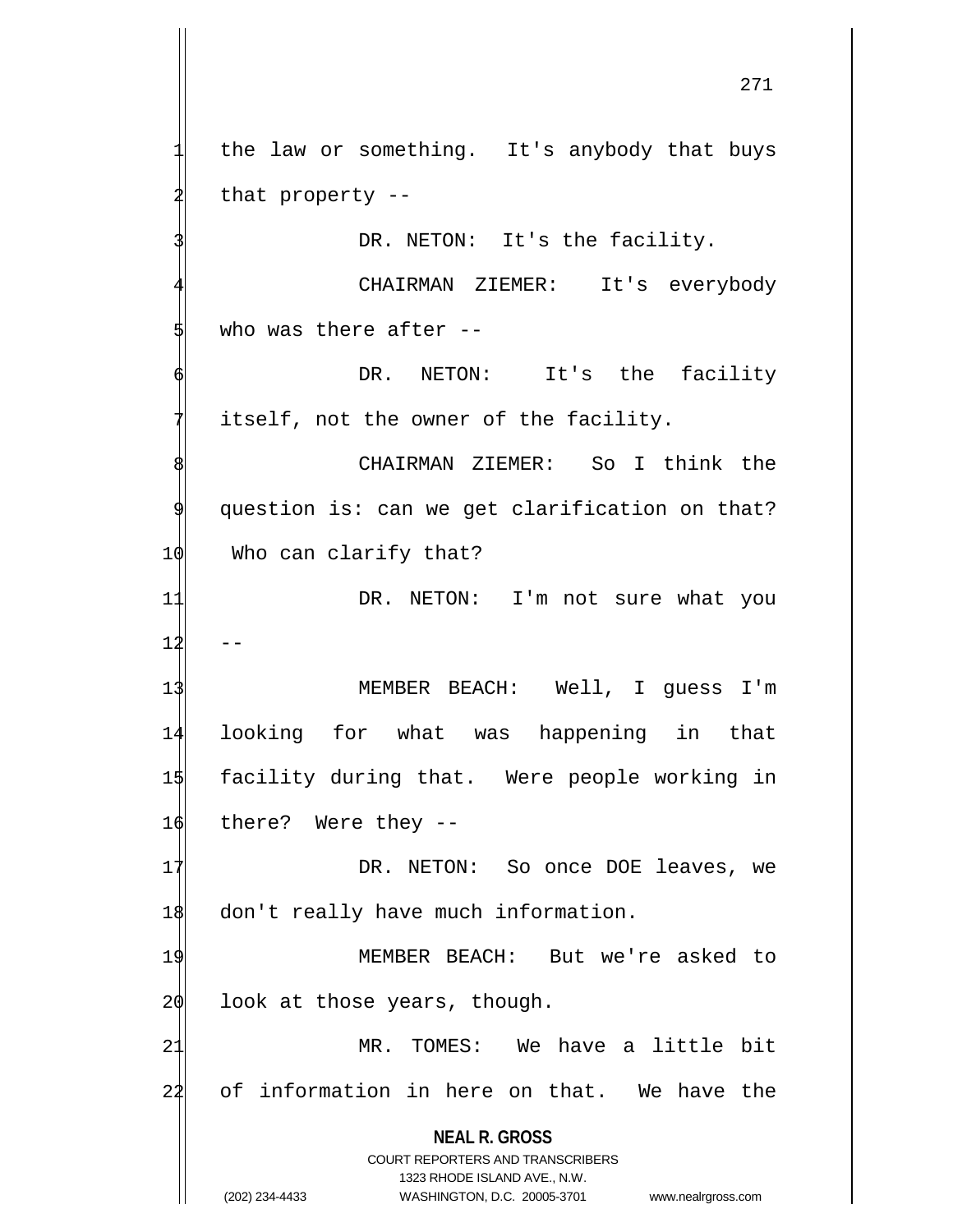the law or something. It's anybody that buys that property --

DR. NETON: It's the facility.

CHAIRMAN ZIEMER: It's everybody who was there after --

DR. NETON: It's the facility itself, not the owner of the facility.

CHAIRMAN ZIEMER: So I think the question is: can we get clarification on that? Who can clarify that?

DR. NETON: I'm not sure what you --

MEMBER BEACH: Well, I guess I'm looking for what was happening in that facility during that. Were people working in there? Were they --

DR. NETON: So once DOE leaves, we don't really have much information.

MEMBER BEACH: But we're asked to look at those years, though.

MR. TOMES: We have a little bit of information in here on that. We have the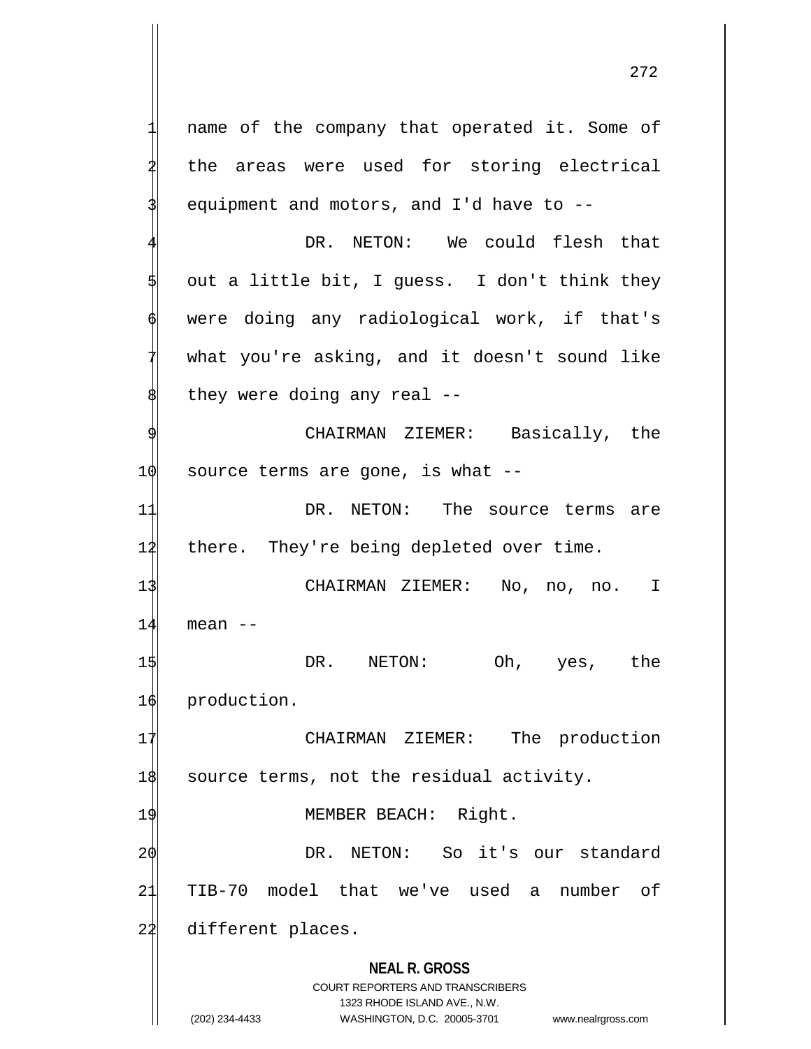name of the company that operated it. Some of the areas were used for storing electrical equipment and motors, and I'd have to --

DR. NETON: We could flesh that out a little bit, I guess. I don't think they were doing any radiological work, if that's what you're asking, and it doesn't sound like they were doing any real --

CHAIRMAN ZIEMER: Basically, the source terms are gone, is what --

DR. NETON: The source terms are there. They're being depleted over time.

CHAIRMAN ZIEMER: No, no, no. I mean --

DR. NETON: Oh, yes, the production.

CHAIRMAN ZIEMER: The production source terms, not the residual activity.

MEMBER BEACH: Right.

DR. NETON: So it's our standard TIB-70 model that we've used a number of different places.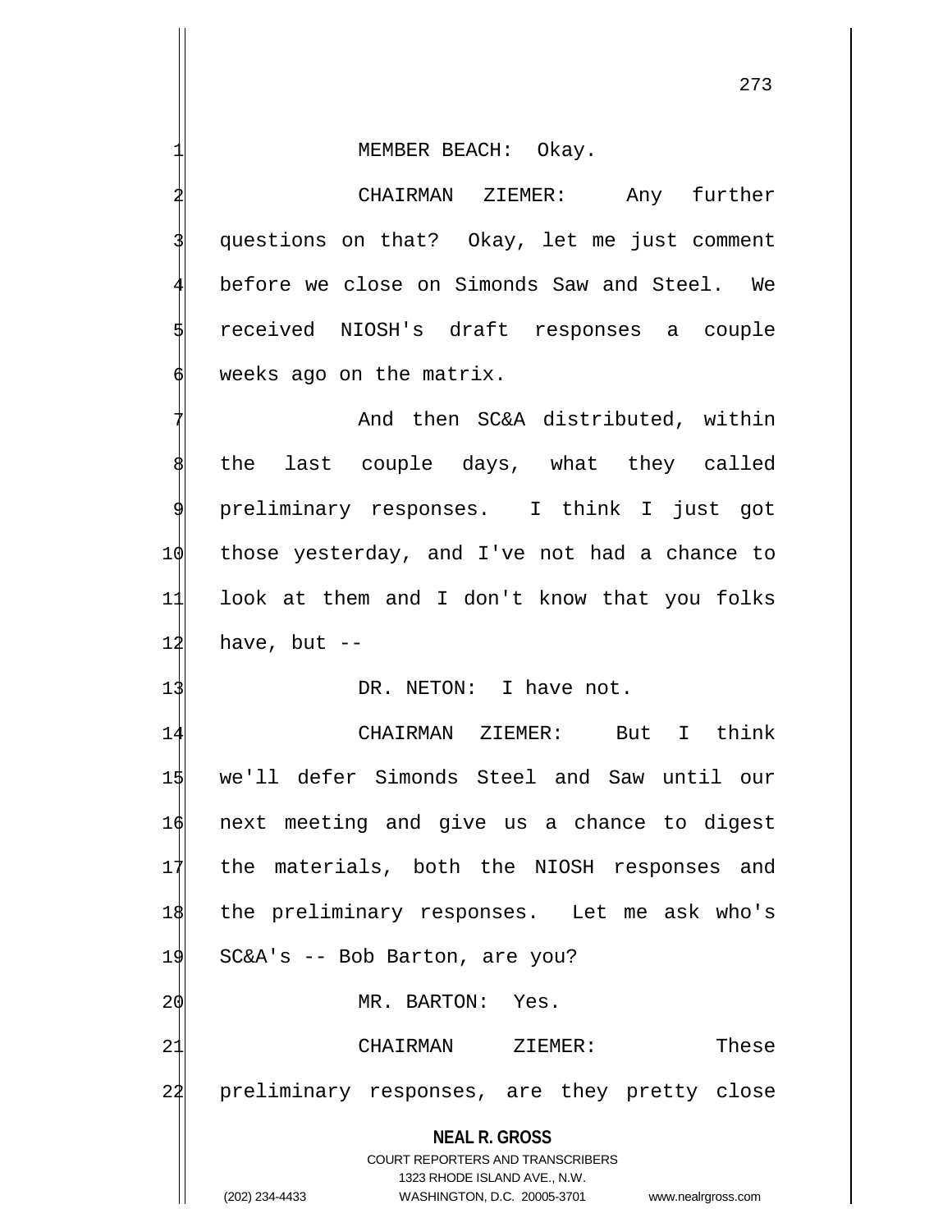MEMBER BEACH: Okay.

CHAIRMAN ZIEMER: Any further questions on that? Okay, let me just comment before we close on Simonds Saw and Steel. We received NIOSH's draft responses a couple weeks ago on the matrix.

And then SC&A distributed, within the last couple days, what they called preliminary responses. I think I just got those yesterday, and I've not had a chance to look at them and I don't know that you folks have, but --

DR. NETON: I have not.

CHAIRMAN ZIEMER: But I think we'll defer Simonds Steel and Saw until our next meeting and give us a chance to digest the materials, both the NIOSH responses and the preliminary responses. Let me ask who's SC&A's -- Bob Barton, are you?

MR. BARTON: Yes.

CHAIRMAN ZIEMER: These preliminary responses, are they pretty close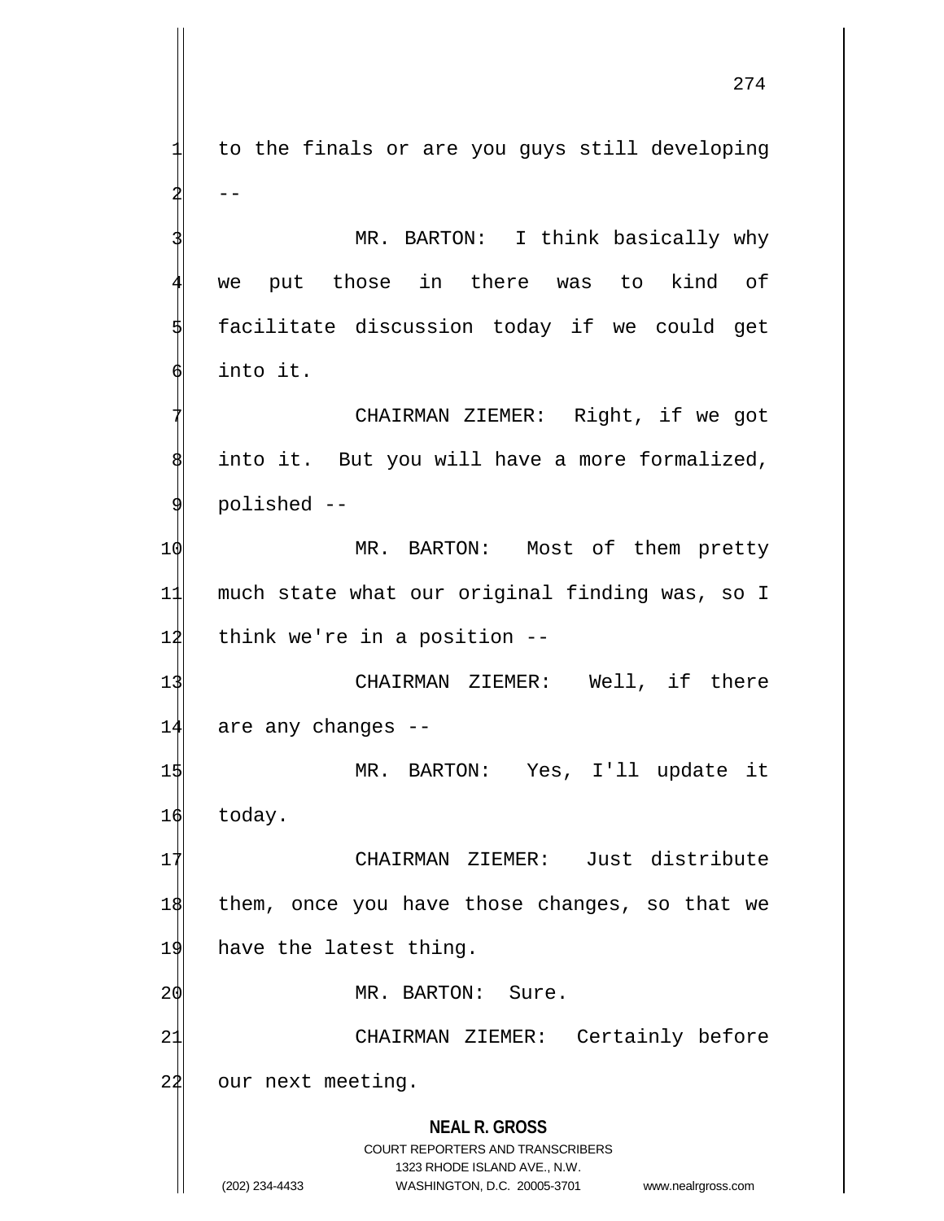to the finals or are you guys still developing --

MR. BARTON: I think basically why we put those in there was to kind of facilitate discussion today if we could get into it.

CHAIRMAN ZIEMER: Right, if we got into it. But you will have a more formalized, polished --

MR. BARTON: Most of them pretty much state what our original finding was, so I think we're in a position --

CHAIRMAN ZIEMER: Well, if there are any changes --

MR. BARTON: Yes, I'll update it today.

CHAIRMAN ZIEMER: Just distribute them, once you have those changes, so that we have the latest thing.

MR. BARTON: Sure.

CHAIRMAN ZIEMER: Certainly before our next meeting.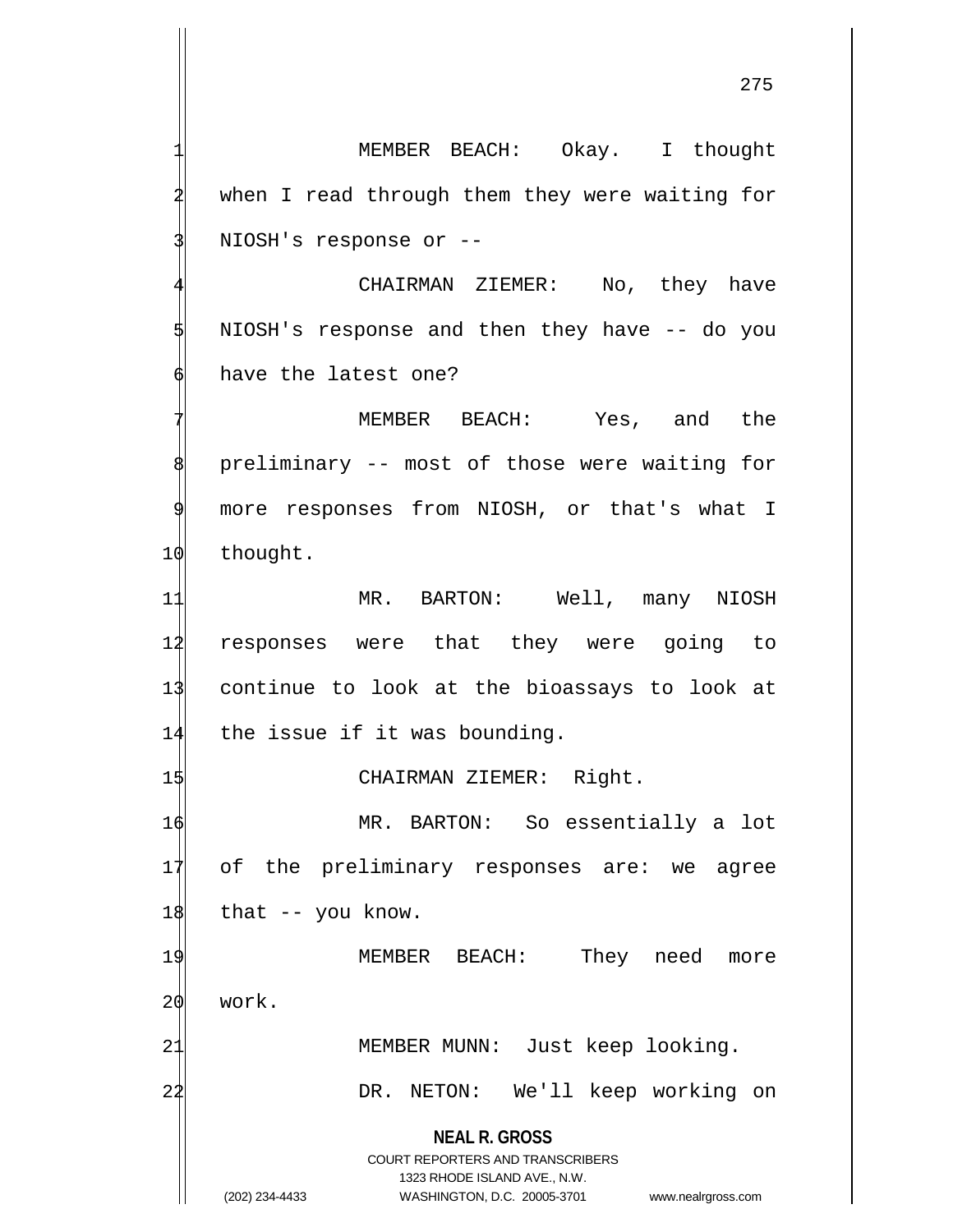MEMBER BEACH: Okay. I thought when I read through them they were waiting for NIOSH's response or --

CHAIRMAN ZIEMER: No, they have NIOSH's response and then they have -- do you have the latest one?

MEMBER BEACH: Yes, and the preliminary -- most of those were waiting for more responses from NIOSH, or that's what I thought.

MR. BARTON: Well, many NIOSH responses were that they were going to continue to look at the bioassays to look at the issue if it was bounding.

CHAIRMAN ZIEMER: Right.

MR. BARTON: So essentially a lot of the preliminary responses are: we agree that -- you know.

MEMBER BEACH: They need more work.

MEMBER MUNN: Just keep looking.

DR. NETON: We'll keep working on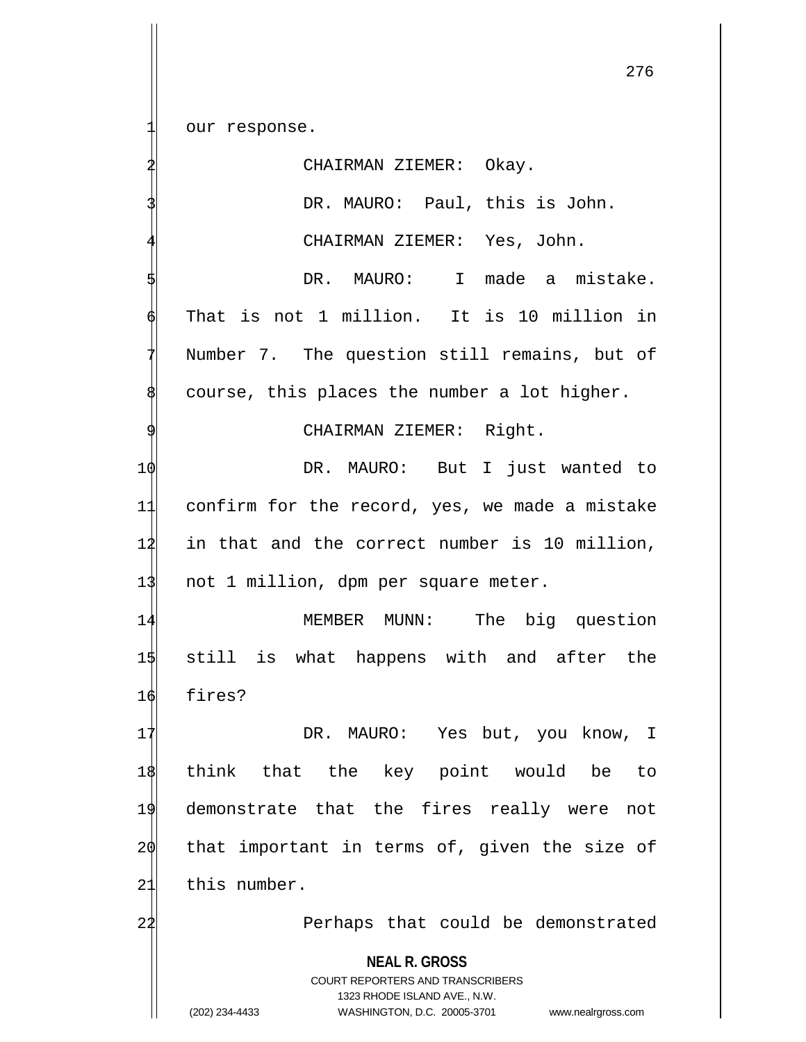our response.

CHAIRMAN ZIEMER: Okay.

DR. MAURO: Paul, this is John.

CHAIRMAN ZIEMER: Yes, John.

DR. MAURO: I made a mistake. That is not 1 million. It is 10 million in Number 7. The question still remains, but of course, this places the number a lot higher.

CHAIRMAN ZIEMER: Right.

DR. MAURO: But I just wanted to confirm for the record, yes, we made a mistake in that and the correct number is 10 million, not 1 million, dpm per square meter.

MEMBER MUNN: The big question still is what happens with and after the fires?

DR. MAURO: Yes but, you know, I think that the key point would be to demonstrate that the fires really were not that important in terms of, given the size of this number.

Perhaps that could be demonstrated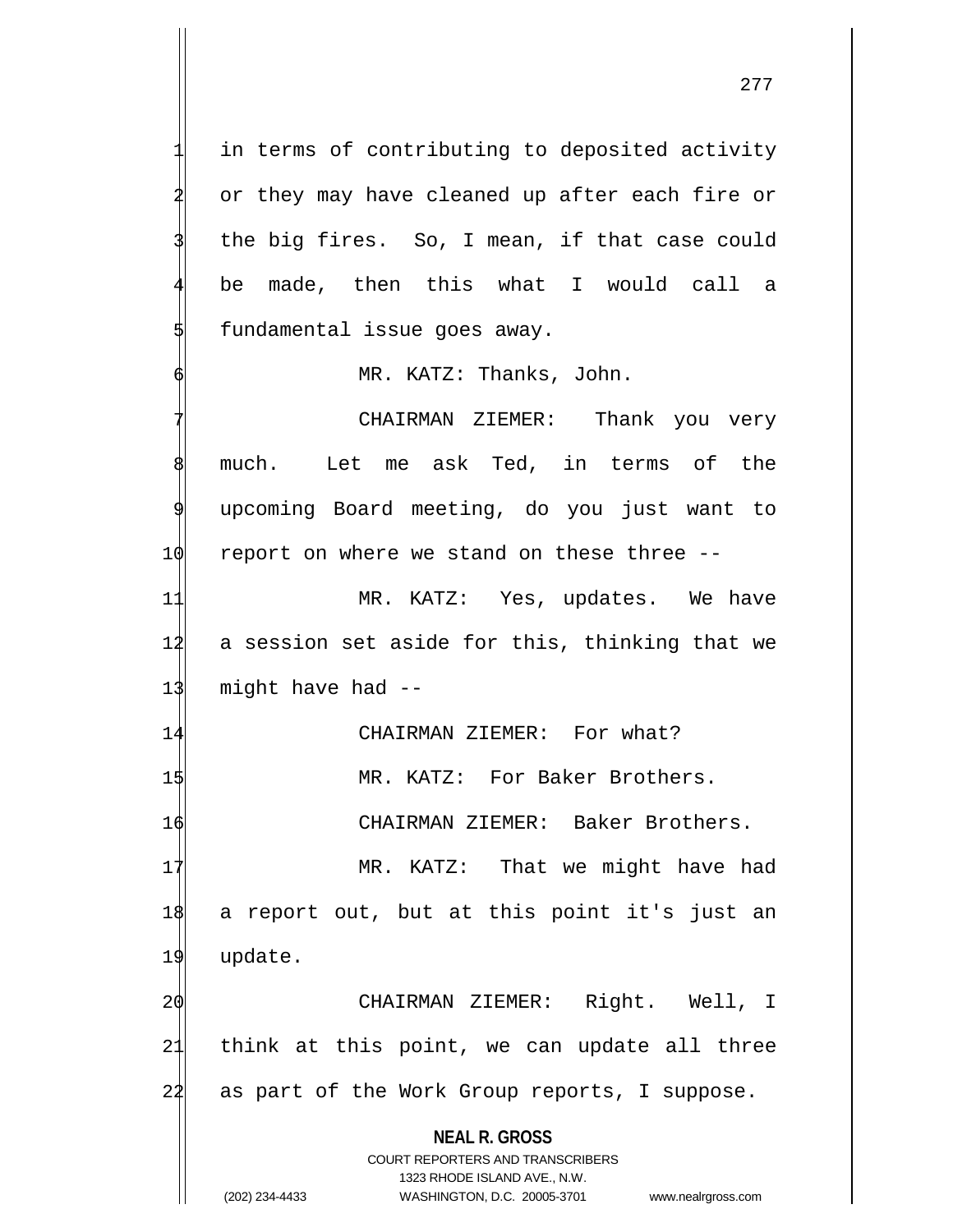in terms of contributing to deposited activity or they may have cleaned up after each fire or the big fires. So, I mean, if that case could be made, then this what I would call a fundamental issue goes away.

MR. KATZ: Thanks, John.

CHAIRMAN ZIEMER: Thank you very much. Let me ask Ted, in terms of the upcoming Board meeting, do you just want to report on where we stand on these three --

MR. KATZ: Yes, updates. We have a session set aside for this, thinking that we might have had --

CHAIRMAN ZIEMER: For what?

MR. KATZ: For Baker Brothers.

CHAIRMAN ZIEMER: Baker Brothers.

MR. KATZ: That we might have had a report out, but at this point it's just an update.

CHAIRMAN ZIEMER: Right. Well, I think at this point, we can update all three as part of the Work Group reports, I suppose.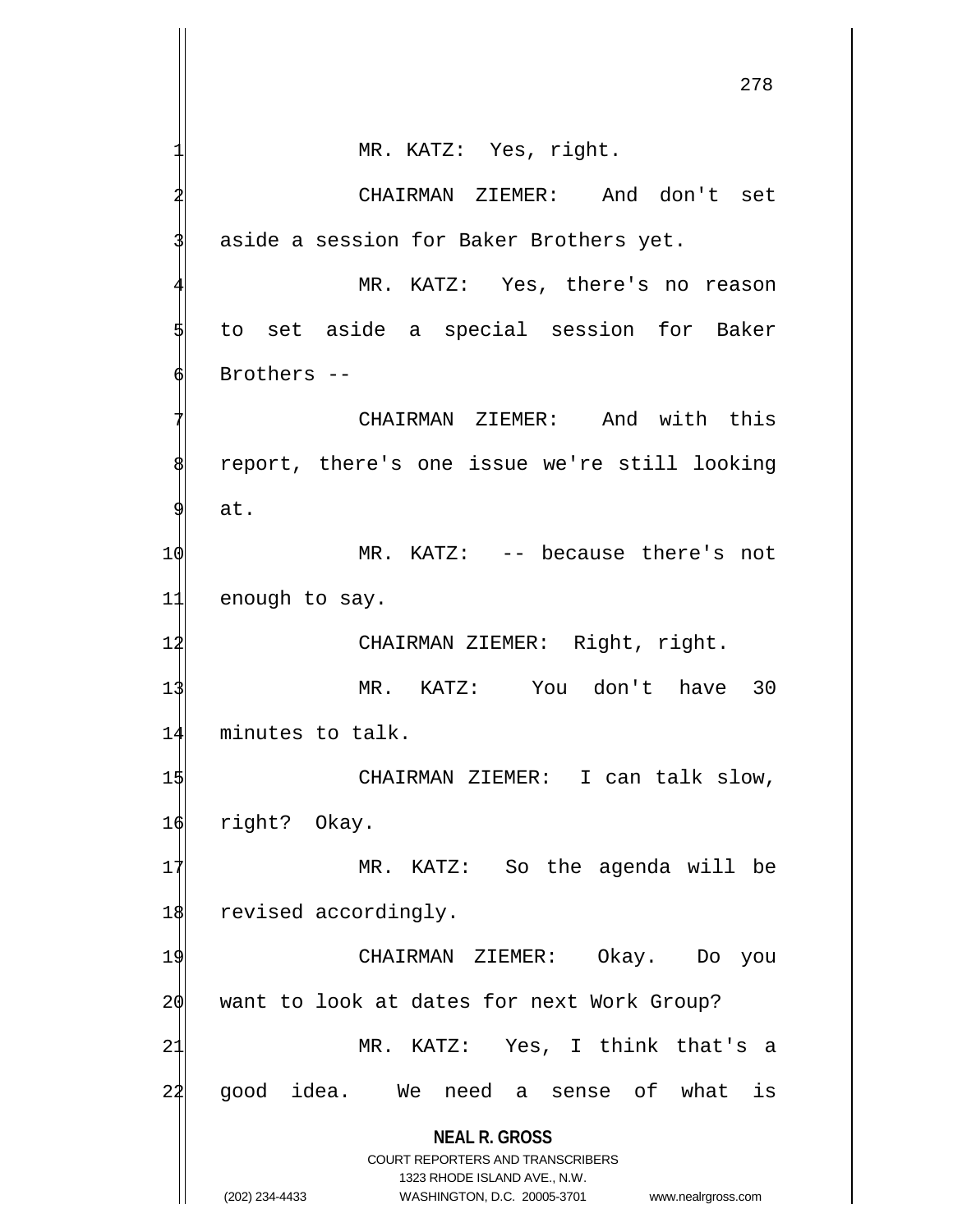MR. KATZ: Yes, right.

CHAIRMAN ZIEMER: And don't set aside a session for Baker Brothers yet.

MR. KATZ: Yes, there's no reason to set aside a special session for Baker Brothers --

CHAIRMAN ZIEMER: And with this report, there's one issue we're still looking at.

MR. KATZ: -- because there's not enough to say.

CHAIRMAN ZIEMER: Right, right.

MR. KATZ: You don't have 30 minutes to talk.

CHAIRMAN ZIEMER: I can talk slow, right? Okay.

MR. KATZ: So the agenda will be revised accordingly.

CHAIRMAN ZIEMER: Okay. Do you want to look at dates for next Work Group?

MR. KATZ: Yes, I think that's a good idea. We need a sense of what is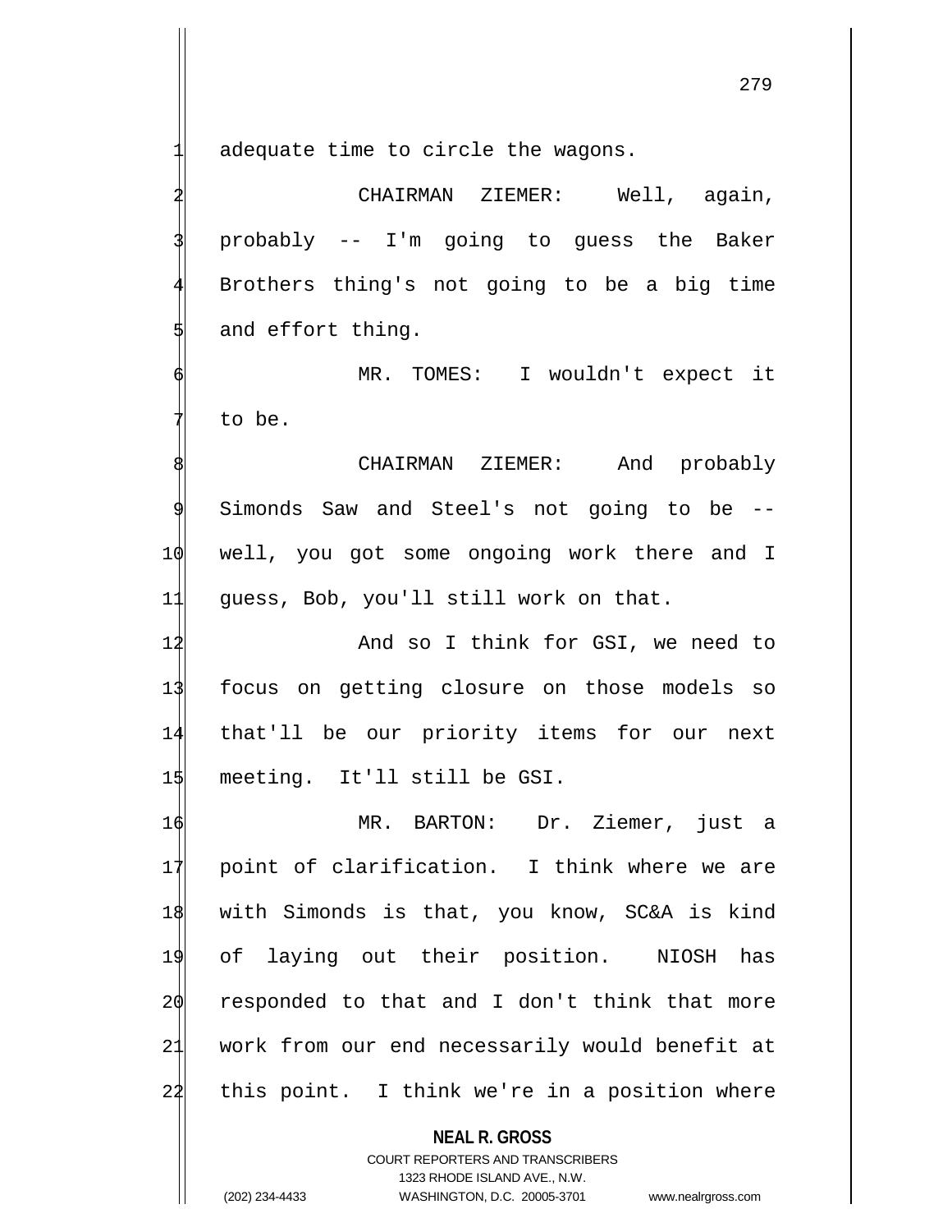adequate time to circle the wagons.

CHAIRMAN ZIEMER: Well, again, probably -- I'm going to guess the Baker Brothers thing's not going to be a big time and effort thing.

MR. TOMES: I wouldn't expect it to be.

CHAIRMAN ZIEMER: And probably Simonds Saw and Steel's not going to be -- well, you got some ongoing work there and I guess, Bob, you'll still work on that.

And so I think for GSI, we need to focus on getting closure on those models so that'll be our priority items for our next meeting. It'll still be GSI.

MR. BARTON: Dr. Ziemer, just a point of clarification. I think where we are with Simonds is that, you know, SC&A is kind of laying out their position. NIOSH has responded to that and I don't think that more work from our end necessarily would benefit at this point. I think we're in a position where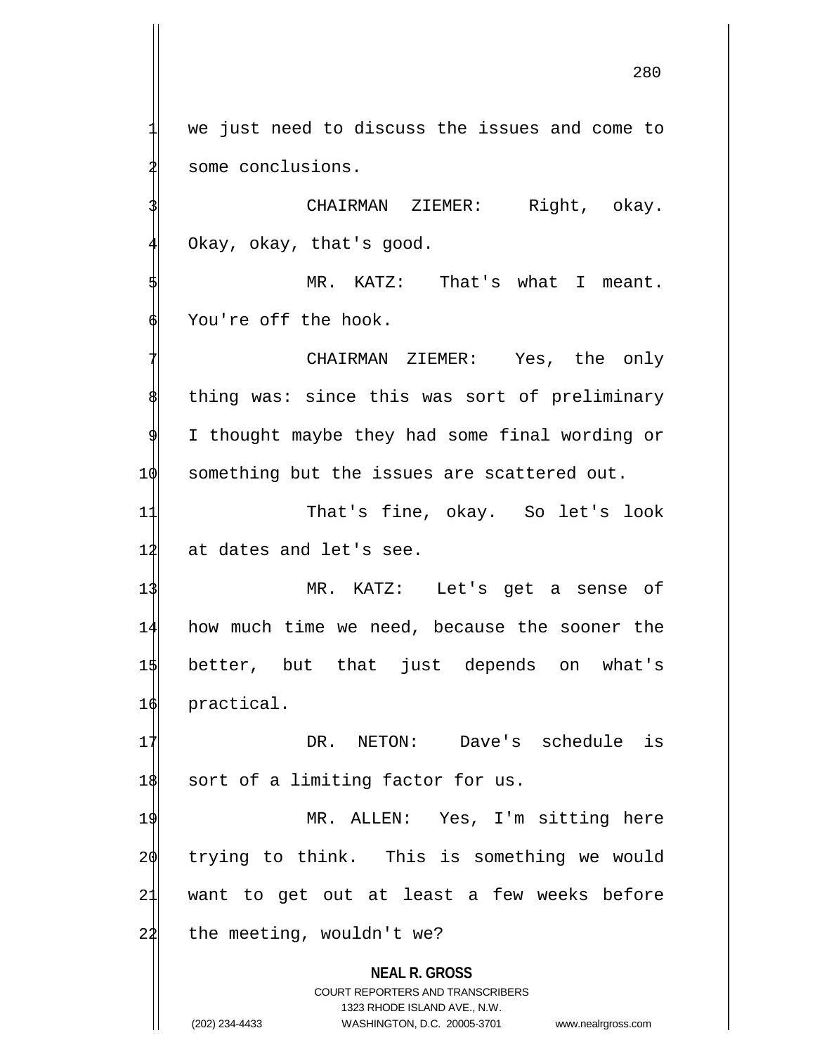we just need to discuss the issues and come to some conclusions.

CHAIRMAN ZIEMER: Right, okay. Okay, okay, that's good.

MR. KATZ: That's what I meant. You're off the hook.

CHAIRMAN ZIEMER: Yes, the only thing was: since this was sort of preliminary I thought maybe they had some final wording or something but the issues are scattered out.

That's fine, okay. So let's look at dates and let's see.

MR. KATZ: Let's get a sense of how much time we need, because the sooner the better, but that just depends on what's practical.

DR. NETON: Dave's schedule is sort of a limiting factor for us.

MR. ALLEN: Yes, I'm sitting here trying to think. This is something we would want to get out at least a few weeks before the meeting, wouldn't we?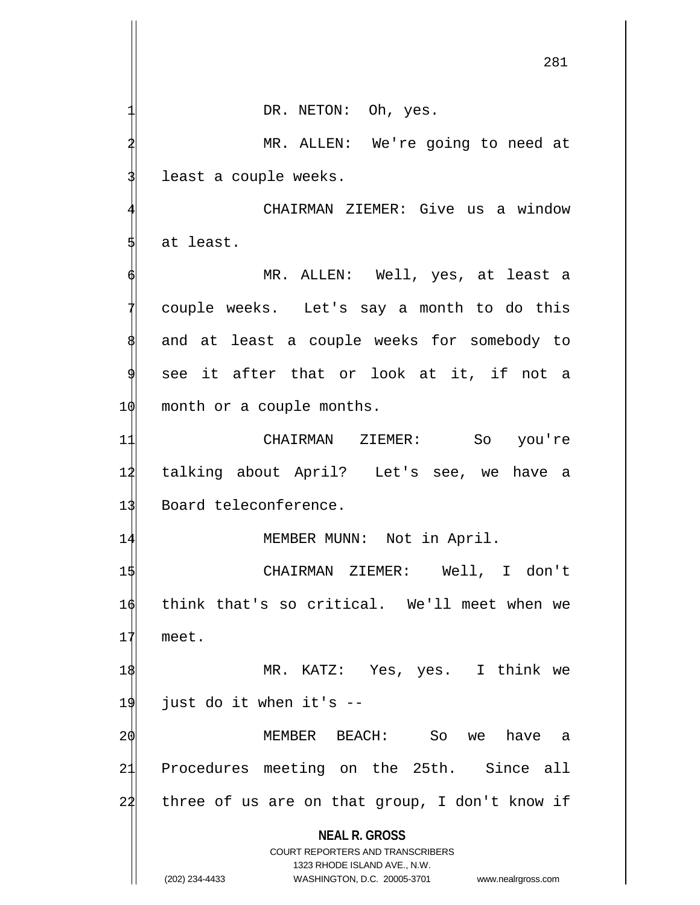DR. NETON: Oh, yes.

MR. ALLEN: We're going to need at least a couple weeks.

CHAIRMAN ZIEMER: Give us a window at least.

MR. ALLEN: Well, yes, at least a couple weeks. Let's say a month to do this and at least a couple weeks for somebody to see it after that or look at it, if not a month or a couple months.

CHAIRMAN ZIEMER: So you're talking about April? Let's see, we have a Board teleconference.

MEMBER MUNN: Not in April.

CHAIRMAN ZIEMER: Well, I don't think that's so critical. We'll meet when we meet.

MR. KATZ: Yes, yes. I think we just do it when it's --

MEMBER BEACH: So we have a Procedures meeting on the 25th. Since all three of us are on that group, I don't know if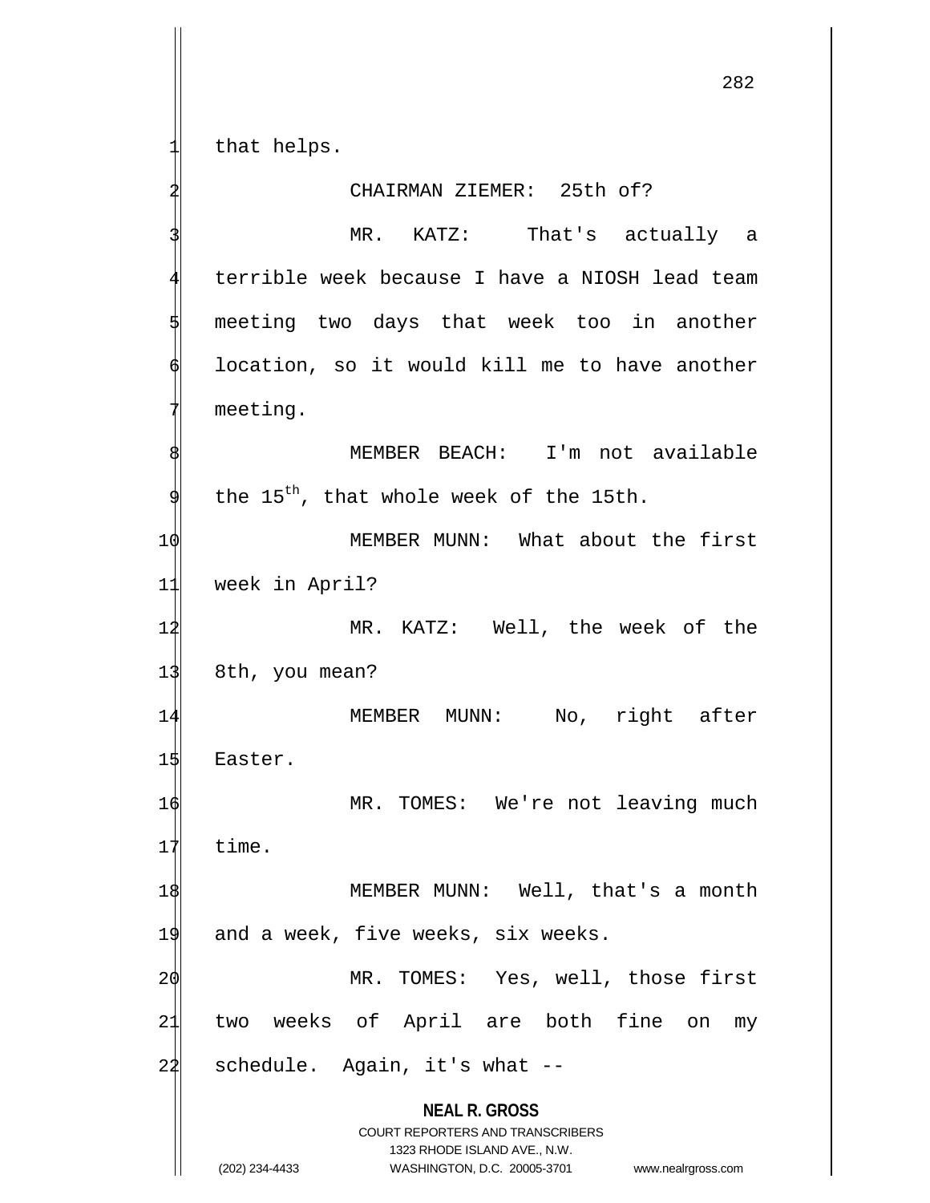that helps.

CHAIRMAN ZIEMER: 25th of?

MR. KATZ: That's actually a terrible week because I have a NIOSH lead team meeting two days that week too in another location, so it would kill me to have another meeting.

MEMBER BEACH: I'm not available the 15th, that whole week of the 15th.

MEMBER MUNN: What about the first week in April?

MR. KATZ: Well, the week of the 8th, you mean?

MEMBER MUNN: No, right after Easter.

MR. TOMES: We're not leaving much time.

MEMBER MUNN: Well, that's a month and a week, five weeks, six weeks.

MR. TOMES: Yes, well, those first two weeks of April are both fine on my schedule. Again, it's what --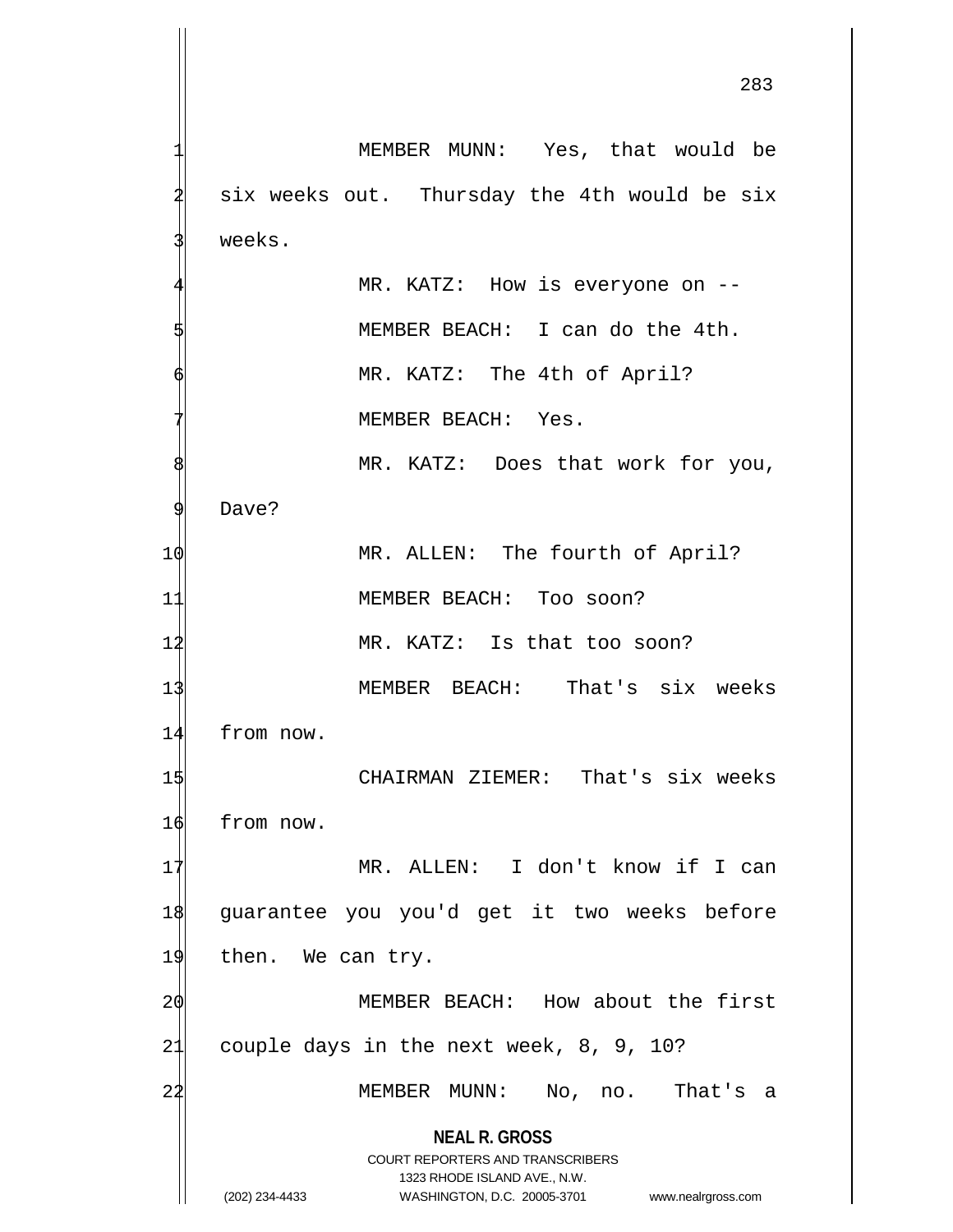MEMBER MUNN: Yes, that would be six weeks out. Thursday the 4th would be six weeks.

MR. KATZ: How is everyone on --

MEMBER BEACH: I can do the 4th.

MR. KATZ: The 4th of April?

MEMBER BEACH: Yes.

MR. KATZ: Does that work for you, Dave?

MR. ALLEN: The fourth of April?

MEMBER BEACH: Too soon?

MR. KATZ: Is that too soon?

MEMBER BEACH: That's six weeks from now.

CHAIRMAN ZIEMER: That's six weeks from now.

MR. ALLEN: I don't know if I can guarantee you you'd get it two weeks before then. We can try.

MEMBER BEACH: How about the first couple days in the next week, 8, 9, 10?

MEMBER MUNN: No, no. That's a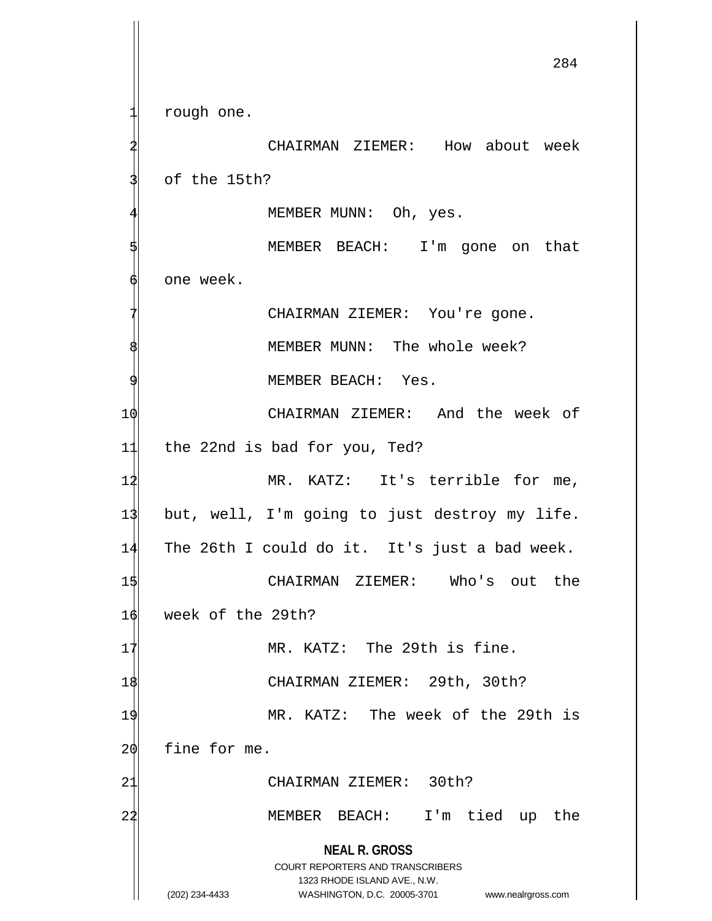rough one.

CHAIRMAN ZIEMER: How about week of the 15th?

MEMBER MUNN: Oh, yes.

MEMBER BEACH: I'm gone on that one week.

CHAIRMAN ZIEMER: You're gone.

MEMBER MUNN: The whole week?

MEMBER BEACH: Yes.

CHAIRMAN ZIEMER: And the week of the 22nd is bad for you, Ted?

MR. KATZ: It's terrible for me, but, well, I'm going to just destroy my life. The 26th I could do it. It's just a bad week.

CHAIRMAN ZIEMER: Who's out the week of the 29th?

MR. KATZ: The 29th is fine.

CHAIRMAN ZIEMER: 29th, 30th?

MR. KATZ: The week of the 29th is fine for me.

CHAIRMAN ZIEMER: 30th?

MEMBER BEACH: I'm tied up the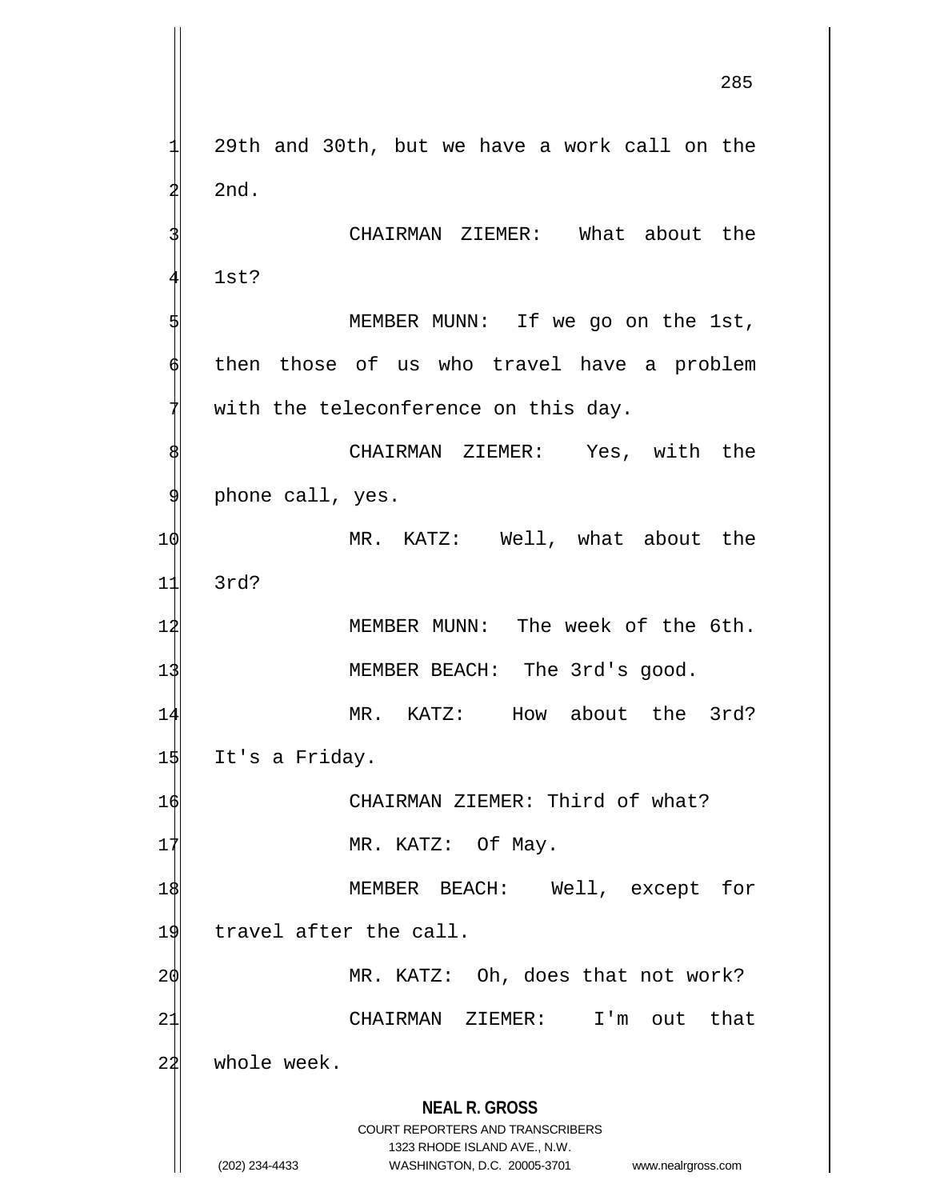29th and 30th, but we have a work call on the 2nd.

CHAIRMAN ZIEMER: What about the 1st?

MEMBER MUNN: If we go on the 1st, then those of us who travel have a problem with the teleconference on this day.

CHAIRMAN ZIEMER: Yes, with the phone call, yes.

MR. KATZ: Well, what about the 3rd?

MEMBER MUNN: The week of the 6th.

MEMBER BEACH: The 3rd's good.

MR. KATZ: How about the 3rd? It's a Friday.

CHAIRMAN ZIEMER: Third of what?

MR. KATZ: Of May.

MEMBER BEACH: Well, except for travel after the call.

MR. KATZ: Oh, does that not work?

CHAIRMAN ZIEMER: I'm out that whole week.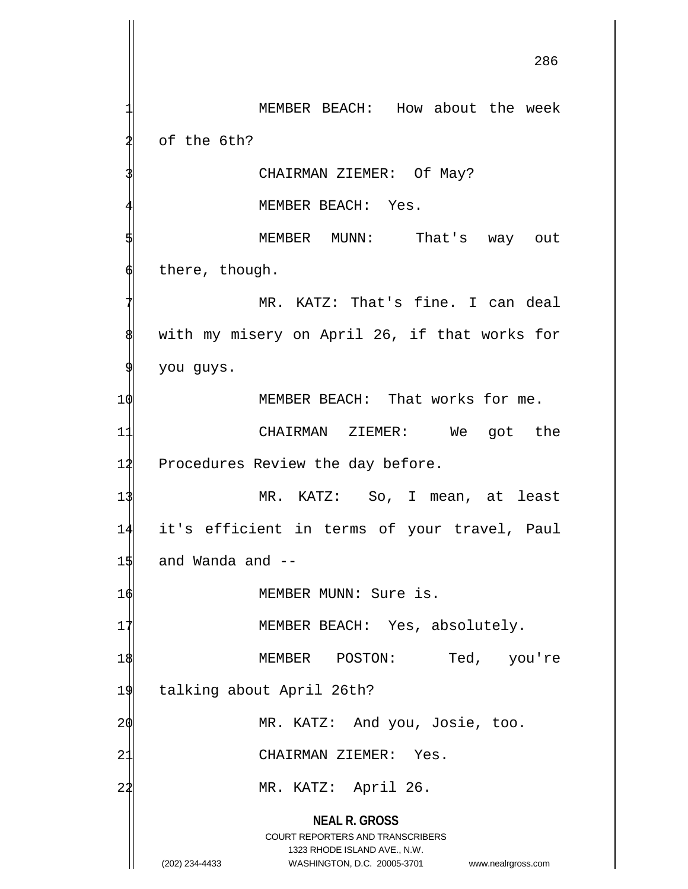MEMBER BEACH: How about the week of the 6th?

CHAIRMAN ZIEMER: Of May?

MEMBER BEACH: Yes.

MEMBER MUNN: That's way out there, though.

MR. KATZ: That's fine. I can deal with my misery on April 26, if that works for you guys.

MEMBER BEACH: That works for me.

CHAIRMAN ZIEMER: We got the Procedures Review the day before.

MR. KATZ: So, I mean, at least it's efficient in terms of your travel, Paul and Wanda and --

MEMBER MUNN: Sure is.

MEMBER BEACH: Yes, absolutely.

MEMBER POSTON: Ted, you're talking about April 26th?

MR. KATZ: And you, Josie, too.

CHAIRMAN ZIEMER: Yes.

MR. KATZ: April 26.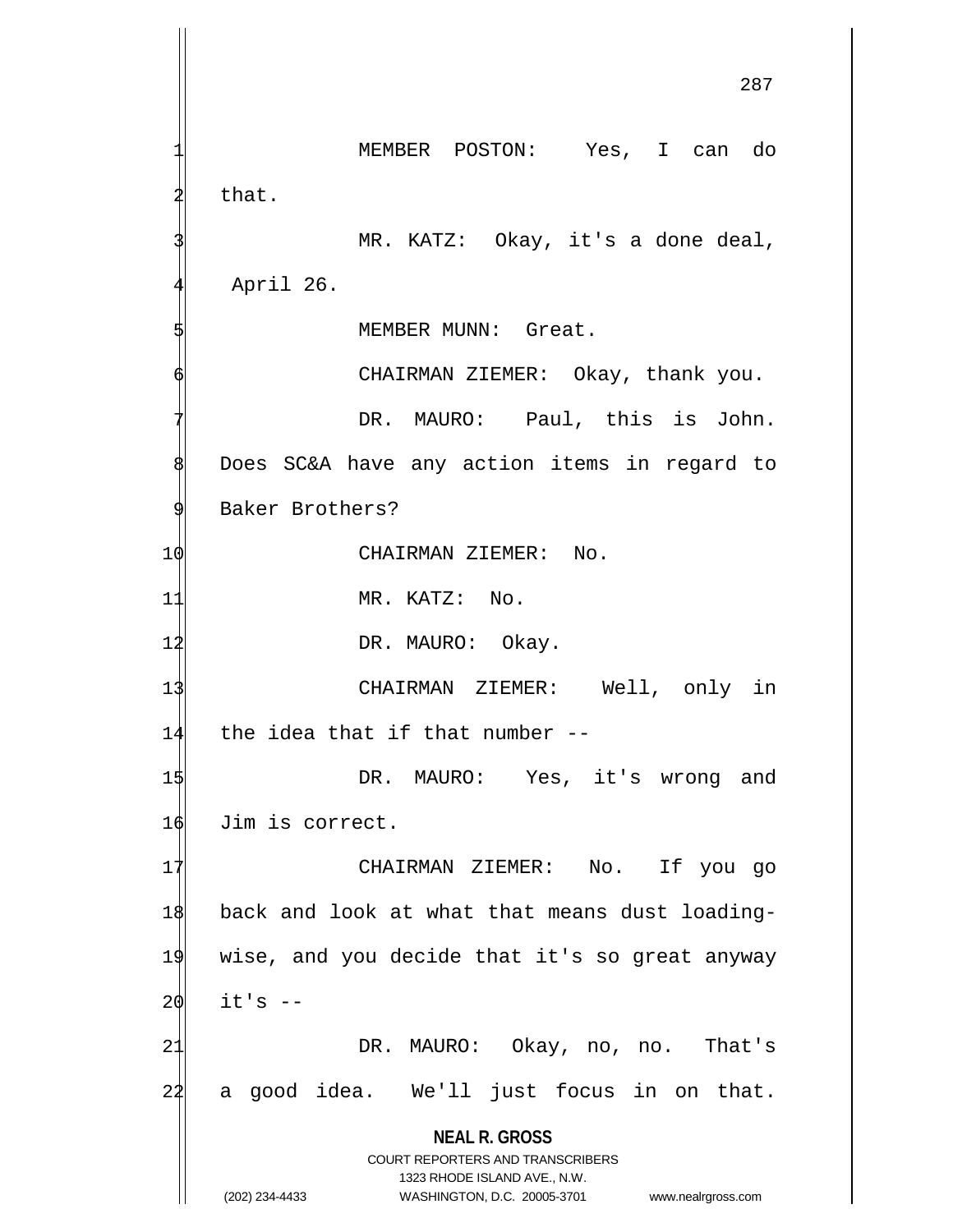MEMBER POSTON: Yes, I can do that.

MR. KATZ: Okay, it's a done deal, April 26.

MEMBER MUNN: Great.

CHAIRMAN ZIEMER: Okay, thank you.

DR. MAURO: Paul, this is John. Does SC&A have any action items in regard to Baker Brothers?

CHAIRMAN ZIEMER: No.

MR. KATZ: No.

DR. MAURO: Okay.

CHAIRMAN ZIEMER: Well, only in the idea that if that number --

DR. MAURO: Yes, it's wrong and Jim is correct.

CHAIRMAN ZIEMER: No. If you go back and look at what that means dust loading-wise, and you decide that it's so great anyway it's --

DR. MAURO: Okay, no, no. That's a good idea. We'll just focus in on that.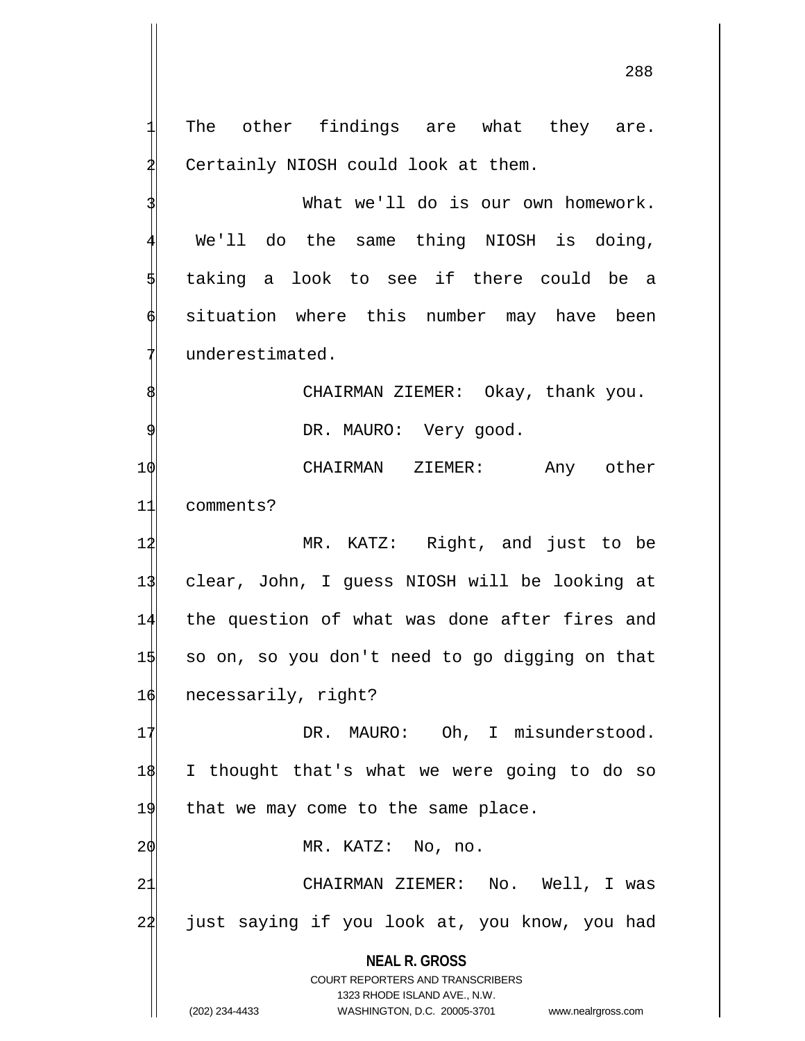The other findings are what they are. Certainly NIOSH could look at them.

What we'll do is our own homework. We'll do the same thing NIOSH is doing, taking a look to see if there could be a situation where this number may have been underestimated.

CHAIRMAN ZIEMER: Okay, thank you.

DR. MAURO: Very good.

CHAIRMAN ZIEMER: Any other comments?

MR. KATZ: Right, and just to be clear, John, I guess NIOSH will be looking at the question of what was done after fires and so on, so you don't need to go digging on that necessarily, right?

DR. MAURO: Oh, I misunderstood. I thought that's what we were going to do so that we may come to the same place.

MR. KATZ: No, no.

CHAIRMAN ZIEMER: No. Well, I was just saying if you look at, you know, you had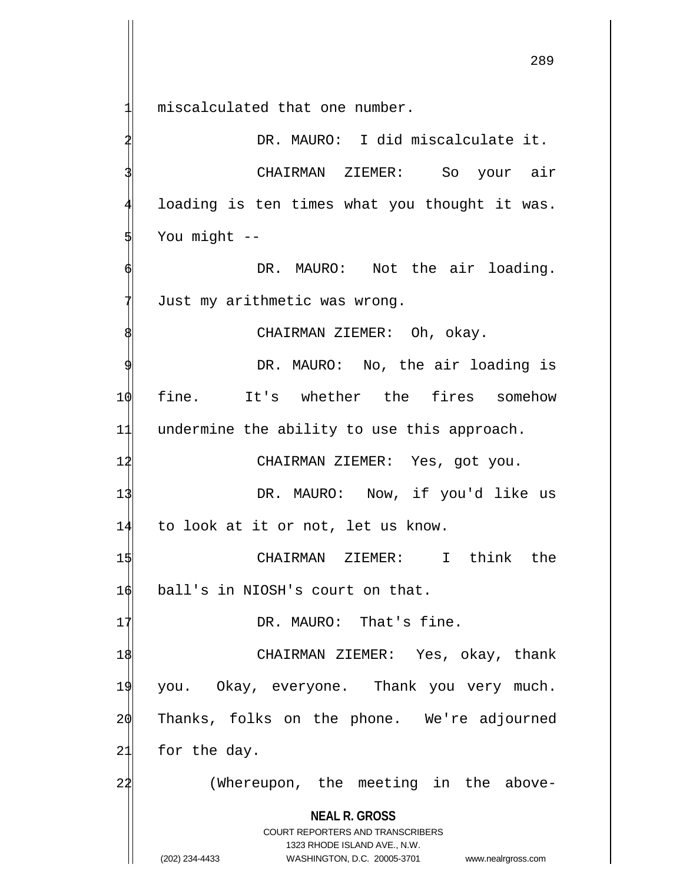miscalculated that one number.

DR. MAURO: I did miscalculate it.

CHAIRMAN ZIEMER: So your air loading is ten times what you thought it was. You might --

DR. MAURO: Not the air loading. Just my arithmetic was wrong.

CHAIRMAN ZIEMER: Oh, okay.

DR. MAURO: No, the air loading is fine. It's whether the fires somehow undermine the ability to use this approach.

CHAIRMAN ZIEMER: Yes, got you.

DR. MAURO: Now, if you'd like us to look at it or not, let us know.

CHAIRMAN ZIEMER: I think the ball's in NIOSH's court on that.

DR. MAURO: That's fine.

CHAIRMAN ZIEMER: Yes, okay, thank you. Okay, everyone. Thank you very much. Thanks, folks on the phone. We're adjourned for the day.

(Whereupon, the meeting in the above-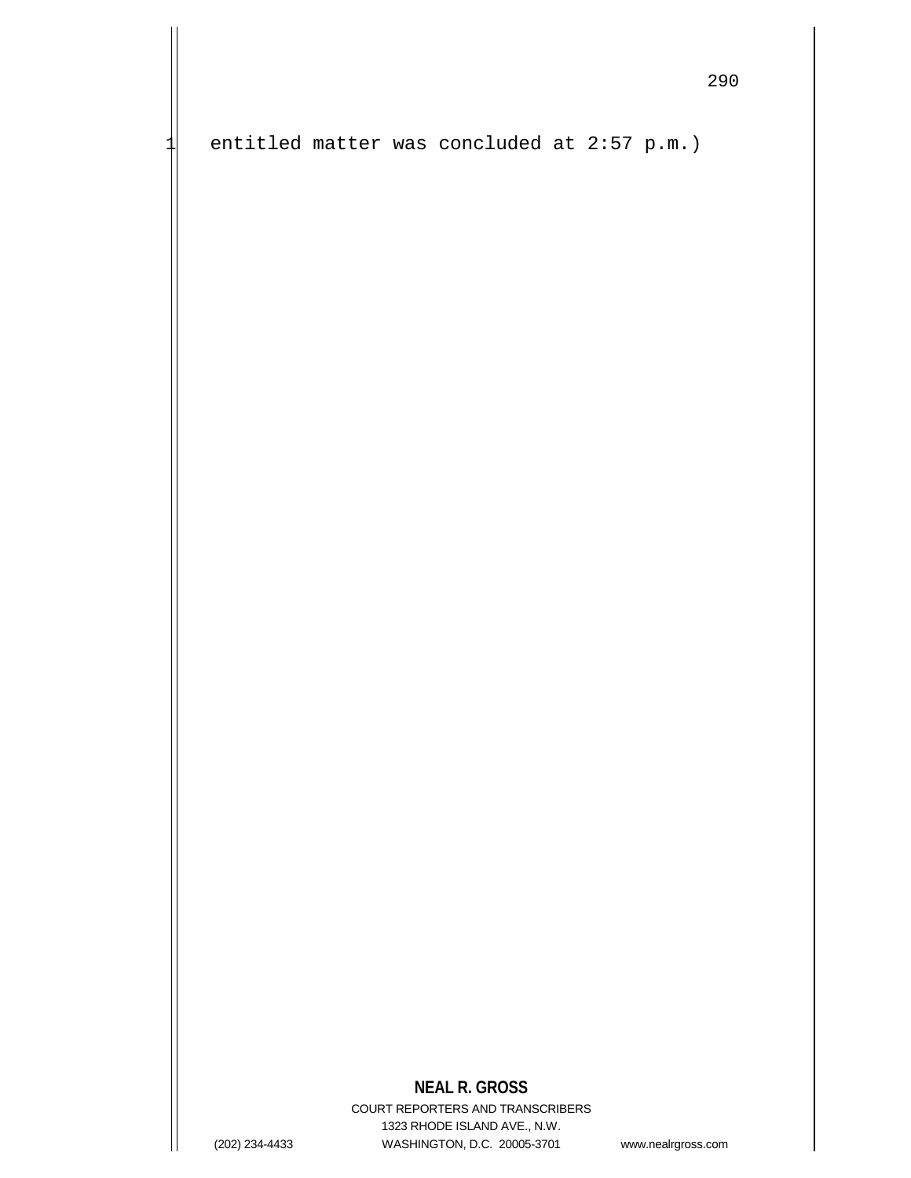entitled matter was concluded at 2:57 p.m.)